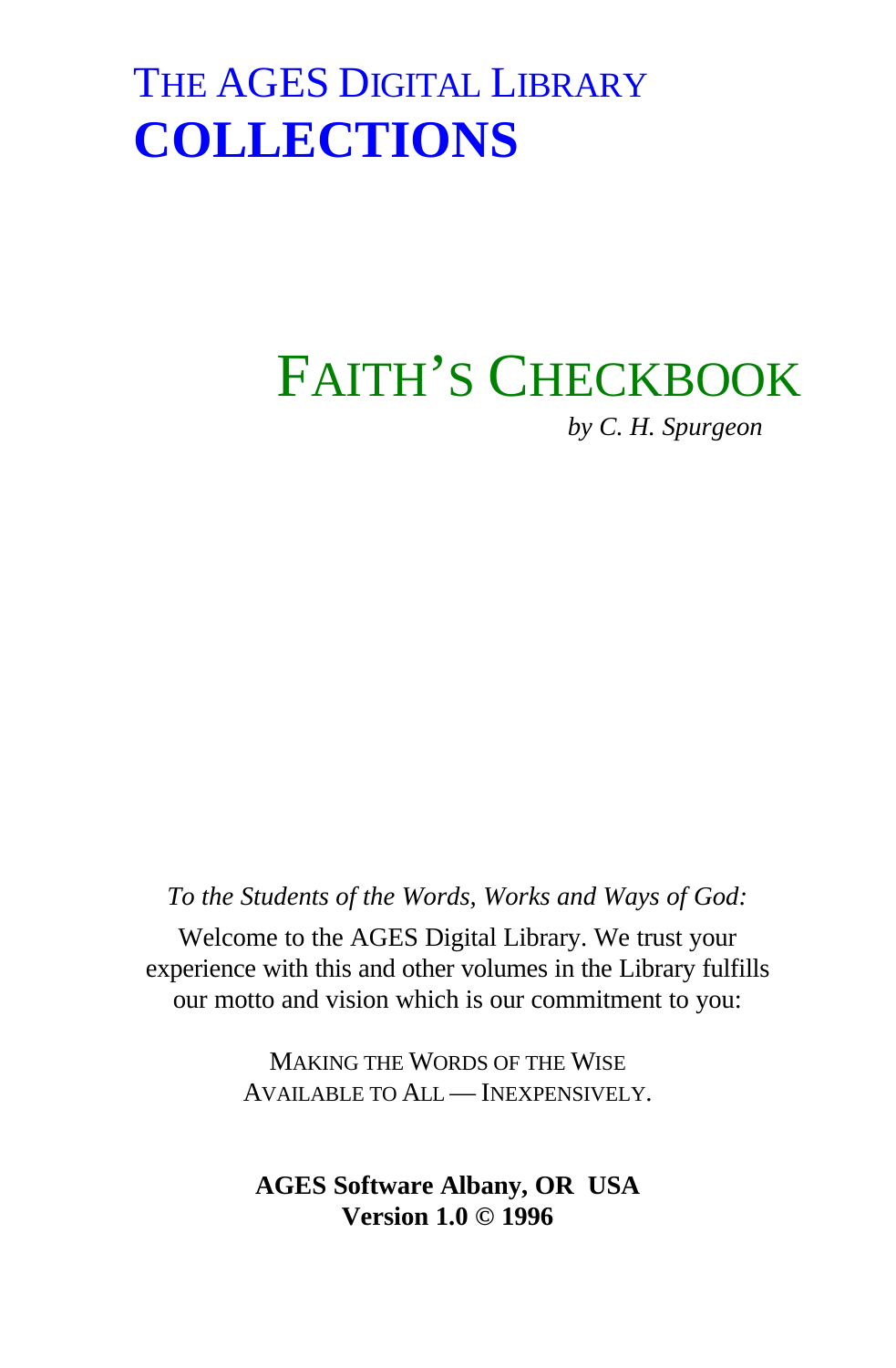# THE AGES DIGITAL LIBRARY
# **COLLECTIONS**

## FAITH'S CHECKBOOK

*by C. H. Spurgeon*

*To the Students of the Words, Works and Ways of God:*

Welcome to the AGES Digital Library. We trust your experience with this and other volumes in the Library fulfills our motto and vision which is our commitment to you:

MAKING THE WORDS OF THE WISE
AVAILABLE TO ALL — INEXPENSIVELY.

**AGES Software Albany, OR USA**
**Version 1.0 © 1996**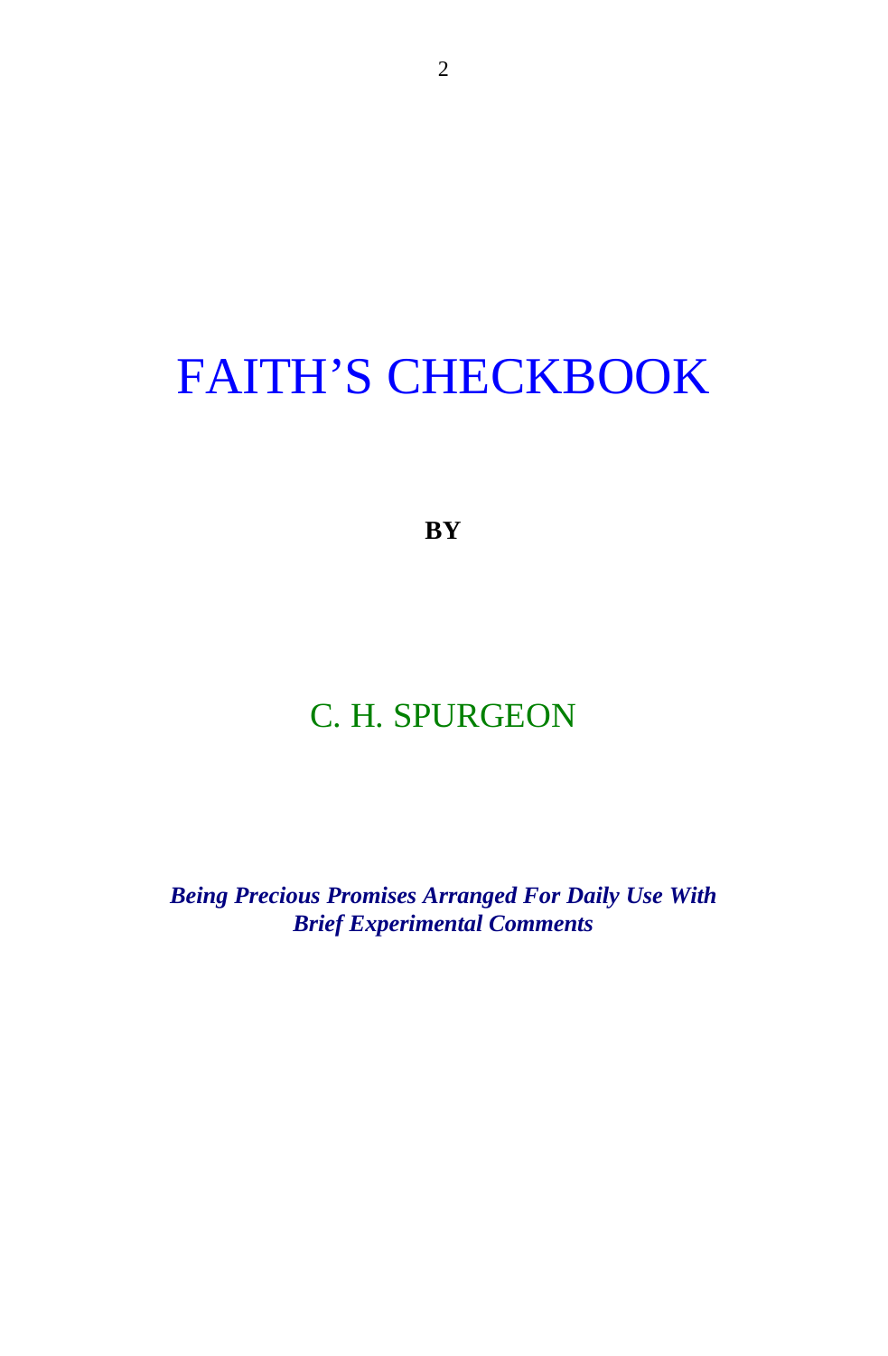# FAITH'S CHECKBOOK

**BY**

## C. H. SPURGEON

***Being Precious Promises Arranged For Daily Use With Brief Experimental Comments***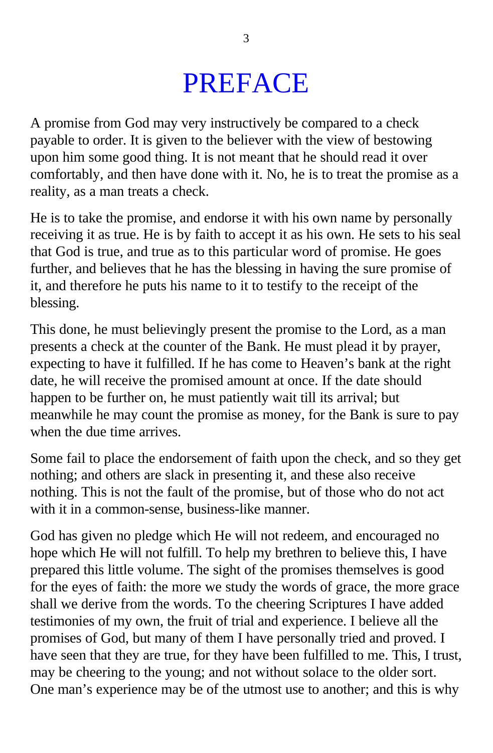# PREFACE

A promise from God may very instructively be compared to a check payable to order. It is given to the believer with the view of bestowing upon him some good thing. It is not meant that he should read it over comfortably, and then have done with it. No, he is to treat the promise as a reality, as a man treats a check.

He is to take the promise, and endorse it with his own name by personally receiving it as true. He is by faith to accept it as his own. He sets to his seal that God is true, and true as to this particular word of promise. He goes further, and believes that he has the blessing in having the sure promise of it, and therefore he puts his name to it to testify to the receipt of the blessing.

This done, he must believingly present the promise to the Lord, as a man presents a check at the counter of the Bank. He must plead it by prayer, expecting to have it fulfilled. If he has come to Heaven's bank at the right date, he will receive the promised amount at once. If the date should happen to be further on, he must patiently wait till its arrival; but meanwhile he may count the promise as money, for the Bank is sure to pay when the due time arrives.

Some fail to place the endorsement of faith upon the check, and so they get nothing; and others are slack in presenting it, and these also receive nothing. This is not the fault of the promise, but of those who do not act with it in a common-sense, business-like manner.

God has given no pledge which He will not redeem, and encouraged no hope which He will not fulfill. To help my brethren to believe this, I have prepared this little volume. The sight of the promises themselves is good for the eyes of faith: the more we study the words of grace, the more grace shall we derive from the words. To the cheering Scriptures I have added testimonies of my own, the fruit of trial and experience. I believe all the promises of God, but many of them I have personally tried and proved. I have seen that they are true, for they have been fulfilled to me. This, I trust, may be cheering to the young; and not without solace to the older sort. One man's experience may be of the utmost use to another; and this is why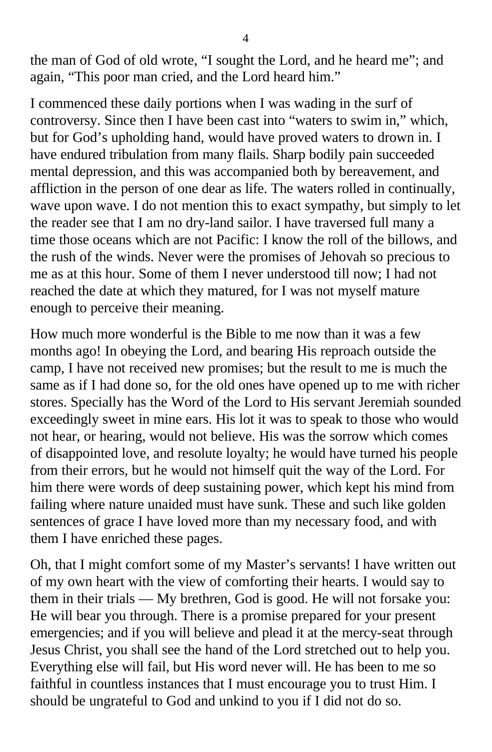the man of God of old wrote, "I sought the Lord, and he heard me"; and again, "This poor man cried, and the Lord heard him."

I commenced these daily portions when I was wading in the surf of controversy. Since then I have been cast into "waters to swim in," which, but for God's upholding hand, would have proved waters to drown in. I have endured tribulation from many flails. Sharp bodily pain succeeded mental depression, and this was accompanied both by bereavement, and affliction in the person of one dear as life. The waters rolled in continually, wave upon wave. I do not mention this to exact sympathy, but simply to let the reader see that I am no dry-land sailor. I have traversed full many a time those oceans which are not Pacific: I know the roll of the billows, and the rush of the winds. Never were the promises of Jehovah so precious to me as at this hour. Some of them I never understood till now; I had not reached the date at which they matured, for I was not myself mature enough to perceive their meaning.

How much more wonderful is the Bible to me now than it was a few months ago! In obeying the Lord, and bearing His reproach outside the camp, I have not received new promises; but the result to me is much the same as if I had done so, for the old ones have opened up to me with richer stores. Specially has the Word of the Lord to His servant Jeremiah sounded exceedingly sweet in mine ears. His lot it was to speak to those who would not hear, or hearing, would not believe. His was the sorrow which comes of disappointed love, and resolute loyalty; he would have turned his people from their errors, but he would not himself quit the way of the Lord. For him there were words of deep sustaining power, which kept his mind from failing where nature unaided must have sunk. These and such like golden sentences of grace I have loved more than my necessary food, and with them I have enriched these pages.

Oh, that I might comfort some of my Master's servants! I have written out of my own heart with the view of comforting their hearts. I would say to them in their trials — My brethren, God is good. He will not forsake you: He will bear you through. There is a promise prepared for your present emergencies; and if you will believe and plead it at the mercy-seat through Jesus Christ, you shall see the hand of the Lord stretched out to help you. Everything else will fail, but His word never will. He has been to me so faithful in countless instances that I must encourage you to trust Him. I should be ungrateful to God and unkind to you if I did not do so.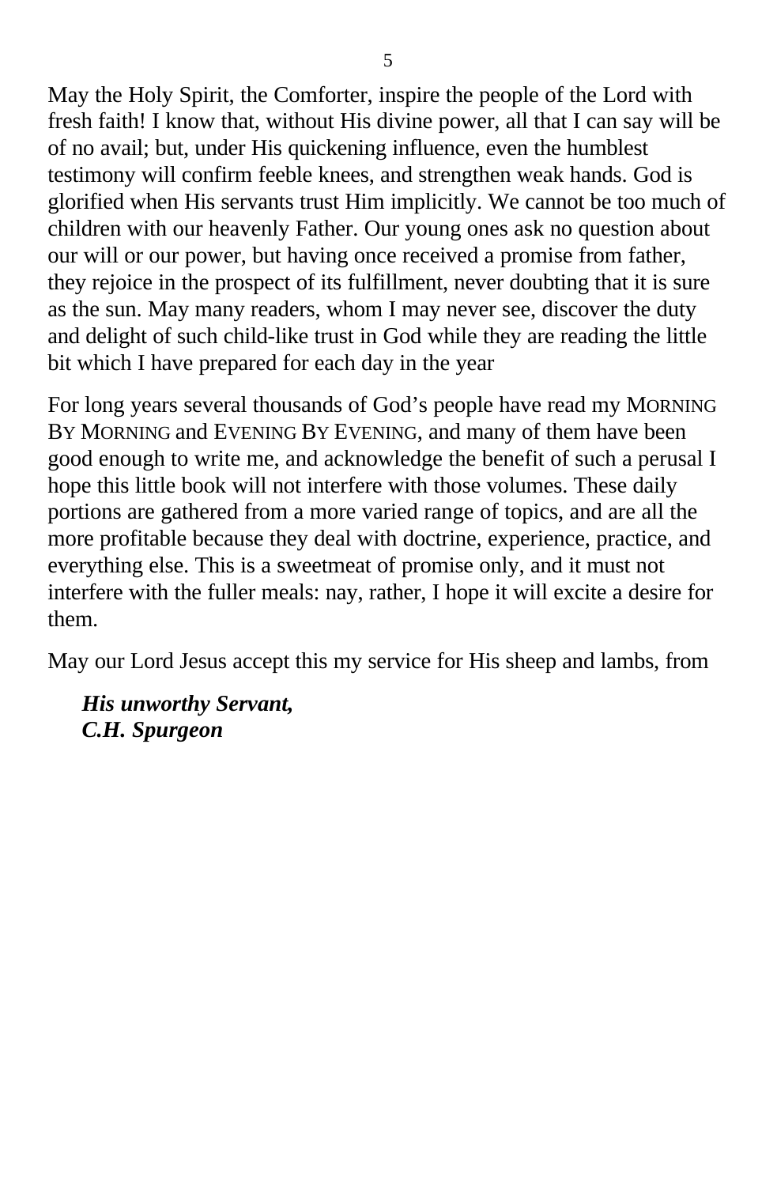May the Holy Spirit, the Comforter, inspire the people of the Lord with fresh faith! I know that, without His divine power, all that I can say will be of no avail; but, under His quickening influence, even the humblest testimony will confirm feeble knees, and strengthen weak hands. God is glorified when His servants trust Him implicitly. We cannot be too much of children with our heavenly Father. Our young ones ask no question about our will or our power, but having once received a promise from father, they rejoice in the prospect of its fulfillment, never doubting that it is sure as the sun. May many readers, whom I may never see, discover the duty and delight of such child-like trust in God while they are reading the little bit which I have prepared for each day in the year

For long years several thousands of God's people have read my MORNING BY MORNING and EVENING BY EVENING, and many of them have been good enough to write me, and acknowledge the benefit of such a perusal I hope this little book will not interfere with those volumes. These daily portions are gathered from a more varied range of topics, and are all the more profitable because they deal with doctrine, experience, practice, and everything else. This is a sweetmeat of promise only, and it must not interfere with the fuller meals: nay, rather, I hope it will excite a desire for them.

May our Lord Jesus accept this my service for His sheep and lambs, from

***His unworthy Servant,***
***C.H. Spurgeon***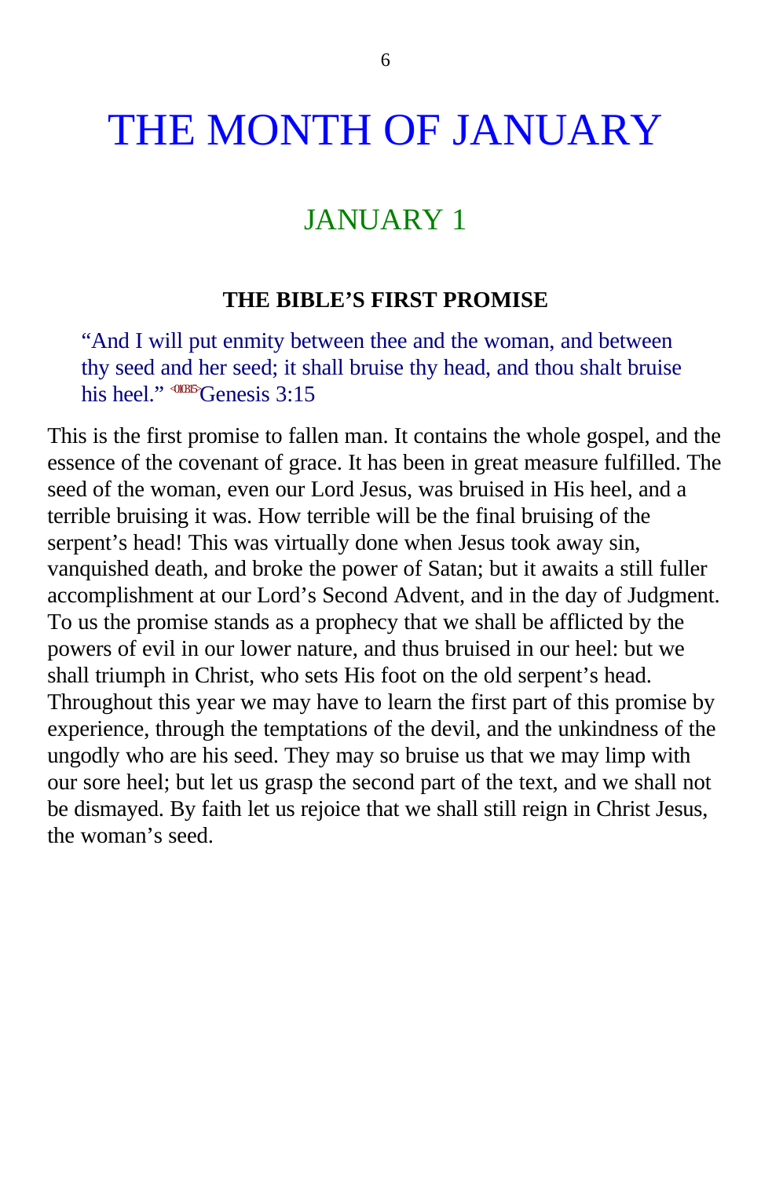# THE MONTH OF JANUARY

## JANUARY 1

### THE BIBLE'S FIRST PROMISE

> "And I will put enmity between thee and the woman, and between thy seed and her seed; it shall bruise thy head, and thou shalt bruise his heel." <010315>Genesis 3:15

This is the first promise to fallen man. It contains the whole gospel, and the essence of the covenant of grace. It has been in great measure fulfilled. The seed of the woman, even our Lord Jesus, was bruised in His heel, and a terrible bruising it was. How terrible will be the final bruising of the serpent's head! This was virtually done when Jesus took away sin, vanquished death, and broke the power of Satan; but it awaits a still fuller accomplishment at our Lord's Second Advent, and in the day of Judgment. To us the promise stands as a prophecy that we shall be afflicted by the powers of evil in our lower nature, and thus bruised in our heel: but we shall triumph in Christ, who sets His foot on the old serpent's head. Throughout this year we may have to learn the first part of this promise by experience, through the temptations of the devil, and the unkindness of the ungodly who are his seed. They may so bruise us that we may limp with our sore heel; but let us grasp the second part of the text, and we shall not be dismayed. By faith let us rejoice that we shall still reign in Christ Jesus, the woman's seed.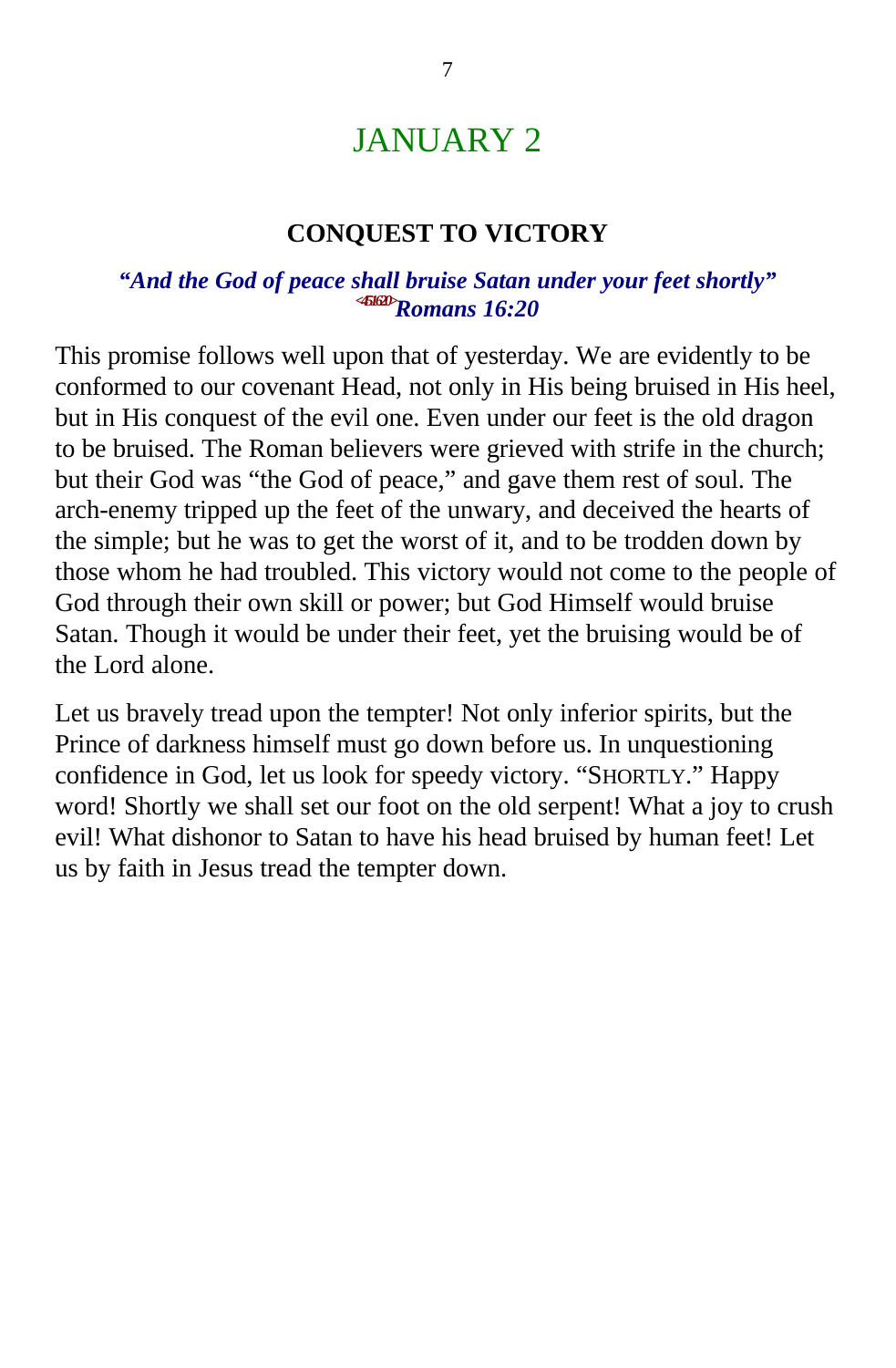# JANUARY 2

### CONQUEST TO VICTORY

***"And the God of peace shall bruise Satan under your feet shortly"*** <451620>***Romans 16:20***

This promise follows well upon that of yesterday. We are evidently to be conformed to our covenant Head, not only in His being bruised in His heel, but in His conquest of the evil one. Even under our feet is the old dragon to be bruised. The Roman believers were grieved with strife in the church; but their God was "the God of peace," and gave them rest of soul. The arch-enemy tripped up the feet of the unwary, and deceived the hearts of the simple; but he was to get the worst of it, and to be trodden down by those whom he had troubled. This victory would not come to the people of God through their own skill or power; but God Himself would bruise Satan. Though it would be under their feet, yet the bruising would be of the Lord alone.

Let us bravely tread upon the tempter! Not only inferior spirits, but the Prince of darkness himself must go down before us. In unquestioning confidence in God, let us look for speedy victory. "SHORTLY." Happy word! Shortly we shall set our foot on the old serpent! What a joy to crush evil! What dishonor to Satan to have his head bruised by human feet! Let us by faith in Jesus tread the tempter down.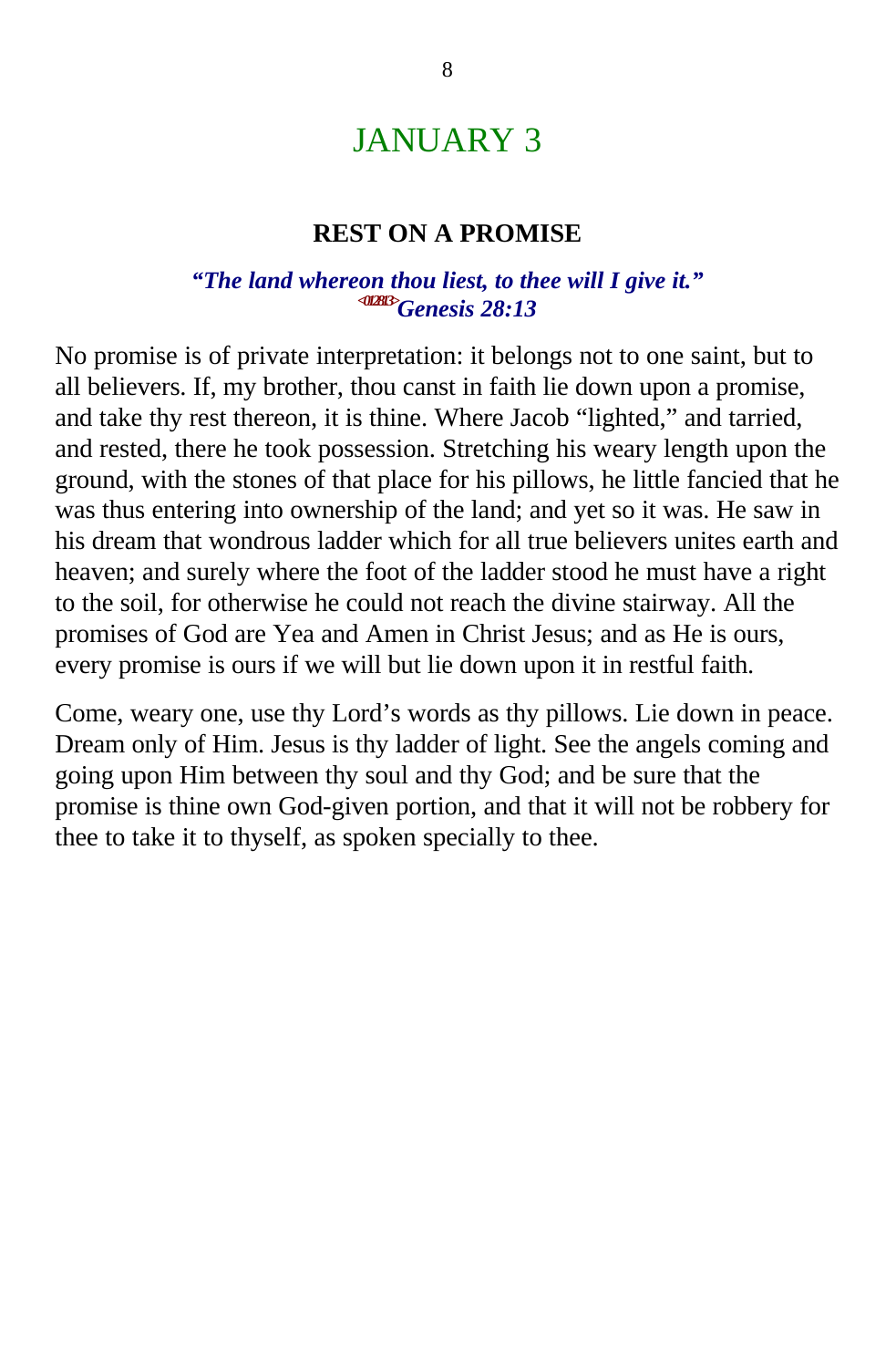# JANUARY 3

## REST ON A PROMISE

***"The land whereon thou liest, to thee will I give it."***
***<012813>Genesis 28:13***

No promise is of private interpretation: it belongs not to one saint, but to all believers. If, my brother, thou canst in faith lie down upon a promise, and take thy rest thereon, it is thine. Where Jacob "lighted," and tarried, and rested, there he took possession. Stretching his weary length upon the ground, with the stones of that place for his pillows, he little fancied that he was thus entering into ownership of the land; and yet so it was. He saw in his dream that wondrous ladder which for all true believers unites earth and heaven; and surely where the foot of the ladder stood he must have a right to the soil, for otherwise he could not reach the divine stairway. All the promises of God are Yea and Amen in Christ Jesus; and as He is ours, every promise is ours if we will but lie down upon it in restful faith.

Come, weary one, use thy Lord's words as thy pillows. Lie down in peace. Dream only of Him. Jesus is thy ladder of light. See the angels coming and going upon Him between thy soul and thy God; and be sure that the promise is thine own God-given portion, and that it will not be robbery for thee to take it to thyself, as spoken specially to thee.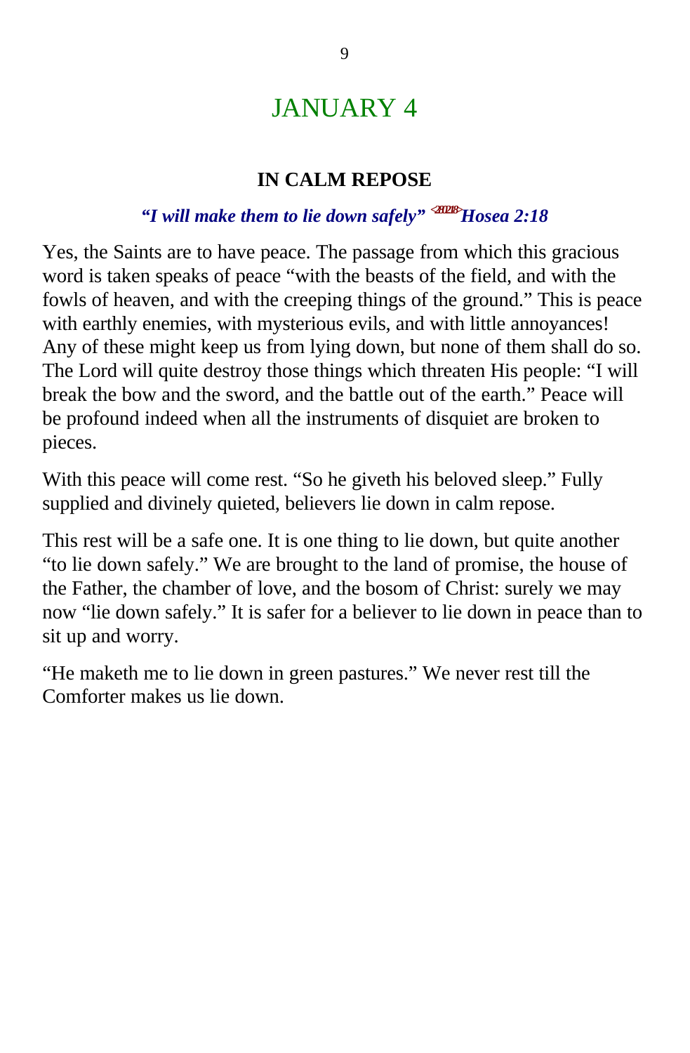# JANUARY 4

### IN CALM REPOSE

***"I will make them to lie down safely"*** <281218> ***Hosea 2:18***

Yes, the Saints are to have peace. The passage from which this gracious word is taken speaks of peace "with the beasts of the field, and with the fowls of heaven, and with the creeping things of the ground." This is peace with earthly enemies, with mysterious evils, and with little annoyances! Any of these might keep us from lying down, but none of them shall do so. The Lord will quite destroy those things which threaten His people: "I will break the bow and the sword, and the battle out of the earth." Peace will be profound indeed when all the instruments of disquiet are broken to pieces.

With this peace will come rest. "So he giveth his beloved sleep." Fully supplied and divinely quieted, believers lie down in calm repose.

This rest will be a safe one. It is one thing to lie down, but quite another "to lie down safely." We are brought to the land of promise, the house of the Father, the chamber of love, and the bosom of Christ: surely we may now "lie down safely." It is safer for a believer to lie down in peace than to sit up and worry.

"He maketh me to lie down in green pastures." We never rest till the Comforter makes us lie down.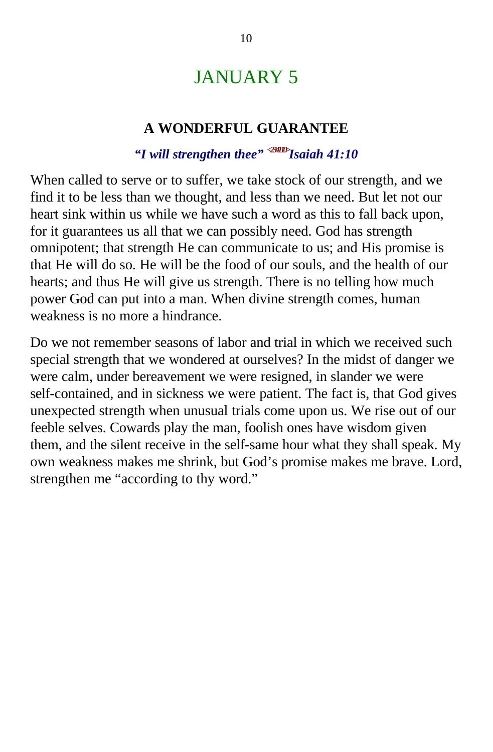# JANUARY 5

## A WONDERFUL GUARANTEE

***"I will strengthen thee"*** [<234110>] ***Isaiah 41:10***

When called to serve or to suffer, we take stock of our strength, and we find it to be less than we thought, and less than we need. But let not our heart sink within us while we have such a word as this to fall back upon, for it guarantees us all that we can possibly need. God has strength omnipotent; that strength He can communicate to us; and His promise is that He will do so. He will be the food of our souls, and the health of our hearts; and thus He will give us strength. There is no telling how much power God can put into a man. When divine strength comes, human weakness is no more a hindrance.

Do we not remember seasons of labor and trial in which we received such special strength that we wondered at ourselves? In the midst of danger we were calm, under bereavement we were resigned, in slander we were self-contained, and in sickness we were patient. The fact is, that God gives unexpected strength when unusual trials come upon us. We rise out of our feeble selves. Cowards play the man, foolish ones have wisdom given them, and the silent receive in the self-same hour what they shall speak. My own weakness makes me shrink, but God's promise makes me brave. Lord, strengthen me "according to thy word."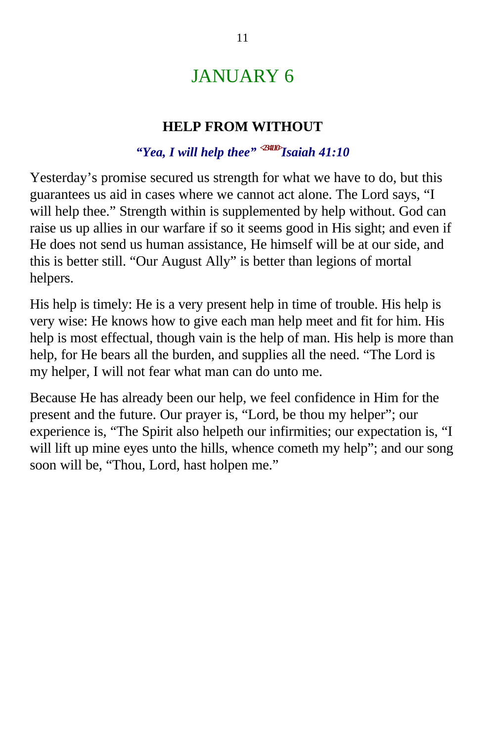# JANUARY 6

### HELP FROM WITHOUT

***"Yea, I will help thee"*** <23410>***Isaiah 41:10***

Yesterday's promise secured us strength for what we have to do, but this guarantees us aid in cases where we cannot act alone. The Lord says, "I will help thee." Strength within is supplemented by help without. God can raise us up allies in our warfare if so it seems good in His sight; and even if He does not send us human assistance, He himself will be at our side, and this is better still. "Our August Ally" is better than legions of mortal helpers.

His help is timely: He is a very present help in time of trouble. His help is very wise: He knows how to give each man help meet and fit for him. His help is most effectual, though vain is the help of man. His help is more than help, for He bears all the burden, and supplies all the need. "The Lord is my helper, I will not fear what man can do unto me.

Because He has already been our help, we feel confidence in Him for the present and the future. Our prayer is, "Lord, be thou my helper"; our experience is, "The Spirit also helpeth our infirmities; our expectation is, "I will lift up mine eyes unto the hills, whence cometh my help"; and our song soon will be, "Thou, Lord, hast holpen me."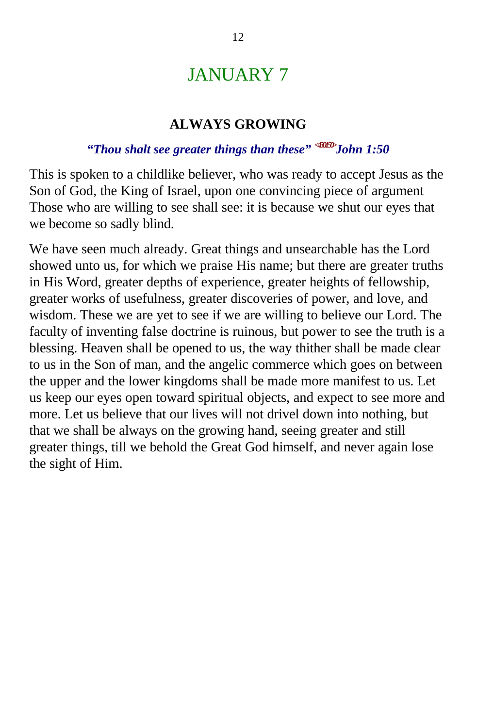# JANUARY 7

### ALWAYS GROWING

***"Thou shalt see greater things than these"*** <430150> ***John 1:50***

This is spoken to a childlike believer, who was ready to accept Jesus as the Son of God, the King of Israel, upon one convincing piece of argument Those who are willing to see shall see: it is because we shut our eyes that we become so sadly blind.

We have seen much already. Great things and unsearchable has the Lord showed unto us, for which we praise His name; but there are greater truths in His Word, greater depths of experience, greater heights of fellowship, greater works of usefulness, greater discoveries of power, and love, and wisdom. These we are yet to see if we are willing to believe our Lord. The faculty of inventing false doctrine is ruinous, but power to see the truth is a blessing. Heaven shall be opened to us, the way thither shall be made clear to us in the Son of man, and the angelic commerce which goes on between the upper and the lower kingdoms shall be made more manifest to us. Let us keep our eyes open toward spiritual objects, and expect to see more and more. Let us believe that our lives will not drivel down into nothing, but that we shall be always on the growing hand, seeing greater and still greater things, till we behold the Great God himself, and never again lose the sight of Him.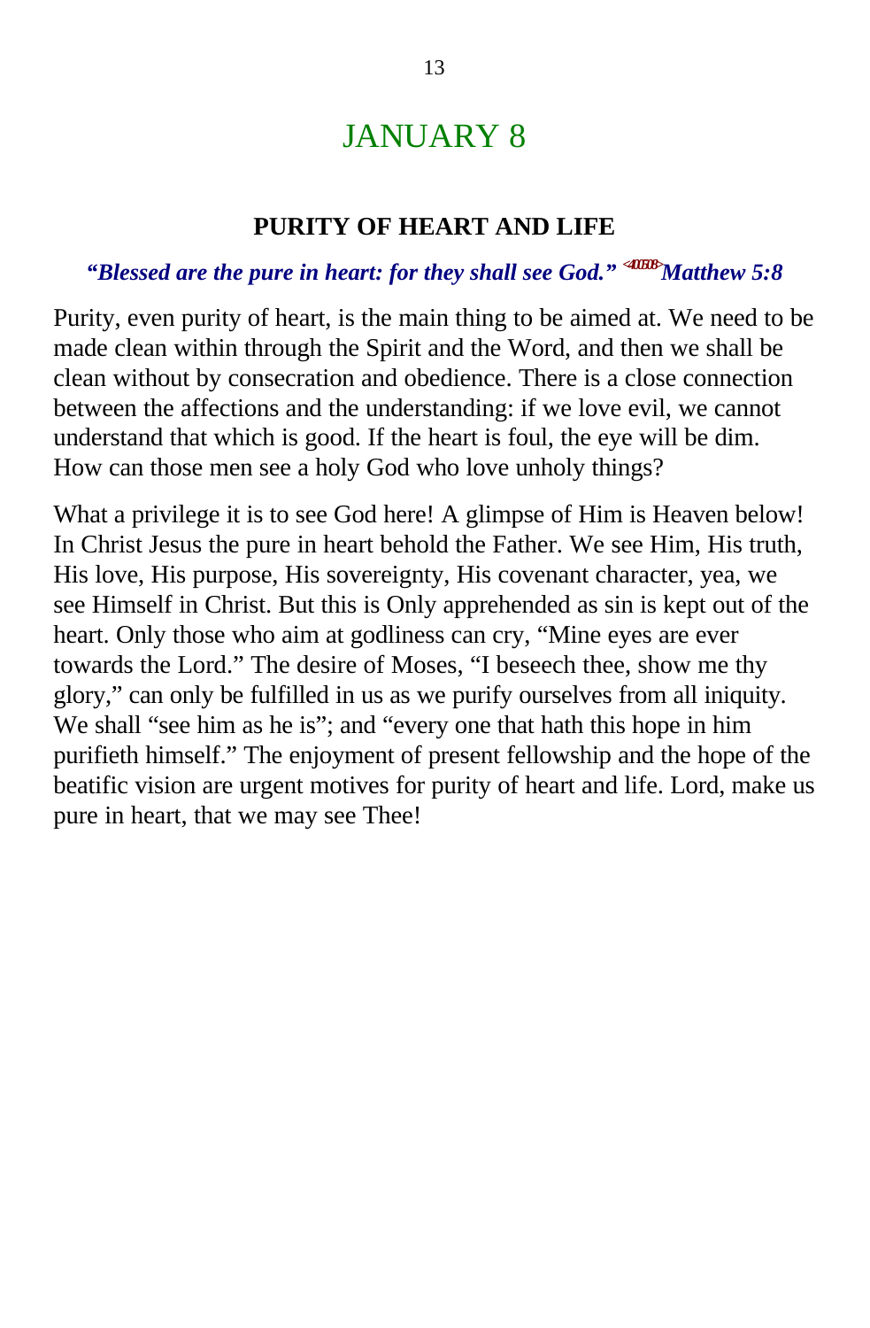# JANUARY 8

### PURITY OF HEART AND LIFE

***"Blessed are the pure in heart: for they shall see God."*** <400508>***Matthew 5:8***

Purity, even purity of heart, is the main thing to be aimed at. We need to be made clean within through the Spirit and the Word, and then we shall be clean without by consecration and obedience. There is a close connection between the affections and the understanding: if we love evil, we cannot understand that which is good. If the heart is foul, the eye will be dim. How can those men see a holy God who love unholy things?

What a privilege it is to see God here! A glimpse of Him is Heaven below! In Christ Jesus the pure in heart behold the Father. We see Him, His truth, His love, His purpose, His sovereignty, His covenant character, yea, we see Himself in Christ. But this is Only apprehended as sin is kept out of the heart. Only those who aim at godliness can cry, "Mine eyes are ever towards the Lord." The desire of Moses, "I beseech thee, show me thy glory," can only be fulfilled in us as we purify ourselves from all iniquity. We shall "see him as he is"; and "every one that hath this hope in him purifieth himself." The enjoyment of present fellowship and the hope of the beatific vision are urgent motives for purity of heart and life. Lord, make us pure in heart, that we may see Thee!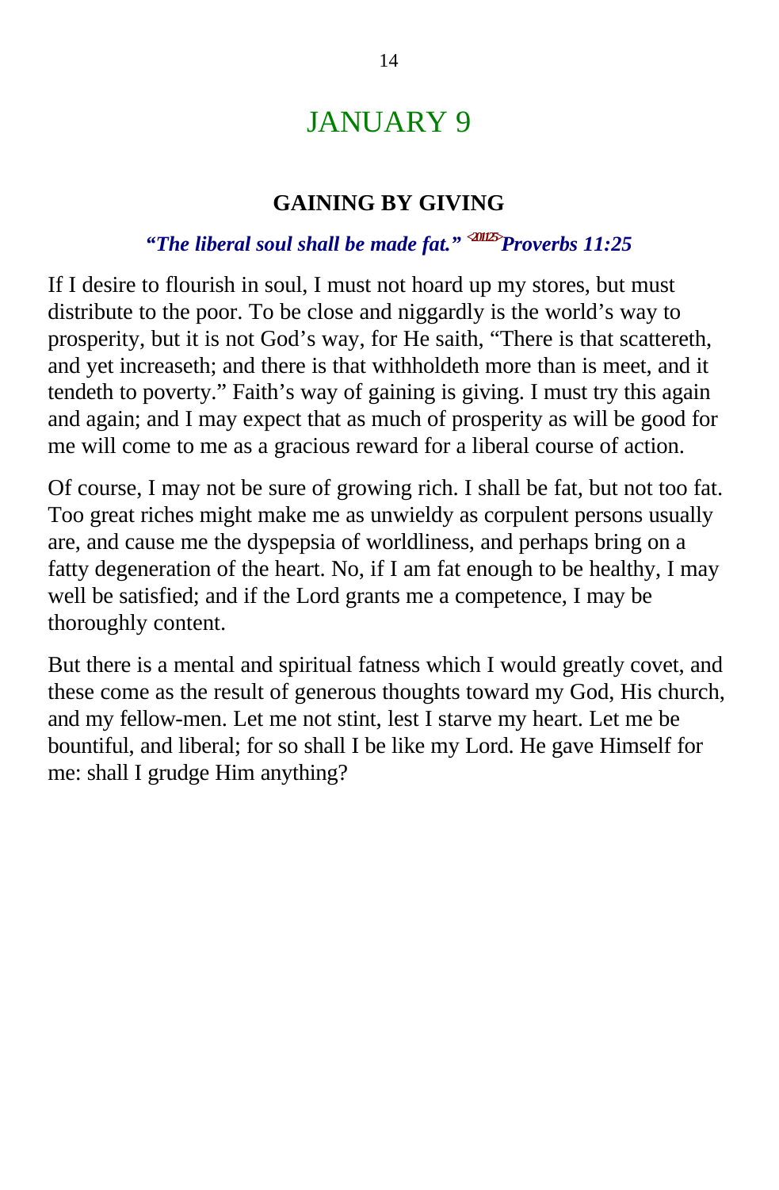# JANUARY 9

### GAINING BY GIVING

***"The liberal soul shall be made fat."* <201125> *Proverbs 11:25***

If I desire to flourish in soul, I must not hoard up my stores, but must distribute to the poor. To be close and niggardly is the world's way to prosperity, but it is not God's way, for He saith, "There is that scattereth, and yet increaseth; and there is that withholdeth more than is meet, and it tendeth to poverty." Faith's way of gaining is giving. I must try this again and again; and I may expect that as much of prosperity as will be good for me will come to me as a gracious reward for a liberal course of action.

Of course, I may not be sure of growing rich. I shall be fat, but not too fat. Too great riches might make me as unwieldy as corpulent persons usually are, and cause me the dyspepsia of worldliness, and perhaps bring on a fatty degeneration of the heart. No, if I am fat enough to be healthy, I may well be satisfied; and if the Lord grants me a competence, I may be thoroughly content.

But there is a mental and spiritual fatness which I would greatly covet, and these come as the result of generous thoughts toward my God, His church, and my fellow-men. Let me not stint, lest I starve my heart. Let me be bountiful, and liberal; for so shall I be like my Lord. He gave Himself for me: shall I grudge Him anything?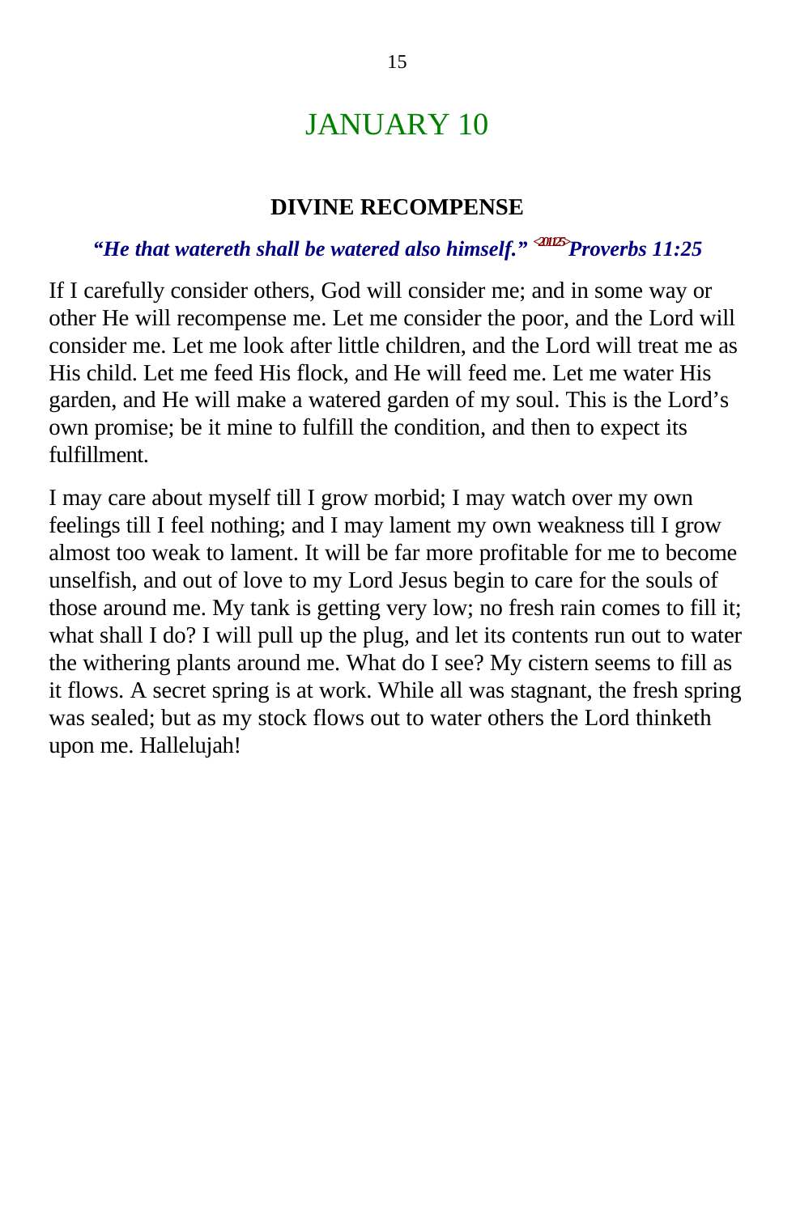# JANUARY 10

### DIVINE RECOMPENSE

***"He that watereth shall be watered also himself."*** <201125> ***Proverbs 11:25***

If I carefully consider others, God will consider me; and in some way or other He will recompense me. Let me consider the poor, and the Lord will consider me. Let me look after little children, and the Lord will treat me as His child. Let me feed His flock, and He will feed me. Let me water His garden, and He will make a watered garden of my soul. This is the Lord's own promise; be it mine to fulfill the condition, and then to expect its fulfillment.

I may care about myself till I grow morbid; I may watch over my own feelings till I feel nothing; and I may lament my own weakness till I grow almost too weak to lament. It will be far more profitable for me to become unselfish, and out of love to my Lord Jesus begin to care for the souls of those around me. My tank is getting very low; no fresh rain comes to fill it; what shall I do? I will pull up the plug, and let its contents run out to water the withering plants around me. What do I see? My cistern seems to fill as it flows. A secret spring is at work. While all was stagnant, the fresh spring was sealed; but as my stock flows out to water others the Lord thinketh upon me. Hallelujah!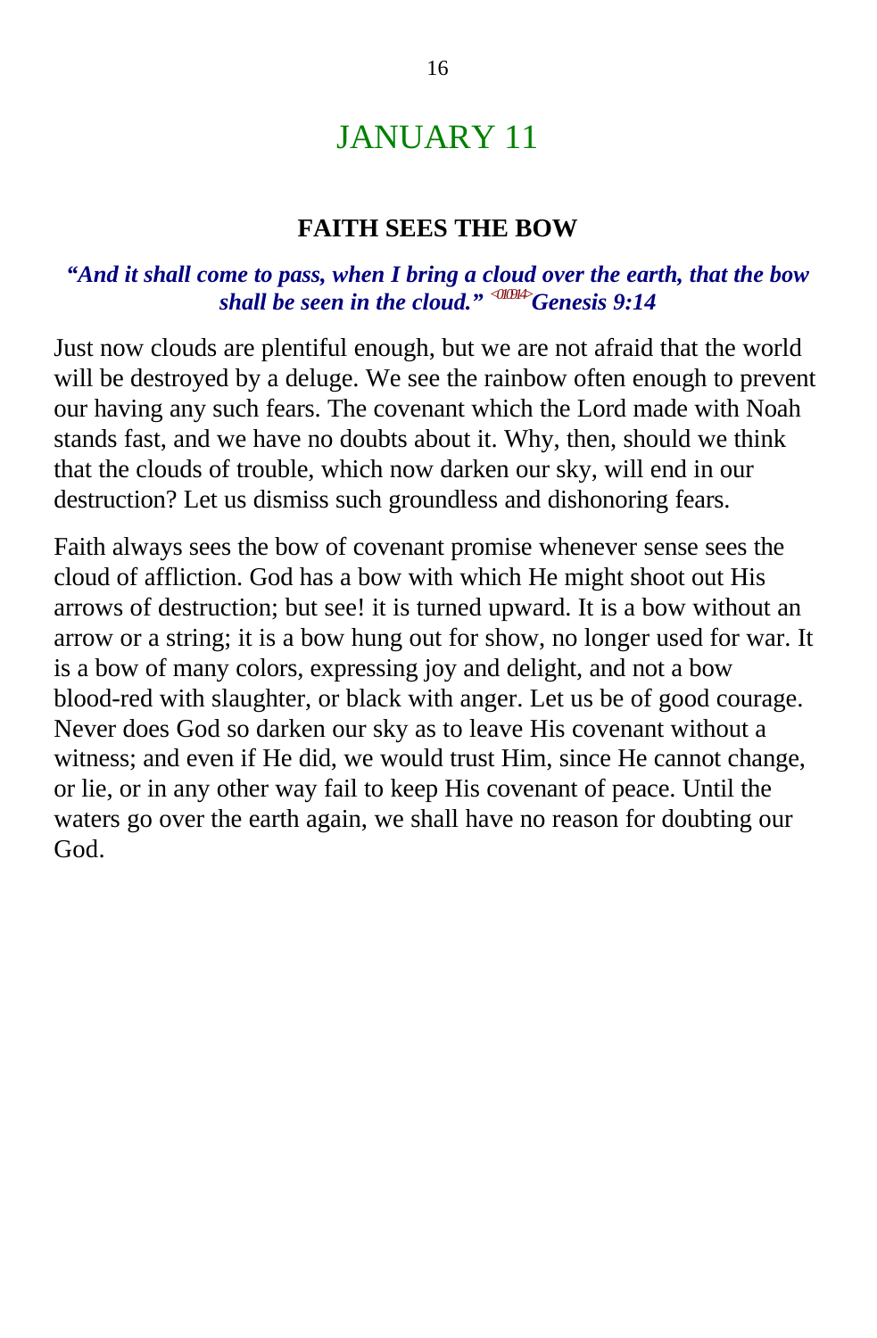# JANUARY 11

## FAITH SEES THE BOW

***"And it shall come to pass, when I bring a cloud over the earth, that the bow shall be seen in the cloud."* <010914>*Genesis 9:14***

Just now clouds are plentiful enough, but we are not afraid that the world will be destroyed by a deluge. We see the rainbow often enough to prevent our having any such fears. The covenant which the Lord made with Noah stands fast, and we have no doubts about it. Why, then, should we think that the clouds of trouble, which now darken our sky, will end in our destruction? Let us dismiss such groundless and dishonoring fears.

Faith always sees the bow of covenant promise whenever sense sees the cloud of affliction. God has a bow with which He might shoot out His arrows of destruction; but see! it is turned upward. It is a bow without an arrow or a string; it is a bow hung out for show, no longer used for war. It is a bow of many colors, expressing joy and delight, and not a bow blood-red with slaughter, or black with anger. Let us be of good courage. Never does God so darken our sky as to leave His covenant without a witness; and even if He did, we would trust Him, since He cannot change, or lie, or in any other way fail to keep His covenant of peace. Until the waters go over the earth again, we shall have no reason for doubting our God.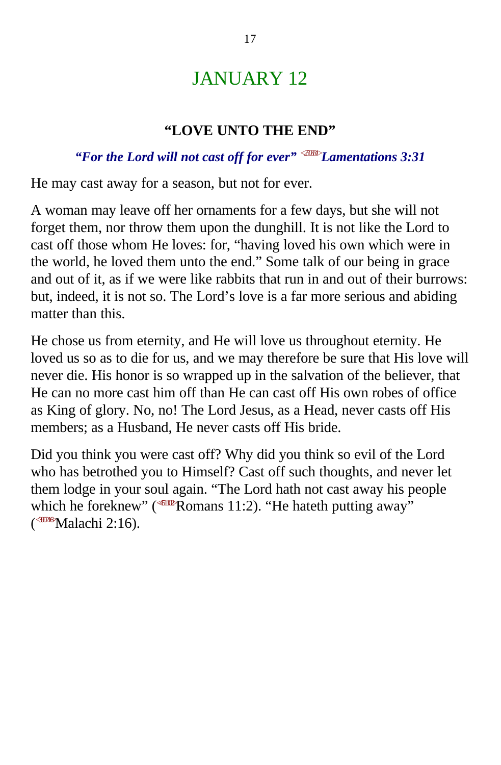# JANUARY 12

### "LOVE UNTO THE END"

***"For the Lord will not cast off for ever" <250331>Lamentations 3:31***

He may cast away for a season, but not for ever.

A woman may leave off her ornaments for a few days, but she will not forget them, nor throw them upon the dunghill. It is not like the Lord to cast off those whom He loves: for, "having loved his own which were in the world, he loved them unto the end." Some talk of our being in grace and out of it, as if we were like rabbits that run in and out of their burrows: but, indeed, it is not so. The Lord's love is a far more serious and abiding matter than this.

He chose us from eternity, and He will love us throughout eternity. He loved us so as to die for us, and we may therefore be sure that His love will never die. His honor is so wrapped up in the salvation of the believer, that He can no more cast him off than He can cast off His own robes of office as King of glory. No, no! The Lord Jesus, as a Head, never casts off His members; as a Husband, He never casts off His bride.

Did you think you were cast off? Why did you think so evil of the Lord who has betrothed you to Himself? Cast off such thoughts, and never let them lodge in your soul again. "The Lord hath not cast away his people which he foreknew" (<451102>Romans 11:2). "He hateth putting away" (<390216>Malachi 2:16).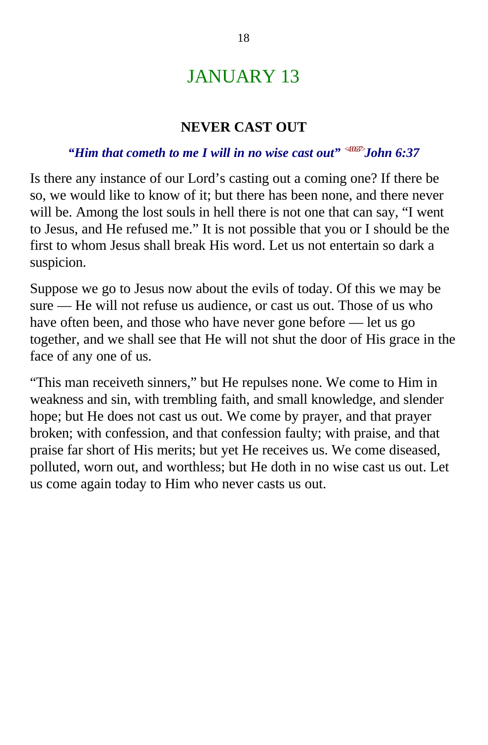# JANUARY 13

### NEVER CAST OUT

***"Him that cometh to me I will in no wise cast out"*** [<430637>] ***John 6:37***

Is there any instance of our Lord's casting out a coming one? If there be so, we would like to know of it; but there has been none, and there never will be. Among the lost souls in hell there is not one that can say, "I went to Jesus, and He refused me." It is not possible that you or I should be the first to whom Jesus shall break His word. Let us not entertain so dark a suspicion.

Suppose we go to Jesus now about the evils of today. Of this we may be sure — He will not refuse us audience, or cast us out. Those of us who have often been, and those who have never gone before — let us go together, and we shall see that He will not shut the door of His grace in the face of any one of us.

"This man receiveth sinners," but He repulses none. We come to Him in weakness and sin, with trembling faith, and small knowledge, and slender hope; but He does not cast us out. We come by prayer, and that prayer broken; with confession, and that confession faulty; with praise, and that praise far short of His merits; but yet He receives us. We come diseased, polluted, worn out, and worthless; but He doth in no wise cast us out. Let us come again today to Him who never casts us out.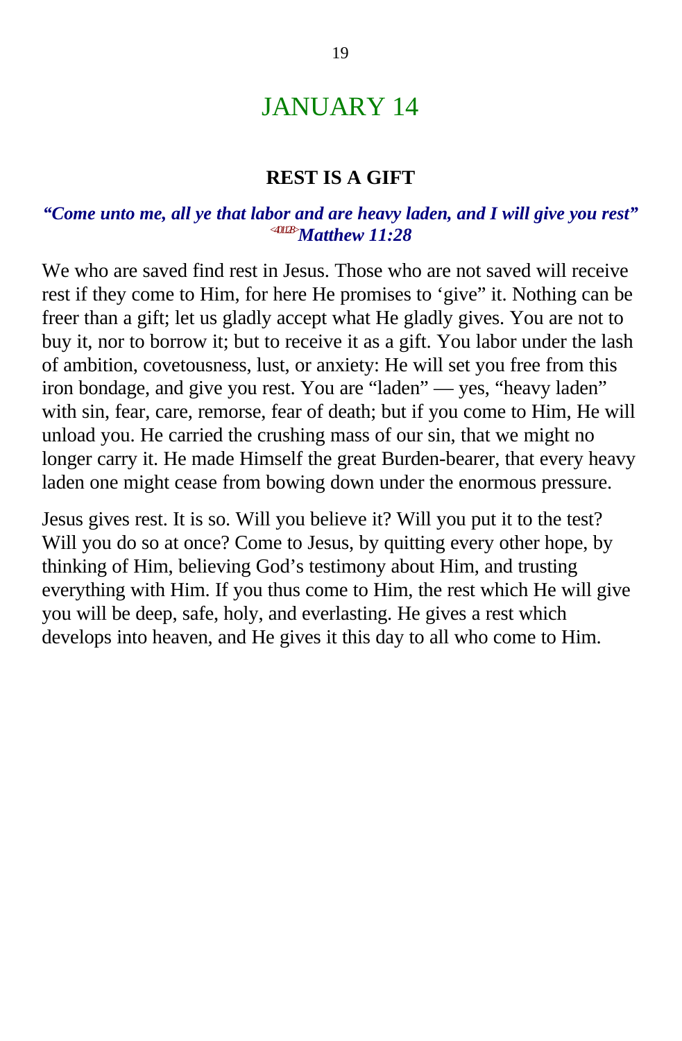# JANUARY 14

## REST IS A GIFT

***"Come unto me, all ye that labor and are heavy laden, and I will give you rest"*** *<401128>* ***Matthew 11:28***

We who are saved find rest in Jesus. Those who are not saved will receive rest if they come to Him, for here He promises to 'give" it. Nothing can be freer than a gift; let us gladly accept what He gladly gives. You are not to buy it, nor to borrow it; but to receive it as a gift. You labor under the lash of ambition, covetousness, lust, or anxiety: He will set you free from this iron bondage, and give you rest. You are "laden" — yes, "heavy laden" with sin, fear, care, remorse, fear of death; but if you come to Him, He will unload you. He carried the crushing mass of our sin, that we might no longer carry it. He made Himself the great Burden-bearer, that every heavy laden one might cease from bowing down under the enormous pressure.

Jesus gives rest. It is so. Will you believe it? Will you put it to the test? Will you do so at once? Come to Jesus, by quitting every other hope, by thinking of Him, believing God's testimony about Him, and trusting everything with Him. If you thus come to Him, the rest which He will give you will be deep, safe, holy, and everlasting. He gives a rest which develops into heaven, and He gives it this day to all who come to Him.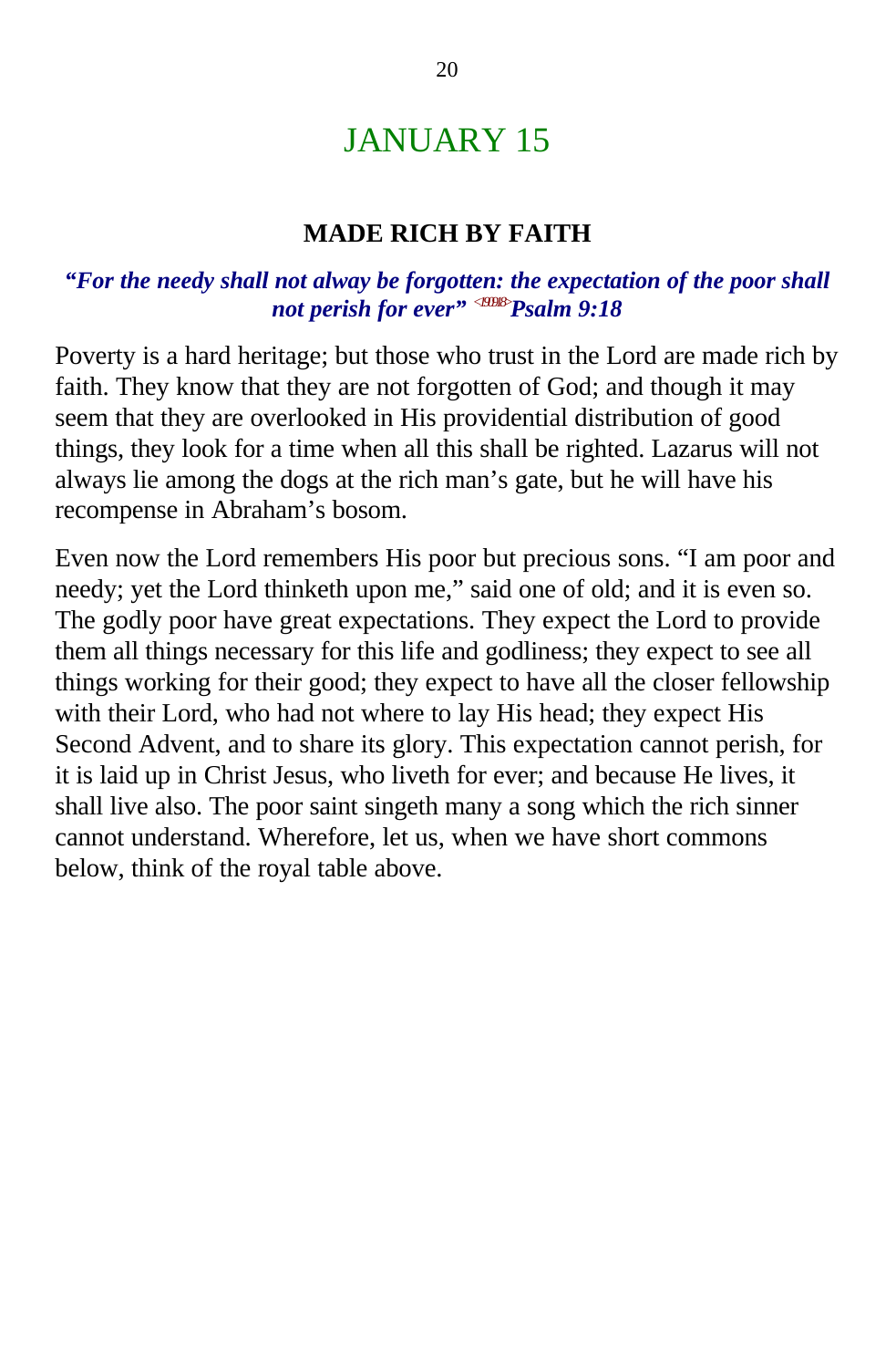# JANUARY 15

## MADE RICH BY FAITH

***"For the needy shall not alway be forgotten: the expectation of the poor shall not perish for ever" <190918>Psalm 9:18***

Poverty is a hard heritage; but those who trust in the Lord are made rich by faith. They know that they are not forgotten of God; and though it may seem that they are overlooked in His providential distribution of good things, they look for a time when all this shall be righted. Lazarus will not always lie among the dogs at the rich man's gate, but he will have his recompense in Abraham's bosom.

Even now the Lord remembers His poor but precious sons. "I am poor and needy; yet the Lord thinketh upon me," said one of old; and it is even so. The godly poor have great expectations. They expect the Lord to provide them all things necessary for this life and godliness; they expect to see all things working for their good; they expect to have all the closer fellowship with their Lord, who had not where to lay His head; they expect His Second Advent, and to share its glory. This expectation cannot perish, for it is laid up in Christ Jesus, who liveth for ever; and because He lives, it shall live also. The poor saint singeth many a song which the rich sinner cannot understand. Wherefore, let us, when we have short commons below, think of the royal table above.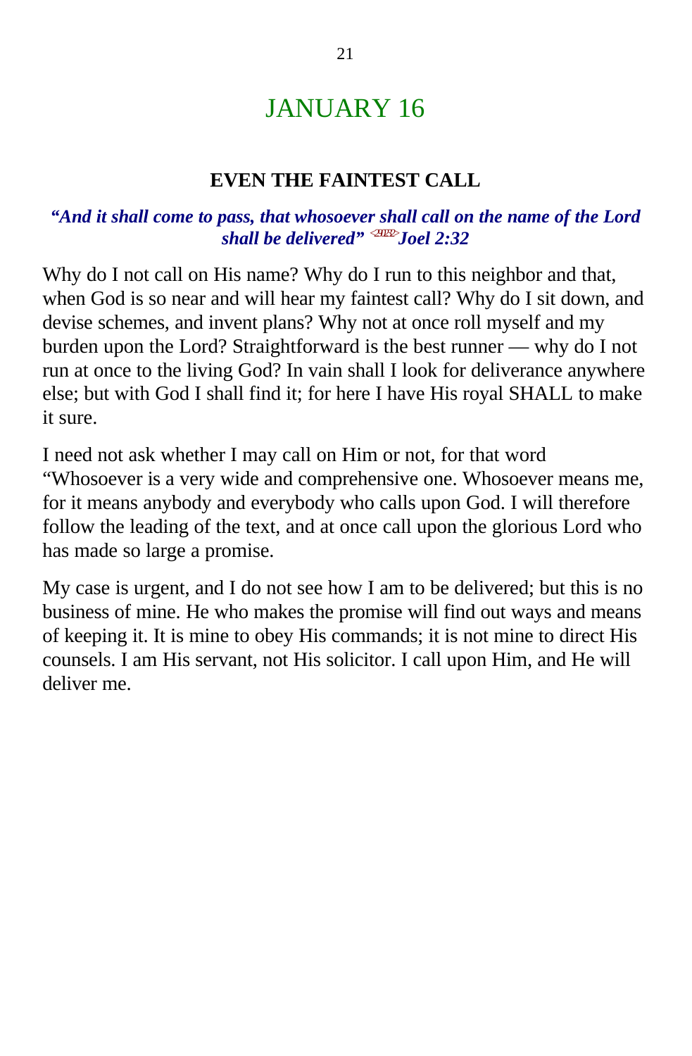# JANUARY 16

## EVEN THE FAINTEST CALL

***"And it shall come to pass, that whosoever shall call on the name of the Lord shall be delivered" Joel 2:32***

Why do I not call on His name? Why do I run to this neighbor and that, when God is so near and will hear my faintest call? Why do I sit down, and devise schemes, and invent plans? Why not at once roll myself and my burden upon the Lord? Straightforward is the best runner — why do I not run at once to the living God? In vain shall I look for deliverance anywhere else; but with God I shall find it; for here I have His royal SHALL to make it sure.

I need not ask whether I may call on Him or not, for that word "Whosoever is a very wide and comprehensive one. Whosoever means me, for it means anybody and everybody who calls upon God. I will therefore follow the leading of the text, and at once call upon the glorious Lord who has made so large a promise.

My case is urgent, and I do not see how I am to be delivered; but this is no business of mine. He who makes the promise will find out ways and means of keeping it. It is mine to obey His commands; it is not mine to direct His counsels. I am His servant, not His solicitor. I call upon Him, and He will deliver me.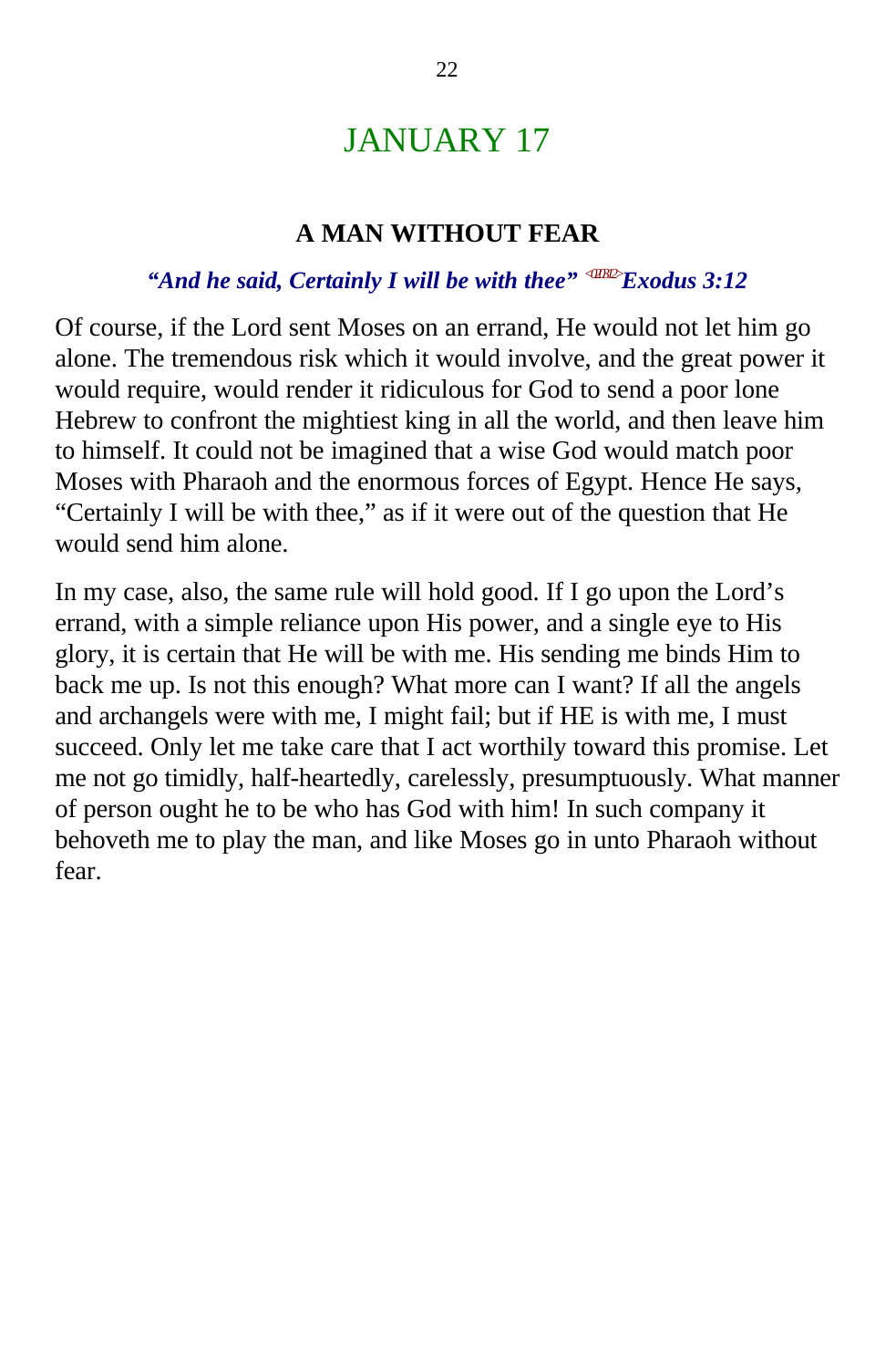# JANUARY 17

## A MAN WITHOUT FEAR

***"And he said, Certainly I will be with thee"*** <020312> ***Exodus 3:12***

Of course, if the Lord sent Moses on an errand, He would not let him go alone. The tremendous risk which it would involve, and the great power it would require, would render it ridiculous for God to send a poor lone Hebrew to confront the mightiest king in all the world, and then leave him to himself. It could not be imagined that a wise God would match poor Moses with Pharaoh and the enormous forces of Egypt. Hence He says, "Certainly I will be with thee," as if it were out of the question that He would send him alone.

In my case, also, the same rule will hold good. If I go upon the Lord's errand, with a simple reliance upon His power, and a single eye to His glory, it is certain that He will be with me. His sending me binds Him to back me up. Is not this enough? What more can I want? If all the angels and archangels were with me, I might fail; but if HE is with me, I must succeed. Only let me take care that I act worthily toward this promise. Let me not go timidly, half-heartedly, carelessly, presumptuously. What manner of person ought he to be who has God with him! In such company it behoveth me to play the man, and like Moses go in unto Pharaoh without fear.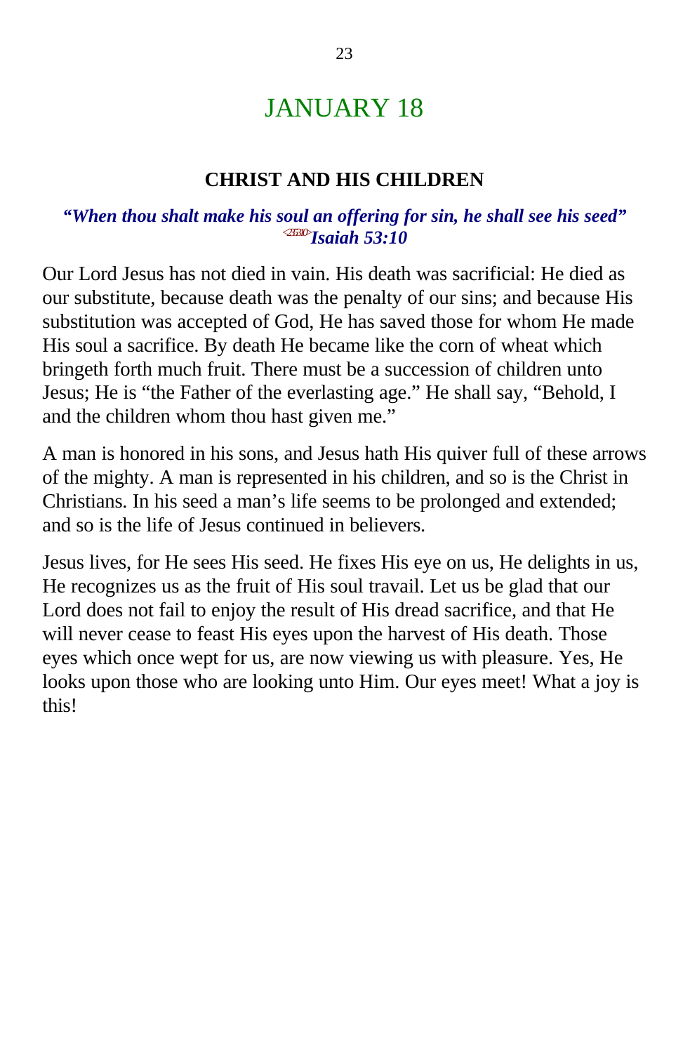# JANUARY 18

## CHRIST AND HIS CHILDREN

***"When thou shalt make his soul an offering for sin, he shall see his seed"*** <sup></sup>
***Isaiah 53:10***

Our Lord Jesus has not died in vain. His death was sacrificial: He died as our substitute, because death was the penalty of our sins; and because His substitution was accepted of God, He has saved those for whom He made His soul a sacrifice. By death He became like the corn of wheat which bringeth forth much fruit. There must be a succession of children unto Jesus; He is "the Father of the everlasting age." He shall say, "Behold, I and the children whom thou hast given me."

A man is honored in his sons, and Jesus hath His quiver full of these arrows of the mighty. A man is represented in his children, and so is the Christ in Christians. In his seed a man's life seems to be prolonged and extended; and so is the life of Jesus continued in believers.

Jesus lives, for He sees His seed. He fixes His eye on us, He delights in us, He recognizes us as the fruit of His soul travail. Let us be glad that our Lord does not fail to enjoy the result of His dread sacrifice, and that He will never cease to feast His eyes upon the harvest of His death. Those eyes which once wept for us, are now viewing us with pleasure. Yes, He looks upon those who are looking unto Him. Our eyes meet! What a joy is this!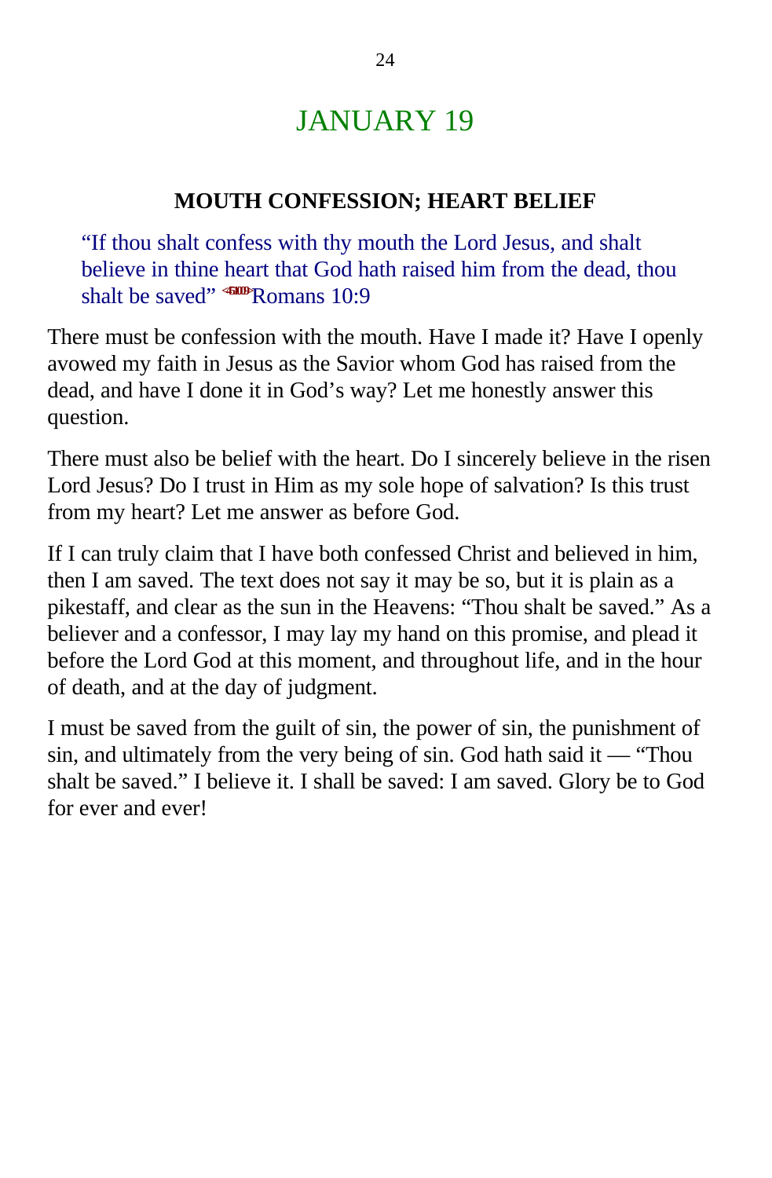# JANUARY 19

### MOUTH CONFESSION; HEART BELIEF

> "If thou shalt confess with thy mouth the Lord Jesus, and shalt believe in thine heart that God hath raised him from the dead, thou shalt be saved" <451009>Romans 10:9

There must be confession with the mouth. Have I made it? Have I openly avowed my faith in Jesus as the Savior whom God has raised from the dead, and have I done it in God's way? Let me honestly answer this question.

There must also be belief with the heart. Do I sincerely believe in the risen Lord Jesus? Do I trust in Him as my sole hope of salvation? Is this trust from my heart? Let me answer as before God.

If I can truly claim that I have both confessed Christ and believed in him, then I am saved. The text does not say it may be so, but it is plain as a pikestaff, and clear as the sun in the Heavens: "Thou shalt be saved." As a believer and a confessor, I may lay my hand on this promise, and plead it before the Lord God at this moment, and throughout life, and in the hour of death, and at the day of judgment.

I must be saved from the guilt of sin, the power of sin, the punishment of sin, and ultimately from the very being of sin. God hath said it — "Thou shalt be saved." I believe it. I shall be saved: I am saved. Glory be to God for ever and ever!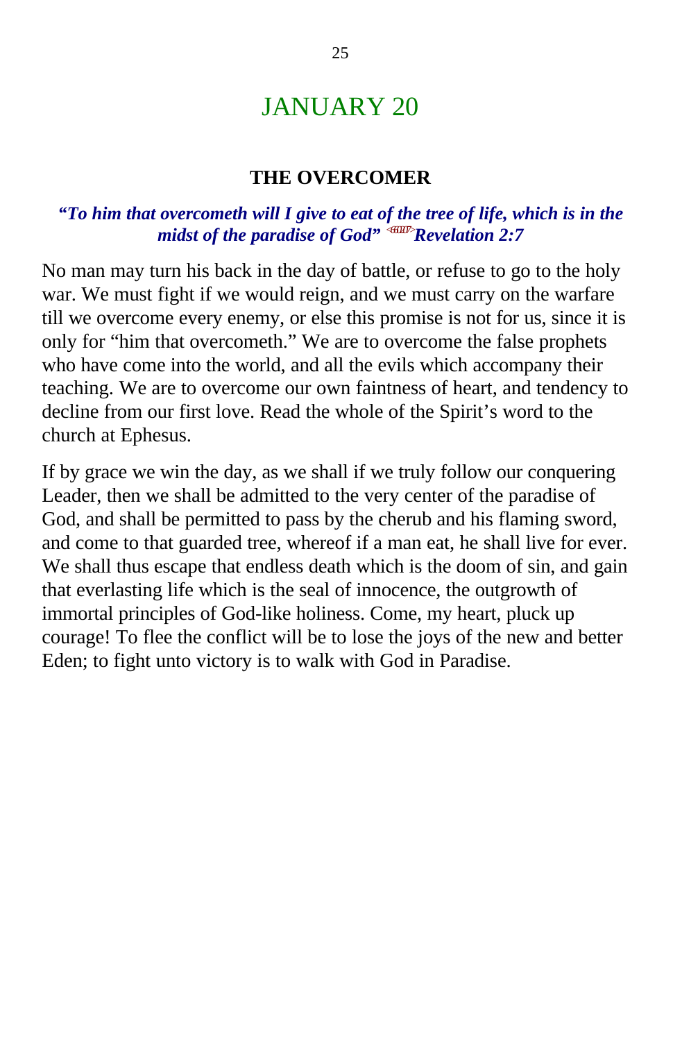# JANUARY 20

## THE OVERCOMER

***"To him that overcometh will I give to eat of the tree of life, which is in the midst of the paradise of God" Revelation 2:7***

No man may turn his back in the day of battle, or refuse to go to the holy war. We must fight if we would reign, and we must carry on the warfare till we overcome every enemy, or else this promise is not for us, since it is only for "him that overcometh." We are to overcome the false prophets who have come into the world, and all the evils which accompany their teaching. We are to overcome our own faintness of heart, and tendency to decline from our first love. Read the whole of the Spirit's word to the church at Ephesus.

If by grace we win the day, as we shall if we truly follow our conquering Leader, then we shall be admitted to the very center of the paradise of God, and shall be permitted to pass by the cherub and his flaming sword, and come to that guarded tree, whereof if a man eat, he shall live for ever. We shall thus escape that endless death which is the doom of sin, and gain that everlasting life which is the seal of innocence, the outgrowth of immortal principles of God-like holiness. Come, my heart, pluck up courage! To flee the conflict will be to lose the joys of the new and better Eden; to fight unto victory is to walk with God in Paradise.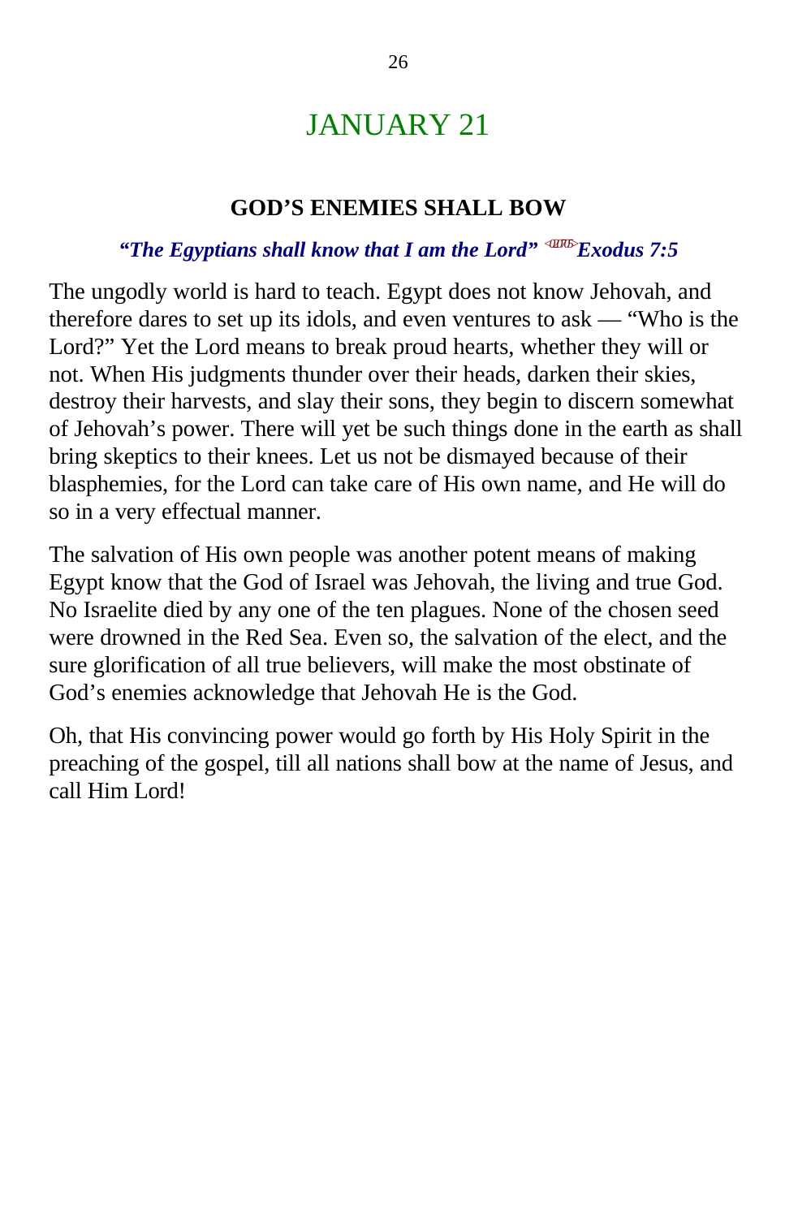# JANUARY 21

### GOD'S ENEMIES SHALL BOW

***"The Egyptians shall know that I am the Lord" Exodus 7:5***

The ungodly world is hard to teach. Egypt does not know Jehovah, and therefore dares to set up its idols, and even ventures to ask — "Who is the Lord?" Yet the Lord means to break proud hearts, whether they will or not. When His judgments thunder over their heads, darken their skies, destroy their harvests, and slay their sons, they begin to discern somewhat of Jehovah's power. There will yet be such things done in the earth as shall bring skeptics to their knees. Let us not be dismayed because of their blasphemies, for the Lord can take care of His own name, and He will do so in a very effectual manner.

The salvation of His own people was another potent means of making Egypt know that the God of Israel was Jehovah, the living and true God. No Israelite died by any one of the ten plagues. None of the chosen seed were drowned in the Red Sea. Even so, the salvation of the elect, and the sure glorification of all true believers, will make the most obstinate of God's enemies acknowledge that Jehovah He is the God.

Oh, that His convincing power would go forth by His Holy Spirit in the preaching of the gospel, till all nations shall bow at the name of Jesus, and call Him Lord!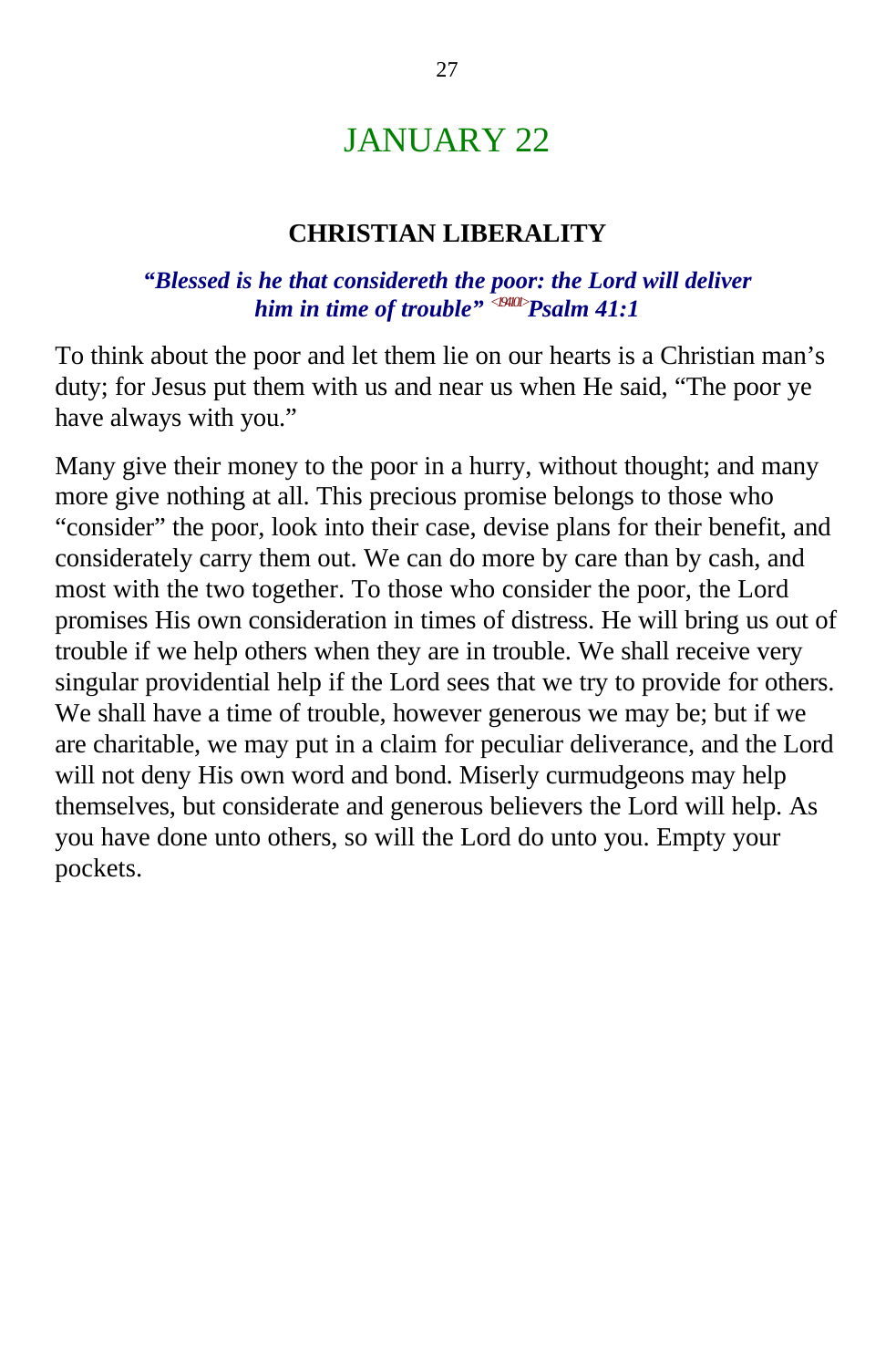# JANUARY 22

### CHRISTIAN LIBERALITY

***"Blessed is he that considereth the poor: the Lord will deliver him in time of trouble"*** <19D01>***Psalm 41:1***

To think about the poor and let them lie on our hearts is a Christian man's duty; for Jesus put them with us and near us when He said, "The poor ye have always with you."

Many give their money to the poor in a hurry, without thought; and many more give nothing at all. This precious promise belongs to those who "consider" the poor, look into their case, devise plans for their benefit, and considerately carry them out. We can do more by care than by cash, and most with the two together. To those who consider the poor, the Lord promises His own consideration in times of distress. He will bring us out of trouble if we help others when they are in trouble. We shall receive very singular providential help if the Lord sees that we try to provide for others. We shall have a time of trouble, however generous we may be; but if we are charitable, we may put in a claim for peculiar deliverance, and the Lord will not deny His own word and bond. Miserly curmudgeons may help themselves, but considerate and generous believers the Lord will help. As you have done unto others, so will the Lord do unto you. Empty your pockets.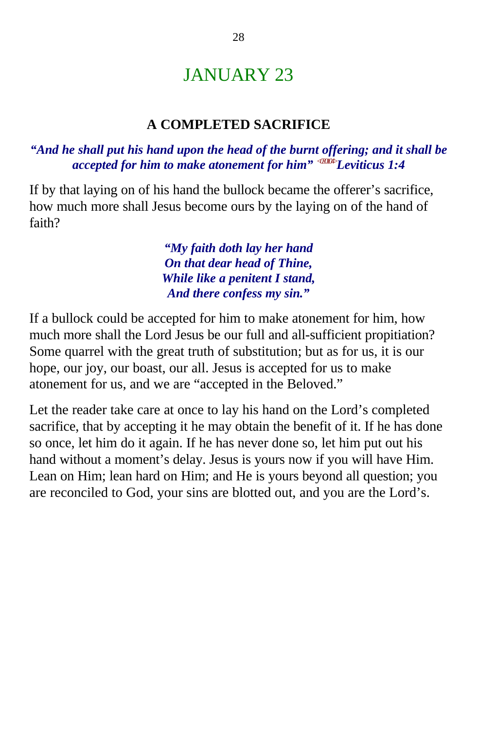# JANUARY 23

## A COMPLETED SACRIFICE

***"And he shall put his hand upon the head of the burnt offering; and it shall be accepted for him to make atonement for him"*** <030104> ***Leviticus 1:4***

If by that laying on of his hand the bullock became the offerer's sacrifice, how much more shall Jesus become ours by the laying on of the hand of faith?

> ***"My faith doth lay her hand***
> ***On that dear head of Thine,***
> ***While like a penitent I stand,***
> ***And there confess my sin."***

If a bullock could be accepted for him to make atonement for him, how much more shall the Lord Jesus be our full and all-sufficient propitiation? Some quarrel with the great truth of substitution; but as for us, it is our hope, our joy, our boast, our all. Jesus is accepted for us to make atonement for us, and we are "accepted in the Beloved."

Let the reader take care at once to lay his hand on the Lord's completed sacrifice, that by accepting it he may obtain the benefit of it. If he has done so once, let him do it again. If he has never done so, let him put out his hand without a moment's delay. Jesus is yours now if you will have Him. Lean on Him; lean hard on Him; and He is yours beyond all question; you are reconciled to God, your sins are blotted out, and you are the Lord's.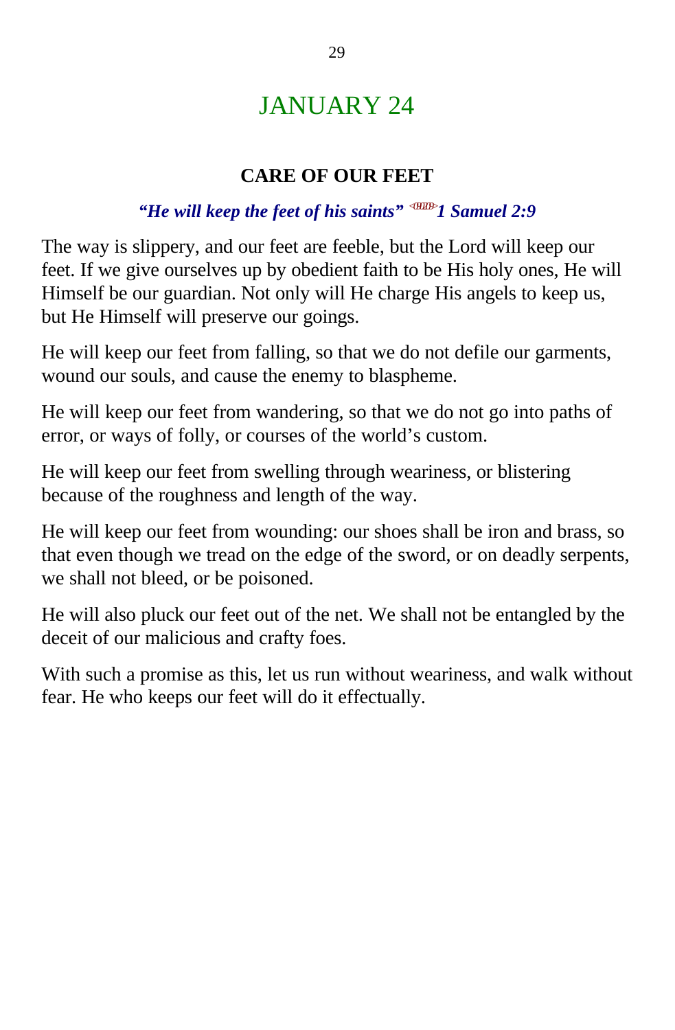# JANUARY 24

## CARE OF OUR FEET

***"He will keep the feet of his saints" 1 Samuel 2:9***

The way is slippery, and our feet are feeble, but the Lord will keep our feet. If we give ourselves up by obedient faith to be His holy ones, He will Himself be our guardian. Not only will He charge His angels to keep us, but He Himself will preserve our goings.

He will keep our feet from falling, so that we do not defile our garments, wound our souls, and cause the enemy to blaspheme.

He will keep our feet from wandering, so that we do not go into paths of error, or ways of folly, or courses of the world's custom.

He will keep our feet from swelling through weariness, or blistering because of the roughness and length of the way.

He will keep our feet from wounding: our shoes shall be iron and brass, so that even though we tread on the edge of the sword, or on deadly serpents, we shall not bleed, or be poisoned.

He will also pluck our feet out of the net. We shall not be entangled by the deceit of our malicious and crafty foes.

With such a promise as this, let us run without weariness, and walk without fear. He who keeps our feet will do it effectually.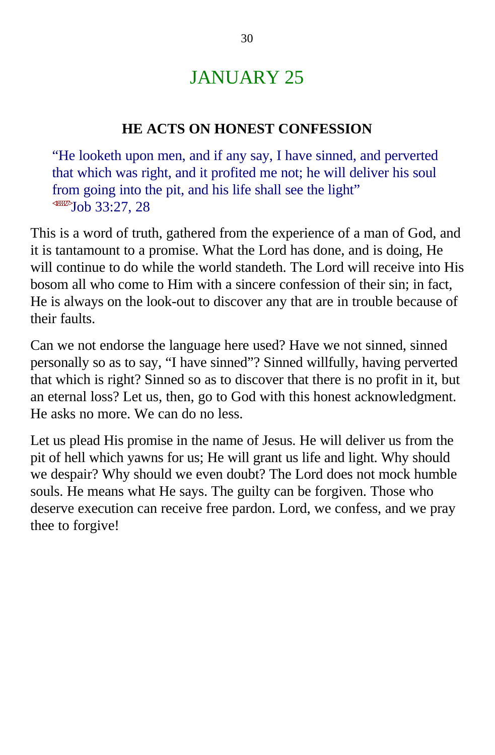# JANUARY 25

### HE ACTS ON HONEST CONFESSION

> "He looketh upon men, and if any say, I have sinned, and perverted that which was right, and it profited me not; he will deliver his soul from going into the pit, and his life shall see the light"
> Job 33:27, 28

This is a word of truth, gathered from the experience of a man of God, and it is tantamount to a promise. What the Lord has done, and is doing, He will continue to do while the world standeth. The Lord will receive into His bosom all who come to Him with a sincere confession of their sin; in fact, He is always on the look-out to discover any that are in trouble because of their faults.

Can we not endorse the language here used? Have we not sinned, sinned personally so as to say, "I have sinned"? Sinned willfully, having perverted that which is right? Sinned so as to discover that there is no profit in it, but an eternal loss? Let us, then, go to God with this honest acknowledgment. He asks no more. We can do no less.

Let us plead His promise in the name of Jesus. He will deliver us from the pit of hell which yawns for us; He will grant us life and light. Why should we despair? Why should we even doubt? The Lord does not mock humble souls. He means what He says. The guilty can be forgiven. Those who deserve execution can receive free pardon. Lord, we confess, and we pray thee to forgive!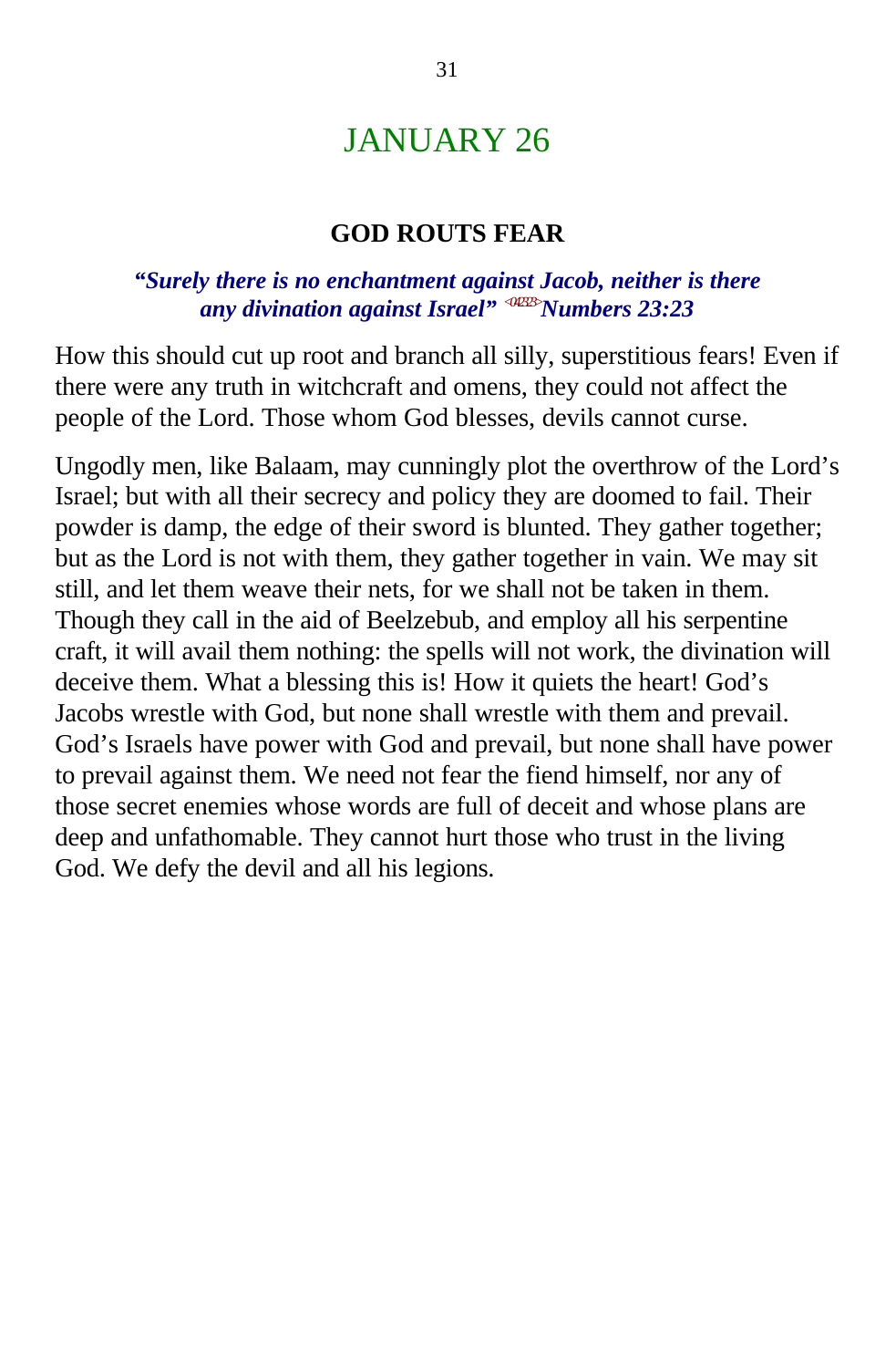# JANUARY 26

### GOD ROUTS FEAR

***"Surely there is no enchantment against Jacob, neither is there any divination against Israel"*** <042323> ***Numbers 23:23***

How this should cut up root and branch all silly, superstitious fears! Even if there were any truth in witchcraft and omens, they could not affect the people of the Lord. Those whom God blesses, devils cannot curse.

Ungodly men, like Balaam, may cunningly plot the overthrow of the Lord's Israel; but with all their secrecy and policy they are doomed to fail. Their powder is damp, the edge of their sword is blunted. They gather together; but as the Lord is not with them, they gather together in vain. We may sit still, and let them weave their nets, for we shall not be taken in them. Though they call in the aid of Beelzebub, and employ all his serpentine craft, it will avail them nothing: the spells will not work, the divination will deceive them. What a blessing this is! How it quiets the heart! God's Jacobs wrestle with God, but none shall wrestle with them and prevail. God's Israels have power with God and prevail, but none shall have power to prevail against them. We need not fear the fiend himself, nor any of those secret enemies whose words are full of deceit and whose plans are deep and unfathomable. They cannot hurt those who trust in the living God. We defy the devil and all his legions.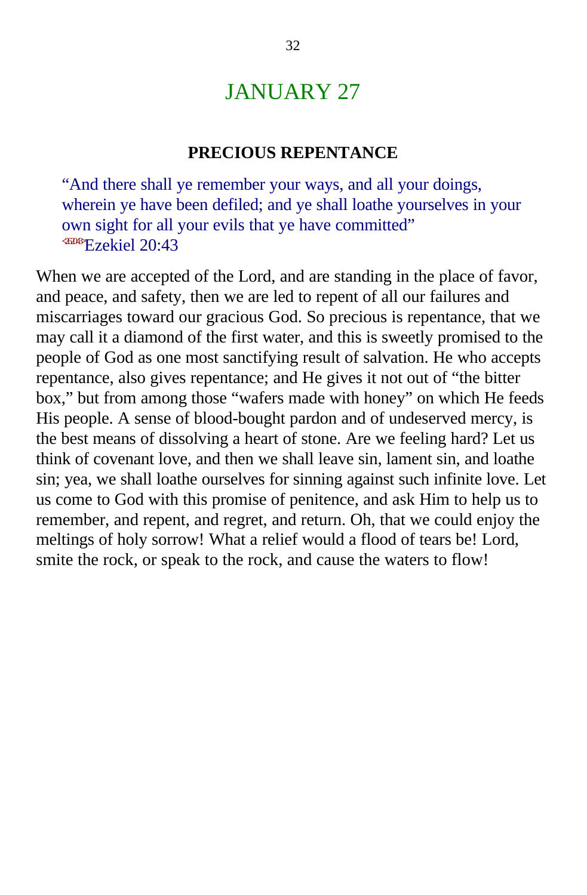# JANUARY 27

### PRECIOUS REPENTANCE

> "And there shall ye remember your ways, and all your doings, wherein ye have been defiled; and ye shall loathe yourselves in your own sight for all your evils that ye have committed"
> <262043>Ezekiel 20:43

When we are accepted of the Lord, and are standing in the place of favor, and peace, and safety, then we are led to repent of all our failures and miscarriages toward our gracious God. So precious is repentance, that we may call it a diamond of the first water, and this is sweetly promised to the people of God as one most sanctifying result of salvation. He who accepts repentance, also gives repentance; and He gives it not out of "the bitter box," but from among those "wafers made with honey" on which He feeds His people. A sense of blood-bought pardon and of undeserved mercy, is the best means of dissolving a heart of stone. Are we feeling hard? Let us think of covenant love, and then we shall leave sin, lament sin, and loathe sin; yea, we shall loathe ourselves for sinning against such infinite love. Let us come to God with this promise of penitence, and ask Him to help us to remember, and repent, and regret, and return. Oh, that we could enjoy the meltings of holy sorrow! What a relief would a flood of tears be! Lord, smite the rock, or speak to the rock, and cause the waters to flow!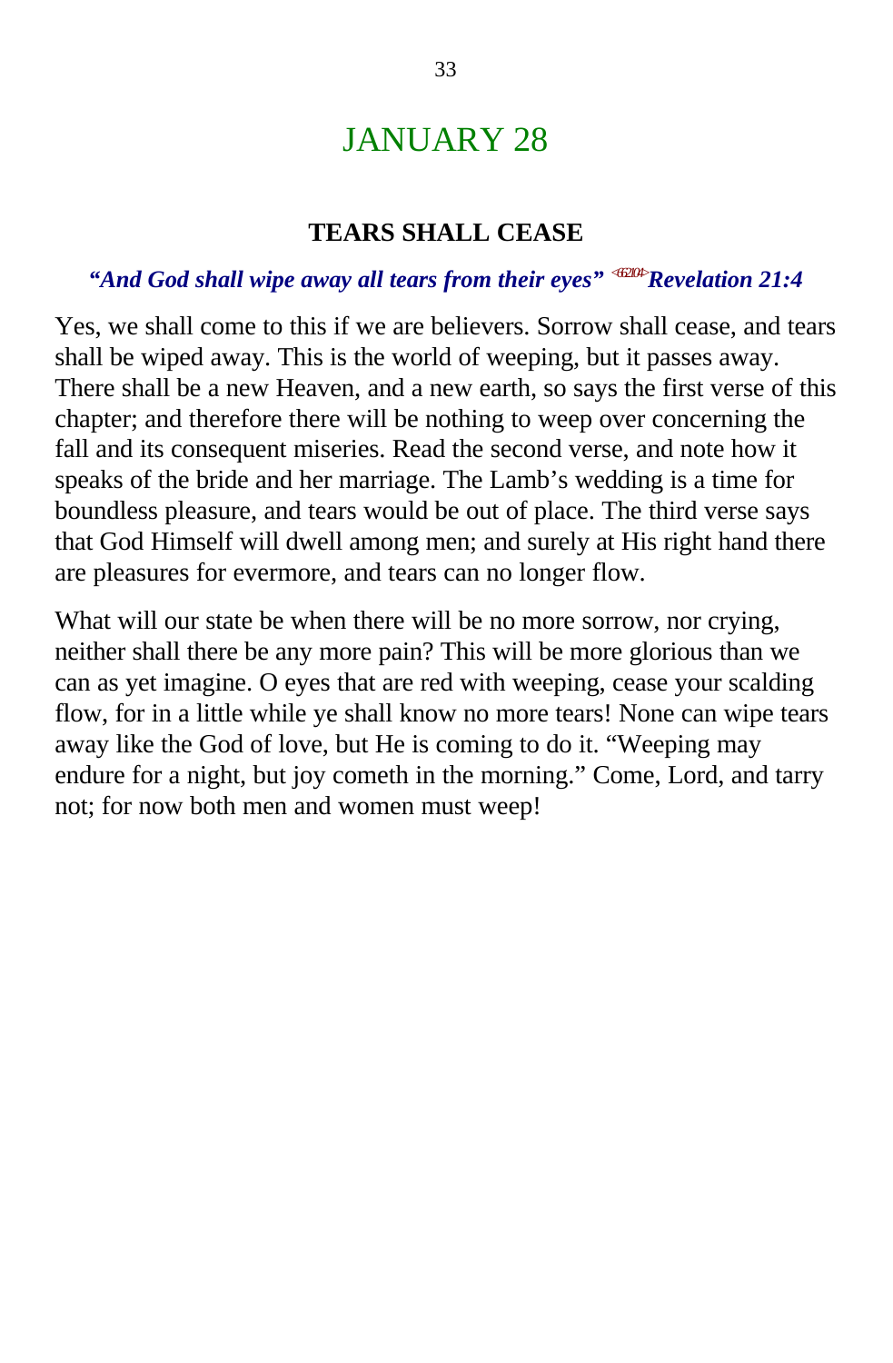# JANUARY 28

## TEARS SHALL CEASE

***"And God shall wipe away all tears from their eyes"*** [<662104>] ***Revelation 21:4***

Yes, we shall come to this if we are believers. Sorrow shall cease, and tears shall be wiped away. This is the world of weeping, but it passes away. There shall be a new Heaven, and a new earth, so says the first verse of this chapter; and therefore there will be nothing to weep over concerning the fall and its consequent miseries. Read the second verse, and note how it speaks of the bride and her marriage. The Lamb's wedding is a time for boundless pleasure, and tears would be out of place. The third verse says that God Himself will dwell among men; and surely at His right hand there are pleasures for evermore, and tears can no longer flow.

What will our state be when there will be no more sorrow, nor crying, neither shall there be any more pain? This will be more glorious than we can as yet imagine. O eyes that are red with weeping, cease your scalding flow, for in a little while ye shall know no more tears! None can wipe tears away like the God of love, but He is coming to do it. "Weeping may endure for a night, but joy cometh in the morning." Come, Lord, and tarry not; for now both men and women must weep!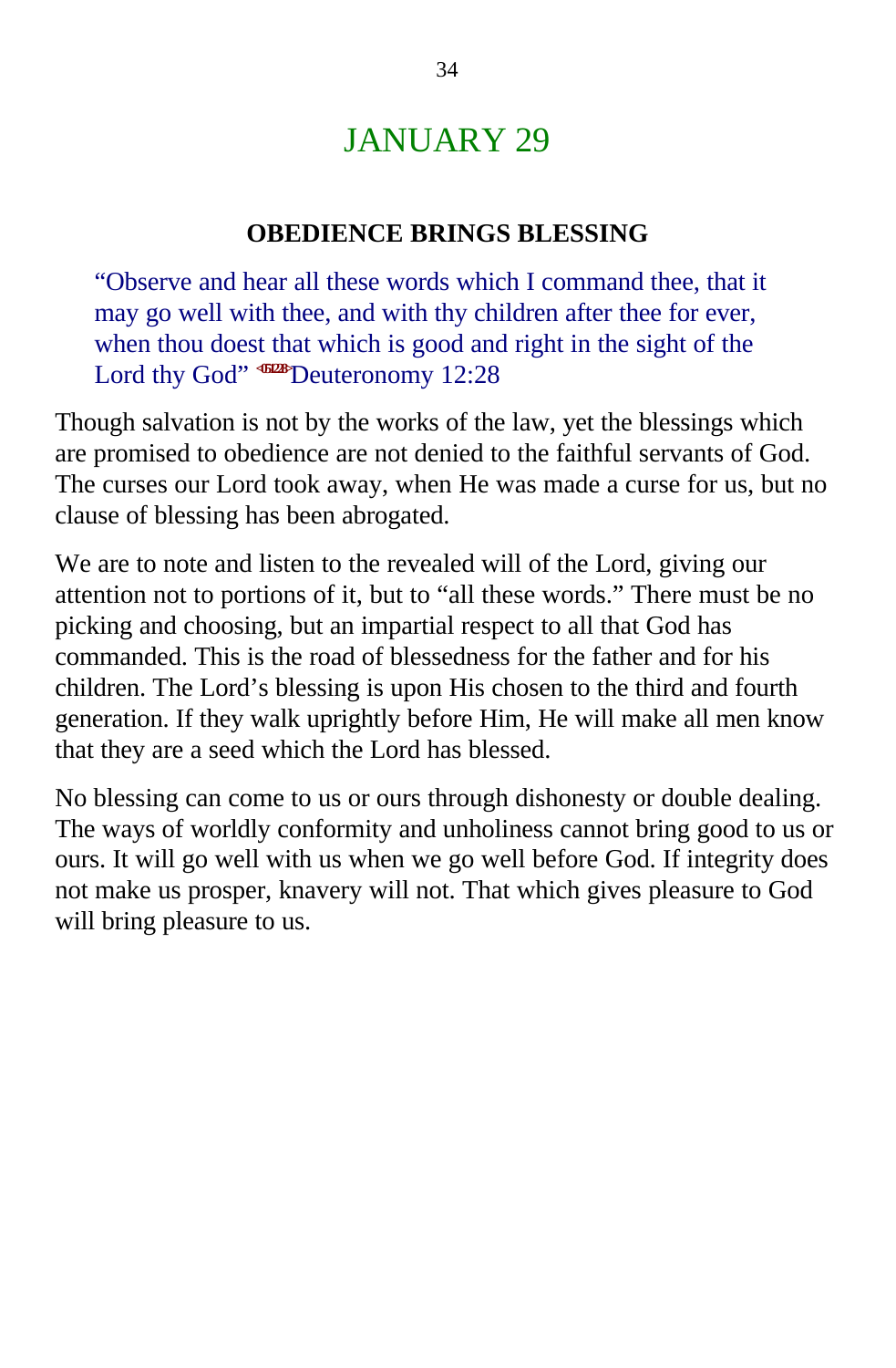# JANUARY 29

### OBEDIENCE BRINGS BLESSING

> "Observe and hear all these words which I command thee, that it may go well with thee, and with thy children after thee for ever, when thou doest that which is good and right in the sight of the Lord thy God" <051228>Deuteronomy 12:28

Though salvation is not by the works of the law, yet the blessings which are promised to obedience are not denied to the faithful servants of God. The curses our Lord took away, when He was made a curse for us, but no clause of blessing has been abrogated.

We are to note and listen to the revealed will of the Lord, giving our attention not to portions of it, but to "all these words." There must be no picking and choosing, but an impartial respect to all that God has commanded. This is the road of blessedness for the father and for his children. The Lord's blessing is upon His chosen to the third and fourth generation. If they walk uprightly before Him, He will make all men know that they are a seed which the Lord has blessed.

No blessing can come to us or ours through dishonesty or double dealing. The ways of worldly conformity and unholiness cannot bring good to us or ours. It will go well with us when we go well before God. If integrity does not make us prosper, knavery will not. That which gives pleasure to God will bring pleasure to us.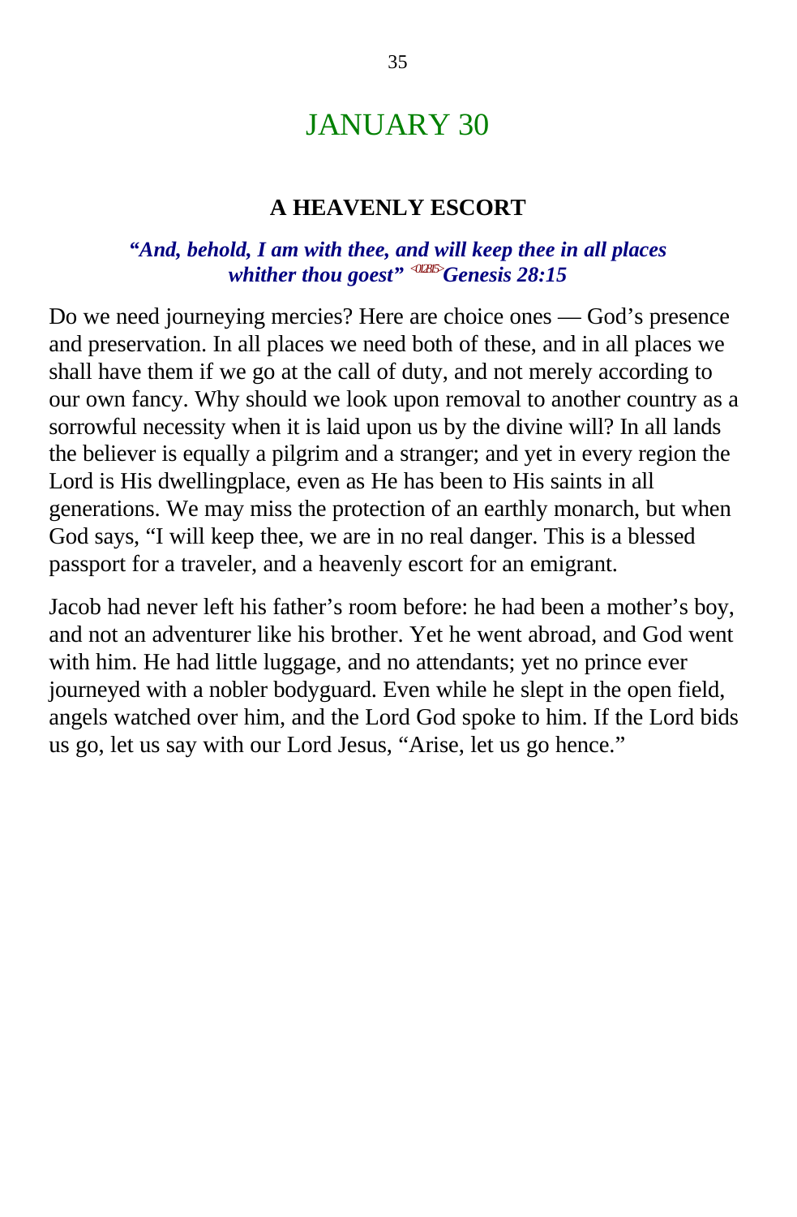# JANUARY 30

## A HEAVENLY ESCORT

***"And, behold, I am with thee, and will keep thee in all places whither thou goest"*** <012815>***Genesis 28:15***

Do we need journeying mercies? Here are choice ones — God's presence and preservation. In all places we need both of these, and in all places we shall have them if we go at the call of duty, and not merely according to our own fancy. Why should we look upon removal to another country as a sorrowful necessity when it is laid upon us by the divine will? In all lands the believer is equally a pilgrim and a stranger; and yet in every region the Lord is His dwellingplace, even as He has been to His saints in all generations. We may miss the protection of an earthly monarch, but when God says, "I will keep thee, we are in no real danger. This is a blessed passport for a traveler, and a heavenly escort for an emigrant.

Jacob had never left his father's room before: he had been a mother's boy, and not an adventurer like his brother. Yet he went abroad, and God went with him. He had little luggage, and no attendants; yet no prince ever journeyed with a nobler bodyguard. Even while he slept in the open field, angels watched over him, and the Lord God spoke to him. If the Lord bids us go, let us say with our Lord Jesus, "Arise, let us go hence."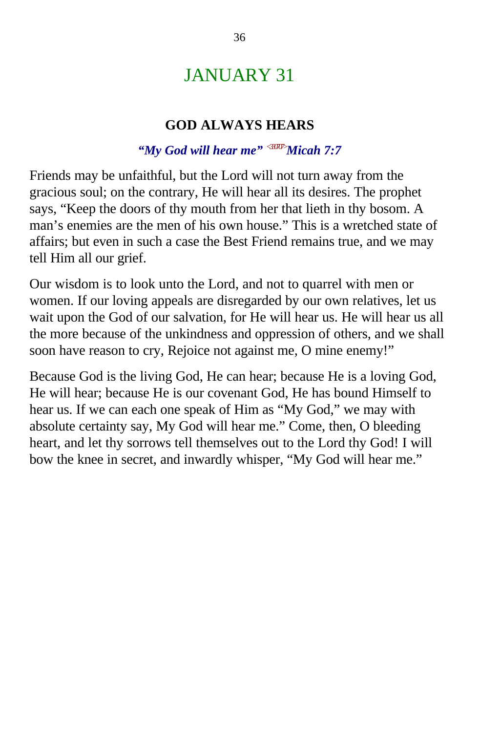# JANUARY 31

### GOD ALWAYS HEARS

***"My God will hear me"*** <3307> ***Micah 7:7***

Friends may be unfaithful, but the Lord will not turn away from the gracious soul; on the contrary, He will hear all its desires. The prophet says, "Keep the doors of thy mouth from her that lieth in thy bosom. A man's enemies are the men of his own house." This is a wretched state of affairs; but even in such a case the Best Friend remains true, and we may tell Him all our grief.

Our wisdom is to look unto the Lord, and not to quarrel with men or women. If our loving appeals are disregarded by our own relatives, let us wait upon the God of our salvation, for He will hear us. He will hear us all the more because of the unkindness and oppression of others, and we shall soon have reason to cry, Rejoice not against me, O mine enemy!"

Because God is the living God, He can hear; because He is a loving God, He will hear; because He is our covenant God, He has bound Himself to hear us. If we can each one speak of Him as "My God," we may with absolute certainty say, My God will hear me." Come, then, O bleeding heart, and let thy sorrows tell themselves out to the Lord thy God! I will bow the knee in secret, and inwardly whisper, "My God will hear me."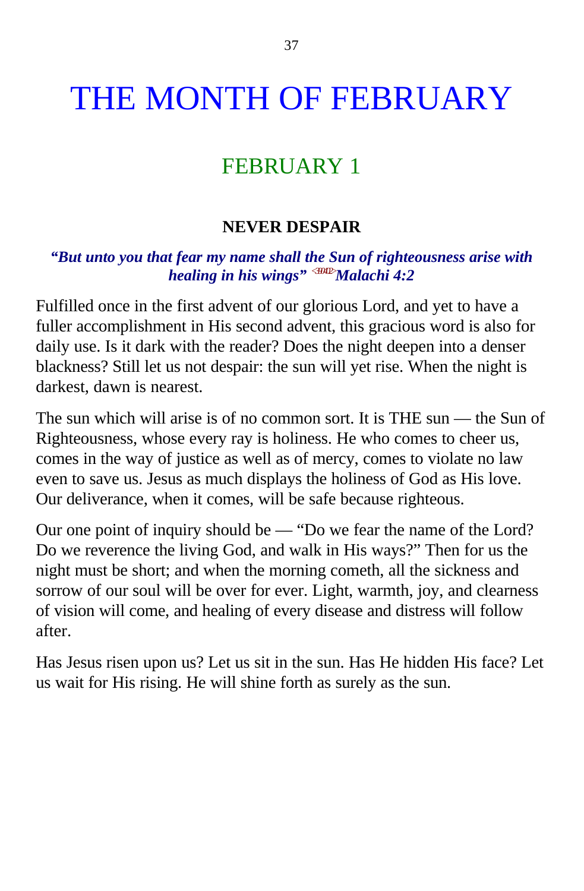# THE MONTH OF FEBRUARY

## FEBRUARY 1

### NEVER DESPAIR

***"But unto you that fear my name shall the Sun of righteousness arise with healing in his wings"*** <3902> ***Malachi 4:2***

Fulfilled once in the first advent of our glorious Lord, and yet to have a fuller accomplishment in His second advent, this gracious word is also for daily use. Is it dark with the reader? Does the night deepen into a denser blackness? Still let us not despair: the sun will yet rise. When the night is darkest, dawn is nearest.

The sun which will arise is of no common sort. It is THE sun — the Sun of Righteousness, whose every ray is holiness. He who comes to cheer us, comes in the way of justice as well as of mercy, comes to violate no law even to save us. Jesus as much displays the holiness of God as His love. Our deliverance, when it comes, will be safe because righteous.

Our one point of inquiry should be — "Do we fear the name of the Lord? Do we reverence the living God, and walk in His ways?" Then for us the night must be short; and when the morning cometh, all the sickness and sorrow of our soul will be over for ever. Light, warmth, joy, and clearness of vision will come, and healing of every disease and distress will follow after.

Has Jesus risen upon us? Let us sit in the sun. Has He hidden His face? Let us wait for His rising. He will shine forth as surely as the sun.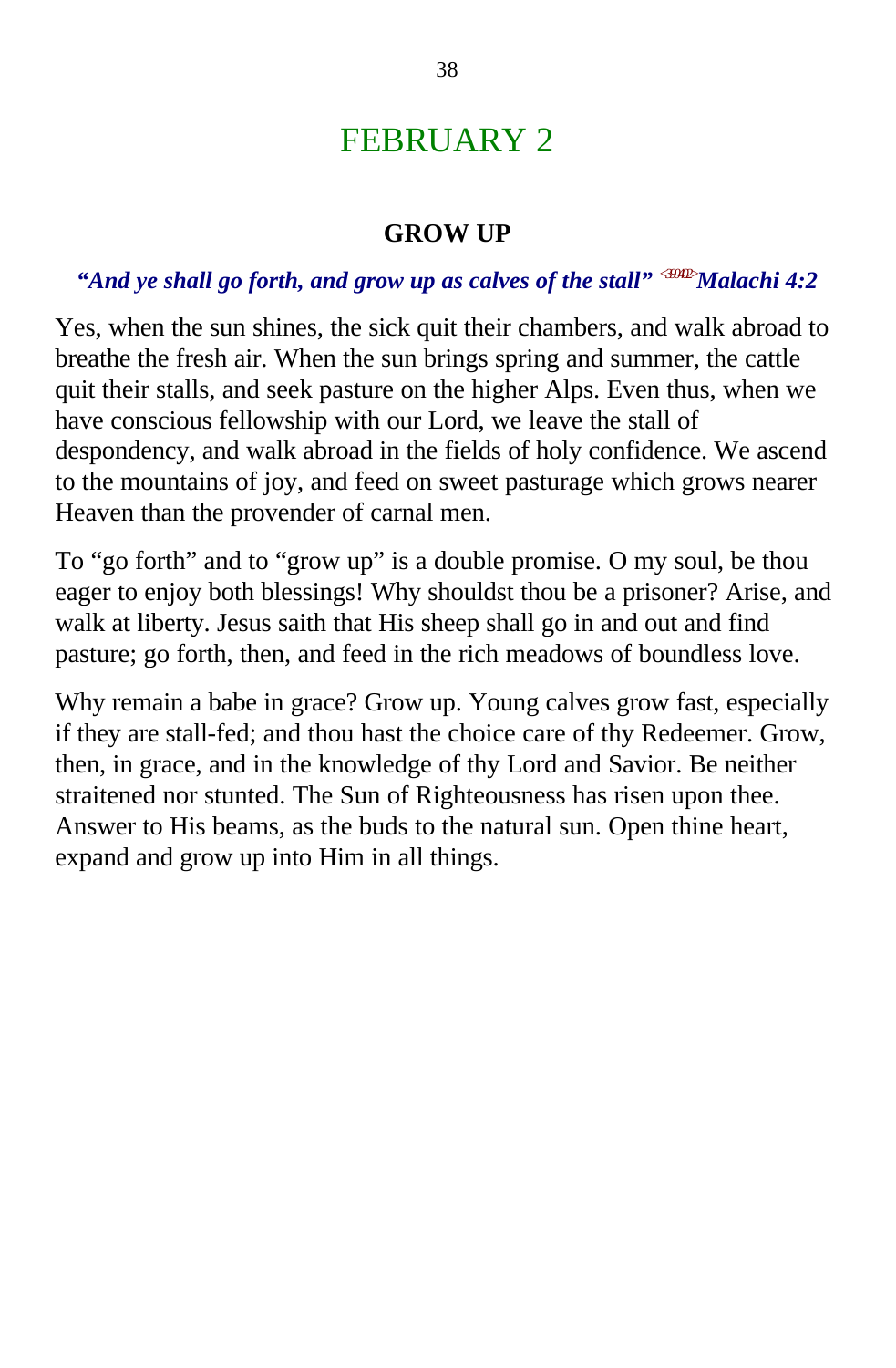# FEBRUARY 2

### GROW UP

***"And ye shall go forth, and grow up as calves of the stall"*** <sup>&lt;390402&gt;</sup>***Malachi 4:2***

Yes, when the sun shines, the sick quit their chambers, and walk abroad to breathe the fresh air. When the sun brings spring and summer, the cattle quit their stalls, and seek pasture on the higher Alps. Even thus, when we have conscious fellowship with our Lord, we leave the stall of despondency, and walk abroad in the fields of holy confidence. We ascend to the mountains of joy, and feed on sweet pasturage which grows nearer Heaven than the provender of carnal men.

To "go forth" and to "grow up" is a double promise. O my soul, be thou eager to enjoy both blessings! Why shouldst thou be a prisoner? Arise, and walk at liberty. Jesus saith that His sheep shall go in and out and find pasture; go forth, then, and feed in the rich meadows of boundless love.

Why remain a babe in grace? Grow up. Young calves grow fast, especially if they are stall-fed; and thou hast the choice care of thy Redeemer. Grow, then, in grace, and in the knowledge of thy Lord and Savior. Be neither straitened nor stunted. The Sun of Righteousness has risen upon thee. Answer to His beams, as the buds to the natural sun. Open thine heart, expand and grow up into Him in all things.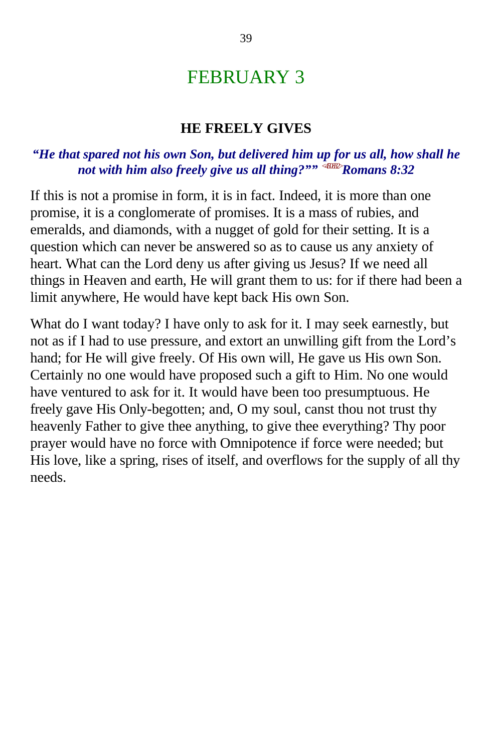# FEBRUARY 3

### HE FREELY GIVES

***"He that spared not his own Son, but delivered him up for us all, how shall he not with him also freely give us all thing?"" <450832>Romans 8:32***

If this is not a promise in form, it is in fact. Indeed, it is more than one promise, it is a conglomerate of promises. It is a mass of rubies, and emeralds, and diamonds, with a nugget of gold for their setting. It is a question which can never be answered so as to cause us any anxiety of heart. What can the Lord deny us after giving us Jesus? If we need all things in Heaven and earth, He will grant them to us: for if there had been a limit anywhere, He would have kept back His own Son.

What do I want today? I have only to ask for it. I may seek earnestly, but not as if I had to use pressure, and extort an unwilling gift from the Lord's hand; for He will give freely. Of His own will, He gave us His own Son. Certainly no one would have proposed such a gift to Him. No one would have ventured to ask for it. It would have been too presumptuous. He freely gave His Only-begotten; and, O my soul, canst thou not trust thy heavenly Father to give thee anything, to give thee everything? Thy poor prayer would have no force with Omnipotence if force were needed; but His love, like a spring, rises of itself, and overflows for the supply of all thy needs.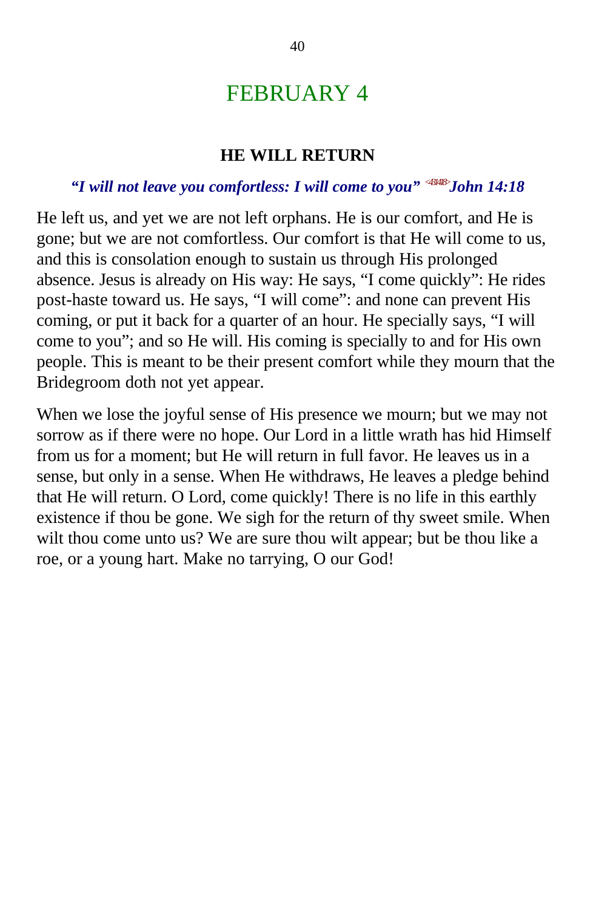# FEBRUARY 4

### HE WILL RETURN

***"I will not leave you comfortless: I will come to you"*** <431418> ***John 14:18***

He left us, and yet we are not left orphans. He is our comfort, and He is gone; but we are not comfortless. Our comfort is that He will come to us, and this is consolation enough to sustain us through His prolonged absence. Jesus is already on His way: He says, "I come quickly": He rides post-haste toward us. He says, "I will come": and none can prevent His coming, or put it back for a quarter of an hour. He specially says, "I will come to you"; and so He will. His coming is specially to and for His own people. This is meant to be their present comfort while they mourn that the Bridegroom doth not yet appear.

When we lose the joyful sense of His presence we mourn; but we may not sorrow as if there were no hope. Our Lord in a little wrath has hid Himself from us for a moment; but He will return in full favor. He leaves us in a sense, but only in a sense. When He withdraws, He leaves a pledge behind that He will return. O Lord, come quickly! There is no life in this earthly existence if thou be gone. We sigh for the return of thy sweet smile. When wilt thou come unto us? We are sure thou wilt appear; but be thou like a roe, or a young hart. Make no tarrying, O our God!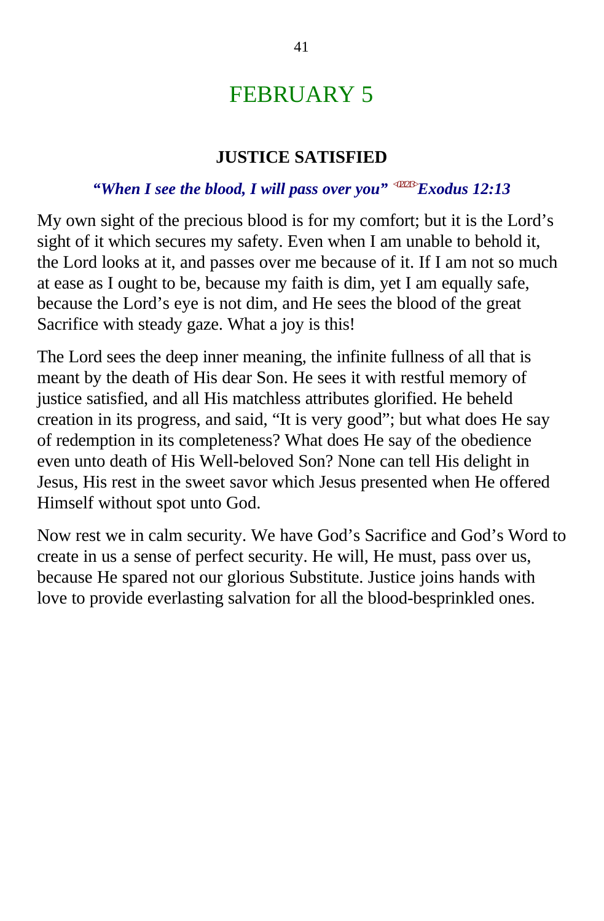# FEBRUARY 5

## JUSTICE SATISFIED

***"When I see the blood, I will pass over you"*** <021213> ***Exodus 12:13***

My own sight of the precious blood is for my comfort; but it is the Lord's sight of it which secures my safety. Even when I am unable to behold it, the Lord looks at it, and passes over me because of it. If I am not so much at ease as I ought to be, because my faith is dim, yet I am equally safe, because the Lord's eye is not dim, and He sees the blood of the great Sacrifice with steady gaze. What a joy is this!

The Lord sees the deep inner meaning, the infinite fullness of all that is meant by the death of His dear Son. He sees it with restful memory of justice satisfied, and all His matchless attributes glorified. He beheld creation in its progress, and said, "It is very good"; but what does He say of redemption in its completeness? What does He say of the obedience even unto death of His Well-beloved Son? None can tell His delight in Jesus, His rest in the sweet savor which Jesus presented when He offered Himself without spot unto God.

Now rest we in calm security. We have God's Sacrifice and God's Word to create in us a sense of perfect security. He will, He must, pass over us, because He spared not our glorious Substitute. Justice joins hands with love to provide everlasting salvation for all the blood-besprinkled ones.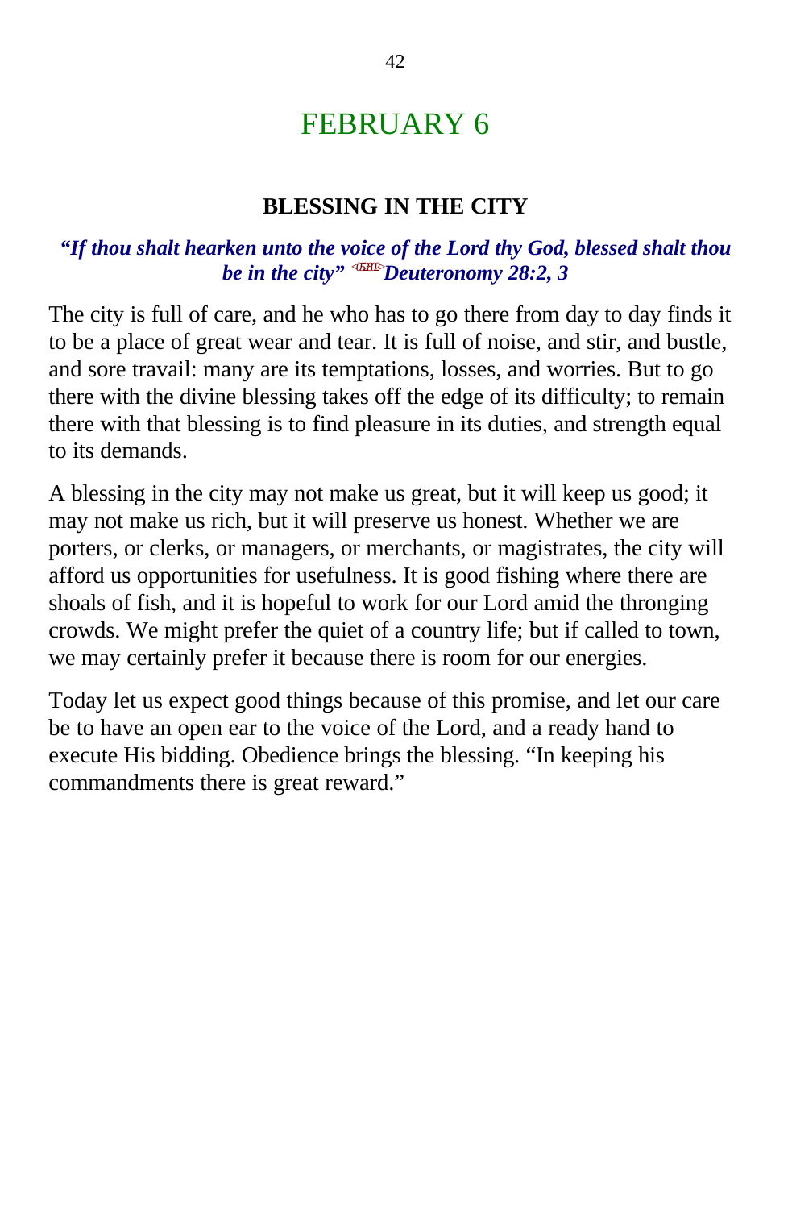# FEBRUARY 6

### BLESSING IN THE CITY

***"If thou shalt hearken unto the voice of the Lord thy God, blessed shalt thou be in the city"*** ***Deuteronomy 28:2, 3***

The city is full of care, and he who has to go there from day to day finds it to be a place of great wear and tear. It is full of noise, and stir, and bustle, and sore travail: many are its temptations, losses, and worries. But to go there with the divine blessing takes off the edge of its difficulty; to remain there with that blessing is to find pleasure in its duties, and strength equal to its demands.

A blessing in the city may not make us great, but it will keep us good; it may not make us rich, but it will preserve us honest. Whether we are porters, or clerks, or managers, or merchants, or magistrates, the city will afford us opportunities for usefulness. It is good fishing where there are shoals of fish, and it is hopeful to work for our Lord amid the thronging crowds. We might prefer the quiet of a country life; but if called to town, we may certainly prefer it because there is room for our energies.

Today let us expect good things because of this promise, and let our care be to have an open ear to the voice of the Lord, and a ready hand to execute His bidding. Obedience brings the blessing. "In keeping his commandments there is great reward."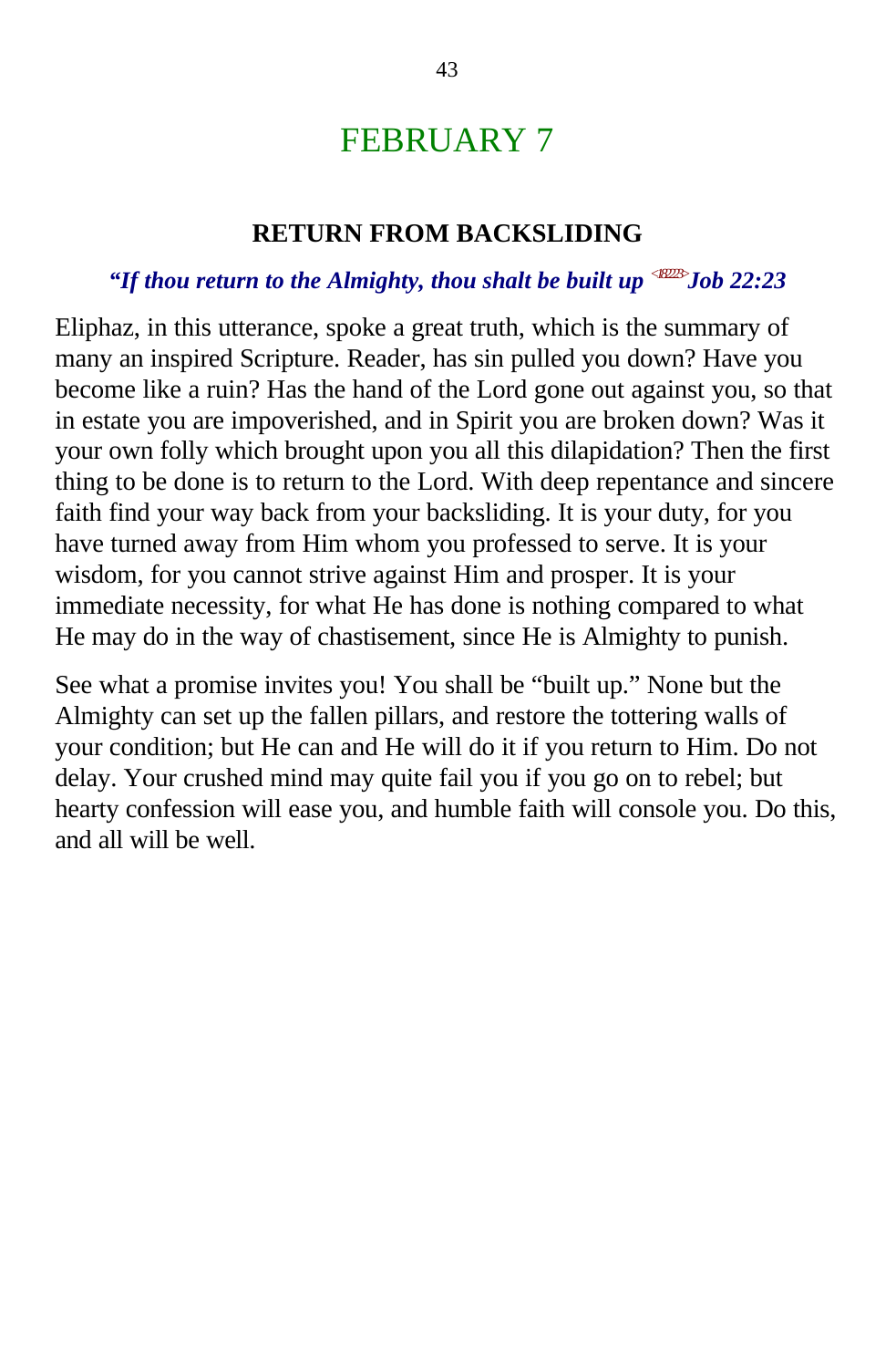# FEBRUARY 7

### RETURN FROM BACKSLIDING

***"If thou return to the Almighty, thou shalt be built up <182223>Job 22:23***

Eliphaz, in this utterance, spoke a great truth, which is the summary of many an inspired Scripture. Reader, has sin pulled you down? Have you become like a ruin? Has the hand of the Lord gone out against you, so that in estate you are impoverished, and in Spirit you are broken down? Was it your own folly which brought upon you all this dilapidation? Then the first thing to be done is to return to the Lord. With deep repentance and sincere faith find your way back from your backsliding. It is your duty, for you have turned away from Him whom you professed to serve. It is your wisdom, for you cannot strive against Him and prosper. It is your immediate necessity, for what He has done is nothing compared to what He may do in the way of chastisement, since He is Almighty to punish.

See what a promise invites you! You shall be "built up." None but the Almighty can set up the fallen pillars, and restore the tottering walls of your condition; but He can and He will do it if you return to Him. Do not delay. Your crushed mind may quite fail you if you go on to rebel; but hearty confession will ease you, and humble faith will console you. Do this, and all will be well.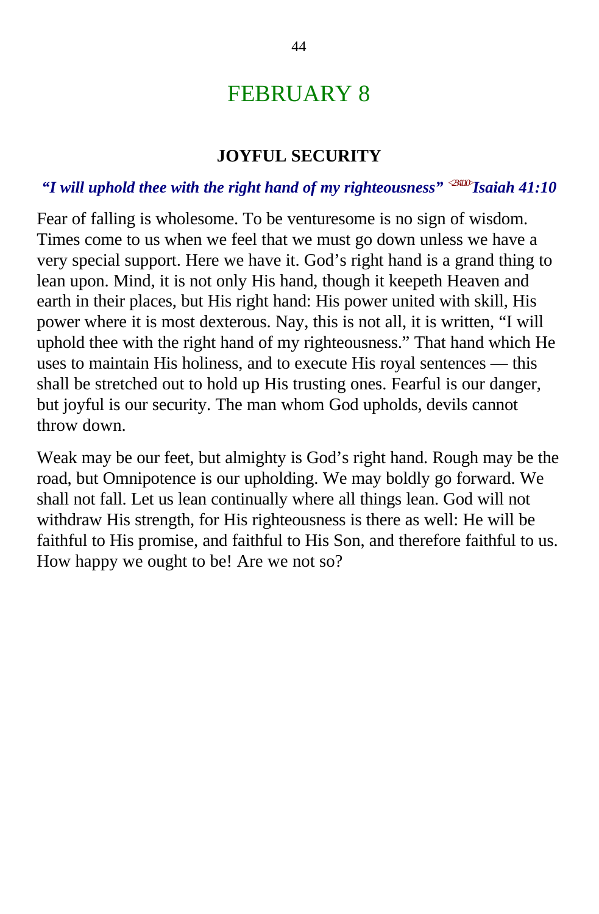# FEBRUARY 8

### JOYFUL SECURITY

***"I will uphold thee with the right hand of my righteousness"*** [<234110>] ***Isaiah 41:10***

Fear of falling is wholesome. To be venturesome is no sign of wisdom. Times come to us when we feel that we must go down unless we have a very special support. Here we have it. God's right hand is a grand thing to lean upon. Mind, it is not only His hand, though it keepeth Heaven and earth in their places, but His right hand: His power united with skill, His power where it is most dexterous. Nay, this is not all, it is written, "I will uphold thee with the right hand of my righteousness." That hand which He uses to maintain His holiness, and to execute His royal sentences — this shall be stretched out to hold up His trusting ones. Fearful is our danger, but joyful is our security. The man whom God upholds, devils cannot throw down.

Weak may be our feet, but almighty is God's right hand. Rough may be the road, but Omnipotence is our upholding. We may boldly go forward. We shall not fall. Let us lean continually where all things lean. God will not withdraw His strength, for His righteousness is there as well: He will be faithful to His promise, and faithful to His Son, and therefore faithful to us. How happy we ought to be! Are we not so?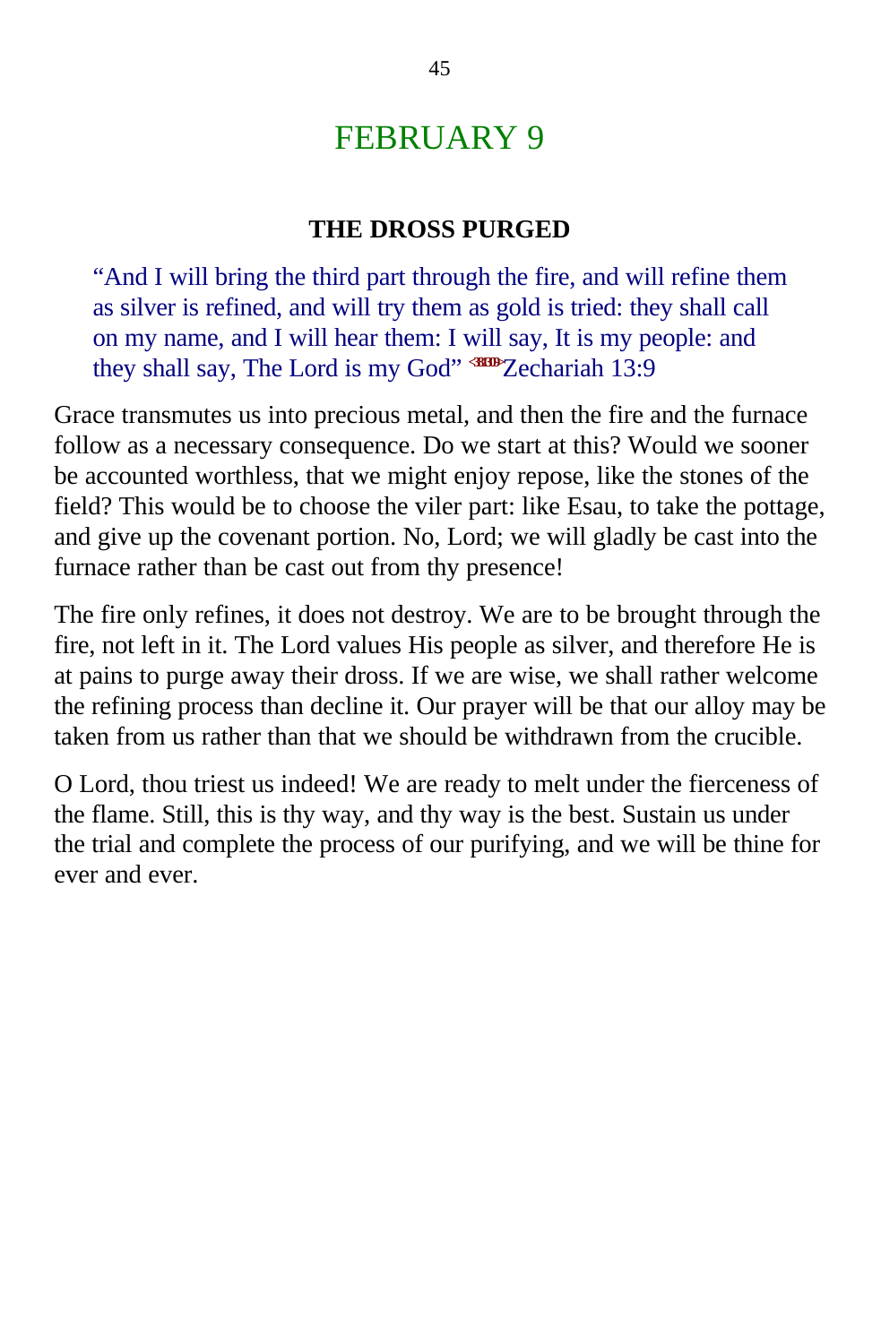# FEBRUARY 9

### THE DROSS PURGED

> "And I will bring the third part through the fire, and will refine them as silver is refined, and will try them as gold is tried: they shall call on my name, and I will hear them: I will say, It is my people: and they shall say, The Lord is my God" <381309>Zechariah 13:9

Grace transmutes us into precious metal, and then the fire and the furnace follow as a necessary consequence. Do we start at this? Would we sooner be accounted worthless, that we might enjoy repose, like the stones of the field? This would be to choose the viler part: like Esau, to take the pottage, and give up the covenant portion. No, Lord; we will gladly be cast into the furnace rather than be cast out from thy presence!

The fire only refines, it does not destroy. We are to be brought through the fire, not left in it. The Lord values His people as silver, and therefore He is at pains to purge away their dross. If we are wise, we shall rather welcome the refining process than decline it. Our prayer will be that our alloy may be taken from us rather than that we should be withdrawn from the crucible.

O Lord, thou triest us indeed! We are ready to melt under the fierceness of the flame. Still, this is thy way, and thy way is the best. Sustain us under the trial and complete the process of our purifying, and we will be thine for ever and ever.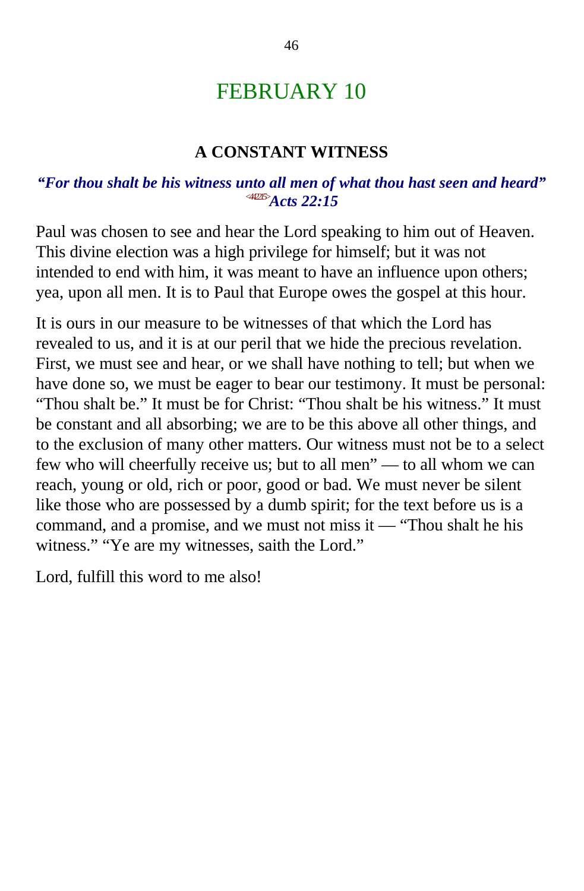# FEBRUARY 10

### A CONSTANT WITNESS

***"For thou shalt be his witness unto all men of what thou hast seen and heard"*** <442215>***Acts 22:15***

Paul was chosen to see and hear the Lord speaking to him out of Heaven. This divine election was a high privilege for himself; but it was not intended to end with him, it was meant to have an influence upon others; yea, upon all men. It is to Paul that Europe owes the gospel at this hour.

It is ours in our measure to be witnesses of that which the Lord has revealed to us, and it is at our peril that we hide the precious revelation. First, we must see and hear, or we shall have nothing to tell; but when we have done so, we must be eager to bear our testimony. It must be personal: "Thou shalt be." It must be for Christ: "Thou shalt be his witness." It must be constant and all absorbing; we are to be this above all other things, and to the exclusion of many other matters. Our witness must not be to a select few who will cheerfully receive us; but to all men" — to all whom we can reach, young or old, rich or poor, good or bad. We must never be silent like those who are possessed by a dumb spirit; for the text before us is a command, and a promise, and we must not miss it — "Thou shalt he his witness." "Ye are my witnesses, saith the Lord."

Lord, fulfill this word to me also!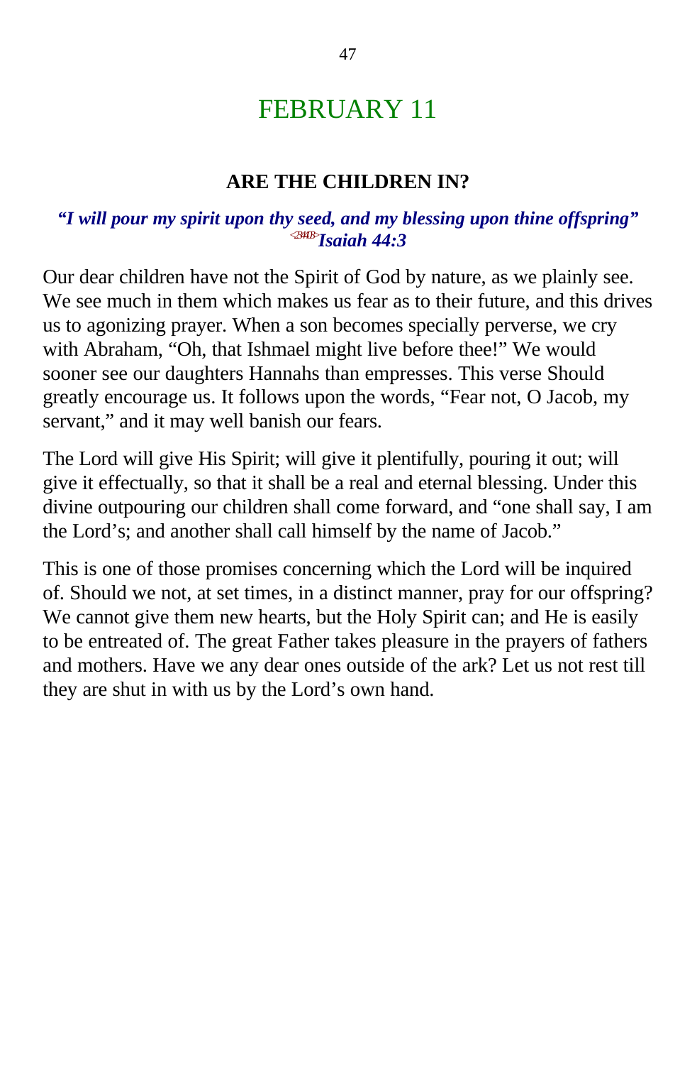# FEBRUARY 11

### ARE THE CHILDREN IN?

***"I will pour my spirit upon thy seed, and my blessing upon thine offspring"*** <2344B>***Isaiah 44:3***

Our dear children have not the Spirit of God by nature, as we plainly see. We see much in them which makes us fear as to their future, and this drives us to agonizing prayer. When a son becomes specially perverse, we cry with Abraham, "Oh, that Ishmael might live before thee!" We would sooner see our daughters Hannahs than empresses. This verse Should greatly encourage us. It follows upon the words, "Fear not, O Jacob, my servant," and it may well banish our fears.

The Lord will give His Spirit; will give it plentifully, pouring it out; will give it effectually, so that it shall be a real and eternal blessing. Under this divine outpouring our children shall come forward, and "one shall say, I am the Lord's; and another shall call himself by the name of Jacob."

This is one of those promises concerning which the Lord will be inquired of. Should we not, at set times, in a distinct manner, pray for our offspring? We cannot give them new hearts, but the Holy Spirit can; and He is easily to be entreated of. The great Father takes pleasure in the prayers of fathers and mothers. Have we any dear ones outside of the ark? Let us not rest till they are shut in with us by the Lord's own hand.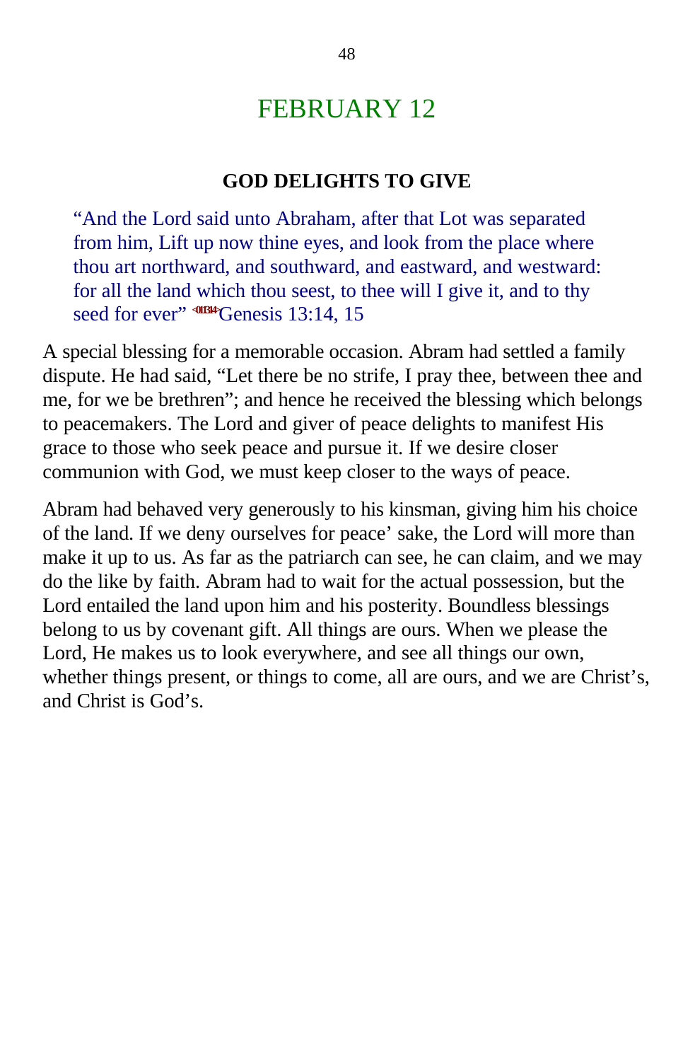# FEBRUARY 12

### GOD DELIGHTS TO GIVE

> "And the Lord said unto Abraham, after that Lot was separated from him, Lift up now thine eyes, and look from the place where thou art northward, and southward, and eastward, and westward: for all the land which thou seest, to thee will I give it, and to thy seed for ever" <011314>Genesis 13:14, 15

A special blessing for a memorable occasion. Abram had settled a family dispute. He had said, "Let there be no strife, I pray thee, between thee and me, for we be brethren"; and hence he received the blessing which belongs to peacemakers. The Lord and giver of peace delights to manifest His grace to those who seek peace and pursue it. If we desire closer communion with God, we must keep closer to the ways of peace.

Abram had behaved very generously to his kinsman, giving him his choice of the land. If we deny ourselves for peace' sake, the Lord will more than make it up to us. As far as the patriarch can see, he can claim, and we may do the like by faith. Abram had to wait for the actual possession, but the Lord entailed the land upon him and his posterity. Boundless blessings belong to us by covenant gift. All things are ours. When we please the Lord, He makes us to look everywhere, and see all things our own, whether things present, or things to come, all are ours, and we are Christ's, and Christ is God's.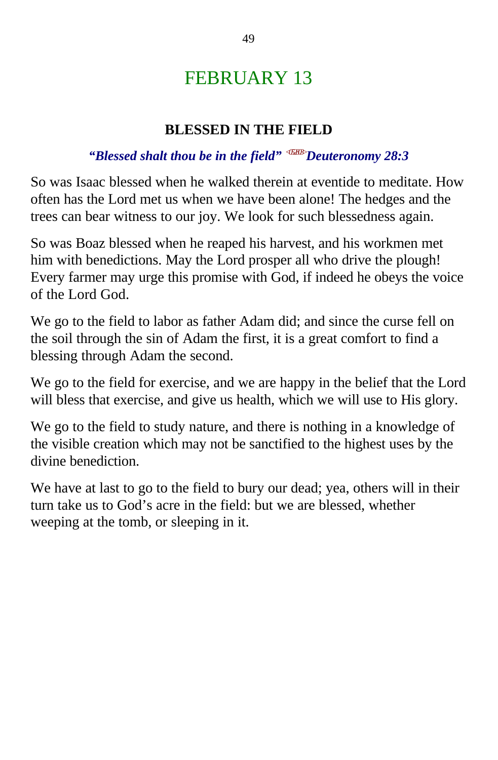# FEBRUARY 13

### BLESSED IN THE FIELD

***"Blessed shalt thou be in the field" <052803>Deuteronomy 28:3***

So was Isaac blessed when he walked therein at eventide to meditate. How often has the Lord met us when we have been alone! The hedges and the trees can bear witness to our joy. We look for such blessedness again.

So was Boaz blessed when he reaped his harvest, and his workmen met him with benedictions. May the Lord prosper all who drive the plough! Every farmer may urge this promise with God, if indeed he obeys the voice of the Lord God.

We go to the field to labor as father Adam did; and since the curse fell on the soil through the sin of Adam the first, it is a great comfort to find a blessing through Adam the second.

We go to the field for exercise, and we are happy in the belief that the Lord will bless that exercise, and give us health, which we will use to His glory.

We go to the field to study nature, and there is nothing in a knowledge of the visible creation which may not be sanctified to the highest uses by the divine benediction.

We have at last to go to the field to bury our dead; yea, others will in their turn take us to God's acre in the field: but we are blessed, whether weeping at the tomb, or sleeping in it.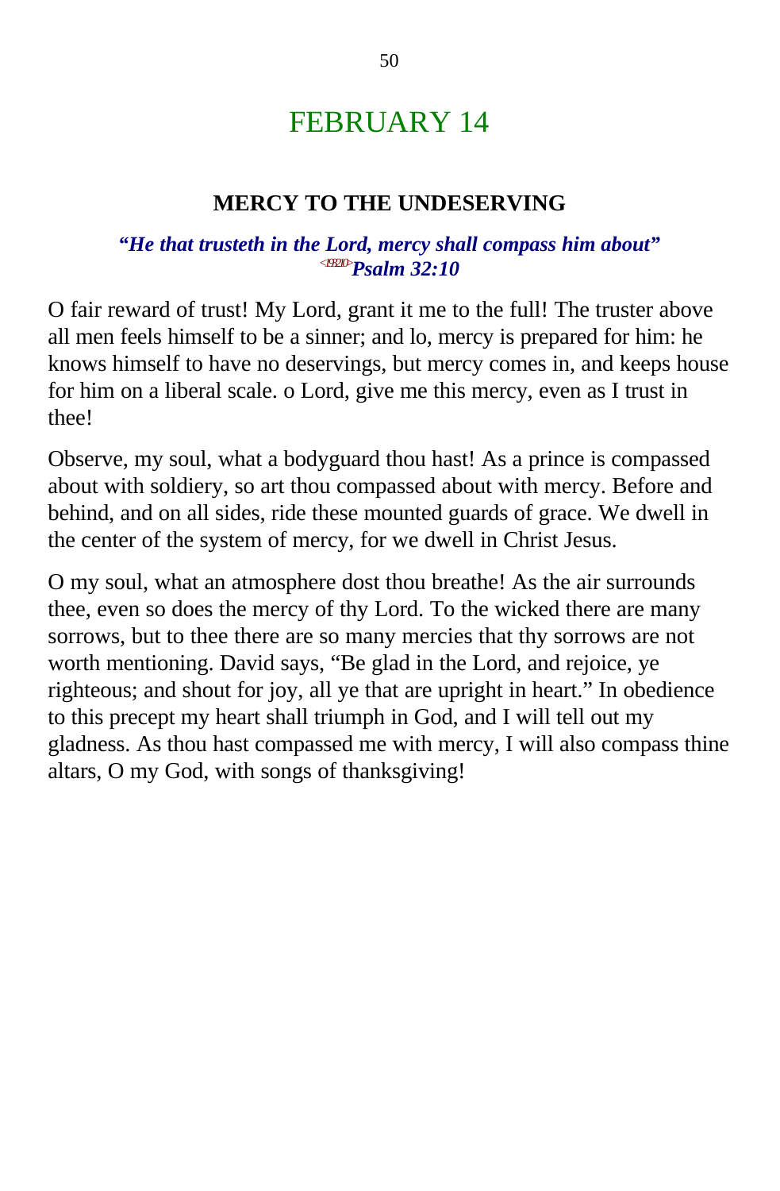# FEBRUARY 14

## MERCY TO THE UNDESERVING

***"He that trusteth in the Lord, mercy shall compass him about"*** <sup></sup>
***<19210>Psalm 32:10***

O fair reward of trust! My Lord, grant it me to the full! The truster above all men feels himself to be a sinner; and lo, mercy is prepared for him: he knows himself to have no deservings, but mercy comes in, and keeps house for him on a liberal scale. o Lord, give me this mercy, even as I trust in thee!

Observe, my soul, what a bodyguard thou hast! As a prince is compassed about with soldiery, so art thou compassed about with mercy. Before and behind, and on all sides, ride these mounted guards of grace. We dwell in the center of the system of mercy, for we dwell in Christ Jesus.

O my soul, what an atmosphere dost thou breathe! As the air surrounds thee, even so does the mercy of thy Lord. To the wicked there are many sorrows, but to thee there are so many mercies that thy sorrows are not worth mentioning. David says, "Be glad in the Lord, and rejoice, ye righteous; and shout for joy, all ye that are upright in heart." In obedience to this precept my heart shall triumph in God, and I will tell out my gladness. As thou hast compassed me with mercy, I will also compass thine altars, O my God, with songs of thanksgiving!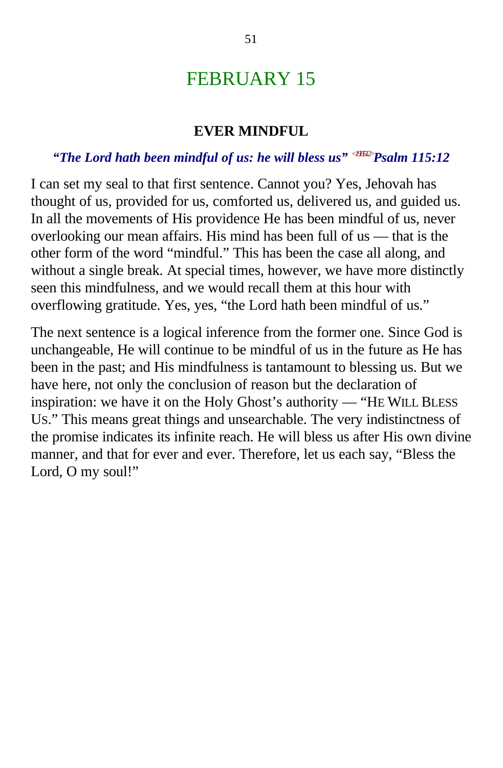# FEBRUARY 15

## EVER MINDFUL

***"The Lord hath been mindful of us: he will bless us"*** <191512> ***Psalm 115:12***

I can set my seal to that first sentence. Cannot you? Yes, Jehovah has thought of us, provided for us, comforted us, delivered us, and guided us. In all the movements of His providence He has been mindful of us, never overlooking our mean affairs. His mind has been full of us — that is the other form of the word "mindful." This has been the case all along, and without a single break. At special times, however, we have more distinctly seen this mindfulness, and we would recall them at this hour with overflowing gratitude. Yes, yes, "the Lord hath been mindful of us."

The next sentence is a logical inference from the former one. Since God is unchangeable, He will continue to be mindful of us in the future as He has been in the past; and His mindfulness is tantamount to blessing us. But we have here, not only the conclusion of reason but the declaration of inspiration: we have it on the Holy Ghost's authority — "HE WILL BLESS US." This means great things and unsearchable. The very indistinctness of the promise indicates its infinite reach. He will bless us after His own divine manner, and that for ever and ever. Therefore, let us each say, "Bless the Lord, O my soul!"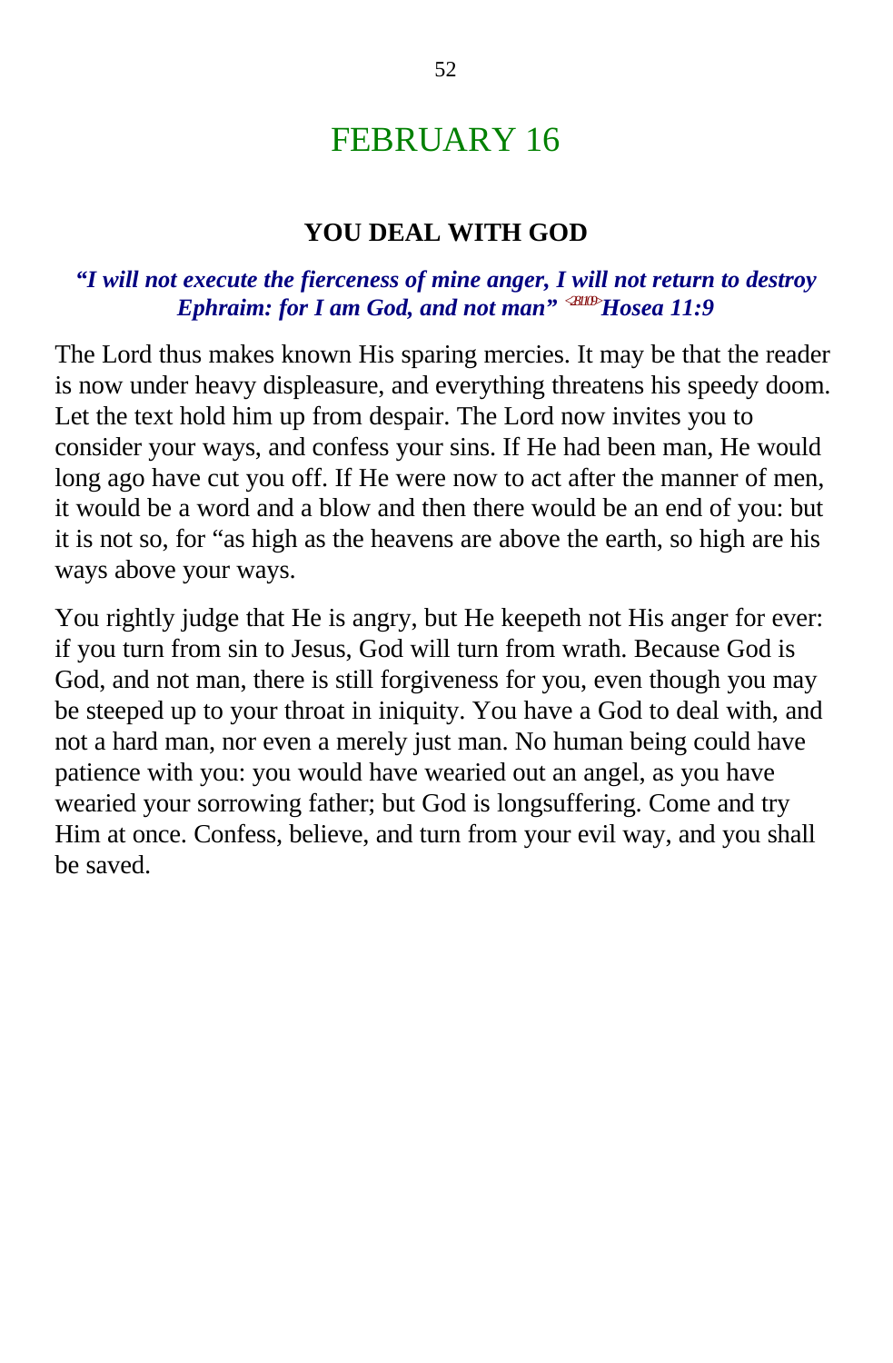# FEBRUARY 16

### YOU DEAL WITH GOD

***"I will not execute the fierceness of mine anger, I will not return to destroy Ephraim: for I am God, and not man" <281109>Hosea 11:9***

The Lord thus makes known His sparing mercies. It may be that the reader is now under heavy displeasure, and everything threatens his speedy doom. Let the text hold him up from despair. The Lord now invites you to consider your ways, and confess your sins. If He had been man, He would long ago have cut you off. If He were now to act after the manner of men, it would be a word and a blow and then there would be an end of you: but it is not so, for "as high as the heavens are above the earth, so high are his ways above your ways.

You rightly judge that He is angry, but He keepeth not His anger for ever: if you turn from sin to Jesus, God will turn from wrath. Because God is God, and not man, there is still forgiveness for you, even though you may be steeped up to your throat in iniquity. You have a God to deal with, and not a hard man, nor even a merely just man. No human being could have patience with you: you would have wearied out an angel, as you have wearied your sorrowing father; but God is longsuffering. Come and try Him at once. Confess, believe, and turn from your evil way, and you shall be saved.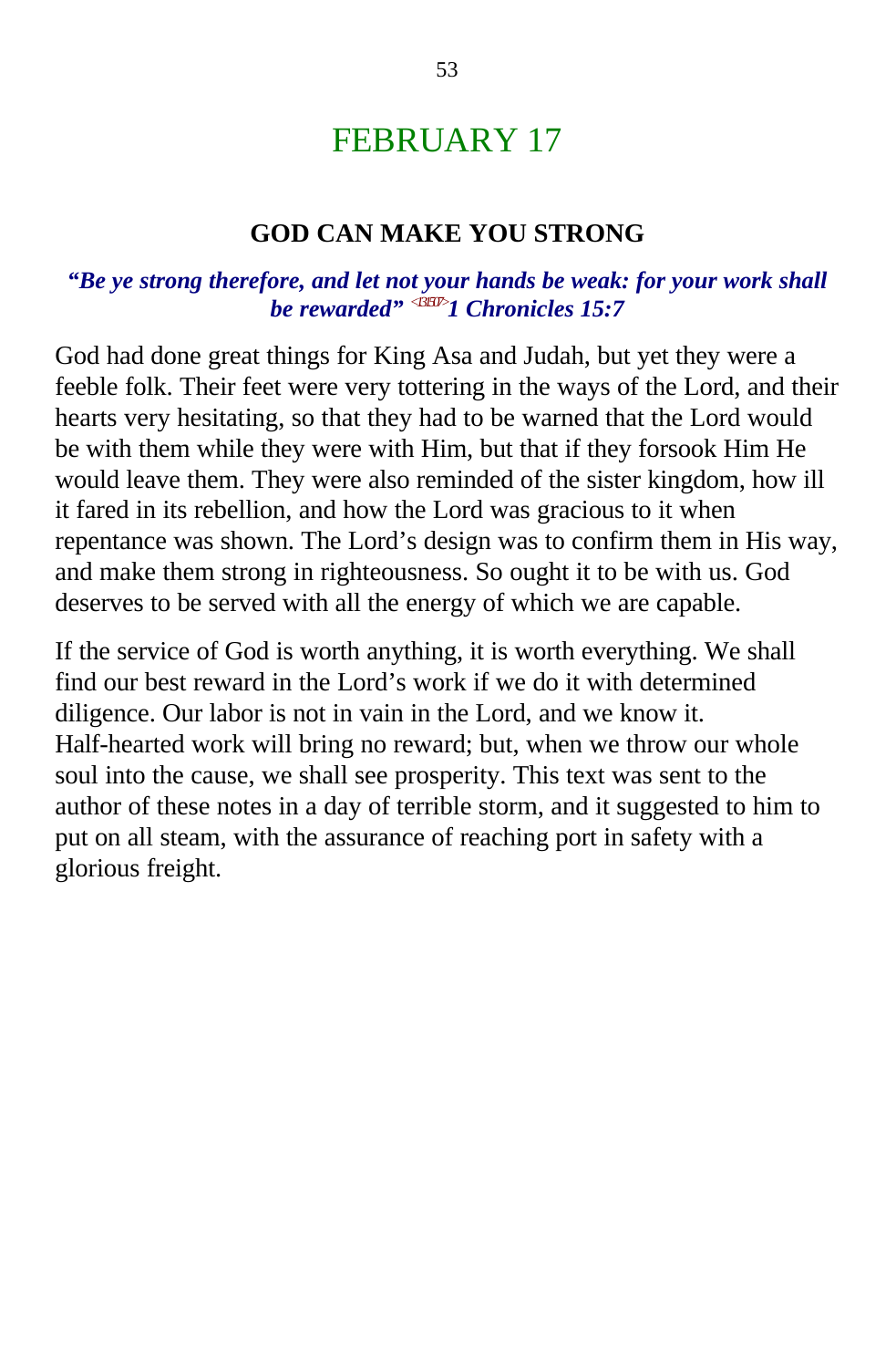# FEBRUARY 17

## GOD CAN MAKE YOU STRONG

***"Be ye strong therefore, and let not your hands be weak: for your work shall be rewarded"* <131507>*1 Chronicles 15:7***

God had done great things for King Asa and Judah, but yet they were a feeble folk. Their feet were very tottering in the ways of the Lord, and their hearts very hesitating, so that they had to be warned that the Lord would be with them while they were with Him, but that if they forsook Him He would leave them. They were also reminded of the sister kingdom, how ill it fared in its rebellion, and how the Lord was gracious to it when repentance was shown. The Lord's design was to confirm them in His way, and make them strong in righteousness. So ought it to be with us. God deserves to be served with all the energy of which we are capable.

If the service of God is worth anything, it is worth everything. We shall find our best reward in the Lord's work if we do it with determined diligence. Our labor is not in vain in the Lord, and we know it. Half-hearted work will bring no reward; but, when we throw our whole soul into the cause, we shall see prosperity. This text was sent to the author of these notes in a day of terrible storm, and it suggested to him to put on all steam, with the assurance of reaching port in safety with a glorious freight.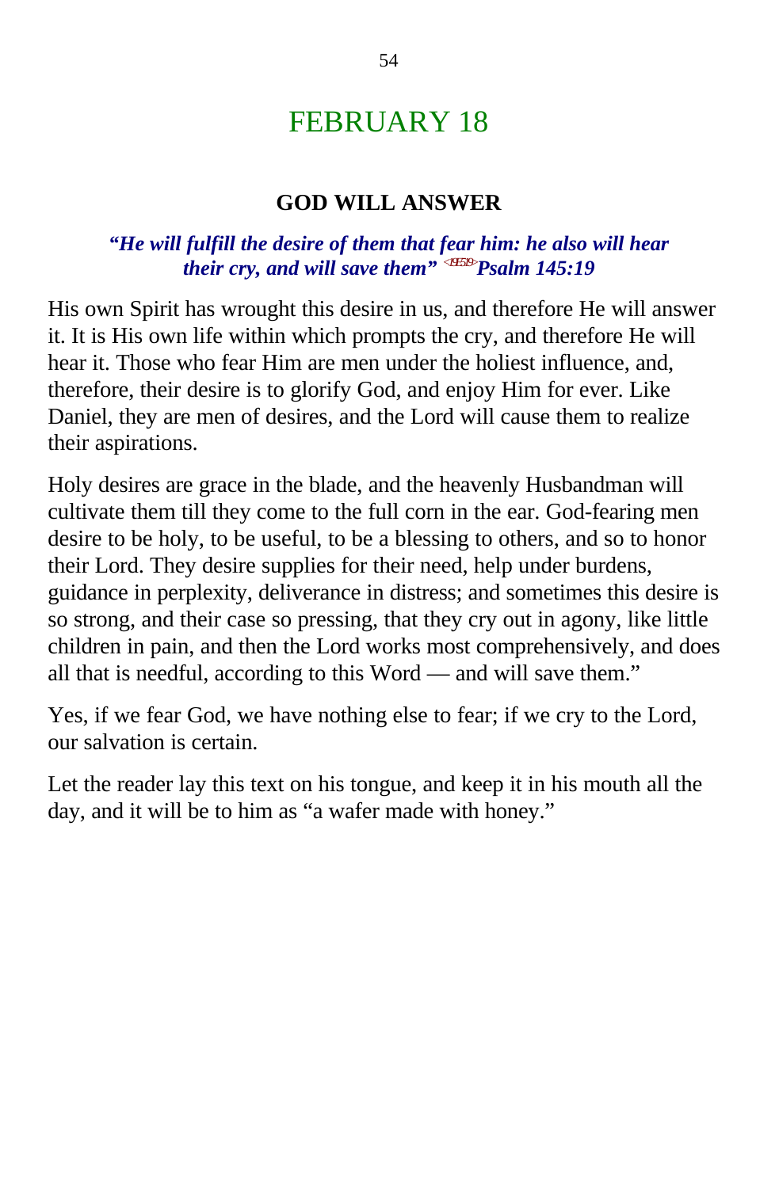# FEBRUARY 18

## GOD WILL ANSWER

***"He will fulfill the desire of them that fear him: he also will hear their cry, and will save them"*** <19E519> ***Psalm 145:19***

His own Spirit has wrought this desire in us, and therefore He will answer it. It is His own life within which prompts the cry, and therefore He will hear it. Those who fear Him are men under the holiest influence, and, therefore, their desire is to glorify God, and enjoy Him for ever. Like Daniel, they are men of desires, and the Lord will cause them to realize their aspirations.

Holy desires are grace in the blade, and the heavenly Husbandman will cultivate them till they come to the full corn in the ear. God-fearing men desire to be holy, to be useful, to be a blessing to others, and so to honor their Lord. They desire supplies for their need, help under burdens, guidance in perplexity, deliverance in distress; and sometimes this desire is so strong, and their case so pressing, that they cry out in agony, like little children in pain, and then the Lord works most comprehensively, and does all that is needful, according to this Word — and will save them."

Yes, if we fear God, we have nothing else to fear; if we cry to the Lord, our salvation is certain.

Let the reader lay this text on his tongue, and keep it in his mouth all the day, and it will be to him as "a wafer made with honey."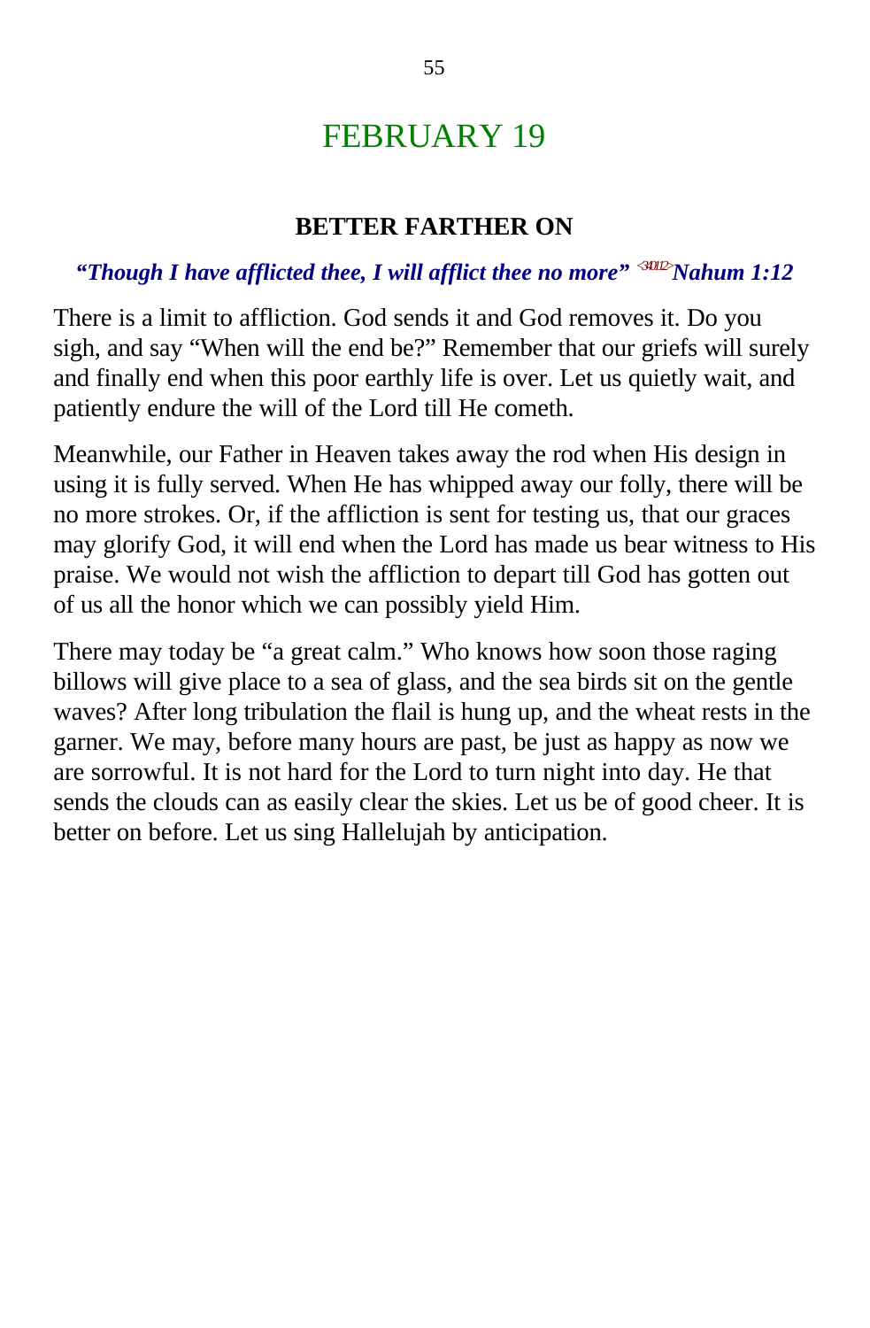# FEBRUARY 19

### BETTER FARTHER ON

***"Though I have afflicted thee, I will afflict thee no more"*** [340112] ***Nahum 1:12***

There is a limit to affliction. God sends it and God removes it. Do you sigh, and say "When will the end be?" Remember that our griefs will surely and finally end when this poor earthly life is over. Let us quietly wait, and patiently endure the will of the Lord till He cometh.

Meanwhile, our Father in Heaven takes away the rod when His design in using it is fully served. When He has whipped away our folly, there will be no more strokes. Or, if the affliction is sent for testing us, that our graces may glorify God, it will end when the Lord has made us bear witness to His praise. We would not wish the affliction to depart till God has gotten out of us all the honor which we can possibly yield Him.

There may today be "a great calm." Who knows how soon those raging billows will give place to a sea of glass, and the sea birds sit on the gentle waves? After long tribulation the flail is hung up, and the wheat rests in the garner. We may, before many hours are past, be just as happy as now we are sorrowful. It is not hard for the Lord to turn night into day. He that sends the clouds can as easily clear the skies. Let us be of good cheer. It is better on before. Let us sing Hallelujah by anticipation.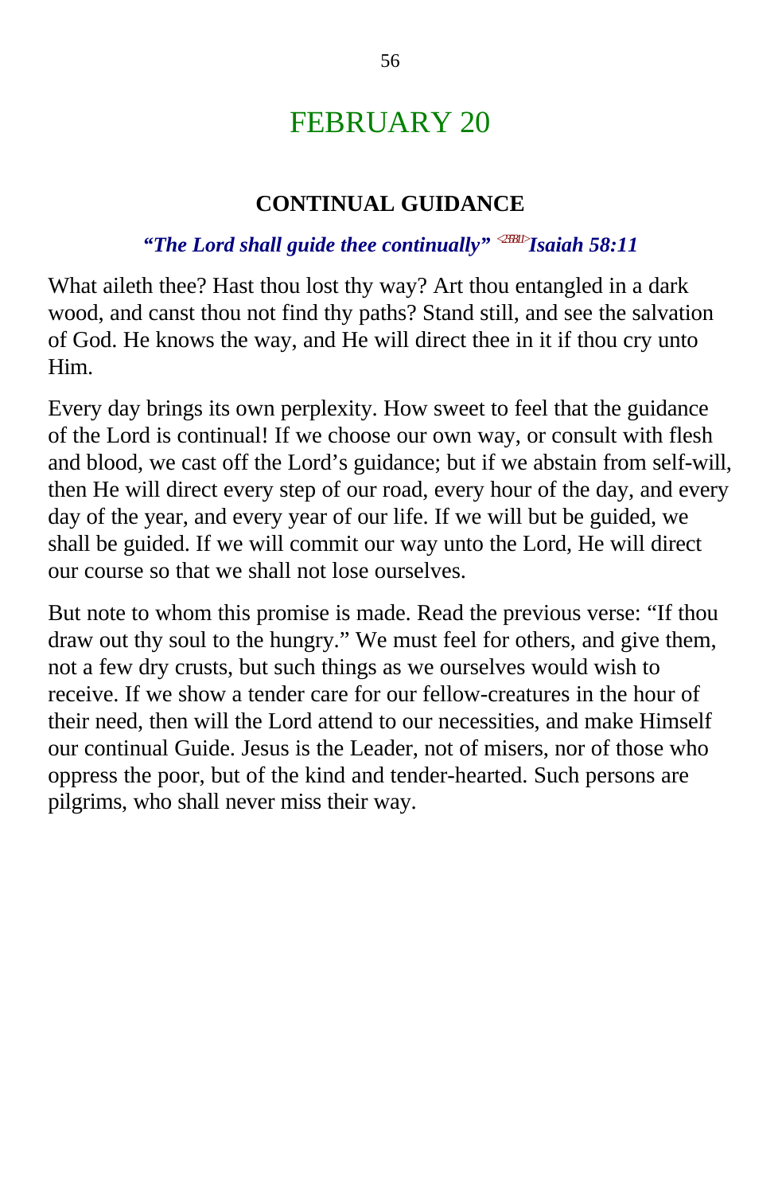# FEBRUARY 20

## CONTINUAL GUIDANCE

***"The Lord shall guide thee continually"*** <235811> ***Isaiah 58:11***

What aileth thee? Hast thou lost thy way? Art thou entangled in a dark wood, and canst thou not find thy paths? Stand still, and see the salvation of God. He knows the way, and He will direct thee in it if thou cry unto Him.

Every day brings its own perplexity. How sweet to feel that the guidance of the Lord is continual! If we choose our own way, or consult with flesh and blood, we cast off the Lord's guidance; but if we abstain from self-will, then He will direct every step of our road, every hour of the day, and every day of the year, and every year of our life. If we will but be guided, we shall be guided. If we will commit our way unto the Lord, He will direct our course so that we shall not lose ourselves.

But note to whom this promise is made. Read the previous verse: "If thou draw out thy soul to the hungry." We must feel for others, and give them, not a few dry crusts, but such things as we ourselves would wish to receive. If we show a tender care for our fellow-creatures in the hour of their need, then will the Lord attend to our necessities, and make Himself our continual Guide. Jesus is the Leader, not of misers, nor of those who oppress the poor, but of the kind and tender-hearted. Such persons are pilgrims, who shall never miss their way.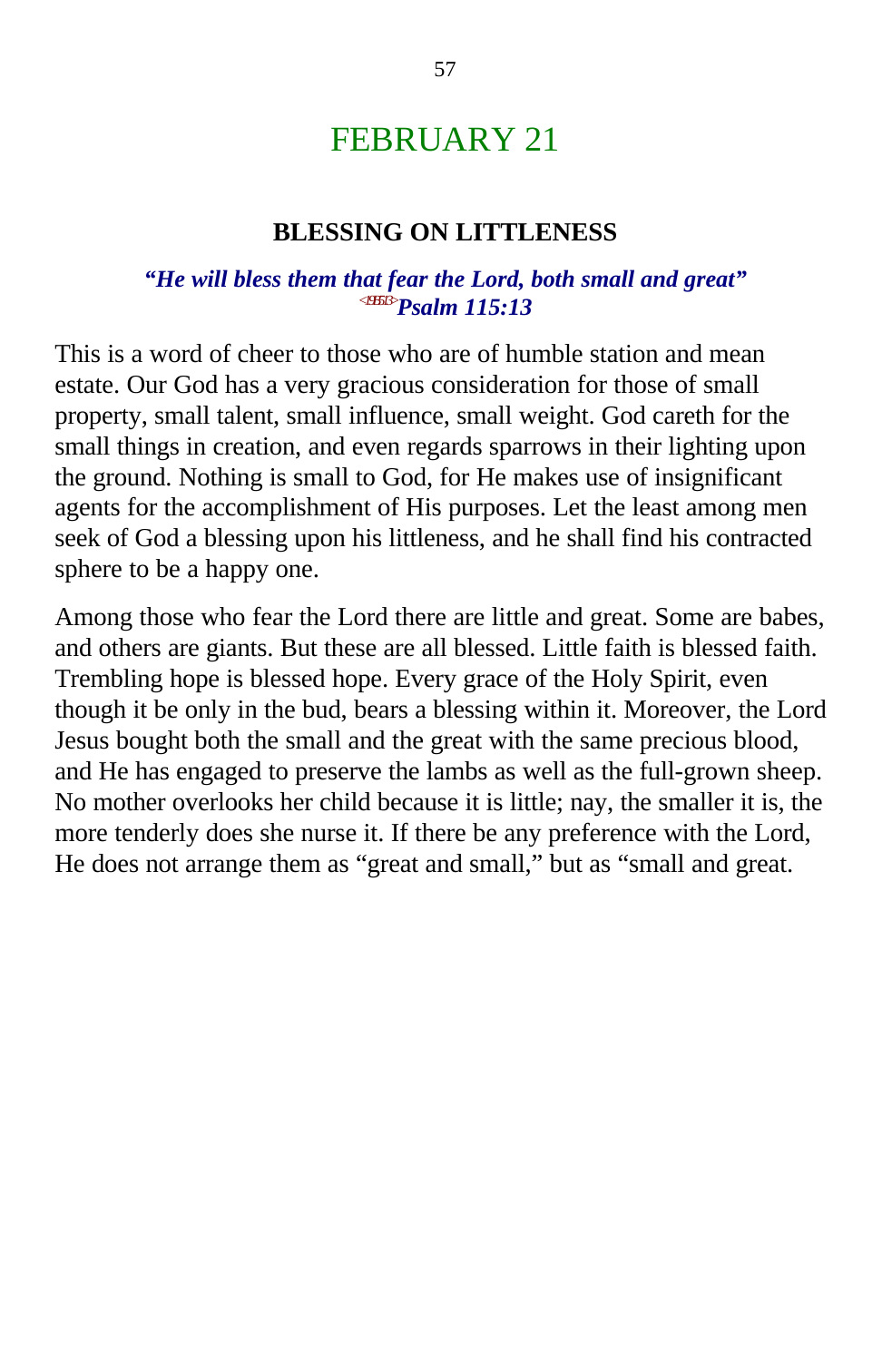# FEBRUARY 21

## BLESSING ON LITTLENESS

***"He will bless them that fear the Lord, both small and great"***
***<191513>Psalm 115:13***

This is a word of cheer to those who are of humble station and mean estate. Our God has a very gracious consideration for those of small property, small talent, small influence, small weight. God careth for the small things in creation, and even regards sparrows in their lighting upon the ground. Nothing is small to God, for He makes use of insignificant agents for the accomplishment of His purposes. Let the least among men seek of God a blessing upon his littleness, and he shall find his contracted sphere to be a happy one.

Among those who fear the Lord there are little and great. Some are babes, and others are giants. But these are all blessed. Little faith is blessed faith. Trembling hope is blessed hope. Every grace of the Holy Spirit, even though it be only in the bud, bears a blessing within it. Moreover, the Lord Jesus bought both the small and the great with the same precious blood, and He has engaged to preserve the lambs as well as the full-grown sheep. No mother overlooks her child because it is little; nay, the smaller it is, the more tenderly does she nurse it. If there be any preference with the Lord, He does not arrange them as "great and small," but as "small and great.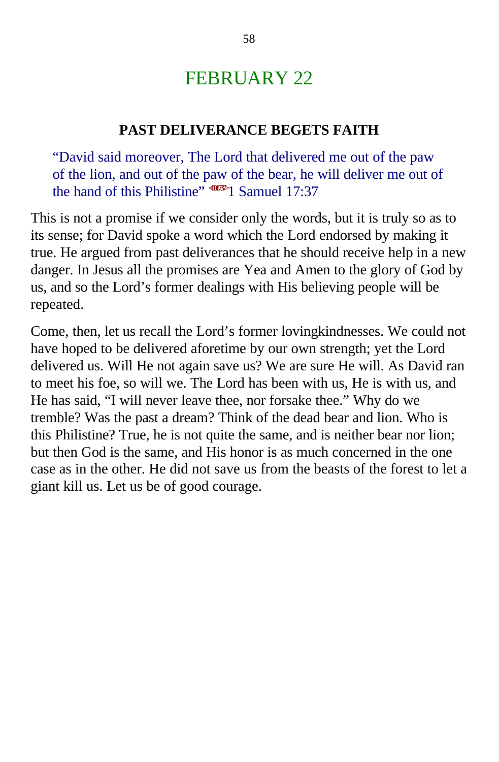# FEBRUARY 22

## PAST DELIVERANCE BEGETS FAITH

> "David said moreover, The Lord that delivered me out of the paw of the lion, and out of the paw of the bear, he will deliver me out of the hand of this Philistine" <091737>1 Samuel 17:37

This is not a promise if we consider only the words, but it is truly so as to its sense; for David spoke a word which the Lord endorsed by making it true. He argued from past deliverances that he should receive help in a new danger. In Jesus all the promises are Yea and Amen to the glory of God by us, and so the Lord's former dealings with His believing people will be repeated.

Come, then, let us recall the Lord's former lovingkindnesses. We could not have hoped to be delivered aforetime by our own strength; yet the Lord delivered us. Will He not again save us? We are sure He will. As David ran to meet his foe, so will we. The Lord has been with us, He is with us, and He has said, "I will never leave thee, nor forsake thee." Why do we tremble? Was the past a dream? Think of the dead bear and lion. Who is this Philistine? True, he is not quite the same, and is neither bear nor lion; but then God is the same, and His honor is as much concerned in the one case as in the other. He did not save us from the beasts of the forest to let a giant kill us. Let us be of good courage.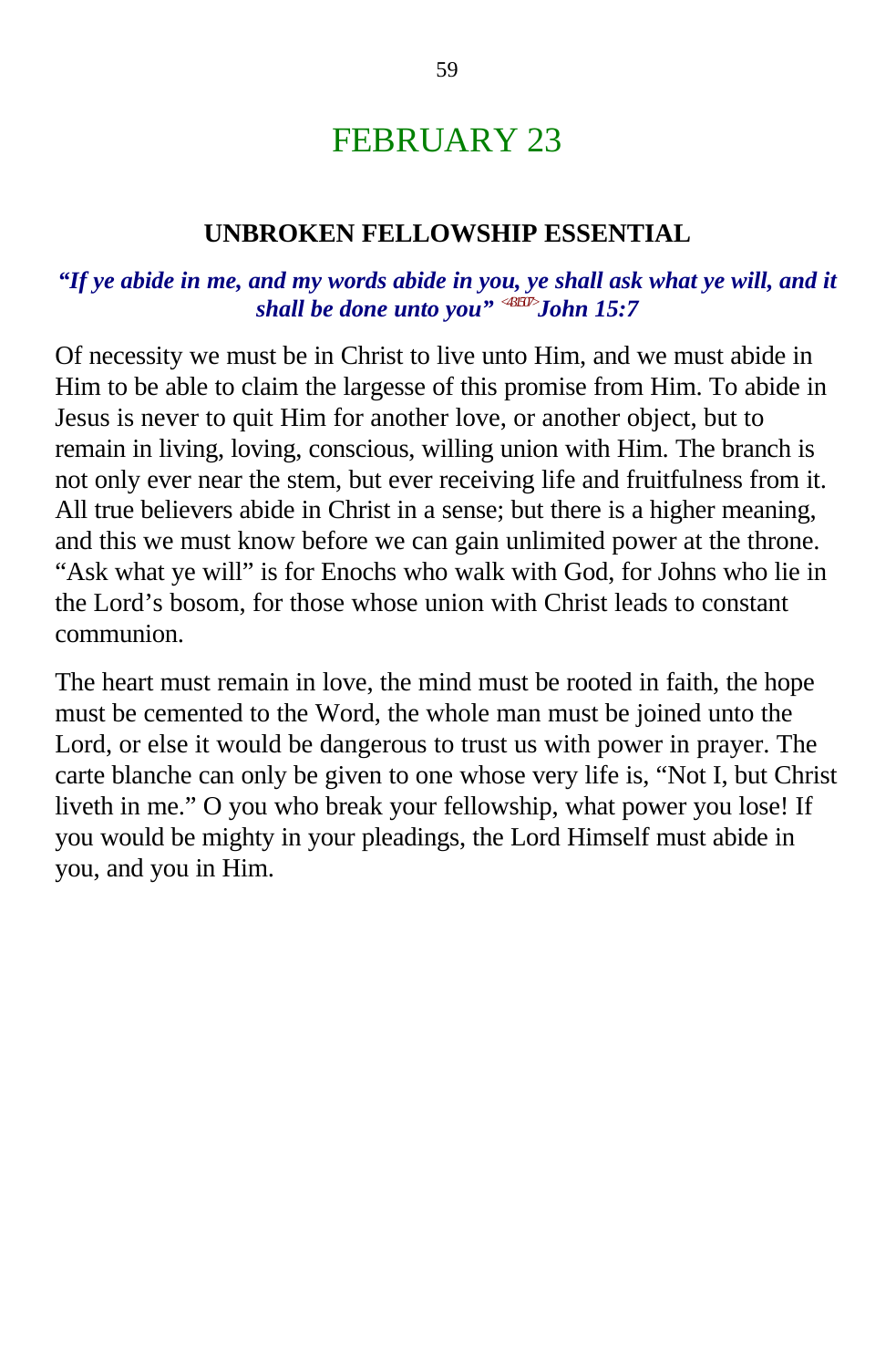# FEBRUARY 23

## UNBROKEN FELLOWSHIP ESSENTIAL

***"If ye abide in me, and my words abide in you, ye shall ask what ye will, and it shall be done unto you" <431507>John 15:7***

Of necessity we must be in Christ to live unto Him, and we must abide in Him to be able to claim the largesse of this promise from Him. To abide in Jesus is never to quit Him for another love, or another object, but to remain in living, loving, conscious, willing union with Him. The branch is not only ever near the stem, but ever receiving life and fruitfulness from it. All true believers abide in Christ in a sense; but there is a higher meaning, and this we must know before we can gain unlimited power at the throne. "Ask what ye will" is for Enochs who walk with God, for Johns who lie in the Lord's bosom, for those whose union with Christ leads to constant communion.

The heart must remain in love, the mind must be rooted in faith, the hope must be cemented to the Word, the whole man must be joined unto the Lord, or else it would be dangerous to trust us with power in prayer. The carte blanche can only be given to one whose very life is, "Not I, but Christ liveth in me." O you who break your fellowship, what power you lose! If you would be mighty in your pleadings, the Lord Himself must abide in you, and you in Him.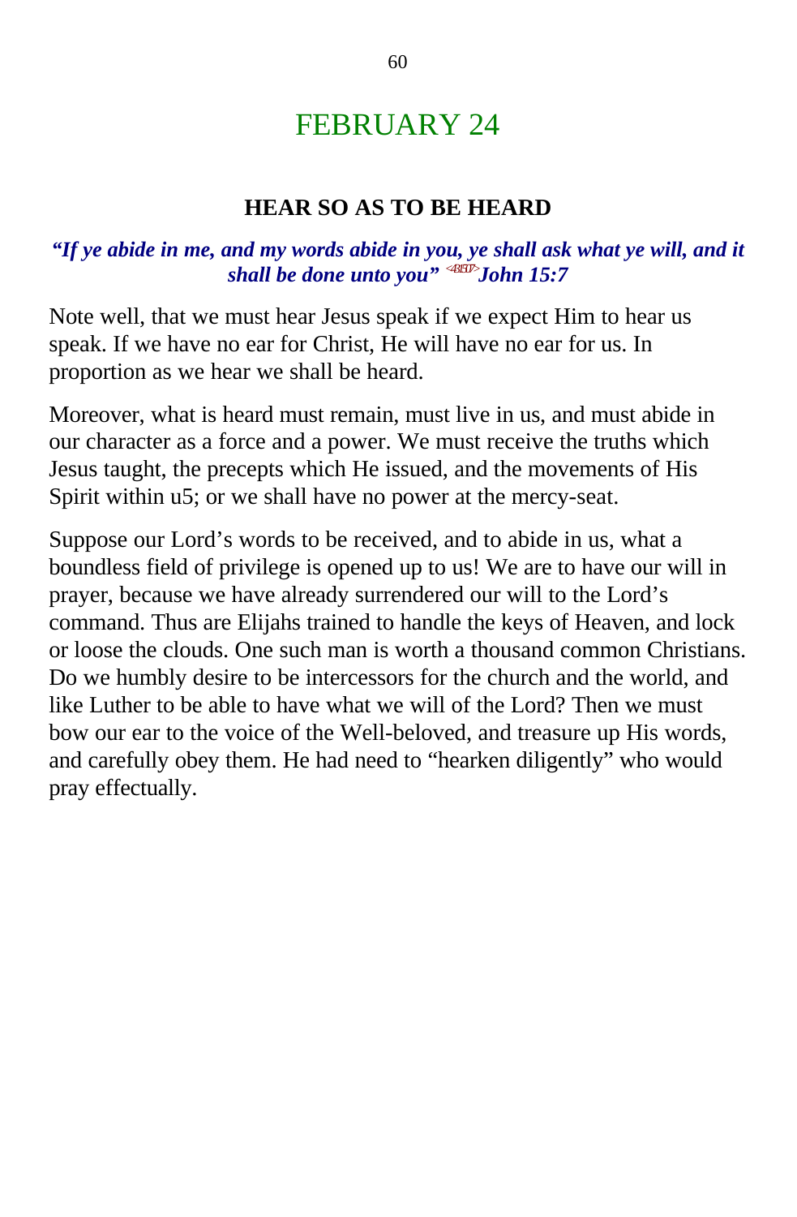# FEBRUARY 24

## HEAR SO AS TO BE HEARD

***"If ye abide in me, and my words abide in you, ye shall ask what ye will, and it shall be done unto you" <431507>John 15:7***

Note well, that we must hear Jesus speak if we expect Him to hear us speak. If we have no ear for Christ, He will have no ear for us. In proportion as we hear we shall be heard.

Moreover, what is heard must remain, must live in us, and must abide in our character as a force and a power. We must receive the truths which Jesus taught, the precepts which He issued, and the movements of His Spirit within u5; or we shall have no power at the mercy-seat.

Suppose our Lord's words to be received, and to abide in us, what a boundless field of privilege is opened up to us! We are to have our will in prayer, because we have already surrendered our will to the Lord's command. Thus are Elijahs trained to handle the keys of Heaven, and lock or loose the clouds. One such man is worth a thousand common Christians. Do we humbly desire to be intercessors for the church and the world, and like Luther to be able to have what we will of the Lord? Then we must bow our ear to the voice of the Well-beloved, and treasure up His words, and carefully obey them. He had need to "hearken diligently" who would pray effectually.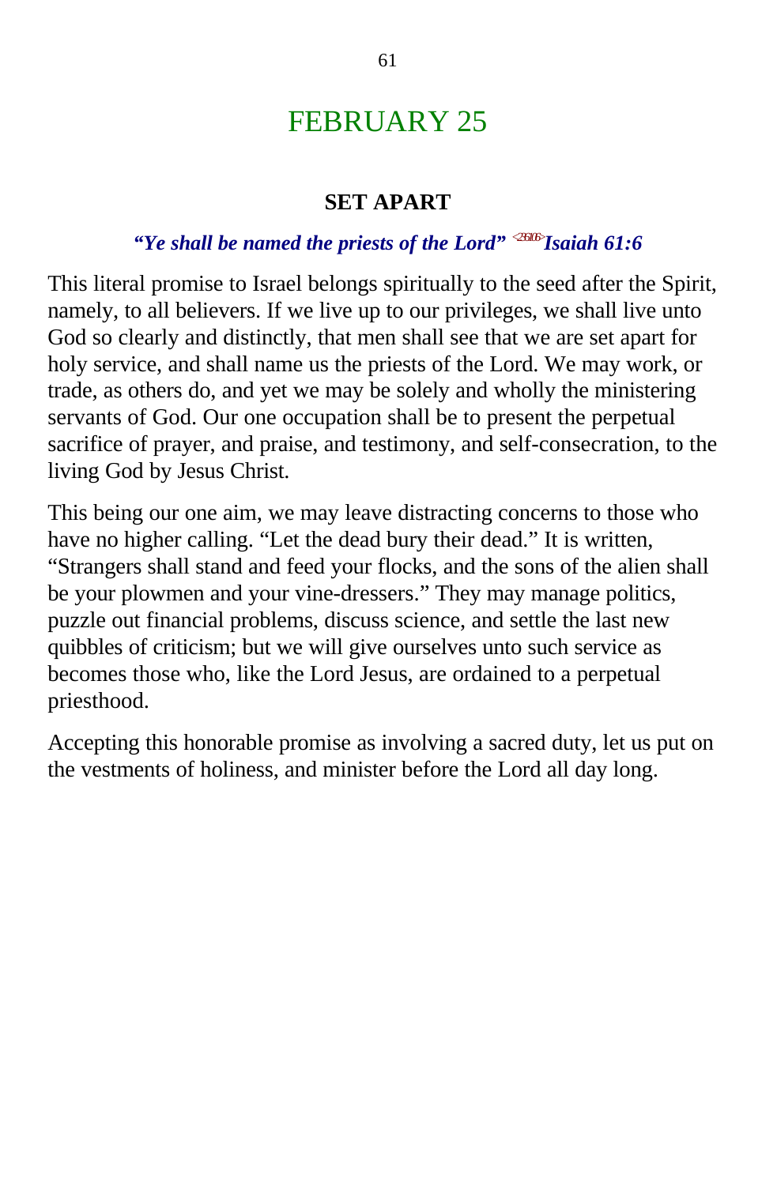# FEBRUARY 25

### SET APART

***"Ye shall be named the priests of the Lord" <236106>Isaiah 61:6***

This literal promise to Israel belongs spiritually to the seed after the Spirit, namely, to all believers. If we live up to our privileges, we shall live unto God so clearly and distinctly, that men shall see that we are set apart for holy service, and shall name us the priests of the Lord. We may work, or trade, as others do, and yet we may be solely and wholly the ministering servants of God. Our one occupation shall be to present the perpetual sacrifice of prayer, and praise, and testimony, and self-consecration, to the living God by Jesus Christ.

This being our one aim, we may leave distracting concerns to those who have no higher calling. "Let the dead bury their dead." It is written, "Strangers shall stand and feed your flocks, and the sons of the alien shall be your plowmen and your vine-dressers." They may manage politics, puzzle out financial problems, discuss science, and settle the last new quibbles of criticism; but we will give ourselves unto such service as becomes those who, like the Lord Jesus, are ordained to a perpetual priesthood.

Accepting this honorable promise as involving a sacred duty, let us put on the vestments of holiness, and minister before the Lord all day long.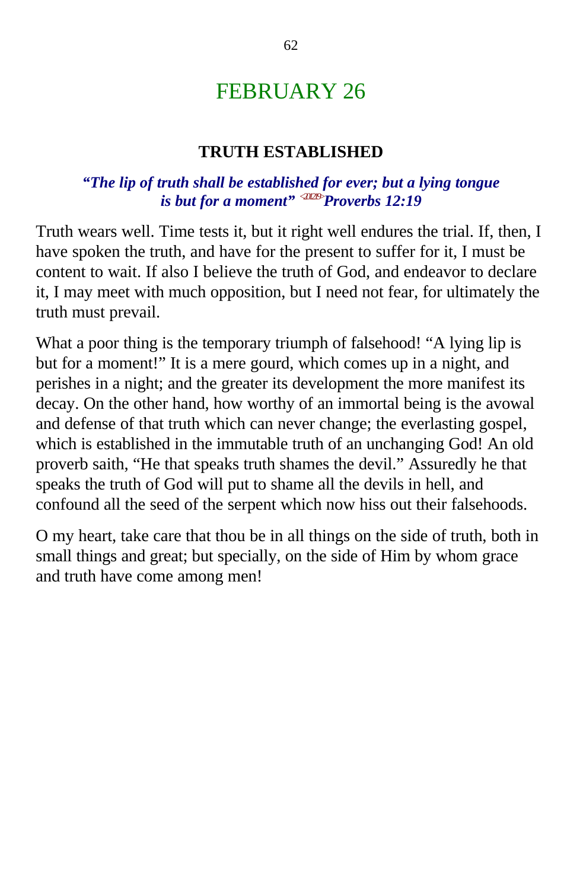# FEBRUARY 26

## TRUTH ESTABLISHED

***"The lip of truth shall be established for ever; but a lying tongue is but for a moment"*** <201219> ***Proverbs 12:19***

Truth wears well. Time tests it, but it right well endures the trial. If, then, I have spoken the truth, and have for the present to suffer for it, I must be content to wait. If also I believe the truth of God, and endeavor to declare it, I may meet with much opposition, but I need not fear, for ultimately the truth must prevail.

What a poor thing is the temporary triumph of falsehood! "A lying lip is but for a moment!" It is a mere gourd, which comes up in a night, and perishes in a night; and the greater its development the more manifest its decay. On the other hand, how worthy of an immortal being is the avowal and defense of that truth which can never change; the everlasting gospel, which is established in the immutable truth of an unchanging God! An old proverb saith, "He that speaks truth shames the devil." Assuredly he that speaks the truth of God will put to shame all the devils in hell, and confound all the seed of the serpent which now hiss out their falsehoods.

O my heart, take care that thou be in all things on the side of truth, both in small things and great; but specially, on the side of Him by whom grace and truth have come among men!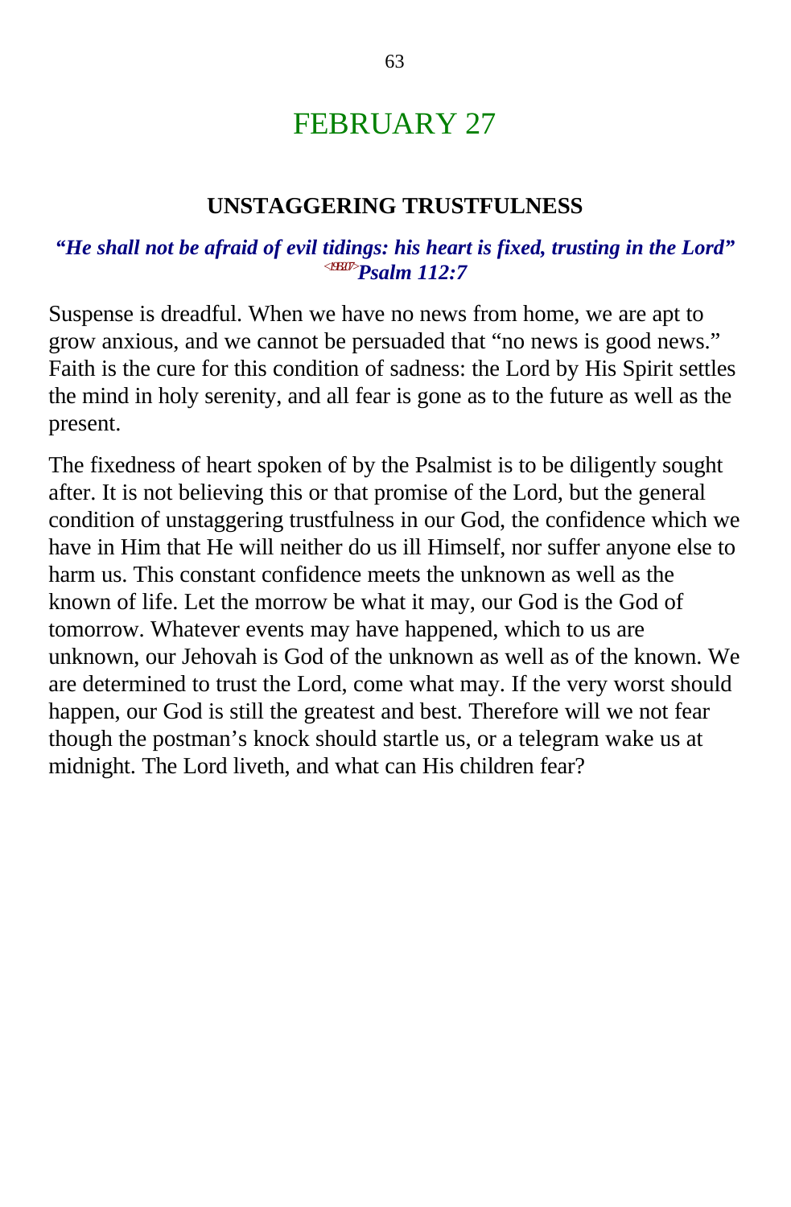# FEBRUARY 27

## UNSTAGGERING TRUSTFULNESS

***"He shall not be afraid of evil tidings: his heart is fixed, trusting in the Lord"*** <19B107>***Psalm 112:7***

Suspense is dreadful. When we have no news from home, we are apt to grow anxious, and we cannot be persuaded that "no news is good news." Faith is the cure for this condition of sadness: the Lord by His Spirit settles the mind in holy serenity, and all fear is gone as to the future as well as the present.

The fixedness of heart spoken of by the Psalmist is to be diligently sought after. It is not believing this or that promise of the Lord, but the general condition of unstaggering trustfulness in our God, the confidence which we have in Him that He will neither do us ill Himself, nor suffer anyone else to harm us. This constant confidence meets the unknown as well as the known of life. Let the morrow be what it may, our God is the God of tomorrow. Whatever events may have happened, which to us are unknown, our Jehovah is God of the unknown as well as of the known. We are determined to trust the Lord, come what may. If the very worst should happen, our God is still the greatest and best. Therefore will we not fear though the postman's knock should startle us, or a telegram wake us at midnight. The Lord liveth, and what can His children fear?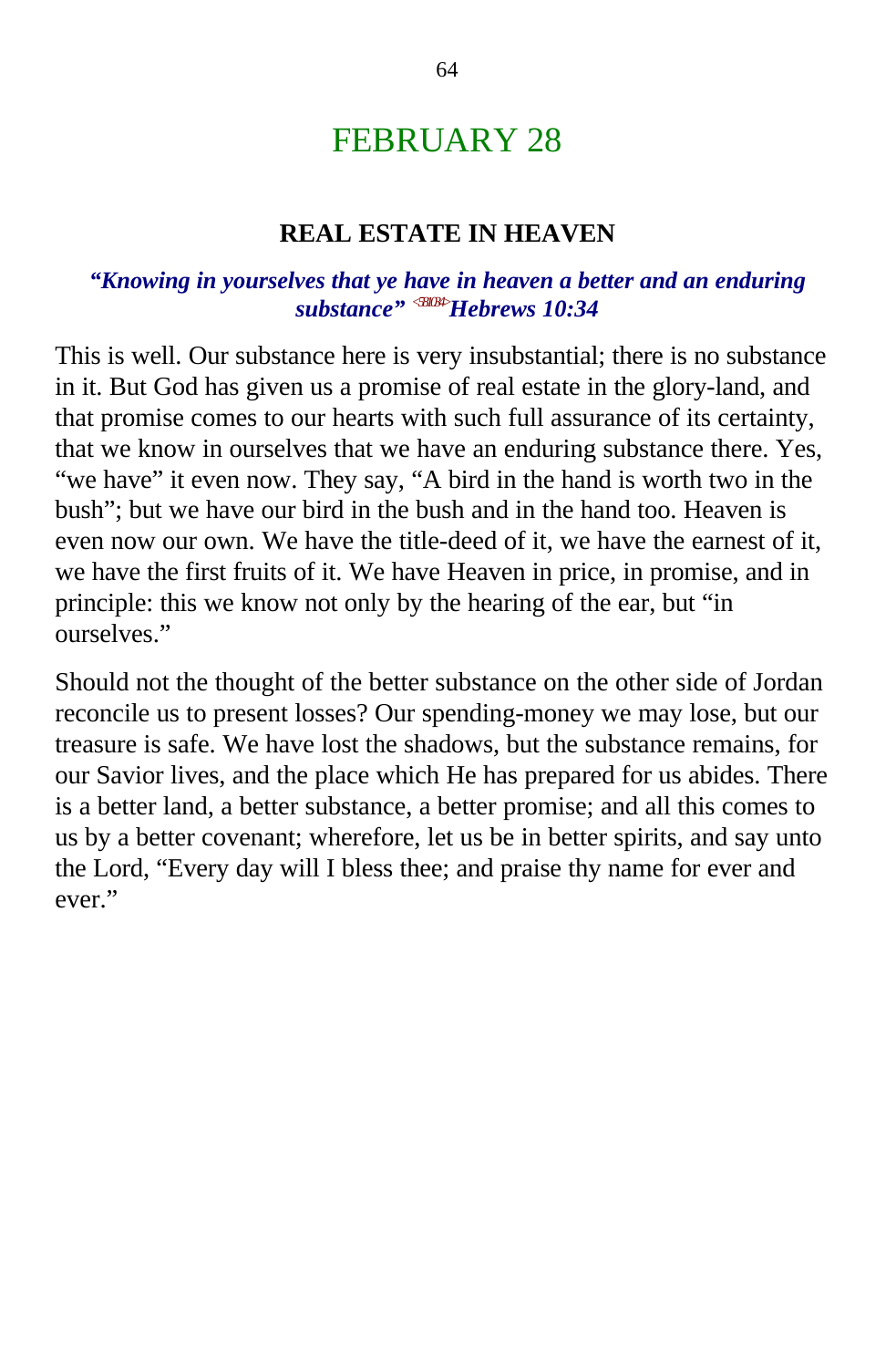# FEBRUARY 28

### REAL ESTATE IN HEAVEN

***"Knowing in yourselves that ye have in heaven a better and an enduring substance" <581034>Hebrews 10:34***

This is well. Our substance here is very insubstantial; there is no substance in it. But God has given us a promise of real estate in the glory-land, and that promise comes to our hearts with such full assurance of its certainty, that we know in ourselves that we have an enduring substance there. Yes, "we have" it even now. They say, "A bird in the hand is worth two in the bush"; but we have our bird in the bush and in the hand too. Heaven is even now our own. We have the title-deed of it, we have the earnest of it, we have the first fruits of it. We have Heaven in price, in promise, and in principle: this we know not only by the hearing of the ear, but "in ourselves."

Should not the thought of the better substance on the other side of Jordan reconcile us to present losses? Our spending-money we may lose, but our treasure is safe. We have lost the shadows, but the substance remains, for our Savior lives, and the place which He has prepared for us abides. There is a better land, a better substance, a better promise; and all this comes to us by a better covenant; wherefore, let us be in better spirits, and say unto the Lord, "Every day will I bless thee; and praise thy name for ever and ever."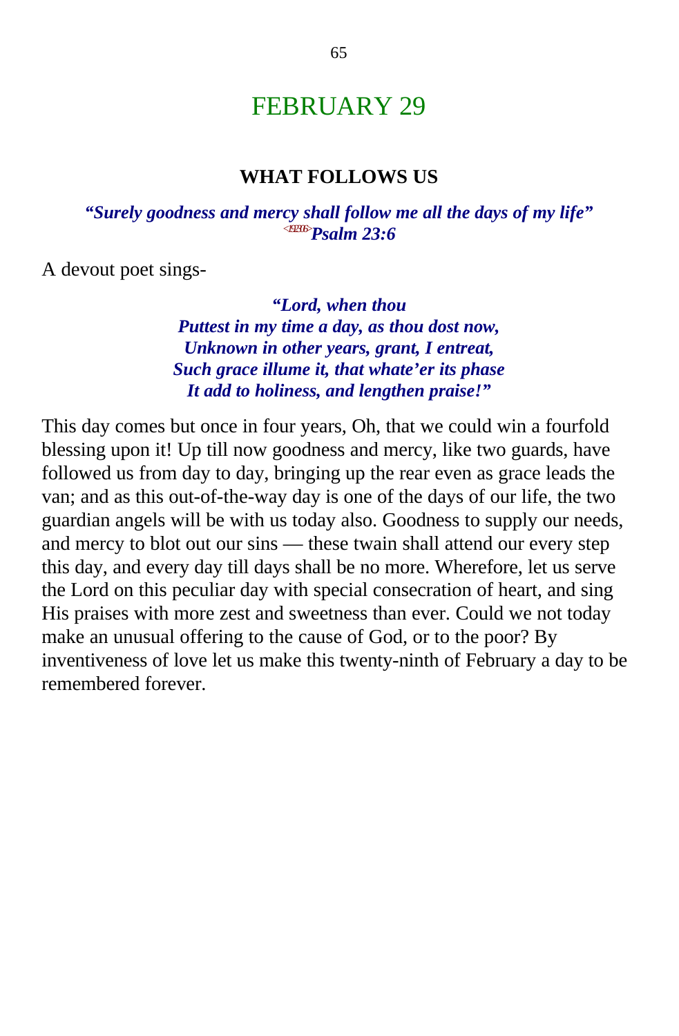# FEBRUARY 29

### WHAT FOLLOWS US

***"Surely goodness and mercy shall follow me all the days of my life"***
***<192306>Psalm 23:6***

A devout poet sings-

> ***"Lord, when thou***
> ***Puttest in my time a day, as thou dost now,***
> ***Unknown in other years, grant, I entreat,***
> ***Such grace illume it, that whate'er its phase***
> ***It add to holiness, and lengthen praise!"***

This day comes but once in four years, Oh, that we could win a fourfold blessing upon it! Up till now goodness and mercy, like two guards, have followed us from day to day, bringing up the rear even as grace leads the van; and as this out-of-the-way day is one of the days of our life, the two guardian angels will be with us today also. Goodness to supply our needs, and mercy to blot out our sins — these twain shall attend our every step this day, and every day till days shall be no more. Wherefore, let us serve the Lord on this peculiar day with special consecration of heart, and sing His praises with more zest and sweetness than ever. Could we not today make an unusual offering to the cause of God, or to the poor? By inventiveness of love let us make this twenty-ninth of February a day to be remembered forever.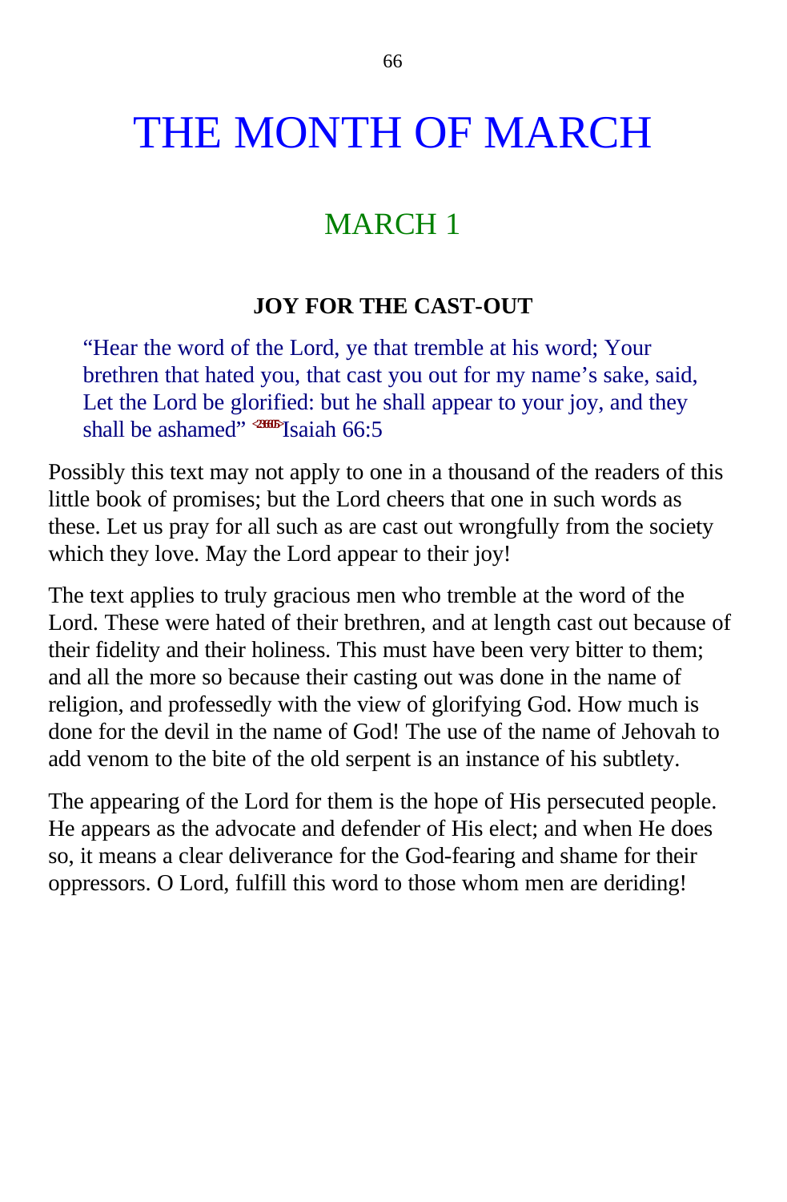# THE MONTH OF MARCH

## MARCH 1

**JOY FOR THE CAST-OUT**

> "Hear the word of the Lord, ye that tremble at his word; Your brethren that hated you, that cast you out for my name's sake, said, Let the Lord be glorified: but he shall appear to your joy, and they shall be ashamed" <236605>Isaiah 66:5

Possibly this text may not apply to one in a thousand of the readers of this little book of promises; but the Lord cheers that one in such words as these. Let us pray for all such as are cast out wrongfully from the society which they love. May the Lord appear to their joy!

The text applies to truly gracious men who tremble at the word of the Lord. These were hated of their brethren, and at length cast out because of their fidelity and their holiness. This must have been very bitter to them; and all the more so because their casting out was done in the name of religion, and professedly with the view of glorifying God. How much is done for the devil in the name of God! The use of the name of Jehovah to add venom to the bite of the old serpent is an instance of his subtlety.

The appearing of the Lord for them is the hope of His persecuted people. He appears as the advocate and defender of His elect; and when He does so, it means a clear deliverance for the God-fearing and shame for their oppressors. O Lord, fulfill this word to those whom men are deriding!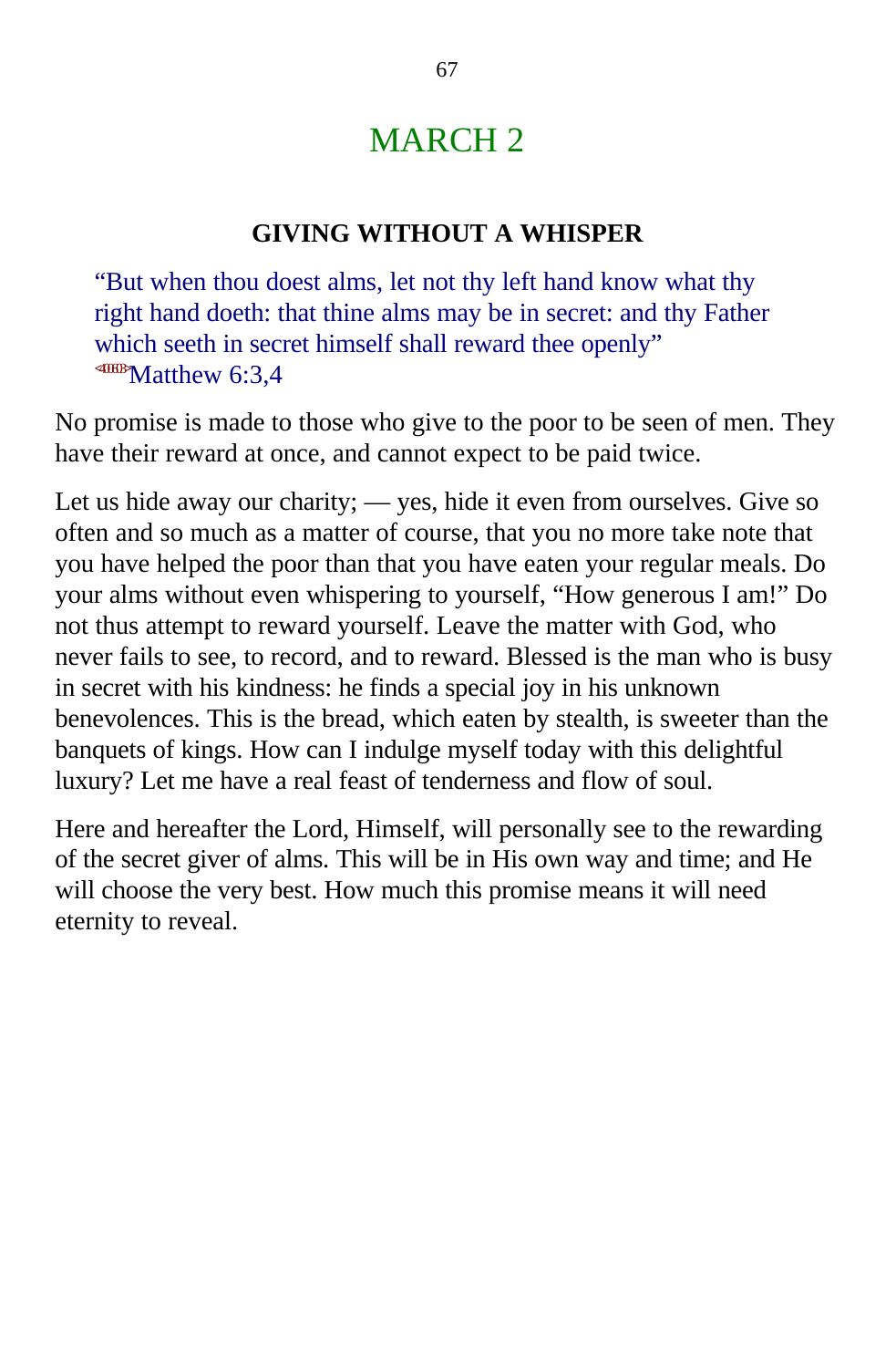# MARCH 2

### GIVING WITHOUT A WHISPER

> "But when thou doest alms, let not thy left hand know what thy right hand doeth: that thine alms may be in secret: and thy Father which seeth in secret himself shall reward thee openly"
> Matthew 6:3,4

No promise is made to those who give to the poor to be seen of men. They have their reward at once, and cannot expect to be paid twice.

Let us hide away our charity; — yes, hide it even from ourselves. Give so often and so much as a matter of course, that you no more take note that you have helped the poor than that you have eaten your regular meals. Do your alms without even whispering to yourself, "How generous I am!" Do not thus attempt to reward yourself. Leave the matter with God, who never fails to see, to record, and to reward. Blessed is the man who is busy in secret with his kindness: he finds a special joy in his unknown benevolences. This is the bread, which eaten by stealth, is sweeter than the banquets of kings. How can I indulge myself today with this delightful luxury? Let me have a real feast of tenderness and flow of soul.

Here and hereafter the Lord, Himself, will personally see to the rewarding of the secret giver of alms. This will be in His own way and time; and He will choose the very best. How much this promise means it will need eternity to reveal.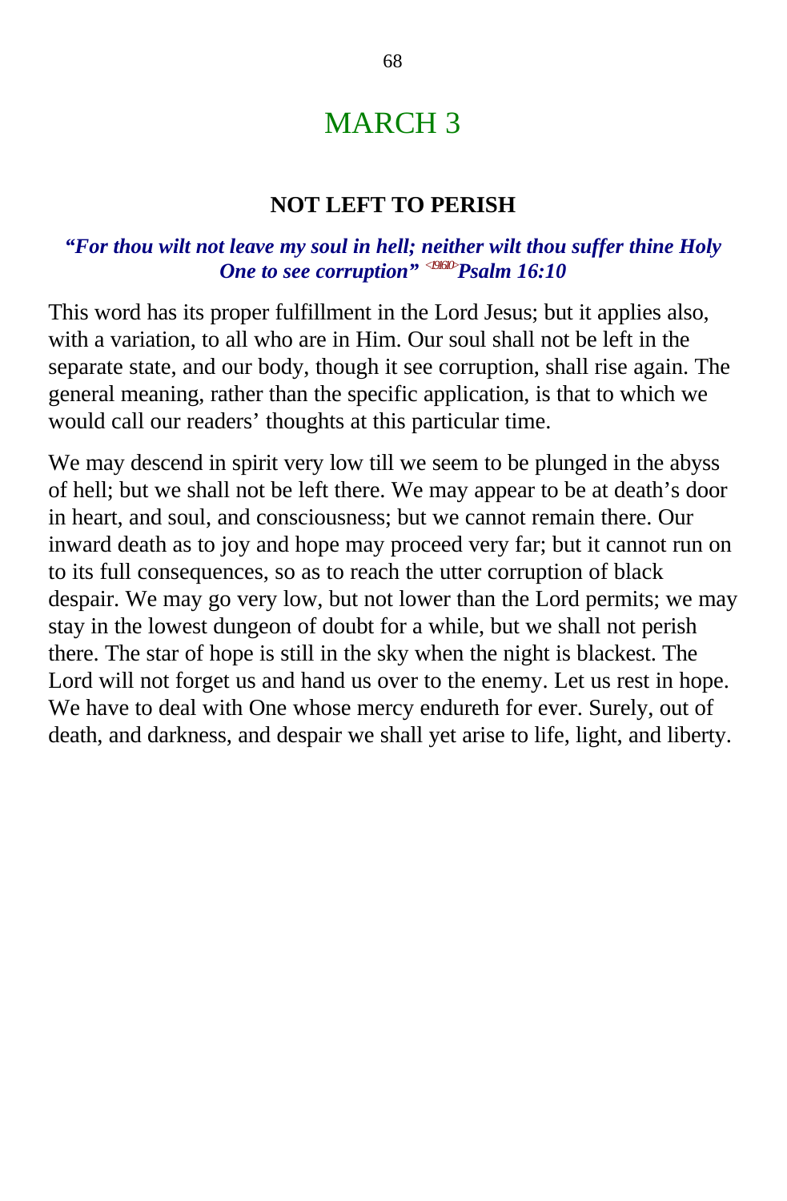# MARCH 3

## NOT LEFT TO PERISH

***"For thou wilt not leave my soul in hell; neither wilt thou suffer thine Holy One to see corruption"*** <191610> ***Psalm 16:10***

This word has its proper fulfillment in the Lord Jesus; but it applies also, with a variation, to all who are in Him. Our soul shall not be left in the separate state, and our body, though it see corruption, shall rise again. The general meaning, rather than the specific application, is that to which we would call our readers' thoughts at this particular time.

We may descend in spirit very low till we seem to be plunged in the abyss of hell; but we shall not be left there. We may appear to be at death's door in heart, and soul, and consciousness; but we cannot remain there. Our inward death as to joy and hope may proceed very far; but it cannot run on to its full consequences, so as to reach the utter corruption of black despair. We may go very low, but not lower than the Lord permits; we may stay in the lowest dungeon of doubt for a while, but we shall not perish there. The star of hope is still in the sky when the night is blackest. The Lord will not forget us and hand us over to the enemy. Let us rest in hope. We have to deal with One whose mercy endureth for ever. Surely, out of death, and darkness, and despair we shall yet arise to life, light, and liberty.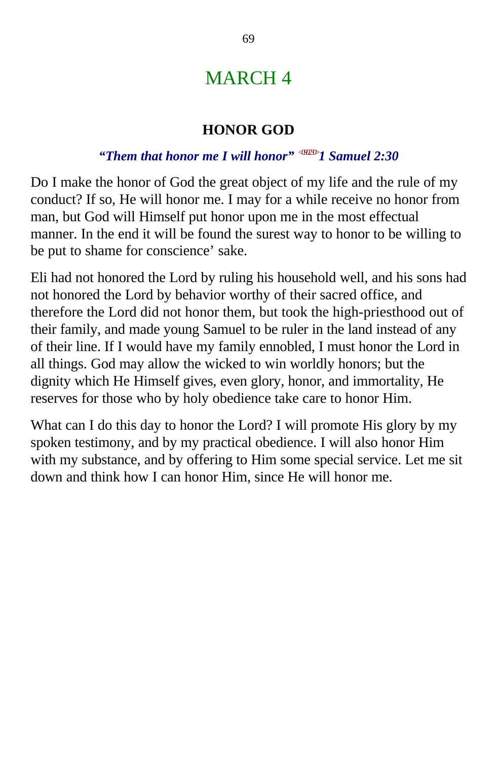# MARCH 4

### HONOR GOD

***"Them that honor me I will honor"* [0SA2:30] *1 Samuel 2:30***

Do I make the honor of God the great object of my life and the rule of my conduct? If so, He will honor me. I may for a while receive no honor from man, but God will Himself put honor upon me in the most effectual manner. In the end it will be found the surest way to honor to be willing to be put to shame for conscience' sake.

Eli had not honored the Lord by ruling his household well, and his sons had not honored the Lord by behavior worthy of their sacred office, and therefore the Lord did not honor them, but took the high-priesthood out of their family, and made young Samuel to be ruler in the land instead of any of their line. If I would have my family ennobled, I must honor the Lord in all things. God may allow the wicked to win worldly honors; but the dignity which He Himself gives, even glory, honor, and immortality, He reserves for those who by holy obedience take care to honor Him.

What can I do this day to honor the Lord? I will promote His glory by my spoken testimony, and by my practical obedience. I will also honor Him with my substance, and by offering to Him some special service. Let me sit down and think how I can honor Him, since He will honor me.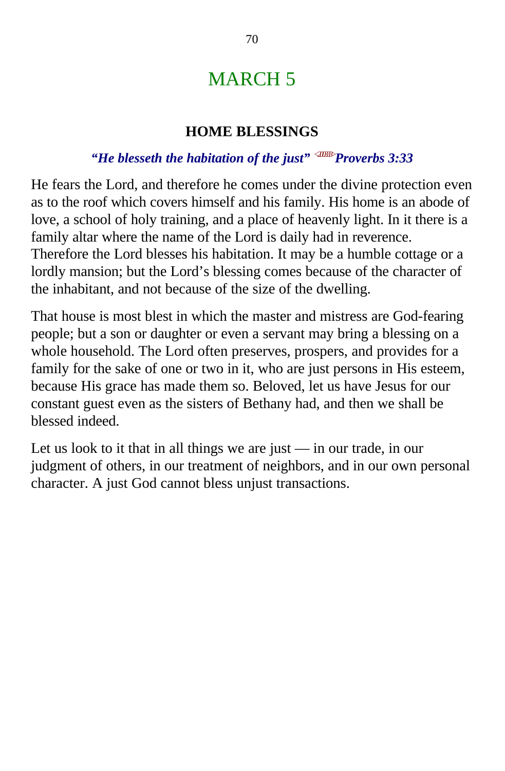# MARCH 5

## HOME BLESSINGS

***"He blesseth the habitation of the just" <20333> Proverbs 3:33***

He fears the Lord, and therefore he comes under the divine protection even as to the roof which covers himself and his family. His home is an abode of love, a school of holy training, and a place of heavenly light. In it there is a family altar where the name of the Lord is daily had in reverence. Therefore the Lord blesses his habitation. It may be a humble cottage or a lordly mansion; but the Lord's blessing comes because of the character of the inhabitant, and not because of the size of the dwelling.

That house is most blest in which the master and mistress are God-fearing people; but a son or daughter or even a servant may bring a blessing on a whole household. The Lord often preserves, prospers, and provides for a family for the sake of one or two in it, who are just persons in His esteem, because His grace has made them so. Beloved, let us have Jesus for our constant guest even as the sisters of Bethany had, and then we shall be blessed indeed.

Let us look to it that in all things we are just — in our trade, in our judgment of others, in our treatment of neighbors, and in our own personal character. A just God cannot bless unjust transactions.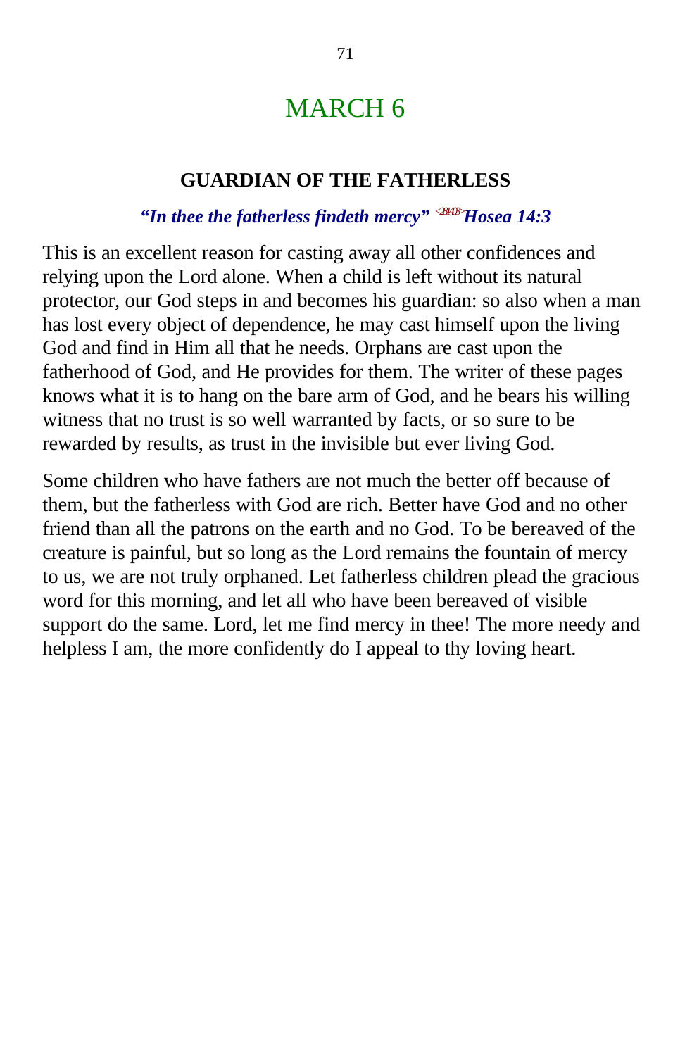# MARCH 6

### GUARDIAN OF THE FATHERLESS

***"In thee the fatherless findeth mercy" <281403>Hosea 14:3***

This is an excellent reason for casting away all other confidences and relying upon the Lord alone. When a child is left without its natural protector, our God steps in and becomes his guardian: so also when a man has lost every object of dependence, he may cast himself upon the living God and find in Him all that he needs. Orphans are cast upon the fatherhood of God, and He provides for them. The writer of these pages knows what it is to hang on the bare arm of God, and he bears his willing witness that no trust is so well warranted by facts, or so sure to be rewarded by results, as trust in the invisible but ever living God.

Some children who have fathers are not much the better off because of them, but the fatherless with God are rich. Better have God and no other friend than all the patrons on the earth and no God. To be bereaved of the creature is painful, but so long as the Lord remains the fountain of mercy to us, we are not truly orphaned. Let fatherless children plead the gracious word for this morning, and let all who have been bereaved of visible support do the same. Lord, let me find mercy in thee! The more needy and helpless I am, the more confidently do I appeal to thy loving heart.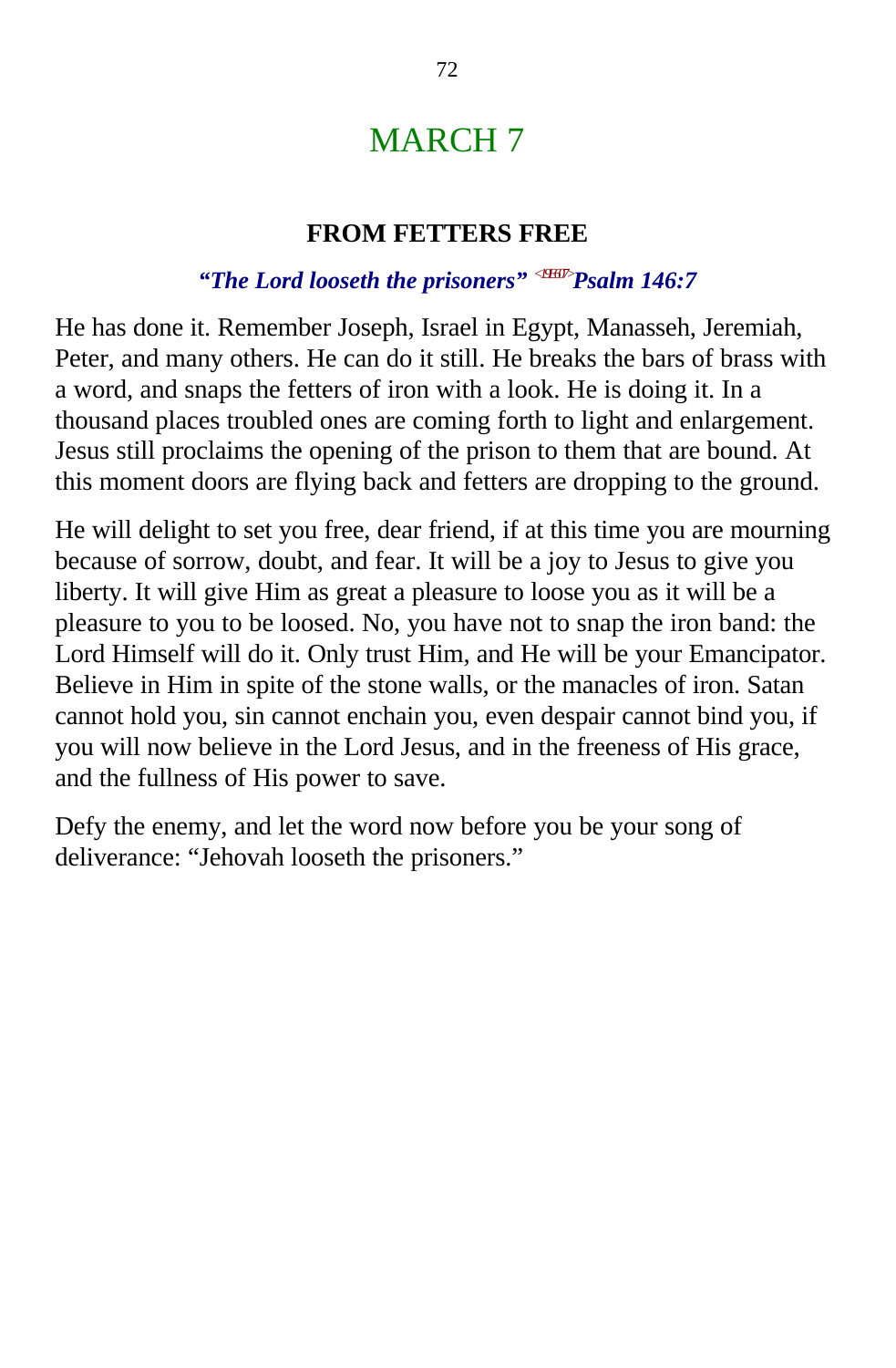# MARCH 7

### FROM FETTERS FREE

***"The Lord looseth the prisoners"* <19E607> *Psalm 146:7***

He has done it. Remember Joseph, Israel in Egypt, Manasseh, Jeremiah, Peter, and many others. He can do it still. He breaks the bars of brass with a word, and snaps the fetters of iron with a look. He is doing it. In a thousand places troubled ones are coming forth to light and enlargement. Jesus still proclaims the opening of the prison to them that are bound. At this moment doors are flying back and fetters are dropping to the ground.

He will delight to set you free, dear friend, if at this time you are mourning because of sorrow, doubt, and fear. It will be a joy to Jesus to give you liberty. It will give Him as great a pleasure to loose you as it will be a pleasure to you to be loosed. No, you have not to snap the iron band: the Lord Himself will do it. Only trust Him, and He will be your Emancipator. Believe in Him in spite of the stone walls, or the manacles of iron. Satan cannot hold you, sin cannot enchain you, even despair cannot bind you, if you will now believe in the Lord Jesus, and in the freeness of His grace, and the fullness of His power to save.

Defy the enemy, and let the word now before you be your song of deliverance: "Jehovah looseth the prisoners."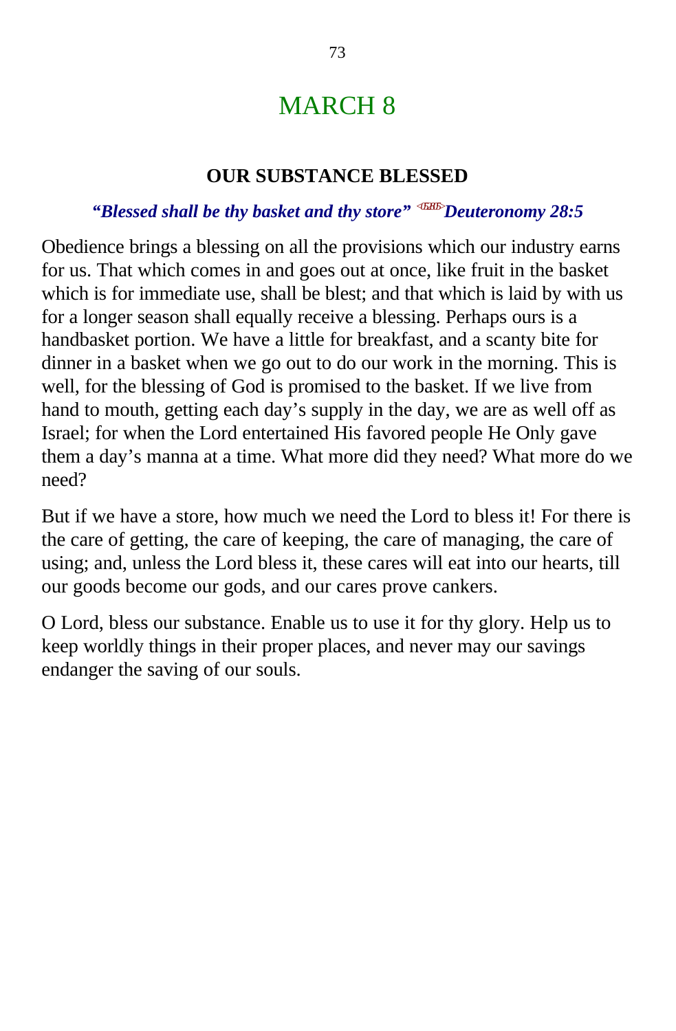# MARCH 8

### OUR SUBSTANCE BLESSED

***"Blessed shall be thy basket and thy store"*** <sup></sup>***Deuteronomy 28:5***

Obedience brings a blessing on all the provisions which our industry earns for us. That which comes in and goes out at once, like fruit in the basket which is for immediate use, shall be blest; and that which is laid by with us for a longer season shall equally receive a blessing. Perhaps ours is a handbasket portion. We have a little for breakfast, and a scanty bite for dinner in a basket when we go out to do our work in the morning. This is well, for the blessing of God is promised to the basket. If we live from hand to mouth, getting each day's supply in the day, we are as well off as Israel; for when the Lord entertained His favored people He Only gave them a day's manna at a time. What more did they need? What more do we need?

But if we have a store, how much we need the Lord to bless it! For there is the care of getting, the care of keeping, the care of managing, the care of using; and, unless the Lord bless it, these cares will eat into our hearts, till our goods become our gods, and our cares prove cankers.

O Lord, bless our substance. Enable us to use it for thy glory. Help us to keep worldly things in their proper places, and never may our savings endanger the saving of our souls.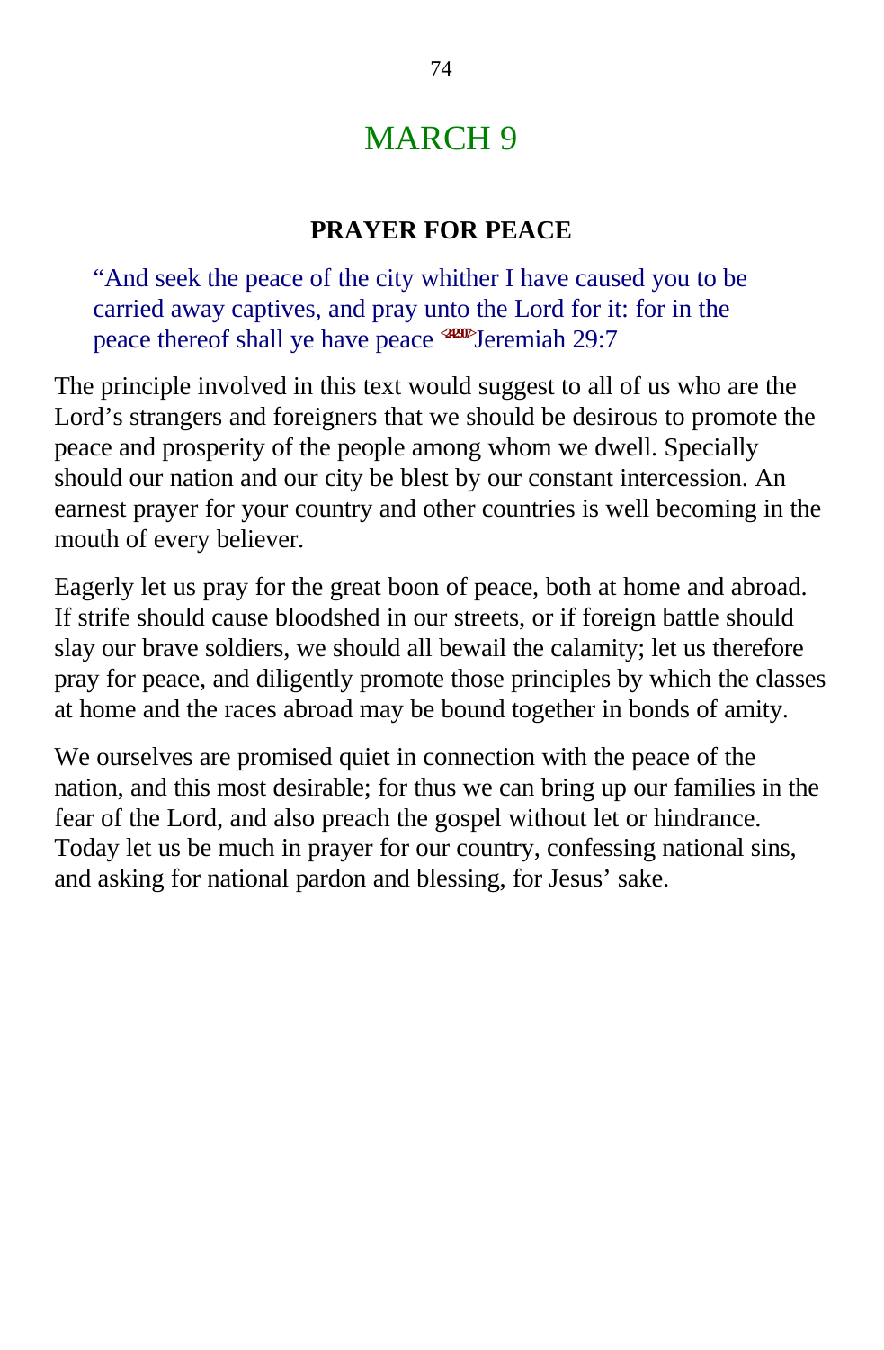# MARCH 9

### PRAYER FOR PEACE

> "And seek the peace of the city whither I have caused you to be carried away captives, and pray unto the Lord for it: for in the peace thereof shall ye have peace <242907>Jeremiah 29:7

The principle involved in this text would suggest to all of us who are the Lord's strangers and foreigners that we should be desirous to promote the peace and prosperity of the people among whom we dwell. Specially should our nation and our city be blest by our constant intercession. An earnest prayer for your country and other countries is well becoming in the mouth of every believer.

Eagerly let us pray for the great boon of peace, both at home and abroad. If strife should cause bloodshed in our streets, or if foreign battle should slay our brave soldiers, we should all bewail the calamity; let us therefore pray for peace, and diligently promote those principles by which the classes at home and the races abroad may be bound together in bonds of amity.

We ourselves are promised quiet in connection with the peace of the nation, and this most desirable; for thus we can bring up our families in the fear of the Lord, and also preach the gospel without let or hindrance. Today let us be much in prayer for our country, confessing national sins, and asking for national pardon and blessing, for Jesus' sake.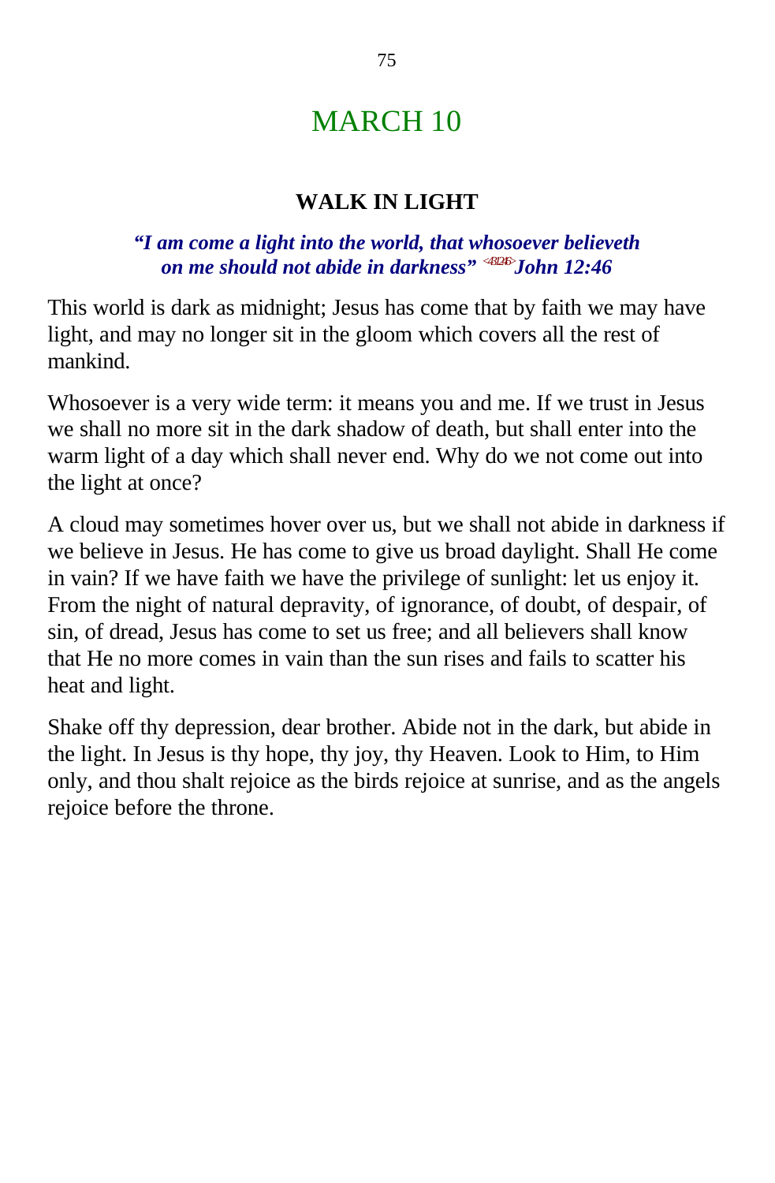# MARCH 10

## WALK IN LIGHT

***"I am come a light into the world, that whosoever believeth on me should not abide in darkness"*** <431246>***John 12:46***

This world is dark as midnight; Jesus has come that by faith we may have light, and may no longer sit in the gloom which covers all the rest of mankind.

Whosoever is a very wide term: it means you and me. If we trust in Jesus we shall no more sit in the dark shadow of death, but shall enter into the warm light of a day which shall never end. Why do we not come out into the light at once?

A cloud may sometimes hover over us, but we shall not abide in darkness if we believe in Jesus. He has come to give us broad daylight. Shall He come in vain? If we have faith we have the privilege of sunlight: let us enjoy it. From the night of natural depravity, of ignorance, of doubt, of despair, of sin, of dread, Jesus has come to set us free; and all believers shall know that He no more comes in vain than the sun rises and fails to scatter his heat and light.

Shake off thy depression, dear brother. Abide not in the dark, but abide in the light. In Jesus is thy hope, thy joy, thy Heaven. Look to Him, to Him only, and thou shalt rejoice as the birds rejoice at sunrise, and as the angels rejoice before the throne.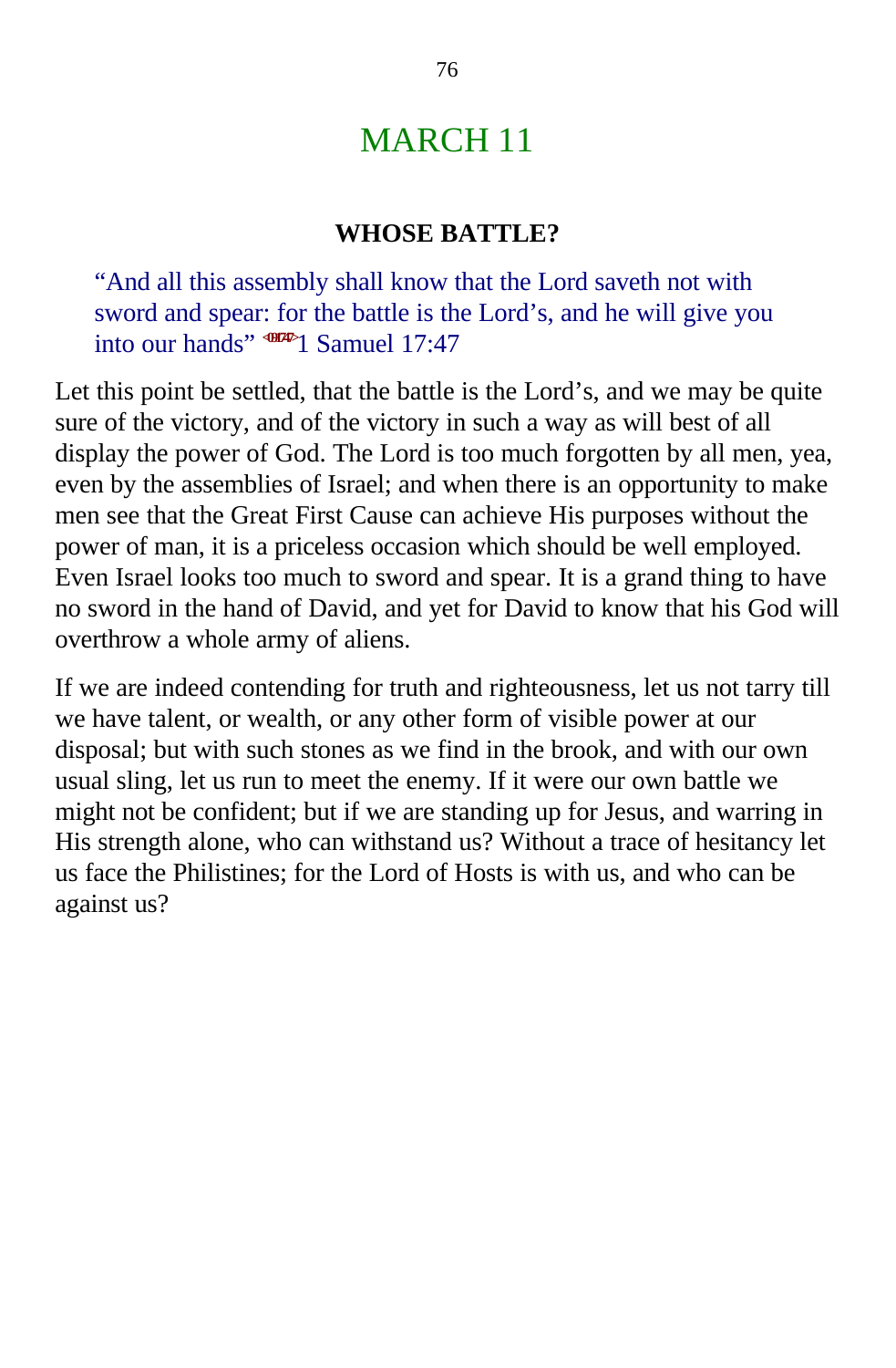# MARCH 11

### WHOSE BATTLE?

> "And all this assembly shall know that the Lord saveth not with sword and spear: for the battle is the Lord's, and he will give you into our hands" <091747>1 Samuel 17:47

Let this point be settled, that the battle is the Lord's, and we may be quite sure of the victory, and of the victory in such a way as will best of all display the power of God. The Lord is too much forgotten by all men, yea, even by the assemblies of Israel; and when there is an opportunity to make men see that the Great First Cause can achieve His purposes without the power of man, it is a priceless occasion which should be well employed. Even Israel looks too much to sword and spear. It is a grand thing to have no sword in the hand of David, and yet for David to know that his God will overthrow a whole army of aliens.

If we are indeed contending for truth and righteousness, let us not tarry till we have talent, or wealth, or any other form of visible power at our disposal; but with such stones as we find in the brook, and with our own usual sling, let us run to meet the enemy. If it were our own battle we might not be confident; but if we are standing up for Jesus, and warring in His strength alone, who can withstand us? Without a trace of hesitancy let us face the Philistines; for the Lord of Hosts is with us, and who can be against us?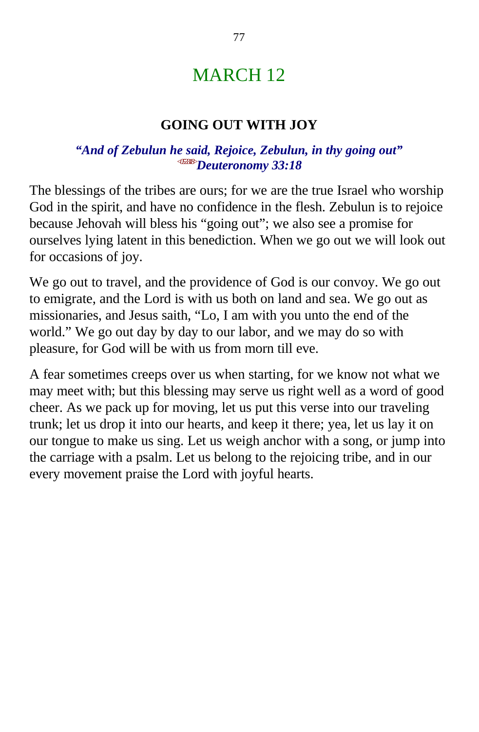# MARCH 12

## GOING OUT WITH JOY

***"And of Zebulun he said, Rejoice, Zebulun, in thy going out"***
***<053318>Deuteronomy 33:18***

The blessings of the tribes are ours; for we are the true Israel who worship God in the spirit, and have no confidence in the flesh. Zebulun is to rejoice because Jehovah will bless his "going out"; we also see a promise for ourselves lying latent in this benediction. When we go out we will look out for occasions of joy.

We go out to travel, and the providence of God is our convoy. We go out to emigrate, and the Lord is with us both on land and sea. We go out as missionaries, and Jesus saith, "Lo, I am with you unto the end of the world." We go out day by day to our labor, and we may do so with pleasure, for God will be with us from morn till eve.

A fear sometimes creeps over us when starting, for we know not what we may meet with; but this blessing may serve us right well as a word of good cheer. As we pack up for moving, let us put this verse into our traveling trunk; let us drop it into our hearts, and keep it there; yea, let us lay it on our tongue to make us sing. Let us weigh anchor with a song, or jump into the carriage with a psalm. Let us belong to the rejoicing tribe, and in our every movement praise the Lord with joyful hearts.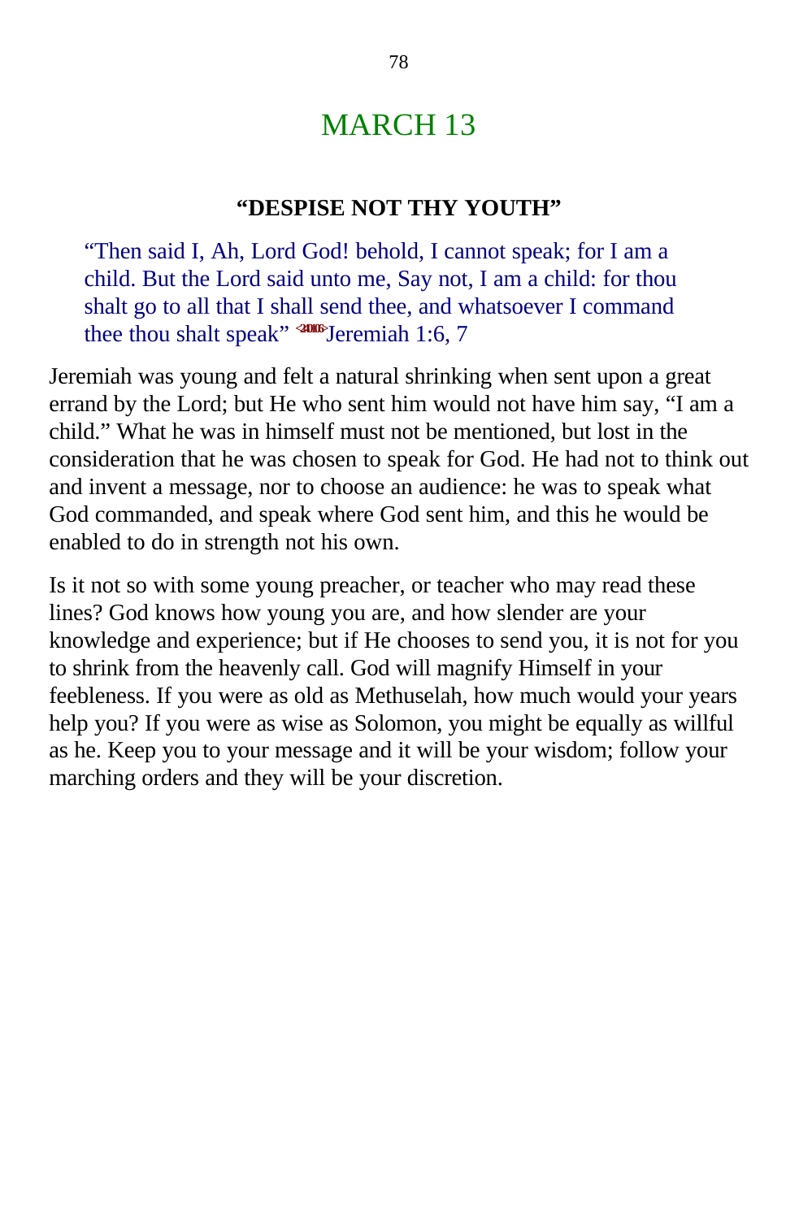# MARCH 13

### “DESPISE NOT THY YOUTH”

> “Then said I, Ah, Lord God! behold, I cannot speak; for I am a child. But the Lord said unto me, Say not, I am a child: for thou shalt go to all that I shall send thee, and whatsoever I command thee thou shalt speak” <240106>Jeremiah 1:6, 7

Jeremiah was young and felt a natural shrinking when sent upon a great errand by the Lord; but He who sent him would not have him say, “I am a child.” What he was in himself must not be mentioned, but lost in the consideration that he was chosen to speak for God. He had not to think out and invent a message, nor to choose an audience: he was to speak what God commanded, and speak where God sent him, and this he would be enabled to do in strength not his own.

Is it not so with some young preacher, or teacher who may read these lines? God knows how young you are, and how slender are your knowledge and experience; but if He chooses to send you, it is not for you to shrink from the heavenly call. God will magnify Himself in your feebleness. If you were as old as Methuselah, how much would your years help you? If you were as wise as Solomon, you might be equally as willful as he. Keep you to your message and it will be your wisdom; follow your marching orders and they will be your discretion.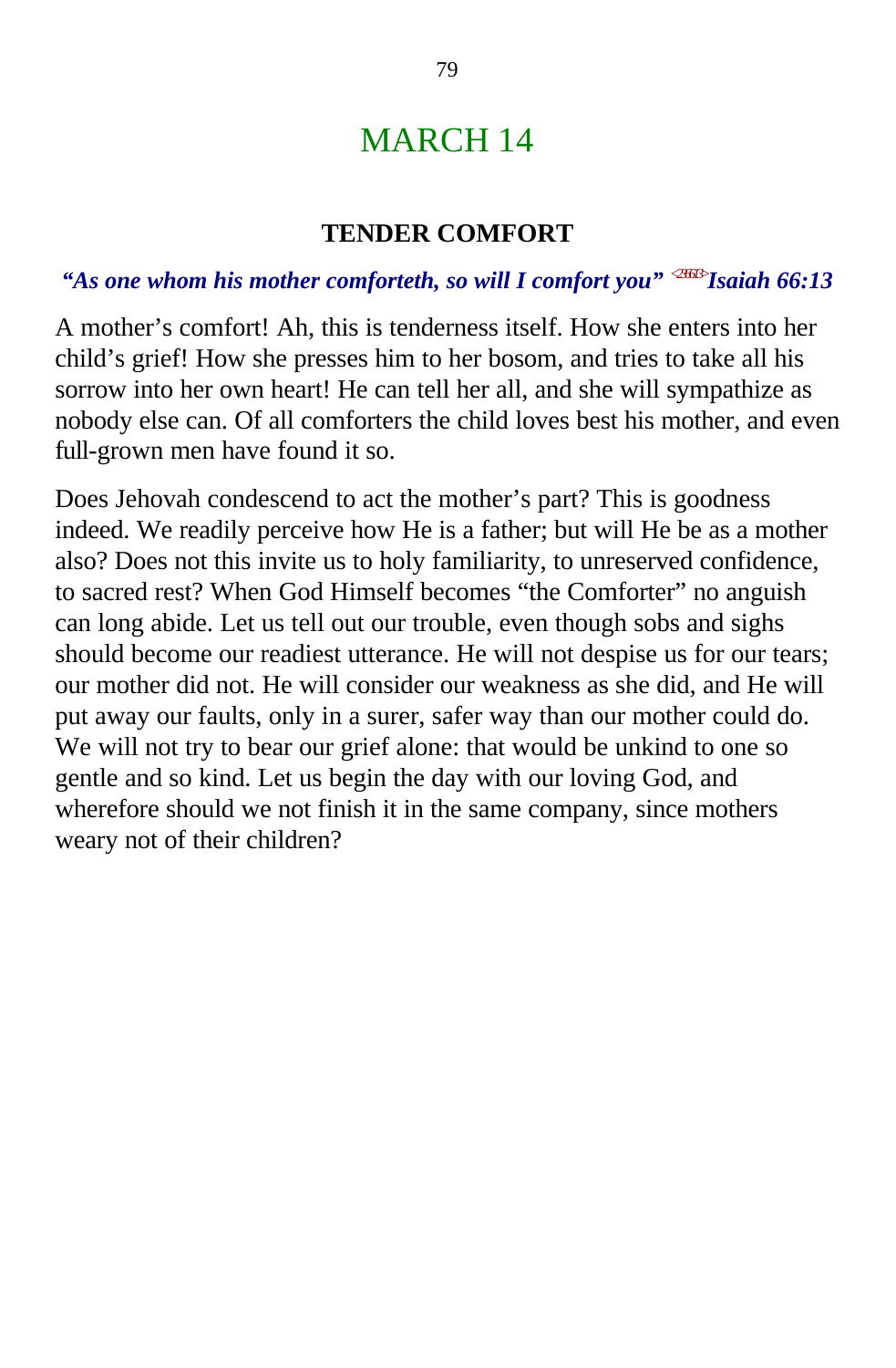# MARCH 14

## TENDER COMFORT

***"As one whom his mother comforteth, so will I comfort you"*** <236613>***Isaiah 66:13***

A mother's comfort! Ah, this is tenderness itself. How she enters into her child's grief! How she presses him to her bosom, and tries to take all his sorrow into her own heart! He can tell her all, and she will sympathize as nobody else can. Of all comforters the child loves best his mother, and even full-grown men have found it so.

Does Jehovah condescend to act the mother's part? This is goodness indeed. We readily perceive how He is a father; but will He be as a mother also? Does not this invite us to holy familiarity, to unreserved confidence, to sacred rest? When God Himself becomes "the Comforter" no anguish can long abide. Let us tell out our trouble, even though sobs and sighs should become our readiest utterance. He will not despise us for our tears; our mother did not. He will consider our weakness as she did, and He will put away our faults, only in a surer, safer way than our mother could do. We will not try to bear our grief alone: that would be unkind to one so gentle and so kind. Let us begin the day with our loving God, and wherefore should we not finish it in the same company, since mothers weary not of their children?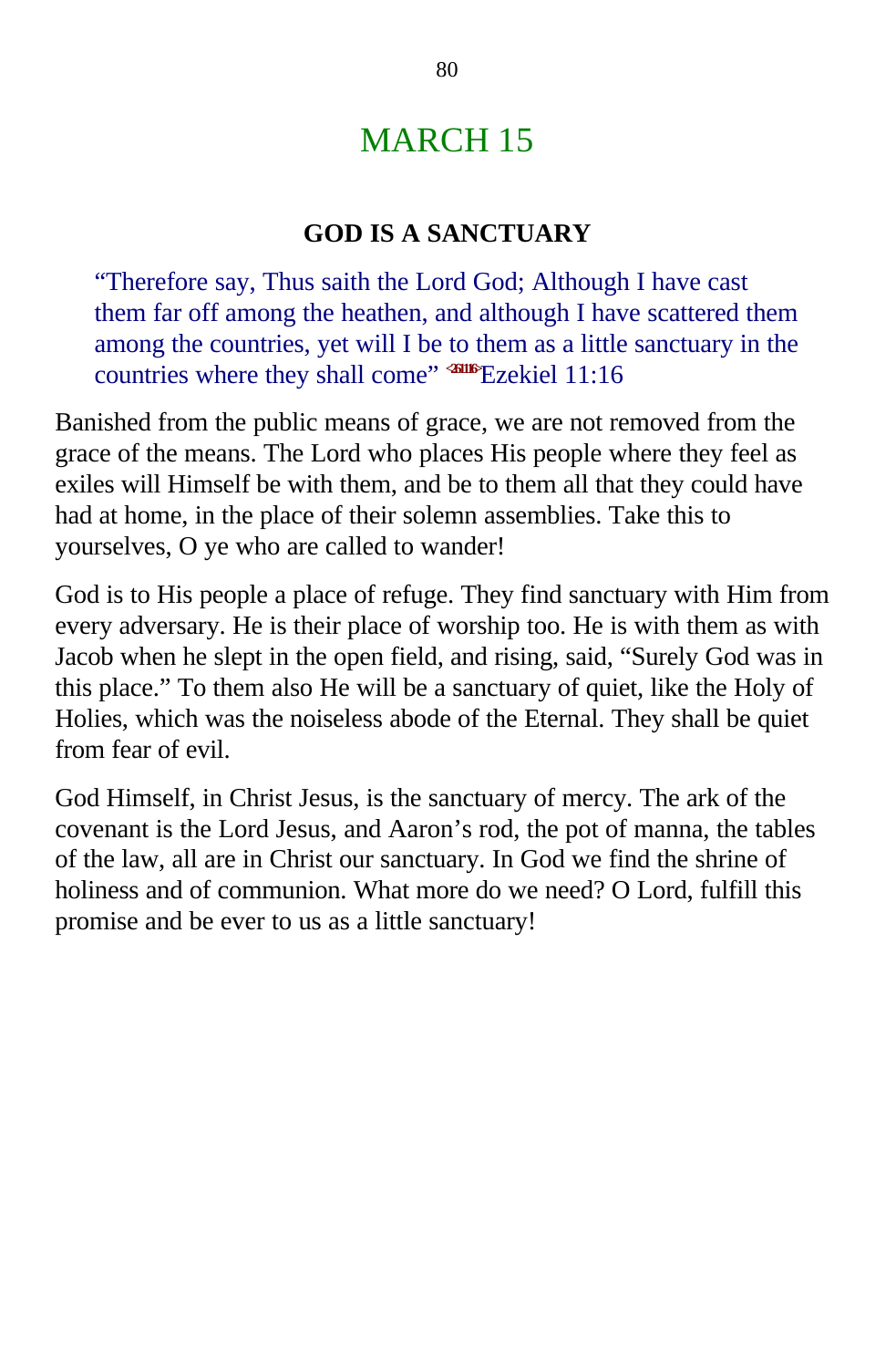# MARCH 15

## GOD IS A SANCTUARY

> "Therefore say, Thus saith the Lord God; Although I have cast them far off among the heathen, and although I have scattered them among the countries, yet will I be to them as a little sanctuary in the countries where they shall come" <261116>Ezekiel 11:16

Banished from the public means of grace, we are not removed from the grace of the means. The Lord who places His people where they feel as exiles will Himself be with them, and be to them all that they could have had at home, in the place of their solemn assemblies. Take this to yourselves, O ye who are called to wander!

God is to His people a place of refuge. They find sanctuary with Him from every adversary. He is their place of worship too. He is with them as with Jacob when he slept in the open field, and rising, said, "Surely God was in this place." To them also He will be a sanctuary of quiet, like the Holy of Holies, which was the noiseless abode of the Eternal. They shall be quiet from fear of evil.

God Himself, in Christ Jesus, is the sanctuary of mercy. The ark of the covenant is the Lord Jesus, and Aaron's rod, the pot of manna, the tables of the law, all are in Christ our sanctuary. In God we find the shrine of holiness and of communion. What more do we need? O Lord, fulfill this promise and be ever to us as a little sanctuary!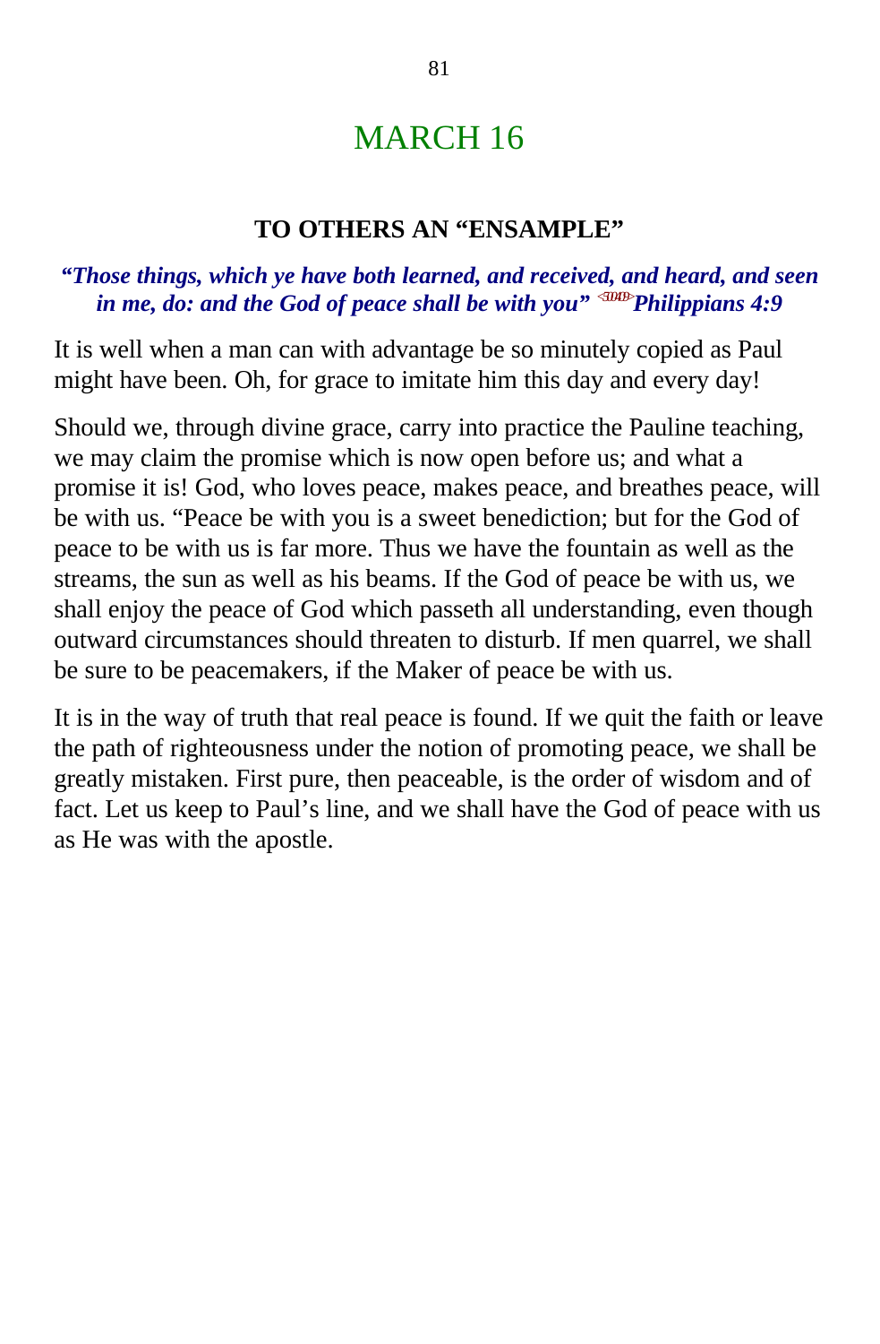# MARCH 16

### TO OTHERS AN "ENSAMPLE"

***"Those things, which ye have both learned, and received, and heard, and seen in me, do: and the God of peace shall be with you"*** **<5049>*Philippians 4:9***

It is well when a man can with advantage be so minutely copied as Paul might have been. Oh, for grace to imitate him this day and every day!

Should we, through divine grace, carry into practice the Pauline teaching, we may claim the promise which is now open before us; and what a promise it is! God, who loves peace, makes peace, and breathes peace, will be with us. "Peace be with you is a sweet benediction; but for the God of peace to be with us is far more. Thus we have the fountain as well as the streams, the sun as well as his beams. If the God of peace be with us, we shall enjoy the peace of God which passeth all understanding, even though outward circumstances should threaten to disturb. If men quarrel, we shall be sure to be peacemakers, if the Maker of peace be with us.

It is in the way of truth that real peace is found. If we quit the faith or leave the path of righteousness under the notion of promoting peace, we shall be greatly mistaken. First pure, then peaceable, is the order of wisdom and of fact. Let us keep to Paul's line, and we shall have the God of peace with us as He was with the apostle.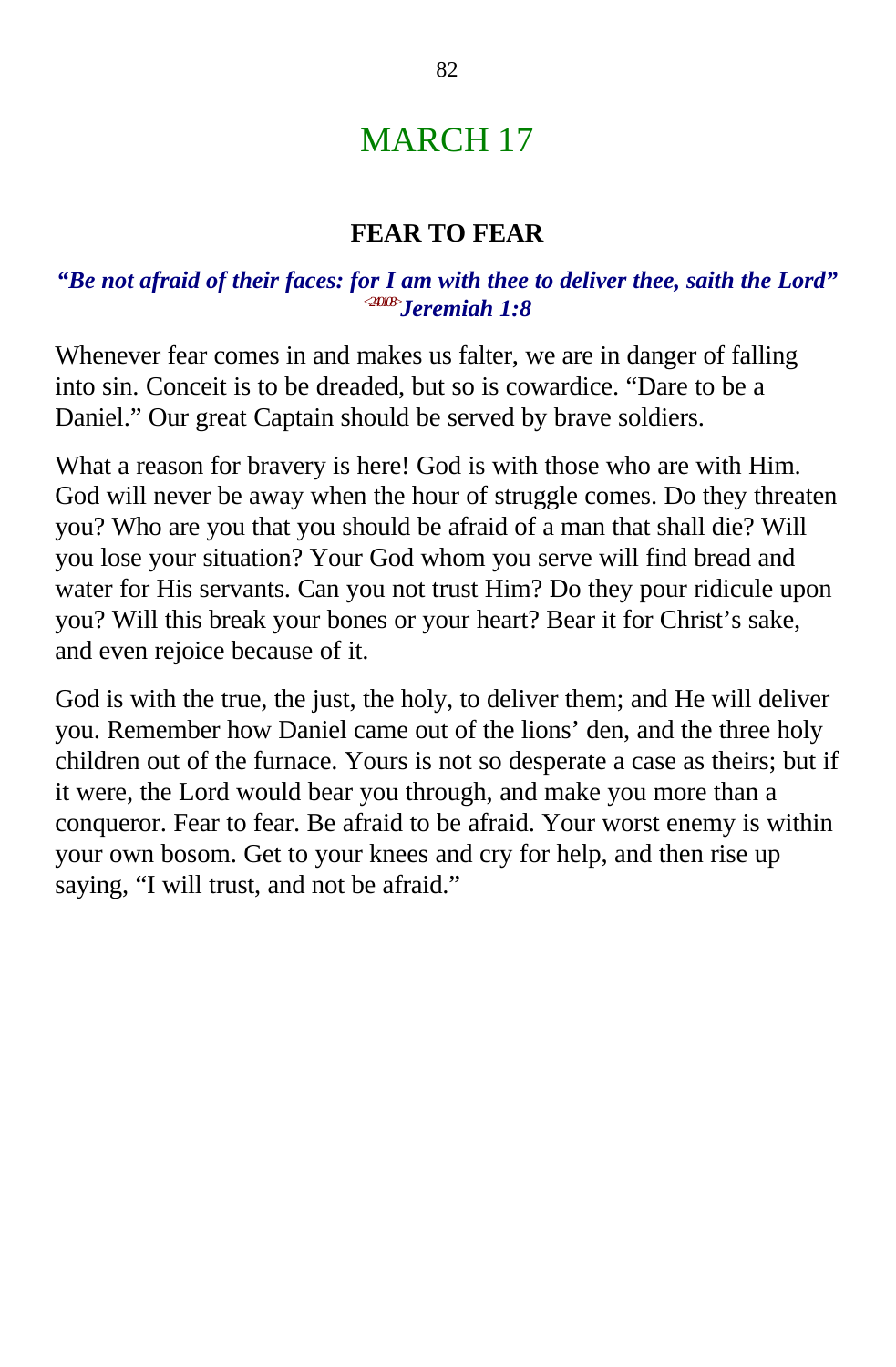# MARCH 17

### FEAR TO FEAR

***"Be not afraid of their faces: for I am with thee to deliver thee, saith the Lord"*** <240108>***Jeremiah 1:8***

Whenever fear comes in and makes us falter, we are in danger of falling into sin. Conceit is to be dreaded, but so is cowardice. "Dare to be a Daniel." Our great Captain should be served by brave soldiers.

What a reason for bravery is here! God is with those who are with Him. God will never be away when the hour of struggle comes. Do they threaten you? Who are you that you should be afraid of a man that shall die? Will you lose your situation? Your God whom you serve will find bread and water for His servants. Can you not trust Him? Do they pour ridicule upon you? Will this break your bones or your heart? Bear it for Christ's sake, and even rejoice because of it.

God is with the true, the just, the holy, to deliver them; and He will deliver you. Remember how Daniel came out of the lions' den, and the three holy children out of the furnace. Yours is not so desperate a case as theirs; but if it were, the Lord would bear you through, and make you more than a conqueror. Fear to fear. Be afraid to be afraid. Your worst enemy is within your own bosom. Get to your knees and cry for help, and then rise up saying, "I will trust, and not be afraid."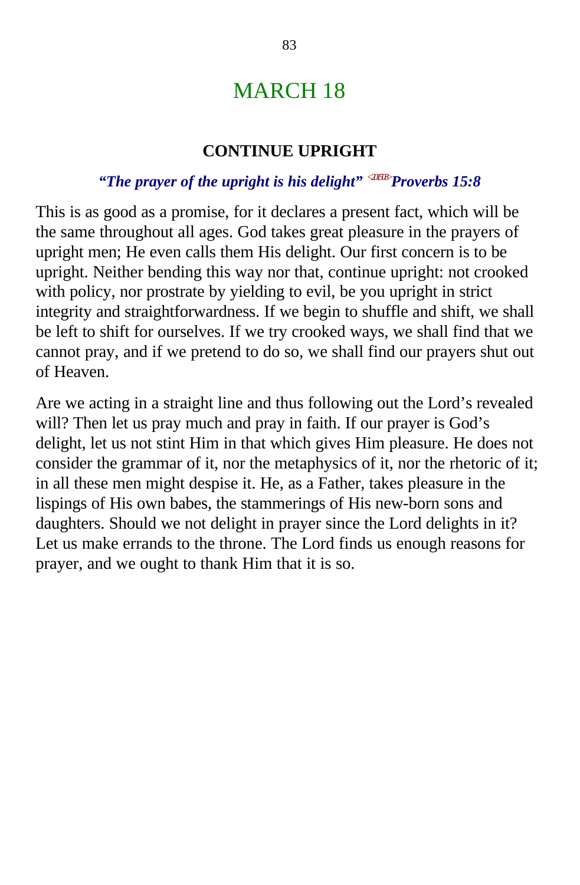# MARCH 18

## CONTINUE UPRIGHT

***"The prayer of the upright is his delight"*** <201508>***Proverbs 15:8***

This is as good as a promise, for it declares a present fact, which will be the same throughout all ages. God takes great pleasure in the prayers of upright men; He even calls them His delight. Our first concern is to be upright. Neither bending this way nor that, continue upright: not crooked with policy, nor prostrate by yielding to evil, be you upright in strict integrity and straightforwardness. If we begin to shuffle and shift, we shall be left to shift for ourselves. If we try crooked ways, we shall find that we cannot pray, and if we pretend to do so, we shall find our prayers shut out of Heaven.

Are we acting in a straight line and thus following out the Lord's revealed will? Then let us pray much and pray in faith. If our prayer is God's delight, let us not stint Him in that which gives Him pleasure. He does not consider the grammar of it, nor the metaphysics of it, nor the rhetoric of it; in all these men might despise it. He, as a Father, takes pleasure in the lispings of His own babes, the stammerings of His new-born sons and daughters. Should we not delight in prayer since the Lord delights in it? Let us make errands to the throne. The Lord finds us enough reasons for prayer, and we ought to thank Him that it is so.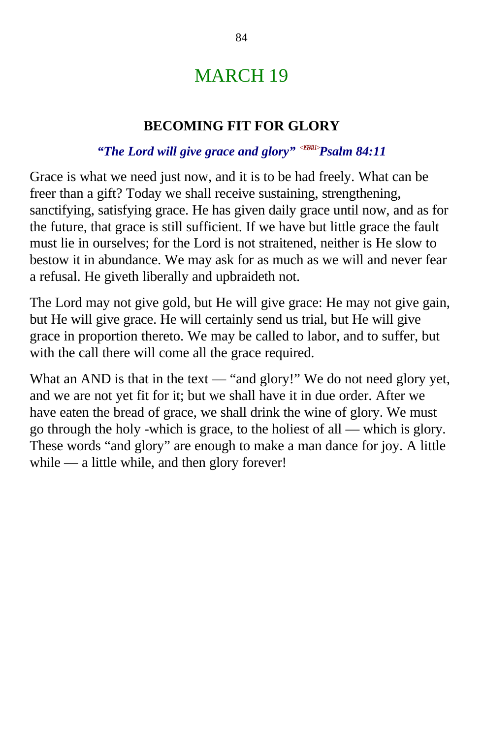# MARCH 19

### BECOMING FIT FOR GLORY

***"The Lord will give grace and glory"*** <198411> ***Psalm 84:11***

Grace is what we need just now, and it is to be had freely. What can be freer than a gift? Today we shall receive sustaining, strengthening, sanctifying, satisfying grace. He has given daily grace until now, and as for the future, that grace is still sufficient. If we have but little grace the fault must lie in ourselves; for the Lord is not straitened, neither is He slow to bestow it in abundance. We may ask for as much as we will and never fear a refusal. He giveth liberally and upbraideth not.

The Lord may not give gold, but He will give grace: He may not give gain, but He will give grace. He will certainly send us trial, but He will give grace in proportion thereto. We may be called to labor, and to suffer, but with the call there will come all the grace required.

What an AND is that in the text — "and glory!" We do not need glory yet, and we are not yet fit for it; but we shall have it in due order. After we have eaten the bread of grace, we shall drink the wine of glory. We must go through the holy -which is grace, to the holiest of all — which is glory. These words "and glory" are enough to make a man dance for joy. A little while — a little while, and then glory forever!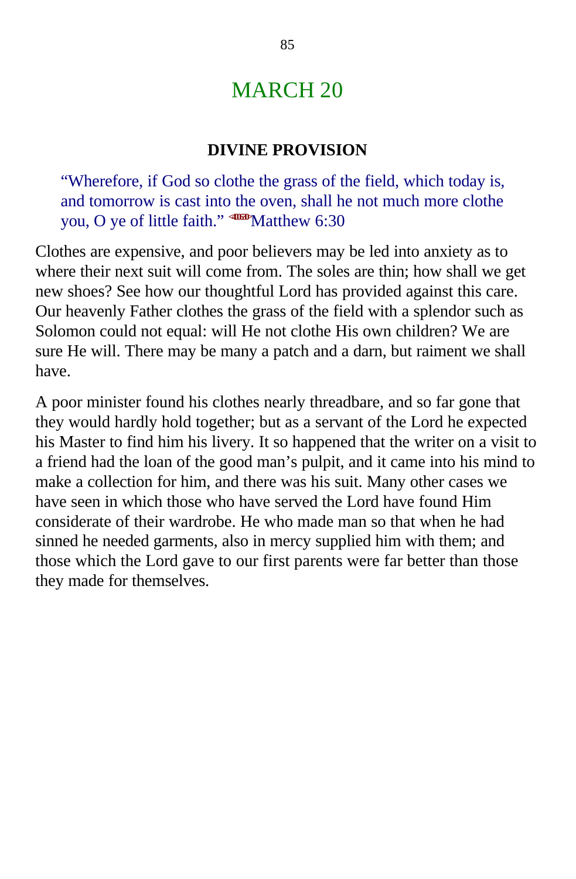# MARCH 20

## DIVINE PROVISION

> "Wherefore, if God so clothe the grass of the field, which today is, and tomorrow is cast into the oven, shall he not much more clothe you, O ye of little faith." <400630>Matthew 6:30

Clothes are expensive, and poor believers may be led into anxiety as to where their next suit will come from. The soles are thin; how shall we get new shoes? See how our thoughtful Lord has provided against this care. Our heavenly Father clothes the grass of the field with a splendor such as Solomon could not equal: will He not clothe His own children? We are sure He will. There may be many a patch and a darn, but raiment we shall have.

A poor minister found his clothes nearly threadbare, and so far gone that they would hardly hold together; but as a servant of the Lord he expected his Master to find him his livery. It so happened that the writer on a visit to a friend had the loan of the good man's pulpit, and it came into his mind to make a collection for him, and there was his suit. Many other cases we have seen in which those who have served the Lord have found Him considerate of their wardrobe. He who made man so that when he had sinned he needed garments, also in mercy supplied him with them; and those which the Lord gave to our first parents were far better than those they made for themselves.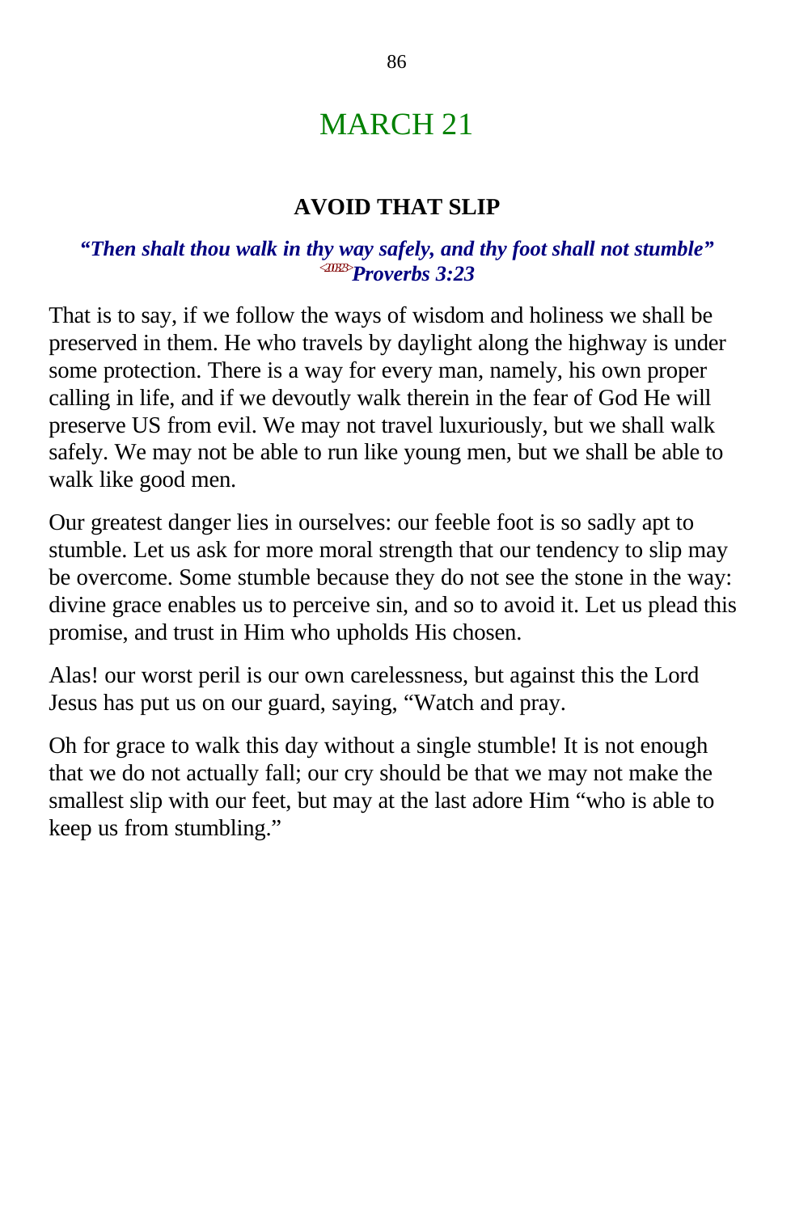# MARCH 21

## AVOID THAT SLIP

***"Then shalt thou walk in thy way safely, and thy foot shall not stumble"*** ***<200323>Proverbs 3:23***

That is to say, if we follow the ways of wisdom and holiness we shall be preserved in them. He who travels by daylight along the highway is under some protection. There is a way for every man, namely, his own proper calling in life, and if we devoutly walk therein in the fear of God He will preserve US from evil. We may not travel luxuriously, but we shall walk safely. We may not be able to run like young men, but we shall be able to walk like good men.

Our greatest danger lies in ourselves: our feeble foot is so sadly apt to stumble. Let us ask for more moral strength that our tendency to slip may be overcome. Some stumble because they do not see the stone in the way: divine grace enables us to perceive sin, and so to avoid it. Let us plead this promise, and trust in Him who upholds His chosen.

Alas! our worst peril is our own carelessness, but against this the Lord Jesus has put us on our guard, saying, "Watch and pray.

Oh for grace to walk this day without a single stumble! It is not enough that we do not actually fall; our cry should be that we may not make the smallest slip with our feet, but may at the last adore Him "who is able to keep us from stumbling."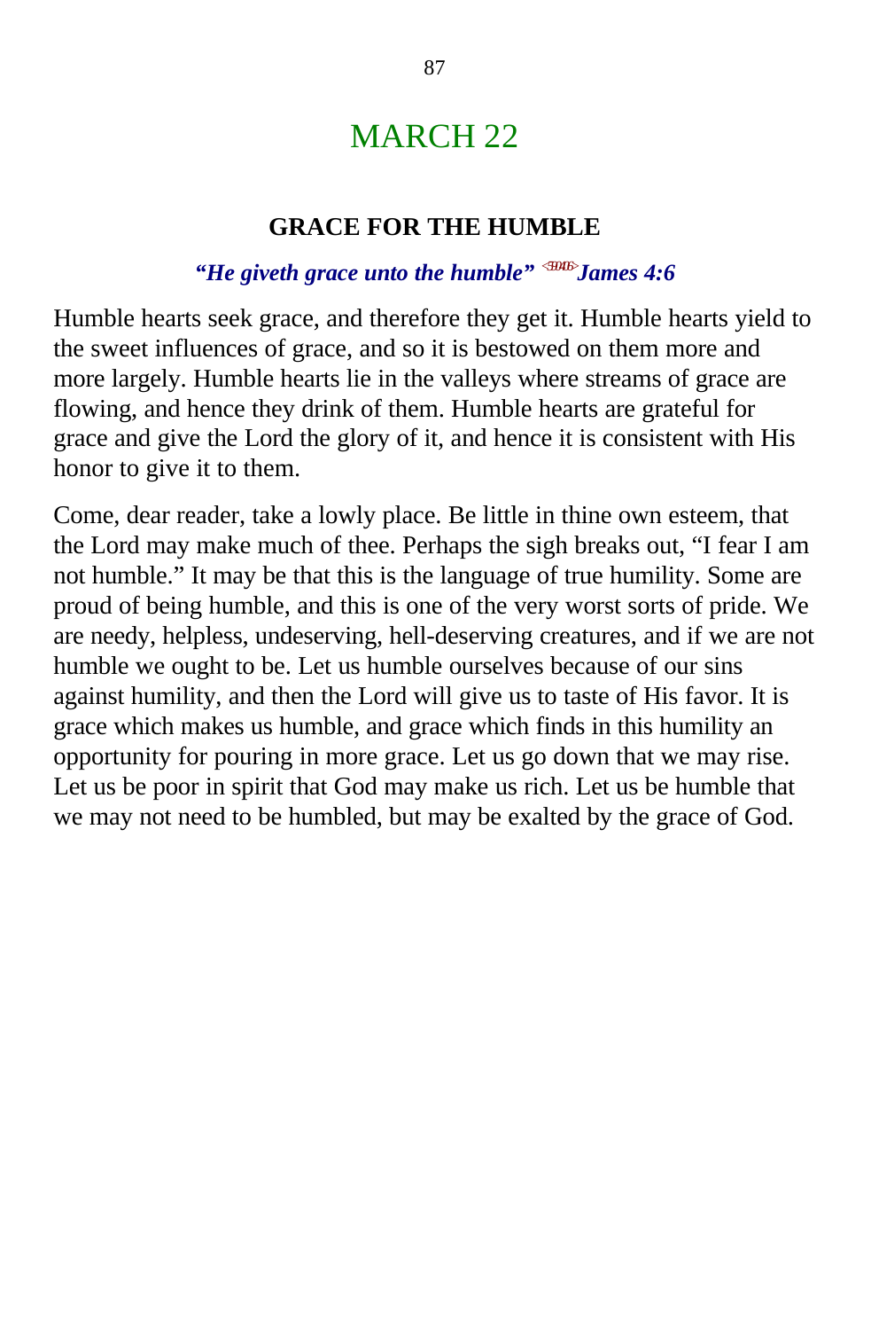# MARCH 22

### GRACE FOR THE HUMBLE

***"He giveth grace unto the humble"* <590406> *James 4:6***

Humble hearts seek grace, and therefore they get it. Humble hearts yield to the sweet influences of grace, and so it is bestowed on them more and more largely. Humble hearts lie in the valleys where streams of grace are flowing, and hence they drink of them. Humble hearts are grateful for grace and give the Lord the glory of it, and hence it is consistent with His honor to give it to them.

Come, dear reader, take a lowly place. Be little in thine own esteem, that the Lord may make much of thee. Perhaps the sigh breaks out, "I fear I am not humble." It may be that this is the language of true humility. Some are proud of being humble, and this is one of the very worst sorts of pride. We are needy, helpless, undeserving, hell-deserving creatures, and if we are not humble we ought to be. Let us humble ourselves because of our sins against humility, and then the Lord will give us to taste of His favor. It is grace which makes us humble, and grace which finds in this humility an opportunity for pouring in more grace. Let us go down that we may rise. Let us be poor in spirit that God may make us rich. Let us be humble that we may not need to be humbled, but may be exalted by the grace of God.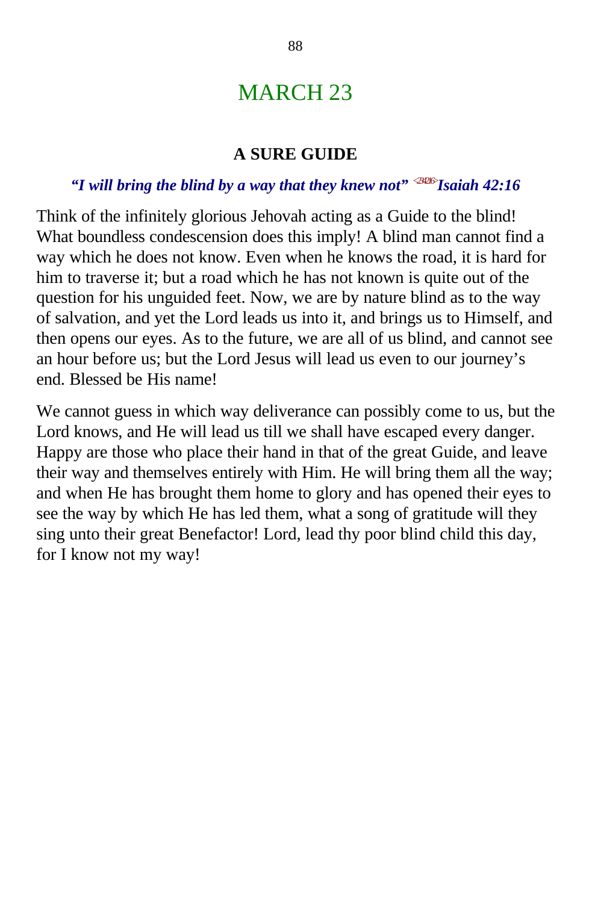# MARCH 23

## A SURE GUIDE

***"I will bring the blind by a way that they knew not"*** <234216>***Isaiah 42:16***

Think of the infinitely glorious Jehovah acting as a Guide to the blind! What boundless condescension does this imply! A blind man cannot find a way which he does not know. Even when he knows the road, it is hard for him to traverse it; but a road which he has not known is quite out of the question for his unguided feet. Now, we are by nature blind as to the way of salvation, and yet the Lord leads us into it, and brings us to Himself, and then opens our eyes. As to the future, we are all of us blind, and cannot see an hour before us; but the Lord Jesus will lead us even to our journey's end. Blessed be His name!

We cannot guess in which way deliverance can possibly come to us, but the Lord knows, and He will lead us till we shall have escaped every danger. Happy are those who place their hand in that of the great Guide, and leave their way and themselves entirely with Him. He will bring them all the way; and when He has brought them home to glory and has opened their eyes to see the way by which He has led them, what a song of gratitude will they sing unto their great Benefactor! Lord, lead thy poor blind child this day, for I know not my way!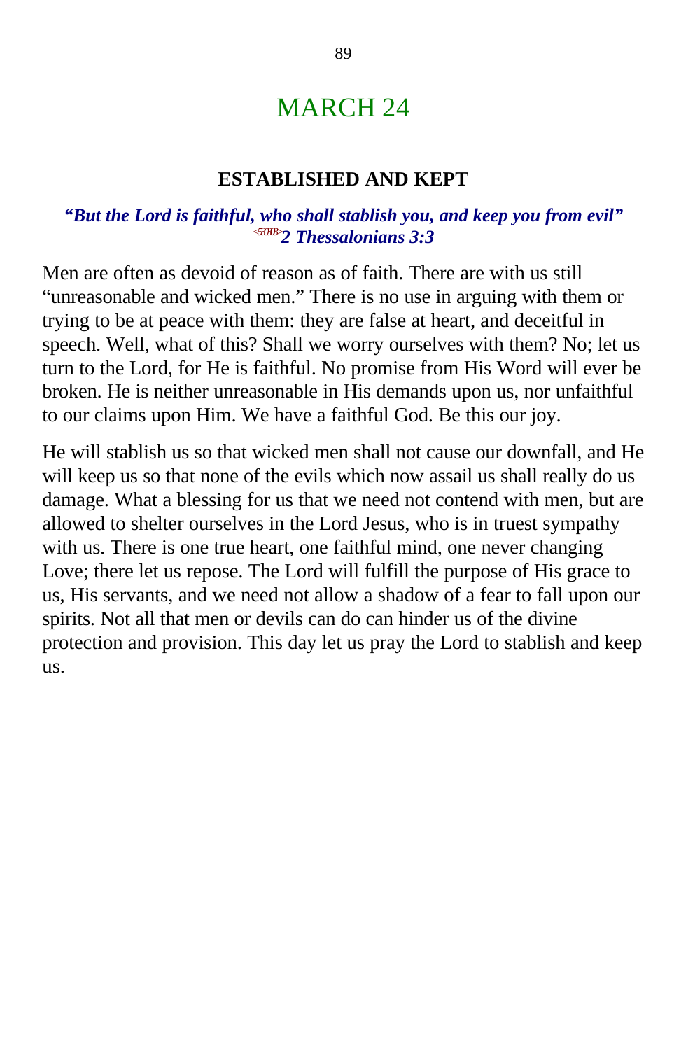# MARCH 24

### ESTABLISHED AND KEPT

***"But the Lord is faithful, who shall stablish you, and keep you from evil" 2 Thessalonians 3:3***

Men are often as devoid of reason as of faith. There are with us still "unreasonable and wicked men." There is no use in arguing with them or trying to be at peace with them: they are false at heart, and deceitful in speech. Well, what of this? Shall we worry ourselves with them? No; let us turn to the Lord, for He is faithful. No promise from His Word will ever be broken. He is neither unreasonable in His demands upon us, nor unfaithful to our claims upon Him. We have a faithful God. Be this our joy.

He will stablish us so that wicked men shall not cause our downfall, and He will keep us so that none of the evils which now assail us shall really do us damage. What a blessing for us that we need not contend with men, but are allowed to shelter ourselves in the Lord Jesus, who is in truest sympathy with us. There is one true heart, one faithful mind, one never changing Love; there let us repose. The Lord will fulfill the purpose of His grace to us, His servants, and we need not allow a shadow of a fear to fall upon our spirits. Not all that men or devils can do can hinder us of the divine protection and provision. This day let us pray the Lord to stablish and keep us.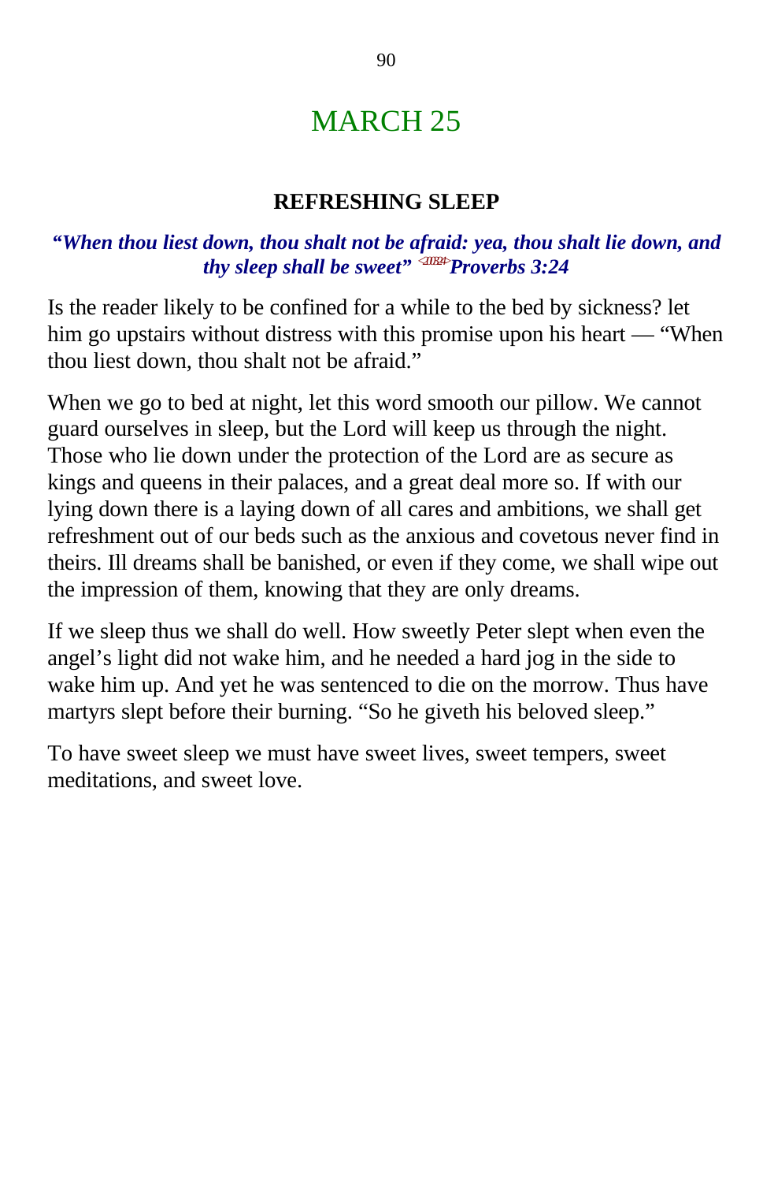# MARCH 25

### REFRESHING SLEEP

***"When thou liest down, thou shalt not be afraid: yea, thou shalt lie down, and thy sleep shall be sweet" <201324> Proverbs 3:24***

Is the reader likely to be confined for a while to the bed by sickness? let him go upstairs without distress with this promise upon his heart — "When thou liest down, thou shalt not be afraid."

When we go to bed at night, let this word smooth our pillow. We cannot guard ourselves in sleep, but the Lord will keep us through the night. Those who lie down under the protection of the Lord are as secure as kings and queens in their palaces, and a great deal more so. If with our lying down there is a laying down of all cares and ambitions, we shall get refreshment out of our beds such as the anxious and covetous never find in theirs. Ill dreams shall be banished, or even if they come, we shall wipe out the impression of them, knowing that they are only dreams.

If we sleep thus we shall do well. How sweetly Peter slept when even the angel's light did not wake him, and he needed a hard jog in the side to wake him up. And yet he was sentenced to die on the morrow. Thus have martyrs slept before their burning. "So he giveth his beloved sleep."

To have sweet sleep we must have sweet lives, sweet tempers, sweet meditations, and sweet love.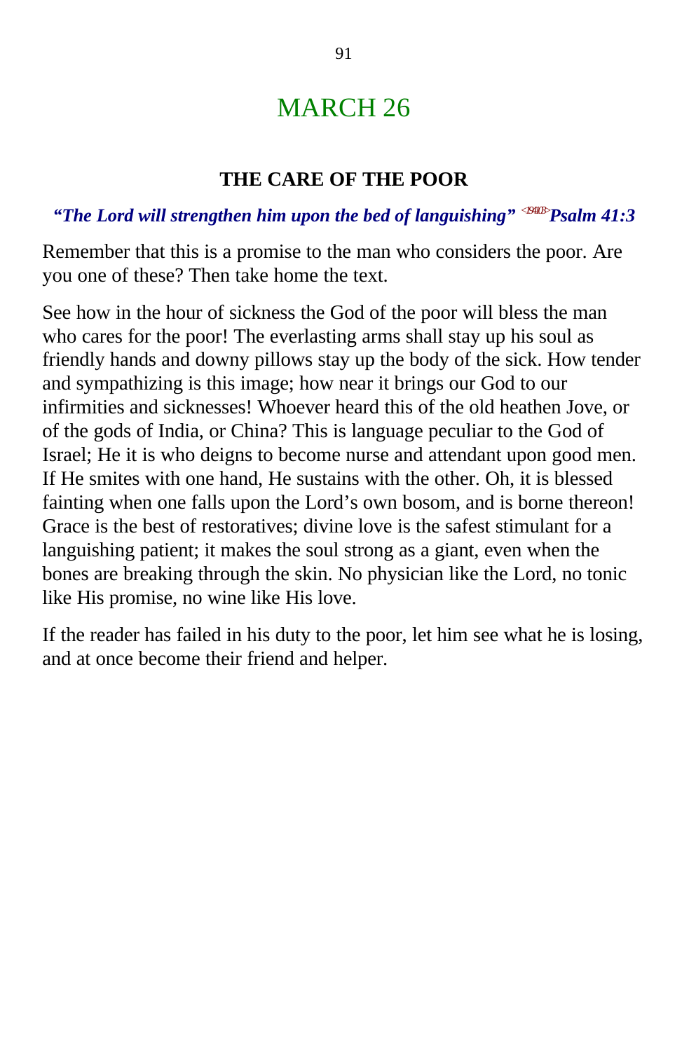# MARCH 26

### THE CARE OF THE POOR

***"The Lord will strengthen him upon the bed of languishing"*** <194103>***Psalm 41:3***

Remember that this is a promise to the man who considers the poor. Are you one of these? Then take home the text.

See how in the hour of sickness the God of the poor will bless the man who cares for the poor! The everlasting arms shall stay up his soul as friendly hands and downy pillows stay up the body of the sick. How tender and sympathizing is this image; how near it brings our God to our infirmities and sicknesses! Whoever heard this of the old heathen Jove, or of the gods of India, or China? This is language peculiar to the God of Israel; He it is who deigns to become nurse and attendant upon good men. If He smites with one hand, He sustains with the other. Oh, it is blessed fainting when one falls upon the Lord's own bosom, and is borne thereon! Grace is the best of restoratives; divine love is the safest stimulant for a languishing patient; it makes the soul strong as a giant, even when the bones are breaking through the skin. No physician like the Lord, no tonic like His promise, no wine like His love.

If the reader has failed in his duty to the poor, let him see what he is losing, and at once become their friend and helper.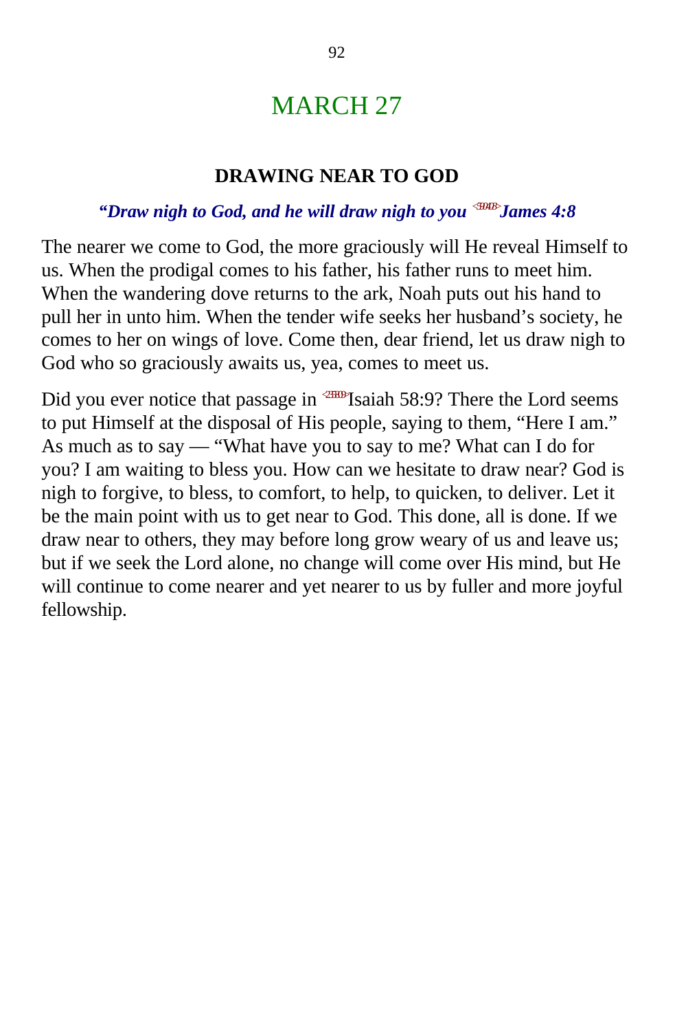# MARCH 27

## DRAWING NEAR TO GOD

***"Draw nigh to God, and he will draw nigh to you** <590408>**James 4:8***

The nearer we come to God, the more graciously will He reveal Himself to us. When the prodigal comes to his father, his father runs to meet him. When the wandering dove returns to the ark, Noah puts out his hand to pull her in unto him. When the tender wife seeks her husband's society, he comes to her on wings of love. Come then, dear friend, let us draw nigh to God who so graciously awaits us, yea, comes to meet us.

Did you ever notice that passage in <235809>Isaiah 58:9? There the Lord seems to put Himself at the disposal of His people, saying to them, "Here I am." As much as to say — "What have you to say to me? What can I do for you? I am waiting to bless you. How can we hesitate to draw near? God is nigh to forgive, to bless, to comfort, to help, to quicken, to deliver. Let it be the main point with us to get near to God. This done, all is done. If we draw near to others, they may before long grow weary of us and leave us; but if we seek the Lord alone, no change will come over His mind, but He will continue to come nearer and yet nearer to us by fuller and more joyful fellowship.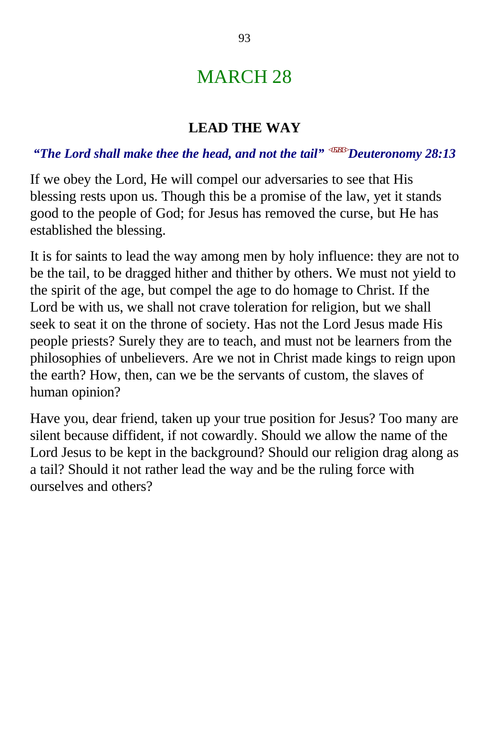# MARCH 28

## LEAD THE WAY

***"The Lord shall make thee the head, and not the tail"*** <05B13>***Deuteronomy 28:13***

If we obey the Lord, He will compel our adversaries to see that His blessing rests upon us. Though this be a promise of the law, yet it stands good to the people of God; for Jesus has removed the curse, but He has established the blessing.

It is for saints to lead the way among men by holy influence: they are not to be the tail, to be dragged hither and thither by others. We must not yield to the spirit of the age, but compel the age to do homage to Christ. If the Lord be with us, we shall not crave toleration for religion, but we shall seek to seat it on the throne of society. Has not the Lord Jesus made His people priests? Surely they are to teach, and must not be learners from the philosophies of unbelievers. Are we not in Christ made kings to reign upon the earth? How, then, can we be the servants of custom, the slaves of human opinion?

Have you, dear friend, taken up your true position for Jesus? Too many are silent because diffident, if not cowardly. Should we allow the name of the Lord Jesus to be kept in the background? Should our religion drag along as a tail? Should it not rather lead the way and be the ruling force with ourselves and others?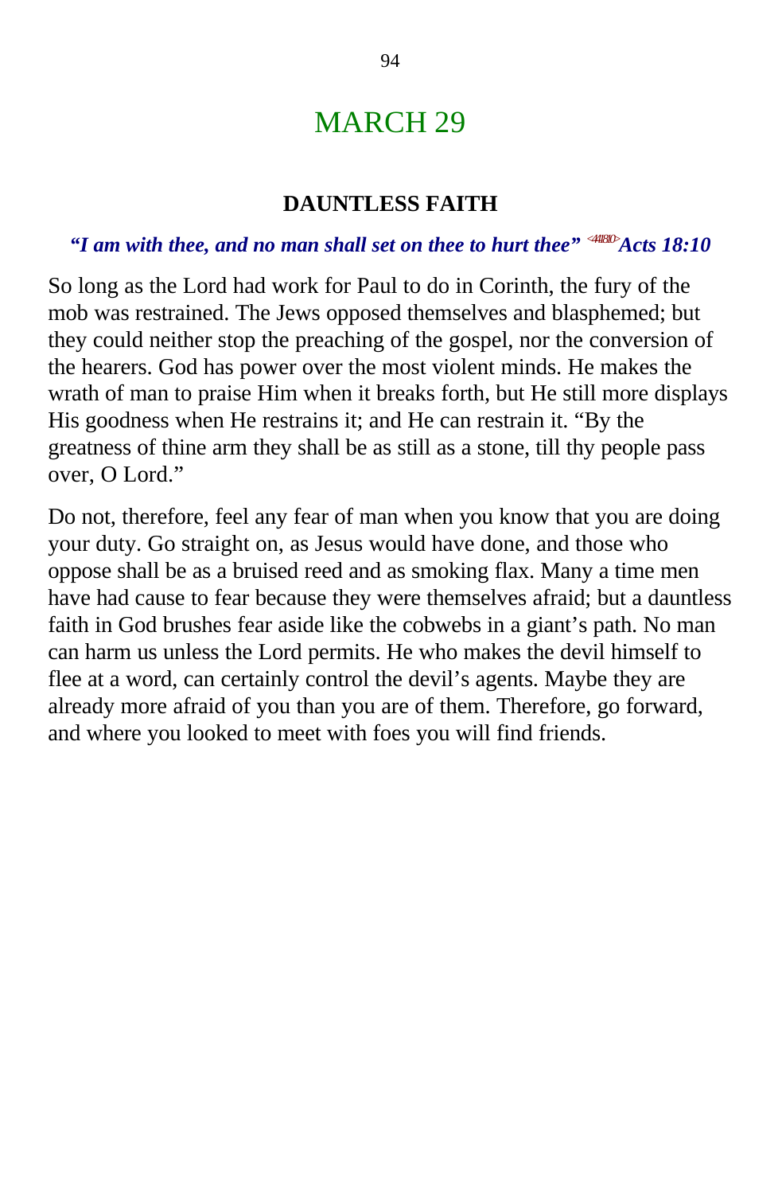# MARCH 29

## DAUNTLESS FAITH

***"I am with thee, and no man shall set on thee to hurt thee"*** <441810>***Acts 18:10***

So long as the Lord had work for Paul to do in Corinth, the fury of the mob was restrained. The Jews opposed themselves and blasphemed; but they could neither stop the preaching of the gospel, nor the conversion of the hearers. God has power over the most violent minds. He makes the wrath of man to praise Him when it breaks forth, but He still more displays His goodness when He restrains it; and He can restrain it. "By the greatness of thine arm they shall be as still as a stone, till thy people pass over, O Lord."

Do not, therefore, feel any fear of man when you know that you are doing your duty. Go straight on, as Jesus would have done, and those who oppose shall be as a bruised reed and as smoking flax. Many a time men have had cause to fear because they were themselves afraid; but a dauntless faith in God brushes fear aside like the cobwebs in a giant's path. No man can harm us unless the Lord permits. He who makes the devil himself to flee at a word, can certainly control the devil's agents. Maybe they are already more afraid of you than you are of them. Therefore, go forward, and where you looked to meet with foes you will find friends.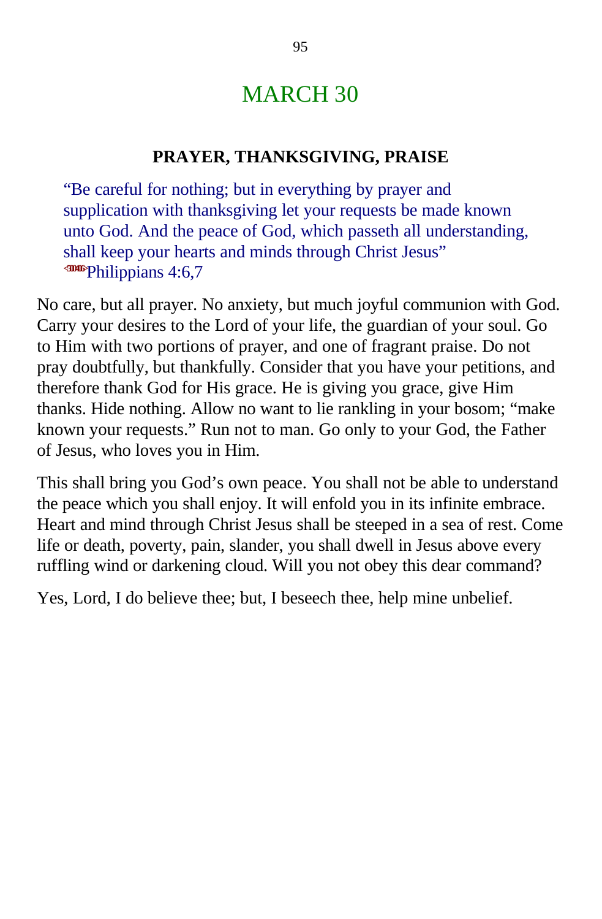# MARCH 30

## PRAYER, THANKSGIVING, PRAISE

> "Be careful for nothing; but in everything by prayer and supplication with thanksgiving let your requests be made known unto God. And the peace of God, which passeth all understanding, shall keep your hearts and minds through Christ Jesus"
> <501406>Philippians 4:6,7

No care, but all prayer. No anxiety, but much joyful communion with God. Carry your desires to the Lord of your life, the guardian of your soul. Go to Him with two portions of prayer, and one of fragrant praise. Do not pray doubtfully, but thankfully. Consider that you have your petitions, and therefore thank God for His grace. He is giving you grace, give Him thanks. Hide nothing. Allow no want to lie rankling in your bosom; "make known your requests." Run not to man. Go only to your God, the Father of Jesus, who loves you in Him.

This shall bring you God's own peace. You shall not be able to understand the peace which you shall enjoy. It will enfold you in its infinite embrace. Heart and mind through Christ Jesus shall be steeped in a sea of rest. Come life or death, poverty, pain, slander, you shall dwell in Jesus above every ruffling wind or darkening cloud. Will you not obey this dear command?

Yes, Lord, I do believe thee; but, I beseech thee, help mine unbelief.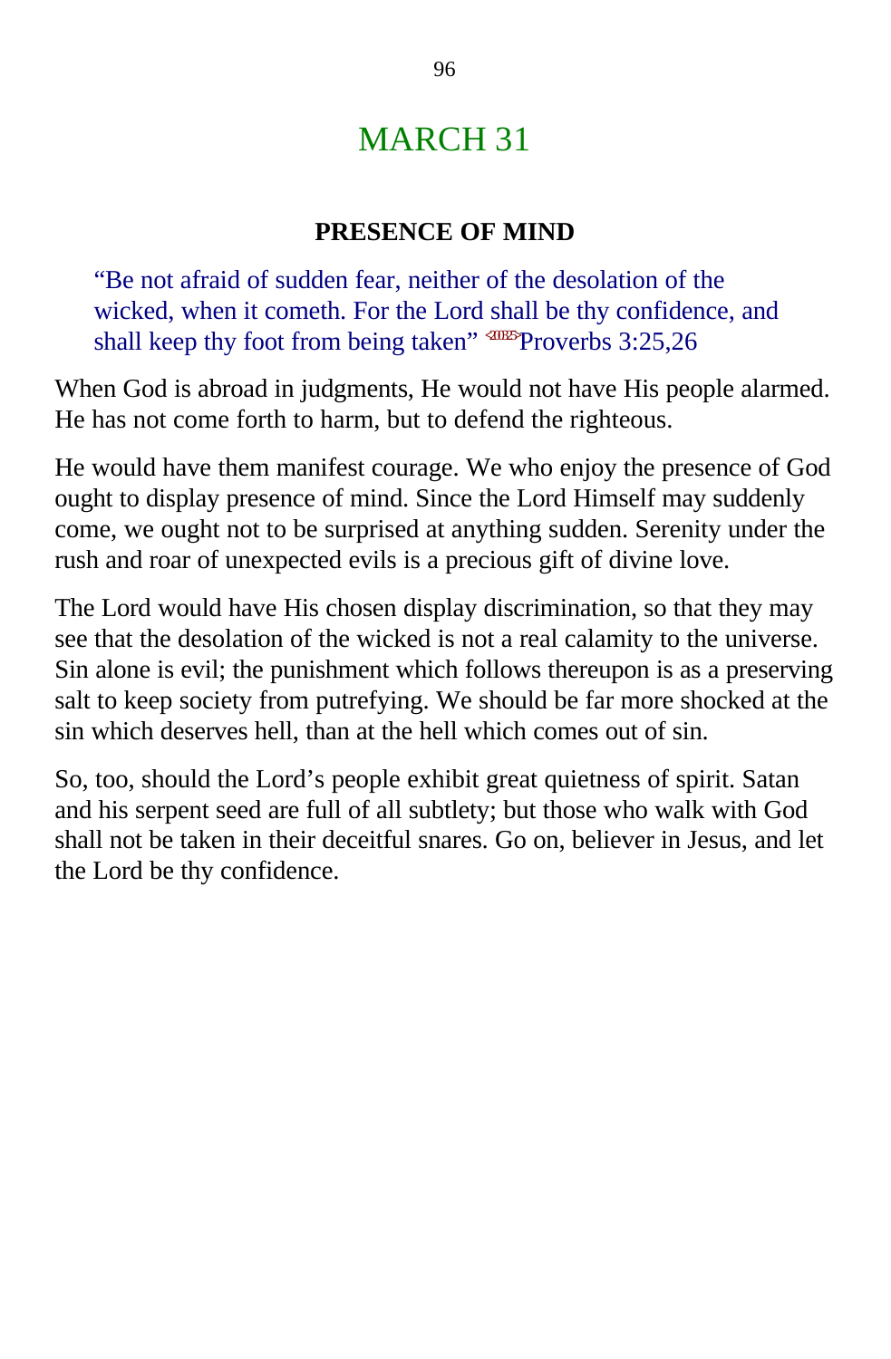# MARCH 31

### PRESENCE OF MIND

> "Be not afraid of sudden fear, neither of the desolation of the wicked, when it cometh. For the Lord shall be thy confidence, and shall keep thy foot from being taken" Proverbs 3:25,26

When God is abroad in judgments, He would not have His people alarmed. He has not come forth to harm, but to defend the righteous.

He would have them manifest courage. We who enjoy the presence of God ought to display presence of mind. Since the Lord Himself may suddenly come, we ought not to be surprised at anything sudden. Serenity under the rush and roar of unexpected evils is a precious gift of divine love.

The Lord would have His chosen display discrimination, so that they may see that the desolation of the wicked is not a real calamity to the universe. Sin alone is evil; the punishment which follows thereupon is as a preserving salt to keep society from putrefying. We should be far more shocked at the sin which deserves hell, than at the hell which comes out of sin.

So, too, should the Lord's people exhibit great quietness of spirit. Satan and his serpent seed are full of all subtlety; but those who walk with God shall not be taken in their deceitful snares. Go on, believer in Jesus, and let the Lord be thy confidence.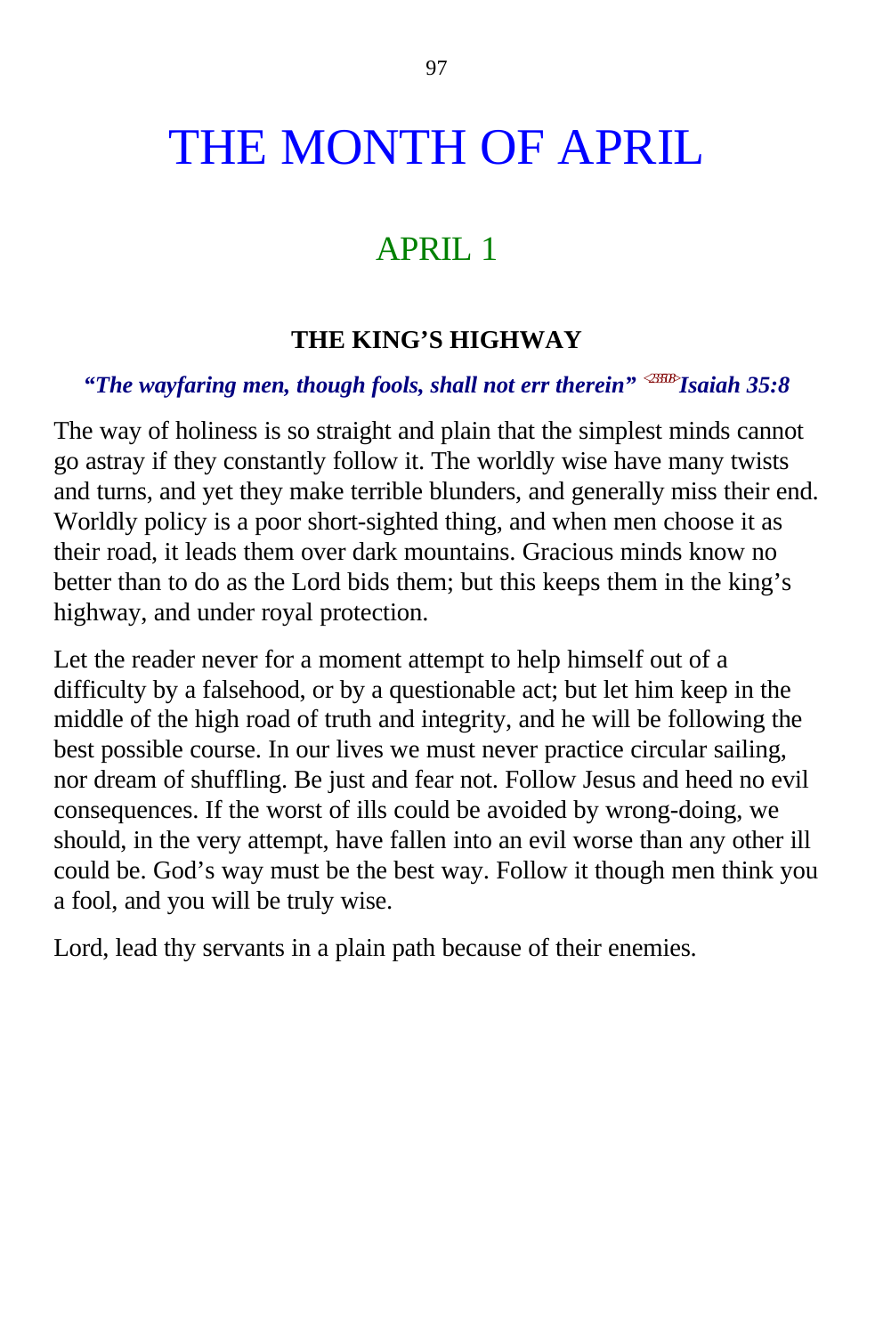# THE MONTH OF APRIL

## APRIL 1

### THE KING’S HIGHWAY

***“The wayfaring men, though fools, shall not err therein”*** <2358> ***Isaiah 35:8***

The way of holiness is so straight and plain that the simplest minds cannot go astray if they constantly follow it. The worldly wise have many twists and turns, and yet they make terrible blunders, and generally miss their end. Worldly policy is a poor short-sighted thing, and when men choose it as their road, it leads them over dark mountains. Gracious minds know no better than to do as the Lord bids them; but this keeps them in the king’s highway, and under royal protection.

Let the reader never for a moment attempt to help himself out of a difficulty by a falsehood, or by a questionable act; but let him keep in the middle of the high road of truth and integrity, and he will be following the best possible course. In our lives we must never practice circular sailing, nor dream of shuffling. Be just and fear not. Follow Jesus and heed no evil consequences. If the worst of ills could be avoided by wrong-doing, we should, in the very attempt, have fallen into an evil worse than any other ill could be. God’s way must be the best way. Follow it though men think you a fool, and you will be truly wise.

Lord, lead thy servants in a plain path because of their enemies.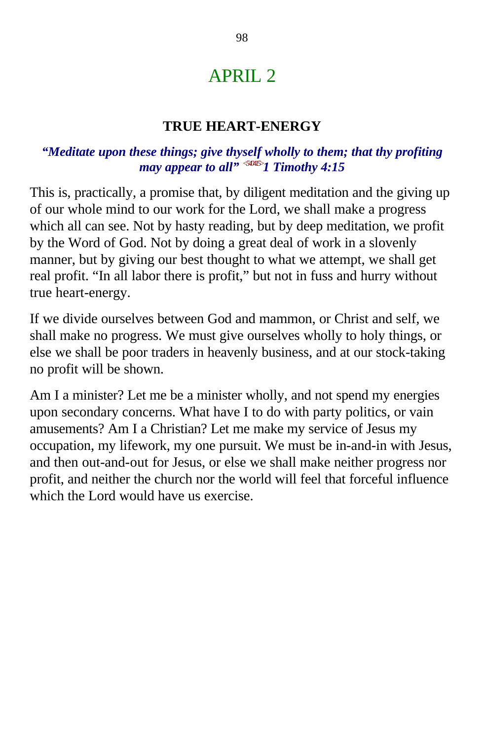# APRIL 2

## TRUE HEART-ENERGY

***"Meditate upon these things; give thyself wholly to them; that thy profiting may appear to all"*** <540415> ***1 Timothy 4:15***

This is, practically, a promise that, by diligent meditation and the giving up of our whole mind to our work for the Lord, we shall make a progress which all can see. Not by hasty reading, but by deep meditation, we profit by the Word of God. Not by doing a great deal of work in a slovenly manner, but by giving our best thought to what we attempt, we shall get real profit. "In all labor there is profit," but not in fuss and hurry without true heart-energy.

If we divide ourselves between God and mammon, or Christ and self, we shall make no progress. We must give ourselves wholly to holy things, or else we shall be poor traders in heavenly business, and at our stock-taking no profit will be shown.

Am I a minister? Let me be a minister wholly, and not spend my energies upon secondary concerns. What have I to do with party politics, or vain amusements? Am I a Christian? Let me make my service of Jesus my occupation, my lifework, my one pursuit. We must be in-and-in with Jesus, and then out-and-out for Jesus, or else we shall make neither progress nor profit, and neither the church nor the world will feel that forceful influence which the Lord would have us exercise.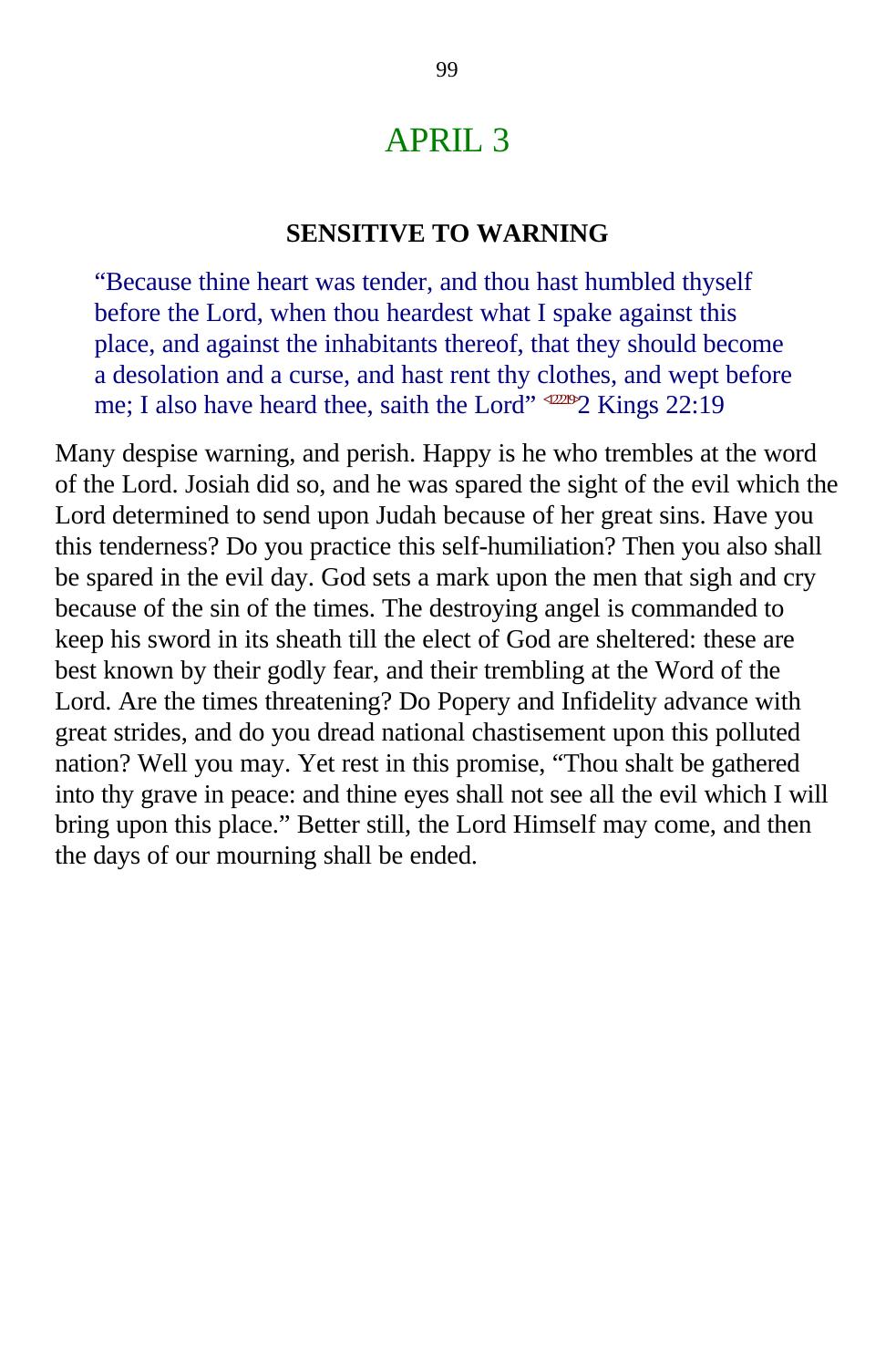# APRIL 3

### SENSITIVE TO WARNING

> "Because thine heart was tender, and thou hast humbled thyself before the Lord, when thou heardest what I spake against this place, and against the inhabitants thereof, that they should become a desolation and a curse, and hast rent thy clothes, and wept before me; I also have heard thee, saith the Lord" <122219>2 Kings 22:19

Many despise warning, and perish. Happy is he who trembles at the word of the Lord. Josiah did so, and he was spared the sight of the evil which the Lord determined to send upon Judah because of her great sins. Have you this tenderness? Do you practice this self-humiliation? Then you also shall be spared in the evil day. God sets a mark upon the men that sigh and cry because of the sin of the times. The destroying angel is commanded to keep his sword in its sheath till the elect of God are sheltered: these are best known by their godly fear, and their trembling at the Word of the Lord. Are the times threatening? Do Popery and Infidelity advance with great strides, and do you dread national chastisement upon this polluted nation? Well you may. Yet rest in this promise, "Thou shalt be gathered into thy grave in peace: and thine eyes shall not see all the evil which I will bring upon this place." Better still, the Lord Himself may come, and then the days of our mourning shall be ended.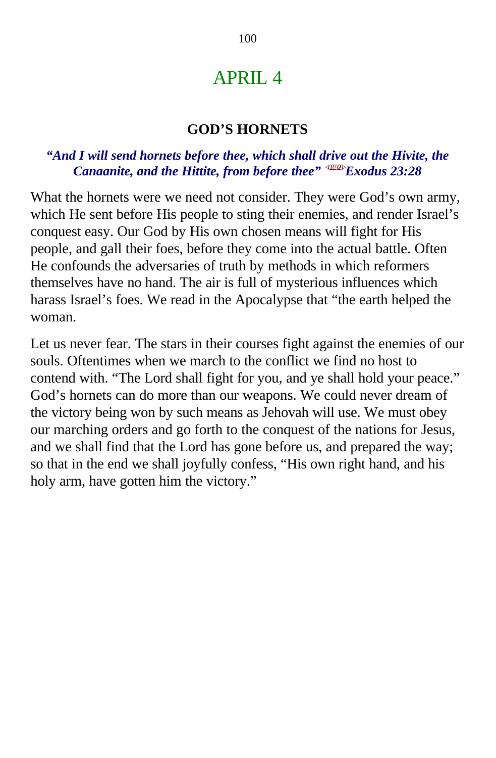# APRIL 4

## GOD'S HORNETS

***"And I will send hornets before thee, which shall drive out the Hivite, the Canaanite, and the Hittite, from before thee"*** <0238> ***Exodus 23:28***

What the hornets were we need not consider. They were God's own army, which He sent before His people to sting their enemies, and render Israel's conquest easy. Our God by His own chosen means will fight for His people, and gall their foes, before they come into the actual battle. Often He confounds the adversaries of truth by methods in which reformers themselves have no hand. The air is full of mysterious influences which harass Israel's foes. We read in the Apocalypse that "the earth helped the woman.

Let us never fear. The stars in their courses fight against the enemies of our souls. Oftentimes when we march to the conflict we find no host to contend with. "The Lord shall fight for you, and ye shall hold your peace." God's hornets can do more than our weapons. We could never dream of the victory being won by such means as Jehovah will use. We must obey our marching orders and go forth to the conquest of the nations for Jesus, and we shall find that the Lord has gone before us, and prepared the way; so that in the end we shall joyfully confess, "His own right hand, and his holy arm, have gotten him the victory."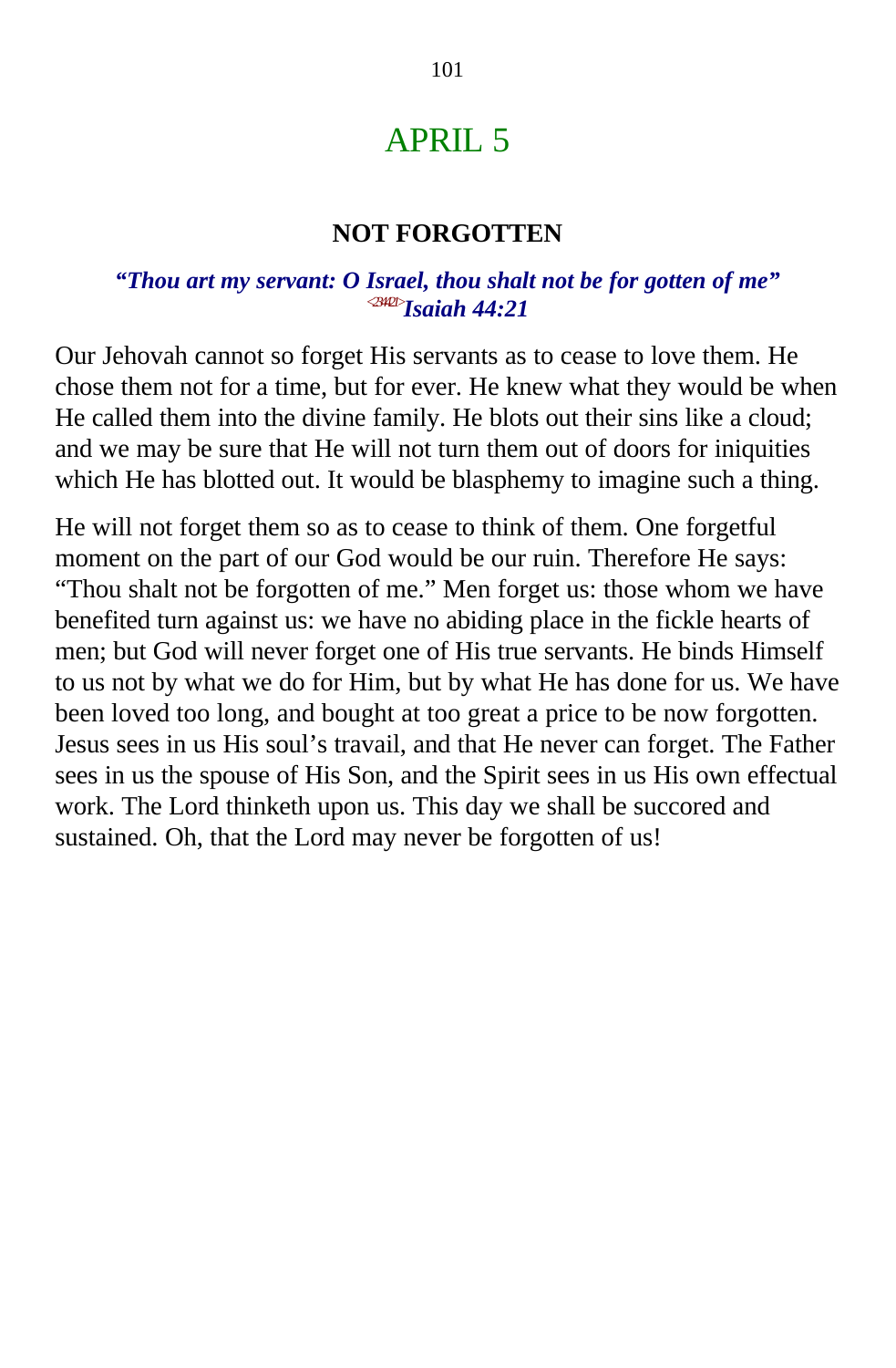# APRIL 5

## NOT FORGOTTEN

***"Thou art my servant: O Israel, thou shalt not be for gotten of me"*** <234421>***Isaiah 44:21***

Our Jehovah cannot so forget His servants as to cease to love them. He chose them not for a time, but for ever. He knew what they would be when He called them into the divine family. He blots out their sins like a cloud; and we may be sure that He will not turn them out of doors for iniquities which He has blotted out. It would be blasphemy to imagine such a thing.

He will not forget them so as to cease to think of them. One forgetful moment on the part of our God would be our ruin. Therefore He says: "Thou shalt not be forgotten of me." Men forget us: those whom we have benefited turn against us: we have no abiding place in the fickle hearts of men; but God will never forget one of His true servants. He binds Himself to us not by what we do for Him, but by what He has done for us. We have been loved too long, and bought at too great a price to be now forgotten. Jesus sees in us His soul's travail, and that He never can forget. The Father sees in us the spouse of His Son, and the Spirit sees in us His own effectual work. The Lord thinketh upon us. This day we shall be succored and sustained. Oh, that the Lord may never be forgotten of us!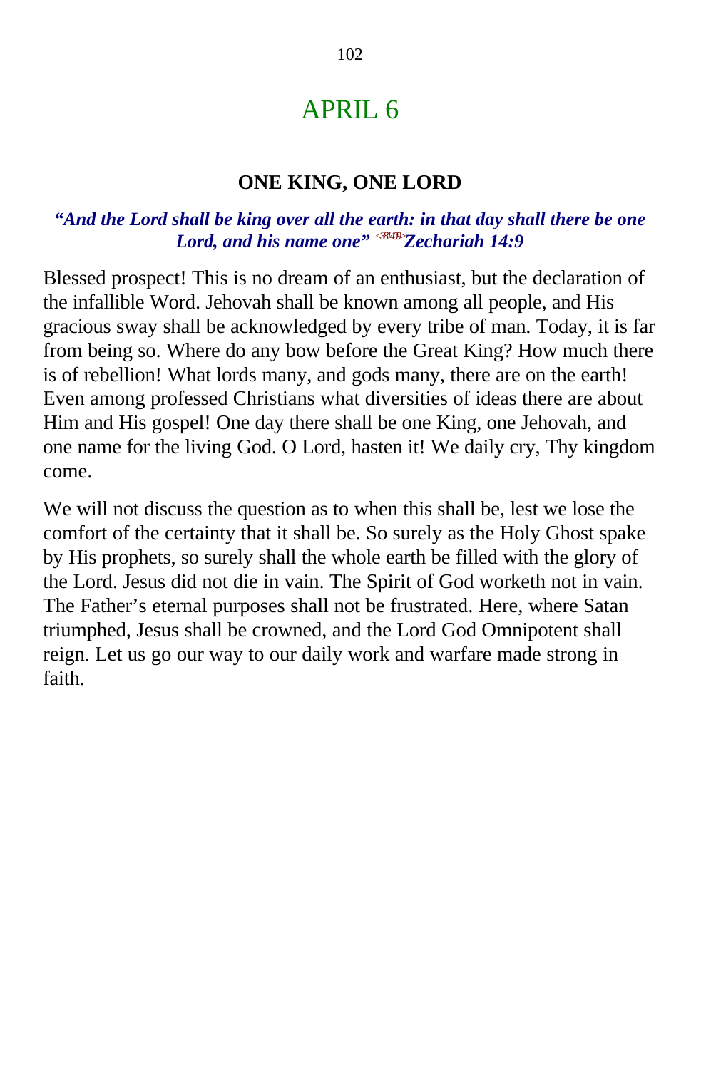# APRIL 6

### ONE KING, ONE LORD

***"And the Lord shall be king over all the earth: in that day shall there be one Lord, and his name one" <381409>Zechariah 14:9***

Blessed prospect! This is no dream of an enthusiast, but the declaration of the infallible Word. Jehovah shall be known among all people, and His gracious sway shall be acknowledged by every tribe of man. Today, it is far from being so. Where do any bow before the Great King? How much there is of rebellion! What lords many, and gods many, there are on the earth! Even among professed Christians what diversities of ideas there are about Him and His gospel! One day there shall be one King, one Jehovah, and one name for the living God. O Lord, hasten it! We daily cry, Thy kingdom come.

We will not discuss the question as to when this shall be, lest we lose the comfort of the certainty that it shall be. So surely as the Holy Ghost spake by His prophets, so surely shall the whole earth be filled with the glory of the Lord. Jesus did not die in vain. The Spirit of God worketh not in vain. The Father's eternal purposes shall not be frustrated. Here, where Satan triumphed, Jesus shall be crowned, and the Lord God Omnipotent shall reign. Let us go our way to our daily work and warfare made strong in faith.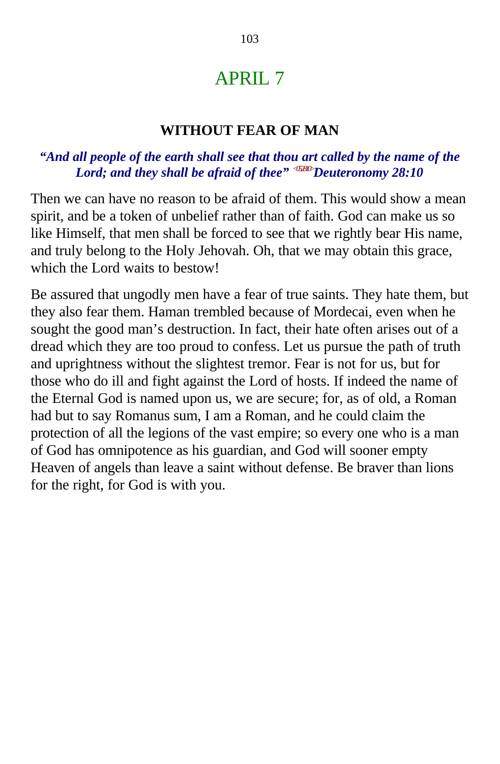# APRIL 7

## WITHOUT FEAR OF MAN

***"And all people of the earth shall see that thou art called by the name of the Lord; and they shall be afraid of thee"*** <052810>***Deuteronomy 28:10***

Then we can have no reason to be afraid of them. This would show a mean spirit, and be a token of unbelief rather than of faith. God can make us so like Himself, that men shall be forced to see that we rightly bear His name, and truly belong to the Holy Jehovah. Oh, that we may obtain this grace, which the Lord waits to bestow!

Be assured that ungodly men have a fear of true saints. They hate them, but they also fear them. Haman trembled because of Mordecai, even when he sought the good man's destruction. In fact, their hate often arises out of a dread which they are too proud to confess. Let us pursue the path of truth and uprightness without the slightest tremor. Fear is not for us, but for those who do ill and fight against the Lord of hosts. If indeed the name of the Eternal God is named upon us, we are secure; for, as of old, a Roman had but to say Romanus sum, I am a Roman, and he could claim the protection of all the legions of the vast empire; so every one who is a man of God has omnipotence as his guardian, and God will sooner empty Heaven of angels than leave a saint without defense. Be braver than lions for the right, for God is with you.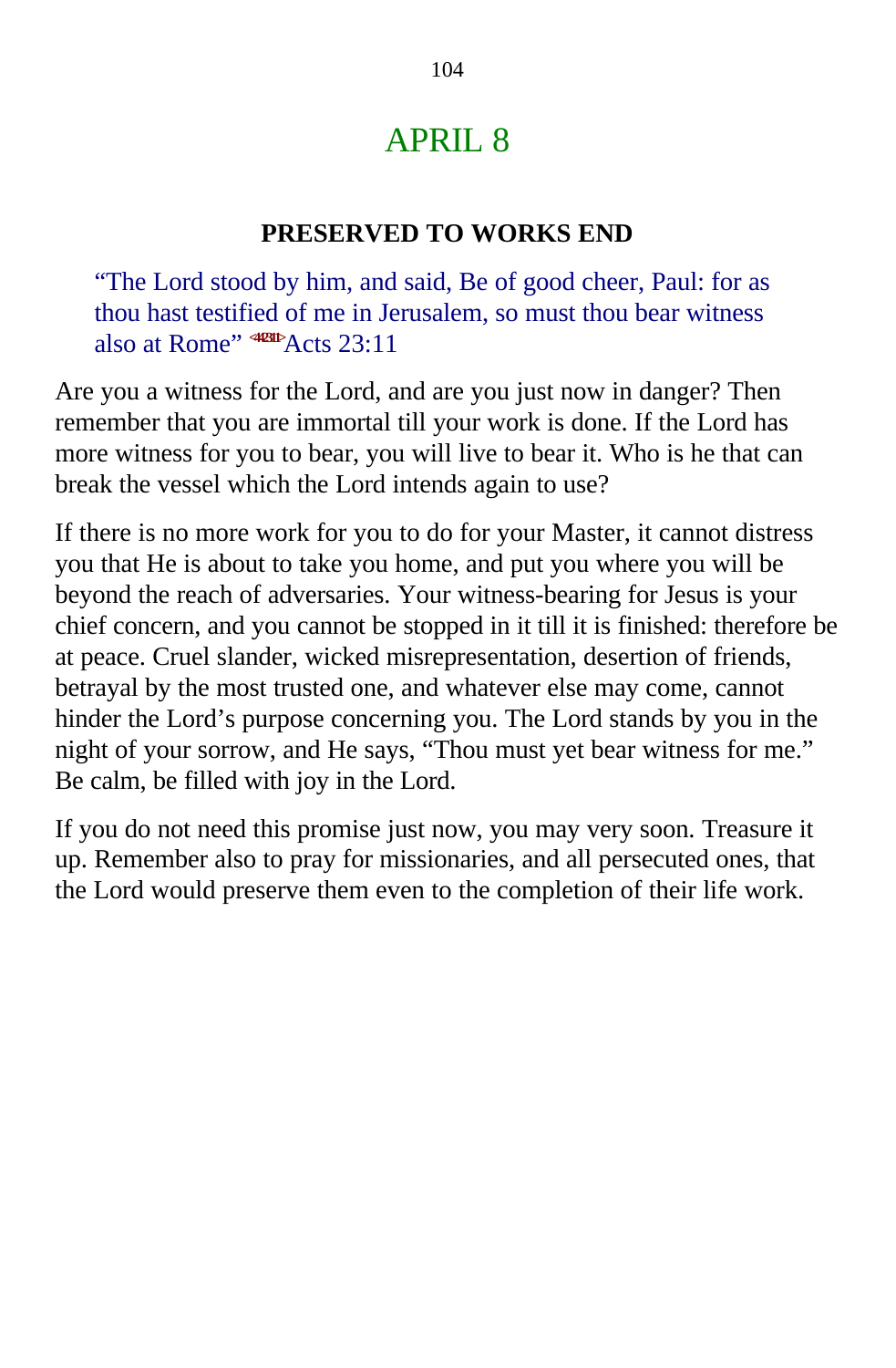# APRIL 8

### PRESERVED TO WORKS END

> "The Lord stood by him, and said, Be of good cheer, Paul: for as thou hast testified of me in Jerusalem, so must thou bear witness also at Rome" <442311>Acts 23:11

Are you a witness for the Lord, and are you just now in danger? Then remember that you are immortal till your work is done. If the Lord has more witness for you to bear, you will live to bear it. Who is he that can break the vessel which the Lord intends again to use?

If there is no more work for you to do for your Master, it cannot distress you that He is about to take you home, and put you where you will be beyond the reach of adversaries. Your witness-bearing for Jesus is your chief concern, and you cannot be stopped in it till it is finished: therefore be at peace. Cruel slander, wicked misrepresentation, desertion of friends, betrayal by the most trusted one, and whatever else may come, cannot hinder the Lord's purpose concerning you. The Lord stands by you in the night of your sorrow, and He says, "Thou must yet bear witness for me." Be calm, be filled with joy in the Lord.

If you do not need this promise just now, you may very soon. Treasure it up. Remember also to pray for missionaries, and all persecuted ones, that the Lord would preserve them even to the completion of their life work.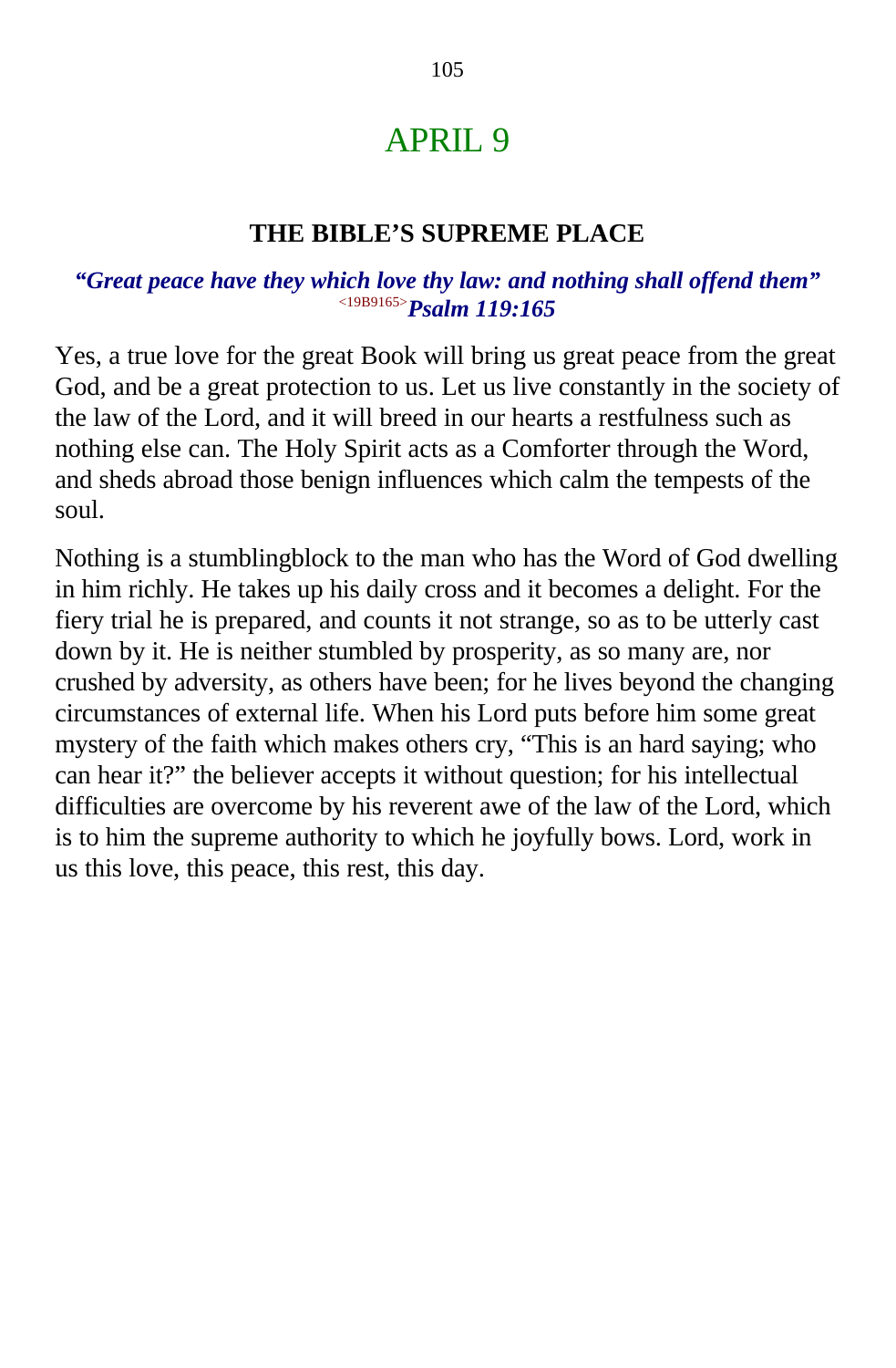# APRIL 9

## THE BIBLE'S SUPREME PLACE

***"Great peace have they which love thy law: and nothing shall offend them"*** <19B9165>***Psalm 119:165***

Yes, a true love for the great Book will bring us great peace from the great God, and be a great protection to us. Let us live constantly in the society of the law of the Lord, and it will breed in our hearts a restfulness such as nothing else can. The Holy Spirit acts as a Comforter through the Word, and sheds abroad those benign influences which calm the tempests of the soul.

Nothing is a stumblingblock to the man who has the Word of God dwelling in him richly. He takes up his daily cross and it becomes a delight. For the fiery trial he is prepared, and counts it not strange, so as to be utterly cast down by it. He is neither stumbled by prosperity, as so many are, nor crushed by adversity, as others have been; for he lives beyond the changing circumstances of external life. When his Lord puts before him some great mystery of the faith which makes others cry, "This is an hard saying; who can hear it?" the believer accepts it without question; for his intellectual difficulties are overcome by his reverent awe of the law of the Lord, which is to him the supreme authority to which he joyfully bows. Lord, work in us this love, this peace, this rest, this day.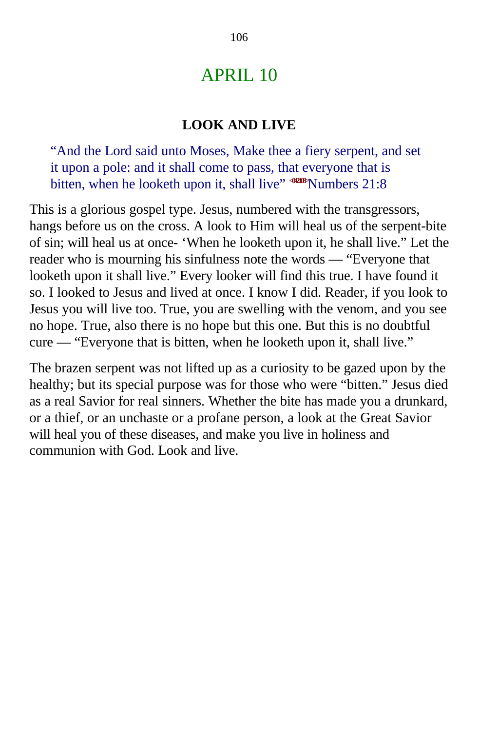# APRIL 10

### LOOK AND LIVE

> "And the Lord said unto Moses, Make thee a fiery serpent, and set it upon a pole: and it shall come to pass, that everyone that is bitten, when he looketh upon it, shall live" <042108>Numbers 21:8

This is a glorious gospel type. Jesus, numbered with the transgressors, hangs before us on the cross. A look to Him will heal us of the serpent-bite of sin; will heal us at once- 'When he looketh upon it, he shall live." Let the reader who is mourning his sinfulness note the words — "Everyone that looketh upon it shall live." Every looker will find this true. I have found it so. I looked to Jesus and lived at once. I know I did. Reader, if you look to Jesus you will live too. True, you are swelling with the venom, and you see no hope. True, also there is no hope but this one. But this is no doubtful cure — "Everyone that is bitten, when he looketh upon it, shall live."

The brazen serpent was not lifted up as a curiosity to be gazed upon by the healthy; but its special purpose was for those who were "bitten." Jesus died as a real Savior for real sinners. Whether the bite has made you a drunkard, or a thief, or an unchaste or a profane person, a look at the Great Savior will heal you of these diseases, and make you live in holiness and communion with God. Look and live.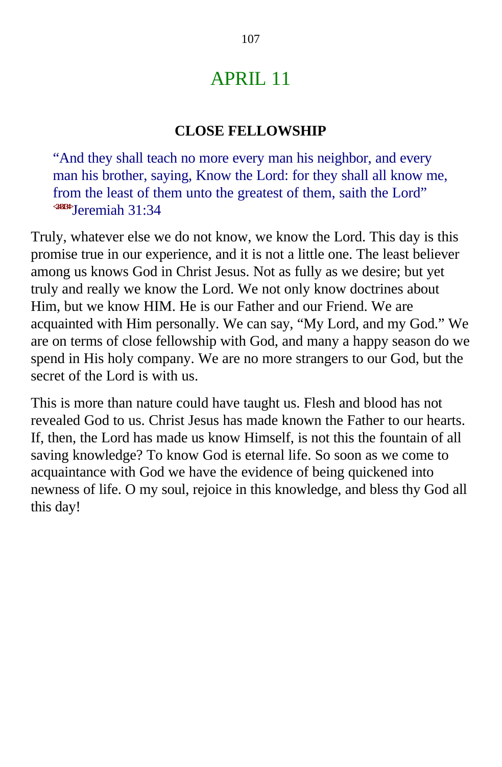# APRIL 11

### CLOSE FELLOWSHIP

> "And they shall teach no more every man his neighbor, and every man his brother, saying, Know the Lord: for they shall all know me, from the least of them unto the greatest of them, saith the Lord" <243134>Jeremiah 31:34

Truly, whatever else we do not know, we know the Lord. This day is this promise true in our experience, and it is not a little one. The least believer among us knows God in Christ Jesus. Not as fully as we desire; but yet truly and really we know the Lord. We not only know doctrines about Him, but we know HIM. He is our Father and our Friend. We are acquainted with Him personally. We can say, "My Lord, and my God." We are on terms of close fellowship with God, and many a happy season do we spend in His holy company. We are no more strangers to our God, but the secret of the Lord is with us.

This is more than nature could have taught us. Flesh and blood has not revealed God to us. Christ Jesus has made known the Father to our hearts. If, then, the Lord has made us know Himself, is not this the fountain of all saving knowledge? To know God is eternal life. So soon as we come to acquaintance with God we have the evidence of being quickened into newness of life. O my soul, rejoice in this knowledge, and bless thy God all this day!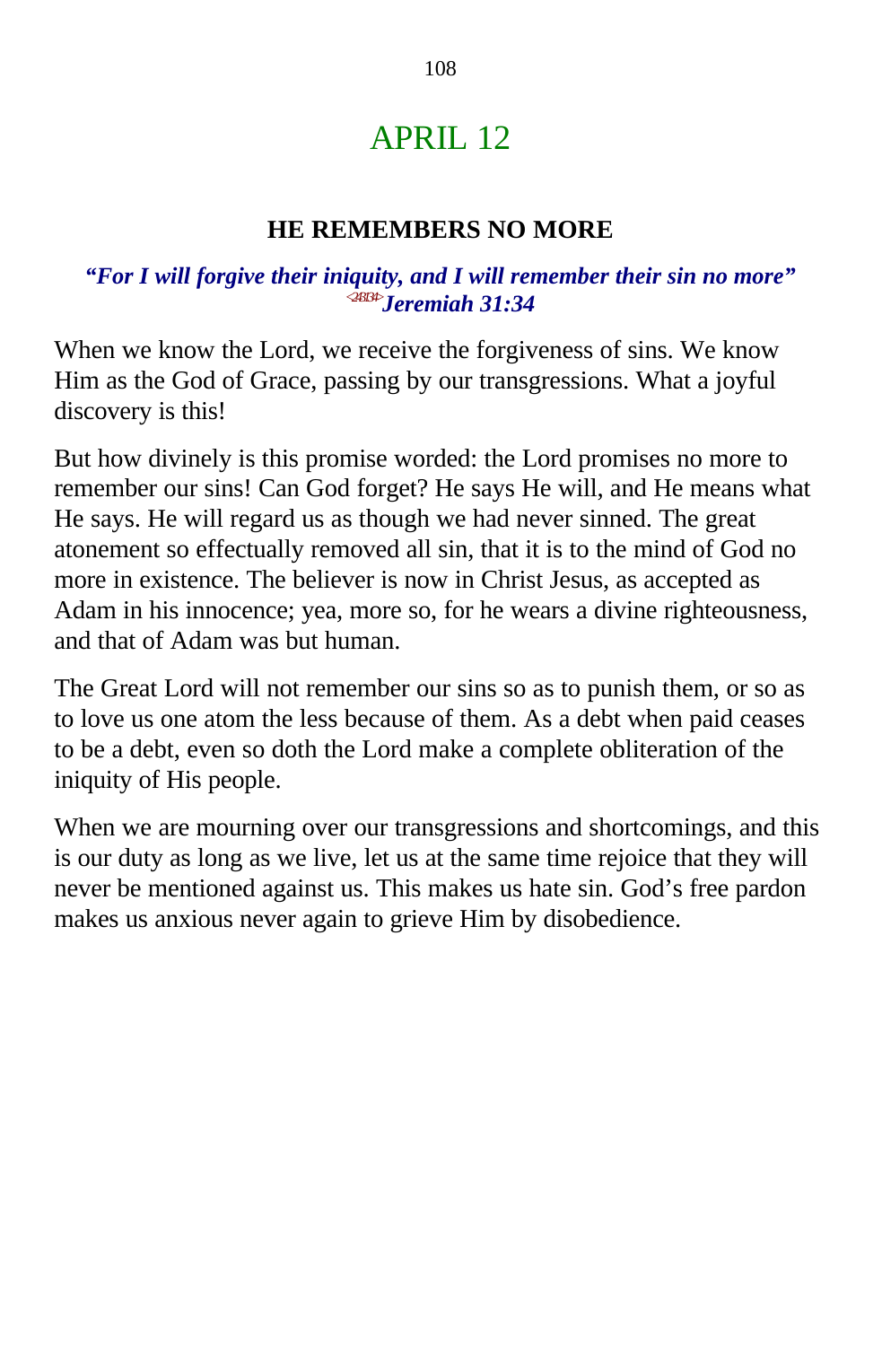# APRIL 12

## HE REMEMBERS NO MORE

***"For I will forgive their iniquity, and I will remember their sin no more"*** *<243134>**Jeremiah 31:34***

When we know the Lord, we receive the forgiveness of sins. We know Him as the God of Grace, passing by our transgressions. What a joyful discovery is this!

But how divinely is this promise worded: the Lord promises no more to remember our sins! Can God forget? He says He will, and He means what He says. He will regard us as though we had never sinned. The great atonement so effectually removed all sin, that it is to the mind of God no more in existence. The believer is now in Christ Jesus, as accepted as Adam in his innocence; yea, more so, for he wears a divine righteousness, and that of Adam was but human.

The Great Lord will not remember our sins so as to punish them, or so as to love us one atom the less because of them. As a debt when paid ceases to be a debt, even so doth the Lord make a complete obliteration of the iniquity of His people.

When we are mourning over our transgressions and shortcomings, and this is our duty as long as we live, let us at the same time rejoice that they will never be mentioned against us. This makes us hate sin. God's free pardon makes us anxious never again to grieve Him by disobedience.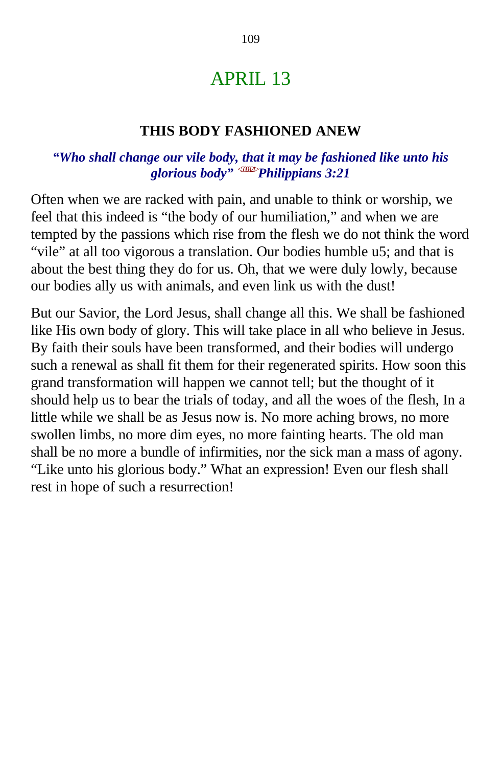# APRIL 13

### THIS BODY FASHIONED ANEW

***"Who shall change our vile body, that it may be fashioned like unto his glorious body"*** <501321>***Philippians 3:21***

Often when we are racked with pain, and unable to think or worship, we feel that this indeed is "the body of our humiliation," and when we are tempted by the passions which rise from the flesh we do not think the word "vile" at all too vigorous a translation. Our bodies humble u5; and that is about the best thing they do for us. Oh, that we were duly lowly, because our bodies ally us with animals, and even link us with the dust!

But our Savior, the Lord Jesus, shall change all this. We shall be fashioned like His own body of glory. This will take place in all who believe in Jesus. By faith their souls have been transformed, and their bodies will undergo such a renewal as shall fit them for their regenerated spirits. How soon this grand transformation will happen we cannot tell; but the thought of it should help us to bear the trials of today, and all the woes of the flesh, In a little while we shall be as Jesus now is. No more aching brows, no more swollen limbs, no more dim eyes, no more fainting hearts. The old man shall be no more a bundle of infirmities, nor the sick man a mass of agony. "Like unto his glorious body." What an expression! Even our flesh shall rest in hope of such a resurrection!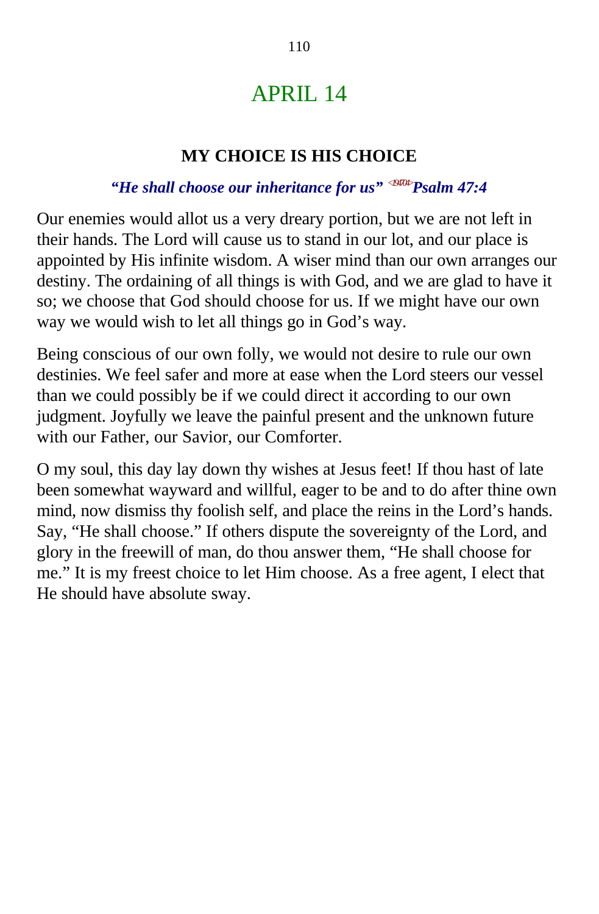# APRIL 14

### MY CHOICE IS HIS CHOICE

***"He shall choose our inheritance for us"*** <19D704> ***Psalm 47:4***

Our enemies would allot us a very dreary portion, but we are not left in their hands. The Lord will cause us to stand in our lot, and our place is appointed by His infinite wisdom. A wiser mind than our own arranges our destiny. The ordaining of all things is with God, and we are glad to have it so; we choose that God should choose for us. If we might have our own way we would wish to let all things go in God's way.

Being conscious of our own folly, we would not desire to rule our own destinies. We feel safer and more at ease when the Lord steers our vessel than we could possibly be if we could direct it according to our own judgment. Joyfully we leave the painful present and the unknown future with our Father, our Savior, our Comforter.

O my soul, this day lay down thy wishes at Jesus feet! If thou hast of late been somewhat wayward and willful, eager to be and to do after thine own mind, now dismiss thy foolish self, and place the reins in the Lord's hands. Say, "He shall choose." If others dispute the sovereignty of the Lord, and glory in the freewill of man, do thou answer them, "He shall choose for me." It is my freest choice to let Him choose. As a free agent, I elect that He should have absolute sway.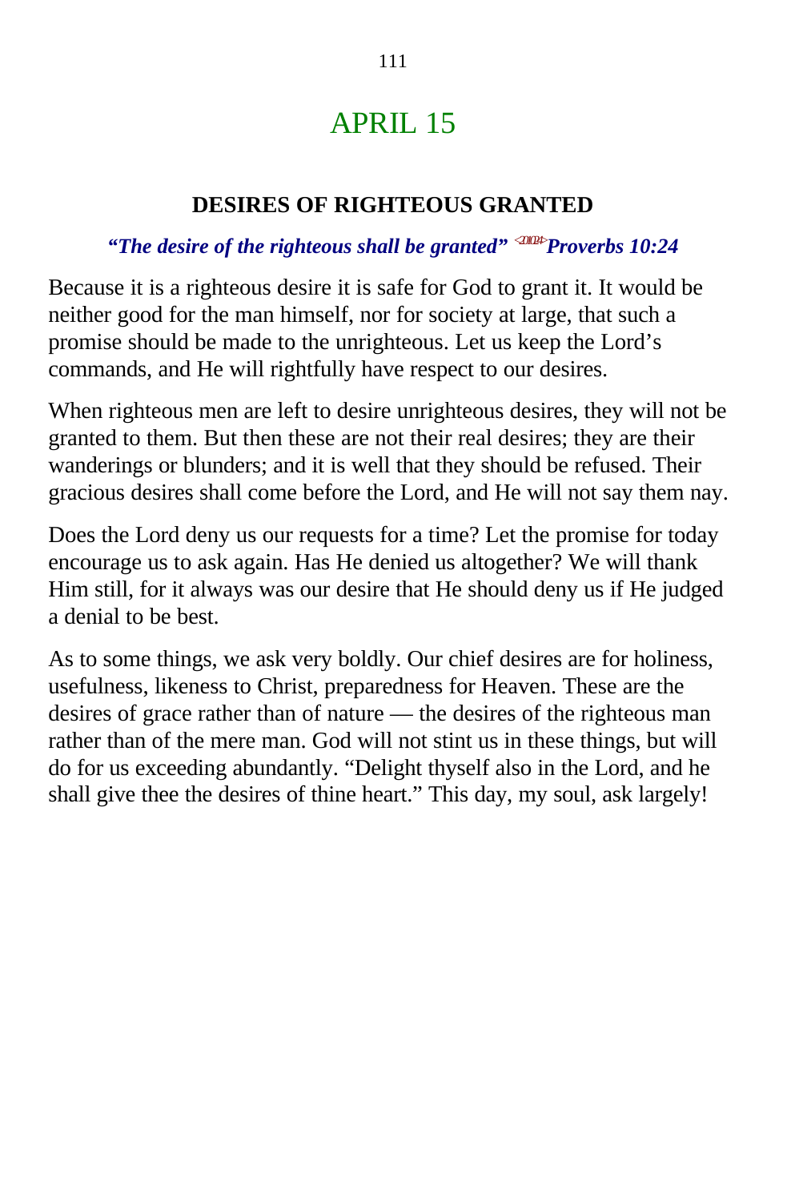# APRIL 15

## DESIRES OF RIGHTEOUS GRANTED

***"The desire of the righteous shall be granted" <201024>Proverbs 10:24***

Because it is a righteous desire it is safe for God to grant it. It would be neither good for the man himself, nor for society at large, that such a promise should be made to the unrighteous. Let us keep the Lord's commands, and He will rightfully have respect to our desires.

When righteous men are left to desire unrighteous desires, they will not be granted to them. But then these are not their real desires; they are their wanderings or blunders; and it is well that they should be refused. Their gracious desires shall come before the Lord, and He will not say them nay.

Does the Lord deny us our requests for a time? Let the promise for today encourage us to ask again. Has He denied us altogether? We will thank Him still, for it always was our desire that He should deny us if He judged a denial to be best.

As to some things, we ask very boldly. Our chief desires are for holiness, usefulness, likeness to Christ, preparedness for Heaven. These are the desires of grace rather than of nature — the desires of the righteous man rather than of the mere man. God will not stint us in these things, but will do for us exceeding abundantly. "Delight thyself also in the Lord, and he shall give thee the desires of thine heart." This day, my soul, ask largely!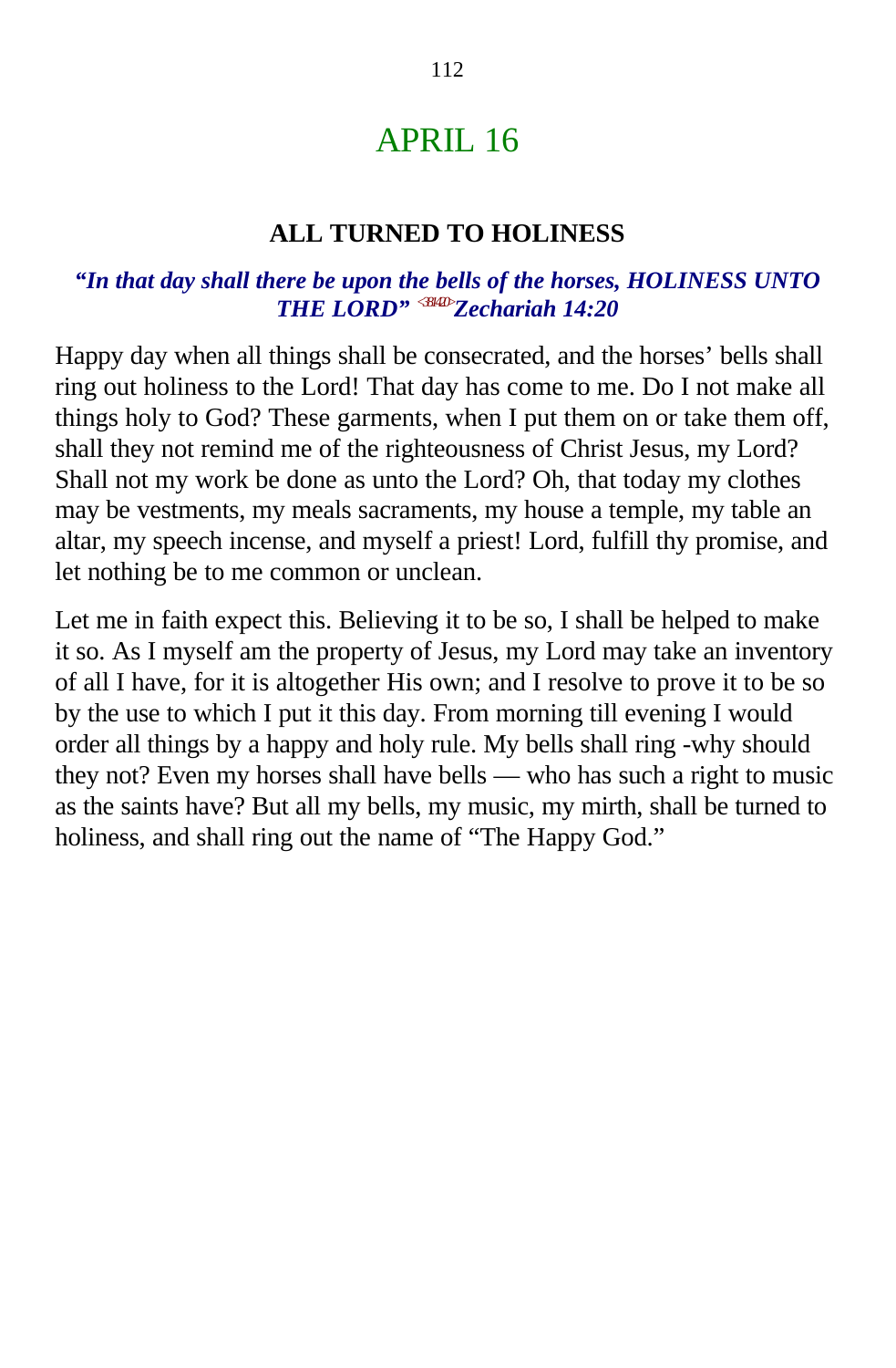# APRIL 16

## ALL TURNED TO HOLINESS

***"In that day shall there be upon the bells of the horses, HOLINESS UNTO THE LORD"*** ***<381420>Zechariah 14:20***

Happy day when all things shall be consecrated, and the horses' bells shall ring out holiness to the Lord! That day has come to me. Do I not make all things holy to God? These garments, when I put them on or take them off, shall they not remind me of the righteousness of Christ Jesus, my Lord? Shall not my work be done as unto the Lord? Oh, that today my clothes may be vestments, my meals sacraments, my house a temple, my table an altar, my speech incense, and myself a priest! Lord, fulfill thy promise, and let nothing be to me common or unclean.

Let me in faith expect this. Believing it to be so, I shall be helped to make it so. As I myself am the property of Jesus, my Lord may take an inventory of all I have, for it is altogether His own; and I resolve to prove it to be so by the use to which I put it this day. From morning till evening I would order all things by a happy and holy rule. My bells shall ring -why should they not? Even my horses shall have bells — who has such a right to music as the saints have? But all my bells, my music, my mirth, shall be turned to holiness, and shall ring out the name of "The Happy God."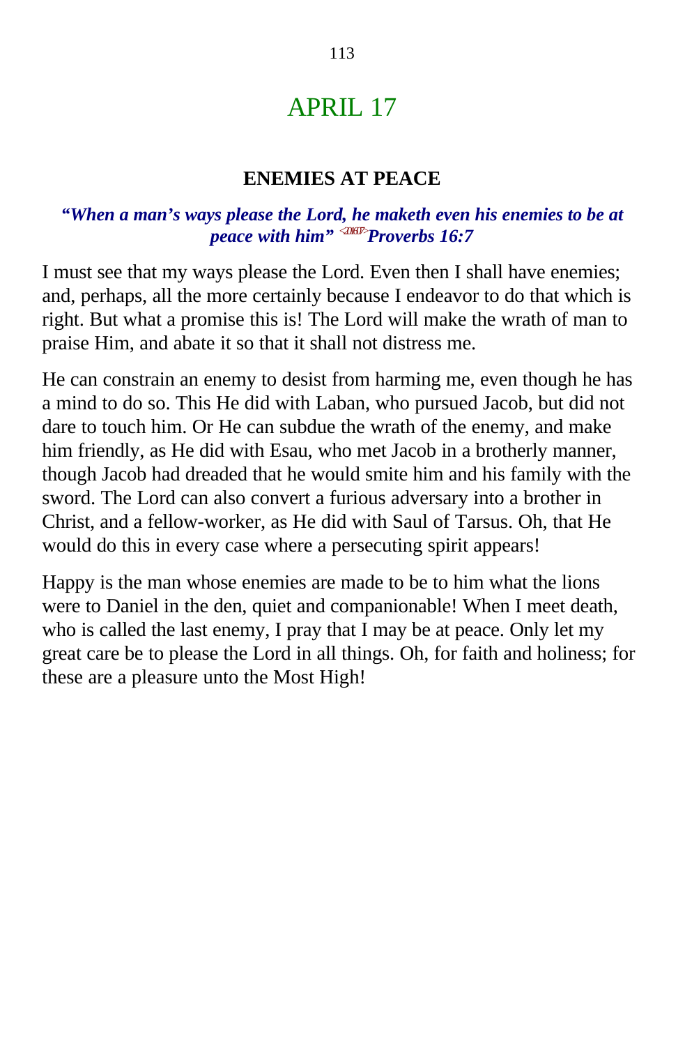# APRIL 17

## ENEMIES AT PEACE

***"When a man's ways please the Lord, he maketh even his enemies to be at peace with him"*** <201607> ***Proverbs 16:7***

I must see that my ways please the Lord. Even then I shall have enemies; and, perhaps, all the more certainly because I endeavor to do that which is right. But what a promise this is! The Lord will make the wrath of man to praise Him, and abate it so that it shall not distress me.

He can constrain an enemy to desist from harming me, even though he has a mind to do so. This He did with Laban, who pursued Jacob, but did not dare to touch him. Or He can subdue the wrath of the enemy, and make him friendly, as He did with Esau, who met Jacob in a brotherly manner, though Jacob had dreaded that he would smite him and his family with the sword. The Lord can also convert a furious adversary into a brother in Christ, and a fellow-worker, as He did with Saul of Tarsus. Oh, that He would do this in every case where a persecuting spirit appears!

Happy is the man whose enemies are made to be to him what the lions were to Daniel in the den, quiet and companionable! When I meet death, who is called the last enemy, I pray that I may be at peace. Only let my great care be to please the Lord in all things. Oh, for faith and holiness; for these are a pleasure unto the Most High!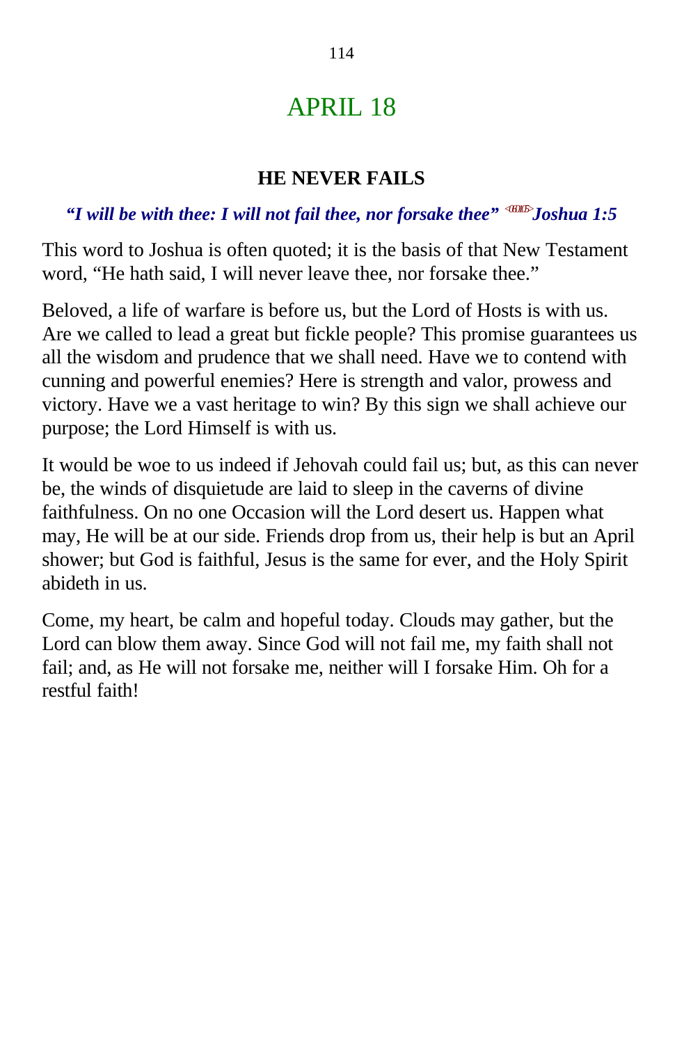# APRIL 18

### HE NEVER FAILS

***"I will be with thee: I will not fail thee, nor forsake thee" <060105>Joshua 1:5***

This word to Joshua is often quoted; it is the basis of that New Testament word, "He hath said, I will never leave thee, nor forsake thee."

Beloved, a life of warfare is before us, but the Lord of Hosts is with us. Are we called to lead a great but fickle people? This promise guarantees us all the wisdom and prudence that we shall need. Have we to contend with cunning and powerful enemies? Here is strength and valor, prowess and victory. Have we a vast heritage to win? By this sign we shall achieve our purpose; the Lord Himself is with us.

It would be woe to us indeed if Jehovah could fail us; but, as this can never be, the winds of disquietude are laid to sleep in the caverns of divine faithfulness. On no one Occasion will the Lord desert us. Happen what may, He will be at our side. Friends drop from us, their help is but an April shower; but God is faithful, Jesus is the same for ever, and the Holy Spirit abideth in us.

Come, my heart, be calm and hopeful today. Clouds may gather, but the Lord can blow them away. Since God will not fail me, my faith shall not fail; and, as He will not forsake me, neither will I forsake Him. Oh for a restful faith!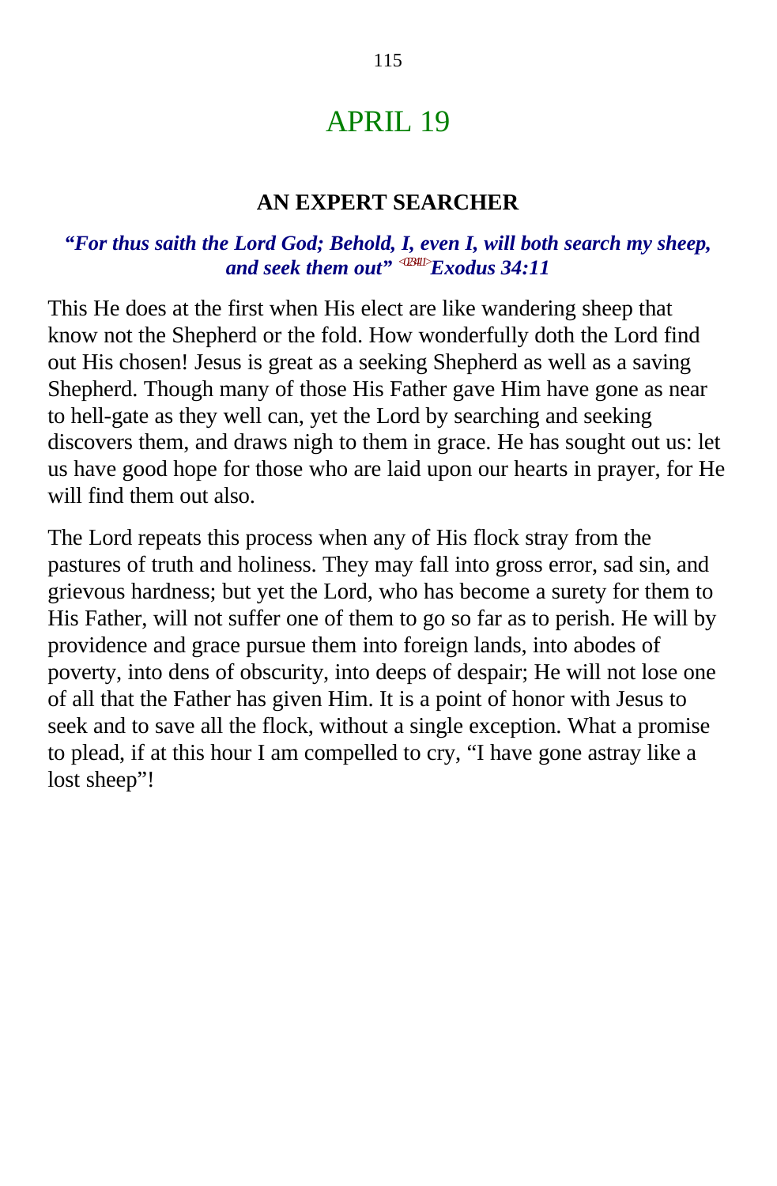# APRIL 19

### AN EXPERT SEARCHER

***"For thus saith the Lord God; Behold, I, even I, will both search my sheep, and seek them out" <023411>Exodus 34:11***

This He does at the first when His elect are like wandering sheep that know not the Shepherd or the fold. How wonderfully doth the Lord find out His chosen! Jesus is great as a seeking Shepherd as well as a saving Shepherd. Though many of those His Father gave Him have gone as near to hell-gate as they well can, yet the Lord by searching and seeking discovers them, and draws nigh to them in grace. He has sought out us: let us have good hope for those who are laid upon our hearts in prayer, for He will find them out also.

The Lord repeats this process when any of His flock stray from the pastures of truth and holiness. They may fall into gross error, sad sin, and grievous hardness; but yet the Lord, who has become a surety for them to His Father, will not suffer one of them to go so far as to perish. He will by providence and grace pursue them into foreign lands, into abodes of poverty, into dens of obscurity, into deeps of despair; He will not lose one of all that the Father has given Him. It is a point of honor with Jesus to seek and to save all the flock, without a single exception. What a promise to plead, if at this hour I am compelled to cry, "I have gone astray like a lost sheep"!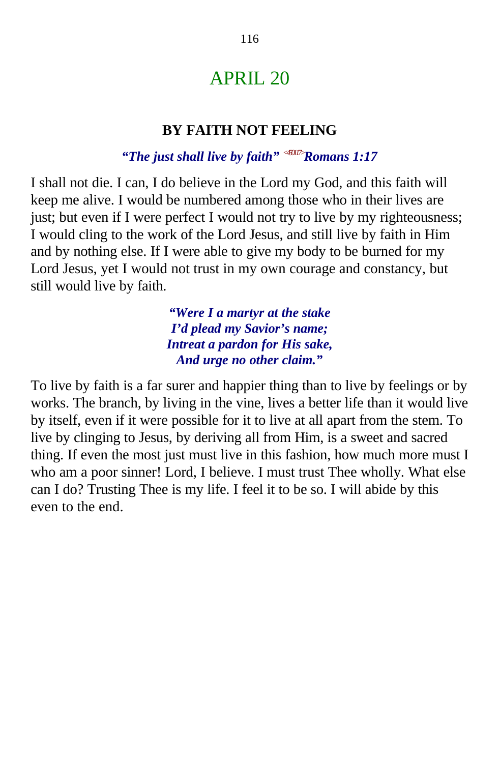# APRIL 20

## BY FAITH NOT FEELING

***"The just shall live by faith"*** <450117> ***Romans 1:17***

I shall not die. I can, I do believe in the Lord my God, and this faith will keep me alive. I would be numbered among those who in their lives are just; but even if I were perfect I would not try to live by my righteousness; I would cling to the work of the Lord Jesus, and still live by faith in Him and by nothing else. If I were able to give my body to be burned for my Lord Jesus, yet I would not trust in my own courage and constancy, but still would live by faith.

> ***"Were I a martyr at the stake***
> ***I'd plead my Savior's name;***
> ***Intreat a pardon for His sake,***
> ***And urge no other claim."***

To live by faith is a far surer and happier thing than to live by feelings or by works. The branch, by living in the vine, lives a better life than it would live by itself, even if it were possible for it to live at all apart from the stem. To live by clinging to Jesus, by deriving all from Him, is a sweet and sacred thing. If even the most just must live in this fashion, how much more must I who am a poor sinner! Lord, I believe. I must trust Thee wholly. What else can I do? Trusting Thee is my life. I feel it to be so. I will abide by this even to the end.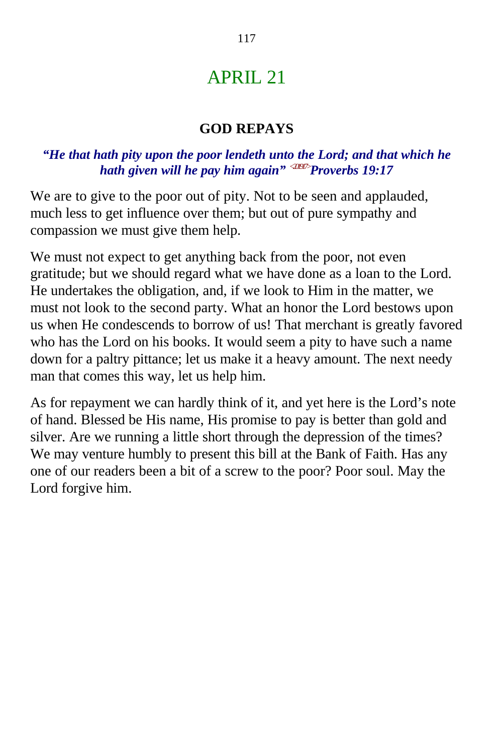# APRIL 21

## GOD REPAYS

***"He that hath pity upon the poor lendeth unto the Lord; and that which he hath given will he pay him again"*** <201917>***Proverbs 19:17***

We are to give to the poor out of pity. Not to be seen and applauded, much less to get influence over them; but out of pure sympathy and compassion we must give them help.

We must not expect to get anything back from the poor, not even gratitude; but we should regard what we have done as a loan to the Lord. He undertakes the obligation, and, if we look to Him in the matter, we must not look to the second party. What an honor the Lord bestows upon us when He condescends to borrow of us! That merchant is greatly favored who has the Lord on his books. It would seem a pity to have such a name down for a paltry pittance; let us make it a heavy amount. The next needy man that comes this way, let us help him.

As for repayment we can hardly think of it, and yet here is the Lord's note of hand. Blessed be His name, His promise to pay is better than gold and silver. Are we running a little short through the depression of the times? We may venture humbly to present this bill at the Bank of Faith. Has any one of our readers been a bit of a screw to the poor? Poor soul. May the Lord forgive him.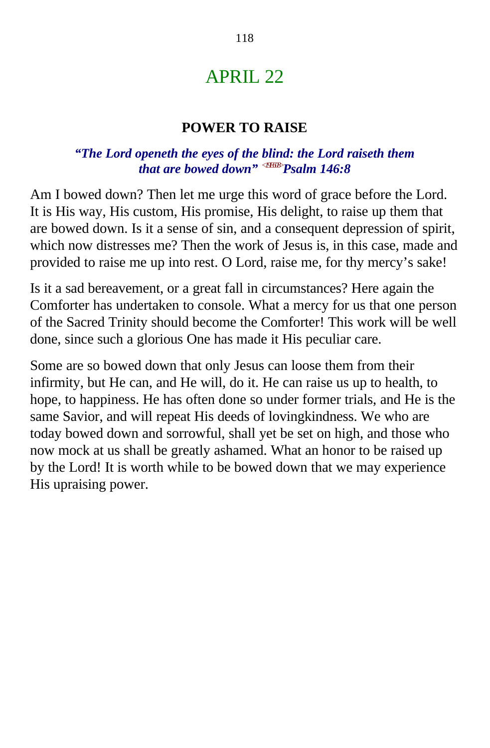# APRIL 22

### POWER TO RAISE

***"The Lord openeth the eyes of the blind: the Lord raiseth them that are bowed down" <19E608>Psalm 146:8***

Am I bowed down? Then let me urge this word of grace before the Lord. It is His way, His custom, His promise, His delight, to raise up them that are bowed down. Is it a sense of sin, and a consequent depression of spirit, which now distresses me? Then the work of Jesus is, in this case, made and provided to raise me up into rest. O Lord, raise me, for thy mercy's sake!

Is it a sad bereavement, or a great fall in circumstances? Here again the Comforter has undertaken to console. What a mercy for us that one person of the Sacred Trinity should become the Comforter! This work will be well done, since such a glorious One has made it His peculiar care.

Some are so bowed down that only Jesus can loose them from their infirmity, but He can, and He will, do it. He can raise us up to health, to hope, to happiness. He has often done so under former trials, and He is the same Savior, and will repeat His deeds of lovingkindness. We who are today bowed down and sorrowful, shall yet be set on high, and those who now mock at us shall be greatly ashamed. What an honor to be raised up by the Lord! It is worth while to be bowed down that we may experience His upraising power.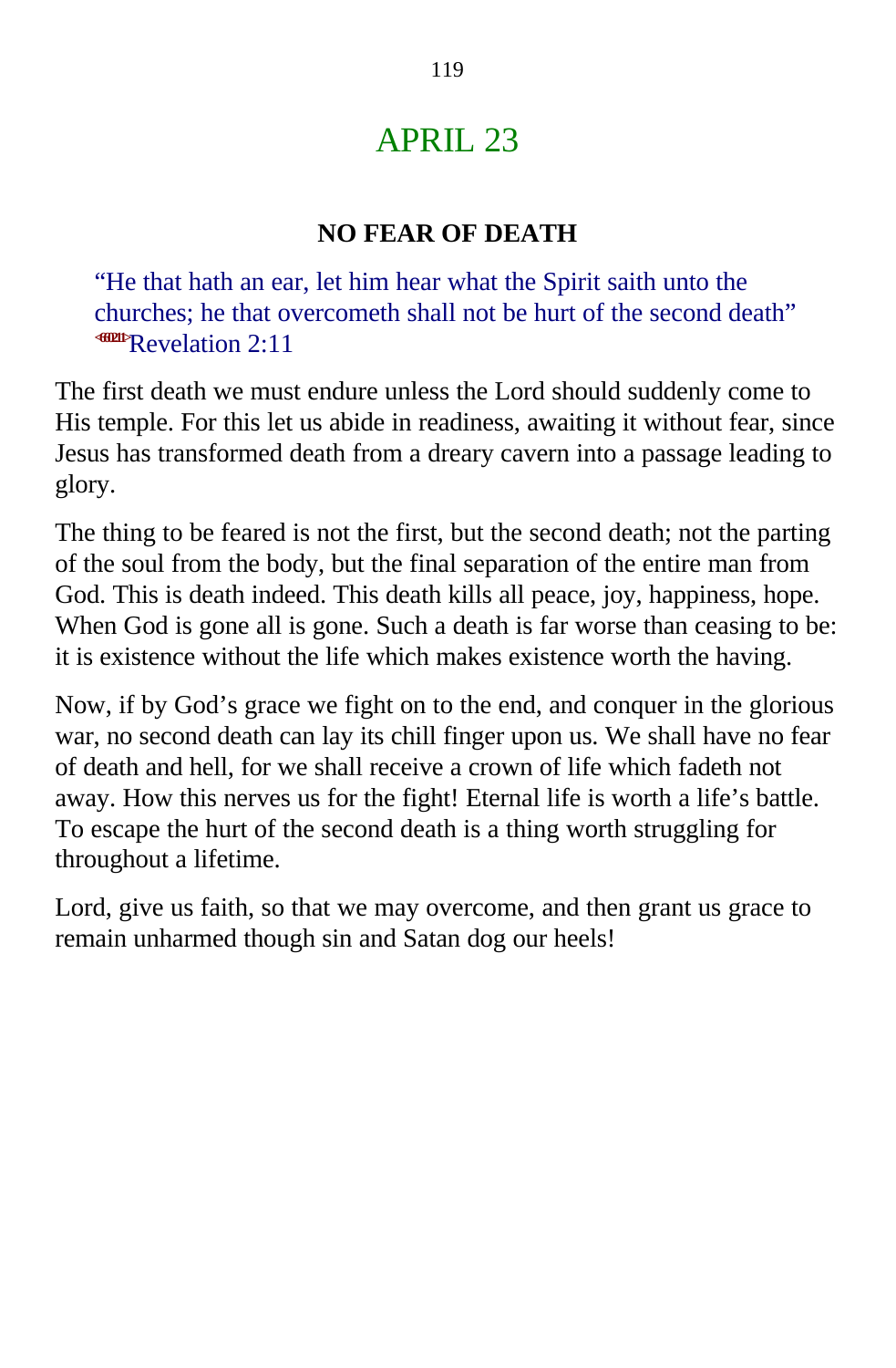# APRIL 23

### NO FEAR OF DEATH

> “He that hath an ear, let him hear what the Spirit saith unto the churches; he that overcometh shall not be hurt of the second death” <660211>Revelation 2:11

The first death we must endure unless the Lord should suddenly come to His temple. For this let us abide in readiness, awaiting it without fear, since Jesus has transformed death from a dreary cavern into a passage leading to glory.

The thing to be feared is not the first, but the second death; not the parting of the soul from the body, but the final separation of the entire man from God. This is death indeed. This death kills all peace, joy, happiness, hope. When God is gone all is gone. Such a death is far worse than ceasing to be: it is existence without the life which makes existence worth the having.

Now, if by God’s grace we fight on to the end, and conquer in the glorious war, no second death can lay its chill finger upon us. We shall have no fear of death and hell, for we shall receive a crown of life which fadeth not away. How this nerves us for the fight! Eternal life is worth a life’s battle. To escape the hurt of the second death is a thing worth struggling for throughout a lifetime.

Lord, give us faith, so that we may overcome, and then grant us grace to remain unharmed though sin and Satan dog our heels!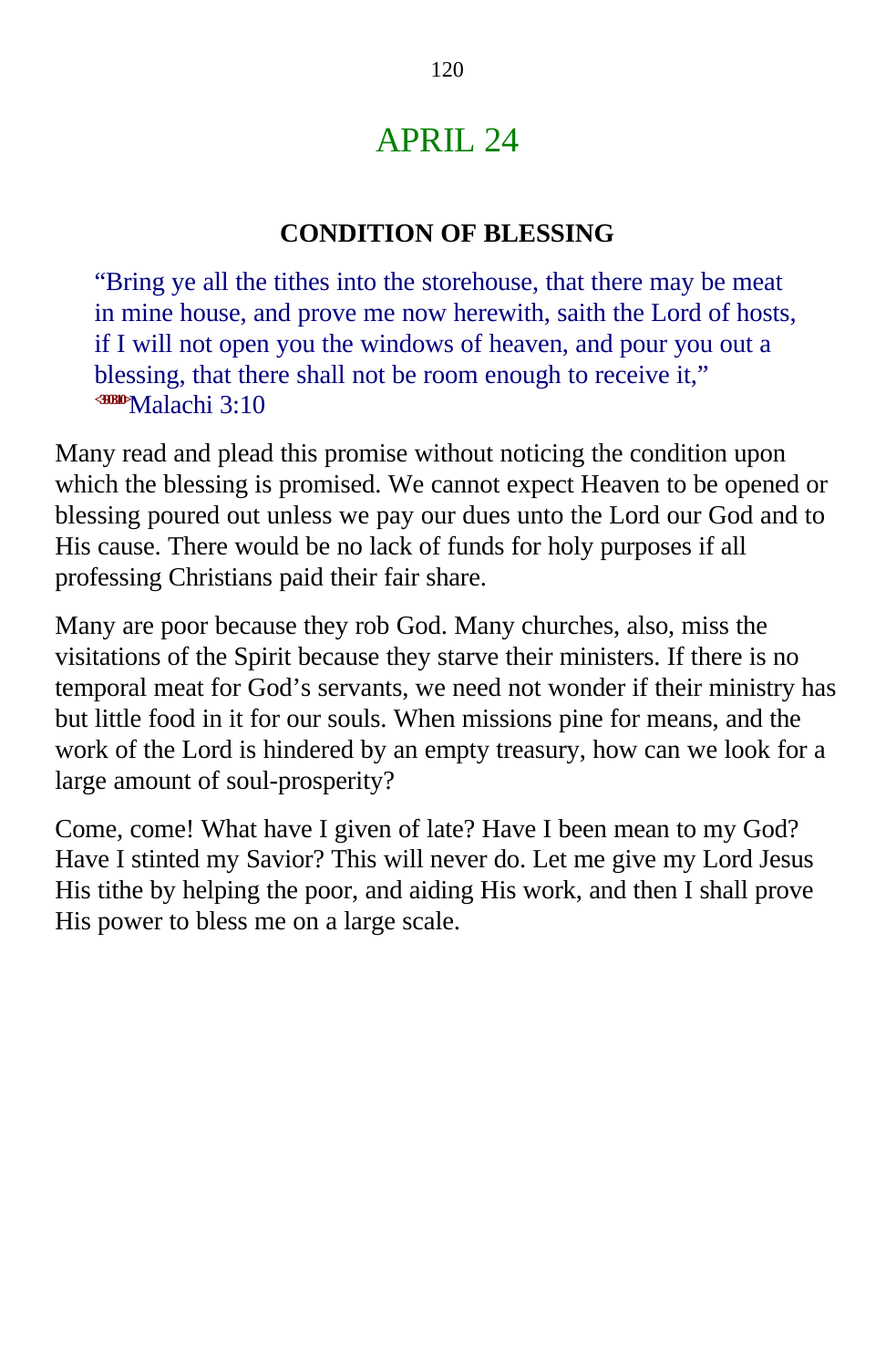# APRIL 24

## CONDITION OF BLESSING

> "Bring ye all the tithes into the storehouse, that there may be meat in mine house, and prove me now herewith, saith the Lord of hosts, if I will not open you the windows of heaven, and pour you out a blessing, that there shall not be room enough to receive it," <390310>Malachi 3:10

Many read and plead this promise without noticing the condition upon which the blessing is promised. We cannot expect Heaven to be opened or blessing poured out unless we pay our dues unto the Lord our God and to His cause. There would be no lack of funds for holy purposes if all professing Christians paid their fair share.

Many are poor because they rob God. Many churches, also, miss the visitations of the Spirit because they starve their ministers. If there is no temporal meat for God's servants, we need not wonder if their ministry has but little food in it for our souls. When missions pine for means, and the work of the Lord is hindered by an empty treasury, how can we look for a large amount of soul-prosperity?

Come, come! What have I given of late? Have I been mean to my God? Have I stinted my Savior? This will never do. Let me give my Lord Jesus His tithe by helping the poor, and aiding His work, and then I shall prove His power to bless me on a large scale.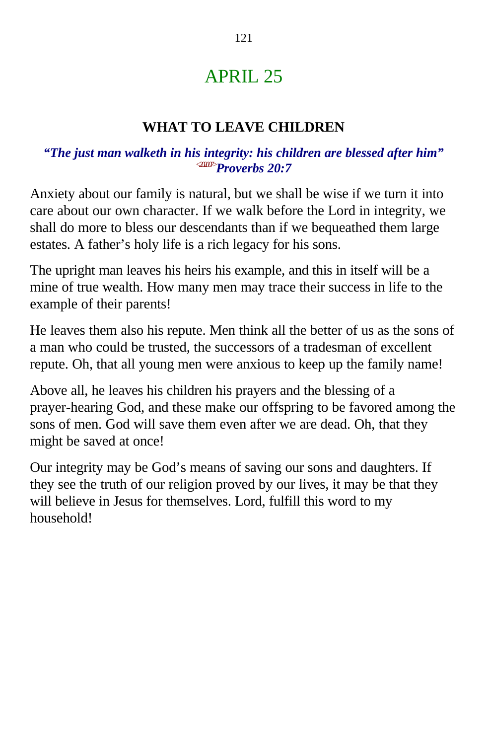# APRIL 25

## WHAT TO LEAVE CHILDREN

***"The just man walketh in his integrity: his children are blessed after him" Proverbs 20:7***

Anxiety about our family is natural, but we shall be wise if we turn it into care about our own character. If we walk before the Lord in integrity, we shall do more to bless our descendants than if we bequeathed them large estates. A father's holy life is a rich legacy for his sons.

The upright man leaves his heirs his example, and this in itself will be a mine of true wealth. How many men may trace their success in life to the example of their parents!

He leaves them also his repute. Men think all the better of us as the sons of a man who could be trusted, the successors of a tradesman of excellent repute. Oh, that all young men were anxious to keep up the family name!

Above all, he leaves his children his prayers and the blessing of a prayer-hearing God, and these make our offspring to be favored among the sons of men. God will save them even after we are dead. Oh, that they might be saved at once!

Our integrity may be God's means of saving our sons and daughters. If they see the truth of our religion proved by our lives, it may be that they will believe in Jesus for themselves. Lord, fulfill this word to my household!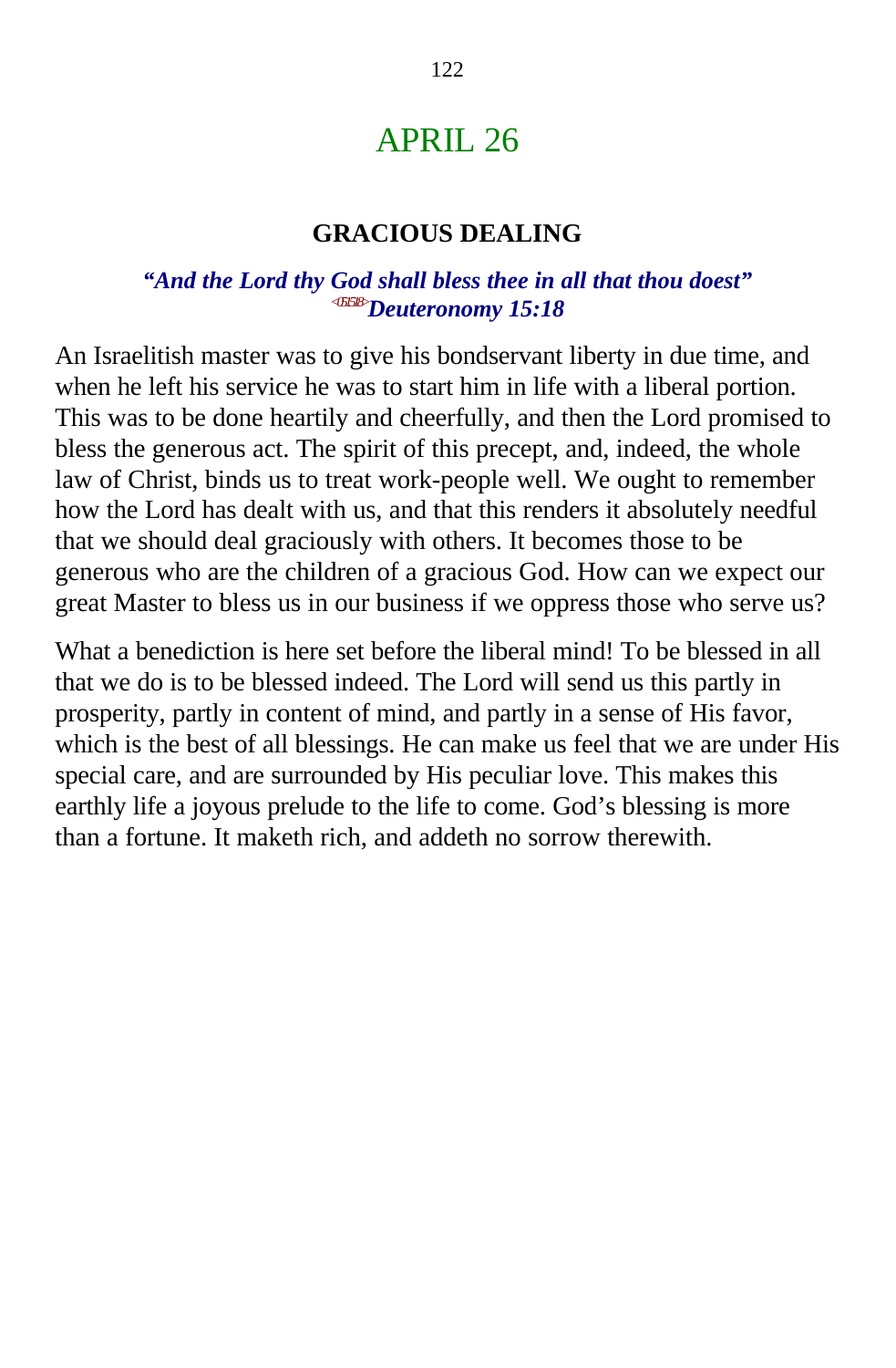# APRIL 26

## GRACIOUS DEALING

***"And the Lord thy God shall bless thee in all that thou doest"*** <051518>***Deuteronomy 15:18***

An Israelitish master was to give his bondservant liberty in due time, and when he left his service he was to start him in life with a liberal portion. This was to be done heartily and cheerfully, and then the Lord promised to bless the generous act. The spirit of this precept, and, indeed, the whole law of Christ, binds us to treat work-people well. We ought to remember how the Lord has dealt with us, and that this renders it absolutely needful that we should deal graciously with others. It becomes those to be generous who are the children of a gracious God. How can we expect our great Master to bless us in our business if we oppress those who serve us?

What a benediction is here set before the liberal mind! To be blessed in all that we do is to be blessed indeed. The Lord will send us this partly in prosperity, partly in content of mind, and partly in a sense of His favor, which is the best of all blessings. He can make us feel that we are under His special care, and are surrounded by His peculiar love. This makes this earthly life a joyous prelude to the life to come. God's blessing is more than a fortune. It maketh rich, and addeth no sorrow therewith.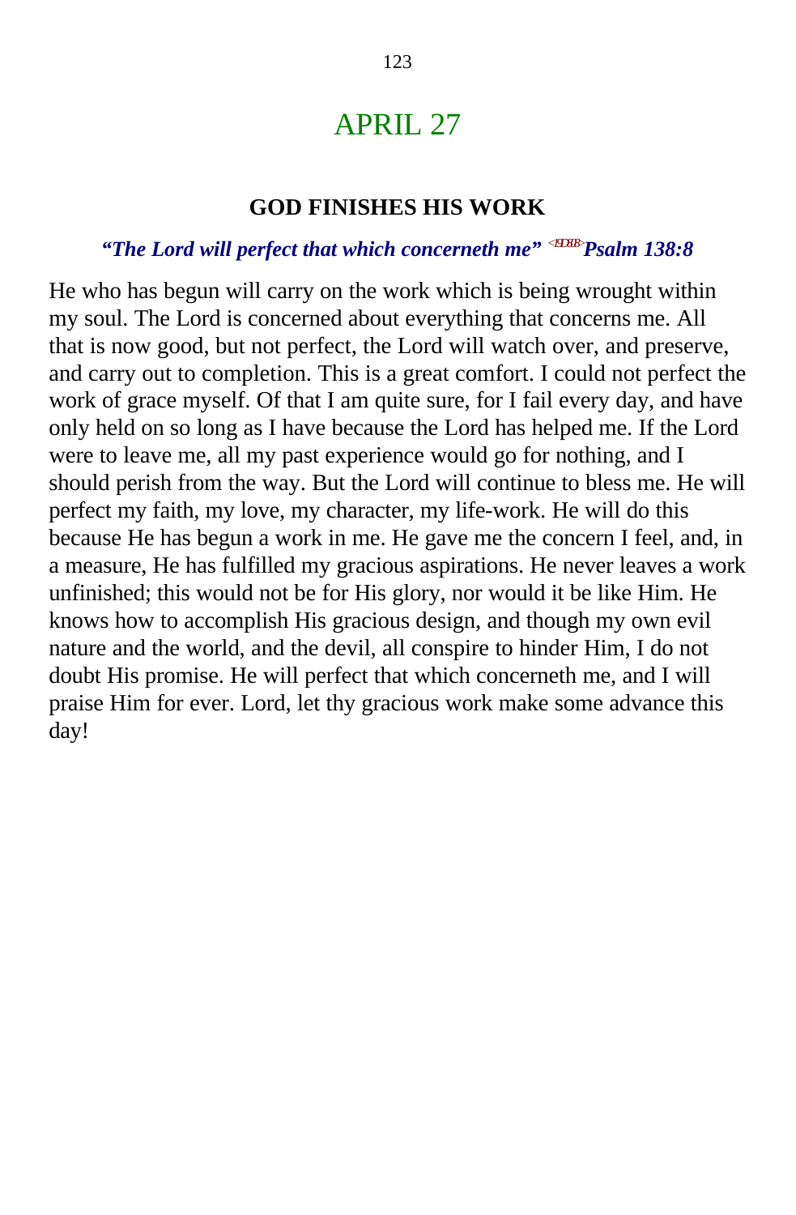# APRIL 27

### GOD FINISHES HIS WORK

***"The Lord will perfect that which concerneth me"*** <19D808> ***Psalm 138:8***

He who has begun will carry on the work which is being wrought within my soul. The Lord is concerned about everything that concerns me. All that is now good, but not perfect, the Lord will watch over, and preserve, and carry out to completion. This is a great comfort. I could not perfect the work of grace myself. Of that I am quite sure, for I fail every day, and have only held on so long as I have because the Lord has helped me. If the Lord were to leave me, all my past experience would go for nothing, and I should perish from the way. But the Lord will continue to bless me. He will perfect my faith, my love, my character, my life-work. He will do this because He has begun a work in me. He gave me the concern I feel, and, in a measure, He has fulfilled my gracious aspirations. He never leaves a work unfinished; this would not be for His glory, nor would it be like Him. He knows how to accomplish His gracious design, and though my own evil nature and the world, and the devil, all conspire to hinder Him, I do not doubt His promise. He will perfect that which concerneth me, and I will praise Him for ever. Lord, let thy gracious work make some advance this day!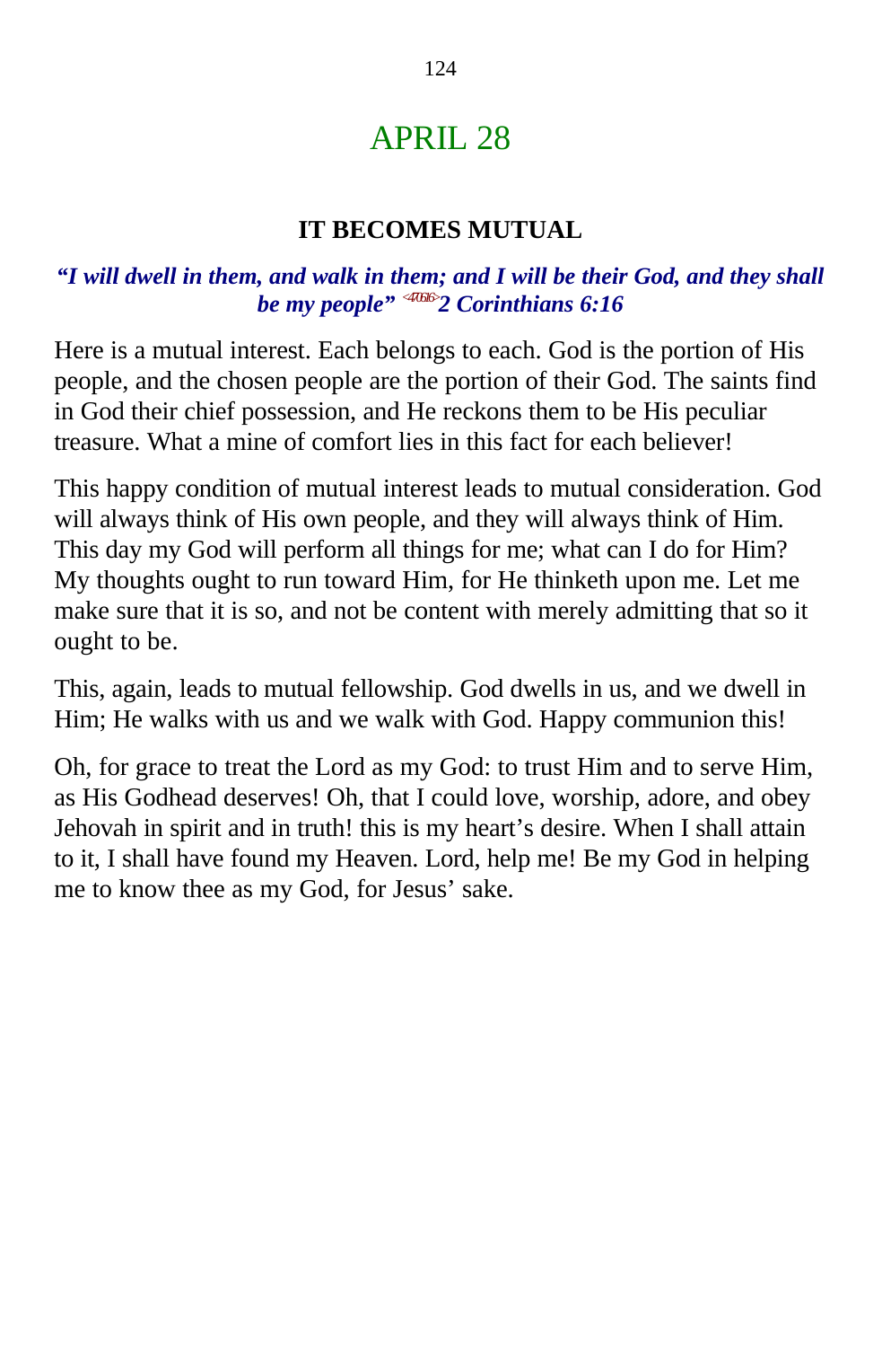# APRIL 28

## IT BECOMES MUTUAL

***"I will dwell in them, and walk in them; and I will be their God, and they shall be my people"*** [470616] ***2 Corinthians 6:16***

Here is a mutual interest. Each belongs to each. God is the portion of His people, and the chosen people are the portion of their God. The saints find in God their chief possession, and He reckons them to be His peculiar treasure. What a mine of comfort lies in this fact for each believer!

This happy condition of mutual interest leads to mutual consideration. God will always think of His own people, and they will always think of Him. This day my God will perform all things for me; what can I do for Him? My thoughts ought to run toward Him, for He thinketh upon me. Let me make sure that it is so, and not be content with merely admitting that so it ought to be.

This, again, leads to mutual fellowship. God dwells in us, and we dwell in Him; He walks with us and we walk with God. Happy communion this!

Oh, for grace to treat the Lord as my God: to trust Him and to serve Him, as His Godhead deserves! Oh, that I could love, worship, adore, and obey Jehovah in spirit and in truth! this is my heart's desire. When I shall attain to it, I shall have found my Heaven. Lord, help me! Be my God in helping me to know thee as my God, for Jesus' sake.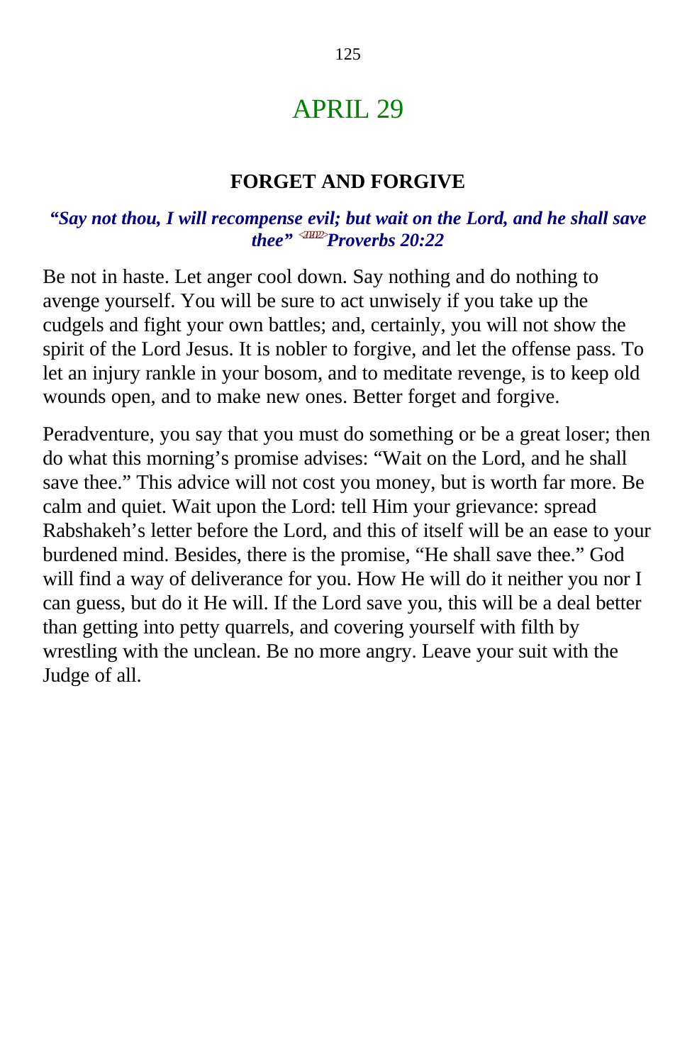# APRIL 29

## FORGET AND FORGIVE

***"Say not thou, I will recompense evil; but wait on the Lord, and he shall save thee" Proverbs 20:22***

Be not in haste. Let anger cool down. Say nothing and do nothing to avenge yourself. You will be sure to act unwisely if you take up the cudgels and fight your own battles; and, certainly, you will not show the spirit of the Lord Jesus. It is nobler to forgive, and let the offense pass. To let an injury rankle in your bosom, and to meditate revenge, is to keep old wounds open, and to make new ones. Better forget and forgive.

Peradventure, you say that you must do something or be a great loser; then do what this morning's promise advises: "Wait on the Lord, and he shall save thee." This advice will not cost you money, but is worth far more. Be calm and quiet. Wait upon the Lord: tell Him your grievance: spread Rabshakeh's letter before the Lord, and this of itself will be an ease to your burdened mind. Besides, there is the promise, "He shall save thee." God will find a way of deliverance for you. How He will do it neither you nor I can guess, but do it He will. If the Lord save you, this will be a deal better than getting into petty quarrels, and covering yourself with filth by wrestling with the unclean. Be no more angry. Leave your suit with the Judge of all.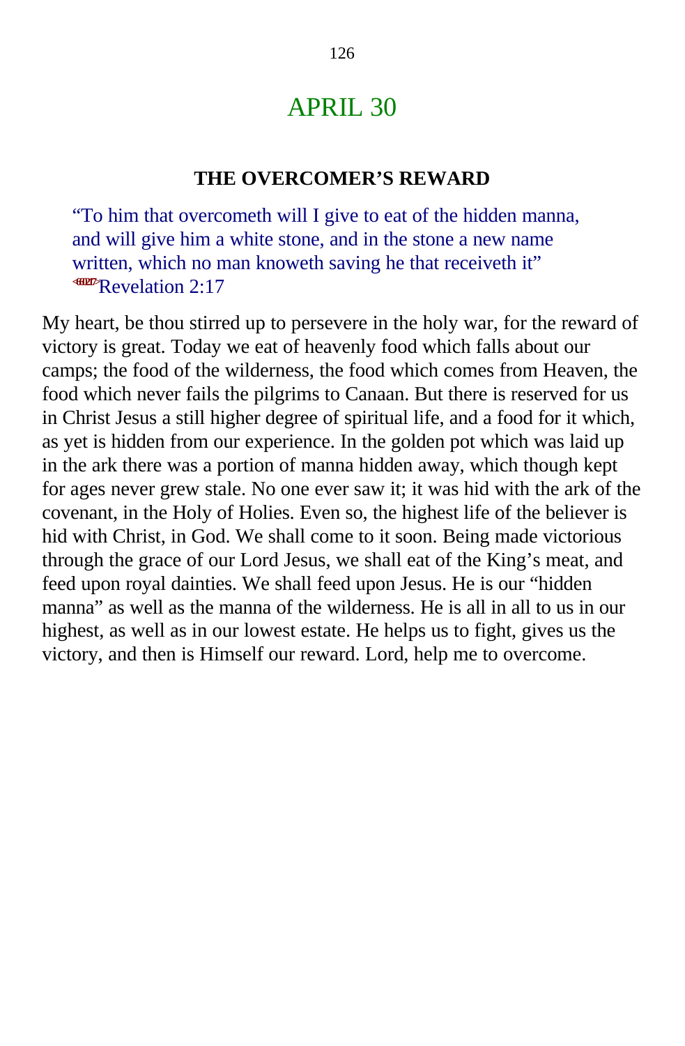# APRIL 30

### THE OVERCOMER'S REWARD

> "To him that overcometh will I give to eat of the hidden manna, and will give him a white stone, and in the stone a new name written, which no man knoweth saving he that receiveth it" <660217>Revelation 2:17

My heart, be thou stirred up to persevere in the holy war, for the reward of victory is great. Today we eat of heavenly food which falls about our camps; the food of the wilderness, the food which comes from Heaven, the food which never fails the pilgrims to Canaan. But there is reserved for us in Christ Jesus a still higher degree of spiritual life, and a food for it which, as yet is hidden from our experience. In the golden pot which was laid up in the ark there was a portion of manna hidden away, which though kept for ages never grew stale. No one ever saw it; it was hid with the ark of the covenant, in the Holy of Holies. Even so, the highest life of the believer is hid with Christ, in God. We shall come to it soon. Being made victorious through the grace of our Lord Jesus, we shall eat of the King's meat, and feed upon royal dainties. We shall feed upon Jesus. He is our "hidden manna" as well as the manna of the wilderness. He is all in all to us in our highest, as well as in our lowest estate. He helps us to fight, gives us the victory, and then is Himself our reward. Lord, help me to overcome.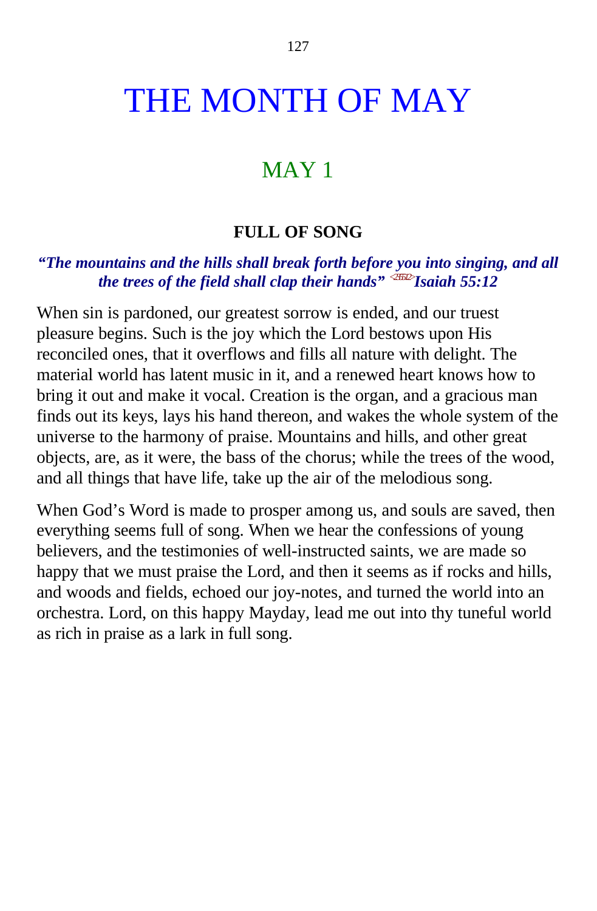# THE MONTH OF MAY

## MAY 1

### FULL OF SONG

***"The mountains and the hills shall break forth before you into singing, and all the trees of the field shall clap their hands" <235512>Isaiah 55:12***

When sin is pardoned, our greatest sorrow is ended, and our truest pleasure begins. Such is the joy which the Lord bestows upon His reconciled ones, that it overflows and fills all nature with delight. The material world has latent music in it, and a renewed heart knows how to bring it out and make it vocal. Creation is the organ, and a gracious man finds out its keys, lays his hand thereon, and wakes the whole system of the universe to the harmony of praise. Mountains and hills, and other great objects, are, as it were, the bass of the chorus; while the trees of the wood, and all things that have life, take up the air of the melodious song.

When God's Word is made to prosper among us, and souls are saved, then everything seems full of song. When we hear the confessions of young believers, and the testimonies of well-instructed saints, we are made so happy that we must praise the Lord, and then it seems as if rocks and hills, and woods and fields, echoed our joy-notes, and turned the world into an orchestra. Lord, on this happy Mayday, lead me out into thy tuneful world as rich in praise as a lark in full song.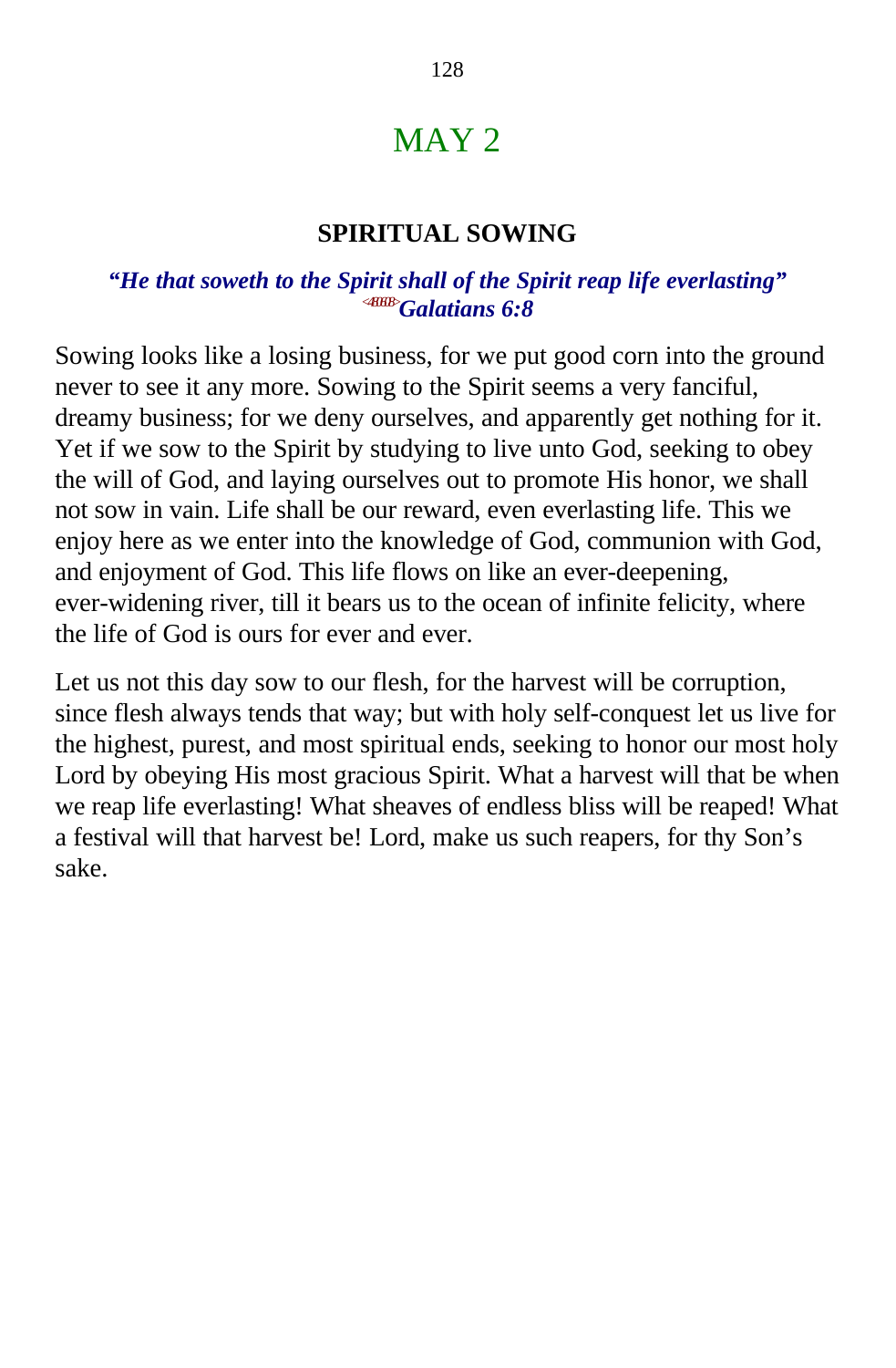# MAY 2

## SPIRITUAL SOWING

***"He that soweth to the Spirit shall of the Spirit reap life everlasting"*** <480608>***Galatians 6:8***

Sowing looks like a losing business, for we put good corn into the ground never to see it any more. Sowing to the Spirit seems a very fanciful, dreamy business; for we deny ourselves, and apparently get nothing for it. Yet if we sow to the Spirit by studying to live unto God, seeking to obey the will of God, and laying ourselves out to promote His honor, we shall not sow in vain. Life shall be our reward, even everlasting life. This we enjoy here as we enter into the knowledge of God, communion with God, and enjoyment of God. This life flows on like an ever-deepening, ever-widening river, till it bears us to the ocean of infinite felicity, where the life of God is ours for ever and ever.

Let us not this day sow to our flesh, for the harvest will be corruption, since flesh always tends that way; but with holy self-conquest let us live for the highest, purest, and most spiritual ends, seeking to honor our most holy Lord by obeying His most gracious Spirit. What a harvest will that be when we reap life everlasting! What sheaves of endless bliss will be reaped! What a festival will that harvest be! Lord, make us such reapers, for thy Son's sake.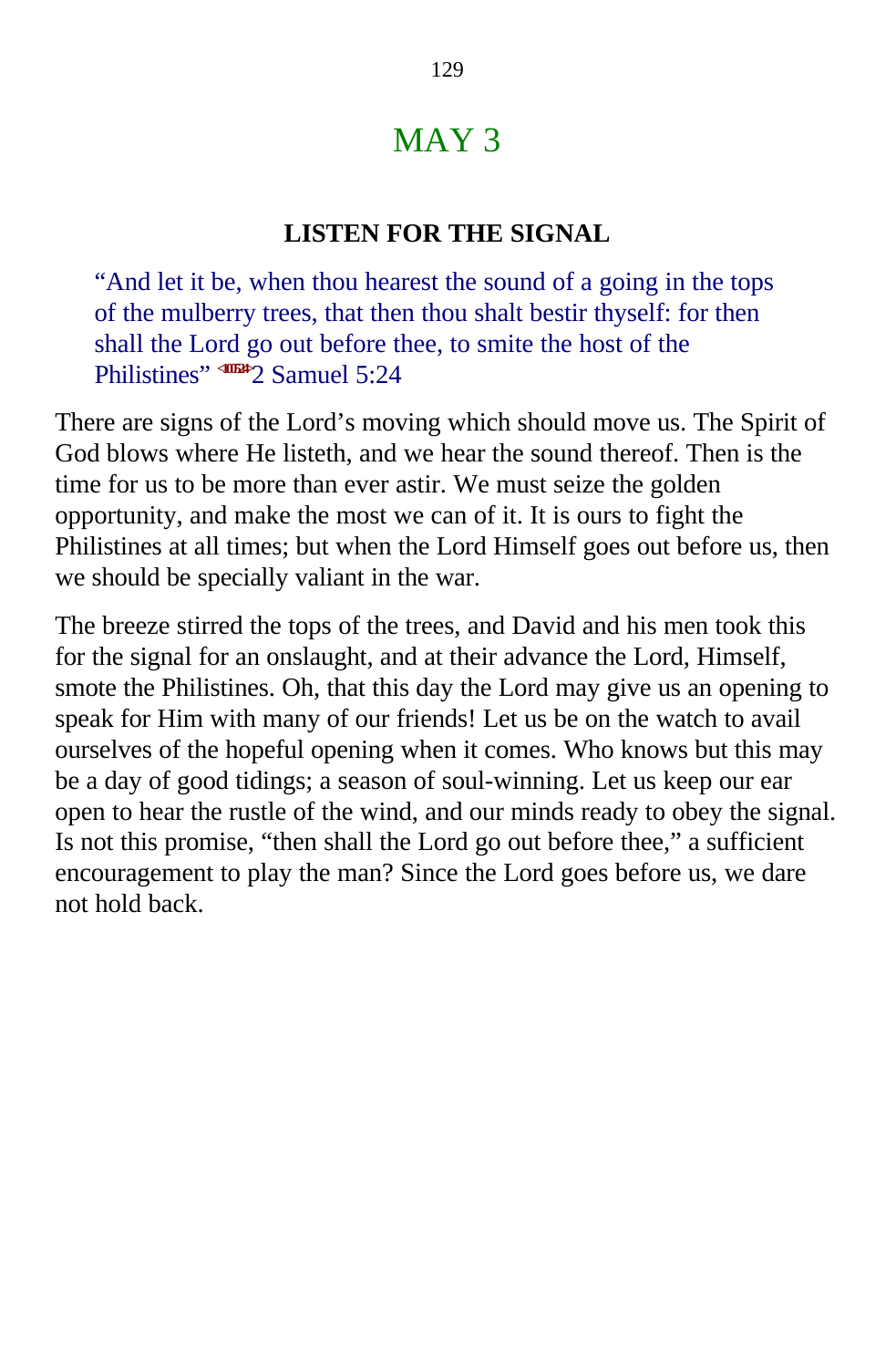# MAY 3

## LISTEN FOR THE SIGNAL

> "And let it be, when thou hearest the sound of a going in the tops of the mulberry trees, that then thou shalt bestir thyself: for then shall the Lord go out before thee, to smite the host of the Philistines" <10524>2 Samuel 5:24

There are signs of the Lord's moving which should move us. The Spirit of God blows where He listeth, and we hear the sound thereof. Then is the time for us to be more than ever astir. We must seize the golden opportunity, and make the most we can of it. It is ours to fight the Philistines at all times; but when the Lord Himself goes out before us, then we should be specially valiant in the war.

The breeze stirred the tops of the trees, and David and his men took this for the signal for an onslaught, and at their advance the Lord, Himself, smote the Philistines. Oh, that this day the Lord may give us an opening to speak for Him with many of our friends! Let us be on the watch to avail ourselves of the hopeful opening when it comes. Who knows but this may be a day of good tidings; a season of soul-winning. Let us keep our ear open to hear the rustle of the wind, and our minds ready to obey the signal. Is not this promise, "then shall the Lord go out before thee," a sufficient encouragement to play the man? Since the Lord goes before us, we dare not hold back.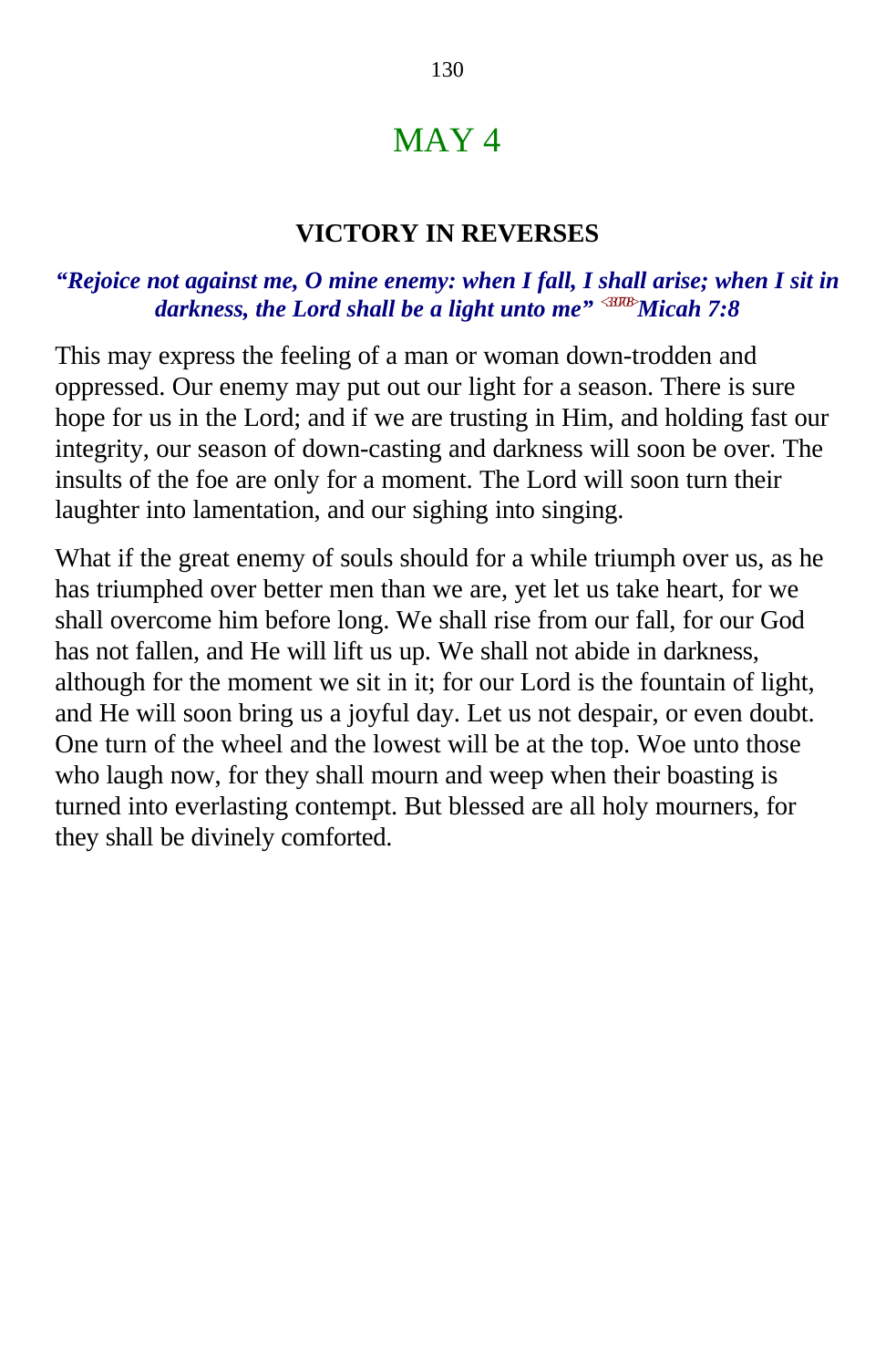# MAY 4

## VICTORY IN REVERSES

***"Rejoice not against me, O mine enemy: when I fall, I shall arise; when I sit in darkness, the Lord shall be a light unto me" <330708> Micah 7:8***

This may express the feeling of a man or woman down-trodden and oppressed. Our enemy may put out our light for a season. There is sure hope for us in the Lord; and if we are trusting in Him, and holding fast our integrity, our season of down-casting and darkness will soon be over. The insults of the foe are only for a moment. The Lord will soon turn their laughter into lamentation, and our sighing into singing.

What if the great enemy of souls should for a while triumph over us, as he has triumphed over better men than we are, yet let us take heart, for we shall overcome him before long. We shall rise from our fall, for our God has not fallen, and He will lift us up. We shall not abide in darkness, although for the moment we sit in it; for our Lord is the fountain of light, and He will soon bring us a joyful day. Let us not despair, or even doubt. One turn of the wheel and the lowest will be at the top. Woe unto those who laugh now, for they shall mourn and weep when their boasting is turned into everlasting contempt. But blessed are all holy mourners, for they shall be divinely comforted.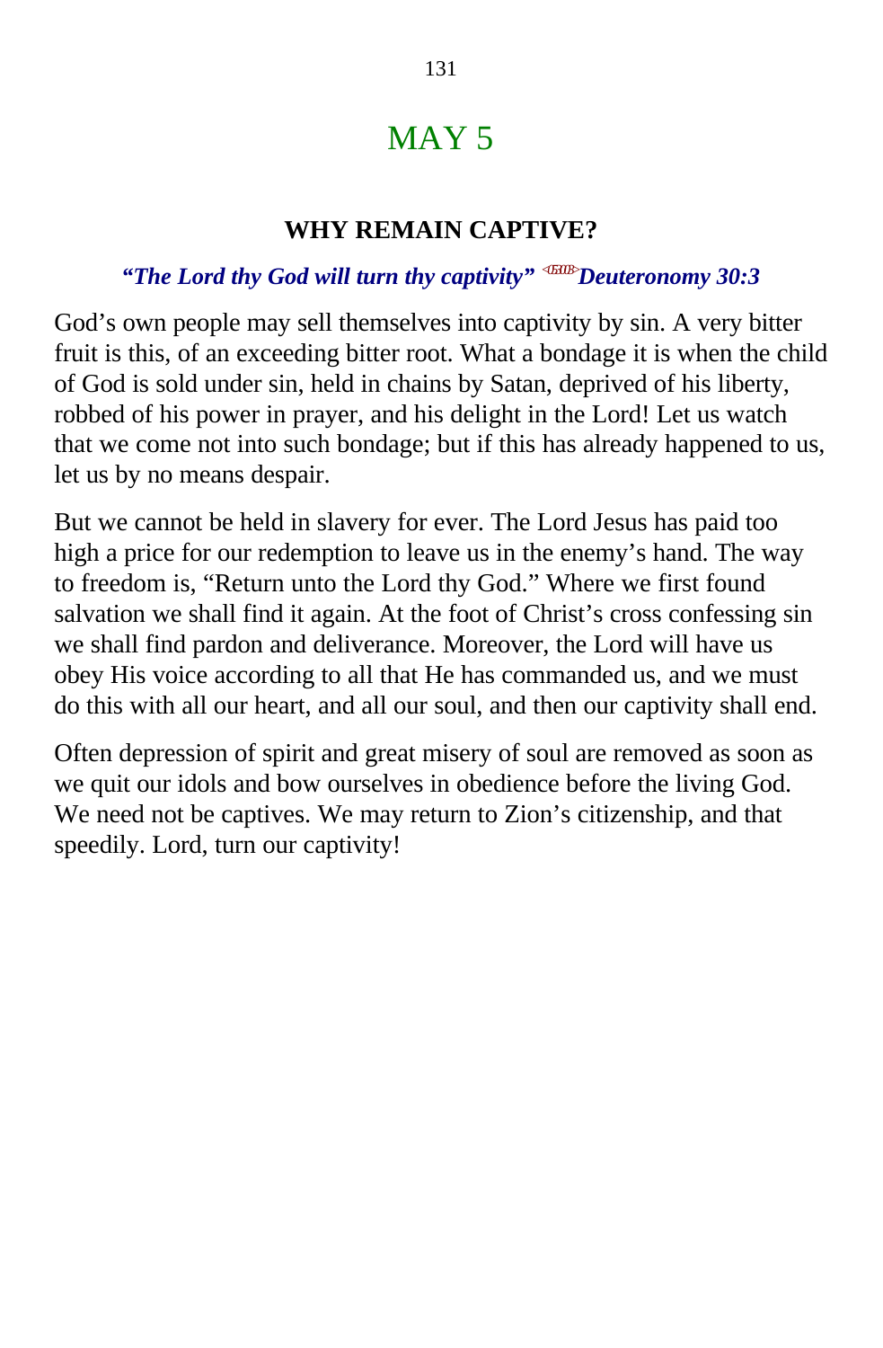# MAY 5

### WHY REMAIN CAPTIVE?

***"The Lord thy God will turn thy captivity"*** <05303> ***Deuteronomy 30:3***

God's own people may sell themselves into captivity by sin. A very bitter fruit is this, of an exceeding bitter root. What a bondage it is when the child of God is sold under sin, held in chains by Satan, deprived of his liberty, robbed of his power in prayer, and his delight in the Lord! Let us watch that we come not into such bondage; but if this has already happened to us, let us by no means despair.

But we cannot be held in slavery for ever. The Lord Jesus has paid too high a price for our redemption to leave us in the enemy's hand. The way to freedom is, "Return unto the Lord thy God." Where we first found salvation we shall find it again. At the foot of Christ's cross confessing sin we shall find pardon and deliverance. Moreover, the Lord will have us obey His voice according to all that He has commanded us, and we must do this with all our heart, and all our soul, and then our captivity shall end.

Often depression of spirit and great misery of soul are removed as soon as we quit our idols and bow ourselves in obedience before the living God. We need not be captives. We may return to Zion's citizenship, and that speedily. Lord, turn our captivity!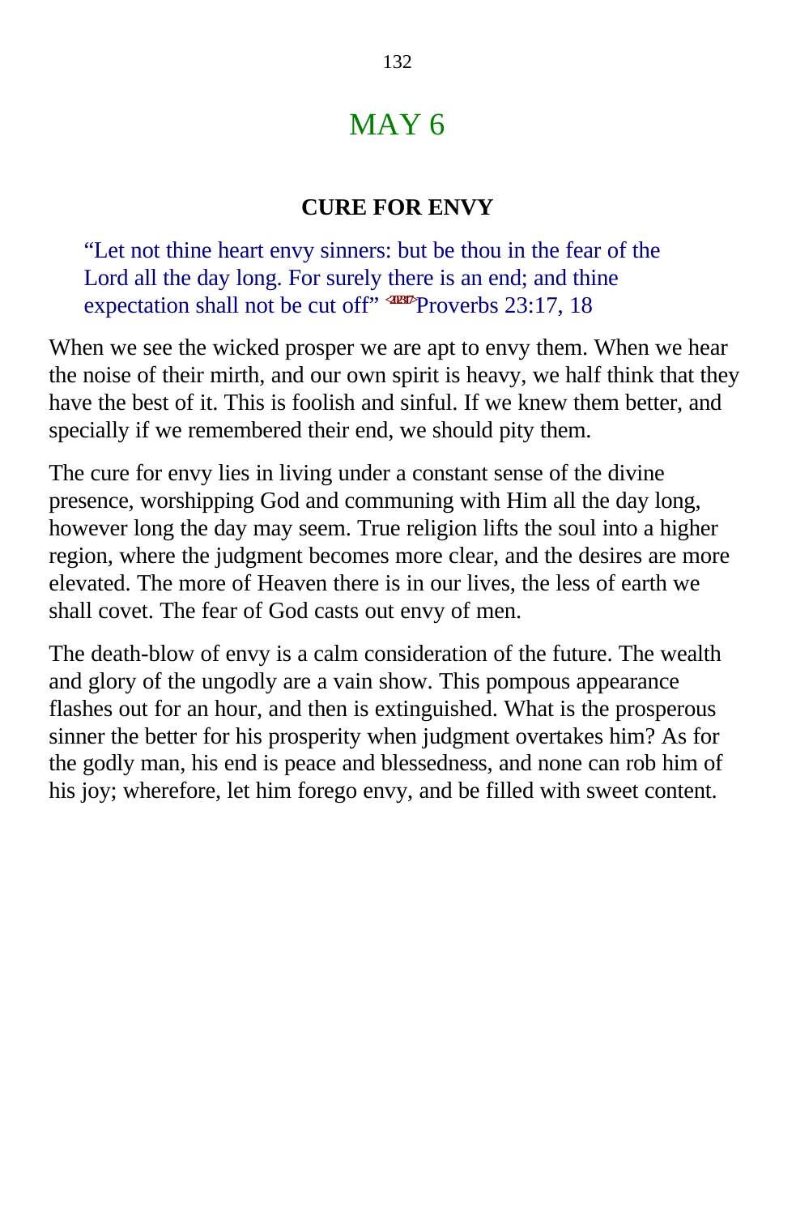# MAY 6

### CURE FOR ENVY

> "Let not thine heart envy sinners: but be thou in the fear of the Lord all the day long. For surely there is an end; and thine expectation shall not be cut off" <202317>Proverbs 23:17, 18

When we see the wicked prosper we are apt to envy them. When we hear the noise of their mirth, and our own spirit is heavy, we half think that they have the best of it. This is foolish and sinful. If we knew them better, and specially if we remembered their end, we should pity them.

The cure for envy lies in living under a constant sense of the divine presence, worshipping God and communing with Him all the day long, however long the day may seem. True religion lifts the soul into a higher region, where the judgment becomes more clear, and the desires are more elevated. The more of Heaven there is in our lives, the less of earth we shall covet. The fear of God casts out envy of men.

The death-blow of envy is a calm consideration of the future. The wealth and glory of the ungodly are a vain show. This pompous appearance flashes out for an hour, and then is extinguished. What is the prosperous sinner the better for his prosperity when judgment overtakes him? As for the godly man, his end is peace and blessedness, and none can rob him of his joy; wherefore, let him forego envy, and be filled with sweet content.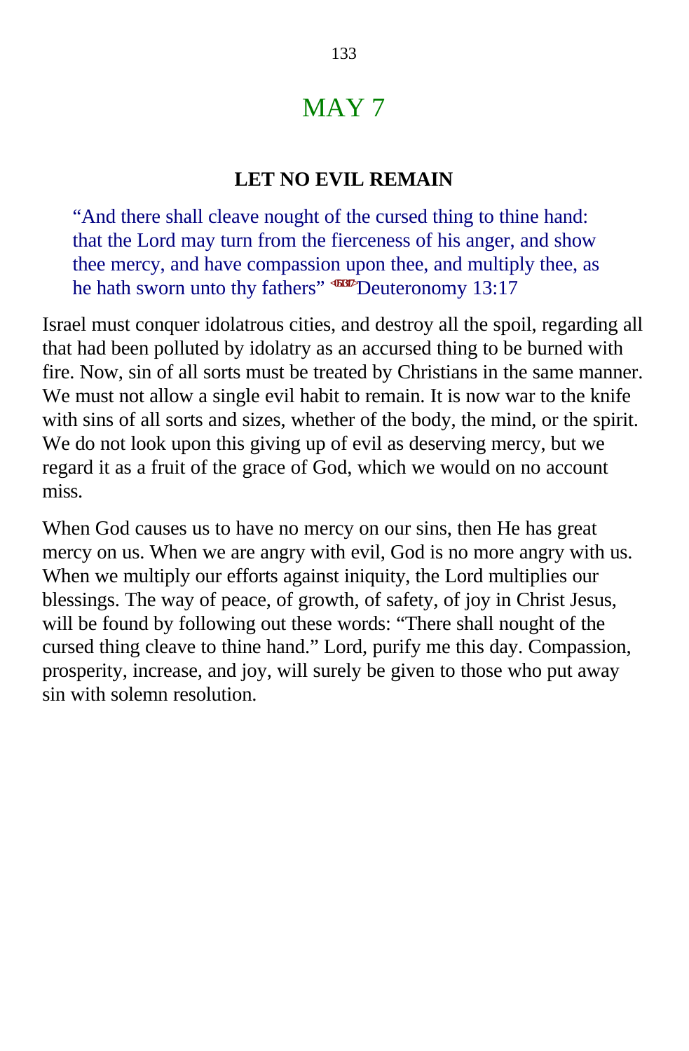# MAY 7

### LET NO EVIL REMAIN

> "And there shall cleave nought of the cursed thing to thine hand: that the Lord may turn from the fierceness of his anger, and show thee mercy, and have compassion upon thee, and multiply thee, as he hath sworn unto thy fathers" <051317>Deuteronomy 13:17

Israel must conquer idolatrous cities, and destroy all the spoil, regarding all that had been polluted by idolatry as an accursed thing to be burned with fire. Now, sin of all sorts must be treated by Christians in the same manner. We must not allow a single evil habit to remain. It is now war to the knife with sins of all sorts and sizes, whether of the body, the mind, or the spirit. We do not look upon this giving up of evil as deserving mercy, but we regard it as a fruit of the grace of God, which we would on no account miss.

When God causes us to have no mercy on our sins, then He has great mercy on us. When we are angry with evil, God is no more angry with us. When we multiply our efforts against iniquity, the Lord multiplies our blessings. The way of peace, of growth, of safety, of joy in Christ Jesus, will be found by following out these words: "There shall nought of the cursed thing cleave to thine hand." Lord, purify me this day. Compassion, prosperity, increase, and joy, will surely be given to those who put away sin with solemn resolution.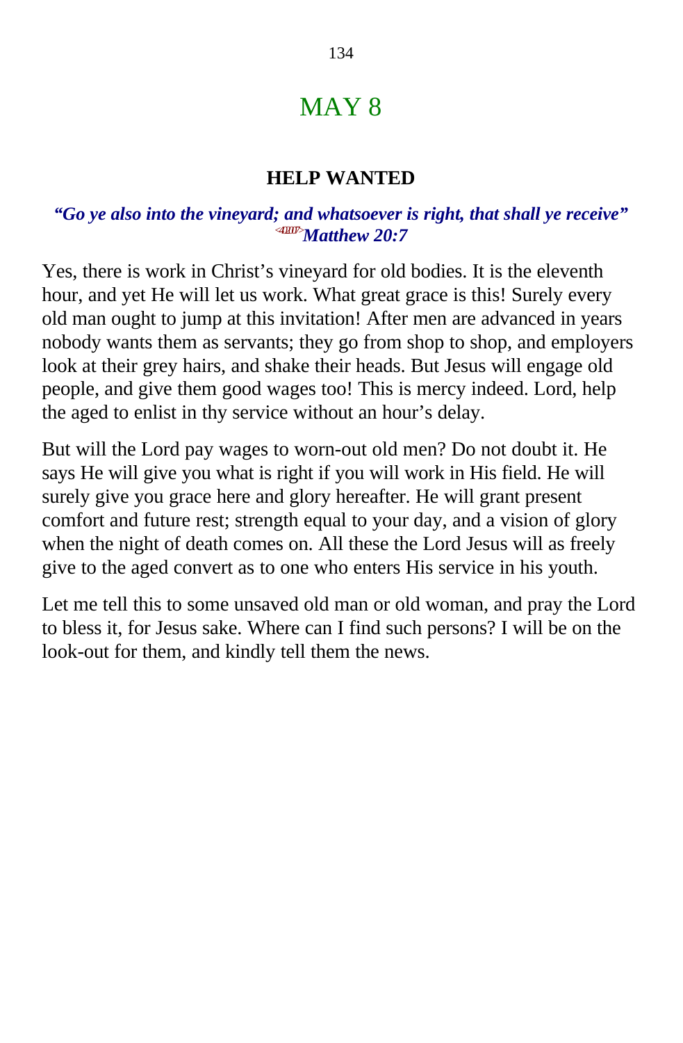# MAY 8

### HELP WANTED

***"Go ye also into the vineyard; and whatsoever is right, that shall ye receive"*** <4Ø2ØØ7>***Matthew 20:7***

Yes, there is work in Christ's vineyard for old bodies. It is the eleventh hour, and yet He will let us work. What great grace is this! Surely every old man ought to jump at this invitation! After men are advanced in years nobody wants them as servants; they go from shop to shop, and employers look at their grey hairs, and shake their heads. But Jesus will engage old people, and give them good wages too! This is mercy indeed. Lord, help the aged to enlist in thy service without an hour's delay.

But will the Lord pay wages to worn-out old men? Do not doubt it. He says He will give you what is right if you will work in His field. He will surely give you grace here and glory hereafter. He will grant present comfort and future rest; strength equal to your day, and a vision of glory when the night of death comes on. All these the Lord Jesus will as freely give to the aged convert as to one who enters His service in his youth.

Let me tell this to some unsaved old man or old woman, and pray the Lord to bless it, for Jesus sake. Where can I find such persons? I will be on the look-out for them, and kindly tell them the news.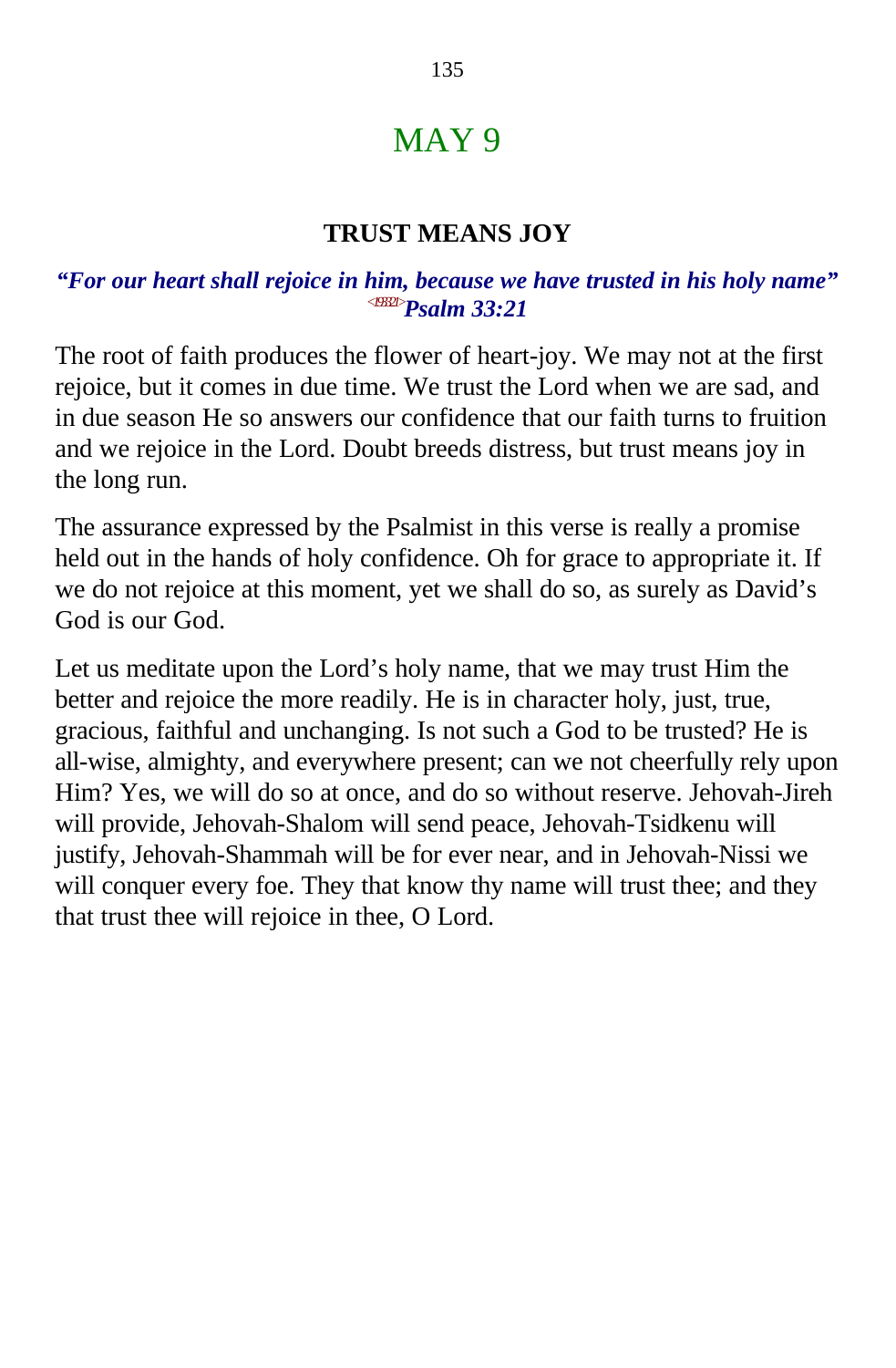# MAY 9

## TRUST MEANS JOY

***"For our heart shall rejoice in him, because we have trusted in his holy name"*** <193321>***Psalm 33:21***

The root of faith produces the flower of heart-joy. We may not at the first rejoice, but it comes in due time. We trust the Lord when we are sad, and in due season He so answers our confidence that our faith turns to fruition and we rejoice in the Lord. Doubt breeds distress, but trust means joy in the long run.

The assurance expressed by the Psalmist in this verse is really a promise held out in the hands of holy confidence. Oh for grace to appropriate it. If we do not rejoice at this moment, yet we shall do so, as surely as David's God is our God.

Let us meditate upon the Lord's holy name, that we may trust Him the better and rejoice the more readily. He is in character holy, just, true, gracious, faithful and unchanging. Is not such a God to be trusted? He is all-wise, almighty, and everywhere present; can we not cheerfully rely upon Him? Yes, we will do so at once, and do so without reserve. Jehovah-Jireh will provide, Jehovah-Shalom will send peace, Jehovah-Tsidkenu will justify, Jehovah-Shammah will be for ever near, and in Jehovah-Nissi we will conquer every foe. They that know thy name will trust thee; and they that trust thee will rejoice in thee, O Lord.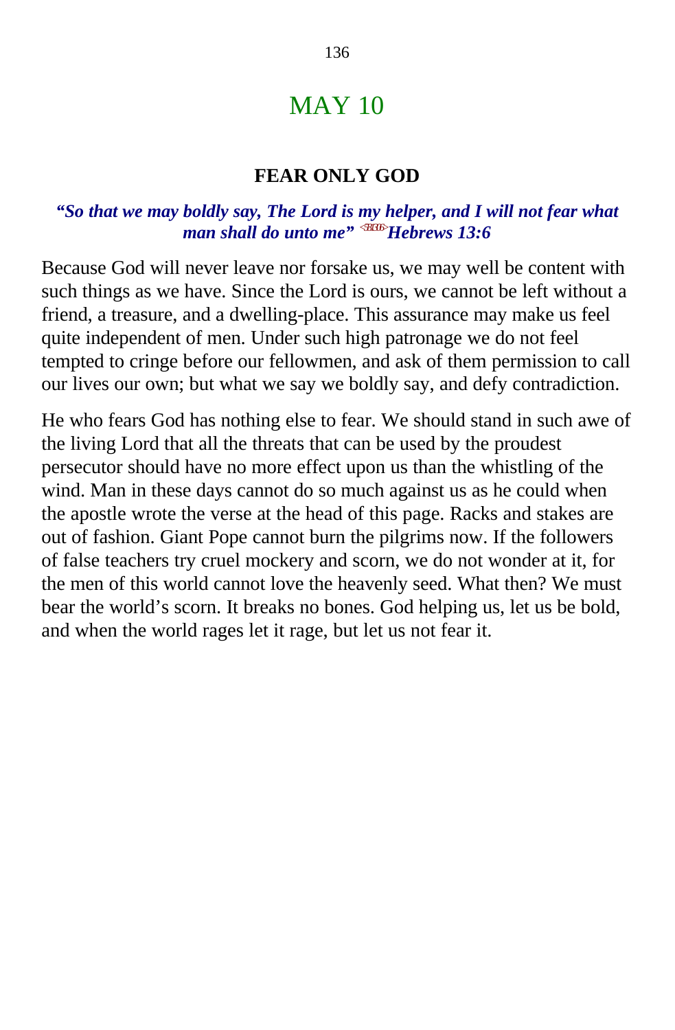# MAY 10

## FEAR ONLY GOD

***"So that we may boldly say, The Lord is my helper, and I will not fear what man shall do unto me" <581306>Hebrews 13:6***

Because God will never leave nor forsake us, we may well be content with such things as we have. Since the Lord is ours, we cannot be left without a friend, a treasure, and a dwelling-place. This assurance may make us feel quite independent of men. Under such high patronage we do not feel tempted to cringe before our fellowmen, and ask of them permission to call our lives our own; but what we say we boldly say, and defy contradiction.

He who fears God has nothing else to fear. We should stand in such awe of the living Lord that all the threats that can be used by the proudest persecutor should have no more effect upon us than the whistling of the wind. Man in these days cannot do so much against us as he could when the apostle wrote the verse at the head of this page. Racks and stakes are out of fashion. Giant Pope cannot burn the pilgrims now. If the followers of false teachers try cruel mockery and scorn, we do not wonder at it, for the men of this world cannot love the heavenly seed. What then? We must bear the world's scorn. It breaks no bones. God helping us, let us be bold, and when the world rages let it rage, but let us not fear it.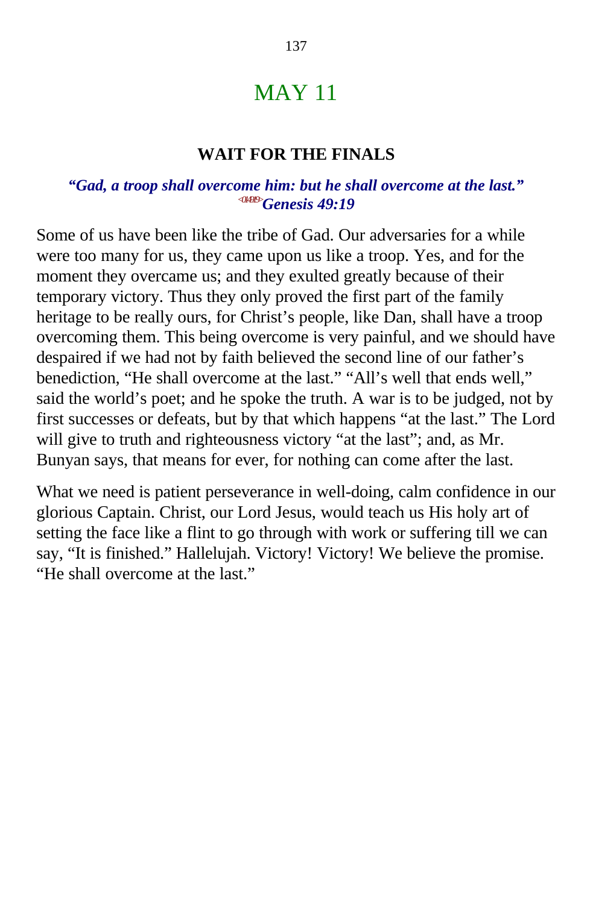# MAY 11

## WAIT FOR THE FINALS

***"Gad, a troop shall overcome him: but he shall overcome at the last."*** <sup></sup>***Genesis 49:19***

Some of us have been like the tribe of Gad. Our adversaries for a while were too many for us, they came upon us like a troop. Yes, and for the moment they overcame us; and they exulted greatly because of their temporary victory. Thus they only proved the first part of the family heritage to be really ours, for Christ's people, like Dan, shall have a troop overcoming them. This being overcome is very painful, and we should have despaired if we had not by faith believed the second line of our father's benediction, "He shall overcome at the last." "All's well that ends well," said the world's poet; and he spoke the truth. A war is to be judged, not by first successes or defeats, but by that which happens "at the last." The Lord will give to truth and righteousness victory "at the last"; and, as Mr. Bunyan says, that means for ever, for nothing can come after the last.

What we need is patient perseverance in well-doing, calm confidence in our glorious Captain. Christ, our Lord Jesus, would teach us His holy art of setting the face like a flint to go through with work or suffering till we can say, "It is finished." Hallelujah. Victory! Victory! We believe the promise. "He shall overcome at the last."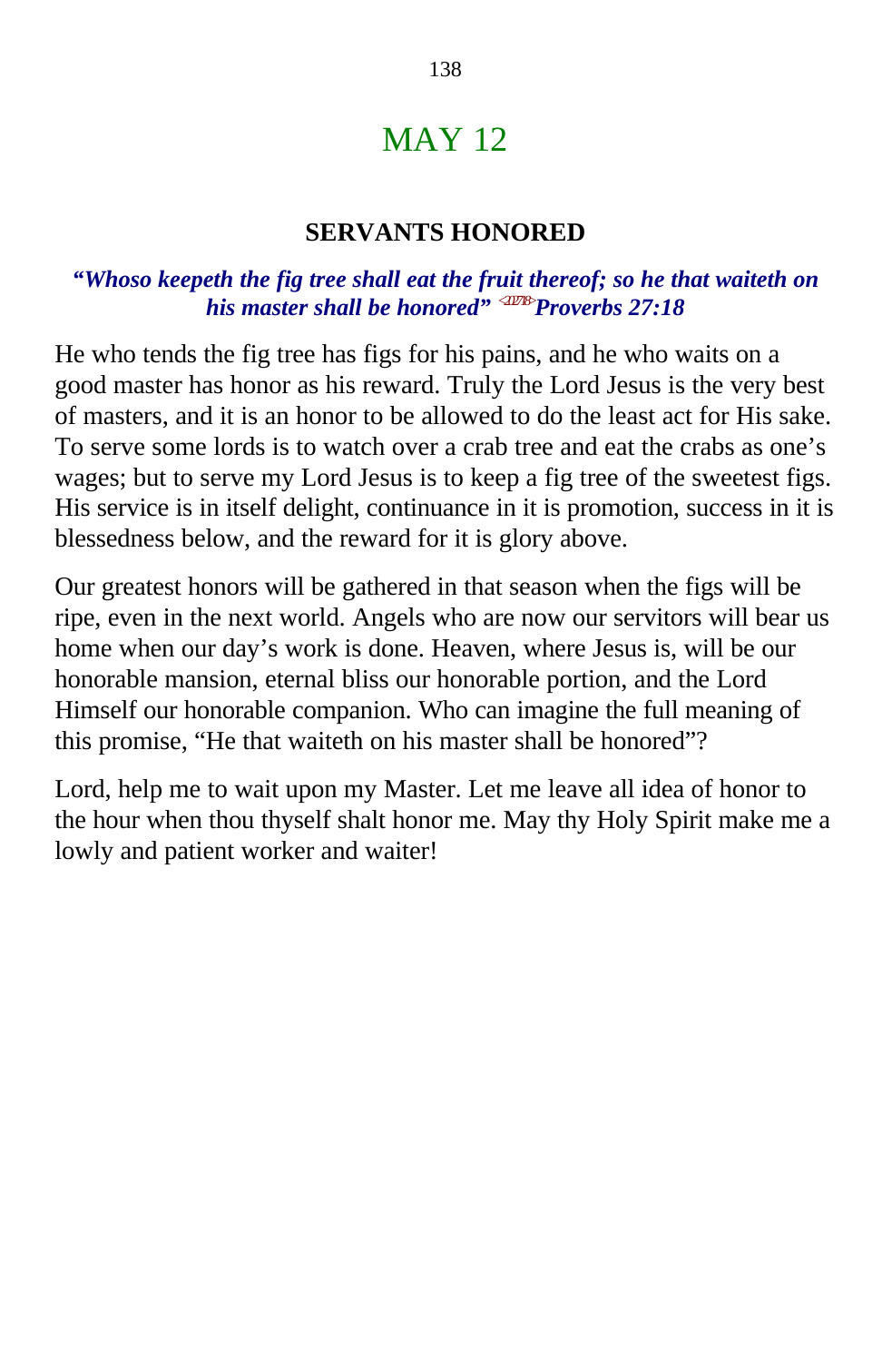# MAY 12

### SERVANTS HONORED

***"Whoso keepeth the fig tree shall eat the fruit thereof; so he that waiteth on his master shall be honored"*** <202718> ***Proverbs 27:18***

He who tends the fig tree has figs for his pains, and he who waits on a good master has honor as his reward. Truly the Lord Jesus is the very best of masters, and it is an honor to be allowed to do the least act for His sake. To serve some lords is to watch over a crab tree and eat the crabs as one's wages; but to serve my Lord Jesus is to keep a fig tree of the sweetest figs. His service is in itself delight, continuance in it is promotion, success in it is blessedness below, and the reward for it is glory above.

Our greatest honors will be gathered in that season when the figs will be ripe, even in the next world. Angels who are now our servitors will bear us home when our day's work is done. Heaven, where Jesus is, will be our honorable mansion, eternal bliss our honorable portion, and the Lord Himself our honorable companion. Who can imagine the full meaning of this promise, "He that waiteth on his master shall be honored"?

Lord, help me to wait upon my Master. Let me leave all idea of honor to the hour when thou thyself shalt honor me. May thy Holy Spirit make me a lowly and patient worker and waiter!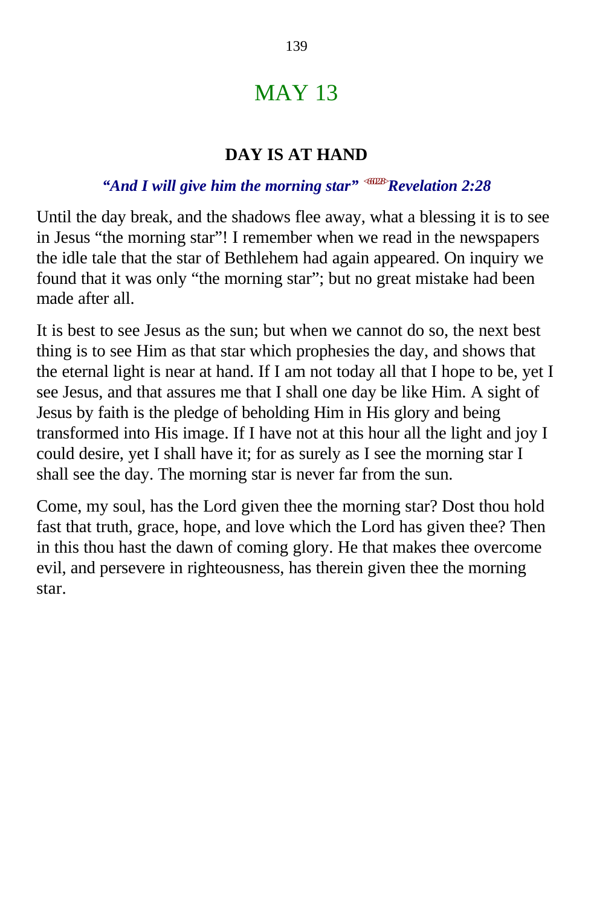# MAY 13

## DAY IS AT HAND

***"And I will give him the morning star"*** <sup><66I28></sup>***Revelation 2:28***

Until the day break, and the shadows flee away, what a blessing it is to see in Jesus "the morning star"! I remember when we read in the newspapers the idle tale that the star of Bethlehem had again appeared. On inquiry we found that it was only "the morning star"; but no great mistake had been made after all.

It is best to see Jesus as the sun; but when we cannot do so, the next best thing is to see Him as that star which prophesies the day, and shows that the eternal light is near at hand. If I am not today all that I hope to be, yet I see Jesus, and that assures me that I shall one day be like Him. A sight of Jesus by faith is the pledge of beholding Him in His glory and being transformed into His image. If I have not at this hour all the light and joy I could desire, yet I shall have it; for as surely as I see the morning star I shall see the day. The morning star is never far from the sun.

Come, my soul, has the Lord given thee the morning star? Dost thou hold fast that truth, grace, hope, and love which the Lord has given thee? Then in this thou hast the dawn of coming glory. He that makes thee overcome evil, and persevere in righteousness, has therein given thee the morning star.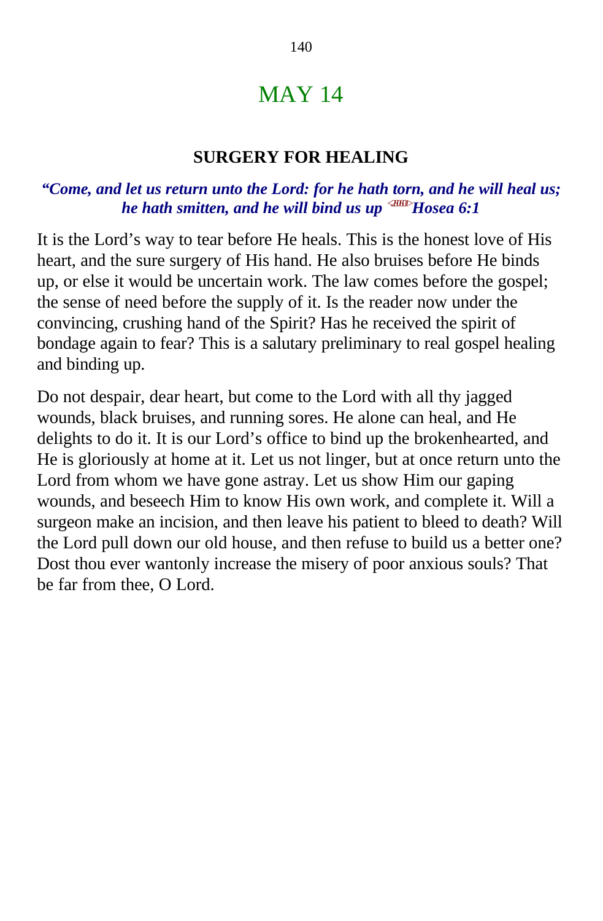# MAY 14

## SURGERY FOR HEALING

***"Come, and let us return unto the Lord: for he hath torn, and he will heal us; he hath smitten, and he will bind us up*** <280601>***Hosea 6:1***

It is the Lord's way to tear before He heals. This is the honest love of His heart, and the sure surgery of His hand. He also bruises before He binds up, or else it would be uncertain work. The law comes before the gospel; the sense of need before the supply of it. Is the reader now under the convincing, crushing hand of the Spirit? Has he received the spirit of bondage again to fear? This is a salutary preliminary to real gospel healing and binding up.

Do not despair, dear heart, but come to the Lord with all thy jagged wounds, black bruises, and running sores. He alone can heal, and He delights to do it. It is our Lord's office to bind up the brokenhearted, and He is gloriously at home at it. Let us not linger, but at once return unto the Lord from whom we have gone astray. Let us show Him our gaping wounds, and beseech Him to know His own work, and complete it. Will a surgeon make an incision, and then leave his patient to bleed to death? Will the Lord pull down our old house, and then refuse to build us a better one? Dost thou ever wantonly increase the misery of poor anxious souls? That be far from thee, O Lord.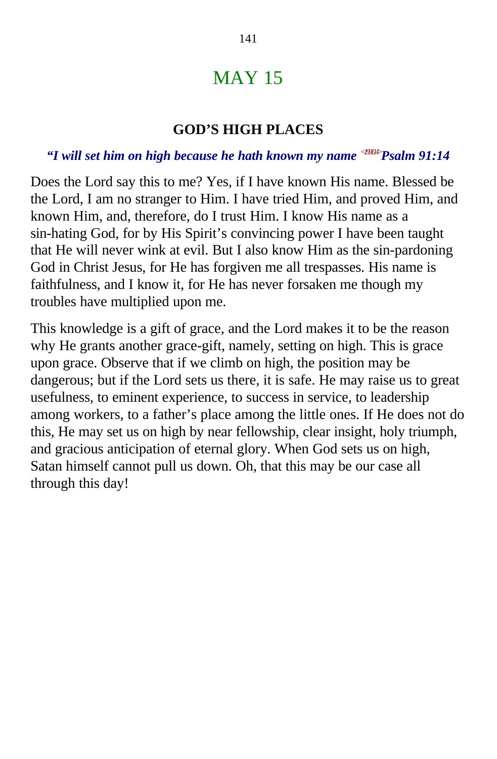# MAY 15

### GOD'S HIGH PLACES

***"I will set him on high because he hath known my name*** <19914> ***Psalm 91:14***

Does the Lord say this to me? Yes, if I have known His name. Blessed be the Lord, I am no stranger to Him. I have tried Him, and proved Him, and known Him, and, therefore, do I trust Him. I know His name as a sin-hating God, for by His Spirit's convincing power I have been taught that He will never wink at evil. But I also know Him as the sin-pardoning God in Christ Jesus, for He has forgiven me all trespasses. His name is faithfulness, and I know it, for He has never forsaken me though my troubles have multiplied upon me.

This knowledge is a gift of grace, and the Lord makes it to be the reason why He grants another grace-gift, namely, setting on high. This is grace upon grace. Observe that if we climb on high, the position may be dangerous; but if the Lord sets us there, it is safe. He may raise us to great usefulness, to eminent experience, to success in service, to leadership among workers, to a father's place among the little ones. If He does not do this, He may set us on high by near fellowship, clear insight, holy triumph, and gracious anticipation of eternal glory. When God sets us on high, Satan himself cannot pull us down. Oh, that this may be our case all through this day!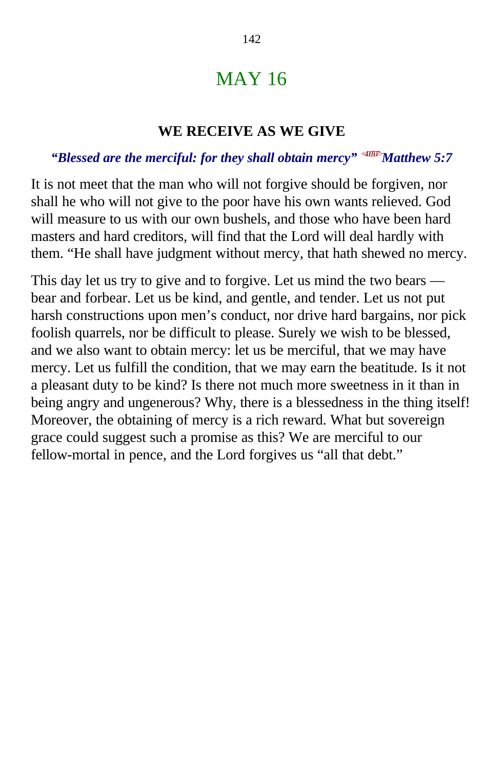# MAY 16

### WE RECEIVE AS WE GIVE

***"Blessed are the merciful: for they shall obtain mercy" Matthew 5:7***

It is not meet that the man who will not forgive should be forgiven, nor shall he who will not give to the poor have his own wants relieved. God will measure to us with our own bushels, and those who have been hard masters and hard creditors, will find that the Lord will deal hardly with them. "He shall have judgment without mercy, that hath shewed no mercy.

This day let us try to give and to forgive. Let us mind the two bears — bear and forbear. Let us be kind, and gentle, and tender. Let us not put harsh constructions upon men's conduct, nor drive hard bargains, nor pick foolish quarrels, nor be difficult to please. Surely we wish to be blessed, and we also want to obtain mercy: let us be merciful, that we may have mercy. Let us fulfill the condition, that we may earn the beatitude. Is it not a pleasant duty to be kind? Is there not much more sweetness in it than in being angry and ungenerous? Why, there is a blessedness in the thing itself! Moreover, the obtaining of mercy is a rich reward. What but sovereign grace could suggest such a promise as this? We are merciful to our fellow-mortal in pence, and the Lord forgives us "all that debt."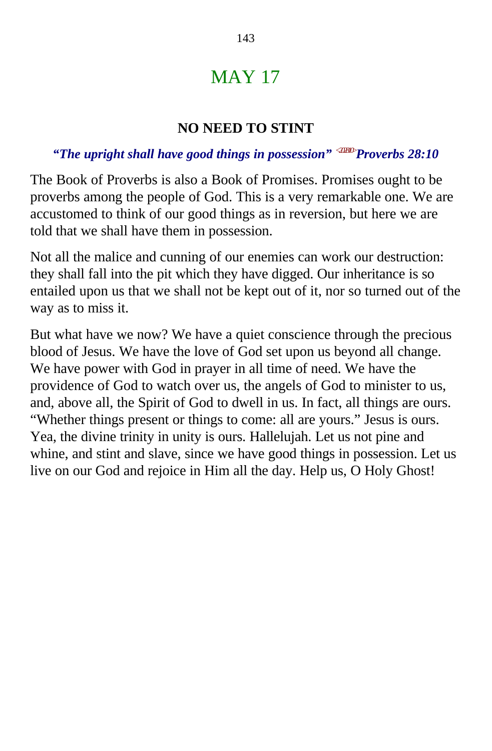# MAY 17

## NO NEED TO STINT

***"The upright shall have good things in possession"* <202810>*Proverbs 28:10***

The Book of Proverbs is also a Book of Promises. Promises ought to be proverbs among the people of God. This is a very remarkable one. We are accustomed to think of our good things as in reversion, but here we are told that we shall have them in possession.

Not all the malice and cunning of our enemies can work our destruction: they shall fall into the pit which they have digged. Our inheritance is so entailed upon us that we shall not be kept out of it, nor so turned out of the way as to miss it.

But what have we now? We have a quiet conscience through the precious blood of Jesus. We have the love of God set upon us beyond all change. We have power with God in prayer in all time of need. We have the providence of God to watch over us, the angels of God to minister to us, and, above all, the Spirit of God to dwell in us. In fact, all things are ours. "Whether things present or things to come: all are yours." Jesus is ours. Yea, the divine trinity in unity is ours. Hallelujah. Let us not pine and whine, and stint and slave, since we have good things in possession. Let us live on our God and rejoice in Him all the day. Help us, O Holy Ghost!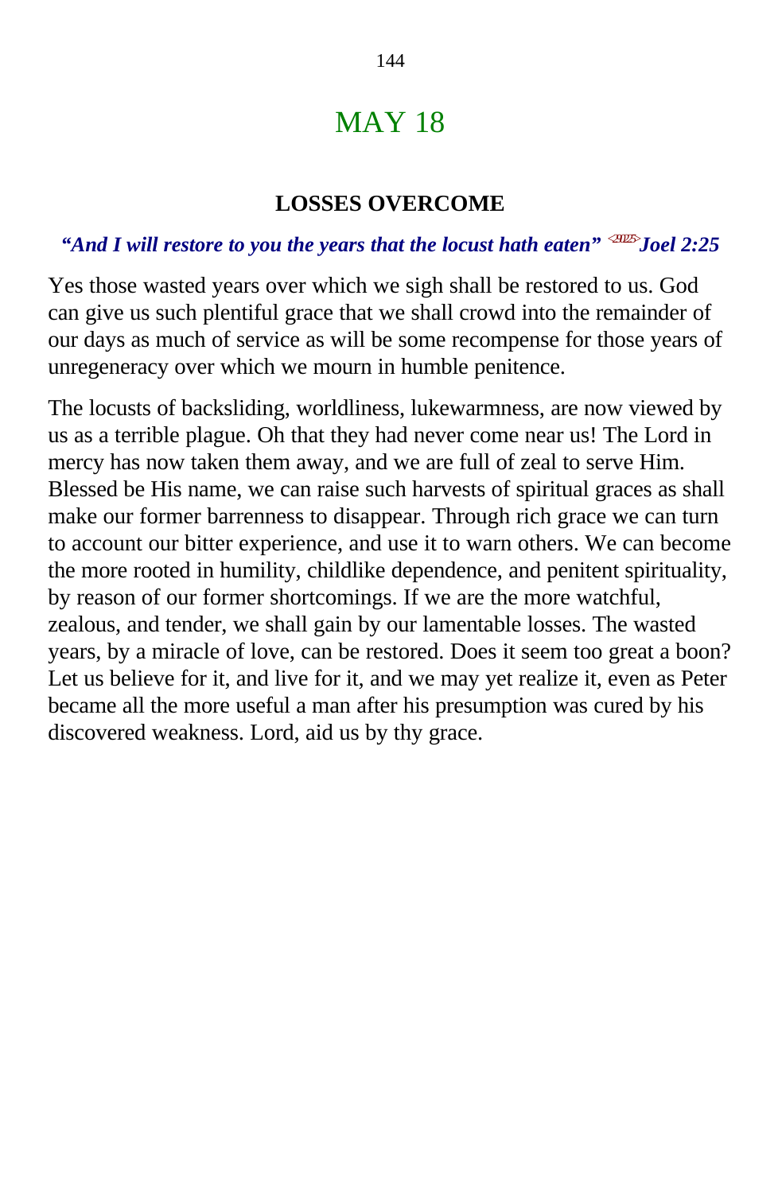# MAY 18

### LOSSES OVERCOME

***"And I will restore to you the years that the locust hath eaten"*** <2925>***Joel 2:25***

Yes those wasted years over which we sigh shall be restored to us. God can give us such plentiful grace that we shall crowd into the remainder of our days as much of service as will be some recompense for those years of unregeneracy over which we mourn in humble penitence.

The locusts of backsliding, worldliness, lukewarmness, are now viewed by us as a terrible plague. Oh that they had never come near us! The Lord in mercy has now taken them away, and we are full of zeal to serve Him. Blessed be His name, we can raise such harvests of spiritual graces as shall make our former barrenness to disappear. Through rich grace we can turn to account our bitter experience, and use it to warn others. We can become the more rooted in humility, childlike dependence, and penitent spirituality, by reason of our former shortcomings. If we are the more watchful, zealous, and tender, we shall gain by our lamentable losses. The wasted years, by a miracle of love, can be restored. Does it seem too great a boon? Let us believe for it, and live for it, and we may yet realize it, even as Peter became all the more useful a man after his presumption was cured by his discovered weakness. Lord, aid us by thy grace.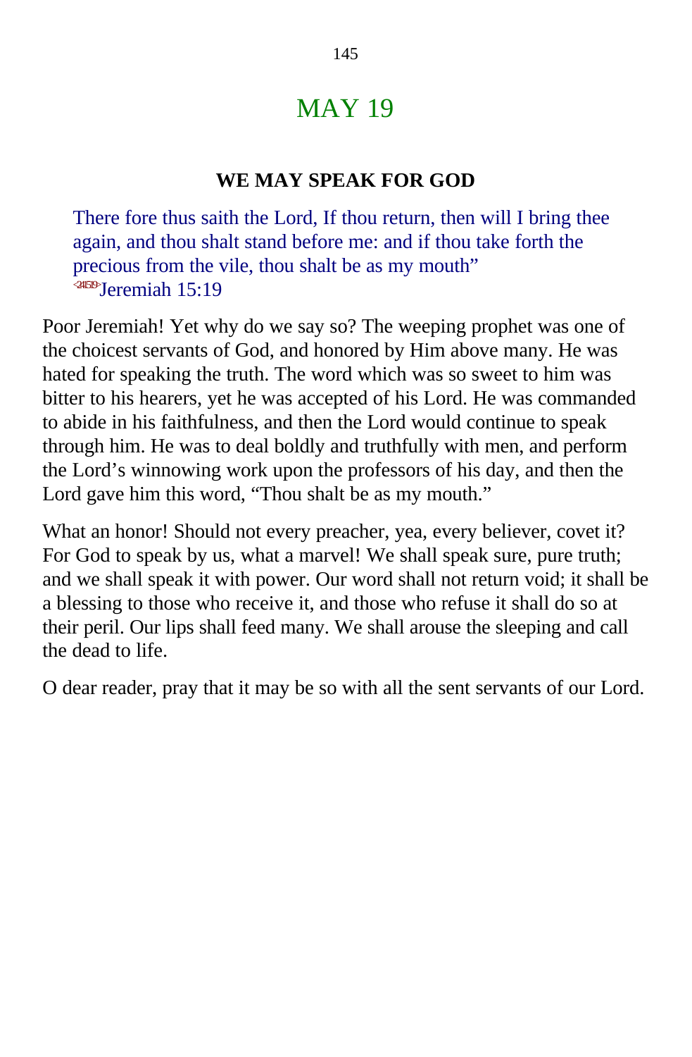# MAY 19

## WE MAY SPEAK FOR GOD

> There fore thus saith the Lord, If thou return, then will I bring thee again, and thou shalt stand before me: and if thou take forth the precious from the vile, thou shalt be as my mouth”
> <241519>Jeremiah 15:19

Poor Jeremiah! Yet why do we say so? The weeping prophet was one of the choicest servants of God, and honored by Him above many. He was hated for speaking the truth. The word which was so sweet to him was bitter to his hearers, yet he was accepted of his Lord. He was commanded to abide in his faithfulness, and then the Lord would continue to speak through him. He was to deal boldly and truthfully with men, and perform the Lord’s winnowing work upon the professors of his day, and then the Lord gave him this word, “Thou shalt be as my mouth.”

What an honor! Should not every preacher, yea, every believer, covet it? For God to speak by us, what a marvel! We shall speak sure, pure truth; and we shall speak it with power. Our word shall not return void; it shall be a blessing to those who receive it, and those who refuse it shall do so at their peril. Our lips shall feed many. We shall arouse the sleeping and call the dead to life.

O dear reader, pray that it may be so with all the sent servants of our Lord.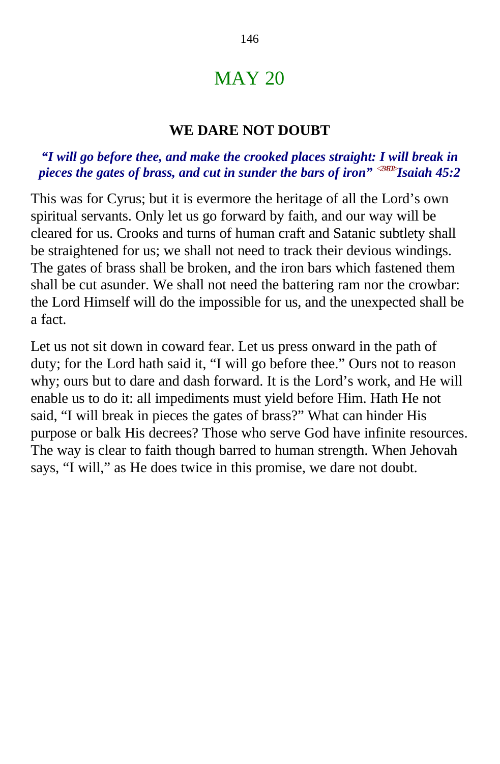# MAY 20

## WE DARE NOT DOUBT

***"I will go before thee, and make the crooked places straight: I will break in pieces the gates of brass, and cut in sunder the bars of iron" <234502>Isaiah 45:2***

This was for Cyrus; but it is evermore the heritage of all the Lord's own spiritual servants. Only let us go forward by faith, and our way will be cleared for us. Crooks and turns of human craft and Satanic subtlety shall be straightened for us; we shall not need to track their devious windings. The gates of brass shall be broken, and the iron bars which fastened them shall be cut asunder. We shall not need the battering ram nor the crowbar: the Lord Himself will do the impossible for us, and the unexpected shall be a fact.

Let us not sit down in coward fear. Let us press onward in the path of duty; for the Lord hath said it, "I will go before thee." Ours not to reason why; ours but to dare and dash forward. It is the Lord's work, and He will enable us to do it: all impediments must yield before Him. Hath He not said, "I will break in pieces the gates of brass?" What can hinder His purpose or balk His decrees? Those who serve God have infinite resources. The way is clear to faith though barred to human strength. When Jehovah says, "I will," as He does twice in this promise, we dare not doubt.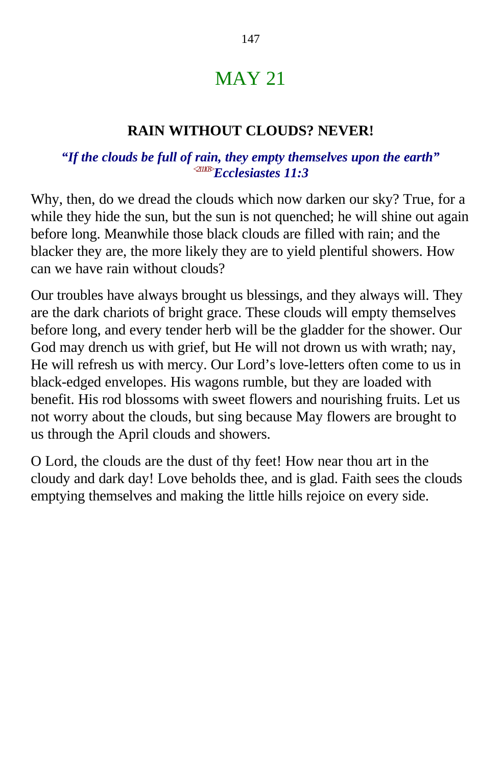# MAY 21

## RAIN WITHOUT CLOUDS? NEVER!

***"If the clouds be full of rain, they empty themselves upon the earth"*** [<211103>] ***Ecclesiastes 11:3***

Why, then, do we dread the clouds which now darken our sky? True, for a while they hide the sun, but the sun is not quenched; he will shine out again before long. Meanwhile those black clouds are filled with rain; and the blacker they are, the more likely they are to yield plentiful showers. How can we have rain without clouds?

Our troubles have always brought us blessings, and they always will. They are the dark chariots of bright grace. These clouds will empty themselves before long, and every tender herb will be the gladder for the shower. Our God may drench us with grief, but He will not drown us with wrath; nay, He will refresh us with mercy. Our Lord's love-letters often come to us in black-edged envelopes. His wagons rumble, but they are loaded with benefit. His rod blossoms with sweet flowers and nourishing fruits. Let us not worry about the clouds, but sing because May flowers are brought to us through the April clouds and showers.

O Lord, the clouds are the dust of thy feet! How near thou art in the cloudy and dark day! Love beholds thee, and is glad. Faith sees the clouds emptying themselves and making the little hills rejoice on every side.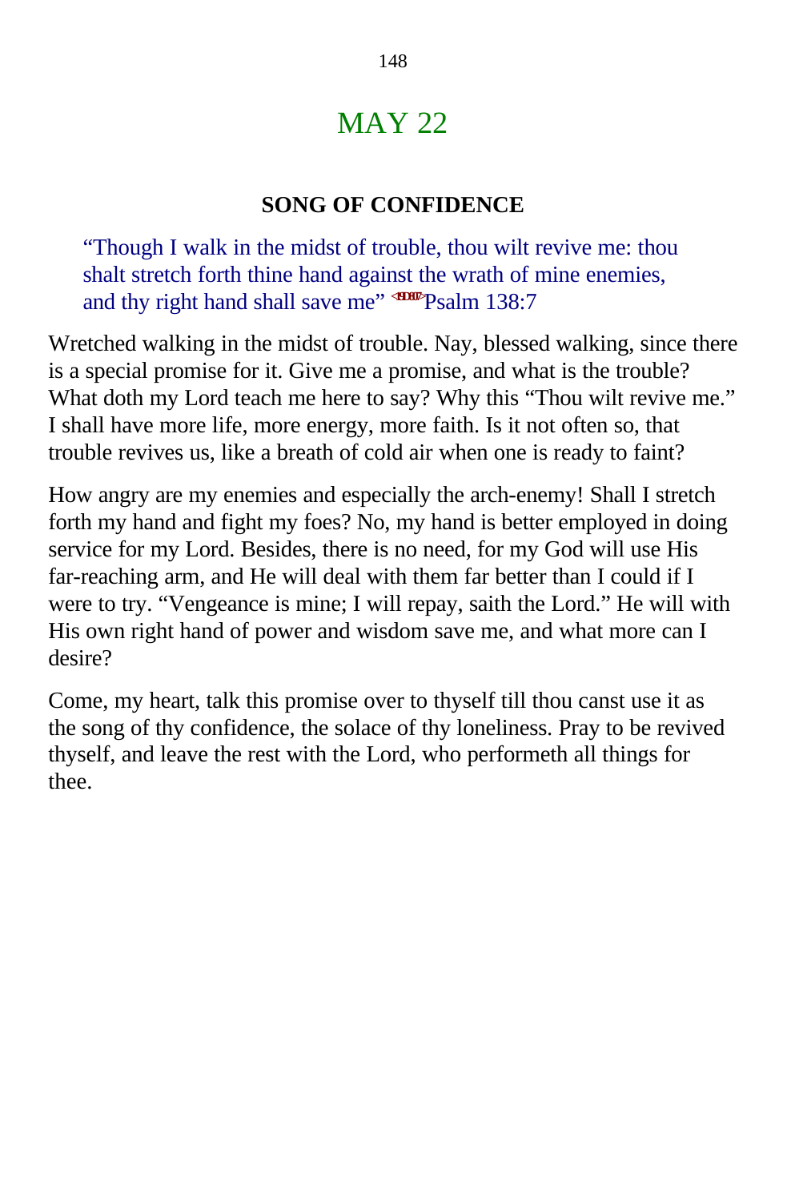# MAY 22

## SONG OF CONFIDENCE

> "Though I walk in the midst of trouble, thou wilt revive me: thou shalt stretch forth thine hand against the wrath of mine enemies, and thy right hand shall save me" <191807>Psalm 138:7

Wretched walking in the midst of trouble. Nay, blessed walking, since there is a special promise for it. Give me a promise, and what is the trouble? What doth my Lord teach me here to say? Why this "Thou wilt revive me." I shall have more life, more energy, more faith. Is it not often so, that trouble revives us, like a breath of cold air when one is ready to faint?

How angry are my enemies and especially the arch-enemy! Shall I stretch forth my hand and fight my foes? No, my hand is better employed in doing service for my Lord. Besides, there is no need, for my God will use His far-reaching arm, and He will deal with them far better than I could if I were to try. "Vengeance is mine; I will repay, saith the Lord." He will with His own right hand of power and wisdom save me, and what more can I desire?

Come, my heart, talk this promise over to thyself till thou canst use it as the song of thy confidence, the solace of thy loneliness. Pray to be revived thyself, and leave the rest with the Lord, who performeth all things for thee.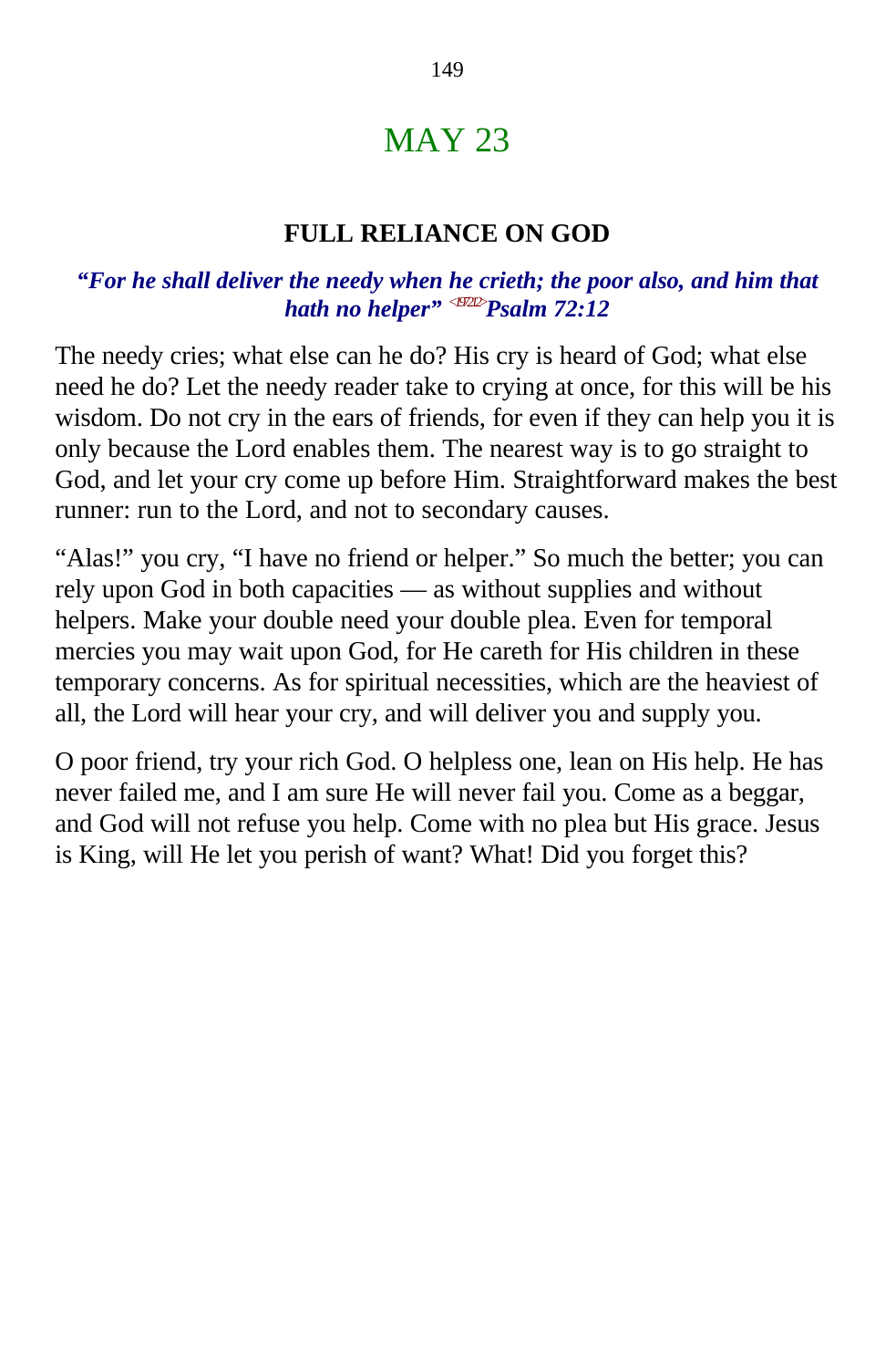# MAY 23

## FULL RELIANCE ON GOD

***"For he shall deliver the needy when he crieth; the poor also, and him that hath no helper"*** <19712> ***Psalm 72:12***

The needy cries; what else can he do? His cry is heard of God; what else need he do? Let the needy reader take to crying at once, for this will be his wisdom. Do not cry in the ears of friends, for even if they can help you it is only because the Lord enables them. The nearest way is to go straight to God, and let your cry come up before Him. Straightforward makes the best runner: run to the Lord, and not to secondary causes.

"Alas!" you cry, "I have no friend or helper." So much the better; you can rely upon God in both capacities — as without supplies and without helpers. Make your double need your double plea. Even for temporal mercies you may wait upon God, for He careth for His children in these temporary concerns. As for spiritual necessities, which are the heaviest of all, the Lord will hear your cry, and will deliver you and supply you.

O poor friend, try your rich God. O helpless one, lean on His help. He has never failed me, and I am sure He will never fail you. Come as a beggar, and God will not refuse you help. Come with no plea but His grace. Jesus is King, will He let you perish of want? What! Did you forget this?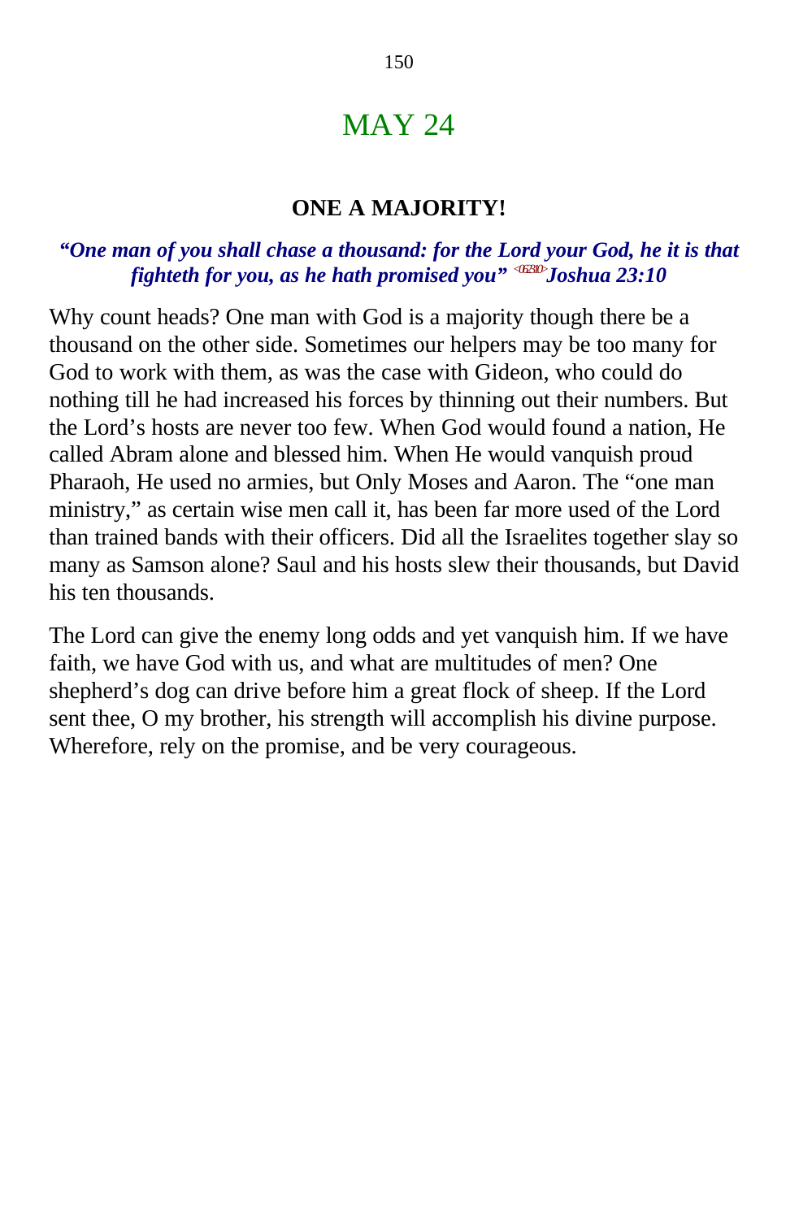# MAY 24

## ONE A MAJORITY!

***"One man of you shall chase a thousand: for the Lord your God, he it is that fighteth for you, as he hath promised you"*** <062310> ***Joshua 23:10***

Why count heads? One man with God is a majority though there be a thousand on the other side. Sometimes our helpers may be too many for God to work with them, as was the case with Gideon, who could do nothing till he had increased his forces by thinning out their numbers. But the Lord's hosts are never too few. When God would found a nation, He called Abram alone and blessed him. When He would vanquish proud Pharaoh, He used no armies, but Only Moses and Aaron. The "one man ministry," as certain wise men call it, has been far more used of the Lord than trained bands with their officers. Did all the Israelites together slay so many as Samson alone? Saul and his hosts slew their thousands, but David his ten thousands.

The Lord can give the enemy long odds and yet vanquish him. If we have faith, we have God with us, and what are multitudes of men? One shepherd's dog can drive before him a great flock of sheep. If the Lord sent thee, O my brother, his strength will accomplish his divine purpose. Wherefore, rely on the promise, and be very courageous.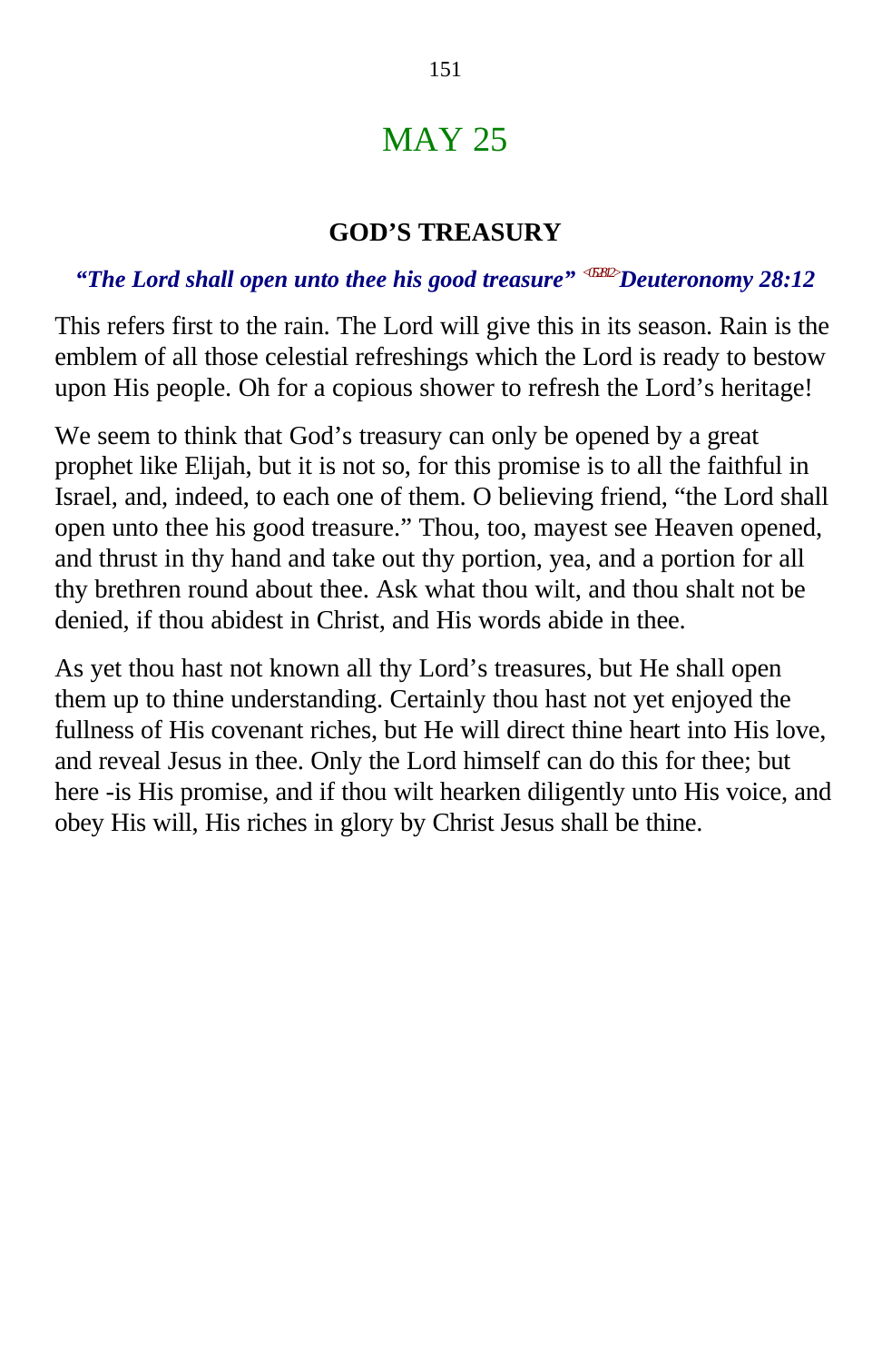# MAY 25

## GOD'S TRUSTED TREASURY

# MAY 25

## GOD'S TREASURY

*"The Lord shall open unto thee his good treasure"* <05B12> *Deuteronomy 28:12*

This refers first to the rain. The Lord will give this in its season. Rain is the emblem of all those celestial refreshings which the Lord is ready to bestow upon His people. Oh for a copious shower to refresh the Lord's heritage!

We seem to think that God's treasury can only be opened by a great prophet like Elijah, but it is not so, for this promise is to all the faithful in Israel, and, indeed, to each one of them. O believing friend, "the Lord shall open unto thee his good treasure." Thou, too, mayest see Heaven opened, and thrust in thy hand and take out thy portion, yea, and a portion for all thy brethren round about thee. Ask what thou wilt, and thou shalt not be denied, if thou abidest in Christ, and His words abide in thee.

As yet thou hast not known all thy Lord's treasures, but He shall open them up to thine understanding. Certainly thou hast not yet enjoyed the fullness of His covenant riches, but He will direct thine heart into His love, and reveal Jesus in thee. Only the Lord himself can do this for thee; but here -is His promise, and if thou wilt hearken diligently unto His voice, and obey His will, His riches in glory by Christ Jesus shall be thine.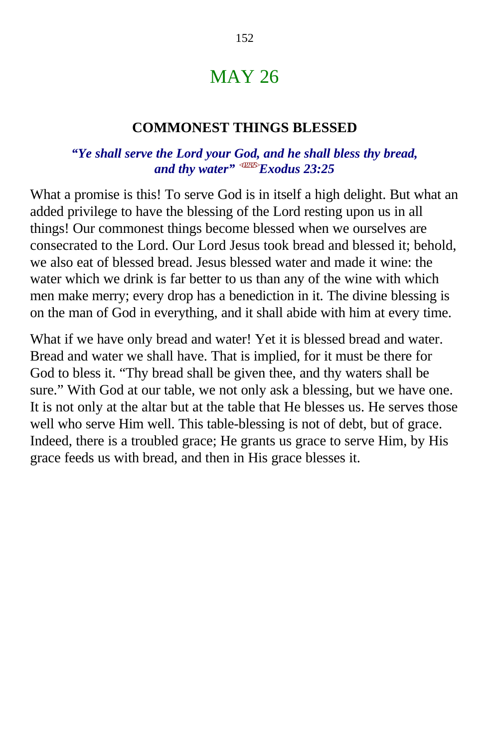# MAY 26

## COMMONEST THINGS BLESSED

***"Ye shall serve the Lord your God, and he shall bless thy bread, and thy water" <022325>Exodus 23:25***

What a promise is this! To serve God is in itself a high delight. But what an added privilege to have the blessing of the Lord resting upon us in all things! Our commonest things become blessed when we ourselves are consecrated to the Lord. Our Lord Jesus took bread and blessed it; behold, we also eat of blessed bread. Jesus blessed water and made it wine: the water which we drink is far better to us than any of the wine with which men make merry; every drop has a benediction in it. The divine blessing is on the man of God in everything, and it shall abide with him at every time.

What if we have only bread and water! Yet it is blessed bread and water. Bread and water we shall have. That is implied, for it must be there for God to bless it. "Thy bread shall be given thee, and thy waters shall be sure." With God at our table, we not only ask a blessing, but we have one. It is not only at the altar but at the table that He blesses us. He serves those well who serve Him well. This table-blessing is not of debt, but of grace. Indeed, there is a troubled grace; He grants us grace to serve Him, by His grace feeds us with bread, and then in His grace blesses it.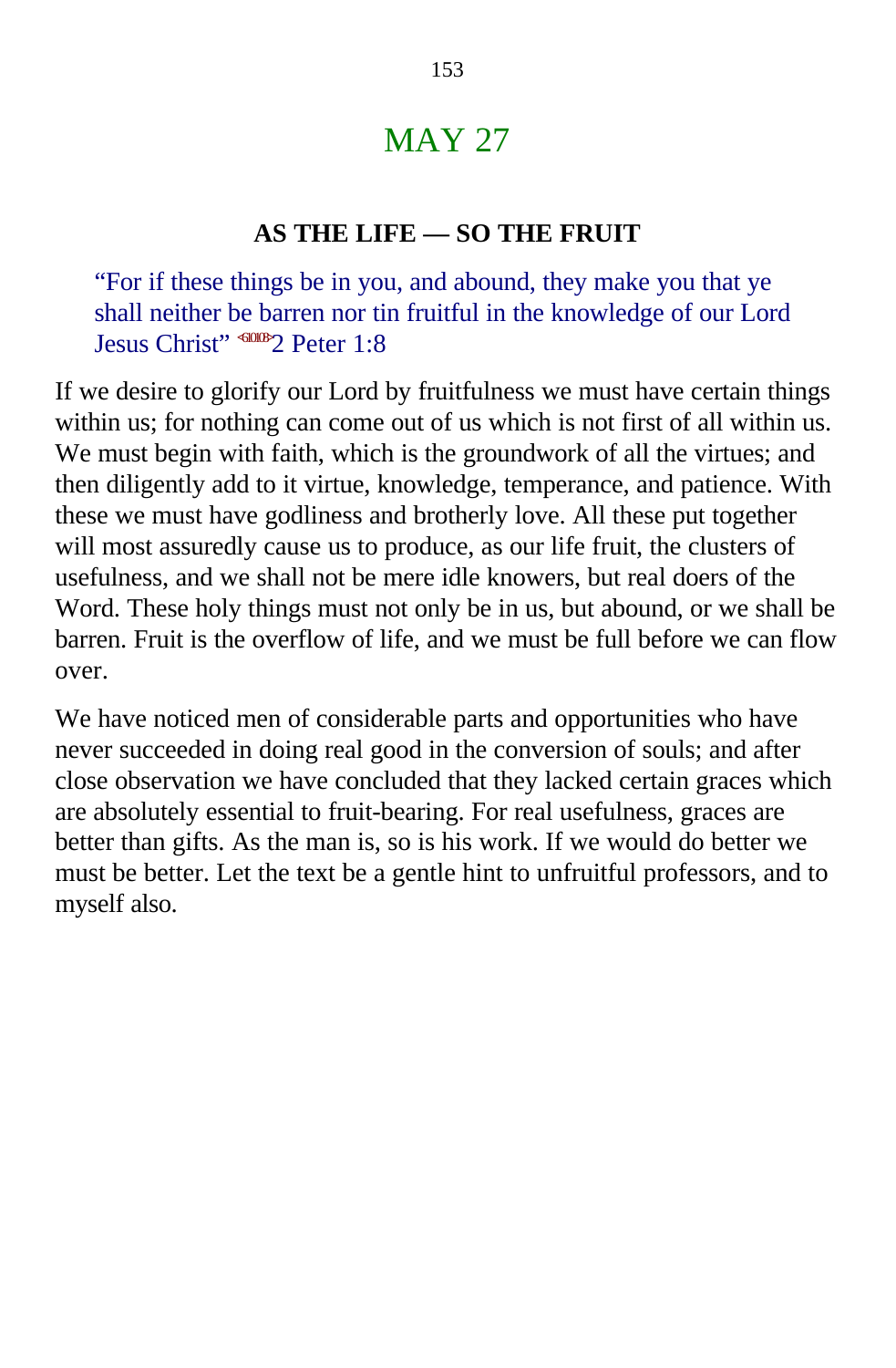# MAY 27

### AS THE LIFE — SO THE FRUIT

> "For if these things be in you, and abound, they make you that ye shall neither be barren nor tin fruitful in the knowledge of our Lord Jesus Christ" <610108>2 Peter 1:8

If we desire to glorify our Lord by fruitfulness we must have certain things within us; for nothing can come out of us which is not first of all within us. We must begin with faith, which is the groundwork of all the virtues; and then diligently add to it virtue, knowledge, temperance, and patience. With these we must have godliness and brotherly love. All these put together will most assuredly cause us to produce, as our life fruit, the clusters of usefulness, and we shall not be mere idle knowers, but real doers of the Word. These holy things must not only be in us, but abound, or we shall be barren. Fruit is the overflow of life, and we must be full before we can flow over.

We have noticed men of considerable parts and opportunities who have never succeeded in doing real good in the conversion of souls; and after close observation we have concluded that they lacked certain graces which are absolutely essential to fruit-bearing. For real usefulness, graces are better than gifts. As the man is, so is his work. If we would do better we must be better. Let the text be a gentle hint to unfruitful professors, and to myself also.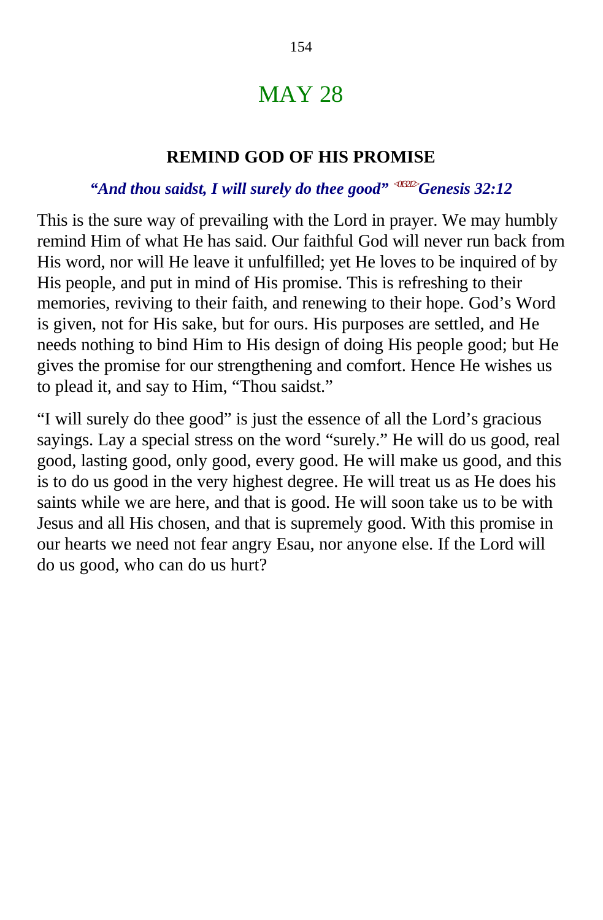# MAY 28

### REMIND GOD OF HIS PROMISE

***"And thou saidst, I will surely do thee good"*** [<013212>] ***Genesis 32:12***

This is the sure way of prevailing with the Lord in prayer. We may humbly remind Him of what He has said. Our faithful God will never run back from His word, nor will He leave it unfulfilled; yet He loves to be inquired of by His people, and put in mind of His promise. This is refreshing to their memories, reviving to their faith, and renewing to their hope. God's Word is given, not for His sake, but for ours. His purposes are settled, and He needs nothing to bind Him to His design of doing His people good; but He gives the promise for our strengthening and comfort. Hence He wishes us to plead it, and say to Him, "Thou saidst."

"I will surely do thee good" is just the essence of all the Lord's gracious sayings. Lay a special stress on the word "surely." He will do us good, real good, lasting good, only good, every good. He will make us good, and this is to do us good in the very highest degree. He will treat us as He does his saints while we are here, and that is good. He will soon take us to be with Jesus and all His chosen, and that is supremely good. With this promise in our hearts we need not fear angry Esau, nor anyone else. If the Lord will do us good, who can do us hurt?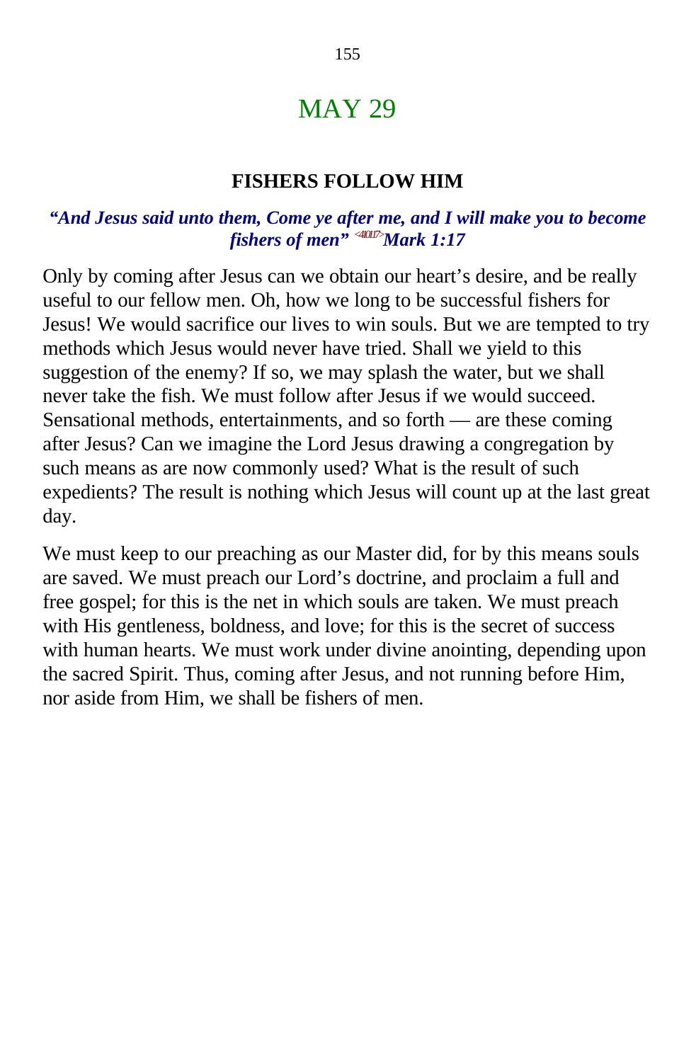# MAY 29

## FISHERS FOLLOW HIM

***"And Jesus said unto them, Come ye after me, and I will make you to become fishers of men"*** <410117>***Mark 1:17***

Only by coming after Jesus can we obtain our heart's desire, and be really useful to our fellow men. Oh, how we long to be successful fishers for Jesus! We would sacrifice our lives to win souls. But we are tempted to try methods which Jesus would never have tried. Shall we yield to this suggestion of the enemy? If so, we may splash the water, but we shall never take the fish. We must follow after Jesus if we would succeed. Sensational methods, entertainments, and so forth — are these coming after Jesus? Can we imagine the Lord Jesus drawing a congregation by such means as are now commonly used? What is the result of such expedients? The result is nothing which Jesus will count up at the last great day.

We must keep to our preaching as our Master did, for by this means souls are saved. We must preach our Lord's doctrine, and proclaim a full and free gospel; for this is the net in which souls are taken. We must preach with His gentleness, boldness, and love; for this is the secret of success with human hearts. We must work under divine anointing, depending upon the sacred Spirit. Thus, coming after Jesus, and not running before Him, nor aside from Him, we shall be fishers of men.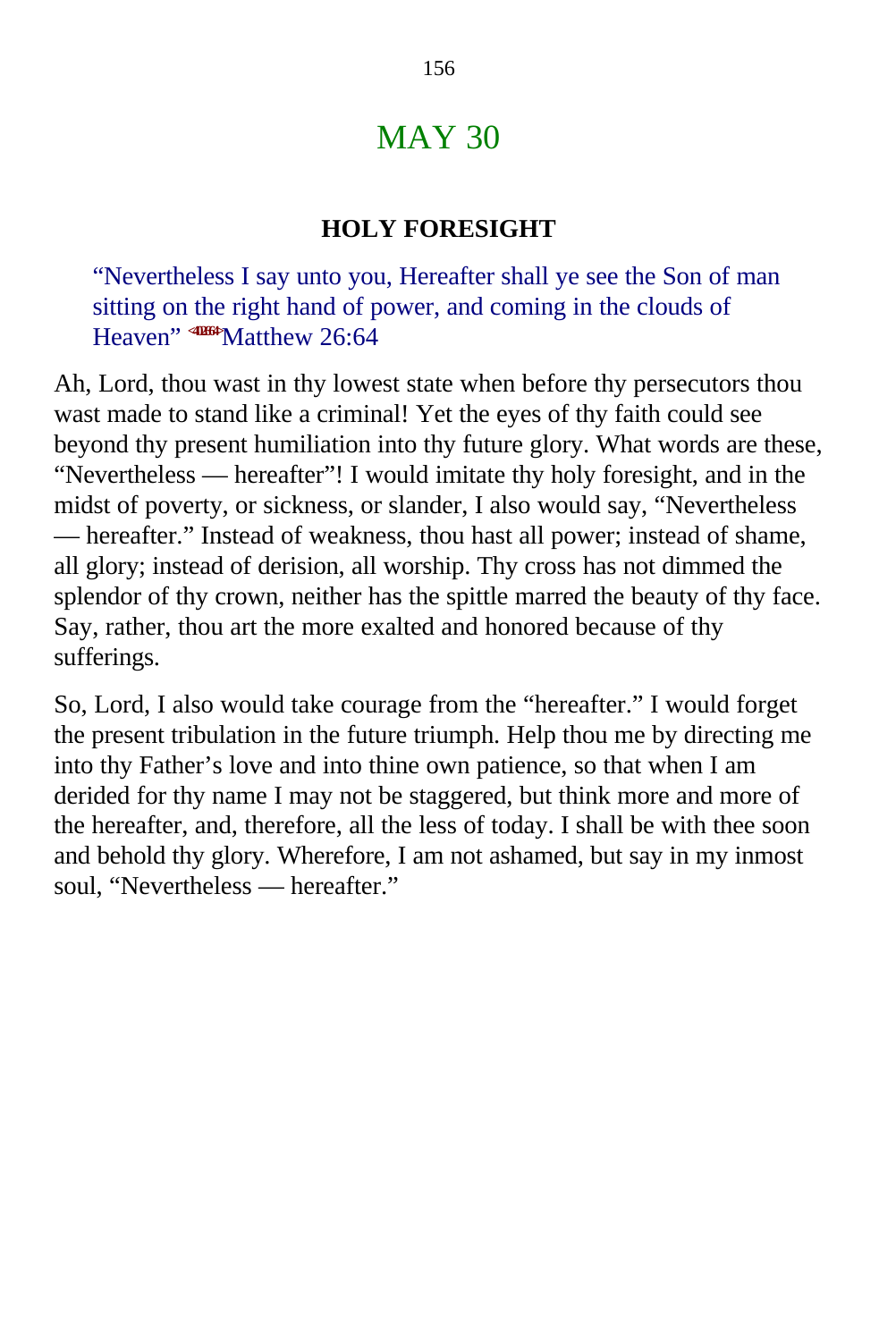# MAY 30

### HOLY FORESIGHT

> "Nevertheless I say unto you, Hereafter shall ye see the Son of man sitting on the right hand of power, and coming in the clouds of Heaven" <402664>Matthew 26:64

Ah, Lord, thou wast in thy lowest state when before thy persecutors thou wast made to stand like a criminal! Yet the eyes of thy faith could see beyond thy present humiliation into thy future glory. What words are these, "Nevertheless — hereafter"! I would imitate thy holy foresight, and in the midst of poverty, or sickness, or slander, I also would say, "Nevertheless — hereafter." Instead of weakness, thou hast all power; instead of shame, all glory; instead of derision, all worship. Thy cross has not dimmed the splendor of thy crown, neither has the spittle marred the beauty of thy face. Say, rather, thou art the more exalted and honored because of thy sufferings.

So, Lord, I also would take courage from the "hereafter." I would forget the present tribulation in the future triumph. Help thou me by directing me into thy Father's love and into thine own patience, so that when I am derided for thy name I may not be staggered, but think more and more of the hereafter, and, therefore, all the less of today. I shall be with thee soon and behold thy glory. Wherefore, I am not ashamed, but say in my inmost soul, "Nevertheless — hereafter."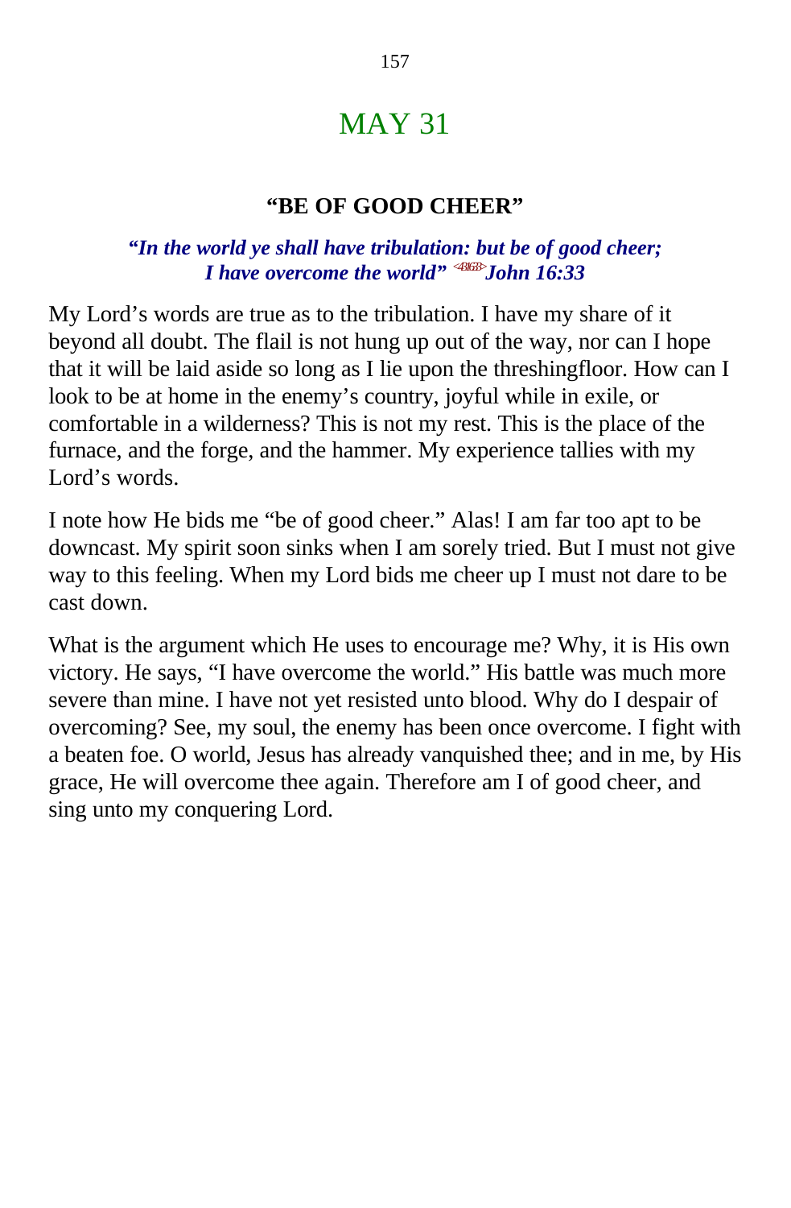# MAY 31

### "BE OF GOOD CHEER"

***"In the world ye shall have tribulation: but be of good cheer; I have overcome the world"*** <431633> ***John 16:33***

My Lord's words are true as to the tribulation. I have my share of it beyond all doubt. The flail is not hung up out of the way, nor can I hope that it will be laid aside so long as I lie upon the threshingfloor. How can I look to be at home in the enemy's country, joyful while in exile, or comfortable in a wilderness? This is not my rest. This is the place of the furnace, and the forge, and the hammer. My experience tallies with my Lord's words.

I note how He bids me "be of good cheer." Alas! I am far too apt to be downcast. My spirit soon sinks when I am sorely tried. But I must not give way to this feeling. When my Lord bids me cheer up I must not dare to be cast down.

What is the argument which He uses to encourage me? Why, it is His own victory. He says, "I have overcome the world." His battle was much more severe than mine. I have not yet resisted unto blood. Why do I despair of overcoming? See, my soul, the enemy has been once overcome. I fight with a beaten foe. O world, Jesus has already vanquished thee; and in me, by His grace, He will overcome thee again. Therefore am I of good cheer, and sing unto my conquering Lord.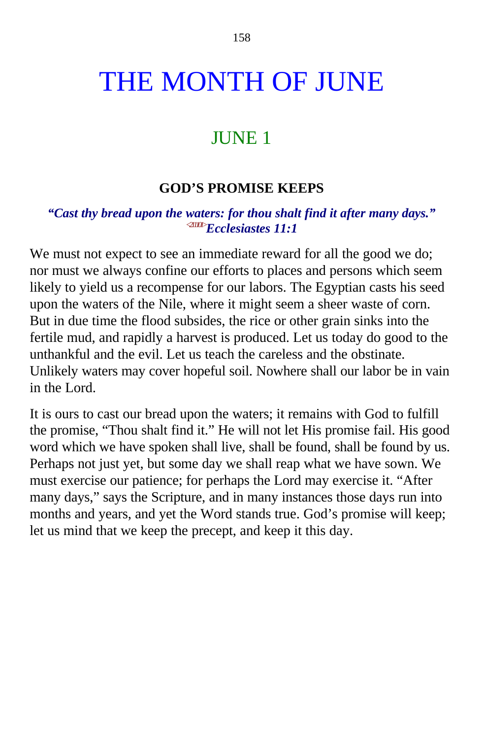# THE MONTH OF JUNE

## JUNE 1

### GOD’S PROMISE KEEPS

***“Cast thy bread upon the waters: for thou shalt find it after many days.”*** <211101>***Ecclesiastes 11:1***

We must not expect to see an immediate reward for all the good we do; nor must we always confine our efforts to places and persons which seem likely to yield us a recompense for our labors. The Egyptian casts his seed upon the waters of the Nile, where it might seem a sheer waste of corn. But in due time the flood subsides, the rice or other grain sinks into the fertile mud, and rapidly a harvest is produced. Let us today do good to the unthankful and the evil. Let us teach the careless and the obstinate. Unlikely waters may cover hopeful soil. Nowhere shall our labor be in vain in the Lord.

It is ours to cast our bread upon the waters; it remains with God to fulfill the promise, “Thou shalt find it.” He will not let His promise fail. His good word which we have spoken shall live, shall be found, shall be found by us. Perhaps not just yet, but some day we shall reap what we have sown. We must exercise our patience; for perhaps the Lord may exercise it. “After many days,” says the Scripture, and in many instances those days run into months and years, and yet the Word stands true. God’s promise will keep; let us mind that we keep the precept, and keep it this day.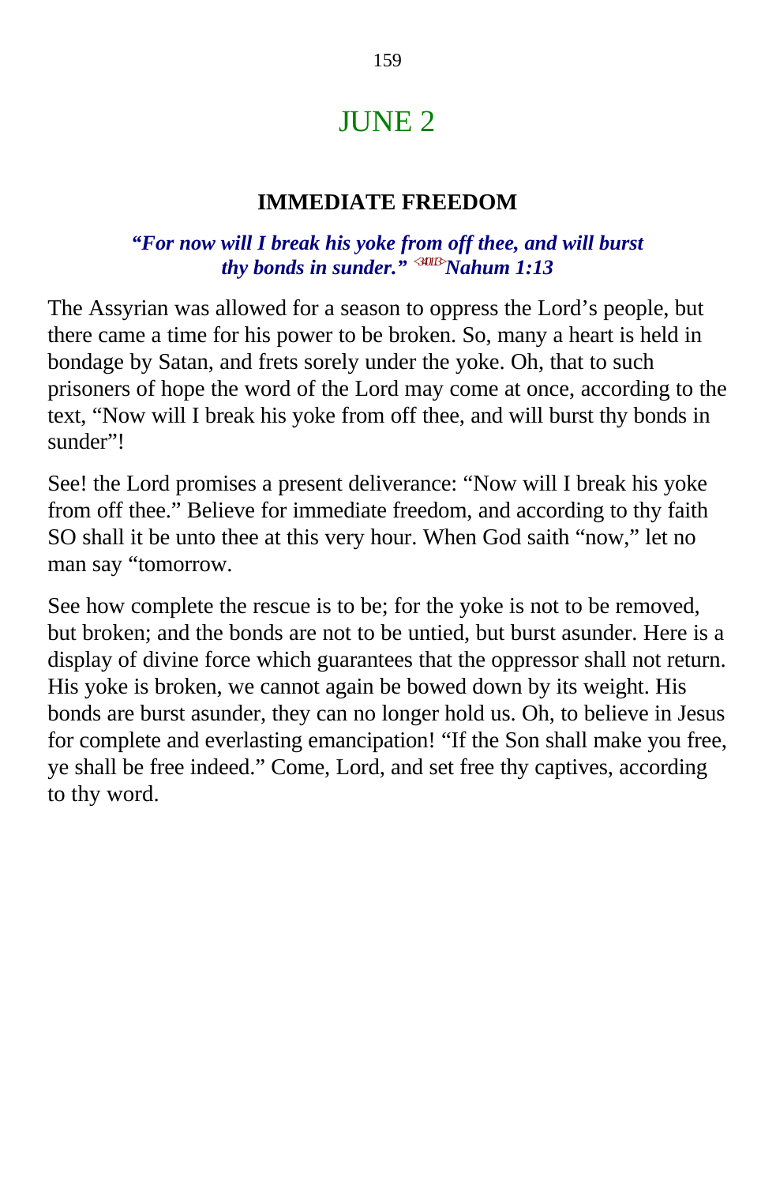# JUNE 2

### IMMEDIATE FREEDOM

***"For now will I break his yoke from off thee, and will burst thy bonds in sunder."*** <3013> ***Nahum 1:13***

The Assyrian was allowed for a season to oppress the Lord's people, but there came a time for his power to be broken. So, many a heart is held in bondage by Satan, and frets sorely under the yoke. Oh, that to such prisoners of hope the word of the Lord may come at once, according to the text, "Now will I break his yoke from off thee, and will burst thy bonds in sunder"!

See! the Lord promises a present deliverance: "Now will I break his yoke from off thee." Believe for immediate freedom, and according to thy faith SO shall it be unto thee at this very hour. When God saith "now," let no man say "tomorrow.

See how complete the rescue is to be; for the yoke is not to be removed, but broken; and the bonds are not to be untied, but burst asunder. Here is a display of divine force which guarantees that the oppressor shall not return. His yoke is broken, we cannot again be bowed down by its weight. His bonds are burst asunder, they can no longer hold us. Oh, to believe in Jesus for complete and everlasting emancipation! "If the Son shall make you free, ye shall be free indeed." Come, Lord, and set free thy captives, according to thy word.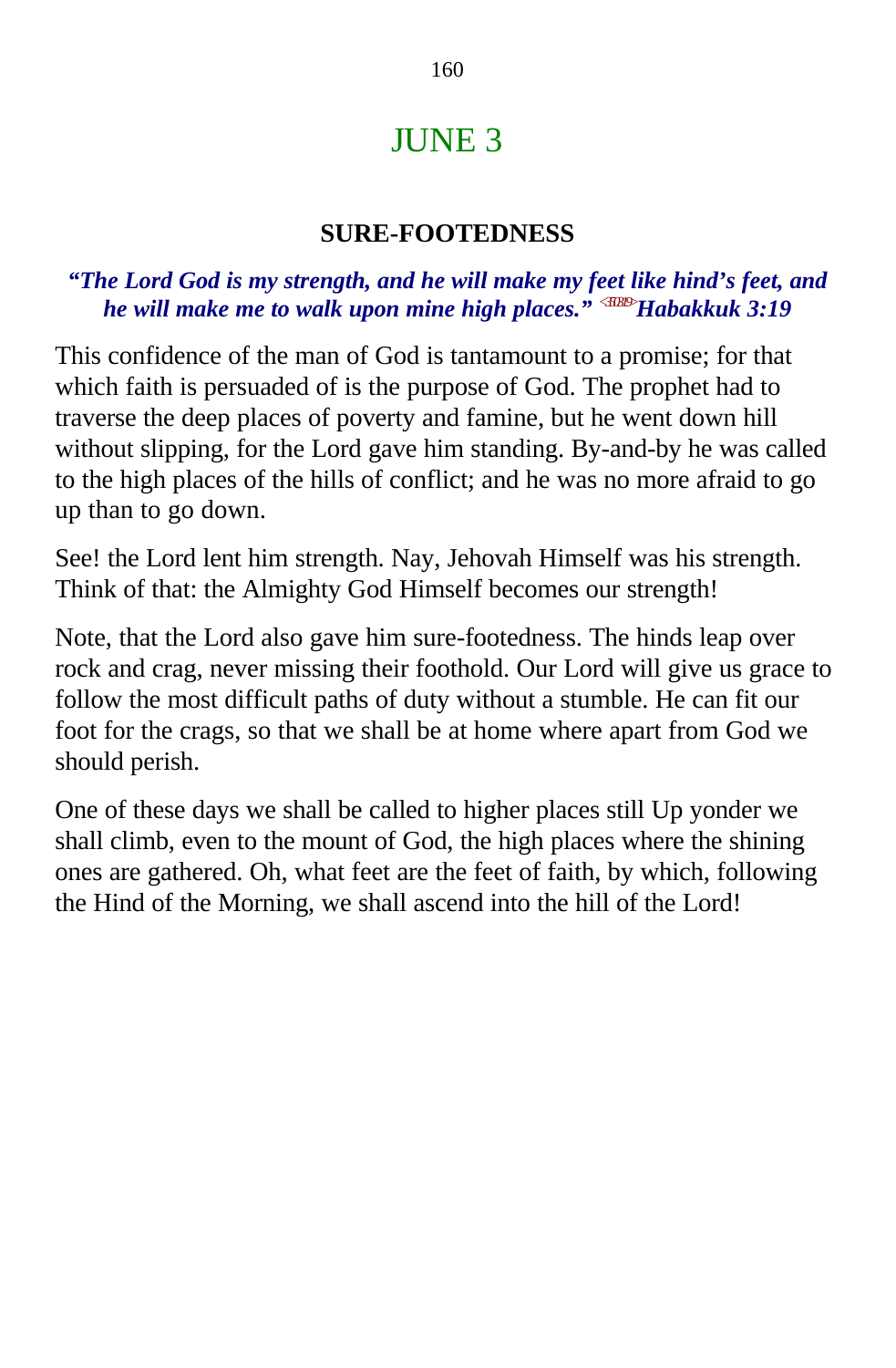# JUNE 3

## SURE-FOOTEDNESS

***"The Lord God is my strength, and he will make my feet like hind's feet, and he will make me to walk upon mine high places."* <353019> *Habakkuk 3:19***

This confidence of the man of God is tantamount to a promise; for that which faith is persuaded of is the purpose of God. The prophet had to traverse the deep places of poverty and famine, but he went down hill without slipping, for the Lord gave him standing. By-and-by he was called to the high places of the hills of conflict; and he was no more afraid to go up than to go down.

See! the Lord lent him strength. Nay, Jehovah Himself was his strength. Think of that: the Almighty God Himself becomes our strength!

Note, that the Lord also gave him sure-footedness. The hinds leap over rock and crag, never missing their foothold. Our Lord will give us grace to follow the most difficult paths of duty without a stumble. He can fit our foot for the crags, so that we shall be at home where apart from God we should perish.

One of these days we shall be called to higher places still Up yonder we shall climb, even to the mount of God, the high places where the shining ones are gathered. Oh, what feet are the feet of faith, by which, following the Hind of the Morning, we shall ascend into the hill of the Lord!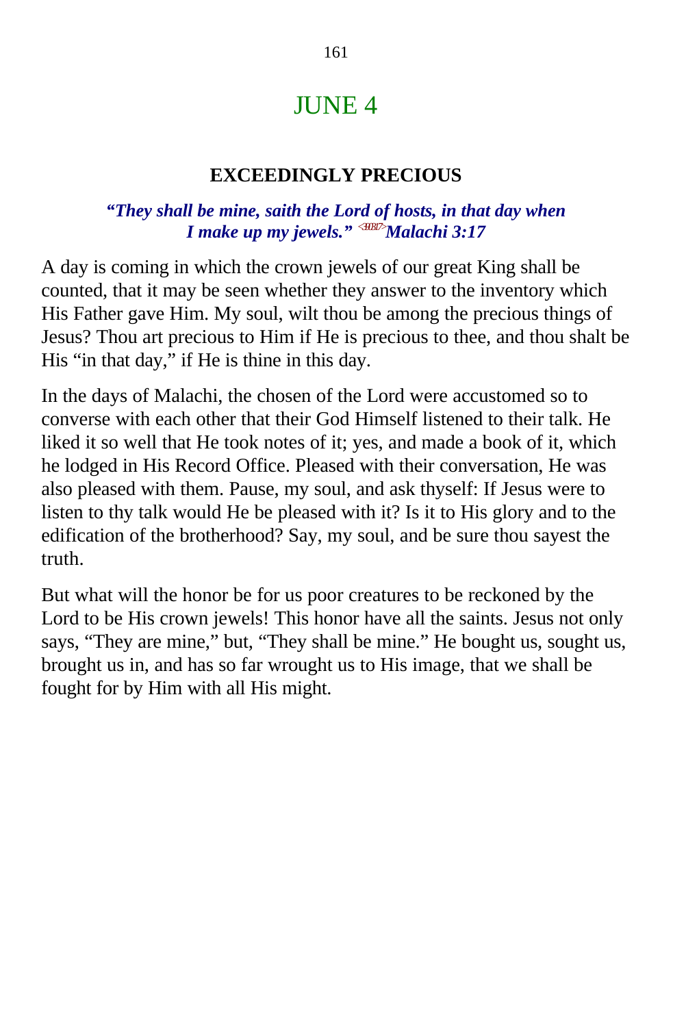# JUNE 4

## EXCEEDINGLY PRECIOUS

***"They shall be mine, saith the Lord of hosts, in that day when I make up my jewels."* <390317>*Malachi 3:17***

A day is coming in which the crown jewels of our great King shall be counted, that it may be seen whether they answer to the inventory which His Father gave Him. My soul, wilt thou be among the precious things of Jesus? Thou art precious to Him if He is precious to thee, and thou shalt be His "in that day," if He is thine in this day.

In the days of Malachi, the chosen of the Lord were accustomed so to converse with each other that their God Himself listened to their talk. He liked it so well that He took notes of it; yes, and made a book of it, which he lodged in His Record Office. Pleased with their conversation, He was also pleased with them. Pause, my soul, and ask thyself: If Jesus were to listen to thy talk would He be pleased with it? Is it to His glory and to the edification of the brotherhood? Say, my soul, and be sure thou sayest the truth.

But what will the honor be for us poor creatures to be reckoned by the Lord to be His crown jewels! This honor have all the saints. Jesus not only says, "They are mine," but, "They shall be mine." He bought us, sought us, brought us in, and has so far wrought us to His image, that we shall be fought for by Him with all His might.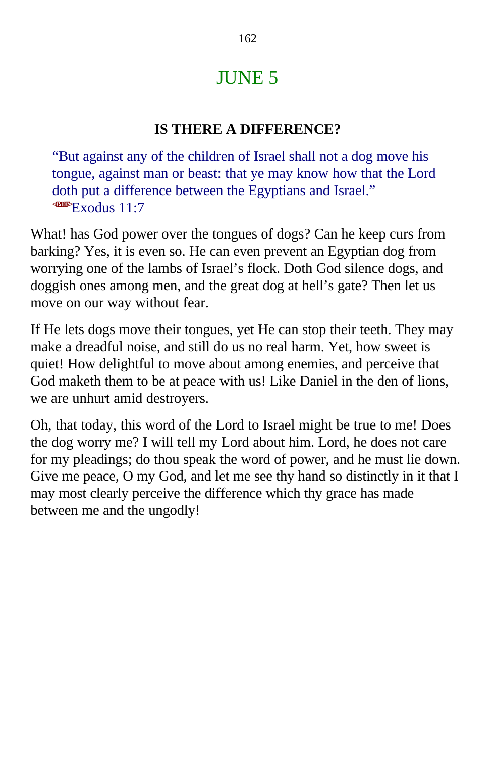# JUNE 5

### IS THERE A DIFFERENCE?

> "But against any of the children of Israel shall not a dog move his tongue, against man or beast: that ye may know how that the Lord doth put a difference between the Egyptians and Israel." <021107>Exodus 11:7

What! has God power over the tongues of dogs? Can he keep curs from barking? Yes, it is even so. He can even prevent an Egyptian dog from worrying one of the lambs of Israel's flock. Doth God silence dogs, and doggish ones among men, and the great dog at hell's gate? Then let us move on our way without fear.

If He lets dogs move their tongues, yet He can stop their teeth. They may make a dreadful noise, and still do us no real harm. Yet, how sweet is quiet! How delightful to move about among enemies, and perceive that God maketh them to be at peace with us! Like Daniel in the den of lions, we are unhurt amid destroyers.

Oh, that today, this word of the Lord to Israel might be true to me! Does the dog worry me? I will tell my Lord about him. Lord, he does not care for my pleadings; do thou speak the word of power, and he must lie down. Give me peace, O my God, and let me see thy hand so distinctly in it that I may most clearly perceive the difference which thy grace has made between me and the ungodly!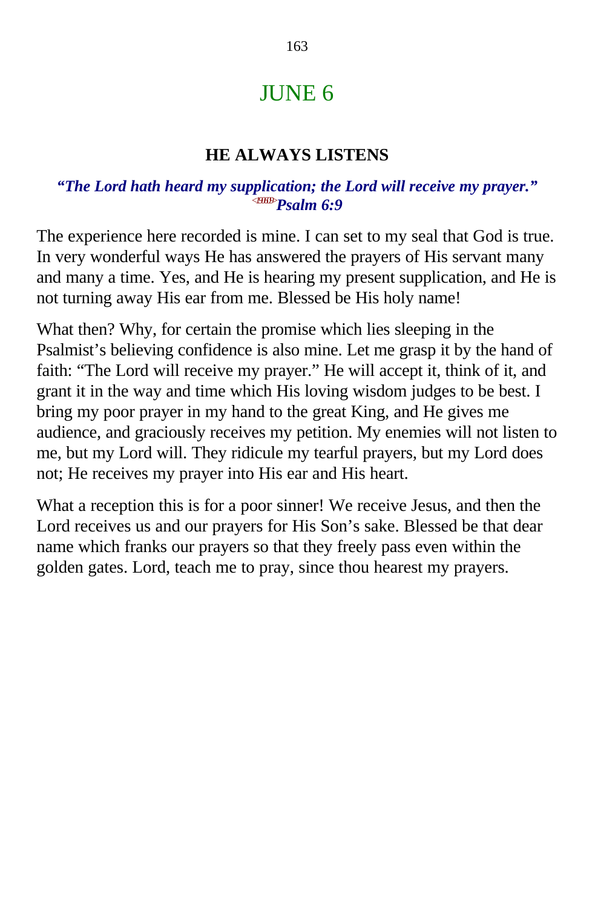# JUNE 6

## HE ALWAYS LISTENS

***"The Lord hath heard my supplication; the Lord will receive my prayer."*** 
***<190609>Psalm 6:9***

The experience here recorded is mine. I can set to my seal that God is true. In very wonderful ways He has answered the prayers of His servant many and many a time. Yes, and He is hearing my present supplication, and He is not turning away His ear from me. Blessed be His holy name!

What then? Why, for certain the promise which lies sleeping in the Psalmist's believing confidence is also mine. Let me grasp it by the hand of faith: "The Lord will receive my prayer." He will accept it, think of it, and grant it in the way and time which His loving wisdom judges to be best. I bring my poor prayer in my hand to the great King, and He gives me audience, and graciously receives my petition. My enemies will not listen to me, but my Lord will. They ridicule my tearful prayers, but my Lord does not; He receives my prayer into His ear and His heart.

What a reception this is for a poor sinner! We receive Jesus, and then the Lord receives us and our prayers for His Son's sake. Blessed be that dear name which franks our prayers so that they freely pass even within the golden gates. Lord, teach me to pray, since thou hearest my prayers.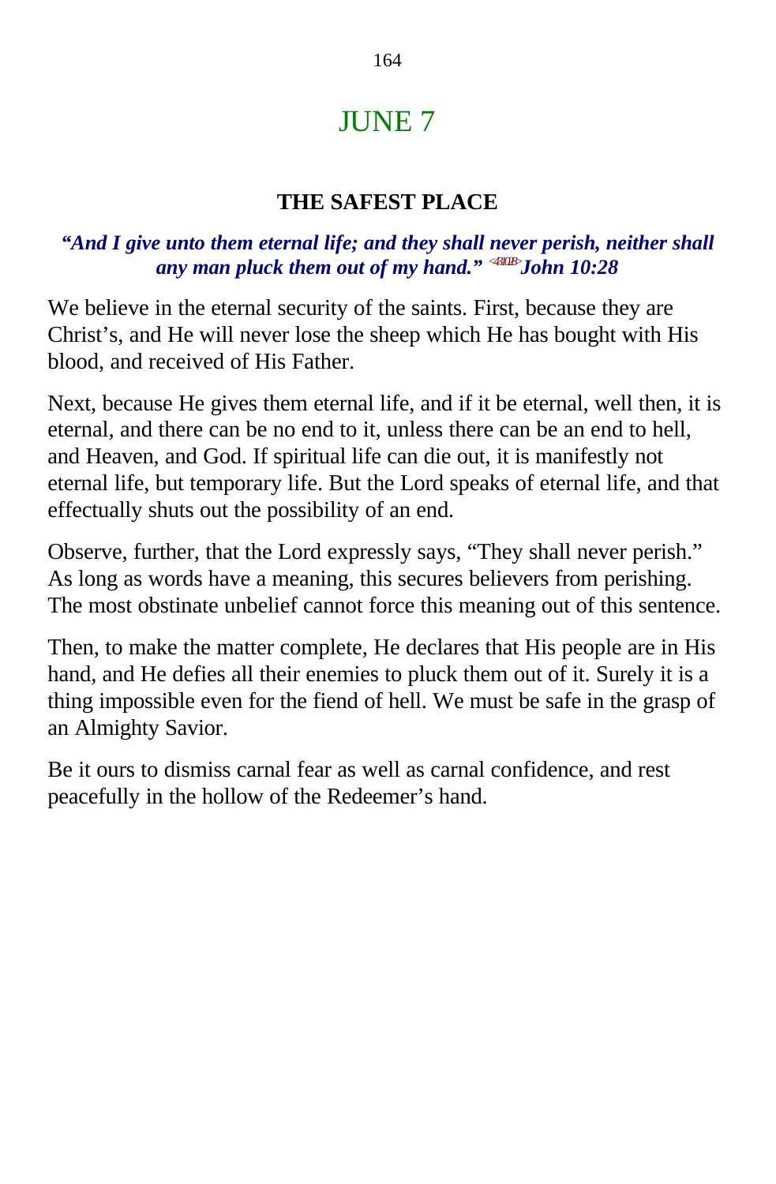# JUNE 7

## THE SAFEST PLACE

***"And I give unto them eternal life; and they shall never perish, neither shall any man pluck them out of my hand."*** <431028> ***John 10:28***

We believe in the eternal security of the saints. First, because they are Christ's, and He will never lose the sheep which He has bought with His blood, and received of His Father.

Next, because He gives them eternal life, and if it be eternal, well then, it is eternal, and there can be no end to it, unless there can be an end to hell, and Heaven, and God. If spiritual life can die out, it is manifestly not eternal life, but temporary life. But the Lord speaks of eternal life, and that effectually shuts out the possibility of an end.

Observe, further, that the Lord expressly says, "They shall never perish." As long as words have a meaning, this secures believers from perishing. The most obstinate unbelief cannot force this meaning out of this sentence.

Then, to make the matter complete, He declares that His people are in His hand, and He defies all their enemies to pluck them out of it. Surely it is a thing impossible even for the fiend of hell. We must be safe in the grasp of an Almighty Savior.

Be it ours to dismiss carnal fear as well as carnal confidence, and rest peacefully in the hollow of the Redeemer's hand.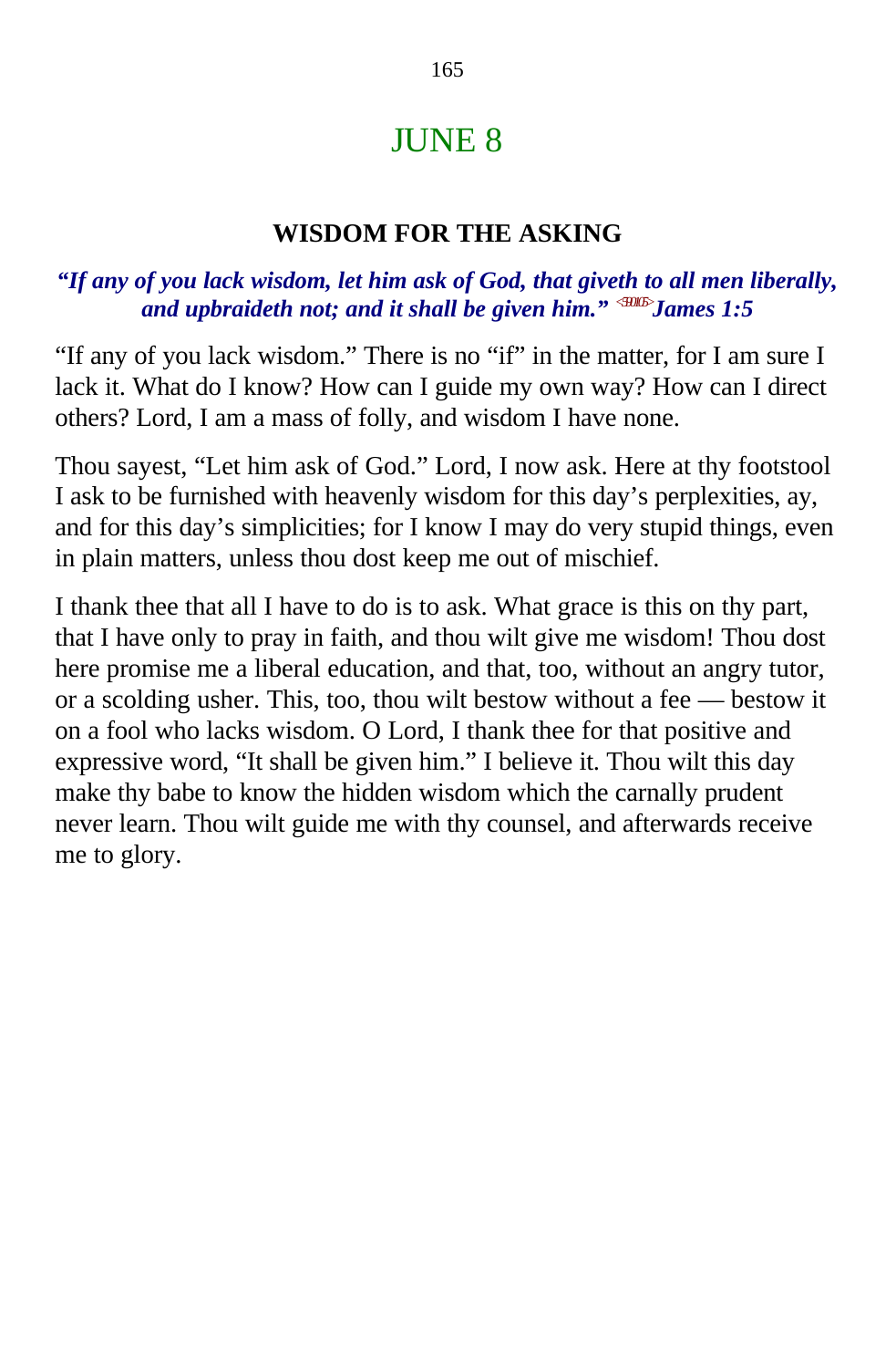# JUNE 8

### WISDOM FOR THE ASKING

***"If any of you lack wisdom, let him ask of God, that giveth to all men liberally, and upbraideth not; and it shall be given him." James 1:5***

"If any of you lack wisdom." There is no "if" in the matter, for I am sure I lack it. What do I know? How can I guide my own way? How can I direct others? Lord, I am a mass of folly, and wisdom I have none.

Thou sayest, "Let him ask of God." Lord, I now ask. Here at thy footstool I ask to be furnished with heavenly wisdom for this day's perplexities, ay, and for this day's simplicities; for I know I may do very stupid things, even in plain matters, unless thou dost keep me out of mischief.

I thank thee that all I have to do is to ask. What grace is this on thy part, that I have only to pray in faith, and thou wilt give me wisdom! Thou dost here promise me a liberal education, and that, too, without an angry tutor, or a scolding usher. This, too, thou wilt bestow without a fee — bestow it on a fool who lacks wisdom. O Lord, I thank thee for that positive and expressive word, "It shall be given him." I believe it. Thou wilt this day make thy babe to know the hidden wisdom which the carnally prudent never learn. Thou wilt guide me with thy counsel, and afterwards receive me to glory.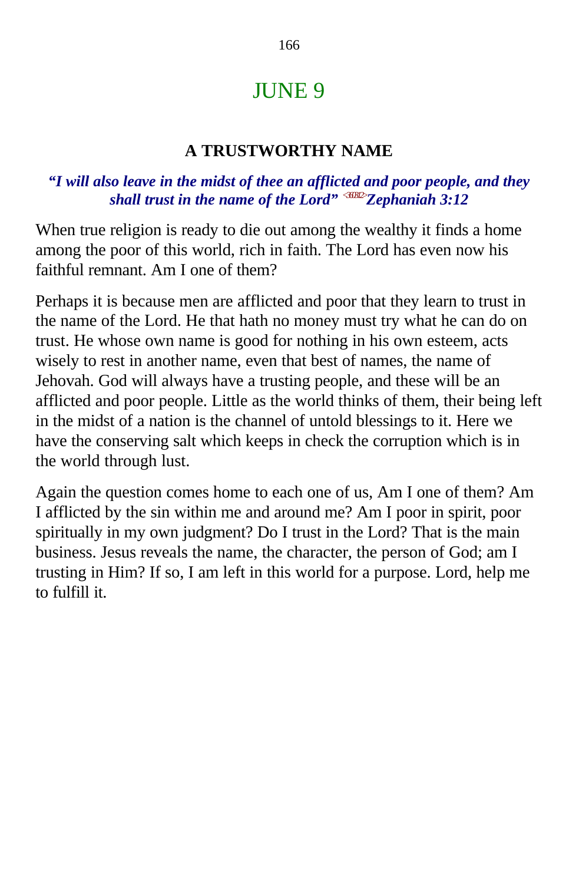# JUNE 9

## A TRUSTWORTHY NAME

***"I will also leave in the midst of thee an afflicted and poor people, and they shall trust in the name of the Lord"*** <360312> ***Zephaniah 3:12***

When true religion is ready to die out among the wealthy it finds a home among the poor of this world, rich in faith. The Lord has even now his faithful remnant. Am I one of them?

Perhaps it is because men are afflicted and poor that they learn to trust in the name of the Lord. He that hath no money must try what he can do on trust. He whose own name is good for nothing in his own esteem, acts wisely to rest in another name, even that best of names, the name of Jehovah. God will always have a trusting people, and these will be an afflicted and poor people. Little as the world thinks of them, their being left in the midst of a nation is the channel of untold blessings to it. Here we have the conserving salt which keeps in check the corruption which is in the world through lust.

Again the question comes home to each one of us, Am I one of them? Am I afflicted by the sin within me and around me? Am I poor in spirit, poor spiritually in my own judgment? Do I trust in the Lord? That is the main business. Jesus reveals the name, the character, the person of God; am I trusting in Him? If so, I am left in this world for a purpose. Lord, help me to fulfill it.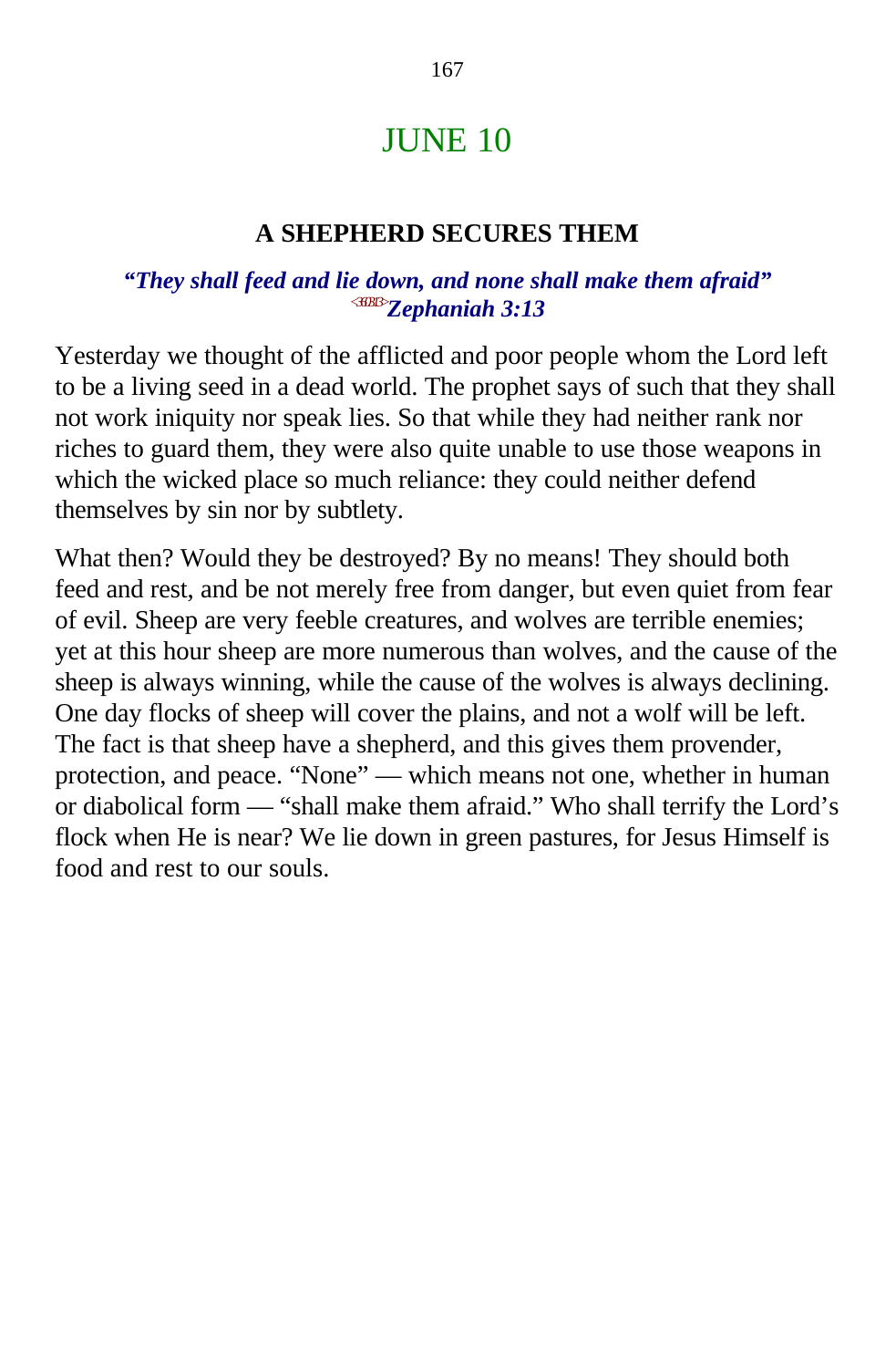# JUNE 10

### A SHEPHERD SECURES THEM

***"They shall feed and lie down, and none shall make them afraid"*** 
***<360313>Zephaniah 3:13***

Yesterday we thought of the afflicted and poor people whom the Lord left to be a living seed in a dead world. The prophet says of such that they shall not work iniquity nor speak lies. So that while they had neither rank nor riches to guard them, they were also quite unable to use those weapons in which the wicked place so much reliance: they could neither defend themselves by sin nor by subtlety.

What then? Would they be destroyed? By no means! They should both feed and rest, and be not merely free from danger, but even quiet from fear of evil. Sheep are very feeble creatures, and wolves are terrible enemies; yet at this hour sheep are more numerous than wolves, and the cause of the sheep is always winning, while the cause of the wolves is always declining. One day flocks of sheep will cover the plains, and not a wolf will be left. The fact is that sheep have a shepherd, and this gives them provender, protection, and peace. "None" — which means not one, whether in human or diabolical form — "shall make them afraid." Who shall terrify the Lord's flock when He is near? We lie down in green pastures, for Jesus Himself is food and rest to our souls.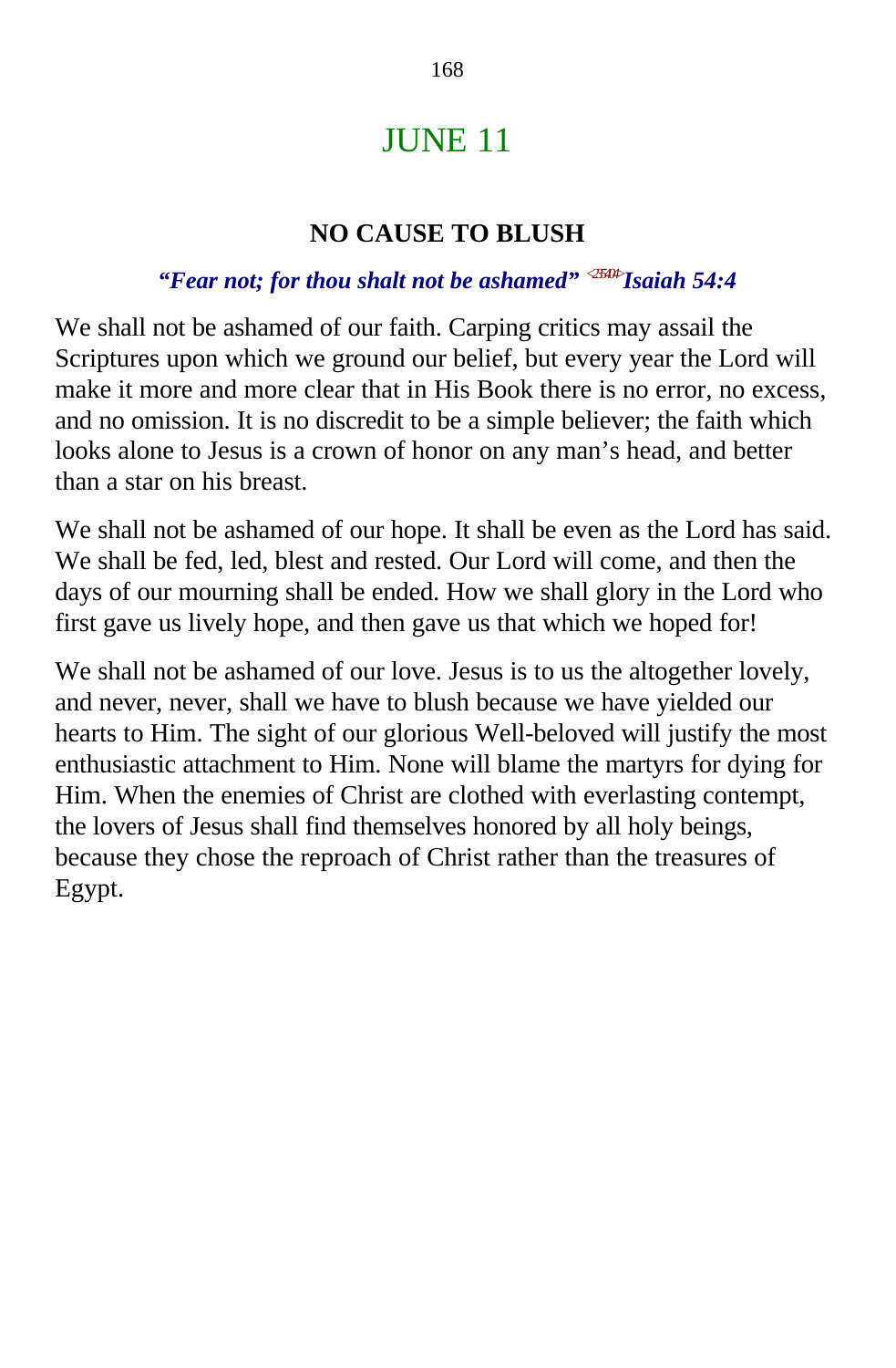# JUNE 11

### NO CAUSE TO BLUSH

***"Fear not; for thou shalt not be ashamed"*** <2354> ***Isaiah 54:4***

We shall not be ashamed of our faith. Carping critics may assail the Scriptures upon which we ground our belief, but every year the Lord will make it more and more clear that in His Book there is no error, no excess, and no omission. It is no discredit to be a simple believer; the faith which looks alone to Jesus is a crown of honor on any man's head, and better than a star on his breast.

We shall not be ashamed of our hope. It shall be even as the Lord has said. We shall be fed, led, blest and rested. Our Lord will come, and then the days of our mourning shall be ended. How we shall glory in the Lord who first gave us lively hope, and then gave us that which we hoped for!

We shall not be ashamed of our love. Jesus is to us the altogether lovely, and never, never, shall we have to blush because we have yielded our hearts to Him. The sight of our glorious Well-beloved will justify the most enthusiastic attachment to Him. None will blame the martyrs for dying for Him. When the enemies of Christ are clothed with everlasting contempt, the lovers of Jesus shall find themselves honored by all holy beings, because they chose the reproach of Christ rather than the treasures of Egypt.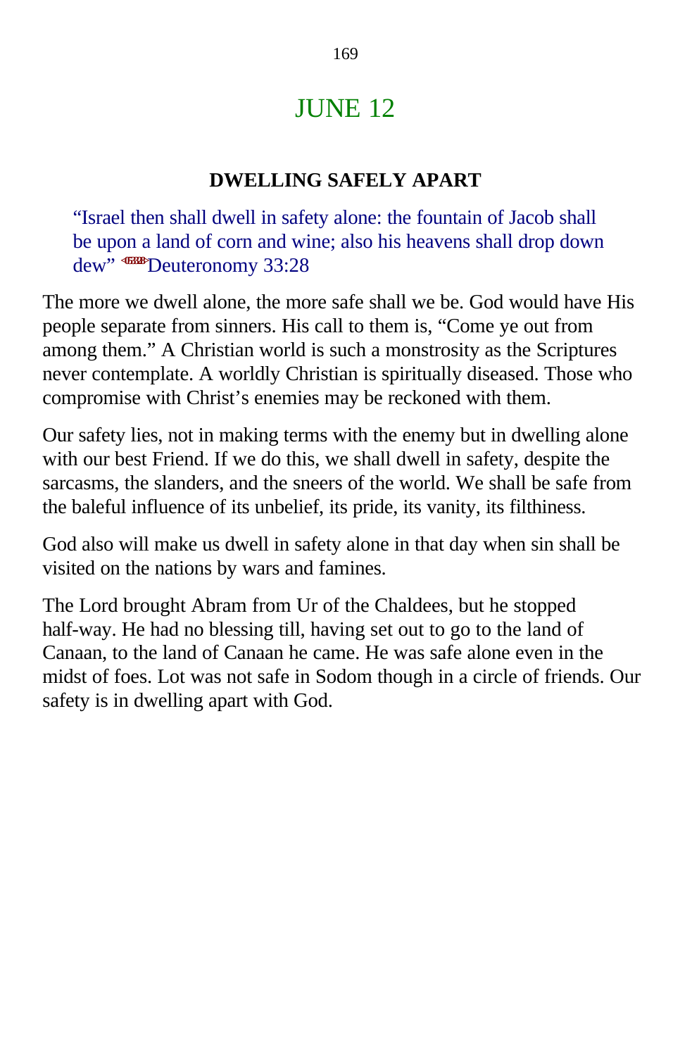# JUNE 12

**DWELLING SAFELY APART**

> "Israel then shall dwell in safety alone: the fountain of Jacob shall be upon a land of corn and wine; also his heavens shall drop down dew" Deuteronomy 33:28

The more we dwell alone, the more safe shall we be. God would have His people separate from sinners. His call to them is, "Come ye out from among them." A Christian world is such a monstrosity as the Scriptures never contemplate. A worldly Christian is spiritually diseased. Those who compromise with Christ's enemies may be reckoned with them.

Our safety lies, not in making terms with the enemy but in dwelling alone with our best Friend. If we do this, we shall dwell in safety, despite the sarcasms, the slanders, and the sneers of the world. We shall be safe from the baleful influence of its unbelief, its pride, its vanity, its filthiness.

God also will make us dwell in safety alone in that day when sin shall be visited on the nations by wars and famines.

The Lord brought Abram from Ur of the Chaldees, but he stopped half-way. He had no blessing till, having set out to go to the land of Canaan, to the land of Canaan he came. He was safe alone even in the midst of foes. Lot was not safe in Sodom though in a circle of friends. Our safety is in dwelling apart with God.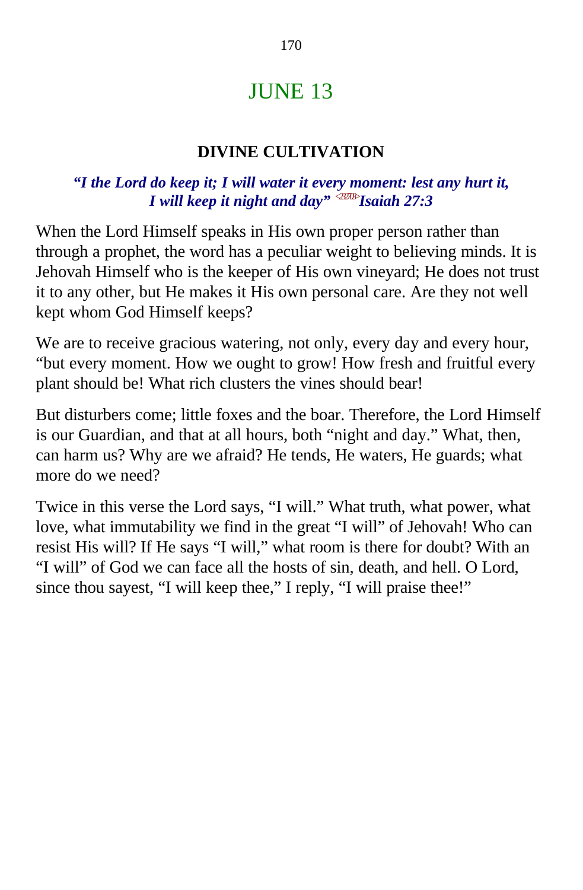# JUNE 13

### DIVINE CULTIVATION

***"I the Lord do keep it; I will water it every moment: lest any hurt it, I will keep it night and day" <232703>Isaiah 27:3***

When the Lord Himself speaks in His own proper person rather than through a prophet, the word has a peculiar weight to believing minds. It is Jehovah Himself who is the keeper of His own vineyard; He does not trust it to any other, but He makes it His own personal care. Are they not well kept whom God Himself keeps?

We are to receive gracious watering, not only, every day and every hour, "but every moment. How we ought to grow! How fresh and fruitful every plant should be! What rich clusters the vines should bear!

But disturbers come; little foxes and the boar. Therefore, the Lord Himself is our Guardian, and that at all hours, both "night and day." What, then, can harm us? Why are we afraid? He tends, He waters, He guards; what more do we need?

Twice in this verse the Lord says, "I will." What truth, what power, what love, what immutability we find in the great "I will" of Jehovah! Who can resist His will? If He says "I will," what room is there for doubt? With an "I will" of God we can face all the hosts of sin, death, and hell. O Lord, since thou sayest, "I will keep thee," I reply, "I will praise thee!"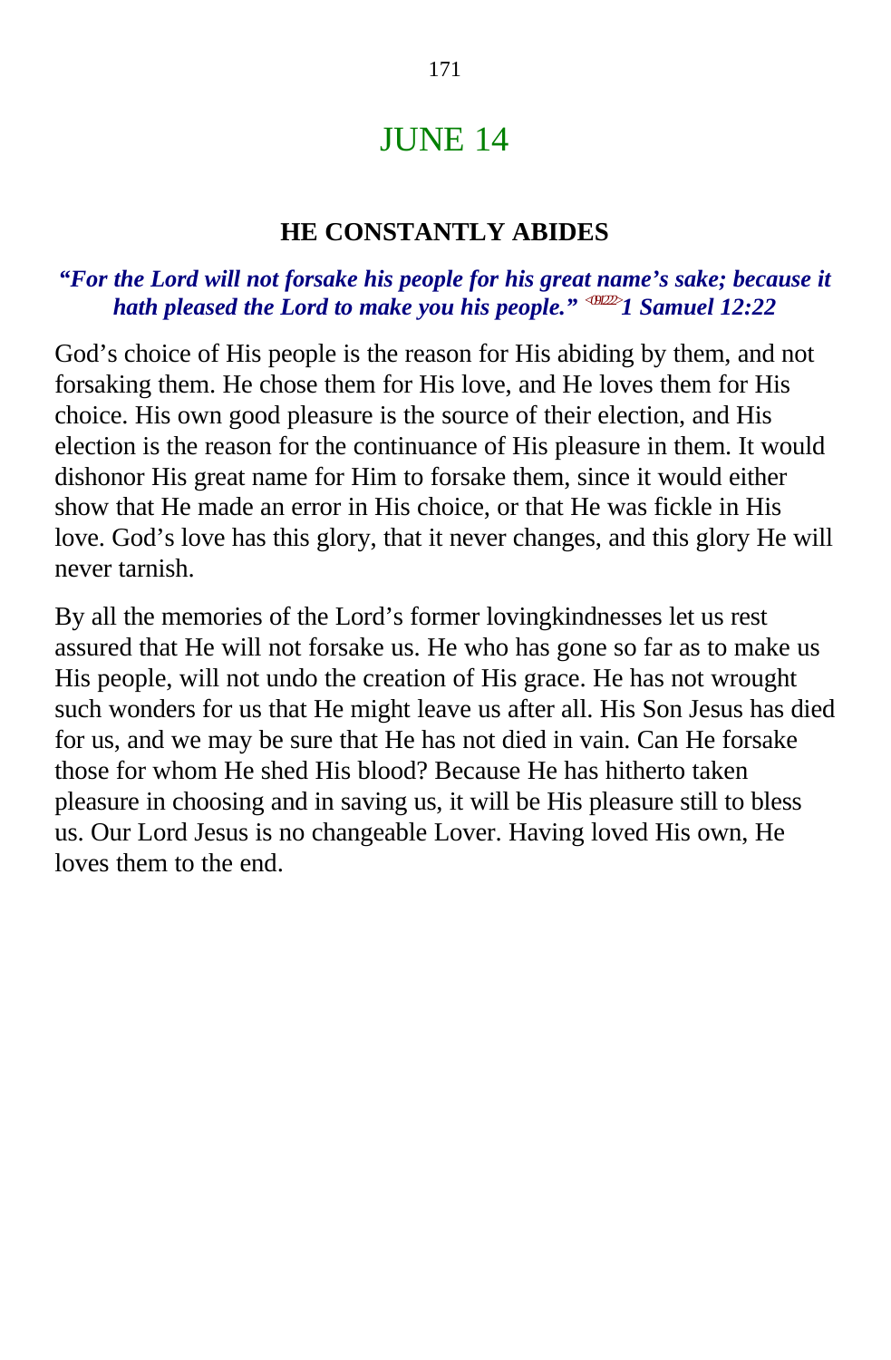# JUNE 14

## HE CONSTANTLY ABIDES

***"For the Lord will not forsake his people for his great name's sake; because it hath pleased the Lord to make you his people."* <091222>*1 Samuel 12:22***

God's choice of His people is the reason for His abiding by them, and not forsaking them. He chose them for His love, and He loves them for His choice. His own good pleasure is the source of their election, and His election is the reason for the continuance of His pleasure in them. It would dishonor His great name for Him to forsake them, since it would either show that He made an error in His choice, or that He was fickle in His love. God's love has this glory, that it never changes, and this glory He will never tarnish.

By all the memories of the Lord's former lovingkindnesses let us rest assured that He will not forsake us. He who has gone so far as to make us His people, will not undo the creation of His grace. He has not wrought such wonders for us that He might leave us after all. His Son Jesus has died for us, and we may be sure that He has not died in vain. Can He forsake those for whom He shed His blood? Because He has hitherto taken pleasure in choosing and in saving us, it will be His pleasure still to bless us. Our Lord Jesus is no changeable Lover. Having loved His own, He loves them to the end.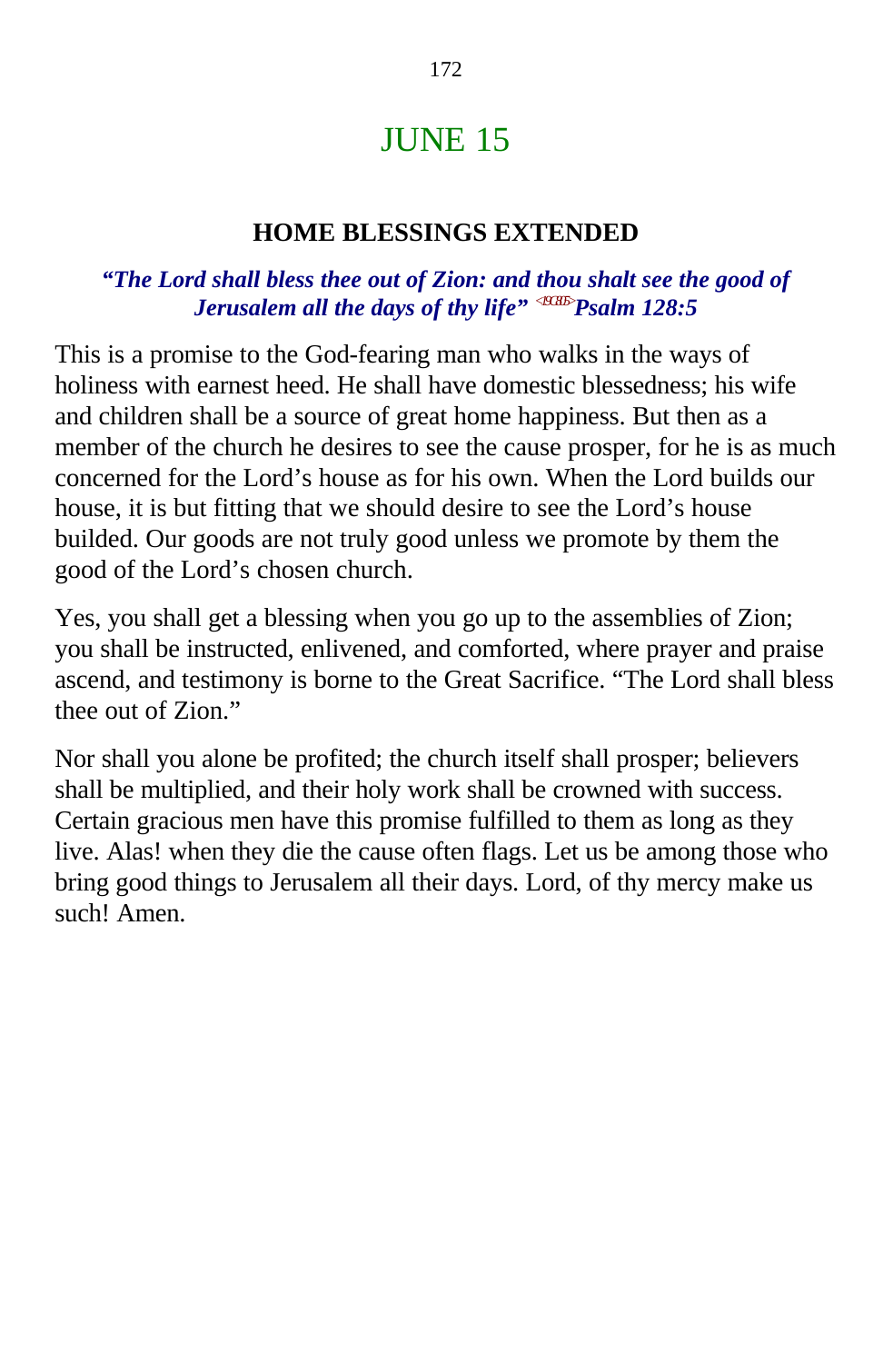# JUNE 15

## HOME BLESSINGS EXTENDED

***"The Lord shall bless thee out of Zion: and thou shalt see the good of Jerusalem all the days of thy life"*** <19C805> ***Psalm 128:5***

This is a promise to the God-fearing man who walks in the ways of holiness with earnest heed. He shall have domestic blessedness; his wife and children shall be a source of great home happiness. But then as a member of the church he desires to see the cause prosper, for he is as much concerned for the Lord's house as for his own. When the Lord builds our house, it is but fitting that we should desire to see the Lord's house builded. Our goods are not truly good unless we promote by them the good of the Lord's chosen church.

Yes, you shall get a blessing when you go up to the assemblies of Zion; you shall be instructed, enlivened, and comforted, where prayer and praise ascend, and testimony is borne to the Great Sacrifice. "The Lord shall bless thee out of Zion."

Nor shall you alone be profited; the church itself shall prosper; believers shall be multiplied, and their holy work shall be crowned with success. Certain gracious men have this promise fulfilled to them as long as they live. Alas! when they die the cause often flags. Let us be among those who bring good things to Jerusalem all their days. Lord, of thy mercy make us such! Amen.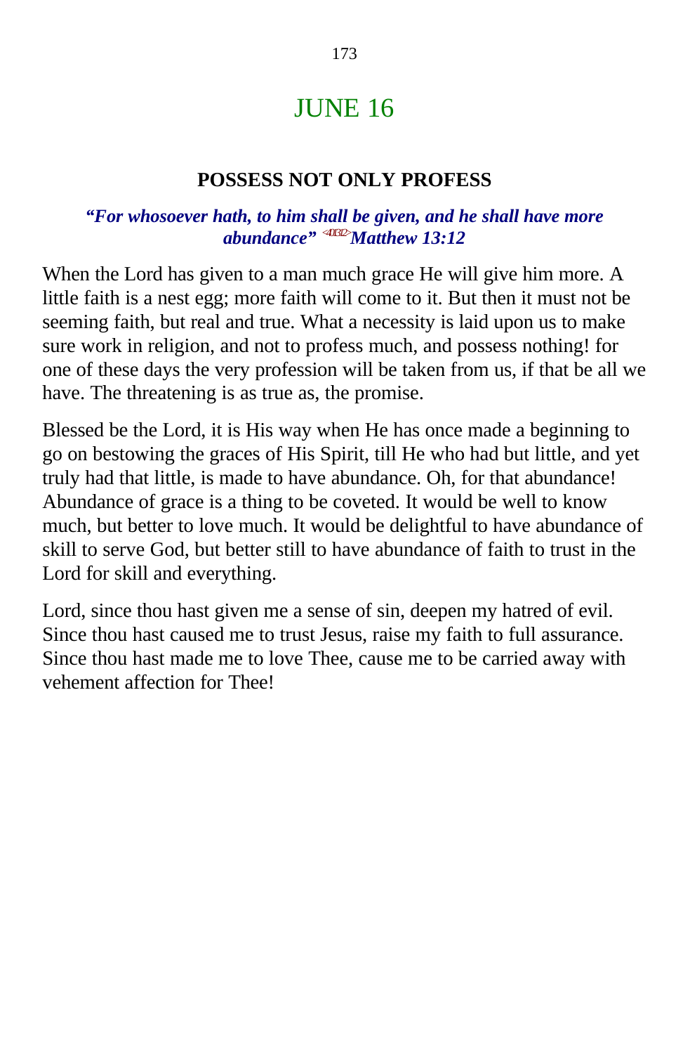# JUNE 16

## POSSESS NOT ONLY PROFESS

***"For whosoever hath, to him shall be given, and he shall have more abundance"*** <401312>***Matthew 13:12***

When the Lord has given to a man much grace He will give him more. A little faith is a nest egg; more faith will come to it. But then it must not be seeming faith, but real and true. What a necessity is laid upon us to make sure work in religion, and not to profess much, and possess nothing! for one of these days the very profession will be taken from us, if that be all we have. The threatening is as true as, the promise.

Blessed be the Lord, it is His way when He has once made a beginning to go on bestowing the graces of His Spirit, till He who had but little, and yet truly had that little, is made to have abundance. Oh, for that abundance! Abundance of grace is a thing to be coveted. It would be well to know much, but better to love much. It would be delightful to have abundance of skill to serve God, but better still to have abundance of faith to trust in the Lord for skill and everything.

Lord, since thou hast given me a sense of sin, deepen my hatred of evil. Since thou hast caused me to trust Jesus, raise my faith to full assurance. Since thou hast made me to love Thee, cause me to be carried away with vehement affection for Thee!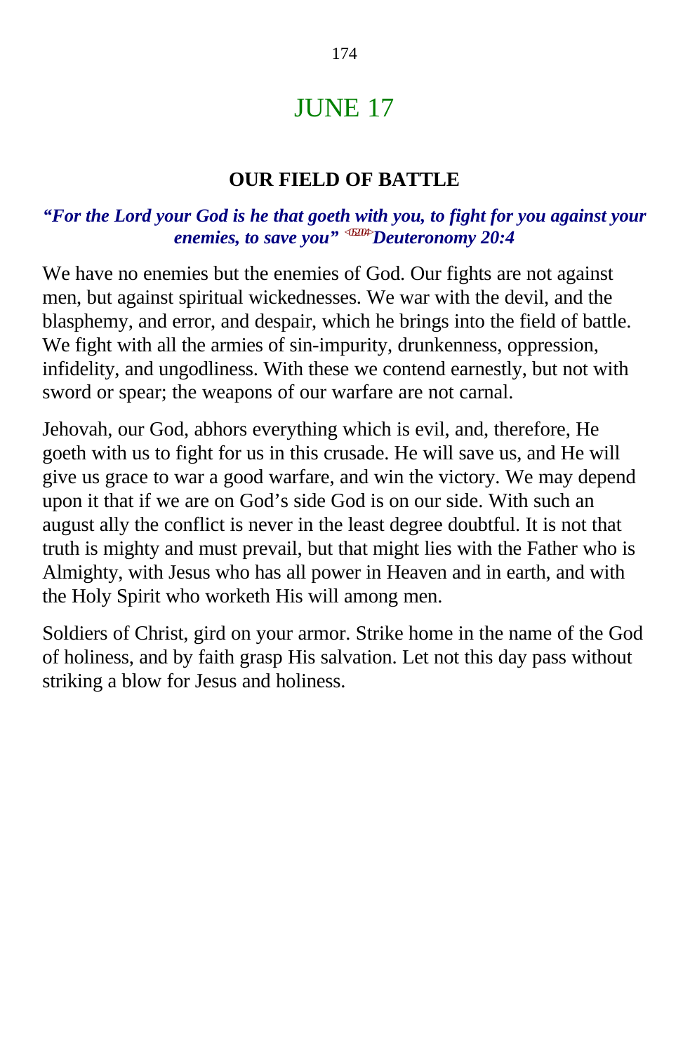# JUNE 17

## OUR FIELD OF BATTLE

***"For the Lord your God is he that goeth with you, to fight for you against your enemies, to save you"*** <052004> ***Deuteronomy 20:4***

We have no enemies but the enemies of God. Our fights are not against men, but against spiritual wickednesses. We war with the devil, and the blasphemy, and error, and despair, which he brings into the field of battle. We fight with all the armies of sin-impurity, drunkenness, oppression, infidelity, and ungodliness. With these we contend earnestly, but not with sword or spear; the weapons of our warfare are not carnal.

Jehovah, our God, abhors everything which is evil, and, therefore, He goeth with us to fight for us in this crusade. He will save us, and He will give us grace to war a good warfare, and win the victory. We may depend upon it that if we are on God's side God is on our side. With such an august ally the conflict is never in the least degree doubtful. It is not that truth is mighty and must prevail, but that might lies with the Father who is Almighty, with Jesus who has all power in Heaven and in earth, and with the Holy Spirit who worketh His will among men.

Soldiers of Christ, gird on your armor. Strike home in the name of the God of holiness, and by faith grasp His salvation. Let not this day pass without striking a blow for Jesus and holiness.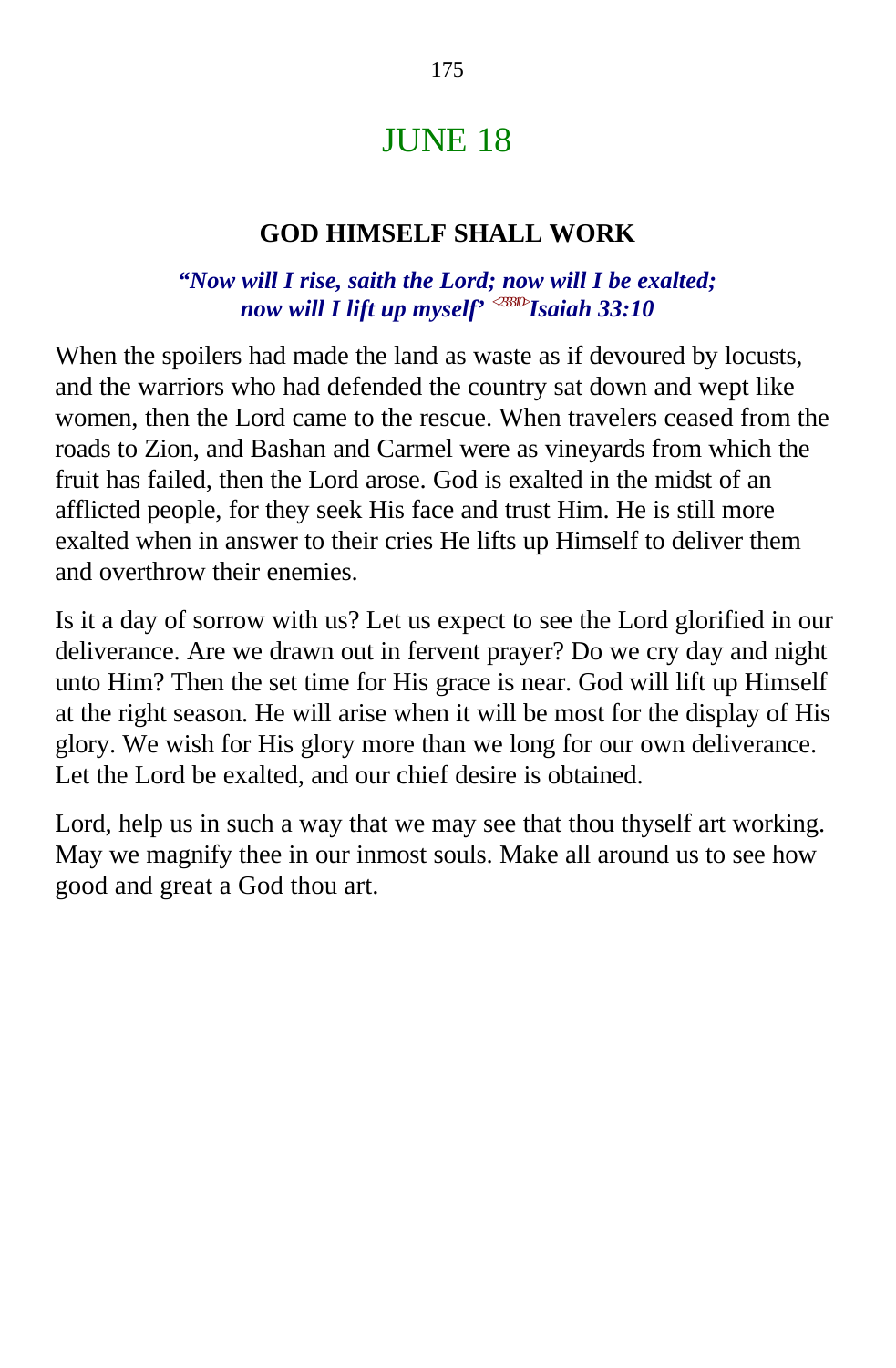# JUNE 18

## GOD HIMSELF SHALL WORK

***"Now will I rise, saith the Lord; now will I be exalted; now will I lift up myself' <233310>Isaiah 33:10***

When the spoilers had made the land as waste as if devoured by locusts, and the warriors who had defended the country sat down and wept like women, then the Lord came to the rescue. When travelers ceased from the roads to Zion, and Bashan and Carmel were as vineyards from which the fruit has failed, then the Lord arose. God is exalted in the midst of an afflicted people, for they seek His face and trust Him. He is still more exalted when in answer to their cries He lifts up Himself to deliver them and overthrow their enemies.

Is it a day of sorrow with us? Let us expect to see the Lord glorified in our deliverance. Are we drawn out in fervent prayer? Do we cry day and night unto Him? Then the set time for His grace is near. God will lift up Himself at the right season. He will arise when it will be most for the display of His glory. We wish for His glory more than we long for our own deliverance. Let the Lord be exalted, and our chief desire is obtained.

Lord, help us in such a way that we may see that thou thyself art working. May we magnify thee in our inmost souls. Make all around us to see how good and great a God thou art.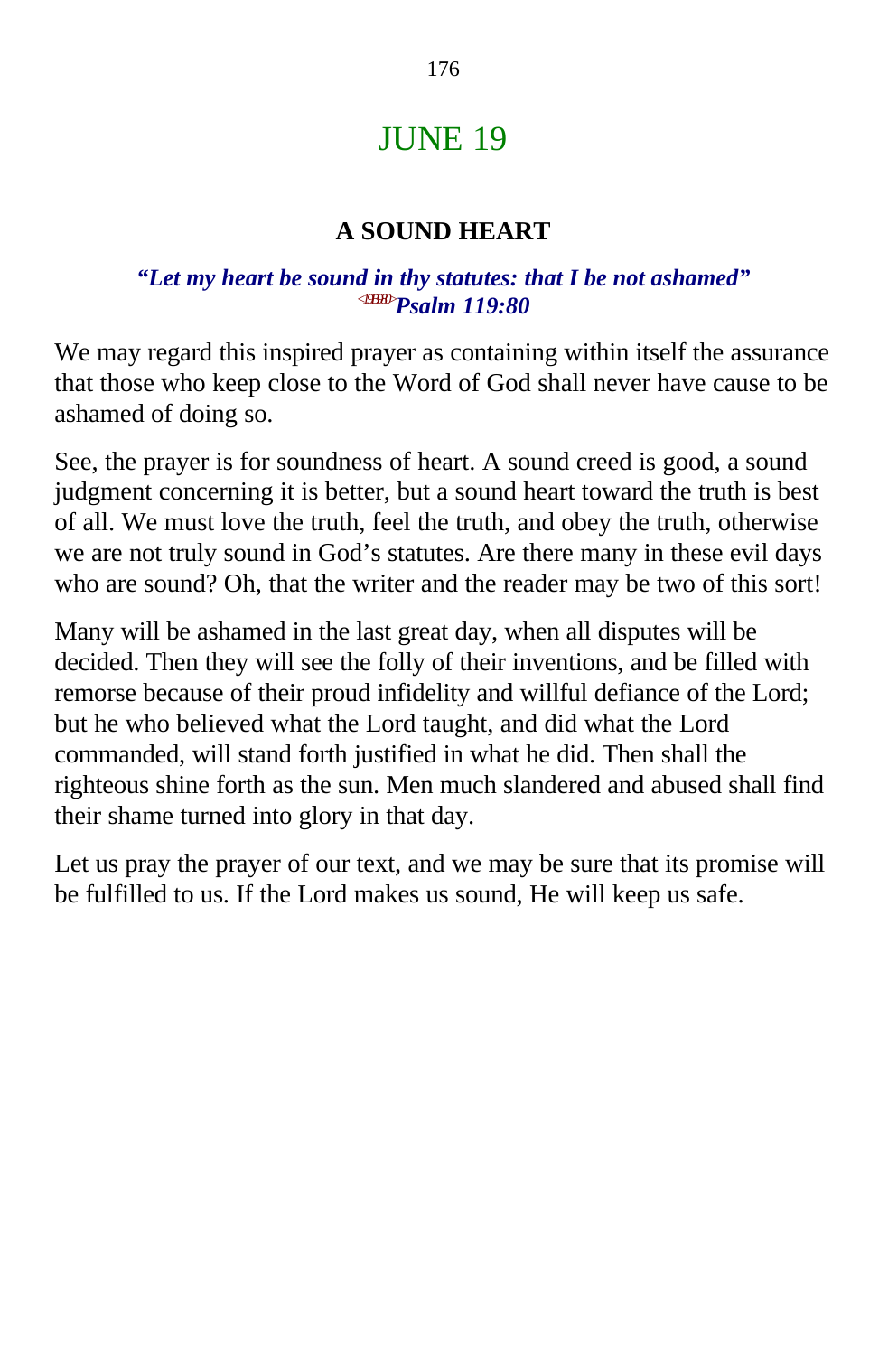# JUNE 19

## A SOUND HEART

***"Let my heart be sound in thy statutes: that I be not ashamed"***
***<191980>Psalm 119:80***

We may regard this inspired prayer as containing within itself the assurance that those who keep close to the Word of God shall never have cause to be ashamed of doing so.

See, the prayer is for soundness of heart. A sound creed is good, a sound judgment concerning it is better, but a sound heart toward the truth is best of all. We must love the truth, feel the truth, and obey the truth, otherwise we are not truly sound in God's statutes. Are there many in these evil days who are sound? Oh, that the writer and the reader may be two of this sort!

Many will be ashamed in the last great day, when all disputes will be decided. Then they will see the folly of their inventions, and be filled with remorse because of their proud infidelity and willful defiance of the Lord; but he who believed what the Lord taught, and did what the Lord commanded, will stand forth justified in what he did. Then shall the righteous shine forth as the sun. Men much slandered and abused shall find their shame turned into glory in that day.

Let us pray the prayer of our text, and we may be sure that its promise will be fulfilled to us. If the Lord makes us sound, He will keep us safe.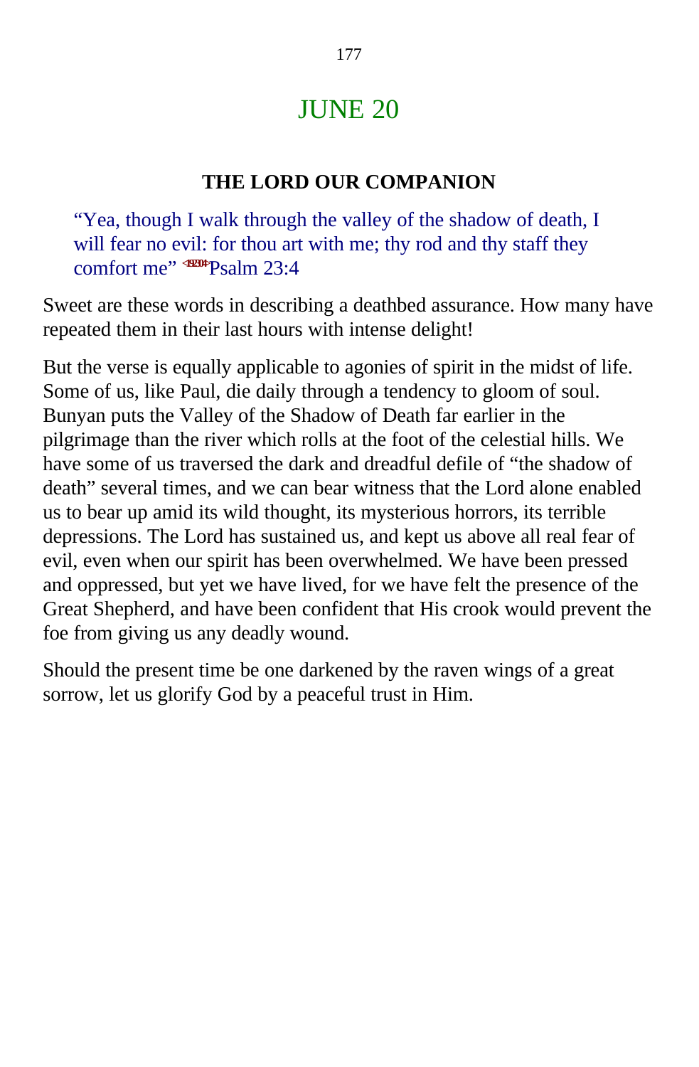# JUNE 20

## THE LORD OUR COMPANION

> "Yea, though I walk through the valley of the shadow of death, I will fear no evil: for thou art with me; thy rod and thy staff they comfort me" <192304>Psalm 23:4

Sweet are these words in describing a deathbed assurance. How many have repeated them in their last hours with intense delight!

But the verse is equally applicable to agonies of spirit in the midst of life. Some of us, like Paul, die daily through a tendency to gloom of soul. Bunyan puts the Valley of the Shadow of Death far earlier in the pilgrimage than the river which rolls at the foot of the celestial hills. We have some of us traversed the dark and dreadful defile of "the shadow of death" several times, and we can bear witness that the Lord alone enabled us to bear up amid its wild thought, its mysterious horrors, its terrible depressions. The Lord has sustained us, and kept us above all real fear of evil, even when our spirit has been overwhelmed. We have been pressed and oppressed, but yet we have lived, for we have felt the presence of the Great Shepherd, and have been confident that His crook would prevent the foe from giving us any deadly wound.

Should the present time be one darkened by the raven wings of a great sorrow, let us glorify God by a peaceful trust in Him.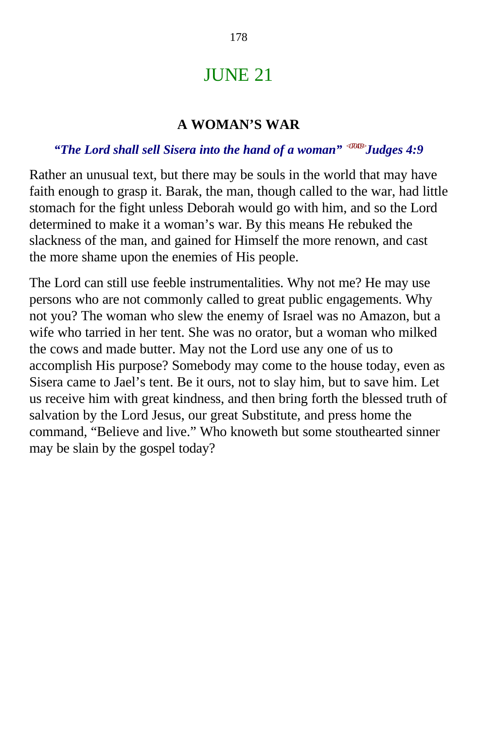# JUNE 21

### A WOMAN’S WAR

***“The Lord shall sell Sisera into the hand of a woman” Judges 4:9***

Rather an unusual text, but there may be souls in the world that may have faith enough to grasp it. Barak, the man, though called to the war, had little stomach for the fight unless Deborah would go with him, and so the Lord determined to make it a woman’s war. By this means He rebuked the slackness of the man, and gained for Himself the more renown, and cast the more shame upon the enemies of His people.

The Lord can still use feeble instrumentalities. Why not me? He may use persons who are not commonly called to great public engagements. Why not you? The woman who slew the enemy of Israel was no Amazon, but a wife who tarried in her tent. She was no orator, but a woman who milked the cows and made butter. May not the Lord use any one of us to accomplish His purpose? Somebody may come to the house today, even as Sisera came to Jael’s tent. Be it ours, not to slay him, but to save him. Let us receive him with great kindness, and then bring forth the blessed truth of salvation by the Lord Jesus, our great Substitute, and press home the command, “Believe and live.” Who knoweth but some stouthearted sinner may be slain by the gospel today?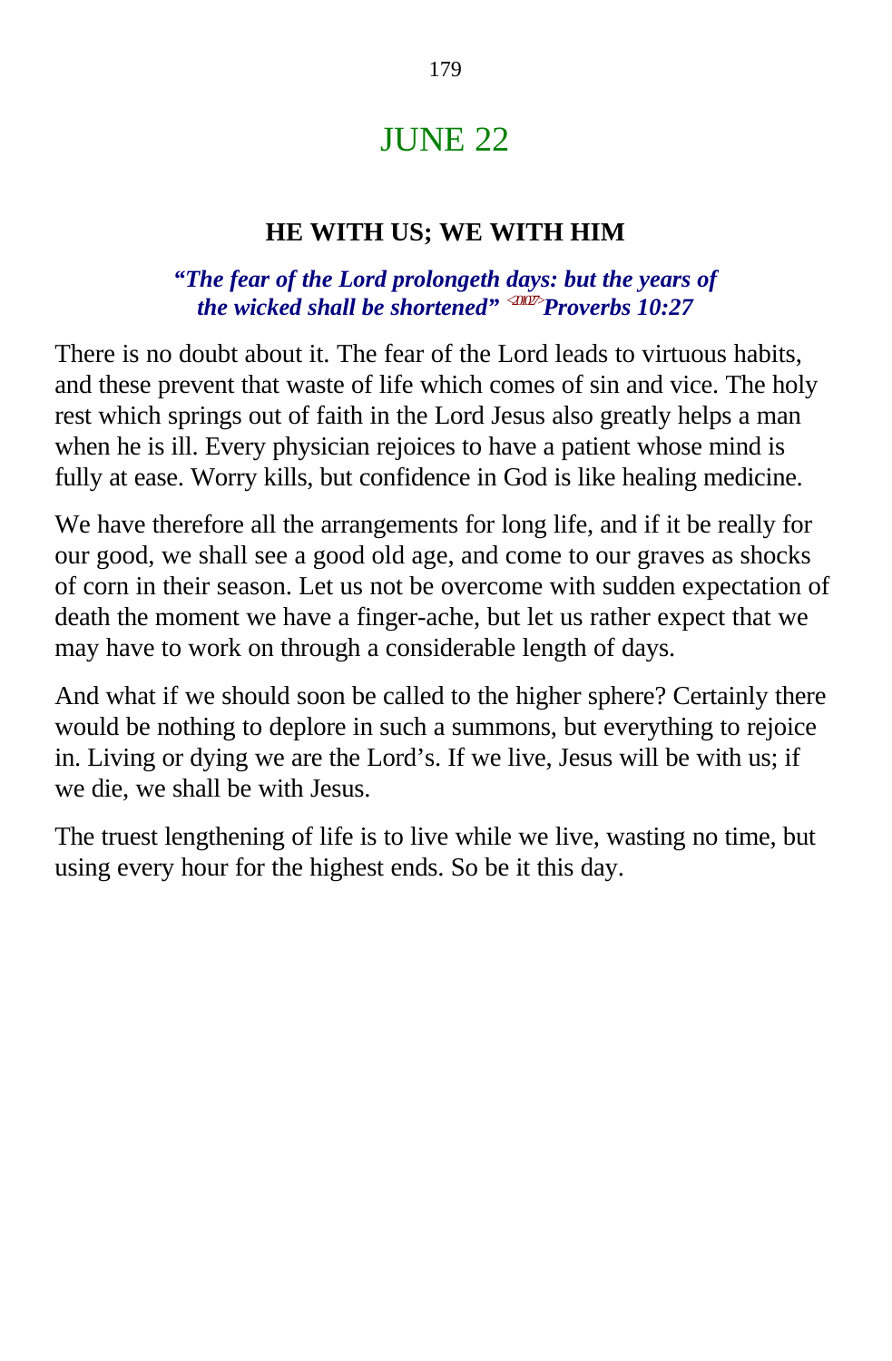# JUNE 22

### HE WITH US; WE WITH HIM

***"The fear of the Lord prolongeth days: but the years of the wicked shall be shortened" <201027>Proverbs 10:27***

There is no doubt about it. The fear of the Lord leads to virtuous habits, and these prevent that waste of life which comes of sin and vice. The holy rest which springs out of faith in the Lord Jesus also greatly helps a man when he is ill. Every physician rejoices to have a patient whose mind is fully at ease. Worry kills, but confidence in God is like healing medicine.

We have therefore all the arrangements for long life, and if it be really for our good, we shall see a good old age, and come to our graves as shocks of corn in their season. Let us not be overcome with sudden expectation of death the moment we have a finger-ache, but let us rather expect that we may have to work on through a considerable length of days.

And what if we should soon be called to the higher sphere? Certainly there would be nothing to deplore in such a summons, but everything to rejoice in. Living or dying we are the Lord's. If we live, Jesus will be with us; if we die, we shall be with Jesus.

The truest lengthening of life is to live while we live, wasting no time, but using every hour for the highest ends. So be it this day.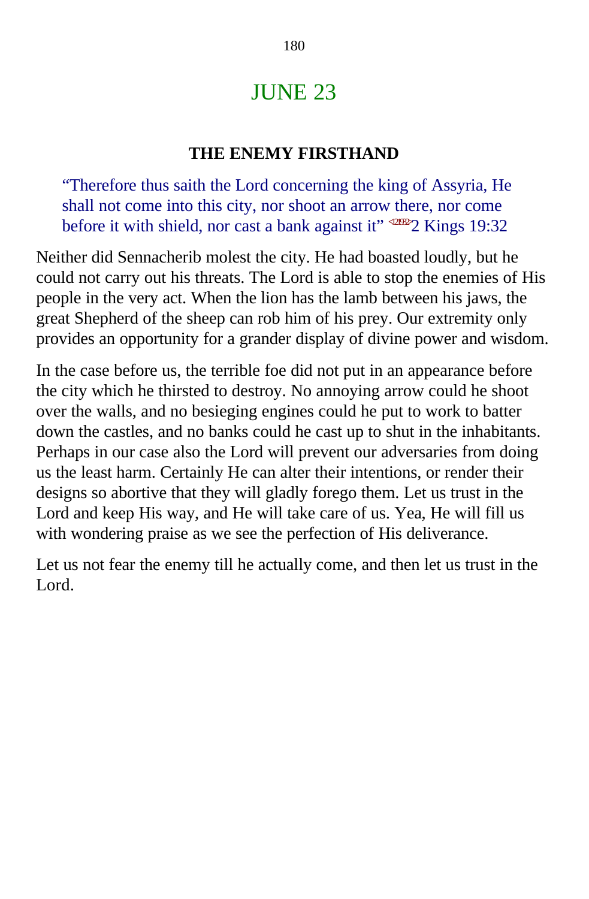# JUNE 23

## THE ENEMY FIRSTHAND

> "Therefore thus saith the Lord concerning the king of Assyria, He shall not come into this city, nor shoot an arrow there, nor come before it with shield, nor cast a bank against it" <121932>2 Kings 19:32

Neither did Sennacherib molest the city. He had boasted loudly, but he could not carry out his threats. The Lord is able to stop the enemies of His people in the very act. When the lion has the lamb between his jaws, the great Shepherd of the sheep can rob him of his prey. Our extremity only provides an opportunity for a grander display of divine power and wisdom.

In the case before us, the terrible foe did not put in an appearance before the city which he thirsted to destroy. No annoying arrow could he shoot over the walls, and no besieging engines could he put to work to batter down the castles, and no banks could he cast up to shut in the inhabitants. Perhaps in our case also the Lord will prevent our adversaries from doing us the least harm. Certainly He can alter their intentions, or render their designs so abortive that they will gladly forego them. Let us trust in the Lord and keep His way, and He will take care of us. Yea, He will fill us with wondering praise as we see the perfection of His deliverance.

Let us not fear the enemy till he actually come, and then let us trust in the Lord.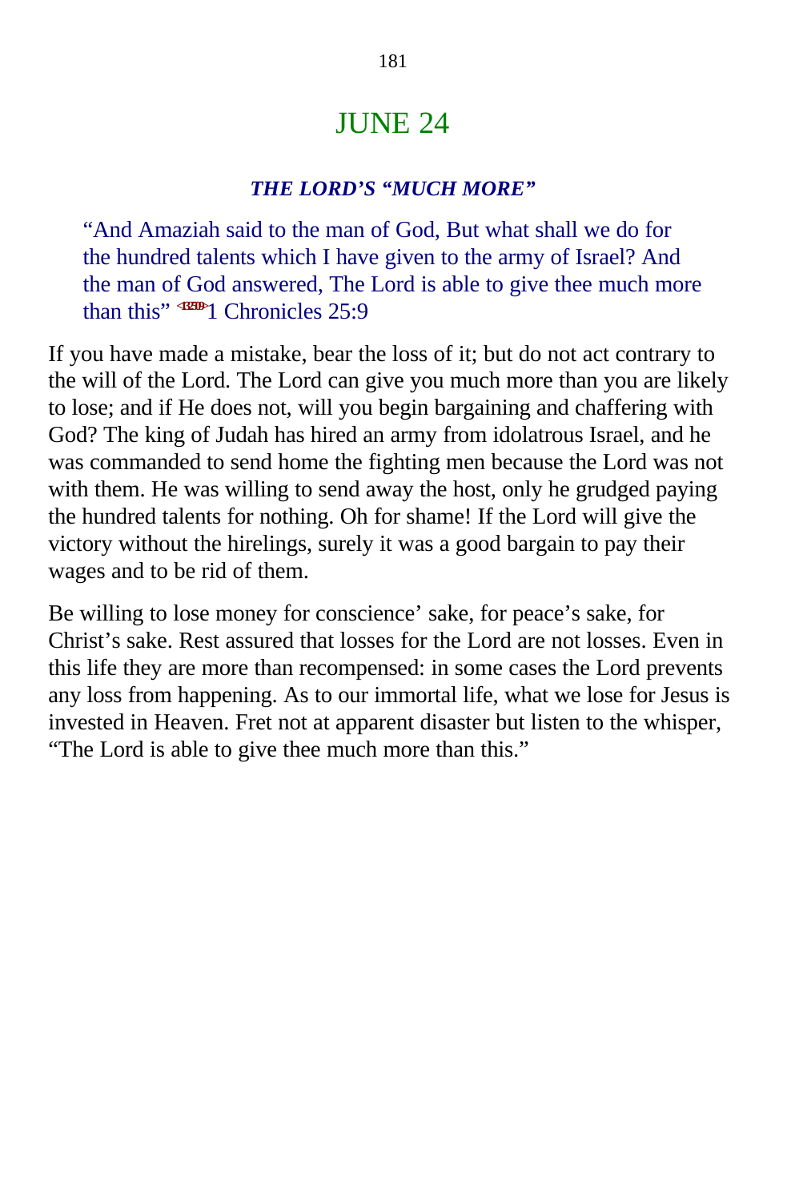# JUNE 24

### *THE LORD'S "MUCH MORE"*

"And Amaziah said to the man of God, But what shall we do for the hundred talents which I have given to the army of Israel? And the man of God answered, The Lord is able to give thee much more than this" 1 Chronicles 25:9

If you have made a mistake, bear the loss of it; but do not act contrary to the will of the Lord. The Lord can give you much more than you are likely to lose; and if He does not, will you begin bargaining and chaffering with God? The king of Judah has hired an army from idolatrous Israel, and he was commanded to send home the fighting men because the Lord was not with them. He was willing to send away the host, only he grudged paying the hundred talents for nothing. Oh for shame! If the Lord will give the victory without the hirelings, surely it was a good bargain to pay their wages and to be rid of them.

Be willing to lose money for conscience' sake, for peace's sake, for Christ's sake. Rest assured that losses for the Lord are not losses. Even in this life they are more than recompensed: in some cases the Lord prevents any loss from happening. As to our immortal life, what we lose for Jesus is invested in Heaven. Fret not at apparent disaster but listen to the whisper, "The Lord is able to give thee much more than this."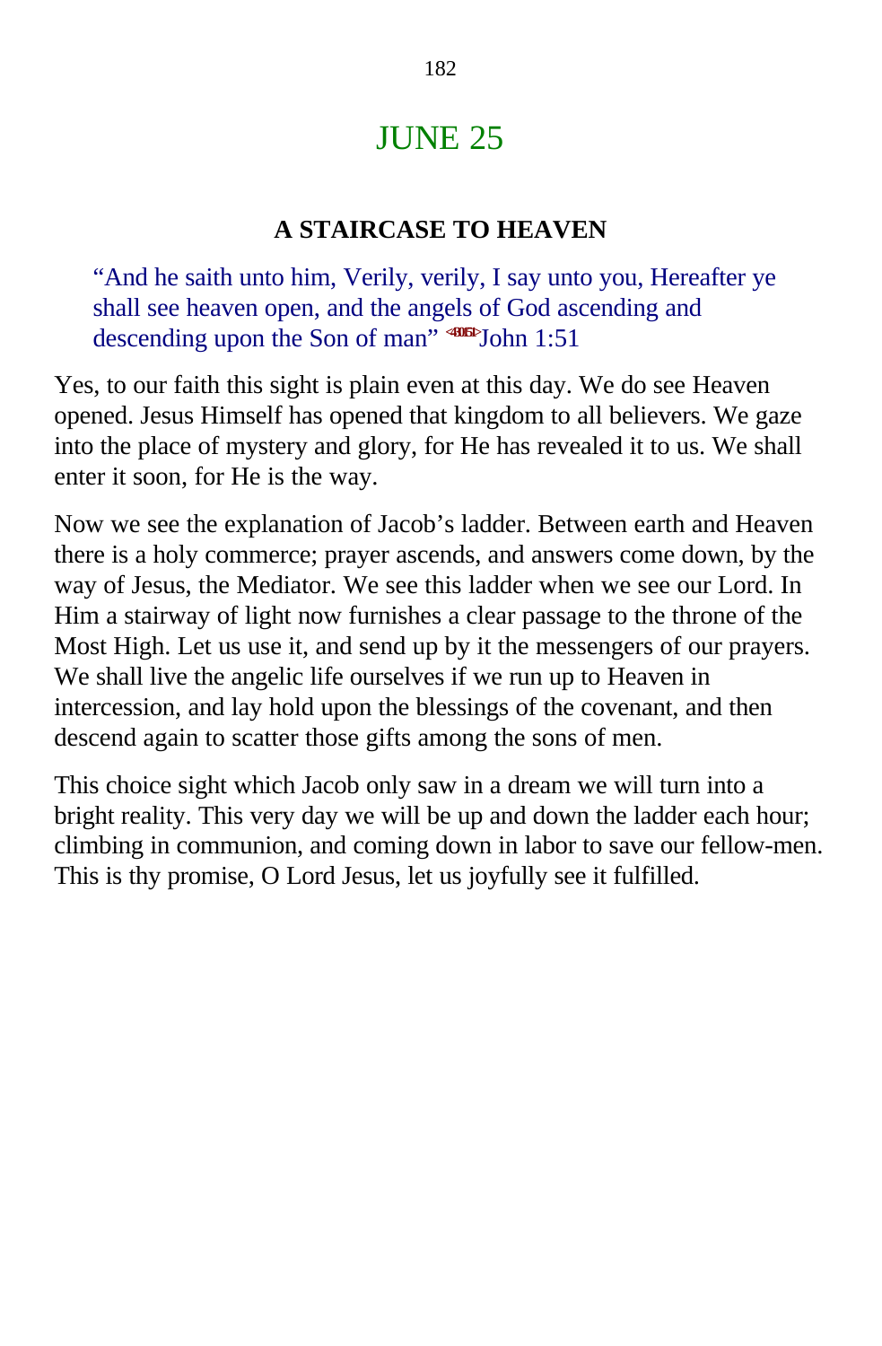# JUNE 25

### A STAIRCASE TO HEAVEN

> "And he saith unto him, Verily, verily, I say unto you, Hereafter ye shall see heaven open, and the angels of God ascending and descending upon the Son of man" <430151>John 1:51

Yes, to our faith this sight is plain even at this day. We do see Heaven opened. Jesus Himself has opened that kingdom to all believers. We gaze into the place of mystery and glory, for He has revealed it to us. We shall enter it soon, for He is the way.

Now we see the explanation of Jacob's ladder. Between earth and Heaven there is a holy commerce; prayer ascends, and answers come down, by the way of Jesus, the Mediator. We see this ladder when we see our Lord. In Him a stairway of light now furnishes a clear passage to the throne of the Most High. Let us use it, and send up by it the messengers of our prayers. We shall live the angelic life ourselves if we run up to Heaven in intercession, and lay hold upon the blessings of the covenant, and then descend again to scatter those gifts among the sons of men.

This choice sight which Jacob only saw in a dream we will turn into a bright reality. This very day we will be up and down the ladder each hour; climbing in communion, and coming down in labor to save our fellow-men. This is thy promise, O Lord Jesus, let us joyfully see it fulfilled.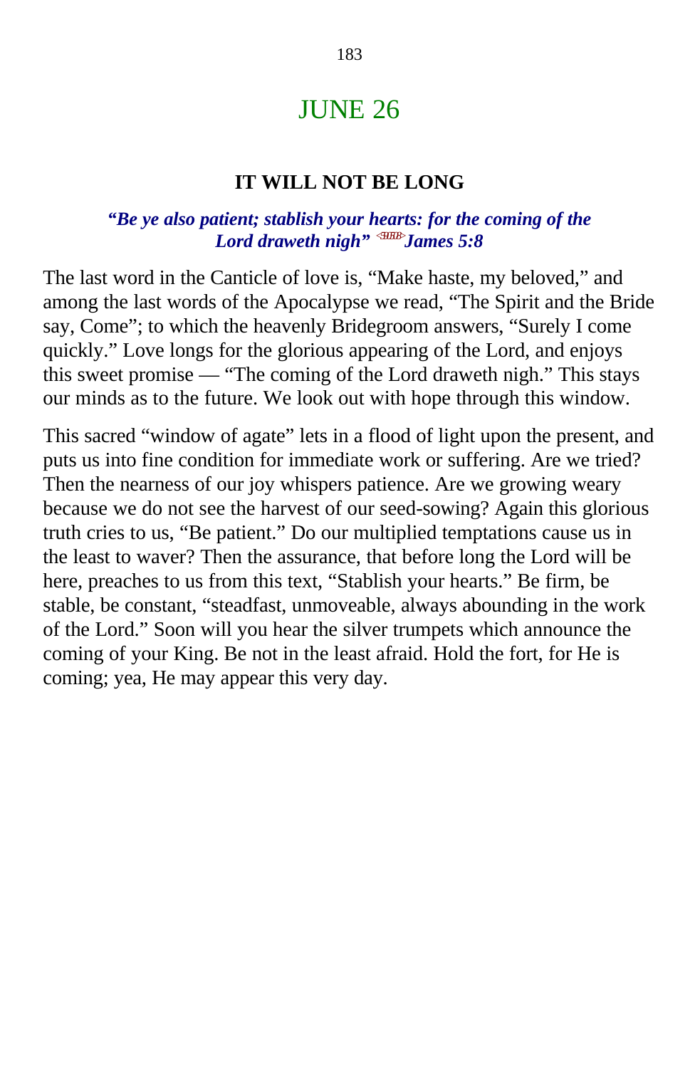# JUNE 26

## IT WILL NOT BE LONG

***"Be ye also patient; stablish your hearts: for the coming of the Lord draweth nigh" James 5:8***

The last word in the Canticle of love is, "Make haste, my beloved," and among the last words of the Apocalypse we read, "The Spirit and the Bride say, Come"; to which the heavenly Bridegroom answers, "Surely I come quickly." Love longs for the glorious appearing of the Lord, and enjoys this sweet promise — "The coming of the Lord draweth nigh." This stays our minds as to the future. We look out with hope through this window.

This sacred "window of agate" lets in a flood of light upon the present, and puts us into fine condition for immediate work or suffering. Are we tried? Then the nearness of our joy whispers patience. Are we growing weary because we do not see the harvest of our seed-sowing? Again this glorious truth cries to us, "Be patient." Do our multiplied temptations cause us in the least to waver? Then the assurance, that before long the Lord will be here, preaches to us from this text, "Stablish your hearts." Be firm, be stable, be constant, "steadfast, unmoveable, always abounding in the work of the Lord." Soon will you hear the silver trumpets which announce the coming of your King. Be not in the least afraid. Hold the fort, for He is coming; yea, He may appear this very day.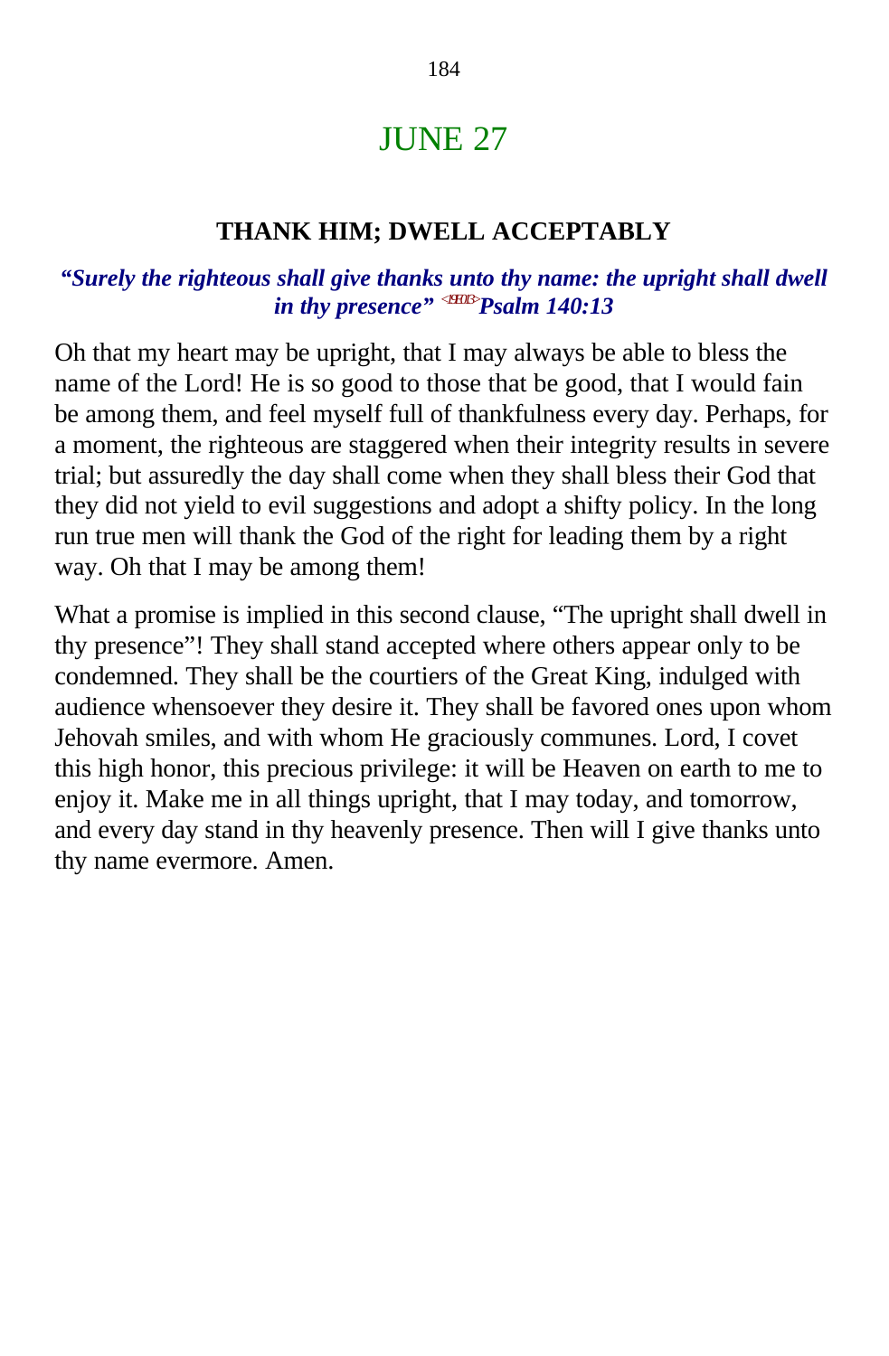# JUNE 27

## THANK HIM; DWELL ACCEPTABLY

***"Surely the righteous shall give thanks unto thy name: the upright shall dwell in thy presence" <19E013>Psalm 140:13***

Oh that my heart may be upright, that I may always be able to bless the name of the Lord! He is so good to those that be good, that I would fain be among them, and feel myself full of thankfulness every day. Perhaps, for a moment, the righteous are staggered when their integrity results in severe trial; but assuredly the day shall come when they shall bless their God that they did not yield to evil suggestions and adopt a shifty policy. In the long run true men will thank the God of the right for leading them by a right way. Oh that I may be among them!

What a promise is implied in this second clause, "The upright shall dwell in thy presence"! They shall stand accepted where others appear only to be condemned. They shall be the courtiers of the Great King, indulged with audience whensoever they desire it. They shall be favored ones upon whom Jehovah smiles, and with whom He graciously communes. Lord, I covet this high honor, this precious privilege: it will be Heaven on earth to me to enjoy it. Make me in all things upright, that I may today, and tomorrow, and every day stand in thy heavenly presence. Then will I give thanks unto thy name evermore. Amen.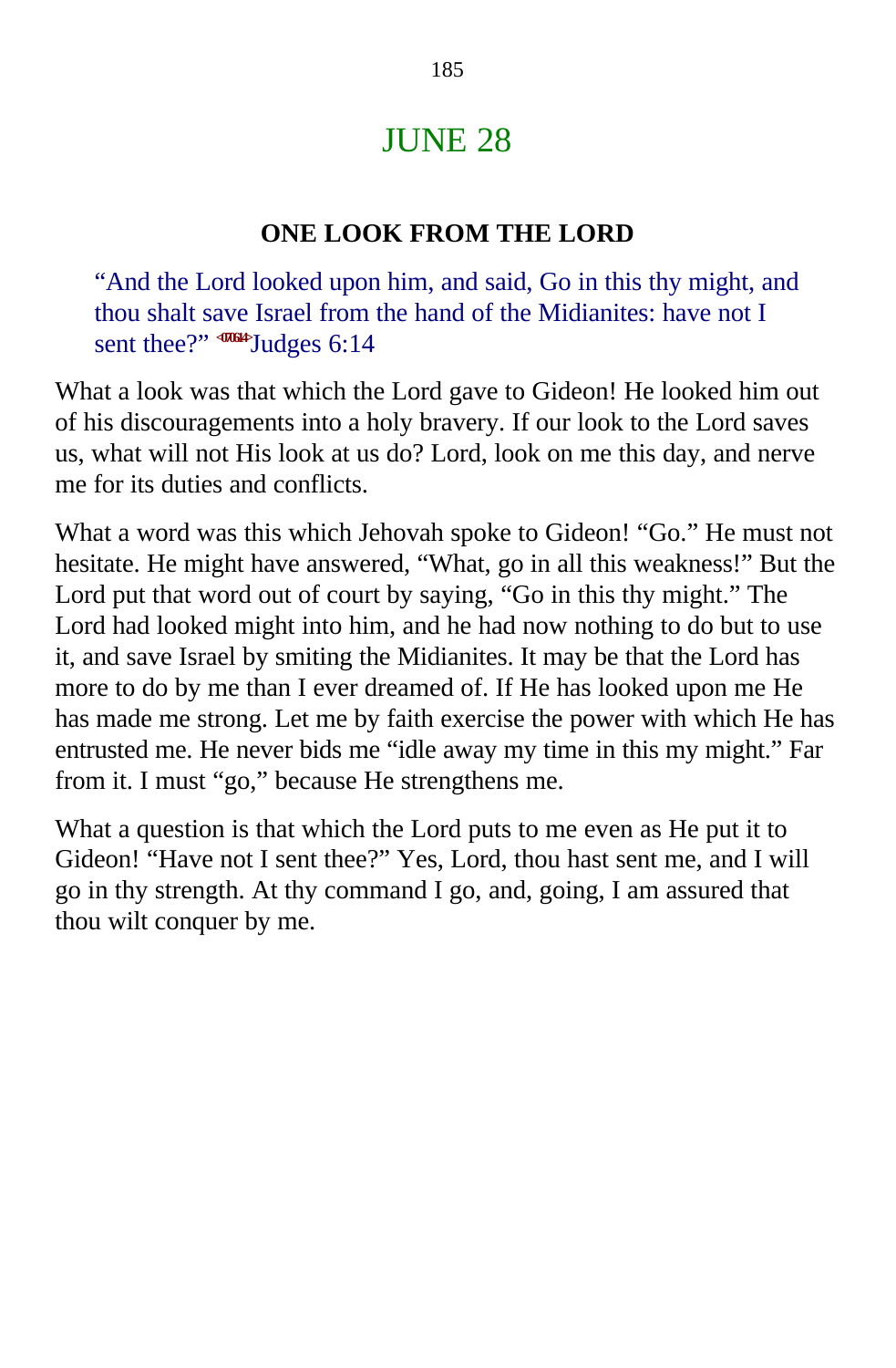# JUNE 28

### ONE LOOK FROM THE LORD

> "And the Lord looked upon him, and said, Go in this thy might, and thou shalt save Israel from the hand of the Midianites: have not I sent thee?" <070614>Judges 6:14

What a look was that which the Lord gave to Gideon! He looked him out of his discouragements into a holy bravery. If our look to the Lord saves us, what will not His look at us do? Lord, look on me this day, and nerve me for its duties and conflicts.

What a word was this which Jehovah spoke to Gideon! "Go." He must not hesitate. He might have answered, "What, go in all this weakness!" But the Lord put that word out of court by saying, "Go in this thy might." The Lord had looked might into him, and he had now nothing to do but to use it, and save Israel by smiting the Midianites. It may be that the Lord has more to do by me than I ever dreamed of. If He has looked upon me He has made me strong. Let me by faith exercise the power with which He has entrusted me. He never bids me "idle away my time in this my might." Far from it. I must "go," because He strengthens me.

What a question is that which the Lord puts to me even as He put it to Gideon! "Have not I sent thee?" Yes, Lord, thou hast sent me, and I will go in thy strength. At thy command I go, and, going, I am assured that thou wilt conquer by me.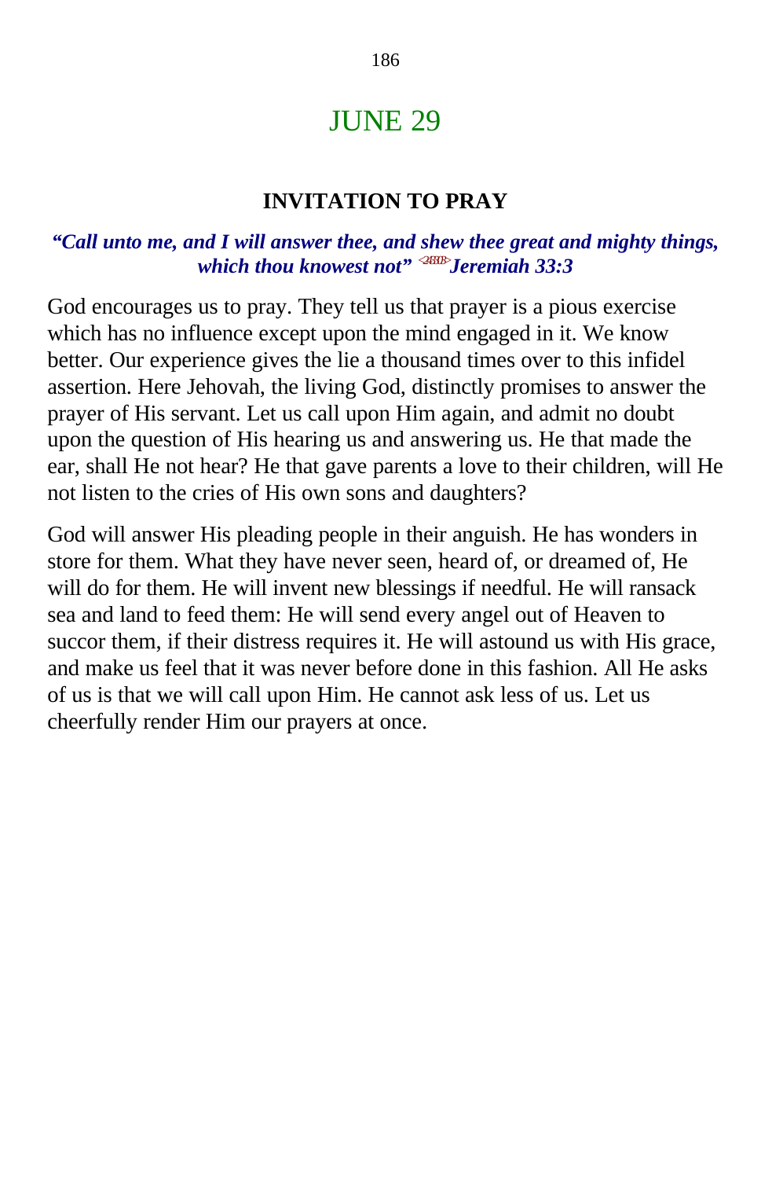# JUNE 29

### INVITATION TO PRAY

***"Call unto me, and I will answer thee, and shew thee great and mighty things, which thou knowest not" Jeremiah 33:3***

God encourages us to pray. They tell us that prayer is a pious exercise which has no influence except upon the mind engaged in it. We know better. Our experience gives the lie a thousand times over to this infidel assertion. Here Jehovah, the living God, distinctly promises to answer the prayer of His servant. Let us call upon Him again, and admit no doubt upon the question of His hearing us and answering us. He that made the ear, shall He not hear? He that gave parents a love to their children, will He not listen to the cries of His own sons and daughters?

God will answer His pleading people in their anguish. He has wonders in store for them. What they have never seen, heard of, or dreamed of, He will do for them. He will invent new blessings if needful. He will ransack sea and land to feed them: He will send every angel out of Heaven to succor them, if their distress requires it. He will astound us with His grace, and make us feel that it was never before done in this fashion. All He asks of us is that we will call upon Him. He cannot ask less of us. Let us cheerfully render Him our prayers at once.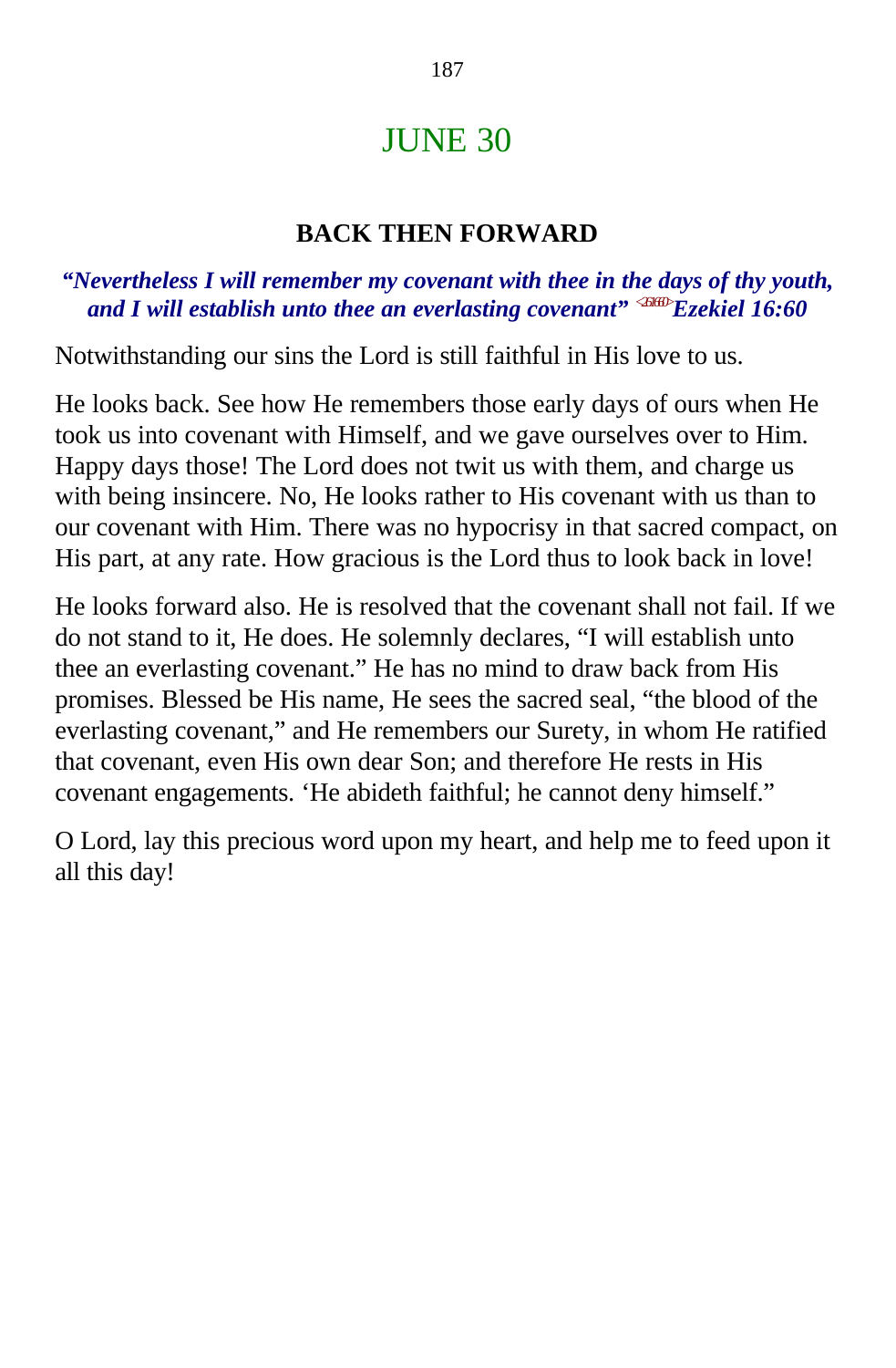# JUNE 30

## BACK THEN FORWARD

***"Nevertheless I will remember my covenant with thee in the days of thy youth, and I will establish unto thee an everlasting covenant"*** **<261660>** ***Ezekiel 16:60***

Notwithstanding our sins the Lord is still faithful in His love to us.

He looks back. See how He remembers those early days of ours when He took us into covenant with Himself, and we gave ourselves over to Him. Happy days those! The Lord does not twit us with them, and charge us with being insincere. No, He looks rather to His covenant with us than to our covenant with Him. There was no hypocrisy in that sacred compact, on His part, at any rate. How gracious is the Lord thus to look back in love!

He looks forward also. He is resolved that the covenant shall not fail. If we do not stand to it, He does. He solemnly declares, "I will establish unto thee an everlasting covenant." He has no mind to draw back from His promises. Blessed be His name, He sees the sacred seal, "the blood of the everlasting covenant," and He remembers our Surety, in whom He ratified that covenant, even His own dear Son; and therefore He rests in His covenant engagements. 'He abideth faithful; he cannot deny himself."

O Lord, lay this precious word upon my heart, and help me to feed upon it all this day!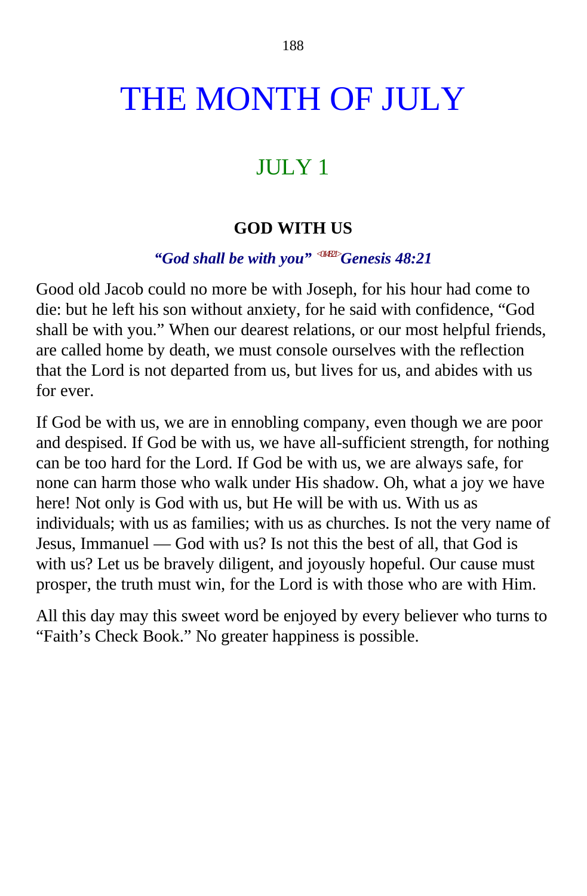# THE MONTH OF JULY

## JULY 1

### GOD WITH US

***"God shall be with you" <014821>Genesis 48:21***

Good old Jacob could no more be with Joseph, for his hour had come to die: but he left his son without anxiety, for he said with confidence, "God shall be with you." When our dearest relations, or our most helpful friends, are called home by death, we must console ourselves with the reflection that the Lord is not departed from us, but lives for us, and abides with us for ever.

If God be with us, we are in ennobling company, even though we are poor and despised. If God be with us, we have all-sufficient strength, for nothing can be too hard for the Lord. If God be with us, we are always safe, for none can harm those who walk under His shadow. Oh, what a joy we have here! Not only is God with us, but He will be with us. With us as individuals; with us as families; with us as churches. Is not the very name of Jesus, Immanuel — God with us? Is not this the best of all, that God is with us? Let us be bravely diligent, and joyously hopeful. Our cause must prosper, the truth must win, for the Lord is with those who are with Him.

All this day may this sweet word be enjoyed by every believer who turns to "Faith's Check Book." No greater happiness is possible.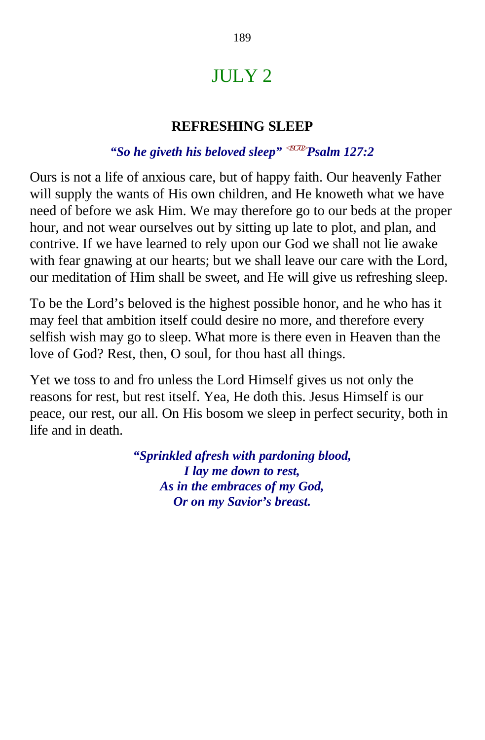# JULY 2

## REFRESHING SLEEP

***"So he giveth his beloved sleep"*** <19C702>***Psalm 127:2***

Ours is not a life of anxious care, but of happy faith. Our heavenly Father will supply the wants of His own children, and He knoweth what we have need of before we ask Him. We may therefore go to our beds at the proper hour, and not wear ourselves out by sitting up late to plot, and plan, and contrive. If we have learned to rely upon our God we shall not lie awake with fear gnawing at our hearts; but we shall leave our care with the Lord, our meditation of Him shall be sweet, and He will give us refreshing sleep.

To be the Lord's beloved is the highest possible honor, and he who has it may feel that ambition itself could desire no more, and therefore every selfish wish may go to sleep. What more is there even in Heaven than the love of God? Rest, then, O soul, for thou hast all things.

Yet we toss to and fro unless the Lord Himself gives us not only the reasons for rest, but rest itself. Yea, He doth this. Jesus Himself is our peace, our rest, our all. On His bosom we sleep in perfect security, both in life and in death.

***"Sprinkled afresh with pardoning blood,***
***I lay me down to rest,***
***As in the embraces of my God,***
***Or on my Savior's breast.***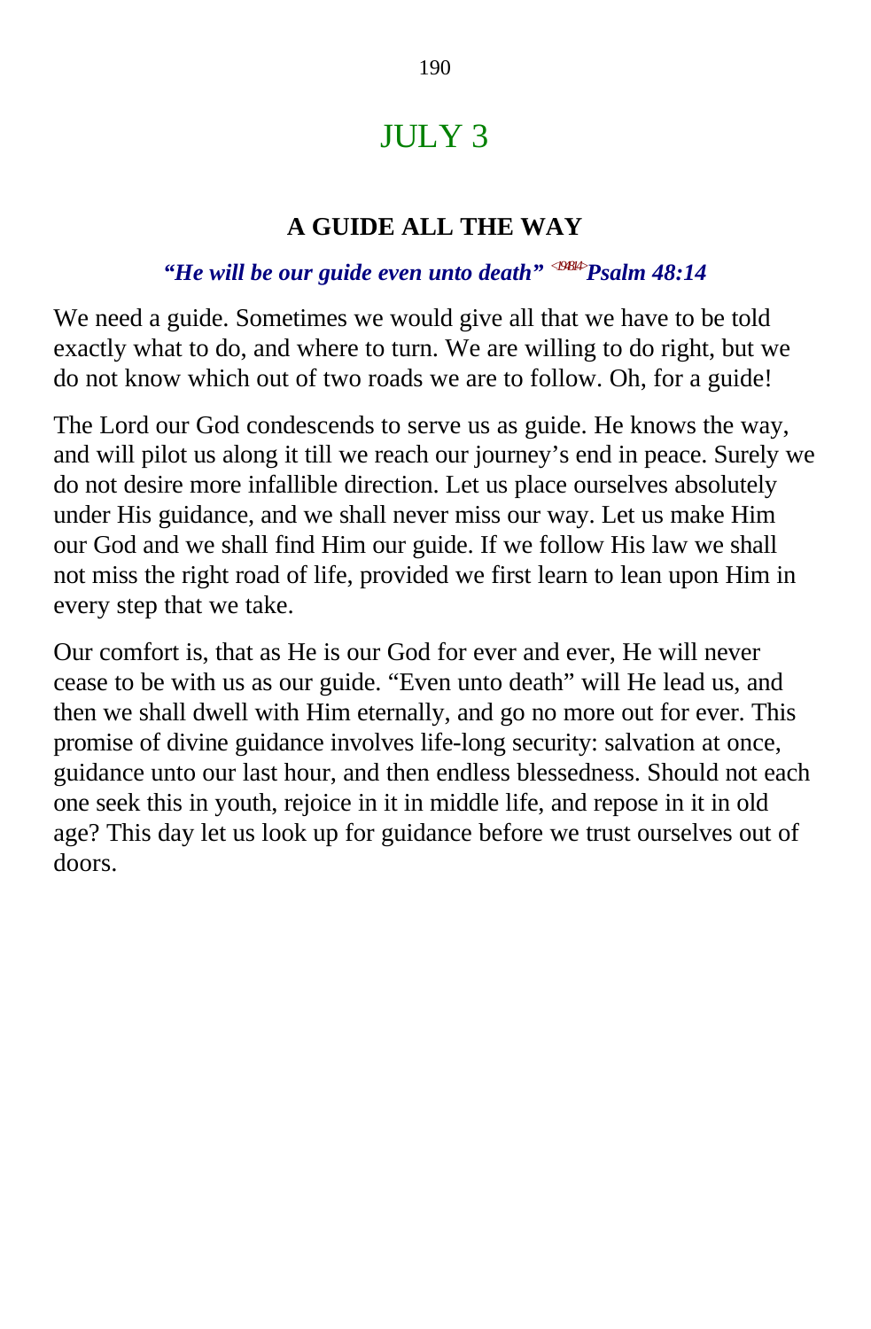# JULY 3

### A GUIDE ALL THE WAY

***"He will be our guide even unto death" <194814>Psalm 48:14***

We need a guide. Sometimes we would give all that we have to be told exactly what to do, and where to turn. We are willing to do right, but we do not know which out of two roads we are to follow. Oh, for a guide!

The Lord our God condescends to serve us as guide. He knows the way, and will pilot us along it till we reach our journey's end in peace. Surely we do not desire more infallible direction. Let us place ourselves absolutely under His guidance, and we shall never miss our way. Let us make Him our God and we shall find Him our guide. If we follow His law we shall not miss the right road of life, provided we first learn to lean upon Him in every step that we take.

Our comfort is, that as He is our God for ever and ever, He will never cease to be with us as our guide. "Even unto death" will He lead us, and then we shall dwell with Him eternally, and go no more out for ever. This promise of divine guidance involves life-long security: salvation at once, guidance unto our last hour, and then endless blessedness. Should not each one seek this in youth, rejoice in it in middle life, and repose in it in old age? This day let us look up for guidance before we trust ourselves out of doors.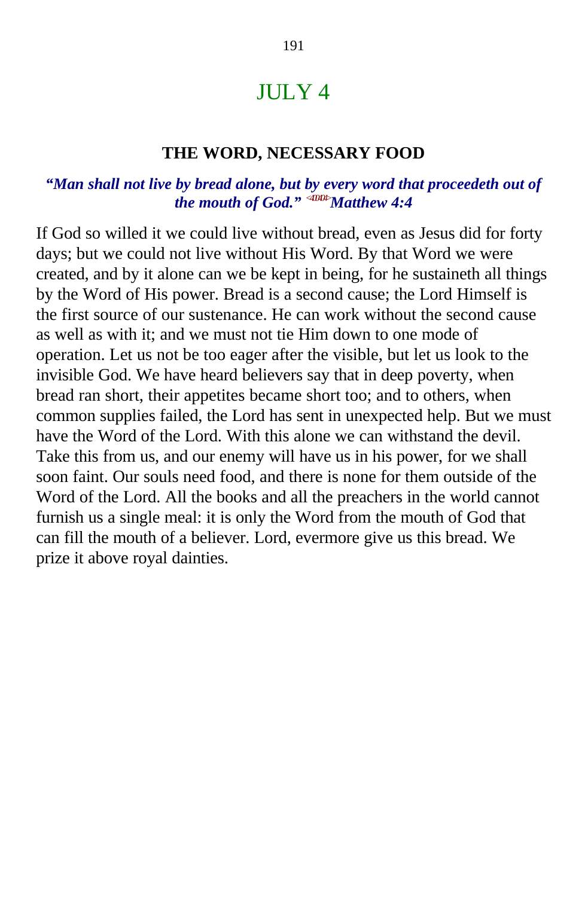# JULY 4

## THE WORD, NECESSARY FOOD

***"Man shall not live by bread alone, but by every word that proceedeth out of the mouth of God."*** <400404>***Matthew 4:4***

If God so willed it we could live without bread, even as Jesus did for forty days; but we could not live without His Word. By that Word we were created, and by it alone can we be kept in being, for he sustaineth all things by the Word of His power. Bread is a second cause; the Lord Himself is the first source of our sustenance. He can work without the second cause as well as with it; and we must not tie Him down to one mode of operation. Let us not be too eager after the visible, but let us look to the invisible God. We have heard believers say that in deep poverty, when bread ran short, their appetites became short too; and to others, when common supplies failed, the Lord has sent in unexpected help. But we must have the Word of the Lord. With this alone we can withstand the devil. Take this from us, and our enemy will have us in his power, for we shall soon faint. Our souls need food, and there is none for them outside of the Word of the Lord. All the books and all the preachers in the world cannot furnish us a single meal: it is only the Word from the mouth of God that can fill the mouth of a believer. Lord, evermore give us this bread. We prize it above royal dainties.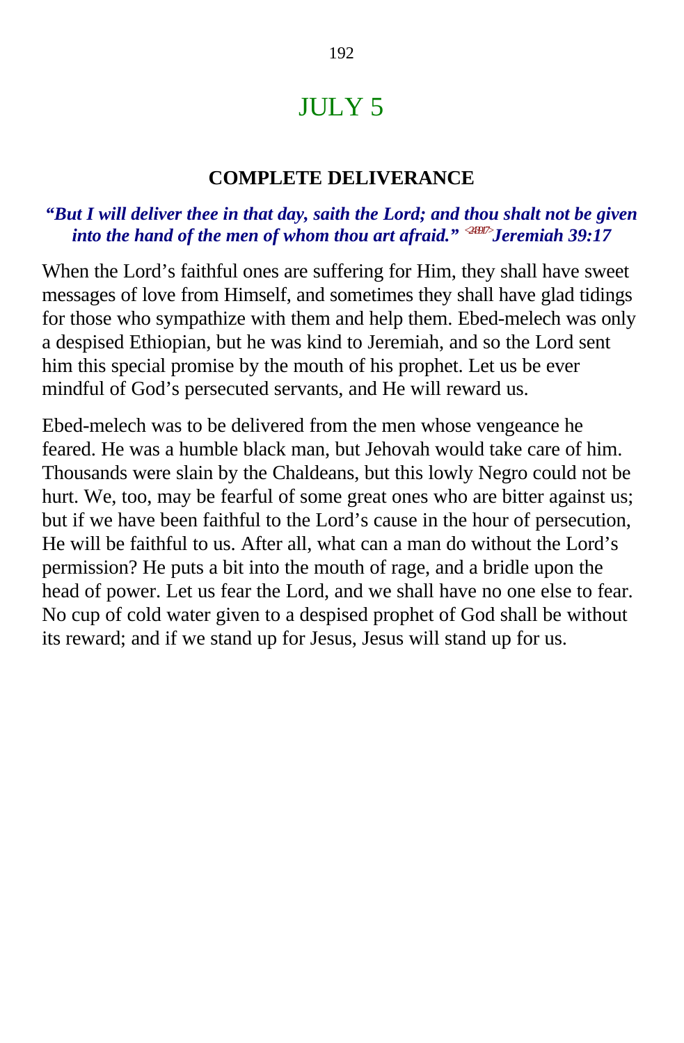# JULY 5

## COMPLETE DELIVERANCE

***"But I will deliver thee in that day, saith the Lord; and thou shalt not be given into the hand of the men of whom thou art afraid."*** <243917> ***Jeremiah 39:17***

When the Lord's faithful ones are suffering for Him, they shall have sweet messages of love from Himself, and sometimes they shall have glad tidings for those who sympathize with them and help them. Ebed-melech was only a despised Ethiopian, but he was kind to Jeremiah, and so the Lord sent him this special promise by the mouth of his prophet. Let us be ever mindful of God's persecuted servants, and He will reward us.

Ebed-melech was to be delivered from the men whose vengeance he feared. He was a humble black man, but Jehovah would take care of him. Thousands were slain by the Chaldeans, but this lowly Negro could not be hurt. We, too, may be fearful of some great ones who are bitter against us; but if we have been faithful to the Lord's cause in the hour of persecution, He will be faithful to us. After all, what can a man do without the Lord's permission? He puts a bit into the mouth of rage, and a bridle upon the head of power. Let us fear the Lord, and we shall have no one else to fear. No cup of cold water given to a despised prophet of God shall be without its reward; and if we stand up for Jesus, Jesus will stand up for us.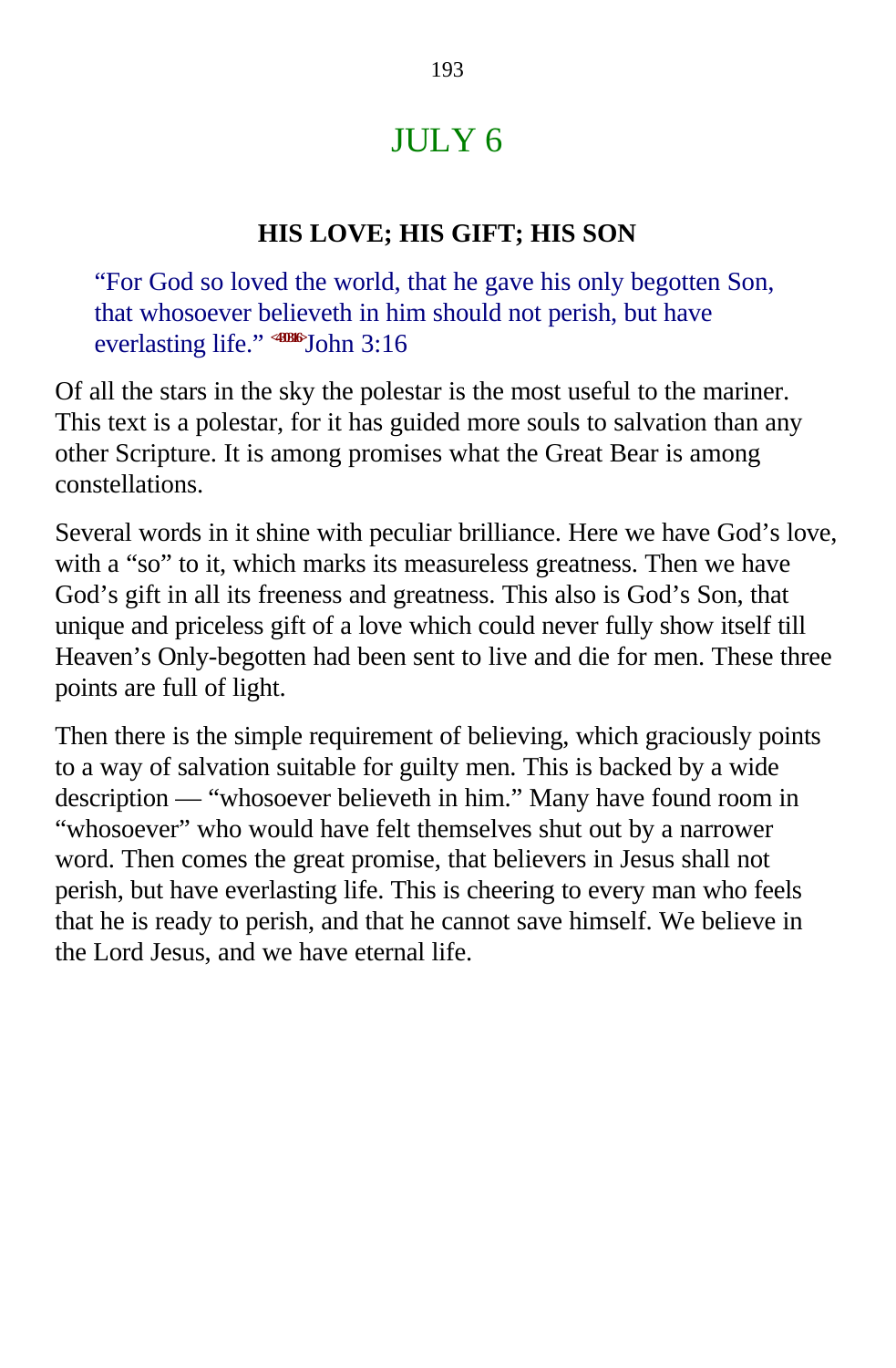# JULY 6

### HIS LOVE; HIS GIFT; HIS SON

> "For God so loved the world, that he gave his only begotten Son, that whosoever believeth in him should not perish, but have everlasting life." <430316>John 3:16

Of all the stars in the sky the polestar is the most useful to the mariner. This text is a polestar, for it has guided more souls to salvation than any other Scripture. It is among promises what the Great Bear is among constellations.

Several words in it shine with peculiar brilliance. Here we have God's love, with a "so" to it, which marks its measureless greatness. Then we have God's gift in all its freeness and greatness. This also is God's Son, that unique and priceless gift of a love which could never fully show itself till Heaven's Only-begotten had been sent to live and die for men. These three points are full of light.

Then there is the simple requirement of believing, which graciously points to a way of salvation suitable for guilty men. This is backed by a wide description — "whosoever believeth in him." Many have found room in "whosoever" who would have felt themselves shut out by a narrower word. Then comes the great promise, that believers in Jesus shall not perish, but have everlasting life. This is cheering to every man who feels that he is ready to perish, and that he cannot save himself. We believe in the Lord Jesus, and we have eternal life.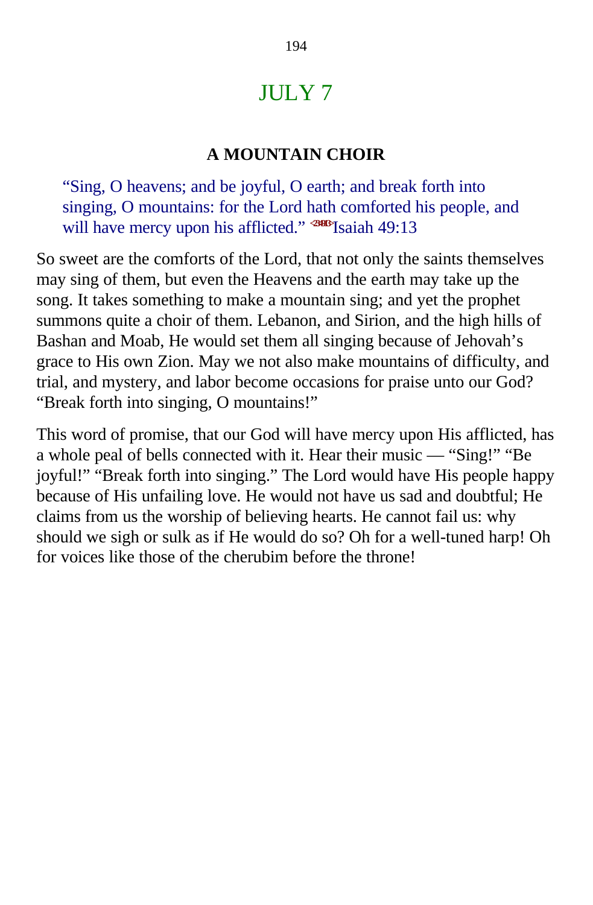# JULY 7

### A MOUNTAIN CHOIR

> "Sing, O heavens; and be joyful, O earth; and break forth into singing, O mountains: for the Lord hath comforted his people, and will have mercy upon his afflicted." <234913>Isaiah 49:13

So sweet are the comforts of the Lord, that not only the saints themselves may sing of them, but even the Heavens and the earth may take up the song. It takes something to make a mountain sing; and yet the prophet summons quite a choir of them. Lebanon, and Sirion, and the high hills of Bashan and Moab, He would set them all singing because of Jehovah's grace to His own Zion. May we not also make mountains of difficulty, and trial, and mystery, and labor become occasions for praise unto our God? "Break forth into singing, O mountains!"

This word of promise, that our God will have mercy upon His afflicted, has a whole peal of bells connected with it. Hear their music — "Sing!" "Be joyful!" "Break forth into singing." The Lord would have His people happy because of His unfailing love. He would not have us sad and doubtful; He claims from us the worship of believing hearts. He cannot fail us: why should we sigh or sulk as if He would do so? Oh for a well-tuned harp! Oh for voices like those of the cherubim before the throne!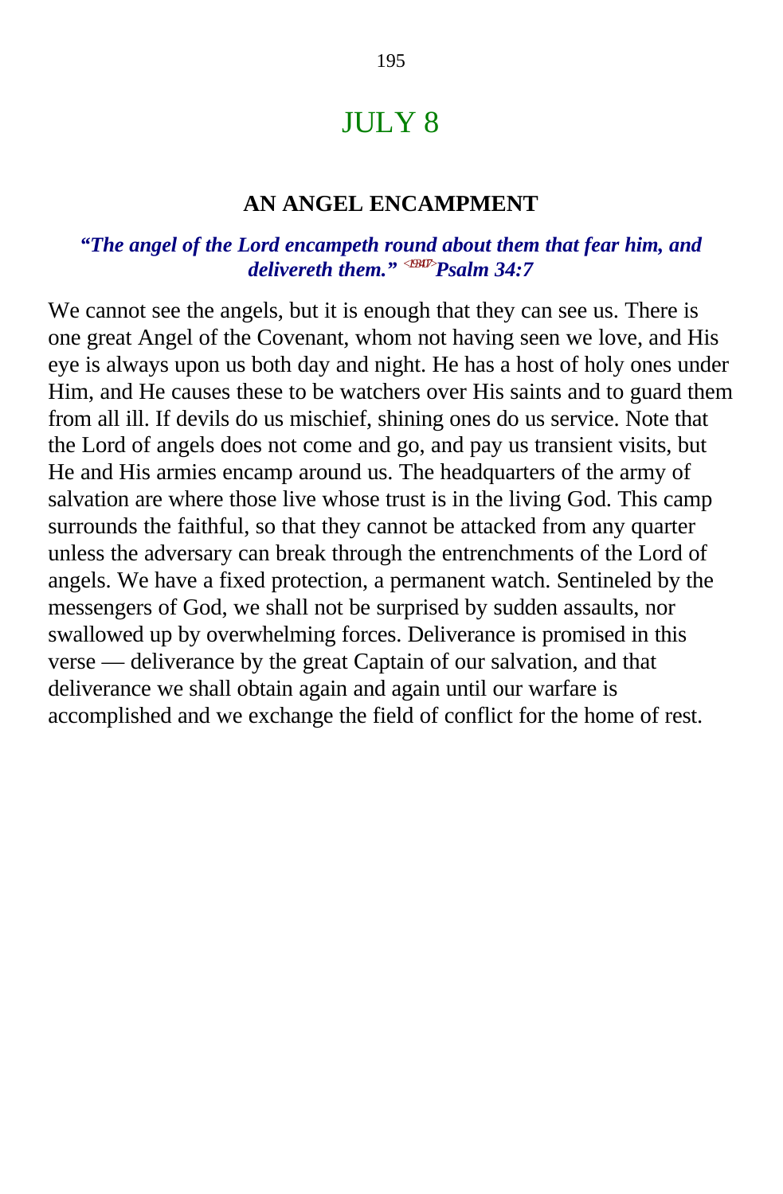# JULY 8

## AN ANGEL ENCAMPMENT

***"The angel of the Lord encampeth round about them that fear him, and delivereth them."*** <193407>***Psalm 34:7***

We cannot see the angels, but it is enough that they can see us. There is one great Angel of the Covenant, whom not having seen we love, and His eye is always upon us both day and night. He has a host of holy ones under Him, and He causes these to be watchers over His saints and to guard them from all ill. If devils do us mischief, shining ones do us service. Note that the Lord of angels does not come and go, and pay us transient visits, but He and His armies encamp around us. The headquarters of the army of salvation are where those live whose trust is in the living God. This camp surrounds the faithful, so that they cannot be attacked from any quarter unless the adversary can break through the entrenchments of the Lord of angels. We have a fixed protection, a permanent watch. Sentineled by the messengers of God, we shall not be surprised by sudden assaults, nor swallowed up by overwhelming forces. Deliverance is promised in this verse — deliverance by the great Captain of our salvation, and that deliverance we shall obtain again and again until our warfare is accomplished and we exchange the field of conflict for the home of rest.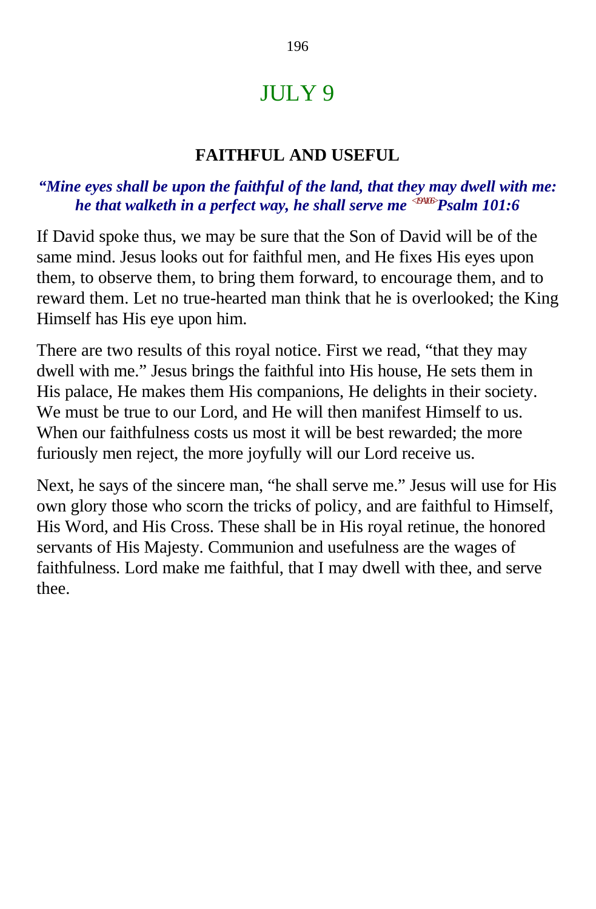# JULY 9

## FAITHFUL AND USEFUL

***"Mine eyes shall be upon the faithful of the land, that they may dwell with me: he that walketh in a perfect way, he shall serve me*** <19A106> ***Psalm 101:6***

If David spoke thus, we may be sure that the Son of David will be of the same mind. Jesus looks out for faithful men, and He fixes His eyes upon them, to observe them, to bring them forward, to encourage them, and to reward them. Let no true-hearted man think that he is overlooked; the King Himself has His eye upon him.

There are two results of this royal notice. First we read, "that they may dwell with me." Jesus brings the faithful into His house, He sets them in His palace, He makes them His companions, He delights in their society. We must be true to our Lord, and He will then manifest Himself to us. When our faithfulness costs us most it will be best rewarded; the more furiously men reject, the more joyfully will our Lord receive us.

Next, he says of the sincere man, "he shall serve me." Jesus will use for His own glory those who scorn the tricks of policy, and are faithful to Himself, His Word, and His Cross. These shall be in His royal retinue, the honored servants of His Majesty. Communion and usefulness are the wages of faithfulness. Lord make me faithful, that I may dwell with thee, and serve thee.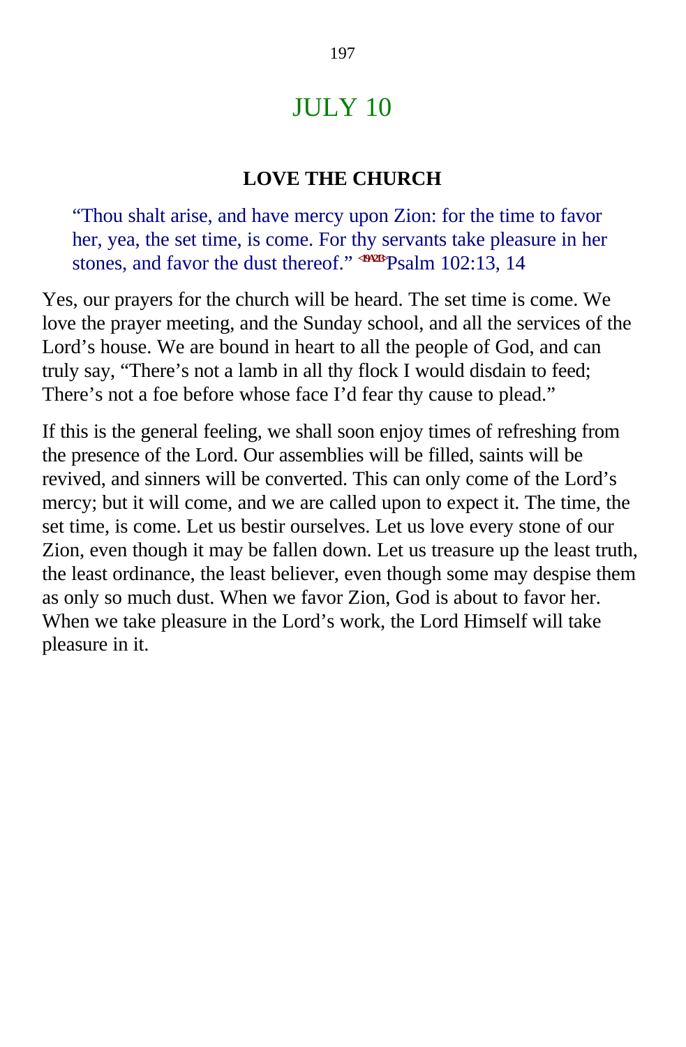# JULY 10

## LOVE THE CHURCH

> "Thou shalt arise, and have mercy upon Zion: for the time to favor her, yea, the set time, is come. For thy servants take pleasure in her stones, and favor the dust thereof." <19A213>Psalm 102:13, 14

Yes, our prayers for the church will be heard. The set time is come. We love the prayer meeting, and the Sunday school, and all the services of the Lord's house. We are bound in heart to all the people of God, and can truly say, "There's not a lamb in all thy flock I would disdain to feed; There's not a foe before whose face I'd fear thy cause to plead."

If this is the general feeling, we shall soon enjoy times of refreshing from the presence of the Lord. Our assemblies will be filled, saints will be revived, and sinners will be converted. This can only come of the Lord's mercy; but it will come, and we are called upon to expect it. The time, the set time, is come. Let us bestir ourselves. Let us love every stone of our Zion, even though it may be fallen down. Let us treasure up the least truth, the least ordinance, the least believer, even though some may despise them as only so much dust. When we favor Zion, God is about to favor her. When we take pleasure in the Lord's work, the Lord Himself will take pleasure in it.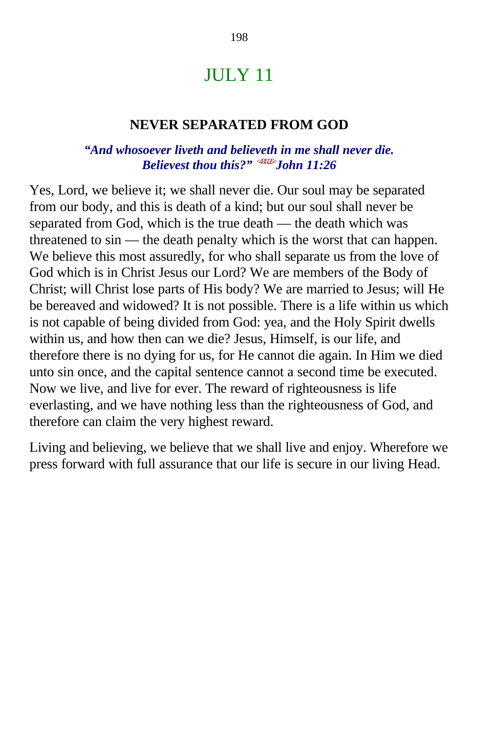# JULY 11

## NEVER SEPARATED FROM GOD

***"And whosoever liveth and believeth in me shall never die. Believest thou this?"*** [<431126>] ***John 11:26***

Yes, Lord, we believe it; we shall never die. Our soul may be separated from our body, and this is death of a kind; but our soul shall never be separated from God, which is the true death — the death which was threatened to sin — the death penalty which is the worst that can happen. We believe this most assuredly, for who shall separate us from the love of God which is in Christ Jesus our Lord? We are members of the Body of Christ; will Christ lose parts of His body? We are married to Jesus; will He be bereaved and widowed? It is not possible. There is a life within us which is not capable of being divided from God: yea, and the Holy Spirit dwells within us, and how then can we die? Jesus, Himself, is our life, and therefore there is no dying for us, for He cannot die again. In Him we died unto sin once, and the capital sentence cannot a second time be executed. Now we live, and live for ever. The reward of righteousness is life everlasting, and we have nothing less than the righteousness of God, and therefore can claim the very highest reward.

Living and believing, we believe that we shall live and enjoy. Wherefore we press forward with full assurance that our life is secure in our living Head.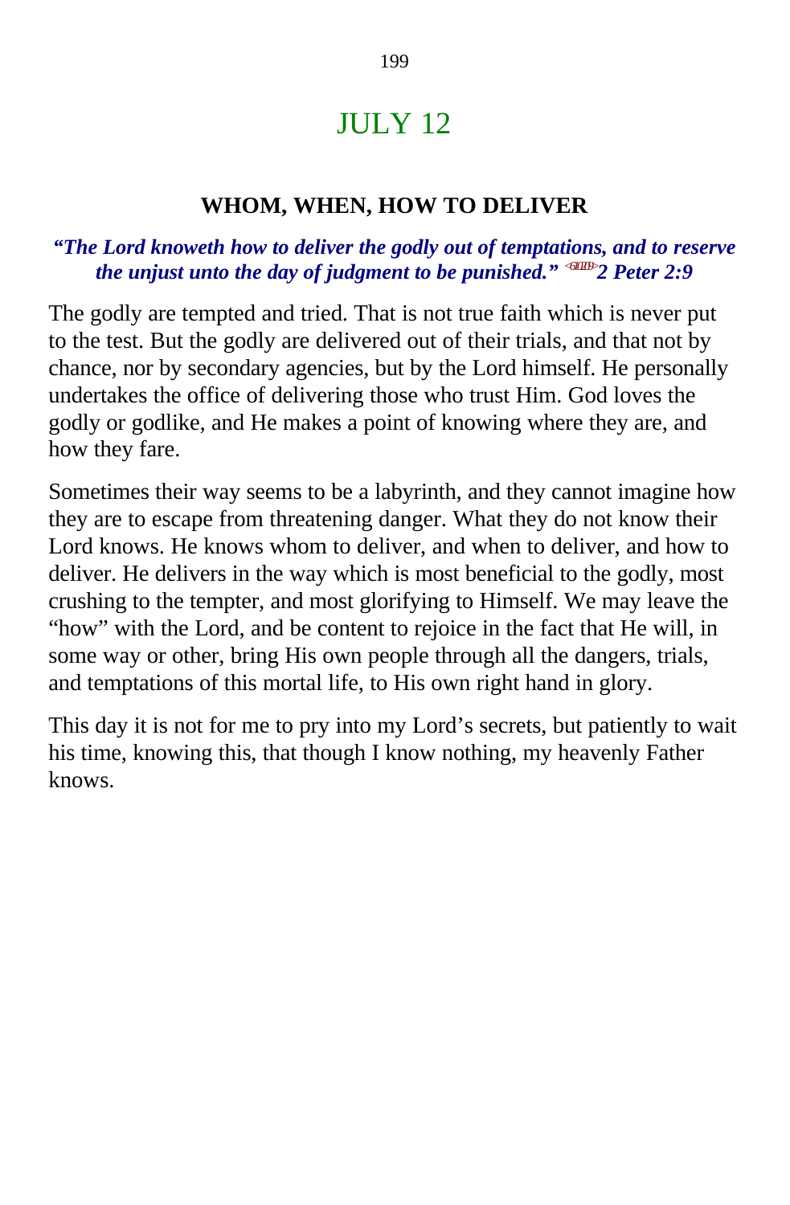# JULY 12

## WHOM, WHEN, HOW TO DELIVER

***"The Lord knoweth how to deliver the godly out of temptations, and to reserve the unjust unto the day of judgment to be punished."* <610209> *2 Peter 2:9***

The godly are tempted and tried. That is not true faith which is never put to the test. But the godly are delivered out of their trials, and that not by chance, nor by secondary agencies, but by the Lord himself. He personally undertakes the office of delivering those who trust Him. God loves the godly or godlike, and He makes a point of knowing where they are, and how they fare.

Sometimes their way seems to be a labyrinth, and they cannot imagine how they are to escape from threatening danger. What they do not know their Lord knows. He knows whom to deliver, and when to deliver, and how to deliver. He delivers in the way which is most beneficial to the godly, most crushing to the tempter, and most glorifying to Himself. We may leave the "how" with the Lord, and be content to rejoice in the fact that He will, in some way or other, bring His own people through all the dangers, trials, and temptations of this mortal life, to His own right hand in glory.

This day it is not for me to pry into my Lord's secrets, but patiently to wait his time, knowing this, that though I know nothing, my heavenly Father knows.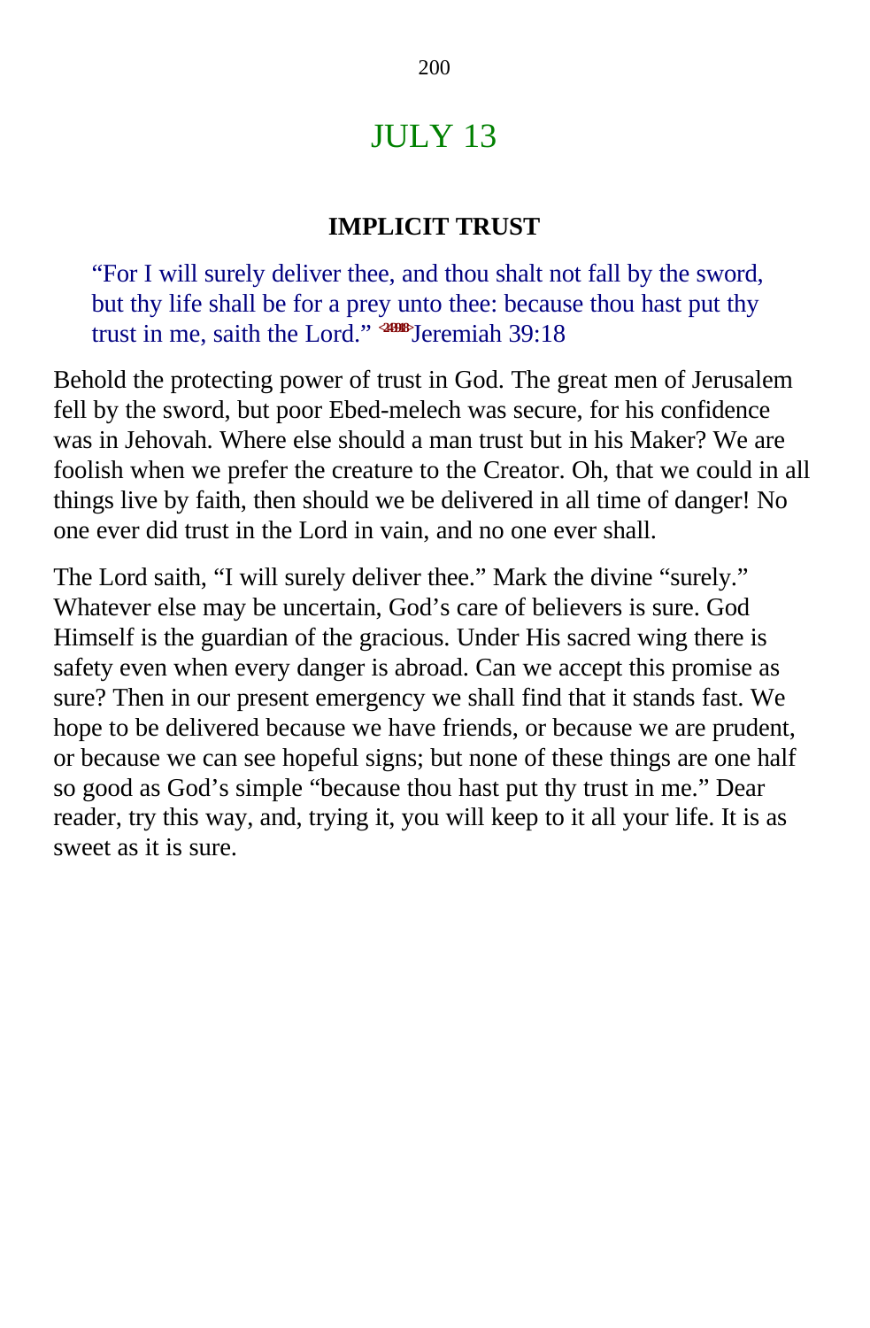# JULY 13

### IMPLICIT TRUST

> "For I will surely deliver thee, and thou shalt not fall by the sword, but thy life shall be for a prey unto thee: because thou hast put thy trust in me, saith the Lord." <243918>Jeremiah 39:18

Behold the protecting power of trust in God. The great men of Jerusalem fell by the sword, but poor Ebed-melech was secure, for his confidence was in Jehovah. Where else should a man trust but in his Maker? We are foolish when we prefer the creature to the Creator. Oh, that we could in all things live by faith, then should we be delivered in all time of danger! No one ever did trust in the Lord in vain, and no one ever shall.

The Lord saith, "I will surely deliver thee." Mark the divine "surely." Whatever else may be uncertain, God's care of believers is sure. God Himself is the guardian of the gracious. Under His sacred wing there is safety even when every danger is abroad. Can we accept this promise as sure? Then in our present emergency we shall find that it stands fast. We hope to be delivered because we have friends, or because we are prudent, or because we can see hopeful signs; but none of these things are one half so good as God's simple "because thou hast put thy trust in me." Dear reader, try this way, and, trying it, you will keep to it all your life. It is as sweet as it is sure.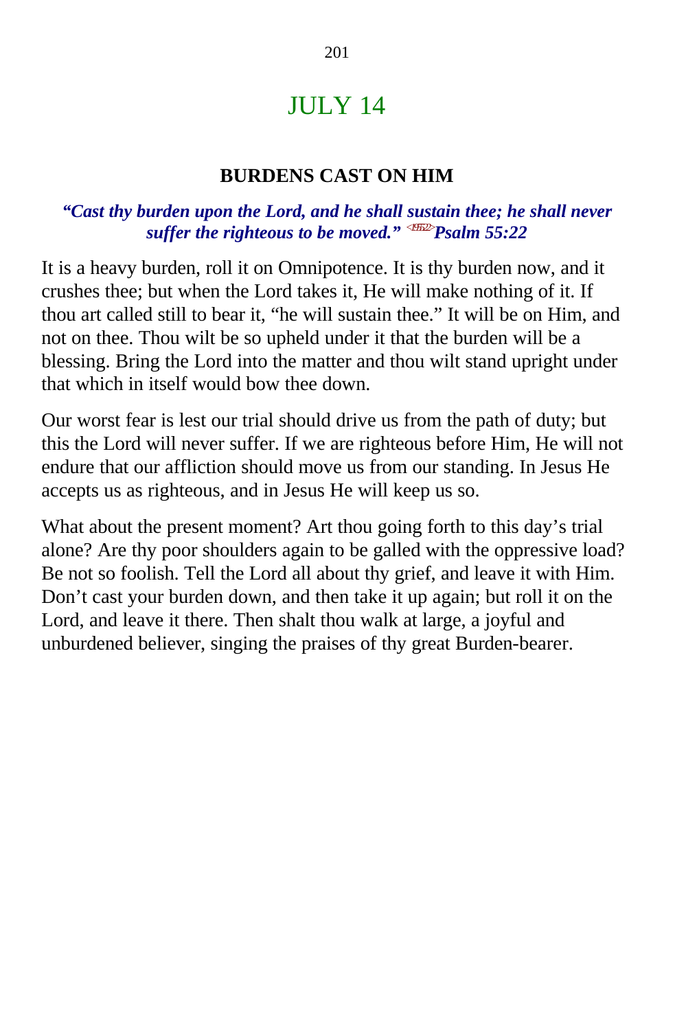# JULY 14

### BURDENS CAST ON HIM

***"Cast thy burden upon the Lord, and he shall sustain thee; he shall never suffer the righteous to be moved."* <19D22> *Psalm 55:22***

It is a heavy burden, roll it on Omnipotence. It is thy burden now, and it crushes thee; but when the Lord takes it, He will make nothing of it. If thou art called still to bear it, "he will sustain thee." It will be on Him, and not on thee. Thou wilt be so upheld under it that the burden will be a blessing. Bring the Lord into the matter and thou wilt stand upright under that which in itself would bow thee down.

Our worst fear is lest our trial should drive us from the path of duty; but this the Lord will never suffer. If we are righteous before Him, He will not endure that our affliction should move us from our standing. In Jesus He accepts us as righteous, and in Jesus He will keep us so.

What about the present moment? Art thou going forth to this day's trial alone? Are thy poor shoulders again to be galled with the oppressive load? Be not so foolish. Tell the Lord all about thy grief, and leave it with Him. Don't cast your burden down, and then take it up again; but roll it on the Lord, and leave it there. Then shalt thou walk at large, a joyful and unburdened believer, singing the praises of thy great Burden-bearer.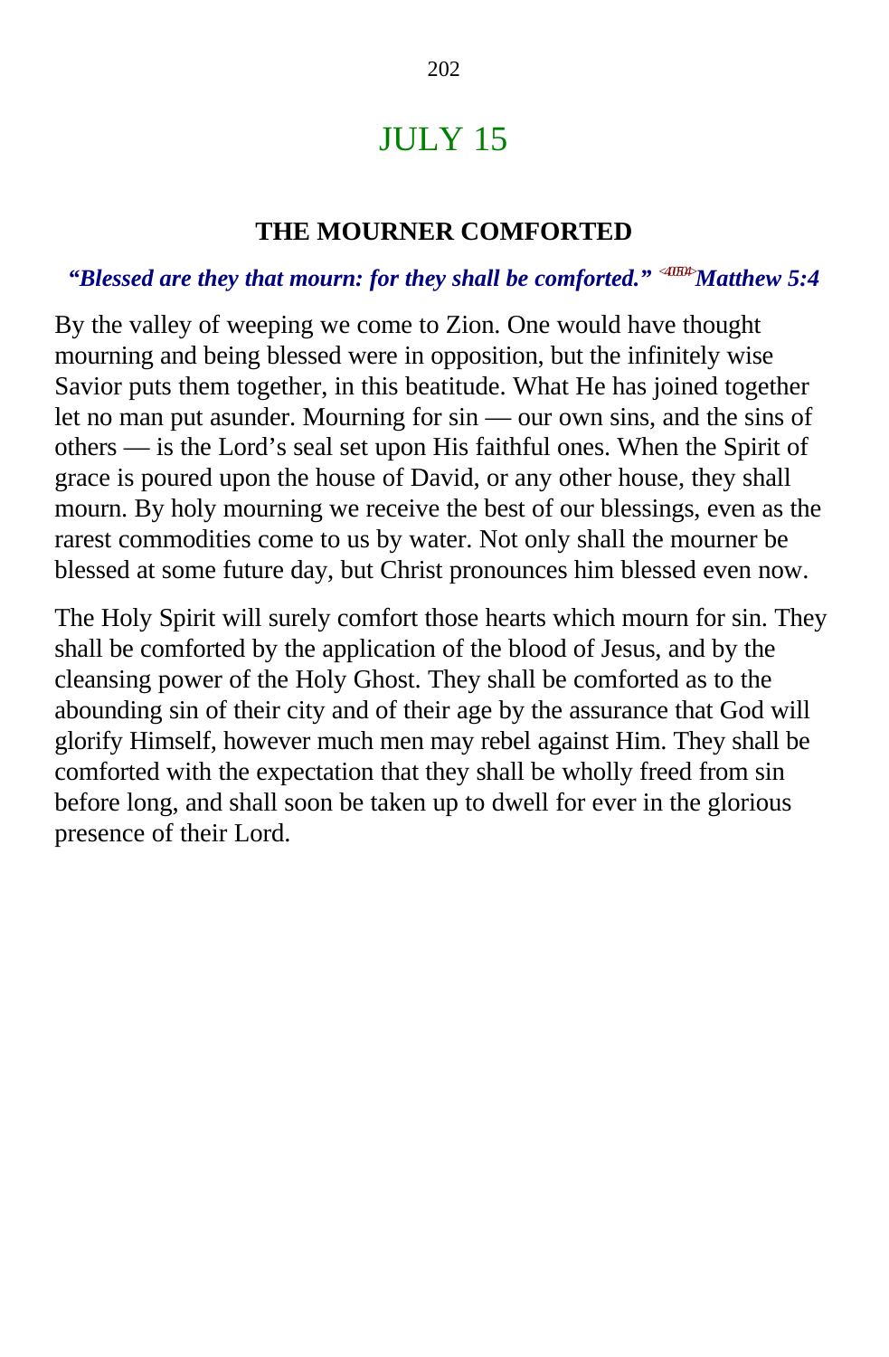# JULY 15

### THE MOURNER COMFORTED

***"Blessed are they that mourn: for they shall be comforted."*** <sup></sup>*<400504>* ***Matthew 5:4***

By the valley of weeping we come to Zion. One would have thought mourning and being blessed were in opposition, but the infinitely wise Savior puts them together, in this beatitude. What He has joined together let no man put asunder. Mourning for sin — our own sins, and the sins of others — is the Lord's seal set upon His faithful ones. When the Spirit of grace is poured upon the house of David, or any other house, they shall mourn. By holy mourning we receive the best of our blessings, even as the rarest commodities come to us by water. Not only shall the mourner be blessed at some future day, but Christ pronounces him blessed even now.

The Holy Spirit will surely comfort those hearts which mourn for sin. They shall be comforted by the application of the blood of Jesus, and by the cleansing power of the Holy Ghost. They shall be comforted as to the abounding sin of their city and of their age by the assurance that God will glorify Himself, however much men may rebel against Him. They shall be comforted with the expectation that they shall be wholly freed from sin before long, and shall soon be taken up to dwell for ever in the glorious presence of their Lord.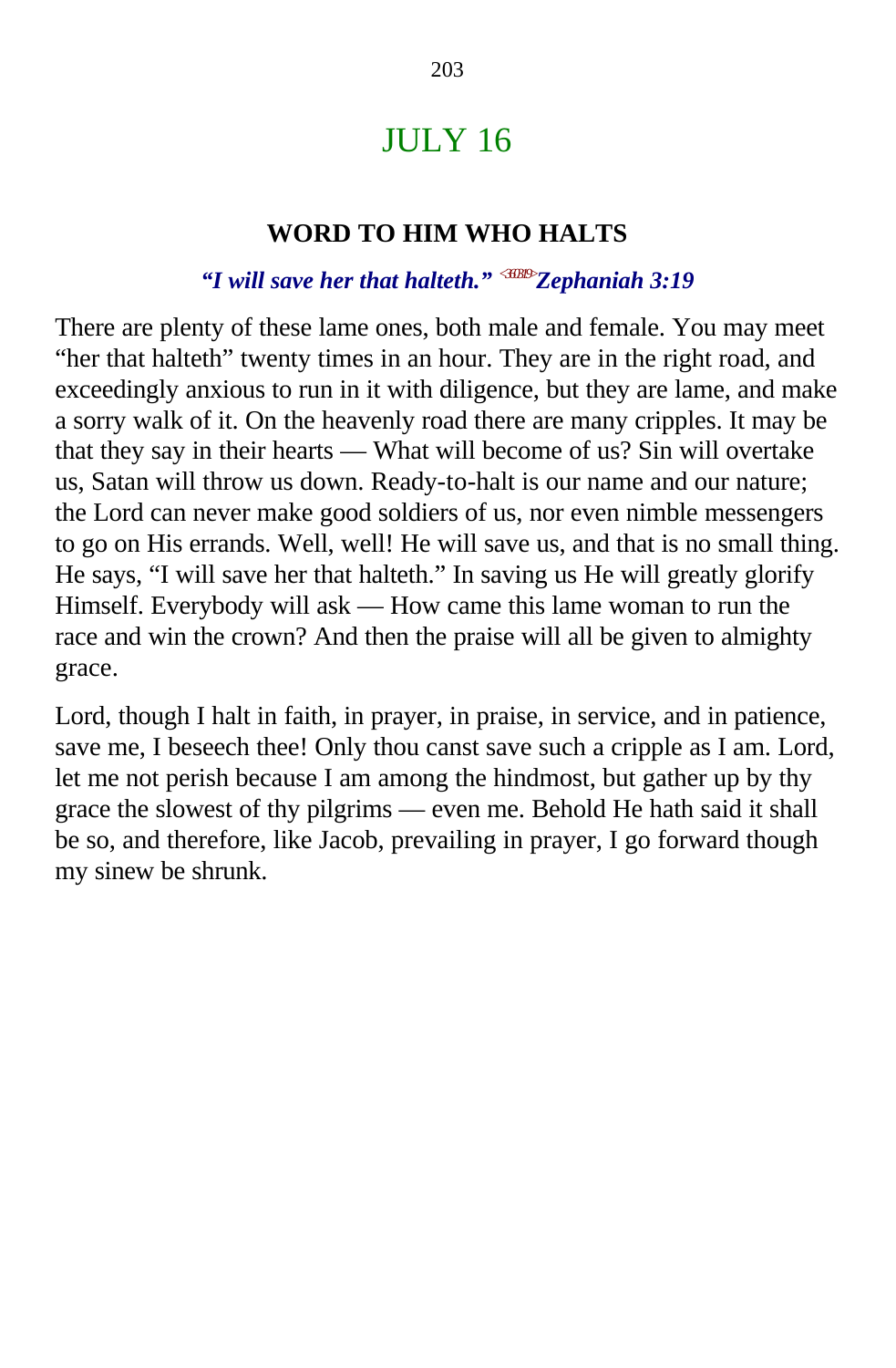# JULY 16

## WORD TO HIM WHO HALTS

***"I will save her that halteth." Zephaniah 3:19***

There are plenty of these lame ones, both male and female. You may meet "her that halteth" twenty times in an hour. They are in the right road, and exceedingly anxious to run in it with diligence, but they are lame, and make a sorry walk of it. On the heavenly road there are many cripples. It may be that they say in their hearts — What will become of us? Sin will overtake us, Satan will throw us down. Ready-to-halt is our name and our nature; the Lord can never make good soldiers of us, nor even nimble messengers to go on His errands. Well, well! He will save us, and that is no small thing. He says, "I will save her that halteth." In saving us He will greatly glorify Himself. Everybody will ask — How came this lame woman to run the race and win the crown? And then the praise will all be given to almighty grace.

Lord, though I halt in faith, in prayer, in praise, in service, and in patience, save me, I beseech thee! Only thou canst save such a cripple as I am. Lord, let me not perish because I am among the hindmost, but gather up by thy grace the slowest of thy pilgrims — even me. Behold He hath said it shall be so, and therefore, like Jacob, prevailing in prayer, I go forward though my sinew be shrunk.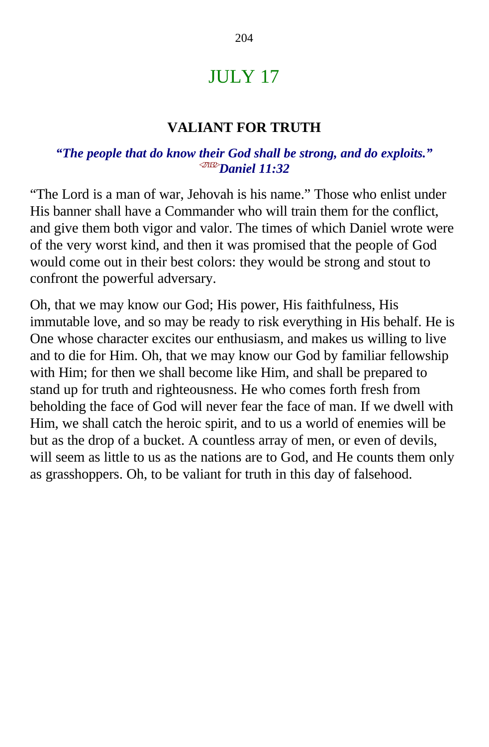# JULY 17

## VALIANT FOR TRUTH

***"The people that do know their God shall be strong, and do exploits."*** <271132>***Daniel 11:32***

"The Lord is a man of war, Jehovah is his name." Those who enlist under His banner shall have a Commander who will train them for the conflict, and give them both vigor and valor. The times of which Daniel wrote were of the very worst kind, and then it was promised that the people of God would come out in their best colors: they would be strong and stout to confront the powerful adversary.

Oh, that we may know our God; His power, His faithfulness, His immutable love, and so may be ready to risk everything in His behalf. He is One whose character excites our enthusiasm, and makes us willing to live and to die for Him. Oh, that we may know our God by familiar fellowship with Him; for then we shall become like Him, and shall be prepared to stand up for truth and righteousness. He who comes forth fresh from beholding the face of God will never fear the face of man. If we dwell with Him, we shall catch the heroic spirit, and to us a world of enemies will be but as the drop of a bucket. A countless array of men, or even of devils, will seem as little to us as the nations are to God, and He counts them only as grasshoppers. Oh, to be valiant for truth in this day of falsehood.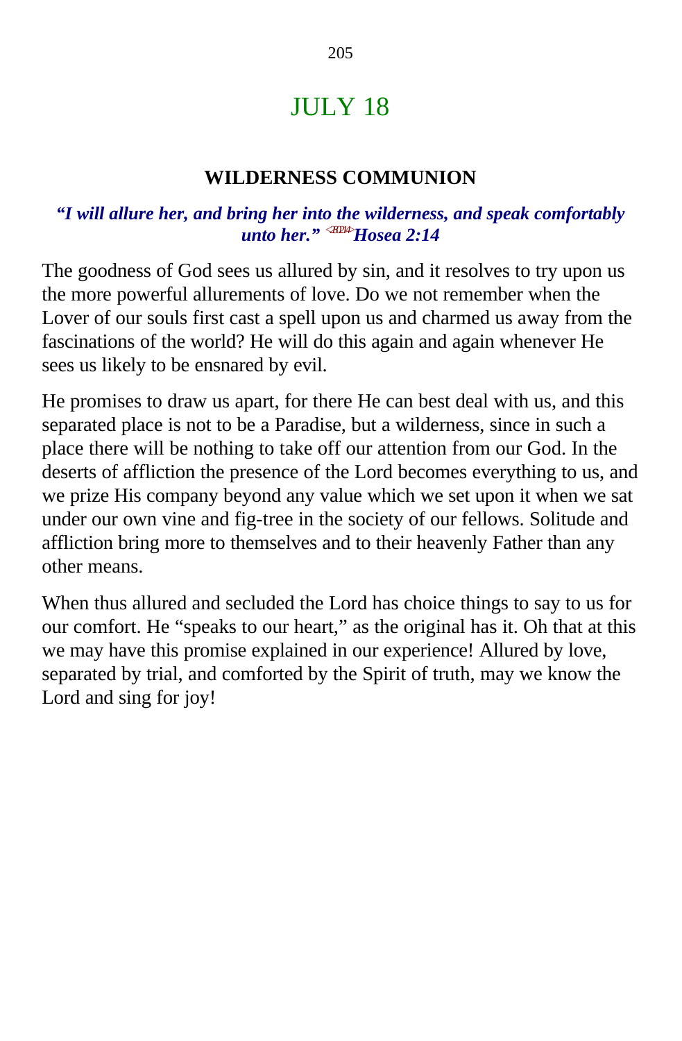# JULY 18

## WILDERNESS COMMUNION

***"I will allure her, and bring her into the wilderness, and speak comfortably unto her." Hosea 2:14***

The goodness of God sees us allured by sin, and it resolves to try upon us the more powerful allurements of love. Do we not remember when the Lover of our souls first cast a spell upon us and charmed us away from the fascinations of the world? He will do this again and again whenever He sees us likely to be ensnared by evil.

He promises to draw us apart, for there He can best deal with us, and this separated place is not to be a Paradise, but a wilderness, since in such a place there will be nothing to take off our attention from our God. In the deserts of affliction the presence of the Lord becomes everything to us, and we prize His company beyond any value which we set upon it when we sat under our own vine and fig-tree in the society of our fellows. Solitude and affliction bring more to themselves and to their heavenly Father than any other means.

When thus allured and secluded the Lord has choice things to say to us for our comfort. He "speaks to our heart," as the original has it. Oh that at this we may have this promise explained in our experience! Allured by love, separated by trial, and comforted by the Spirit of truth, may we know the Lord and sing for joy!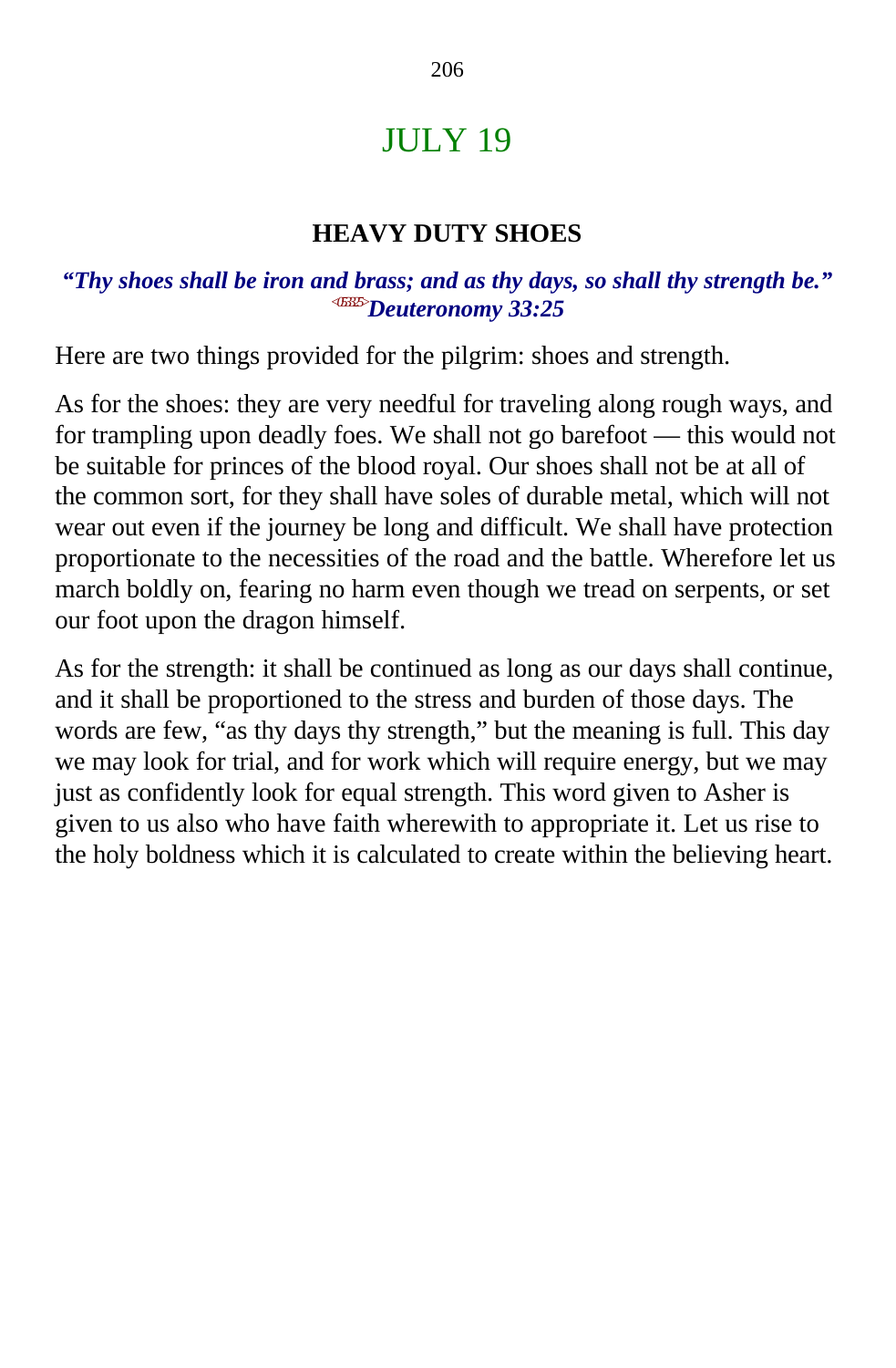# JULY 19

## HEAVY DUTY SHOES

***"Thy shoes shall be iron and brass; and as thy days, so shall thy strength be."*** <053325>***Deuteronomy 33:25***

Here are two things provided for the pilgrim: shoes and strength.

As for the shoes: they are very needful for traveling along rough ways, and for trampling upon deadly foes. We shall not go barefoot — this would not be suitable for princes of the blood royal. Our shoes shall not be at all of the common sort, for they shall have soles of durable metal, which will not wear out even if the journey be long and difficult. We shall have protection proportionate to the necessities of the road and the battle. Wherefore let us march boldly on, fearing no harm even though we tread on serpents, or set our foot upon the dragon himself.

As for the strength: it shall be continued as long as our days shall continue, and it shall be proportioned to the stress and burden of those days. The words are few, "as thy days thy strength," but the meaning is full. This day we may look for trial, and for work which will require energy, but we may just as confidently look for equal strength. This word given to Asher is given to us also who have faith wherewith to appropriate it. Let us rise to the holy boldness which it is calculated to create within the believing heart.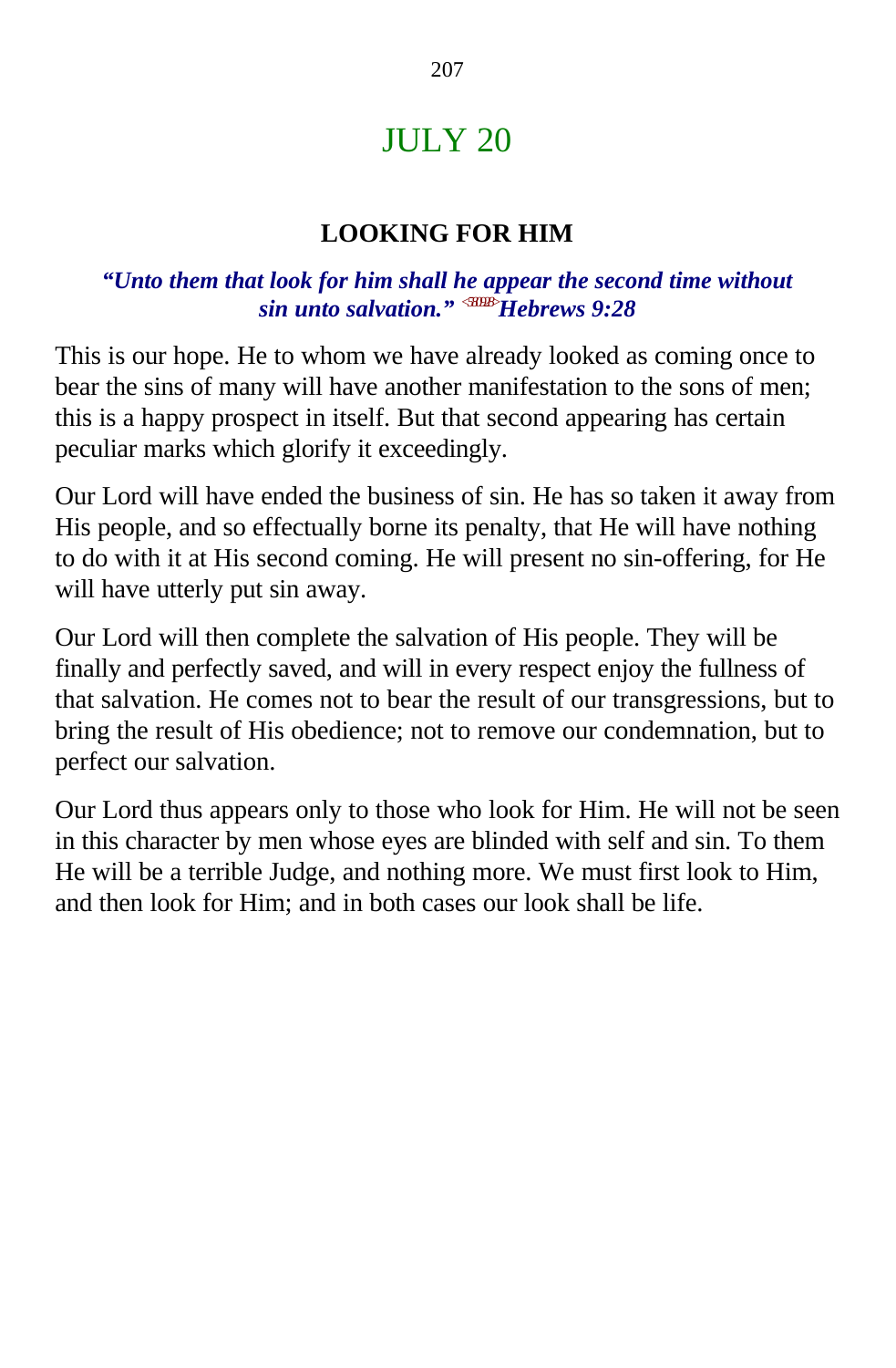# JULY 20

## LOOKING FOR HIM

***"Unto them that look for him shall he appear the second time without sin unto salvation."*** ***Hebrews 9:28***

This is our hope. He to whom we have already looked as coming once to bear the sins of many will have another manifestation to the sons of men; this is a happy prospect in itself. But that second appearing has certain peculiar marks which glorify it exceedingly.

Our Lord will have ended the business of sin. He has so taken it away from His people, and so effectually borne its penalty, that He will have nothing to do with it at His second coming. He will present no sin-offering, for He will have utterly put sin away.

Our Lord will then complete the salvation of His people. They will be finally and perfectly saved, and will in every respect enjoy the fullness of that salvation. He comes not to bear the result of our transgressions, but to bring the result of His obedience; not to remove our condemnation, but to perfect our salvation.

Our Lord thus appears only to those who look for Him. He will not be seen in this character by men whose eyes are blinded with self and sin. To them He will be a terrible Judge, and nothing more. We must first look to Him, and then look for Him; and in both cases our look shall be life.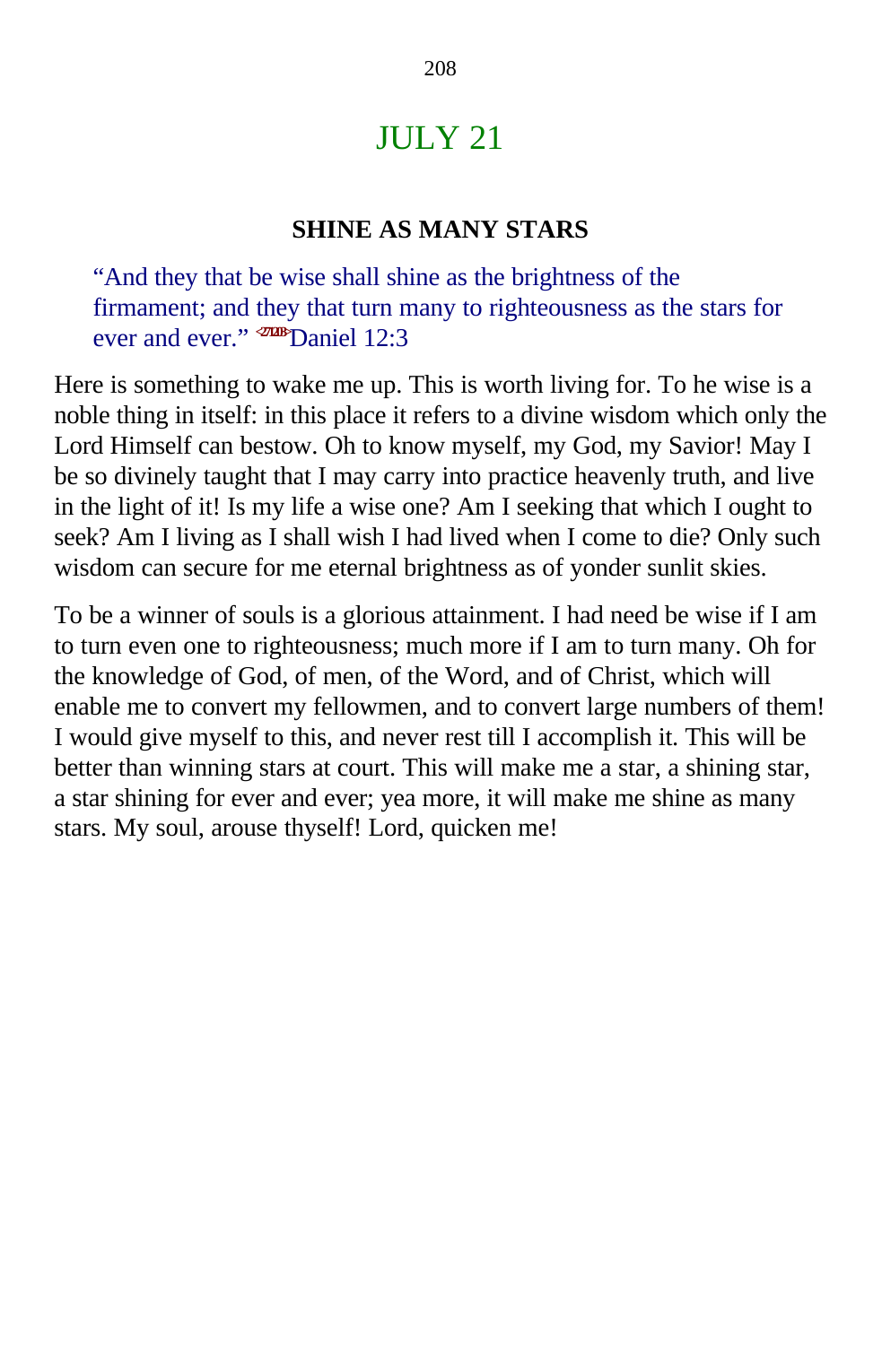# JULY 21

## SHINE AS MANY STARS

> "And they that be wise shall shine as the brightness of the firmament; and they that turn many to righteousness as the stars for ever and ever." <271203>Daniel 12:3

Here is something to wake me up. This is worth living for. To he wise is a noble thing in itself: in this place it refers to a divine wisdom which only the Lord Himself can bestow. Oh to know myself, my God, my Savior! May I be so divinely taught that I may carry into practice heavenly truth, and live in the light of it! Is my life a wise one? Am I seeking that which I ought to seek? Am I living as I shall wish I had lived when I come to die? Only such wisdom can secure for me eternal brightness as of yonder sunlit skies.

To be a winner of souls is a glorious attainment. I had need be wise if I am to turn even one to righteousness; much more if I am to turn many. Oh for the knowledge of God, of men, of the Word, and of Christ, which will enable me to convert my fellowmen, and to convert large numbers of them! I would give myself to this, and never rest till I accomplish it. This will be better than winning stars at court. This will make me a star, a shining star, a star shining for ever and ever; yea more, it will make me shine as many stars. My soul, arouse thyself! Lord, quicken me!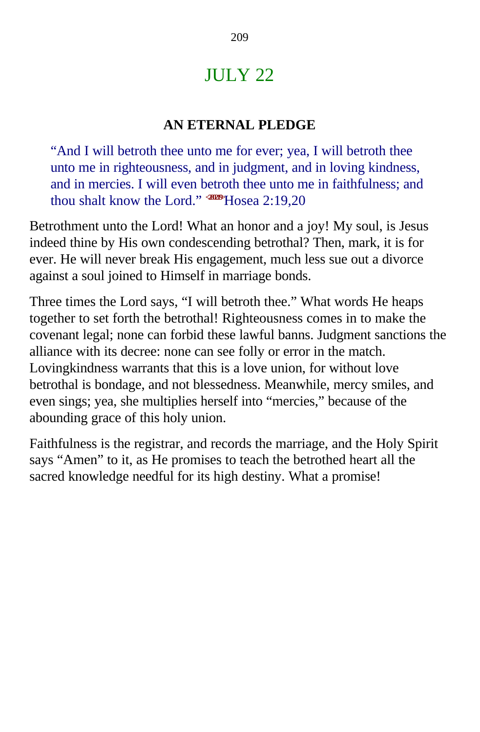# JULY 22

### AN ETERNAL PLEDGE

> "And I will betroth thee unto me for ever; yea, I will betroth thee unto me in righteousness, and in judgment, and in loving kindness, and in mercies. I will even betroth thee unto me in faithfulness; and thou shalt know the Lord." <281019>Hosea 2:19,20

Betrothment unto the Lord! What an honor and a joy! My soul, is Jesus indeed thine by His own condescending betrothal? Then, mark, it is for ever. He will never break His engagement, much less sue out a divorce against a soul joined to Himself in marriage bonds.

Three times the Lord says, "I will betroth thee." What words He heaps together to set forth the betrothal! Righteousness comes in to make the covenant legal; none can forbid these lawful banns. Judgment sanctions the alliance with its decree: none can see folly or error in the match. Lovingkindness warrants that this is a love union, for without love betrothal is bondage, and not blessedness. Meanwhile, mercy smiles, and even sings; yea, she multiplies herself into "mercies," because of the abounding grace of this holy union.

Faithfulness is the registrar, and records the marriage, and the Holy Spirit says "Amen" to it, as He promises to teach the betrothed heart all the sacred knowledge needful for its high destiny. What a promise!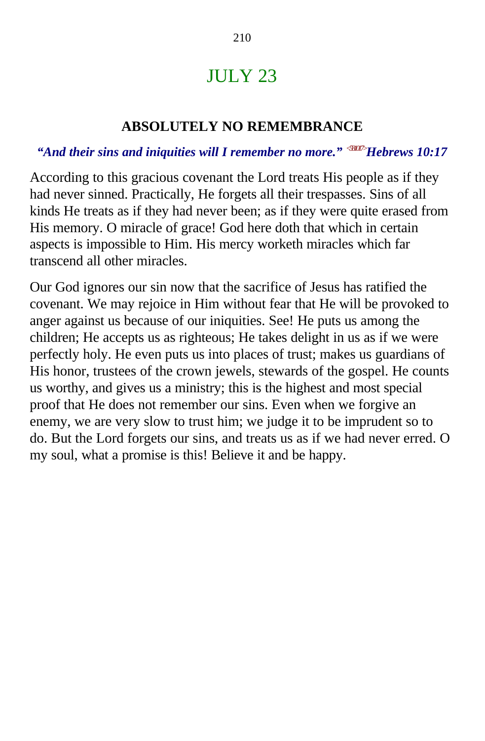# JULY 23

## ABSOLUTELY NO REMEMBRANCE

***"And their sins and iniquities will I remember no more."*** <581017> ***Hebrews 10:17***

According to this gracious covenant the Lord treats His people as if they had never sinned. Practically, He forgets all their trespasses. Sins of all kinds He treats as if they had never been; as if they were quite erased from His memory. O miracle of grace! God here doth that which in certain aspects is impossible to Him. His mercy worketh miracles which far transcend all other miracles.

Our God ignores our sin now that the sacrifice of Jesus has ratified the covenant. We may rejoice in Him without fear that He will be provoked to anger against us because of our iniquities. See! He puts us among the children; He accepts us as righteous; He takes delight in us as if we were perfectly holy. He even puts us into places of trust; makes us guardians of His honor, trustees of the crown jewels, stewards of the gospel. He counts us worthy, and gives us a ministry; this is the highest and most special proof that He does not remember our sins. Even when we forgive an enemy, we are very slow to trust him; we judge it to be imprudent so to do. But the Lord forgets our sins, and treats us as if we had never erred. O my soul, what a promise is this! Believe it and be happy.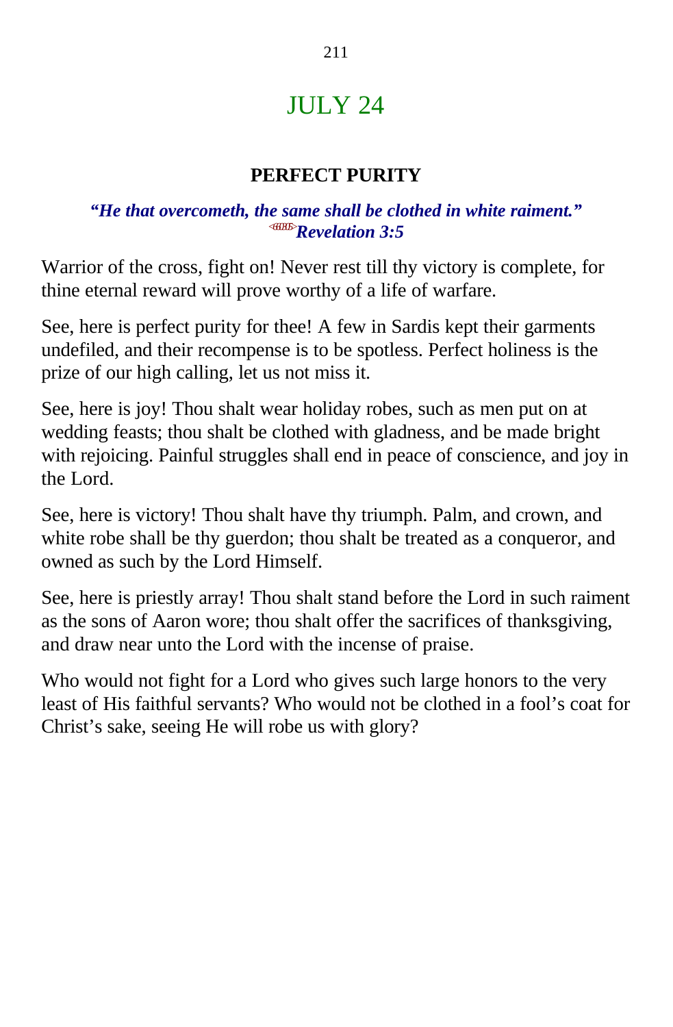# JULY 24

## PERFECT PURITY

***"He that overcometh, the same shall be clothed in white raiment." <660305>Revelation 3:5***

Warrior of the cross, fight on! Never rest till thy victory is complete, for thine eternal reward will prove worthy of a life of warfare.

See, here is perfect purity for thee! A few in Sardis kept their garments undefiled, and their recompense is to be spotless. Perfect holiness is the prize of our high calling, let us not miss it.

See, here is joy! Thou shalt wear holiday robes, such as men put on at wedding feasts; thou shalt be clothed with gladness, and be made bright with rejoicing. Painful struggles shall end in peace of conscience, and joy in the Lord.

See, here is victory! Thou shalt have thy triumph. Palm, and crown, and white robe shall be thy guerdon; thou shalt be treated as a conqueror, and owned as such by the Lord Himself.

See, here is priestly array! Thou shalt stand before the Lord in such raiment as the sons of Aaron wore; thou shalt offer the sacrifices of thanksgiving, and draw near unto the Lord with the incense of praise.

Who would not fight for a Lord who gives such large honors to the very least of His faithful servants? Who would not be clothed in a fool's coat for Christ's sake, seeing He will robe us with glory?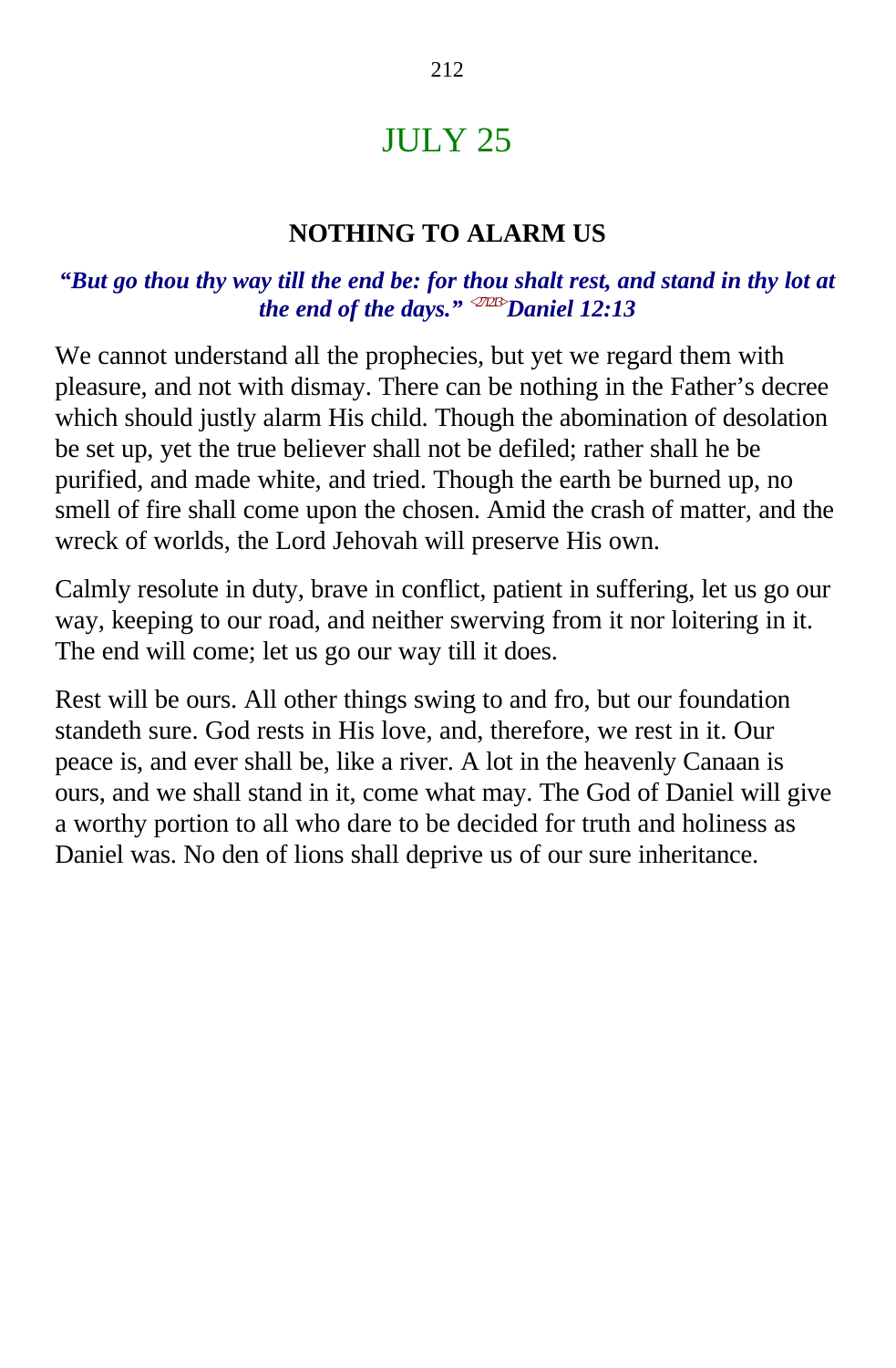# JULY 25

## NOTHING TO ALARM US

***"But go thou thy way till the end be: for thou shalt rest, and stand in thy lot at the end of the days." Daniel 12:13***

We cannot understand all the prophecies, but yet we regard them with pleasure, and not with dismay. There can be nothing in the Father's decree which should justly alarm His child. Though the abomination of desolation be set up, yet the true believer shall not be defiled; rather shall he be purified, and made white, and tried. Though the earth be burned up, no smell of fire shall come upon the chosen. Amid the crash of matter, and the wreck of worlds, the Lord Jehovah will preserve His own.

Calmly resolute in duty, brave in conflict, patient in suffering, let us go our way, keeping to our road, and neither swerving from it nor loitering in it. The end will come; let us go our way till it does.

Rest will be ours. All other things swing to and fro, but our foundation standeth sure. God rests in His love, and, therefore, we rest in it. Our peace is, and ever shall be, like a river. A lot in the heavenly Canaan is ours, and we shall stand in it, come what may. The God of Daniel will give a worthy portion to all who dare to be decided for truth and holiness as Daniel was. No den of lions shall deprive us of our sure inheritance.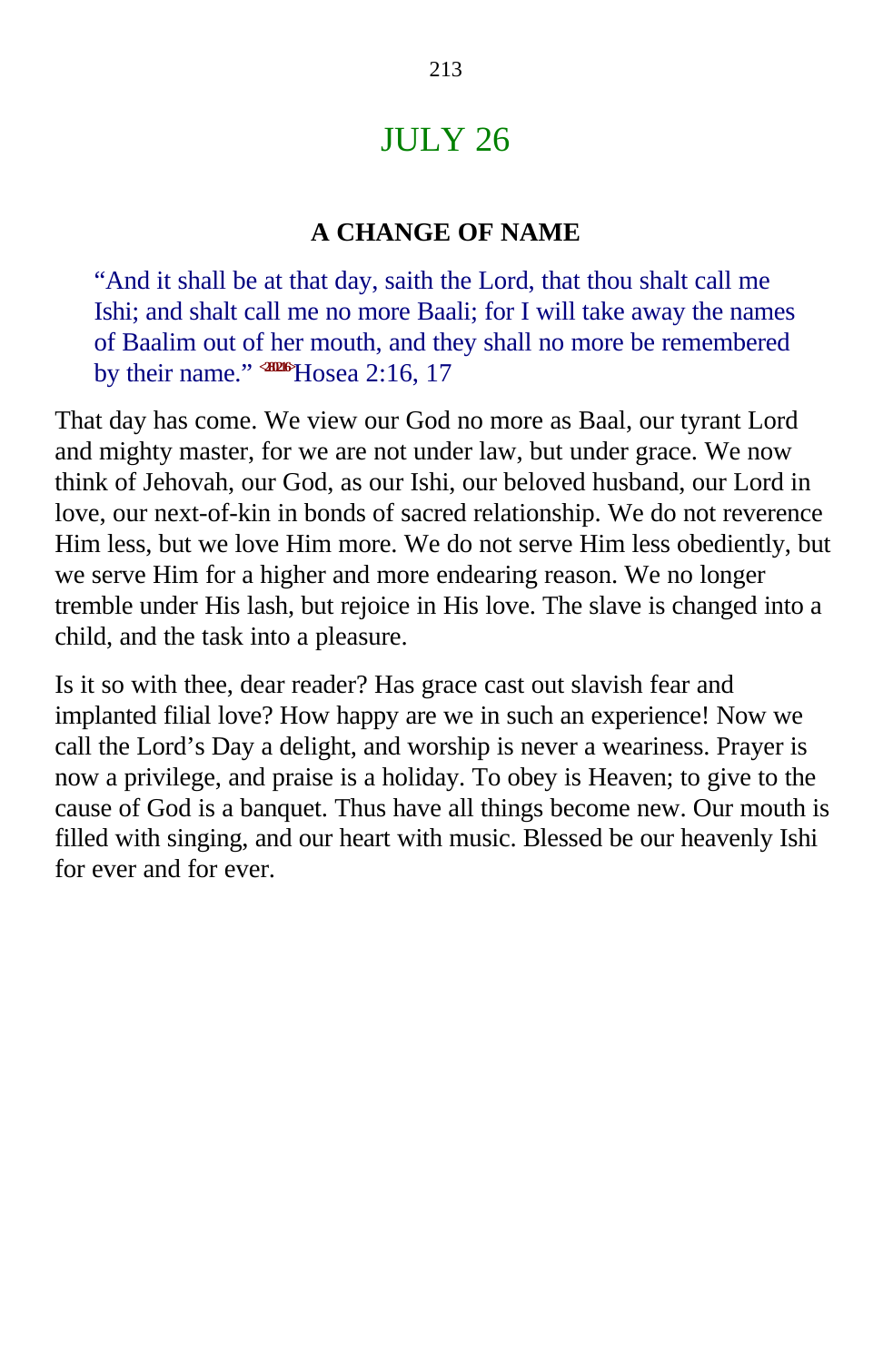# JULY 26

## A CHANGE OF NAME

"And it shall be at that day, saith the Lord, that thou shalt call me Ishi; and shalt call me no more Baali; for I will take away the names of Baalim out of her mouth, and they shall no more be remembered by their name." <281216>Hosea 2:16, 17

That day has come. We view our God no more as Baal, our tyrant Lord and mighty master, for we are not under law, but under grace. We now think of Jehovah, our God, as our Ishi, our beloved husband, our Lord in love, our next-of-kin in bonds of sacred relationship. We do not reverence Him less, but we love Him more. We do not serve Him less obediently, but we serve Him for a higher and more endearing reason. We no longer tremble under His lash, but rejoice in His love. The slave is changed into a child, and the task into a pleasure.

Is it so with thee, dear reader? Has grace cast out slavish fear and implanted filial love? How happy are we in such an experience! Now we call the Lord's Day a delight, and worship is never a weariness. Prayer is now a privilege, and praise is a holiday. To obey is Heaven; to give to the cause of God is a banquet. Thus have all things become new. Our mouth is filled with singing, and our heart with music. Blessed be our heavenly Ishi for ever and for ever.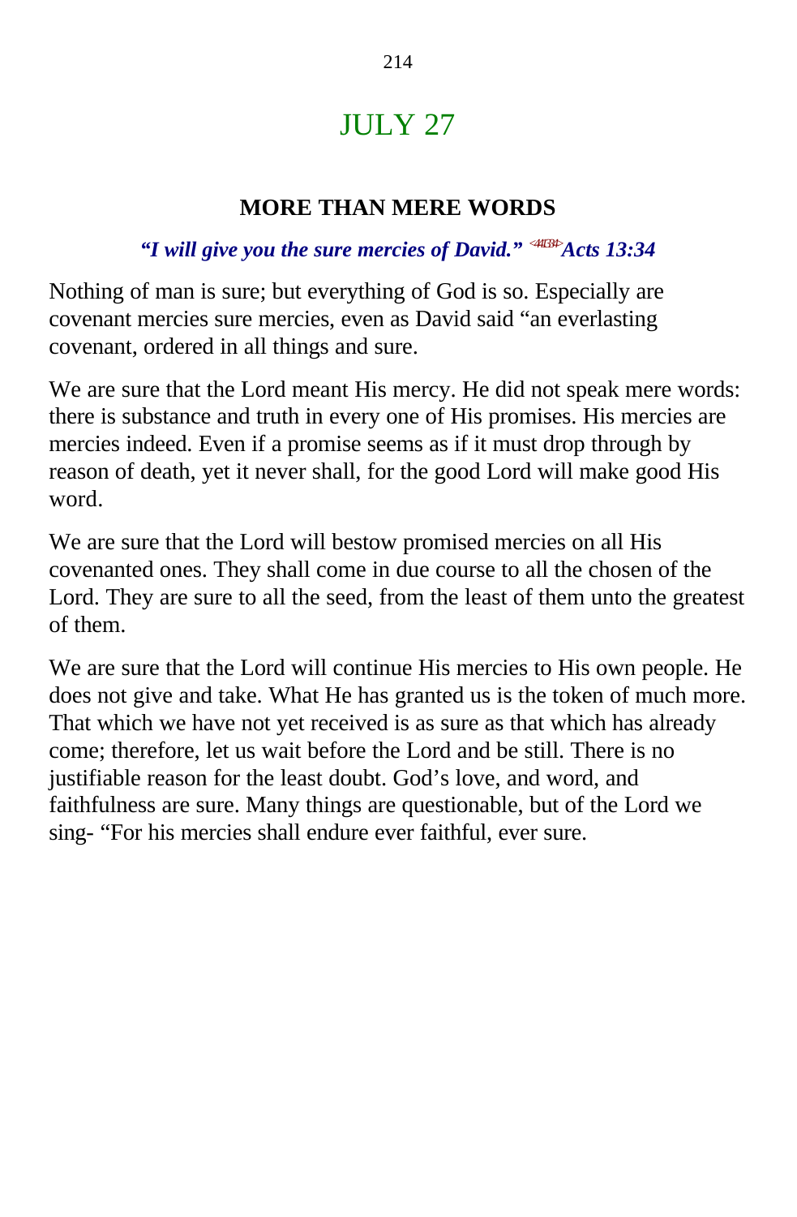# JULY 27

## MORE THAN MERE WORDS

***"I will give you the sure mercies of David."*** <441334>***Acts 13:34***

Nothing of man is sure; but everything of God is so. Especially are covenant mercies sure mercies, even as David said "an everlasting covenant, ordered in all things and sure.

We are sure that the Lord meant His mercy. He did not speak mere words: there is substance and truth in every one of His promises. His mercies are mercies indeed. Even if a promise seems as if it must drop through by reason of death, yet it never shall, for the good Lord will make good His word.

We are sure that the Lord will bestow promised mercies on all His covenanted ones. They shall come in due course to all the chosen of the Lord. They are sure to all the seed, from the least of them unto the greatest of them.

We are sure that the Lord will continue His mercies to His own people. He does not give and take. What He has granted us is the token of much more. That which we have not yet received is as sure as that which has already come; therefore, let us wait before the Lord and be still. There is no justifiable reason for the least doubt. God's love, and word, and faithfulness are sure. Many things are questionable, but of the Lord we sing- "For his mercies shall endure ever faithful, ever sure.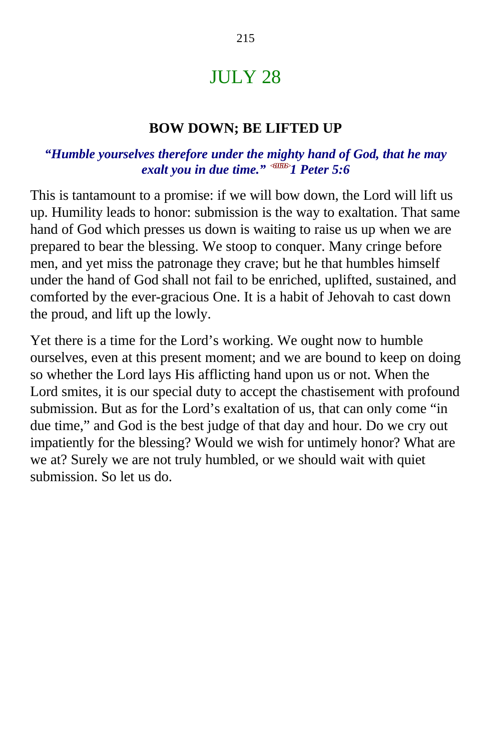# JULY 28

### BOW DOWN; BE LIFTED UP

***"Humble yourselves therefore under the mighty hand of God, that he may exalt you in due time." 1 Peter 5:6***

This is tantamount to a promise: if we will bow down, the Lord will lift us up. Humility leads to honor: submission is the way to exaltation. That same hand of God which presses us down is waiting to raise us up when we are prepared to bear the blessing. We stoop to conquer. Many cringe before men, and yet miss the patronage they crave; but he that humbles himself under the hand of God shall not fail to be enriched, uplifted, sustained, and comforted by the ever-gracious One. It is a habit of Jehovah to cast down the proud, and lift up the lowly.

Yet there is a time for the Lord's working. We ought now to humble ourselves, even at this present moment; and we are bound to keep on doing so whether the Lord lays His afflicting hand upon us or not. When the Lord smites, it is our special duty to accept the chastisement with profound submission. But as for the Lord's exaltation of us, that can only come "in due time," and God is the best judge of that day and hour. Do we cry out impatiently for the blessing? Would we wish for untimely honor? What are we at? Surely we are not truly humbled, or we should wait with quiet submission. So let us do.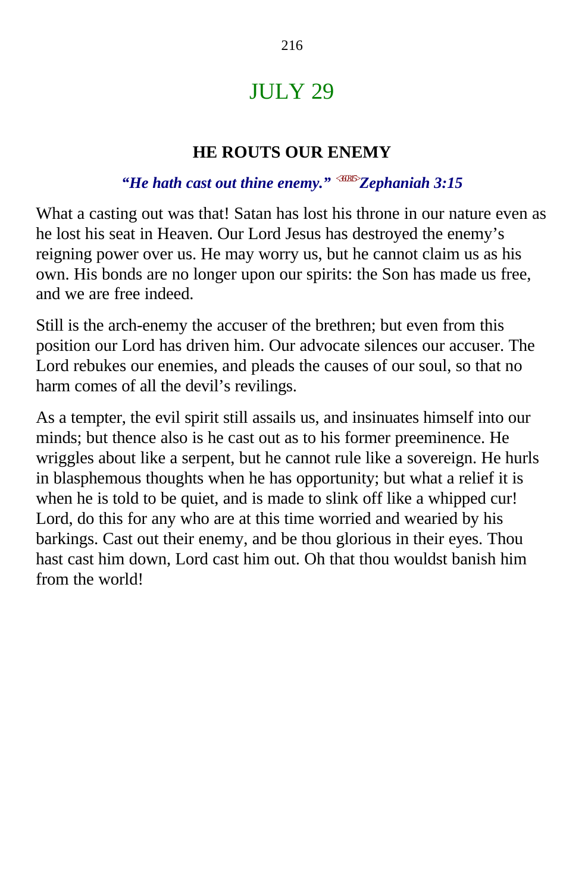# JULY 29

## HE ROUTS OUR ENEMY

***"He hath cast out thine enemy."*** <361315> ***Zephaniah 3:15***

What a casting out was that! Satan has lost his throne in our nature even as he lost his seat in Heaven. Our Lord Jesus has destroyed the enemy's reigning power over us. He may worry us, but he cannot claim us as his own. His bonds are no longer upon our spirits: the Son has made us free, and we are free indeed.

Still is the arch-enemy the accuser of the brethren; but even from this position our Lord has driven him. Our advocate silences our accuser. The Lord rebukes our enemies, and pleads the causes of our soul, so that no harm comes of all the devil's revilings.

As a tempter, the evil spirit still assails us, and insinuates himself into our minds; but thence also is he cast out as to his former preeminence. He wriggles about like a serpent, but he cannot rule like a sovereign. He hurls in blasphemous thoughts when he has opportunity; but what a relief it is when he is told to be quiet, and is made to slink off like a whipped cur! Lord, do this for any who are at this time worried and wearied by his barkings. Cast out their enemy, and be thou glorious in their eyes. Thou hast cast him down, Lord cast him out. Oh that thou wouldst banish him from the world!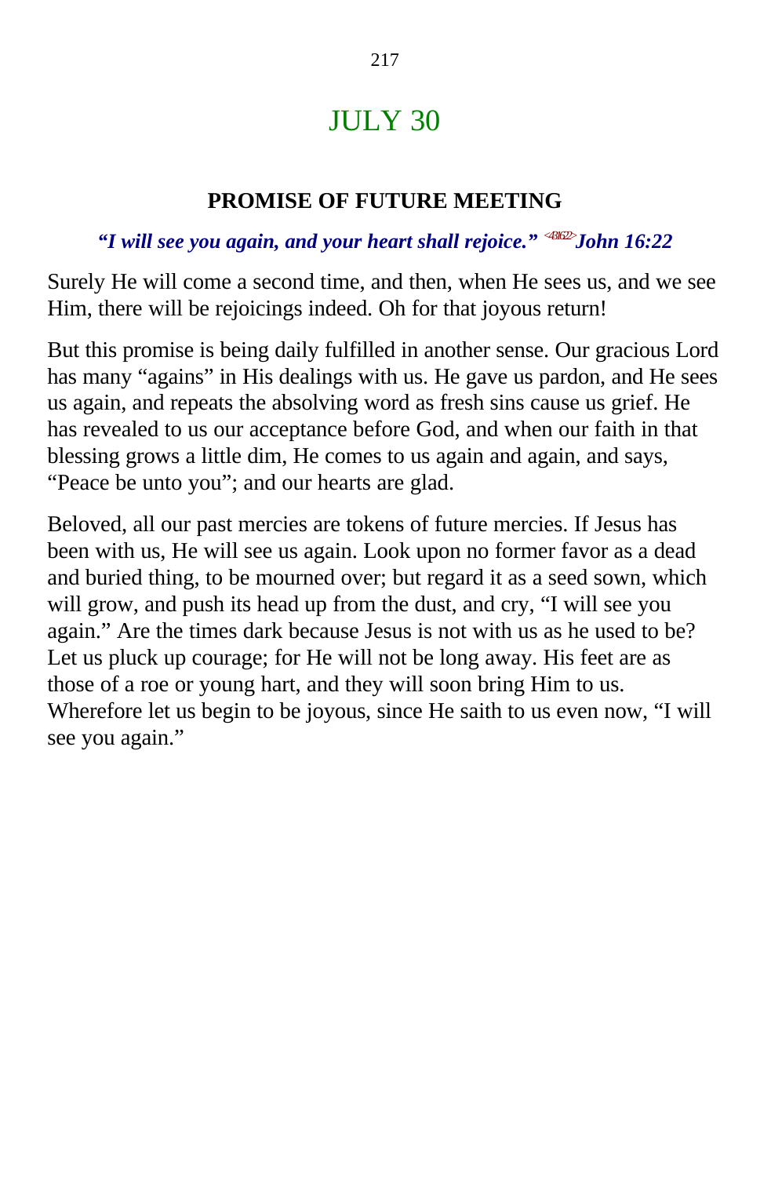# JULY 30

### PROMISE OF FUTURE MEETING

***"I will see you again, and your heart shall rejoice."*** [<431622>] ***John 16:22***

Surely He will come a second time, and then, when He sees us, and we see Him, there will be rejoicings indeed. Oh for that joyous return!

But this promise is being daily fulfilled in another sense. Our gracious Lord has many "agains" in His dealings with us. He gave us pardon, and He sees us again, and repeats the absolving word as fresh sins cause us grief. He has revealed to us our acceptance before God, and when our faith in that blessing grows a little dim, He comes to us again and again, and says, "Peace be unto you"; and our hearts are glad.

Beloved, all our past mercies are tokens of future mercies. If Jesus has been with us, He will see us again. Look upon no former favor as a dead and buried thing, to be mourned over; but regard it as a seed sown, which will grow, and push its head up from the dust, and cry, "I will see you again." Are the times dark because Jesus is not with us as he used to be? Let us pluck up courage; for He will not be long away. His feet are as those of a roe or young hart, and they will soon bring Him to us. Wherefore let us begin to be joyous, since He saith to us even now, "I will see you again."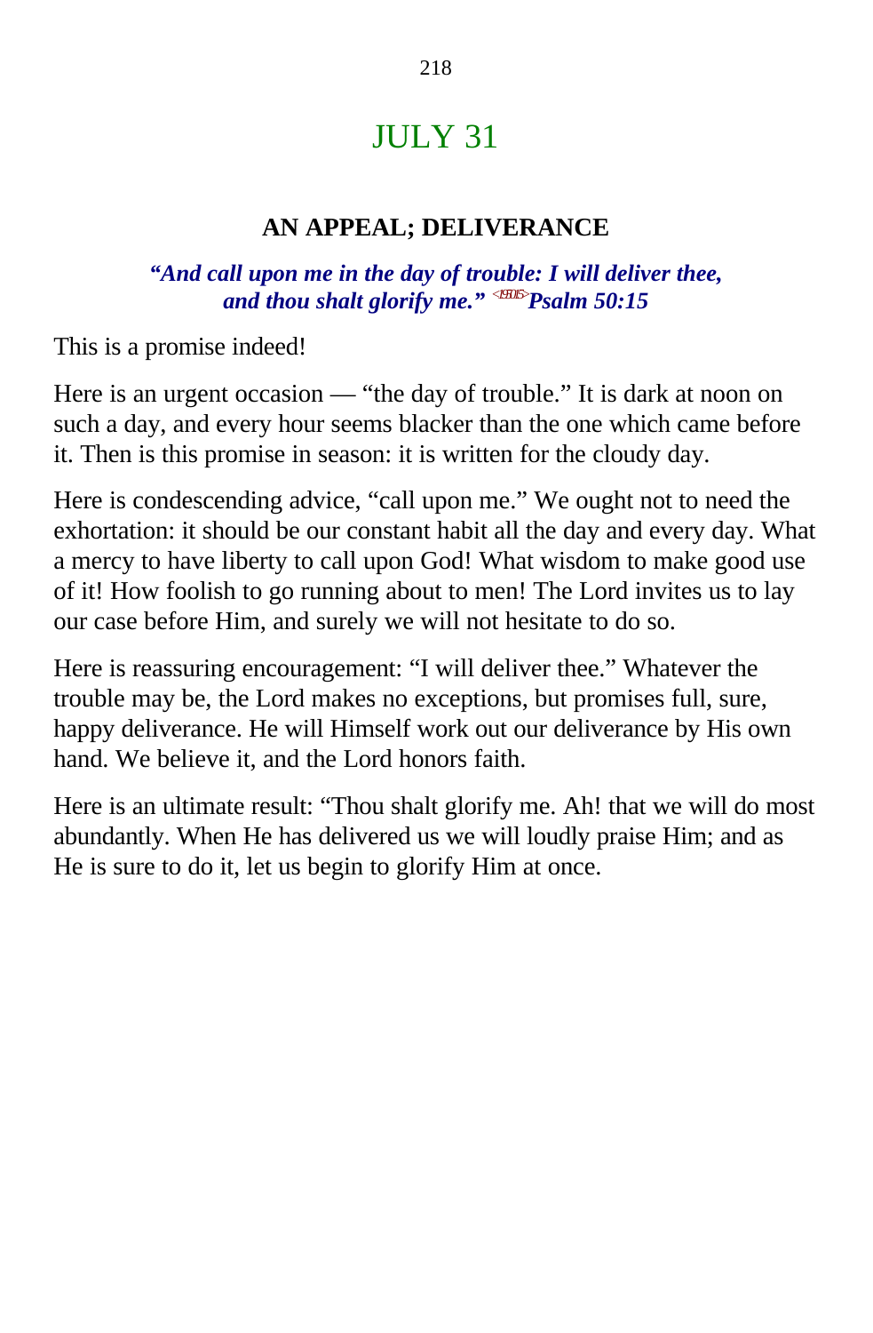# JULY 31

## AN APPEAL; DELIVERANCE

***"And call upon me in the day of trouble: I will deliver thee, and thou shalt glorify me."*** <19F015> ***Psalm 50:15***

This is a promise indeed!

Here is an urgent occasion — "the day of trouble." It is dark at noon on such a day, and every hour seems blacker than the one which came before it. Then is this promise in season: it is written for the cloudy day.

Here is condescending advice, "call upon me." We ought not to need the exhortation: it should be our constant habit all the day and every day. What a mercy to have liberty to call upon God! What wisdom to make good use of it! How foolish to go running about to men! The Lord invites us to lay our case before Him, and surely we will not hesitate to do so.

Here is reassuring encouragement: "I will deliver thee." Whatever the trouble may be, the Lord makes no exceptions, but promises full, sure, happy deliverance. He will Himself work out our deliverance by His own hand. We believe it, and the Lord honors faith.

Here is an ultimate result: "Thou shalt glorify me. Ah! that we will do most abundantly. When He has delivered us we will loudly praise Him; and as He is sure to do it, let us begin to glorify Him at once.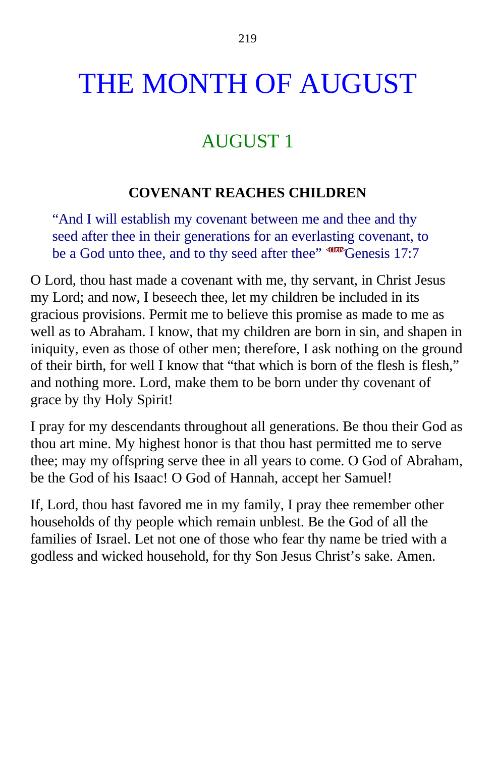# THE MONTH OF AUGUST

## AUGUST 1

### COVENANT REACHES CHILDREN

> "And I will establish my covenant between me and thee and thy seed after thee in their generations for an everlasting covenant, to be a God unto thee, and to thy seed after thee" <011707>Genesis 17:7

O Lord, thou hast made a covenant with me, thy servant, in Christ Jesus my Lord; and now, I beseech thee, let my children be included in its gracious provisions. Permit me to believe this promise as made to me as well as to Abraham. I know, that my children are born in sin, and shapen in iniquity, even as those of other men; therefore, I ask nothing on the ground of their birth, for well I know that "that which is born of the flesh is flesh," and nothing more. Lord, make them to be born under thy covenant of grace by thy Holy Spirit!

I pray for my descendants throughout all generations. Be thou their God as thou art mine. My highest honor is that thou hast permitted me to serve thee; may my offspring serve thee in all years to come. O God of Abraham, be the God of his Isaac! O God of Hannah, accept her Samuel!

If, Lord, thou hast favored me in my family, I pray thee remember other households of thy people which remain unblest. Be the God of all the families of Israel. Let not one of those who fear thy name be tried with a godless and wicked household, for thy Son Jesus Christ's sake. Amen.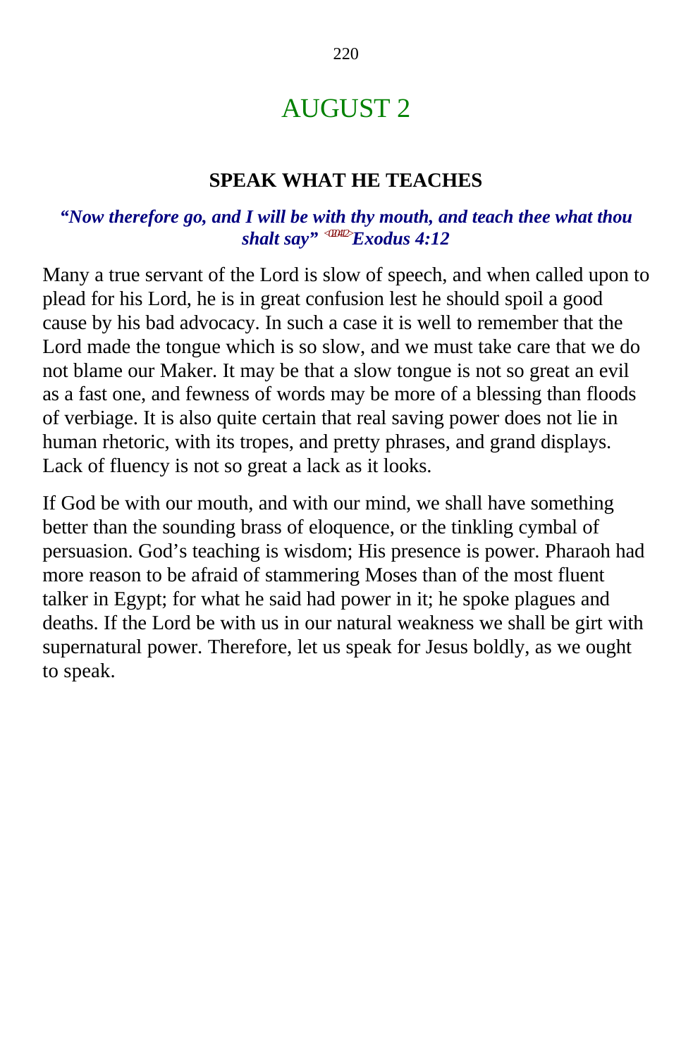# AUGUST 2

## SPEAK WHAT HE TEACHES

***"Now therefore go, and I will be with thy mouth, and teach thee what thou shalt say"*** <020412> ***Exodus 4:12***

Many a true servant of the Lord is slow of speech, and when called upon to plead for his Lord, he is in great confusion lest he should spoil a good cause by his bad advocacy. In such a case it is well to remember that the Lord made the tongue which is so slow, and we must take care that we do not blame our Maker. It may be that a slow tongue is not so great an evil as a fast one, and fewness of words may be more of a blessing than floods of verbiage. It is also quite certain that real saving power does not lie in human rhetoric, with its tropes, and pretty phrases, and grand displays. Lack of fluency is not so great a lack as it looks.

If God be with our mouth, and with our mind, we shall have something better than the sounding brass of eloquence, or the tinkling cymbal of persuasion. God's teaching is wisdom; His presence is power. Pharaoh had more reason to be afraid of stammering Moses than of the most fluent talker in Egypt; for what he said had power in it; he spoke plagues and deaths. If the Lord be with us in our natural weakness we shall be girt with supernatural power. Therefore, let us speak for Jesus boldly, as we ought to speak.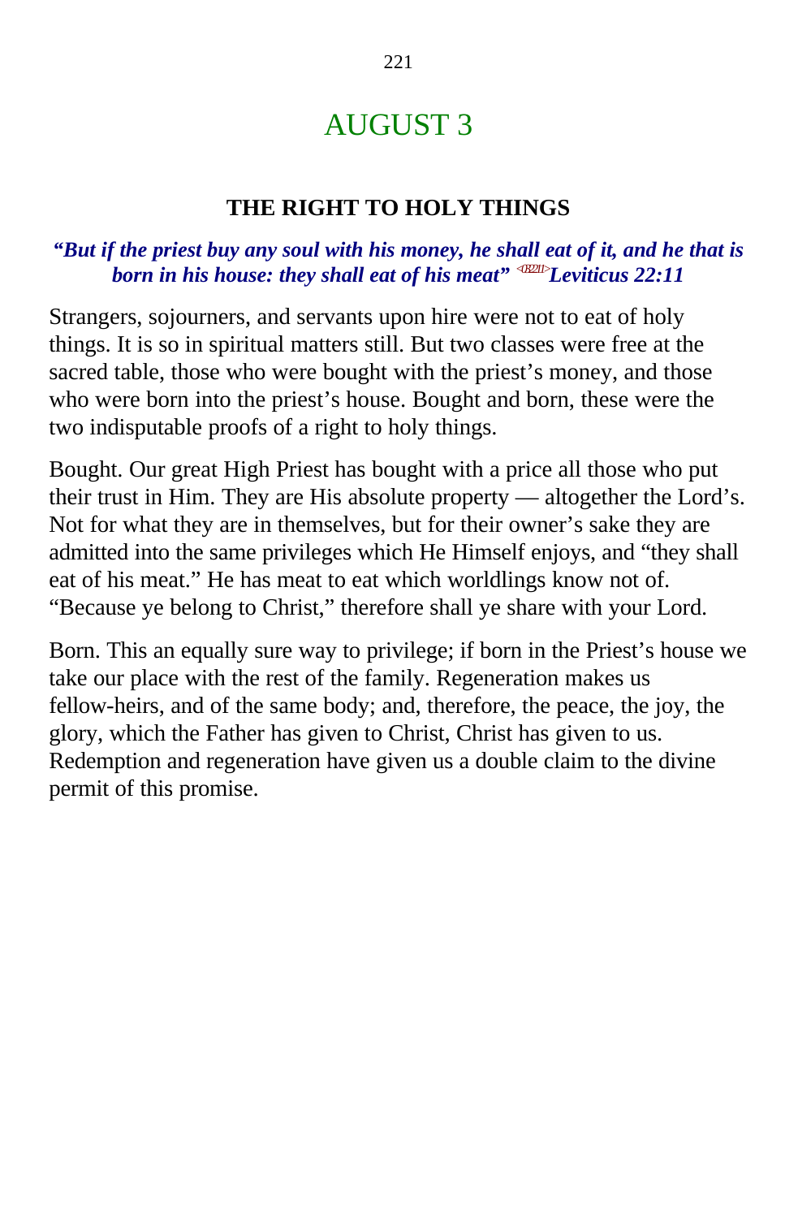# AUGUST 3

## THE RIGHT TO HOLY THINGS

***"But if the priest buy any soul with his money, he shall eat of it, and he that is born in his house: they shall eat of his meat"*** <032211> ***Leviticus 22:11***

Strangers, sojourners, and servants upon hire were not to eat of holy things. It is so in spiritual matters still. But two classes were free at the sacred table, those who were bought with the priest's money, and those who were born into the priest's house. Bought and born, these were the two indisputable proofs of a right to holy things.

Bought. Our great High Priest has bought with a price all those who put their trust in Him. They are His absolute property — altogether the Lord's. Not for what they are in themselves, but for their owner's sake they are admitted into the same privileges which He Himself enjoys, and "they shall eat of his meat." He has meat to eat which worldlings know not of. "Because ye belong to Christ," therefore shall ye share with your Lord.

Born. This an equally sure way to privilege; if born in the Priest's house we take our place with the rest of the family. Regeneration makes us fellow-heirs, and of the same body; and, therefore, the peace, the joy, the glory, which the Father has given to Christ, Christ has given to us. Redemption and regeneration have given us a double claim to the divine permit of this promise.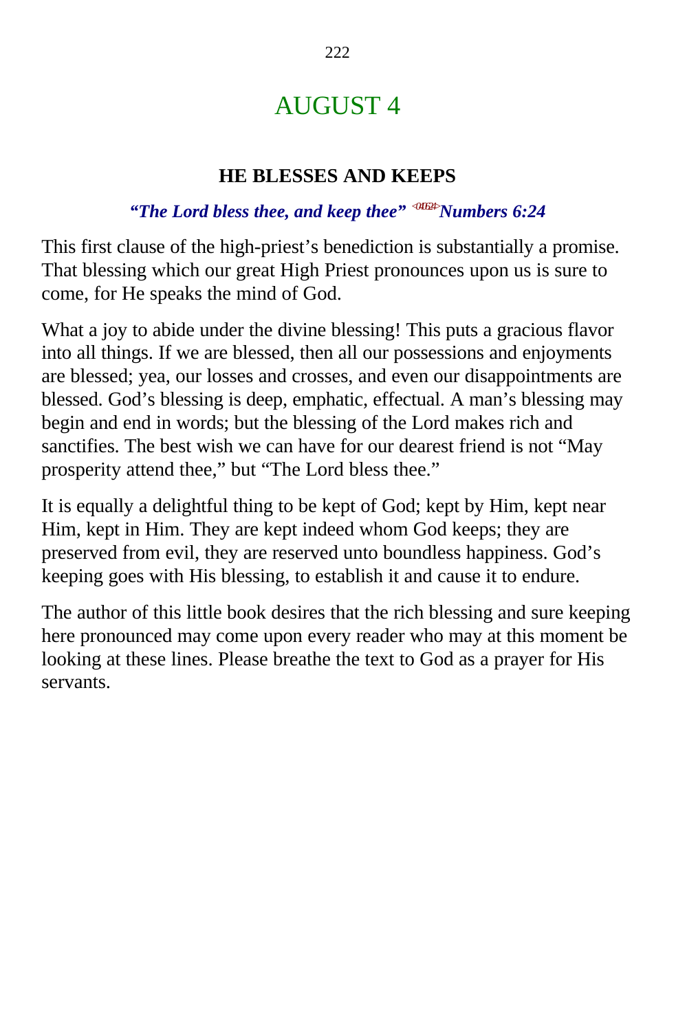# AUGUST 4

### HE BLESSES AND KEEPS

***"The Lord bless thee, and keep thee"*** [040624] ***Numbers 6:24***

This first clause of the high-priest's benediction is substantially a promise. That blessing which our great High Priest pronounces upon us is sure to come, for He speaks the mind of God.

What a joy to abide under the divine blessing! This puts a gracious flavor into all things. If we are blessed, then all our possessions and enjoyments are blessed; yea, our losses and crosses, and even our disappointments are blessed. God's blessing is deep, emphatic, effectual. A man's blessing may begin and end in words; but the blessing of the Lord makes rich and sanctifies. The best wish we can have for our dearest friend is not "May prosperity attend thee," but "The Lord bless thee."

It is equally a delightful thing to be kept of God; kept by Him, kept near Him, kept in Him. They are kept indeed whom God keeps; they are preserved from evil, they are reserved unto boundless happiness. God's keeping goes with His blessing, to establish it and cause it to endure.

The author of this little book desires that the rich blessing and sure keeping here pronounced may come upon every reader who may at this moment be looking at these lines. Please breathe the text to God as a prayer for His servants.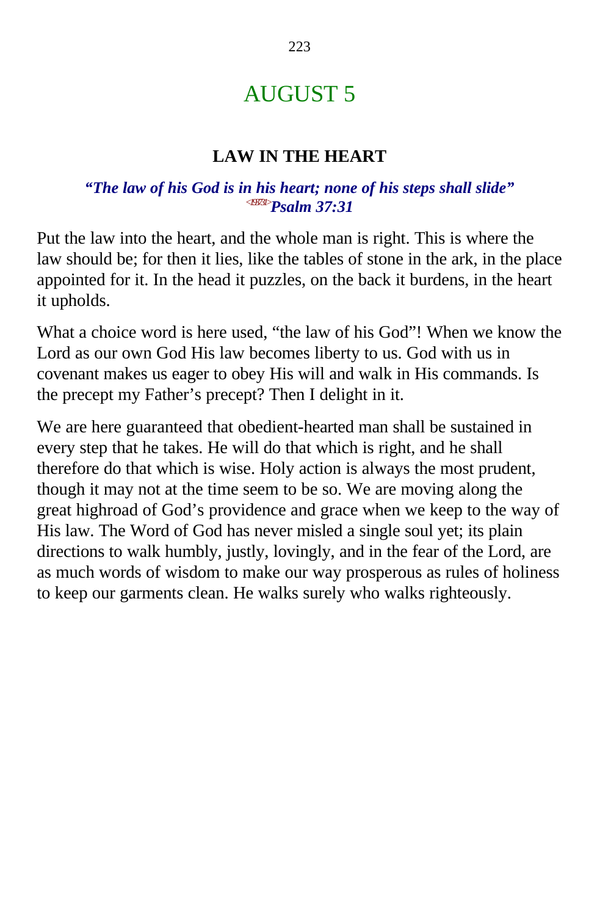# AUGUST 5

## LAW IN THE HEART

***"The law of his God is in his heart; none of his steps shall slide"***
*<193731>**Psalm 37:31***

Put the law into the heart, and the whole man is right. This is where the law should be; for then it lies, like the tables of stone in the ark, in the place appointed for it. In the head it puzzles, on the back it burdens, in the heart it upholds.

What a choice word is here used, "the law of his God"! When we know the Lord as our own God His law becomes liberty to us. God with us in covenant makes us eager to obey His will and walk in His commands. Is the precept my Father's precept? Then I delight in it.

We are here guaranteed that obedient-hearted man shall be sustained in every step that he takes. He will do that which is right, and he shall therefore do that which is wise. Holy action is always the most prudent, though it may not at the time seem to be so. We are moving along the great highroad of God's providence and grace when we keep to the way of His law. The Word of God has never misled a single soul yet; its plain directions to walk humbly, justly, lovingly, and in the fear of the Lord, are as much words of wisdom to make our way prosperous as rules of holiness to keep our garments clean. He walks surely who walks righteously.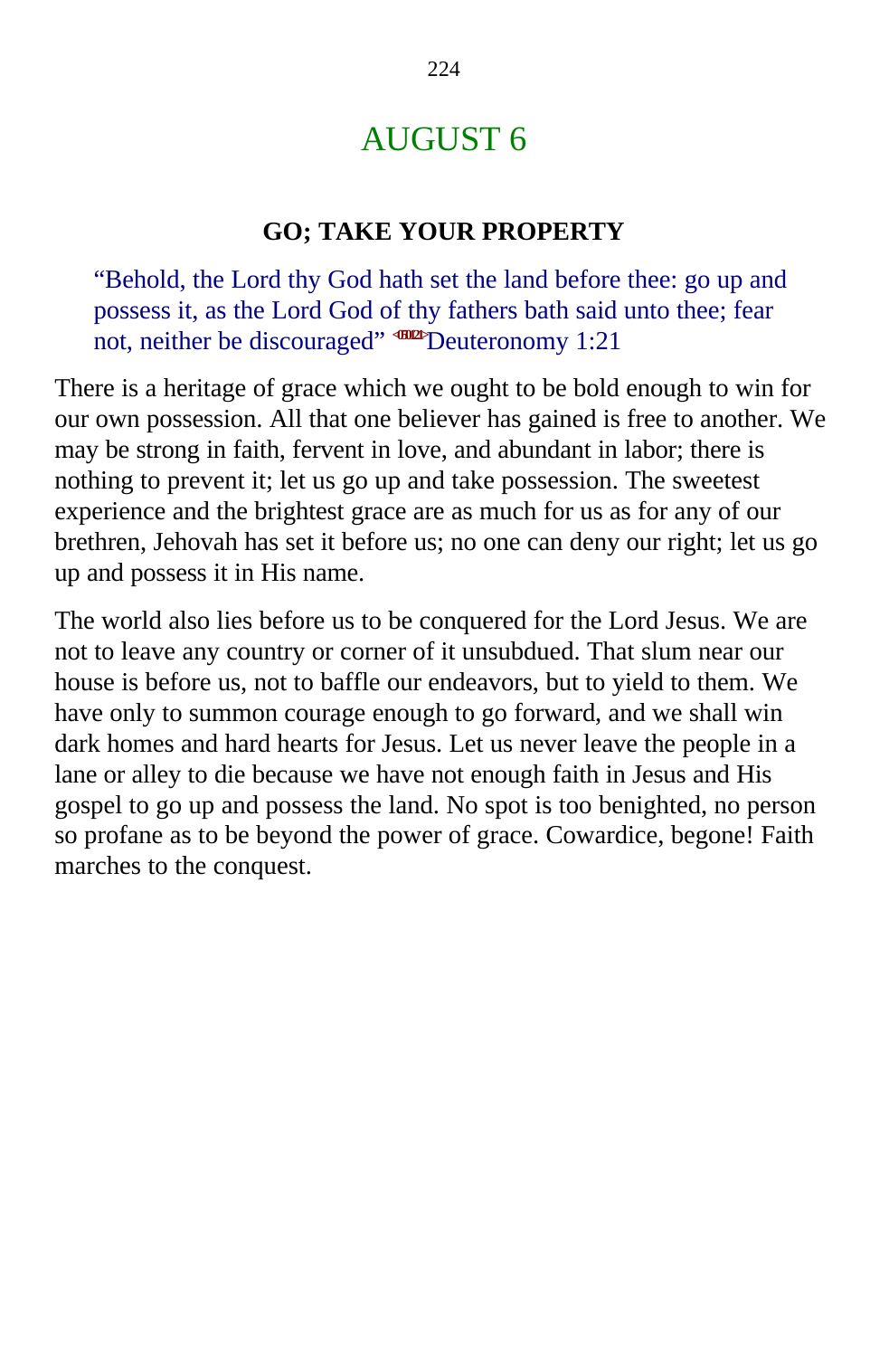# AUGUST 6

### GO; TAKE YOUR PROPERTY

> "Behold, the Lord thy God hath set the land before thee: go up and possess it, as the Lord God of thy fathers bath said unto thee; fear not, neither be discouraged" <050121>Deuteronomy 1:21

There is a heritage of grace which we ought to be bold enough to win for our own possession. All that one believer has gained is free to another. We may be strong in faith, fervent in love, and abundant in labor; there is nothing to prevent it; let us go up and take possession. The sweetest experience and the brightest grace are as much for us as for any of our brethren, Jehovah has set it before us; no one can deny our right; let us go up and possess it in His name.

The world also lies before us to be conquered for the Lord Jesus. We are not to leave any country or corner of it unsubdued. That slum near our house is before us, not to baffle our endeavors, but to yield to them. We have only to summon courage enough to go forward, and we shall win dark homes and hard hearts for Jesus. Let us never leave the people in a lane or alley to die because we have not enough faith in Jesus and His gospel to go up and possess the land. No spot is too benighted, no person so profane as to be beyond the power of grace. Cowardice, begone! Faith marches to the conquest.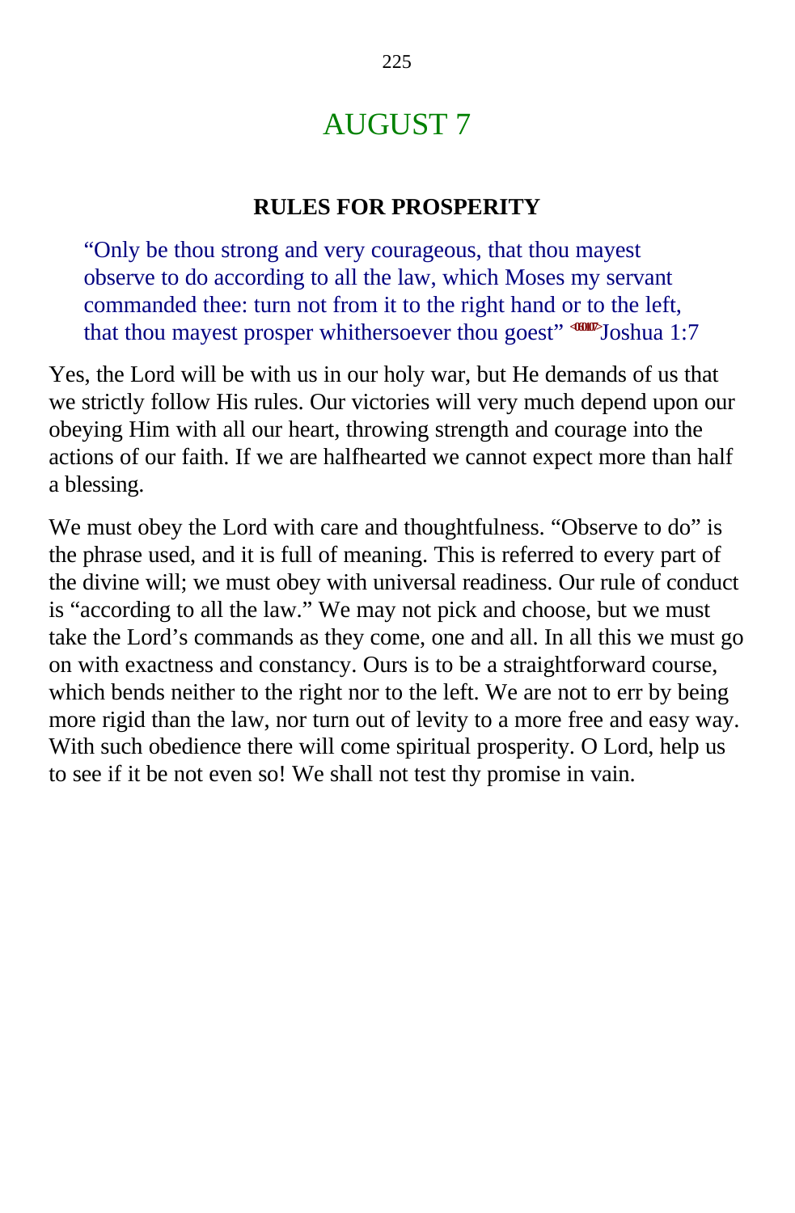# AUGUST 7

### RULES FOR PROSPERITY

> "Only be thou strong and very courageous, that thou mayest observe to do according to all the law, which Moses my servant commanded thee: turn not from it to the right hand or to the left, that thou mayest prosper whithersoever thou goest" <060107>Joshua 1:7

Yes, the Lord will be with us in our holy war, but He demands of us that we strictly follow His rules. Our victories will very much depend upon our obeying Him with all our heart, throwing strength and courage into the actions of our faith. If we are halfhearted we cannot expect more than half a blessing.

We must obey the Lord with care and thoughtfulness. "Observe to do" is the phrase used, and it is full of meaning. This is referred to every part of the divine will; we must obey with universal readiness. Our rule of conduct is "according to all the law." We may not pick and choose, but we must take the Lord's commands as they come, one and all. In all this we must go on with exactness and constancy. Ours is to be a straightforward course, which bends neither to the right nor to the left. We are not to err by being more rigid than the law, nor turn out of levity to a more free and easy way. With such obedience there will come spiritual prosperity. O Lord, help us to see if it be not even so! We shall not test thy promise in vain.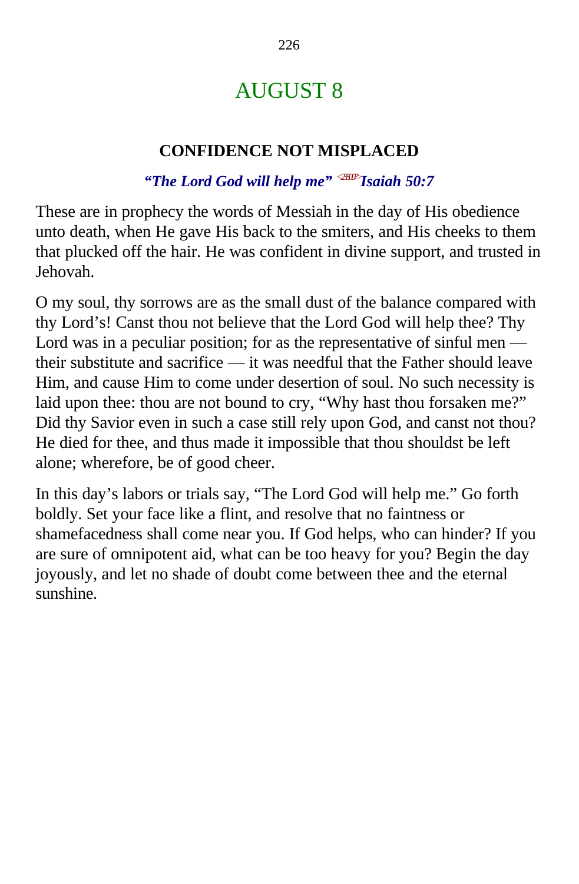# AUGUST 8

## CONFIDENCE NOT MISPLACED

***"The Lord God will help me"*** ***Isaiah 50:7***

These are in prophecy the words of Messiah in the day of His obedience unto death, when He gave His back to the smiters, and His cheeks to them that plucked off the hair. He was confident in divine support, and trusted in Jehovah.

O my soul, thy sorrows are as the small dust of the balance compared with thy Lord's! Canst thou not believe that the Lord God will help thee? Thy Lord was in a peculiar position; for as the representative of sinful men — their substitute and sacrifice — it was needful that the Father should leave Him, and cause Him to come under desertion of soul. No such necessity is laid upon thee: thou are not bound to cry, "Why hast thou forsaken me?" Did thy Savior even in such a case still rely upon God, and canst not thou? He died for thee, and thus made it impossible that thou shouldst be left alone; wherefore, be of good cheer.

In this day's labors or trials say, "The Lord God will help me." Go forth boldly. Set your face like a flint, and resolve that no faintness or shamefacedness shall come near you. If God helps, who can hinder? If you are sure of omnipotent aid, what can be too heavy for you? Begin the day joyously, and let no shade of doubt come between thee and the eternal sunshine.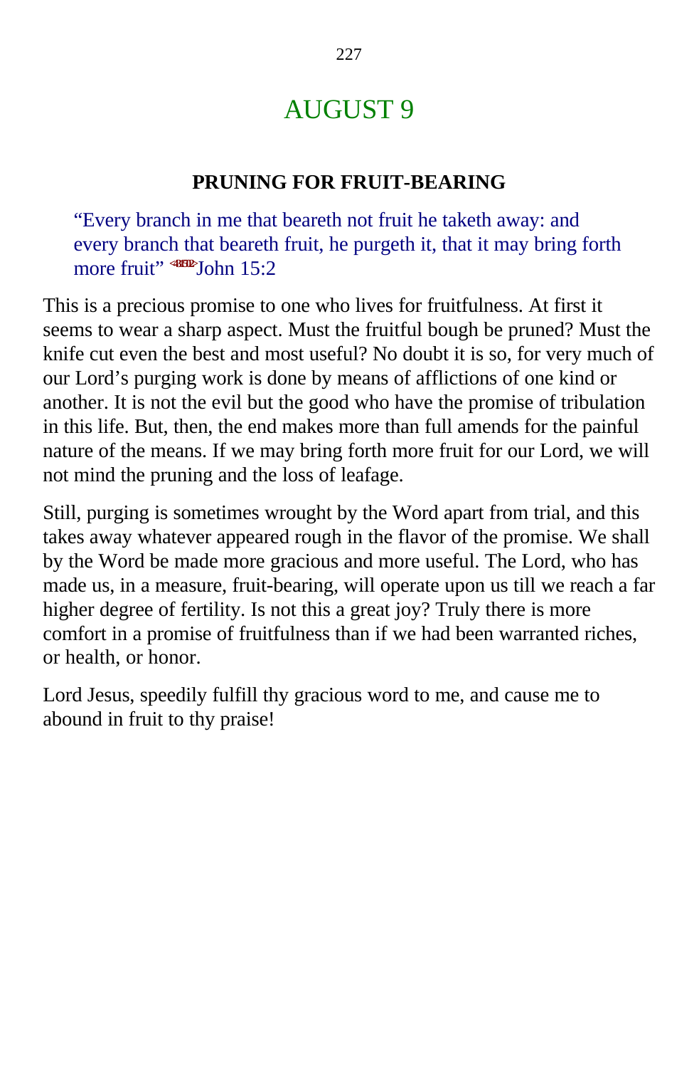# AUGUST 9

### PRUNING FOR FRUIT-BEARING

> "Every branch in me that beareth not fruit he taketh away: and every branch that beareth fruit, he purgeth it, that it may bring forth more fruit" <431502>John 15:2

This is a precious promise to one who lives for fruitfulness. At first it seems to wear a sharp aspect. Must the fruitful bough be pruned? Must the knife cut even the best and most useful? No doubt it is so, for very much of our Lord's purging work is done by means of afflictions of one kind or another. It is not the evil but the good who have the promise of tribulation in this life. But, then, the end makes more than full amends for the painful nature of the means. If we may bring forth more fruit for our Lord, we will not mind the pruning and the loss of leafage.

Still, purging is sometimes wrought by the Word apart from trial, and this takes away whatever appeared rough in the flavor of the promise. We shall by the Word be made more gracious and more useful. The Lord, who has made us, in a measure, fruit-bearing, will operate upon us till we reach a far higher degree of fertility. Is not this a great joy? Truly there is more comfort in a promise of fruitfulness than if we had been warranted riches, or health, or honor.

Lord Jesus, speedily fulfill thy gracious word to me, and cause me to abound in fruit to thy praise!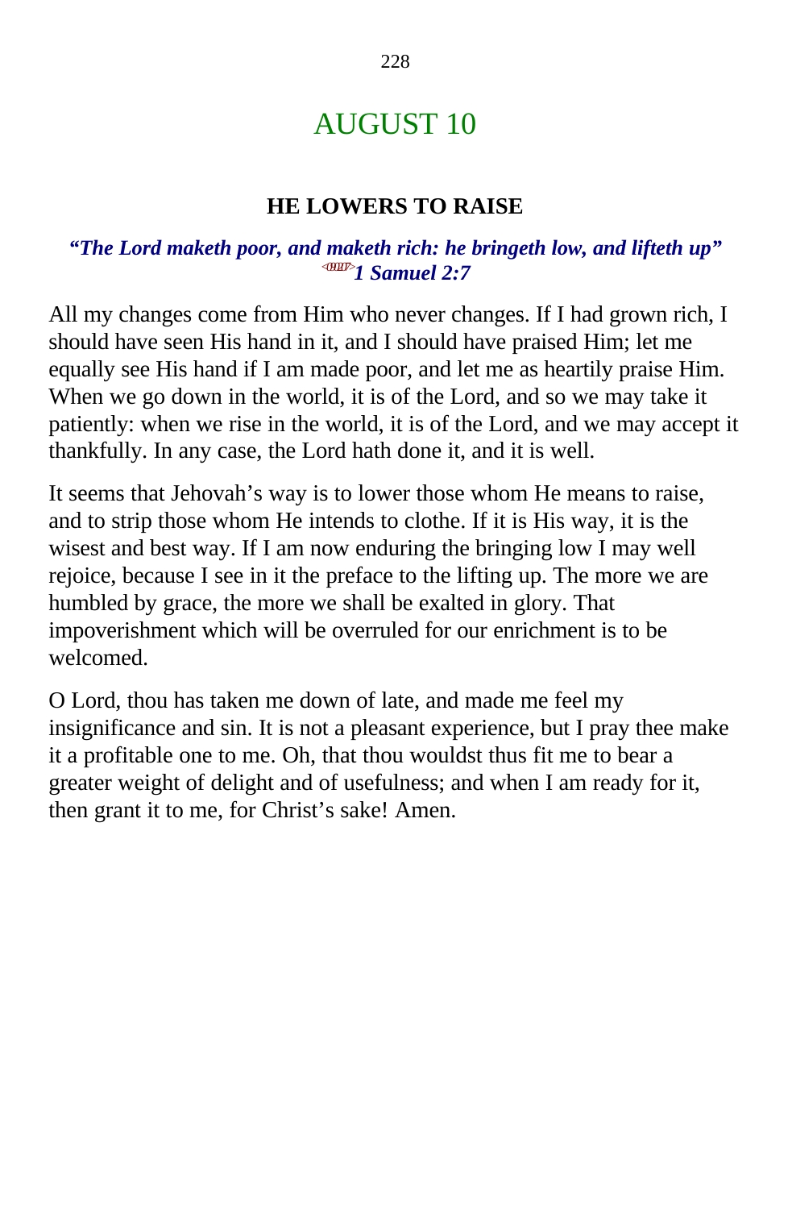# AUGUST 10

### HE LOWERS TO RAISE

***"The Lord maketh poor, and maketh rich: he bringeth low, and lifteth up"*** ***<090207>1 Samuel 2:7***

All my changes come from Him who never changes. If I had grown rich, I should have seen His hand in it, and I should have praised Him; let me equally see His hand if I am made poor, and let me as heartily praise Him. When we go down in the world, it is of the Lord, and so we may take it patiently: when we rise in the world, it is of the Lord, and we may accept it thankfully. In any case, the Lord hath done it, and it is well.

It seems that Jehovah's way is to lower those whom He means to raise, and to strip those whom He intends to clothe. If it is His way, it is the wisest and best way. If I am now enduring the bringing low I may well rejoice, because I see in it the preface to the lifting up. The more we are humbled by grace, the more we shall be exalted in glory. That impoverishment which will be overruled for our enrichment is to be welcomed.

O Lord, thou has taken me down of late, and made me feel my insignificance and sin. It is not a pleasant experience, but I pray thee make it a profitable one to me. Oh, that thou wouldst thus fit me to bear a greater weight of delight and of usefulness; and when I am ready for it, then grant it to me, for Christ's sake! Amen.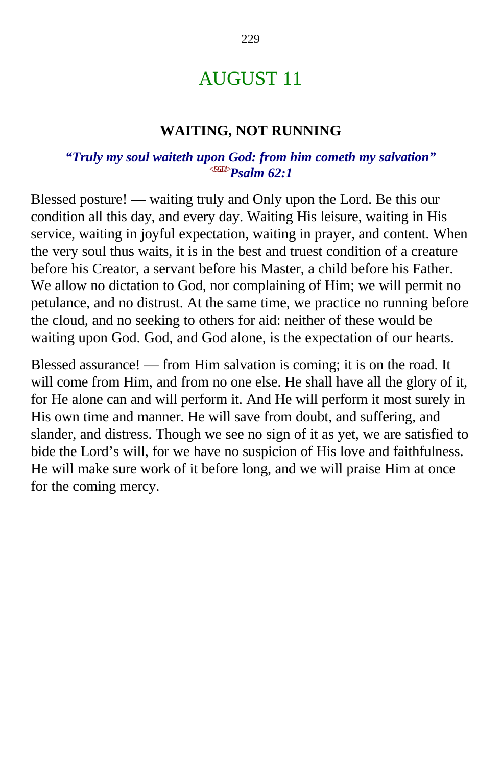# AUGUST 11

## WAITING, NOT RUNNING

***"Truly my soul waiteth upon God: from him cometh my salvation"***
**<196201>*Psalm 62:1***

Blessed posture! — waiting truly and Only upon the Lord. Be this our condition all this day, and every day. Waiting His leisure, waiting in His service, waiting in joyful expectation, waiting in prayer, and content. When the very soul thus waits, it is in the best and truest condition of a creature before his Creator, a servant before his Master, a child before his Father. We allow no dictation to God, nor complaining of Him; we will permit no petulance, and no distrust. At the same time, we practice no running before the cloud, and no seeking to others for aid: neither of these would be waiting upon God. God, and God alone, is the expectation of our hearts.

Blessed assurance! — from Him salvation is coming; it is on the road. It will come from Him, and from no one else. He shall have all the glory of it, for He alone can and will perform it. And He will perform it most surely in His own time and manner. He will save from doubt, and suffering, and slander, and distress. Though we see no sign of it as yet, we are satisfied to bide the Lord's will, for we have no suspicion of His love and faithfulness. He will make sure work of it before long, and we will praise Him at once for the coming mercy.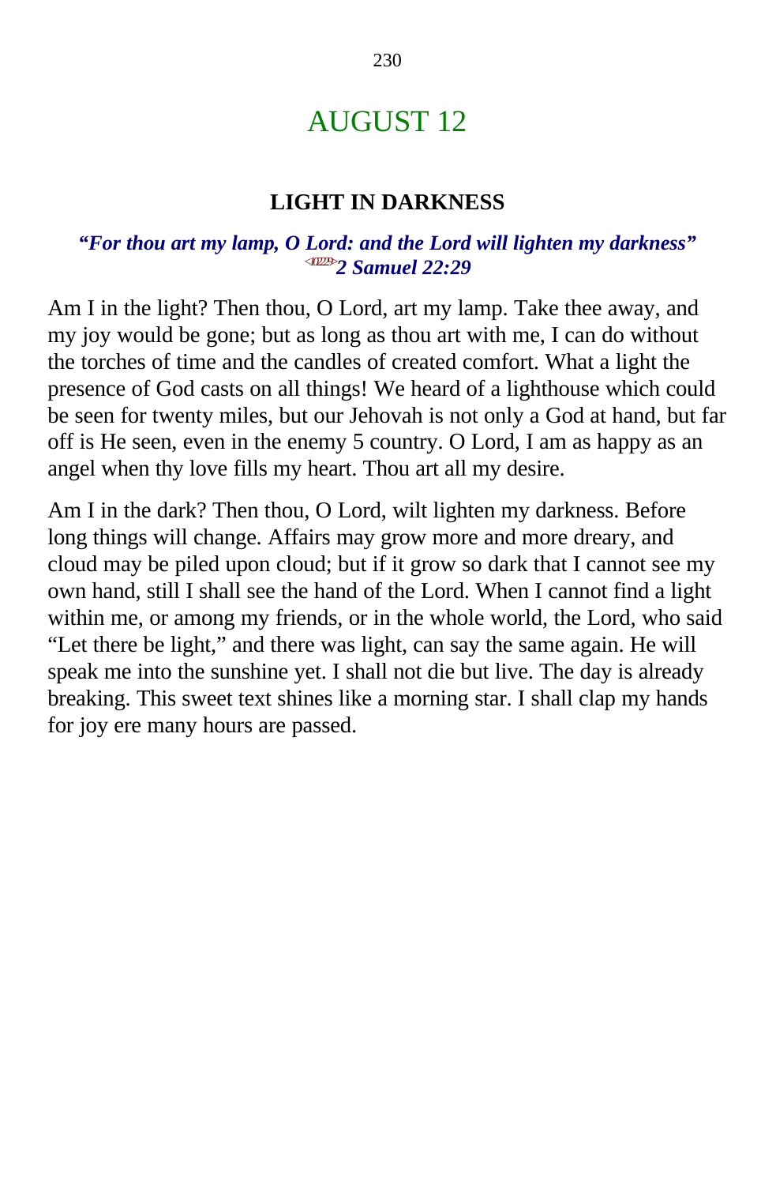# AUGUST 12

### LIGHT IN DARKNESS

***"For thou art my lamp, O Lord: and the Lord will lighten my darkness"*** 
***<102229>2 Samuel 22:29***

Am I in the light? Then thou, O Lord, art my lamp. Take thee away, and my joy would be gone; but as long as thou art with me, I can do without the torches of time and the candles of created comfort. What a light the presence of God casts on all things! We heard of a lighthouse which could be seen for twenty miles, but our Jehovah is not only a God at hand, but far off is He seen, even in the enemy 5 country. O Lord, I am as happy as an angel when thy love fills my heart. Thou art all my desire.

Am I in the dark? Then thou, O Lord, wilt lighten my darkness. Before long things will change. Affairs may grow more and more dreary, and cloud may be piled upon cloud; but if it grow so dark that I cannot see my own hand, still I shall see the hand of the Lord. When I cannot find a light within me, or among my friends, or in the whole world, the Lord, who said "Let there be light," and there was light, can say the same again. He will speak me into the sunshine yet. I shall not die but live. The day is already breaking. This sweet text shines like a morning star. I shall clap my hands for joy ere many hours are passed.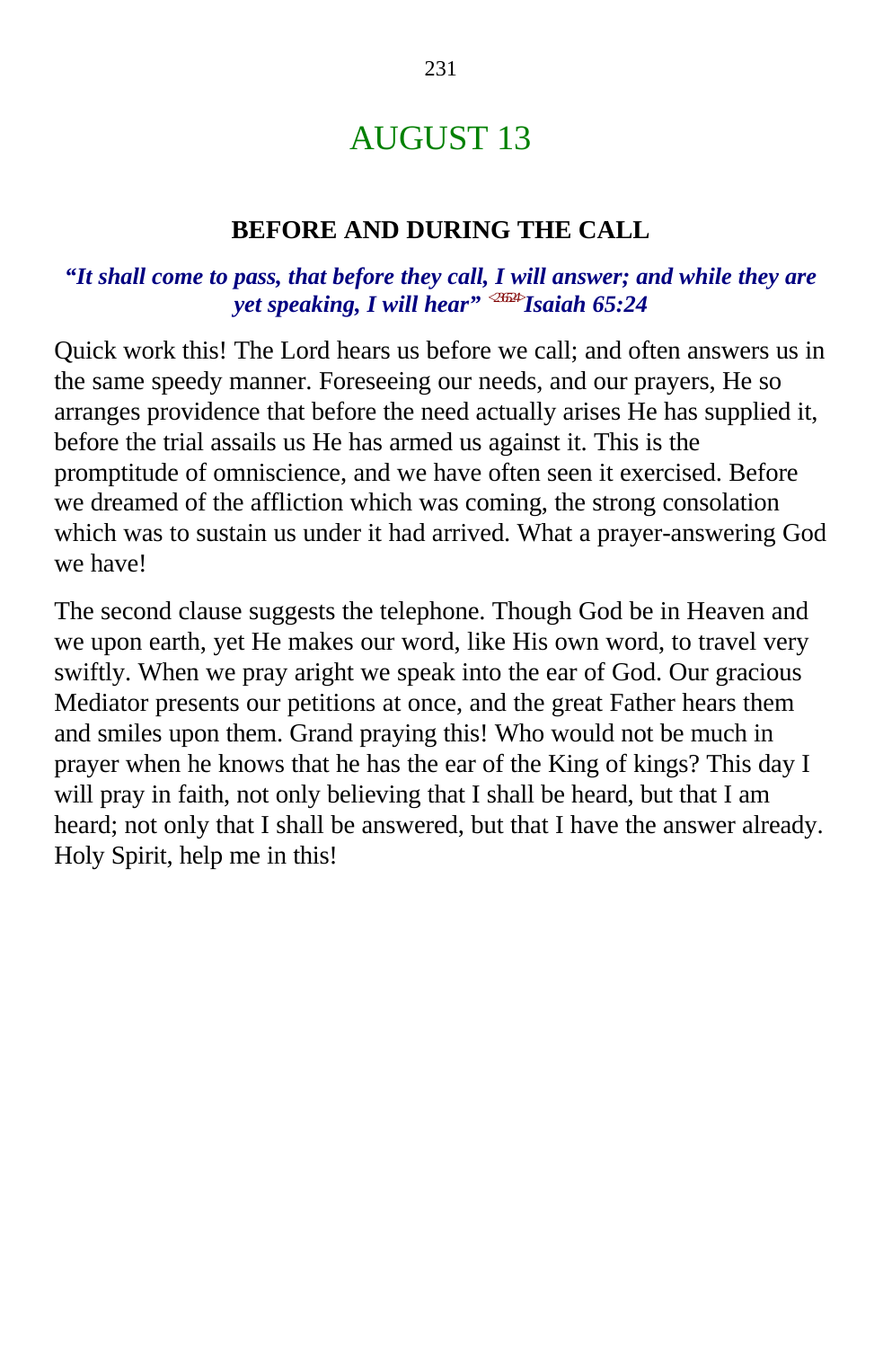# AUGUST 13

## BEFORE AND DURING THE CALL

***"It shall come to pass, that before they call, I will answer; and while they are yet speaking, I will hear"*** <2365> ***Isaiah 65:24***

Quick work this! The Lord hears us before we call; and often answers us in the same speedy manner. Foreseeing our needs, and our prayers, He so arranges providence that before the need actually arises He has supplied it, before the trial assails us He has armed us against it. This is the promptitude of omniscience, and we have often seen it exercised. Before we dreamed of the affliction which was coming, the strong consolation which was to sustain us under it had arrived. What a prayer-answering God we have!

The second clause suggests the telephone. Though God be in Heaven and we upon earth, yet He makes our word, like His own word, to travel very swiftly. When we pray aright we speak into the ear of God. Our gracious Mediator presents our petitions at once, and the great Father hears them and smiles upon them. Grand praying this! Who would not be much in prayer when he knows that he has the ear of the King of kings? This day I will pray in faith, not only believing that I shall be heard, but that I am heard; not only that I shall be answered, but that I have the answer already. Holy Spirit, help me in this!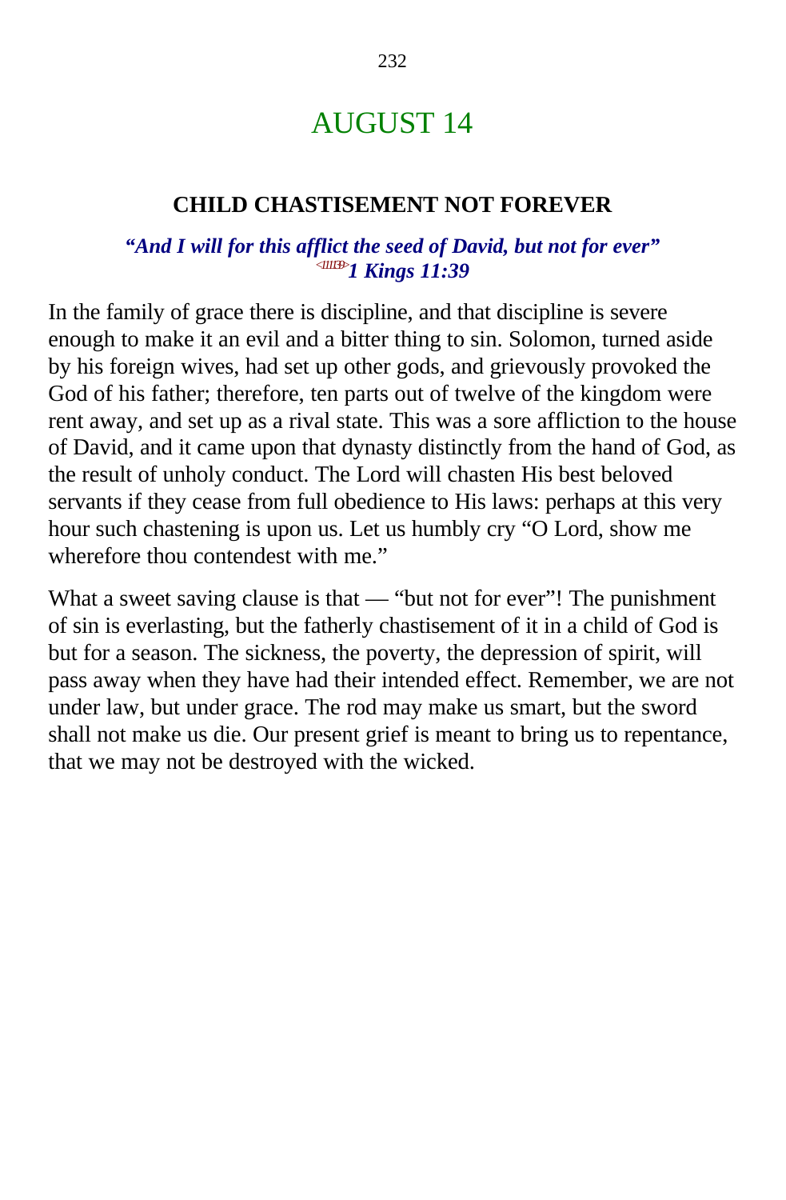# AUGUST 14

### CHILD CHASTISEMENT NOT FOREVER

***"And I will for this afflict the seed of David, but not for ever"***
***<111139>1 Kings 11:39***

In the family of grace there is discipline, and that discipline is severe enough to make it an evil and a bitter thing to sin. Solomon, turned aside by his foreign wives, had set up other gods, and grievously provoked the God of his father; therefore, ten parts out of twelve of the kingdom were rent away, and set up as a rival state. This was a sore affliction to the house of David, and it came upon that dynasty distinctly from the hand of God, as the result of unholy conduct. The Lord will chasten His best beloved servants if they cease from full obedience to His laws: perhaps at this very hour such chastening is upon us. Let us humbly cry "O Lord, show me wherefore thou contendest with me."

What a sweet saving clause is that — "but not for ever"! The punishment of sin is everlasting, but the fatherly chastisement of it in a child of God is but for a season. The sickness, the poverty, the depression of spirit, will pass away when they have had their intended effect. Remember, we are not under law, but under grace. The rod may make us smart, but the sword shall not make us die. Our present grief is meant to bring us to repentance, that we may not be destroyed with the wicked.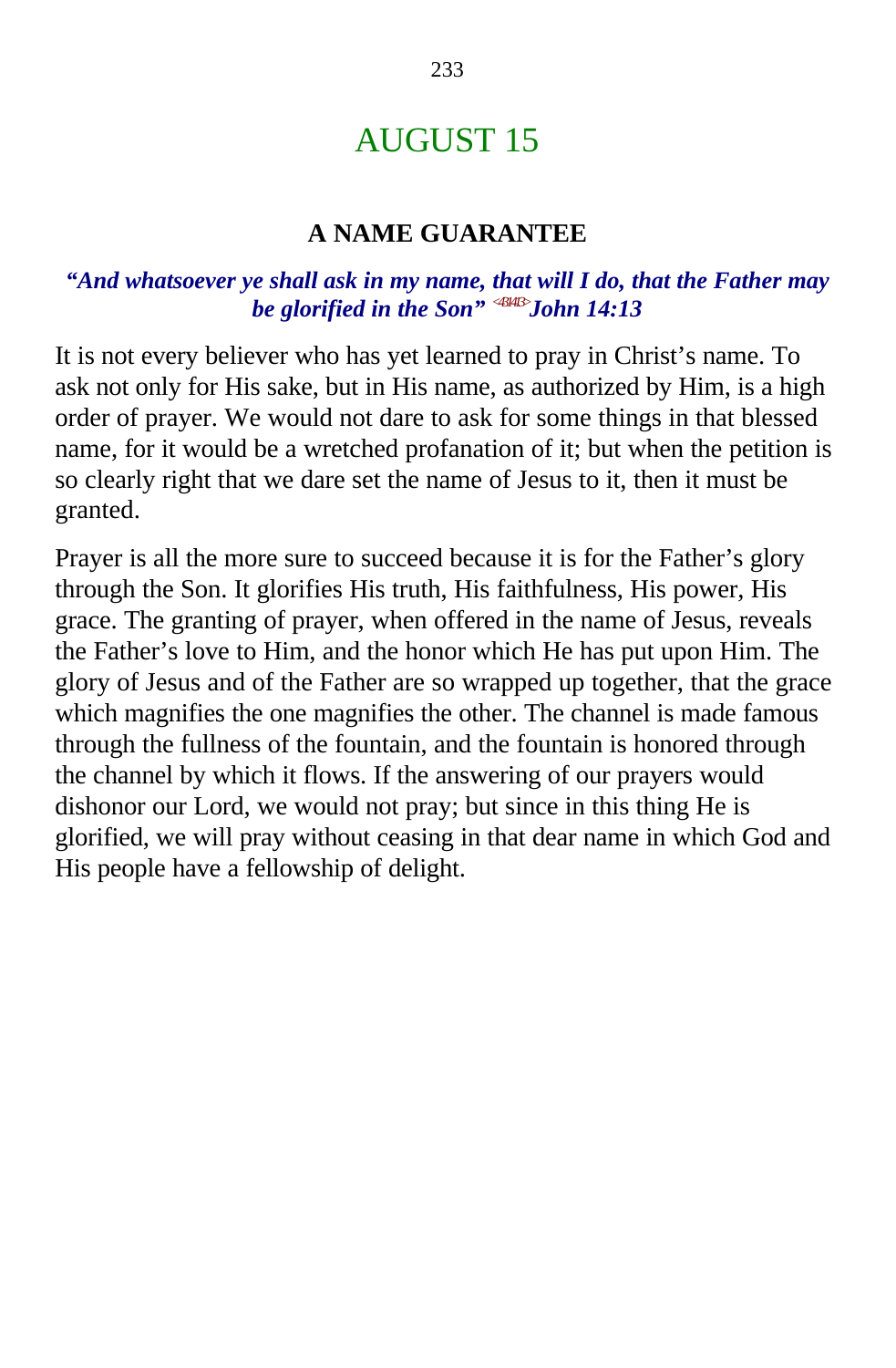# AUGUST 15

## A NAME GUARANTEE

***"And whatsoever ye shall ask in my name, that will I do, that the Father may be glorified in the Son"*** <431413> ***John 14:13***

It is not every believer who has yet learned to pray in Christ's name. To ask not only for His sake, but in His name, as authorized by Him, is a high order of prayer. We would not dare to ask for some things in that blessed name, for it would be a wretched profanation of it; but when the petition is so clearly right that we dare set the name of Jesus to it, then it must be granted.

Prayer is all the more sure to succeed because it is for the Father's glory through the Son. It glorifies His truth, His faithfulness, His power, His grace. The granting of prayer, when offered in the name of Jesus, reveals the Father's love to Him, and the honor which He has put upon Him. The glory of Jesus and of the Father are so wrapped up together, that the grace which magnifies the one magnifies the other. The channel is made famous through the fullness of the fountain, and the fountain is honored through the channel by which it flows. If the answering of our prayers would dishonor our Lord, we would not pray; but since in this thing He is glorified, we will pray without ceasing in that dear name in which God and His people have a fellowship of delight.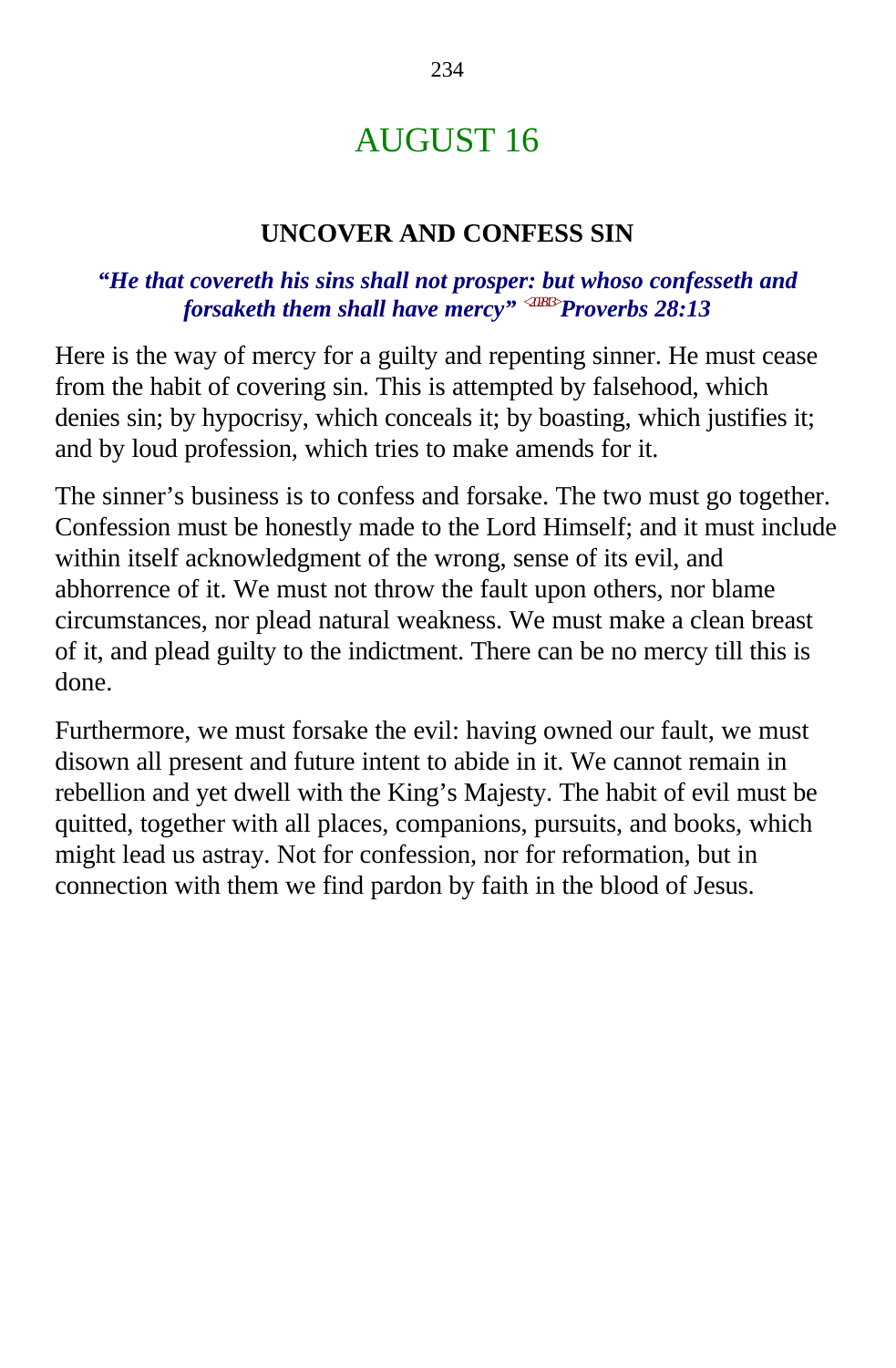# AUGUST 16

## UNCOVER AND CONFESS SIN

***"He that covereth his sins shall not prosper: but whoso confesseth and forsaketh them shall have mercy" <202813>Proverbs 28:13***

Here is the way of mercy for a guilty and repenting sinner. He must cease from the habit of covering sin. This is attempted by falsehood, which denies sin; by hypocrisy, which conceals it; by boasting, which justifies it; and by loud profession, which tries to make amends for it.

The sinner's business is to confess and forsake. The two must go together. Confession must be honestly made to the Lord Himself; and it must include within itself acknowledgment of the wrong, sense of its evil, and abhorrence of it. We must not throw the fault upon others, nor blame circumstances, nor plead natural weakness. We must make a clean breast of it, and plead guilty to the indictment. There can be no mercy till this is done.

Furthermore, we must forsake the evil: having owned our fault, we must disown all present and future intent to abide in it. We cannot remain in rebellion and yet dwell with the King's Majesty. The habit of evil must be quitted, together with all places, companions, pursuits, and books, which might lead us astray. Not for confession, nor for reformation, but in connection with them we find pardon by faith in the blood of Jesus.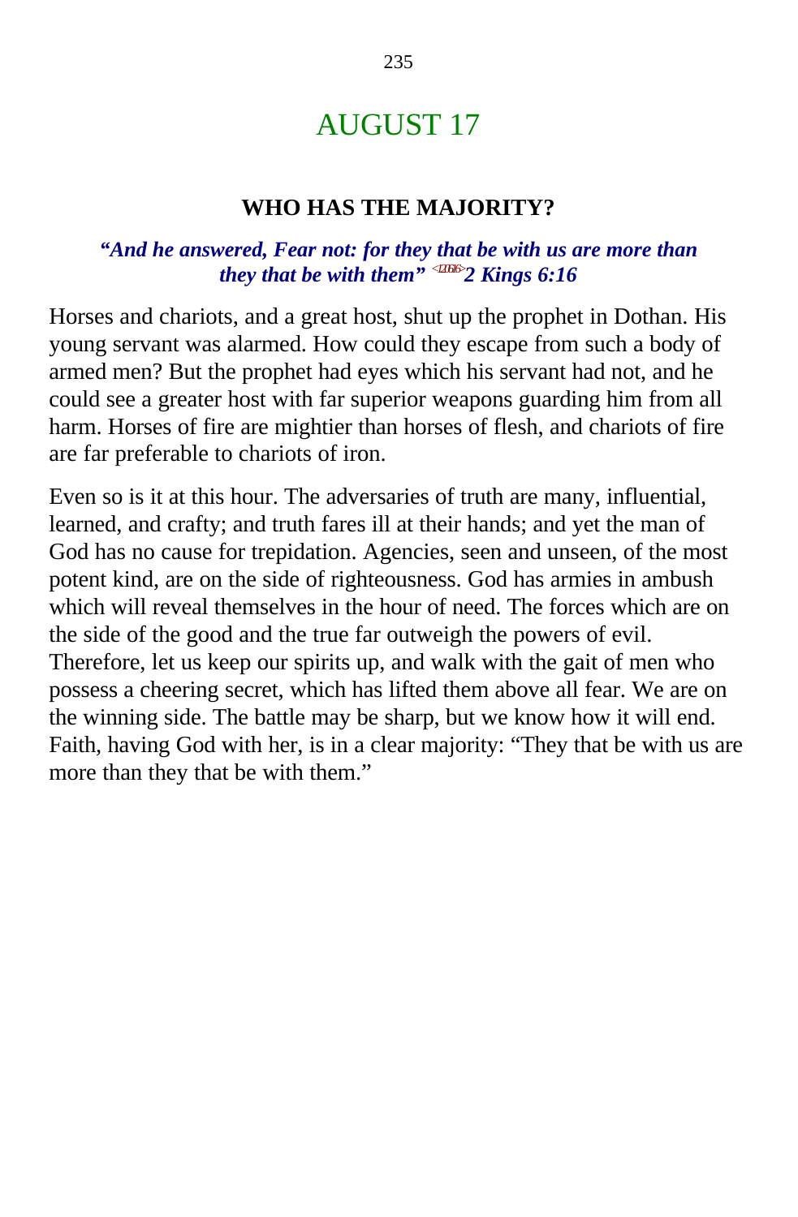# AUGUST 17

### WHO HAS THE MAJORITY?

***"And he answered, Fear not: for they that be with us are more than they that be with them"*** <12616> ***2 Kings 6:16***

Horses and chariots, and a great host, shut up the prophet in Dothan. His young servant was alarmed. How could they escape from such a body of armed men? But the prophet had eyes which his servant had not, and he could see a greater host with far superior weapons guarding him from all harm. Horses of fire are mightier than horses of flesh, and chariots of fire are far preferable to chariots of iron.

Even so is it at this hour. The adversaries of truth are many, influential, learned, and crafty; and truth fares ill at their hands; and yet the man of God has no cause for trepidation. Agencies, seen and unseen, of the most potent kind, are on the side of righteousness. God has armies in ambush which will reveal themselves in the hour of need. The forces which are on the side of the good and the true far outweigh the powers of evil. Therefore, let us keep our spirits up, and walk with the gait of men who possess a cheering secret, which has lifted them above all fear. We are on the winning side. The battle may be sharp, but we know how it will end. Faith, having God with her, is in a clear majority: "They that be with us are more than they that be with them."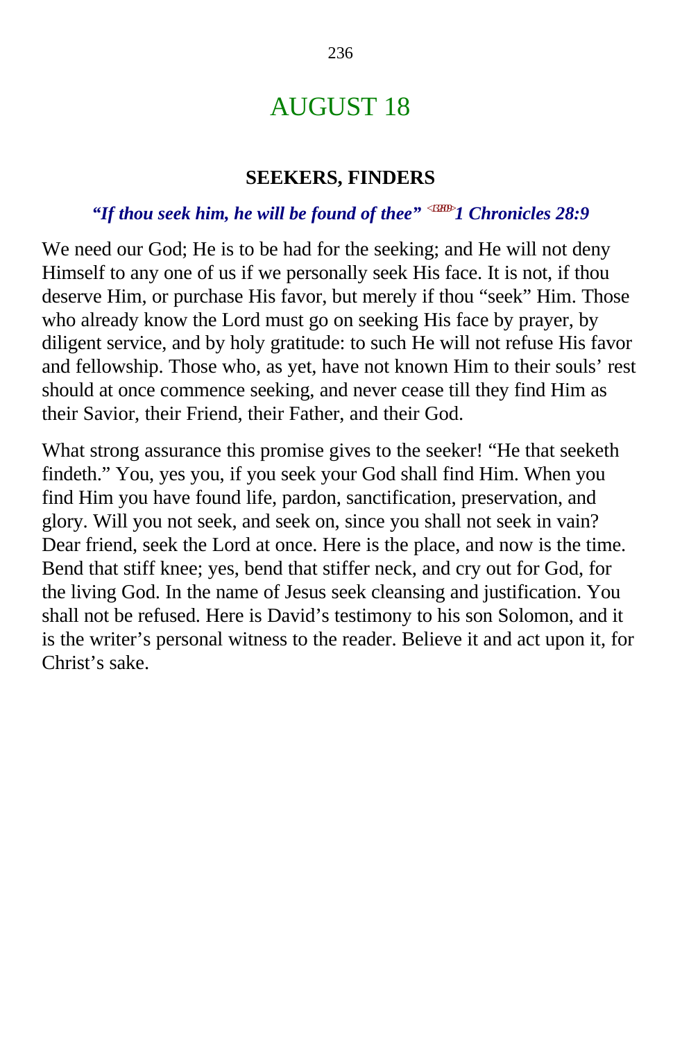# AUGUST 18

## SEEKERS, FINDERS

***"If thou seek him, he will be found of thee" <132809>1 Chronicles 28:9***

We need our God; He is to be had for the seeking; and He will not deny Himself to any one of us if we personally seek His face. It is not, if thou deserve Him, or purchase His favor, but merely if thou "seek" Him. Those who already know the Lord must go on seeking His face by prayer, by diligent service, and by holy gratitude: to such He will not refuse His favor and fellowship. Those who, as yet, have not known Him to their souls' rest should at once commence seeking, and never cease till they find Him as their Savior, their Friend, their Father, and their God.

What strong assurance this promise gives to the seeker! "He that seeketh findeth." You, yes you, if you seek your God shall find Him. When you find Him you have found life, pardon, sanctification, preservation, and glory. Will you not seek, and seek on, since you shall not seek in vain? Dear friend, seek the Lord at once. Here is the place, and now is the time. Bend that stiff knee; yes, bend that stiffer neck, and cry out for God, for the living God. In the name of Jesus seek cleansing and justification. You shall not be refused. Here is David's testimony to his son Solomon, and it is the writer's personal witness to the reader. Believe it and act upon it, for Christ's sake.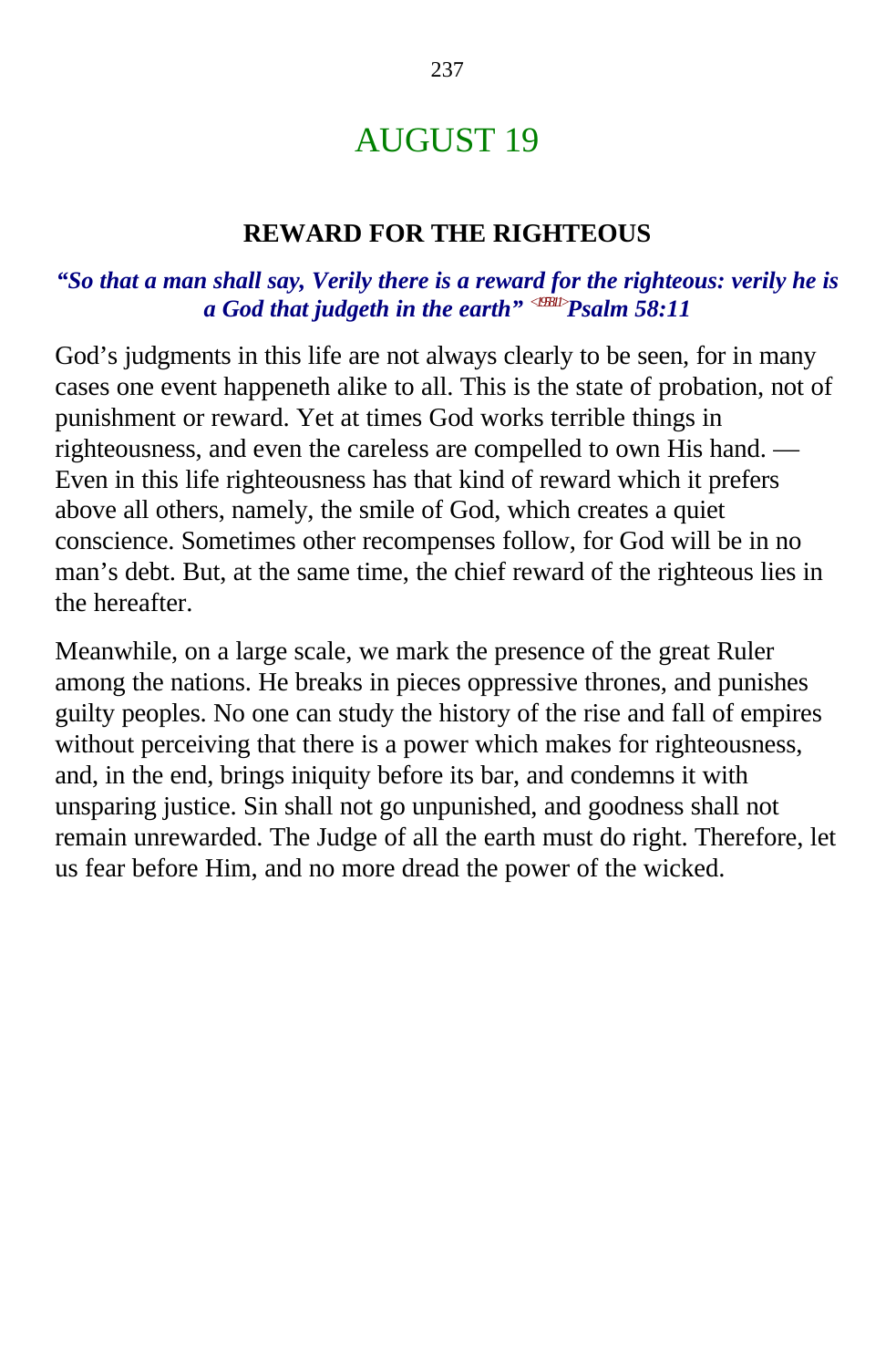# AUGUST 19

## REWARD FOR THE RIGHTEOUS

***"So that a man shall say, Verily there is a reward for the righteous: verily he is a God that judgeth in the earth"*** <195811> ***Psalm 58:11***

God's judgments in this life are not always clearly to be seen, for in many cases one event happeneth alike to all. This is the state of probation, not of punishment or reward. Yet at times God works terrible things in righteousness, and even the careless are compelled to own His hand. — Even in this life righteousness has that kind of reward which it prefers above all others, namely, the smile of God, which creates a quiet conscience. Sometimes other recompenses follow, for God will be in no man's debt. But, at the same time, the chief reward of the righteous lies in the hereafter.

Meanwhile, on a large scale, we mark the presence of the great Ruler among the nations. He breaks in pieces oppressive thrones, and punishes guilty peoples. No one can study the history of the rise and fall of empires without perceiving that there is a power which makes for righteousness, and, in the end, brings iniquity before its bar, and condemns it with unsparing justice. Sin shall not go unpunished, and goodness shall not remain unrewarded. The Judge of all the earth must do right. Therefore, let us fear before Him, and no more dread the power of the wicked.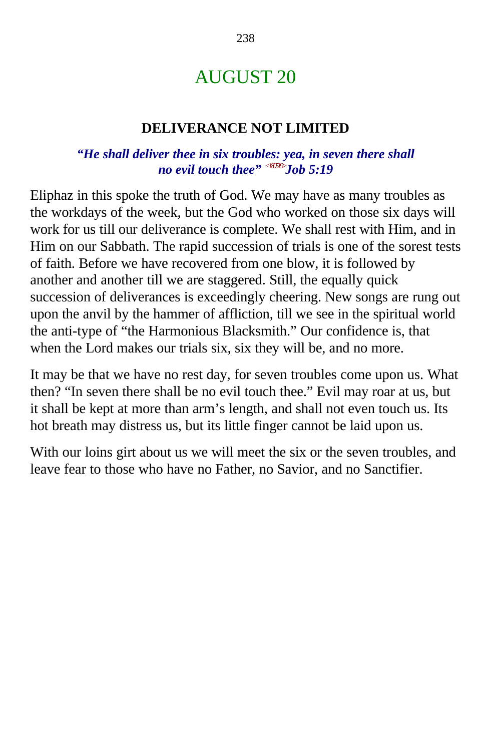# AUGUST 20

## DELIVERANCE NOT LIMITED

***"He shall deliver thee in six troubles: yea, in seven there shall no evil touch thee"*** <180519> ***Job 5:19***

Eliphaz in this spoke the truth of God. We may have as many troubles as the workdays of the week, but the God who worked on those six days will work for us till our deliverance is complete. We shall rest with Him, and in Him on our Sabbath. The rapid succession of trials is one of the sorest tests of faith. Before we have recovered from one blow, it is followed by another and another till we are staggered. Still, the equally quick succession of deliverances is exceedingly cheering. New songs are rung out upon the anvil by the hammer of affliction, till we see in the spiritual world the anti-type of "the Harmonious Blacksmith." Our confidence is, that when the Lord makes our trials six, six they will be, and no more.

It may be that we have no rest day, for seven troubles come upon us. What then? "In seven there shall be no evil touch thee." Evil may roar at us, but it shall be kept at more than arm's length, and shall not even touch us. Its hot breath may distress us, but its little finger cannot be laid upon us.

With our loins girt about us we will meet the six or the seven troubles, and leave fear to those who have no Father, no Savior, and no Sanctifier.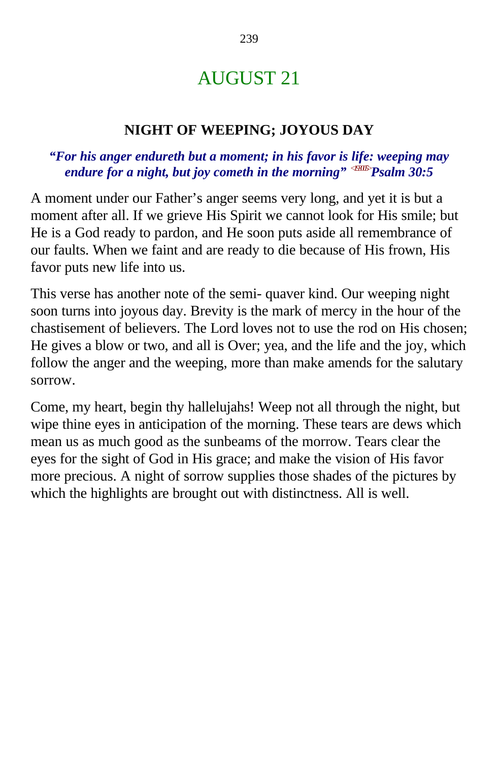# AUGUST 21

### NIGHT OF WEEPING; JOYOUS DAY

***"For his anger endureth but a moment; in his favor is life: weeping may endure for a night, but joy cometh in the morning"*** <19305>***Psalm 30:5***

A moment under our Father's anger seems very long, and yet it is but a moment after all. If we grieve His Spirit we cannot look for His smile; but He is a God ready to pardon, and He soon puts aside all remembrance of our faults. When we faint and are ready to die because of His frown, His favor puts new life into us.

This verse has another note of the semi- quaver kind. Our weeping night soon turns into joyous day. Brevity is the mark of mercy in the hour of the chastisement of believers. The Lord loves not to use the rod on His chosen; He gives a blow or two, and all is Over; yea, and the life and the joy, which follow the anger and the weeping, more than make amends for the salutary sorrow.

Come, my heart, begin thy hallelujahs! Weep not all through the night, but wipe thine eyes in anticipation of the morning. These tears are dews which mean us as much good as the sunbeams of the morrow. Tears clear the eyes for the sight of God in His grace; and make the vision of His favor more precious. A night of sorrow supplies those shades of the pictures by which the highlights are brought out with distinctness. All is well.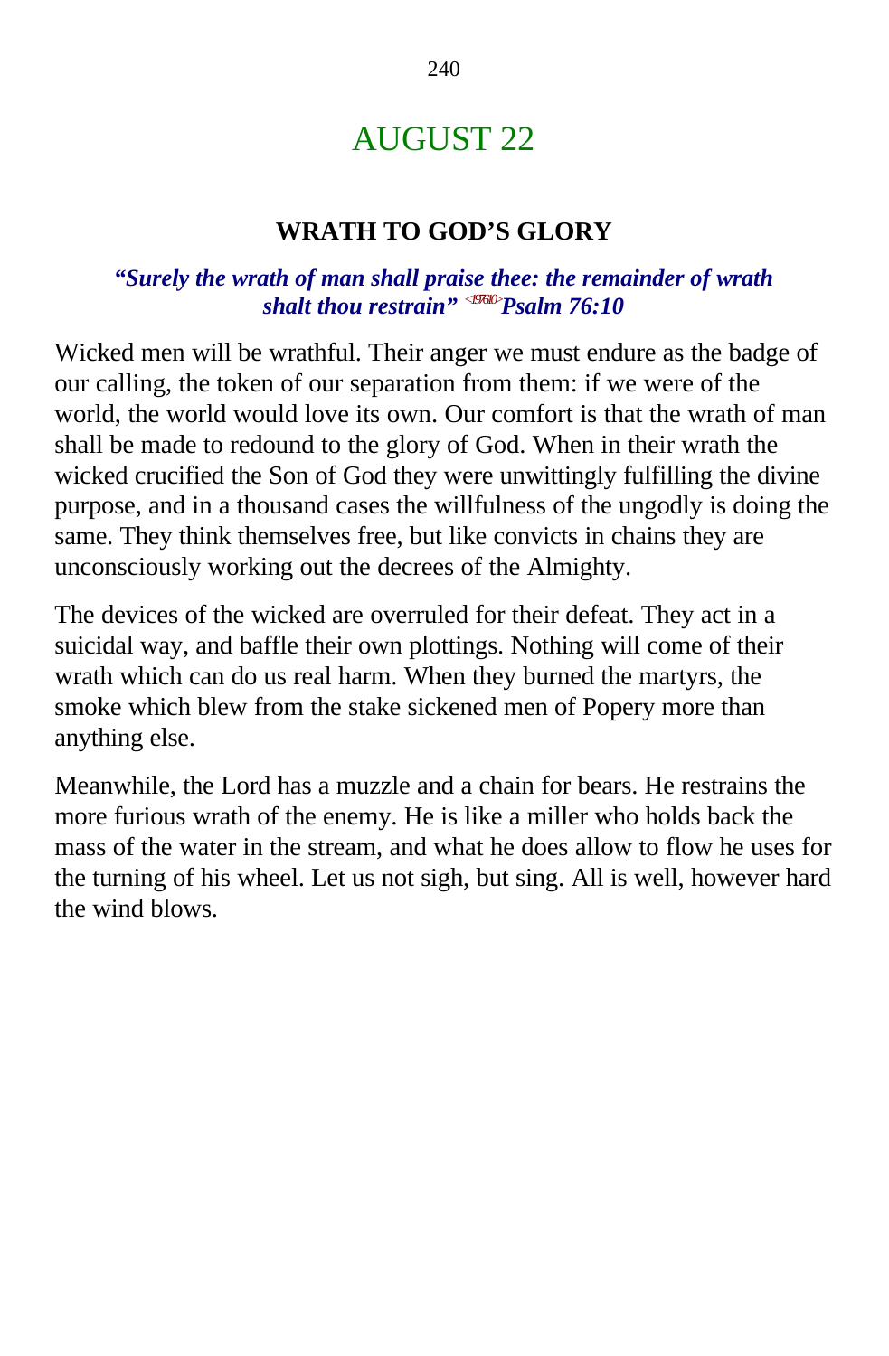# AUGUST 22

## WRATH TO GOD'S GLORY

***"Surely the wrath of man shall praise thee: the remainder of wrath shalt thou restrain"*** <19B610> ***Psalm 76:10***

Wicked men will be wrathful. Their anger we must endure as the badge of our calling, the token of our separation from them: if we were of the world, the world would love its own. Our comfort is that the wrath of man shall be made to redound to the glory of God. When in their wrath the wicked crucified the Son of God they were unwittingly fulfilling the divine purpose, and in a thousand cases the willfulness of the ungodly is doing the same. They think themselves free, but like convicts in chains they are unconsciously working out the decrees of the Almighty.

The devices of the wicked are overruled for their defeat. They act in a suicidal way, and baffle their own plottings. Nothing will come of their wrath which can do us real harm. When they burned the martyrs, the smoke which blew from the stake sickened men of Popery more than anything else.

Meanwhile, the Lord has a muzzle and a chain for bears. He restrains the more furious wrath of the enemy. He is like a miller who holds back the mass of the water in the stream, and what he does allow to flow he uses for the turning of his wheel. Let us not sigh, but sing. All is well, however hard the wind blows.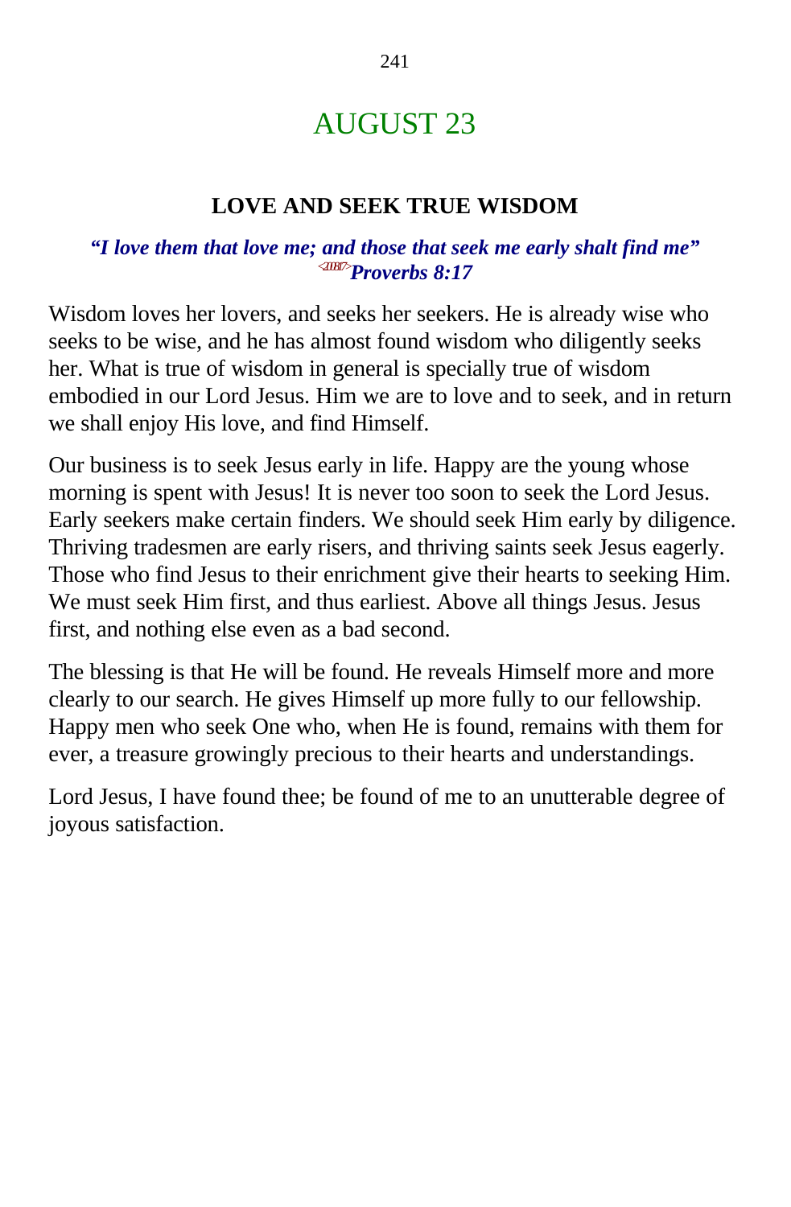# AUGUST 23

## LOVE AND SEEK TRUE WISDOM

***"I love them that love me; and those that seek me early shalt find me"*** <200817> ***Proverbs 8:17***

Wisdom loves her lovers, and seeks her seekers. He is already wise who seeks to be wise, and he has almost found wisdom who diligently seeks her. What is true of wisdom in general is specially true of wisdom embodied in our Lord Jesus. Him we are to love and to seek, and in return we shall enjoy His love, and find Himself.

Our business is to seek Jesus early in life. Happy are the young whose morning is spent with Jesus! It is never too soon to seek the Lord Jesus. Early seekers make certain finders. We should seek Him early by diligence. Thriving tradesmen are early risers, and thriving saints seek Jesus eagerly. Those who find Jesus to their enrichment give their hearts to seeking Him. We must seek Him first, and thus earliest. Above all things Jesus. Jesus first, and nothing else even as a bad second.

The blessing is that He will be found. He reveals Himself more and more clearly to our search. He gives Himself up more fully to our fellowship. Happy men who seek One who, when He is found, remains with them for ever, a treasure growingly precious to their hearts and understandings.

Lord Jesus, I have found thee; be found of me to an unutterable degree of joyous satisfaction.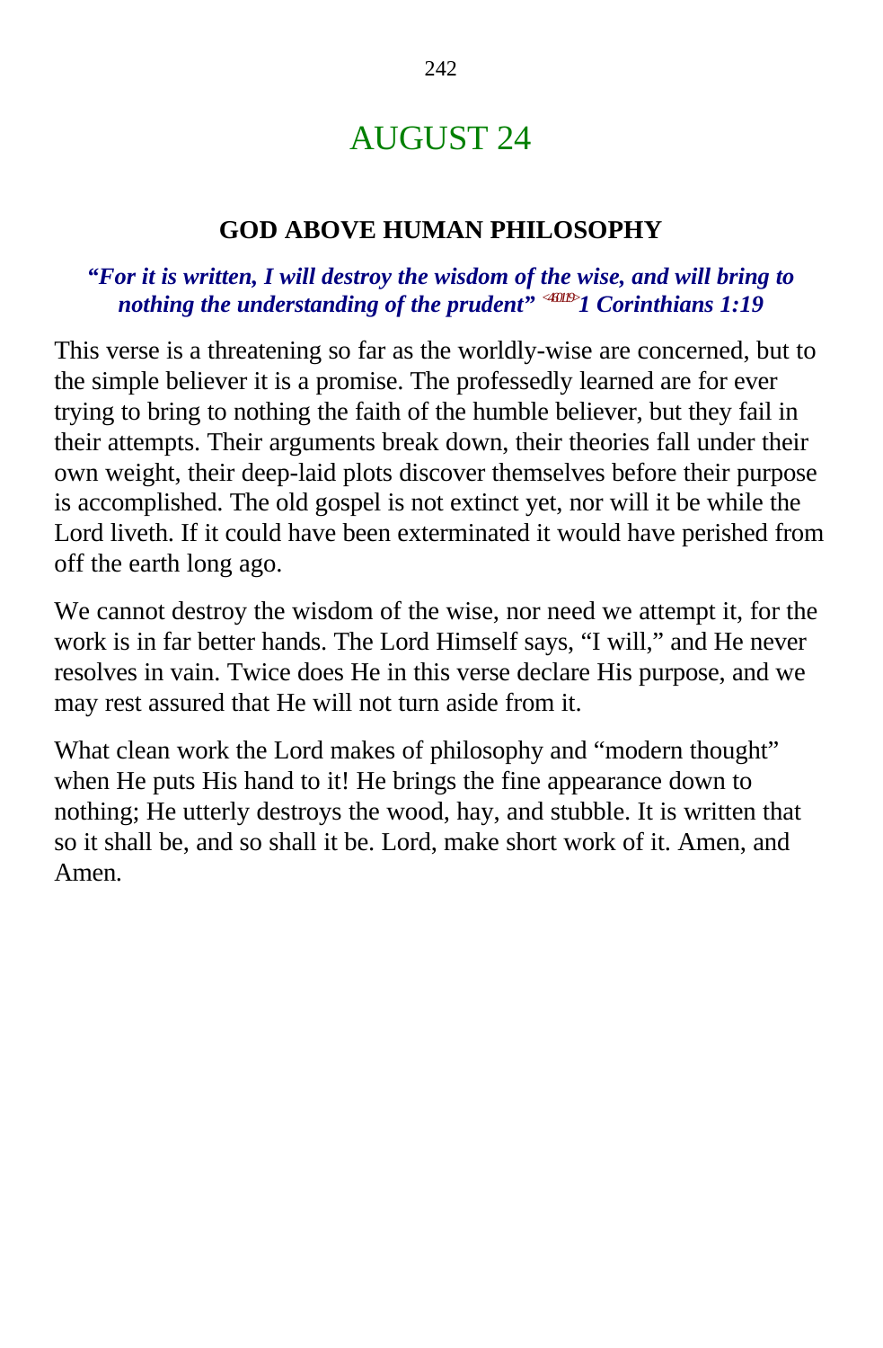# AUGUST 24

## GOD ABOVE HUMAN PHILOSOPHY

***"For it is written, I will destroy the wisdom of the wise, and will bring to nothing the understanding of the prudent" <460119>1 Corinthians 1:19***

This verse is a threatening so far as the worldly-wise are concerned, but to the simple believer it is a promise. The professedly learned are for ever trying to bring to nothing the faith of the humble believer, but they fail in their attempts. Their arguments break down, their theories fall under their own weight, their deep-laid plots discover themselves before their purpose is accomplished. The old gospel is not extinct yet, nor will it be while the Lord liveth. If it could have been exterminated it would have perished from off the earth long ago.

We cannot destroy the wisdom of the wise, nor need we attempt it, for the work is in far better hands. The Lord Himself says, "I will," and He never resolves in vain. Twice does He in this verse declare His purpose, and we may rest assured that He will not turn aside from it.

What clean work the Lord makes of philosophy and "modern thought" when He puts His hand to it! He brings the fine appearance down to nothing; He utterly destroys the wood, hay, and stubble. It is written that so it shall be, and so shall it be. Lord, make short work of it. Amen, and Amen.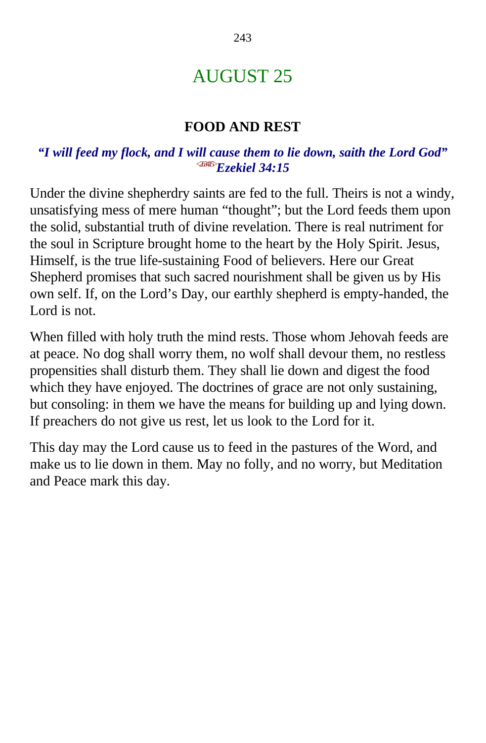# AUGUST 25

## FOOD AND REST

***"I will feed my flock, and I will cause them to lie down, saith the Lord God"*** <263415>***Ezekiel 34:15***

Under the divine shepherdry saints are fed to the full. Theirs is not a windy, unsatisfying mess of mere human "thought"; but the Lord feeds them upon the solid, substantial truth of divine revelation. There is real nutriment for the soul in Scripture brought home to the heart by the Holy Spirit. Jesus, Himself, is the true life-sustaining Food of believers. Here our Great Shepherd promises that such sacred nourishment shall be given us by His own self. If, on the Lord's Day, our earthly shepherd is empty-handed, the Lord is not.

When filled with holy truth the mind rests. Those whom Jehovah feeds are at peace. No dog shall worry them, no wolf shall devour them, no restless propensities shall disturb them. They shall lie down and digest the food which they have enjoyed. The doctrines of grace are not only sustaining, but consoling: in them we have the means for building up and lying down. If preachers do not give us rest, let us look to the Lord for it.

This day may the Lord cause us to feed in the pastures of the Word, and make us to lie down in them. May no folly, and no worry, but Meditation and Peace mark this day.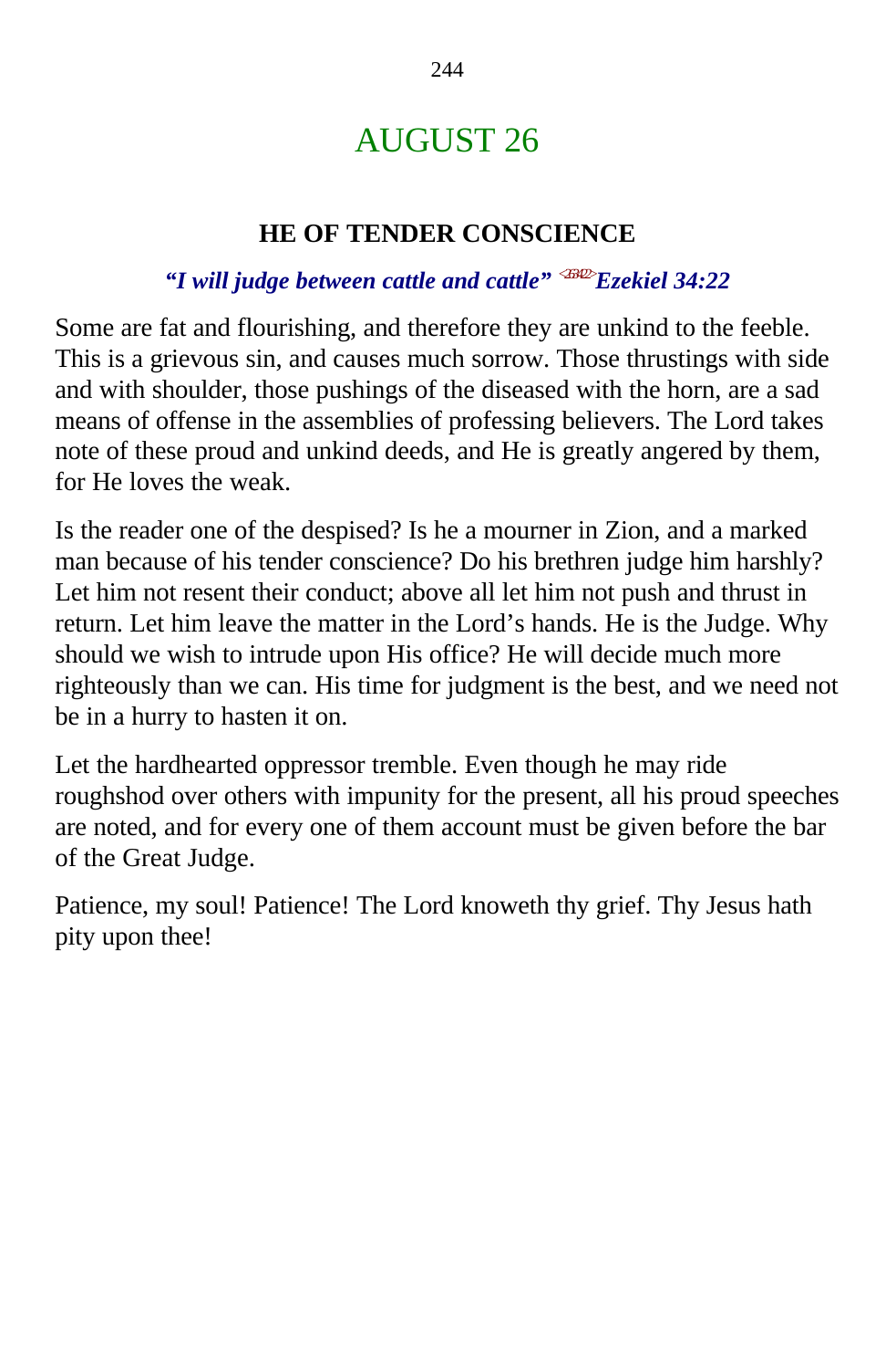# AUGUST 26

## HE OF TENDER CONSCIENCE

***"I will judge between cattle and cattle"*** <263422> ***Ezekiel 34:22***

Some are fat and flourishing, and therefore they are unkind to the feeble. This is a grievous sin, and causes much sorrow. Those thrustings with side and with shoulder, those pushings of the diseased with the horn, are a sad means of offense in the assemblies of professing believers. The Lord takes note of these proud and unkind deeds, and He is greatly angered by them, for He loves the weak.

Is the reader one of the despised? Is he a mourner in Zion, and a marked man because of his tender conscience? Do his brethren judge him harshly? Let him not resent their conduct; above all let him not push and thrust in return. Let him leave the matter in the Lord's hands. He is the Judge. Why should we wish to intrude upon His office? He will decide much more righteously than we can. His time for judgment is the best, and we need not be in a hurry to hasten it on.

Let the hardhearted oppressor tremble. Even though he may ride roughshod over others with impunity for the present, all his proud speeches are noted, and for every one of them account must be given before the bar of the Great Judge.

Patience, my soul! Patience! The Lord knoweth thy grief. Thy Jesus hath pity upon thee!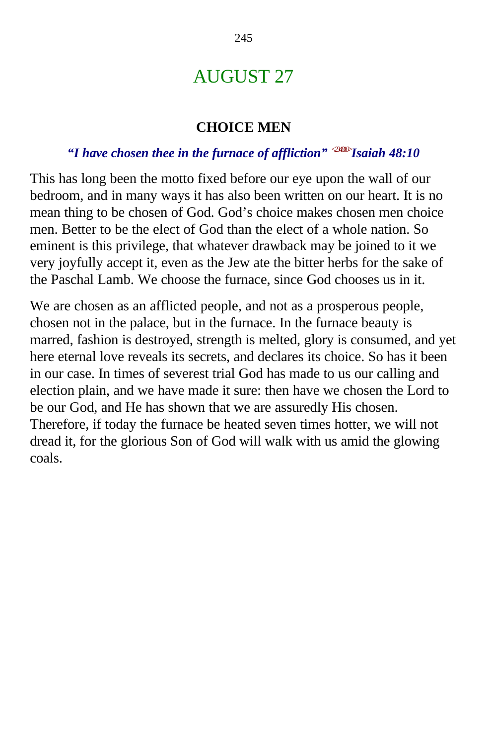# AUGUST 27

## CHOICE MEN

***"I have chosen thee in the furnace of affliction"*** [<234810>] ***Isaiah 48:10***

This has long been the motto fixed before our eye upon the wall of our bedroom, and in many ways it has also been written on our heart. It is no mean thing to be chosen of God. God's choice makes chosen men choice men. Better to be the elect of God than the elect of a whole nation. So eminent is this privilege, that whatever drawback may be joined to it we very joyfully accept it, even as the Jew ate the bitter herbs for the sake of the Paschal Lamb. We choose the furnace, since God chooses us in it.

We are chosen as an afflicted people, and not as a prosperous people, chosen not in the palace, but in the furnace. In the furnace beauty is marred, fashion is destroyed, strength is melted, glory is consumed, and yet here eternal love reveals its secrets, and declares its choice. So has it been in our case. In times of severest trial God has made to us our calling and election plain, and we have made it sure: then have we chosen the Lord to be our God, and He has shown that we are assuredly His chosen. Therefore, if today the furnace be heated seven times hotter, we will not dread it, for the glorious Son of God will walk with us amid the glowing coals.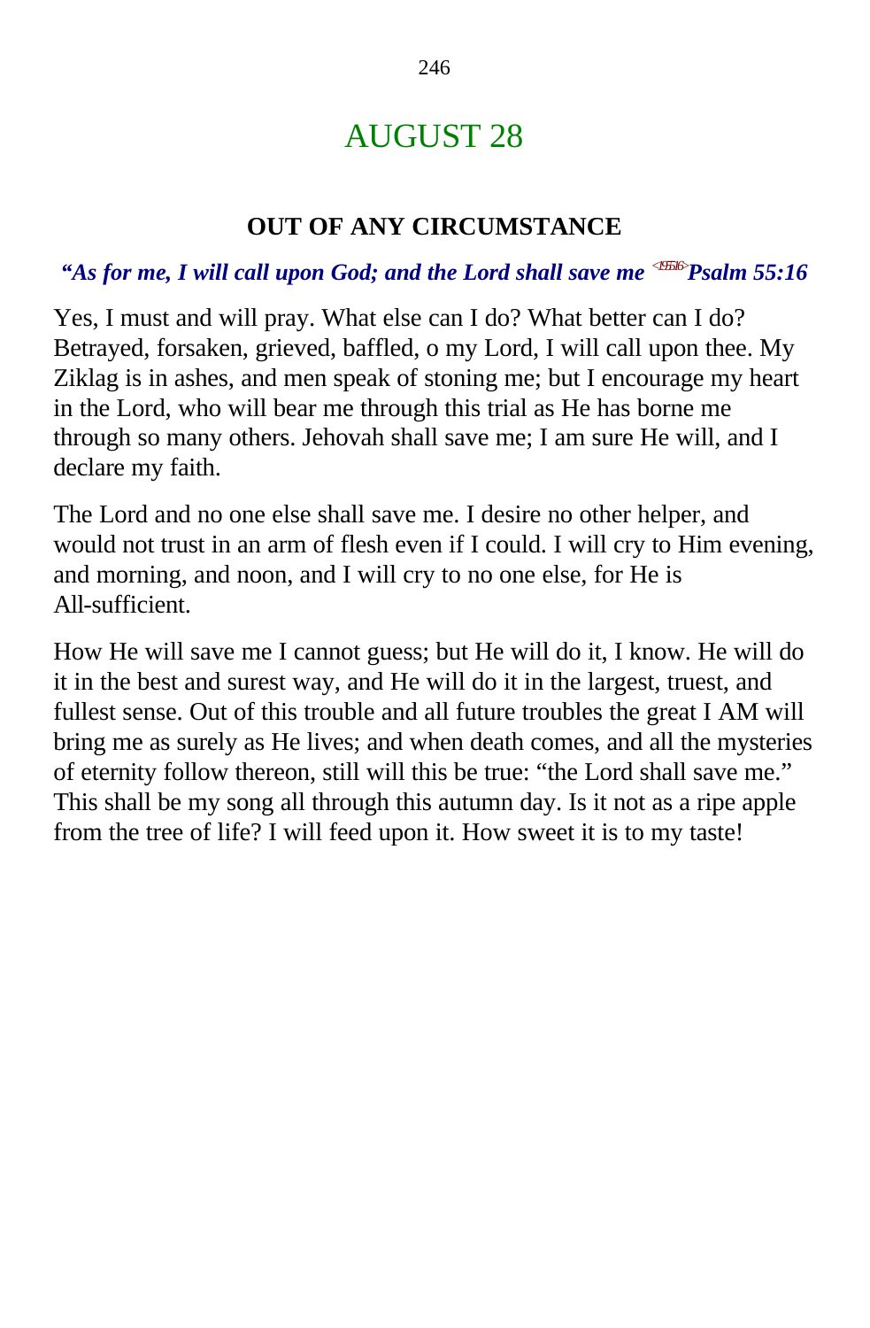# AUGUST 28

## OUT OF ANY CIRCUMSTANCE

***"As for me, I will call upon God; and the Lord shall save me*** <195516> ***Psalm 55:16***

Yes, I must and will pray. What else can I do? What better can I do? Betrayed, forsaken, grieved, baffled, o my Lord, I will call upon thee. My Ziklag is in ashes, and men speak of stoning me; but I encourage my heart in the Lord, who will bear me through this trial as He has borne me through so many others. Jehovah shall save me; I am sure He will, and I declare my faith.

The Lord and no one else shall save me. I desire no other helper, and would not trust in an arm of flesh even if I could. I will cry to Him evening, and morning, and noon, and I will cry to no one else, for He is All-sufficient.

How He will save me I cannot guess; but He will do it, I know. He will do it in the best and surest way, and He will do it in the largest, truest, and fullest sense. Out of this trouble and all future troubles the great I AM will bring me as surely as He lives; and when death comes, and all the mysteries of eternity follow thereon, still will this be true: "the Lord shall save me." This shall be my song all through this autumn day. Is it not as a ripe apple from the tree of life? I will feed upon it. How sweet it is to my taste!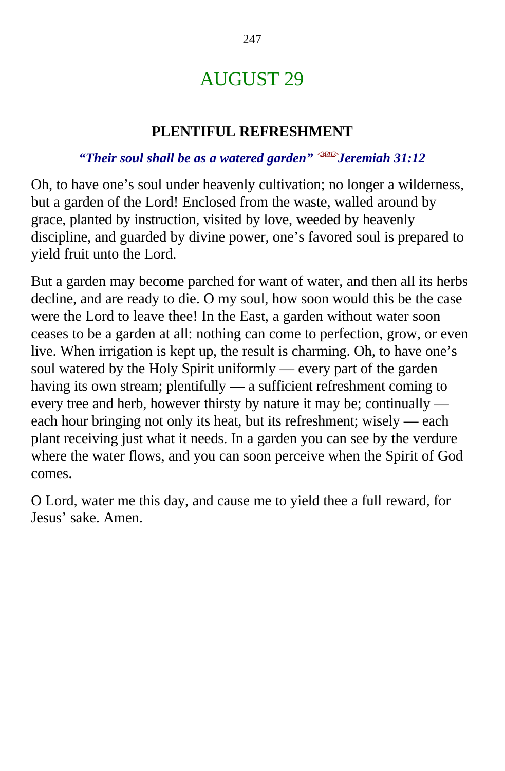# AUGUST 29

### PLENTIFUL REFRESHMENT

***"Their soul shall be as a watered garden"*** <241312> ***Jeremiah 31:12***

Oh, to have one's soul under heavenly cultivation; no longer a wilderness, but a garden of the Lord! Enclosed from the waste, walled around by grace, planted by instruction, visited by love, weeded by heavenly discipline, and guarded by divine power, one's favored soul is prepared to yield fruit unto the Lord.

But a garden may become parched for want of water, and then all its herbs decline, and are ready to die. O my soul, how soon would this be the case were the Lord to leave thee! In the East, a garden without water soon ceases to be a garden at all: nothing can come to perfection, grow, or even live. When irrigation is kept up, the result is charming. Oh, to have one's soul watered by the Holy Spirit uniformly — every part of the garden having its own stream; plentifully — a sufficient refreshment coming to every tree and herb, however thirsty by nature it may be; continually — each hour bringing not only its heat, but its refreshment; wisely — each plant receiving just what it needs. In a garden you can see by the verdure where the water flows, and you can soon perceive when the Spirit of God comes.

O Lord, water me this day, and cause me to yield thee a full reward, for Jesus' sake. Amen.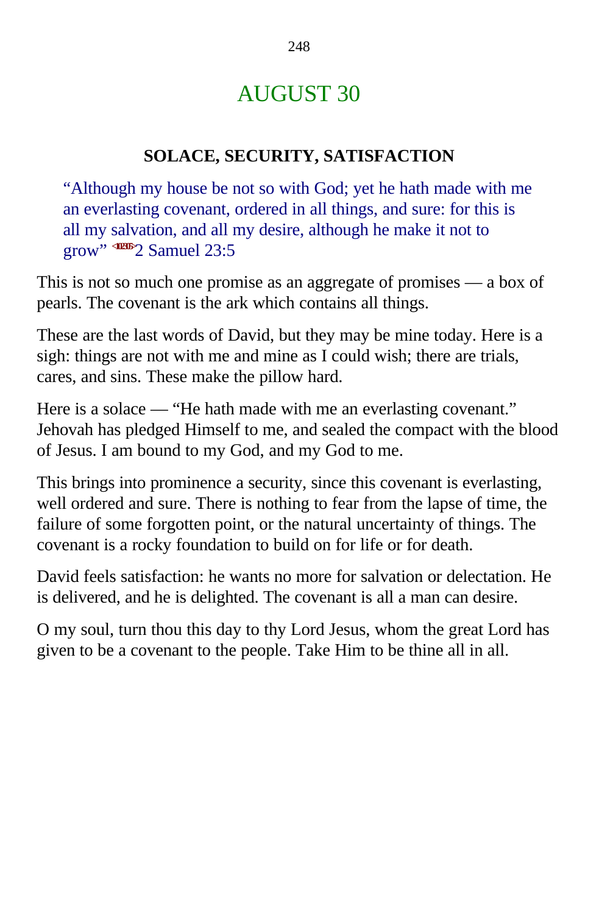# AUGUST 30

### SOLACE, SECURITY, SATISFACTION

> "Although my house be not so with God; yet he hath made with me an everlasting covenant, ordered in all things, and sure: for this is all my salvation, and all my desire, although he make it not to grow" 2 Samuel 23:5

This is not so much one promise as an aggregate of promises — a box of pearls. The covenant is the ark which contains all things.

These are the last words of David, but they may be mine today. Here is a sigh: things are not with me and mine as I could wish; there are trials, cares, and sins. These make the pillow hard.

Here is a solace — "He hath made with me an everlasting covenant." Jehovah has pledged Himself to me, and sealed the compact with the blood of Jesus. I am bound to my God, and my God to me.

This brings into prominence a security, since this covenant is everlasting, well ordered and sure. There is nothing to fear from the lapse of time, the failure of some forgotten point, or the natural uncertainty of things. The covenant is a rocky foundation to build on for life or for death.

David feels satisfaction: he wants no more for salvation or delectation. He is delivered, and he is delighted. The covenant is all a man can desire.

O my soul, turn thou this day to thy Lord Jesus, whom the great Lord has given to be a covenant to the people. Take Him to be thine all in all.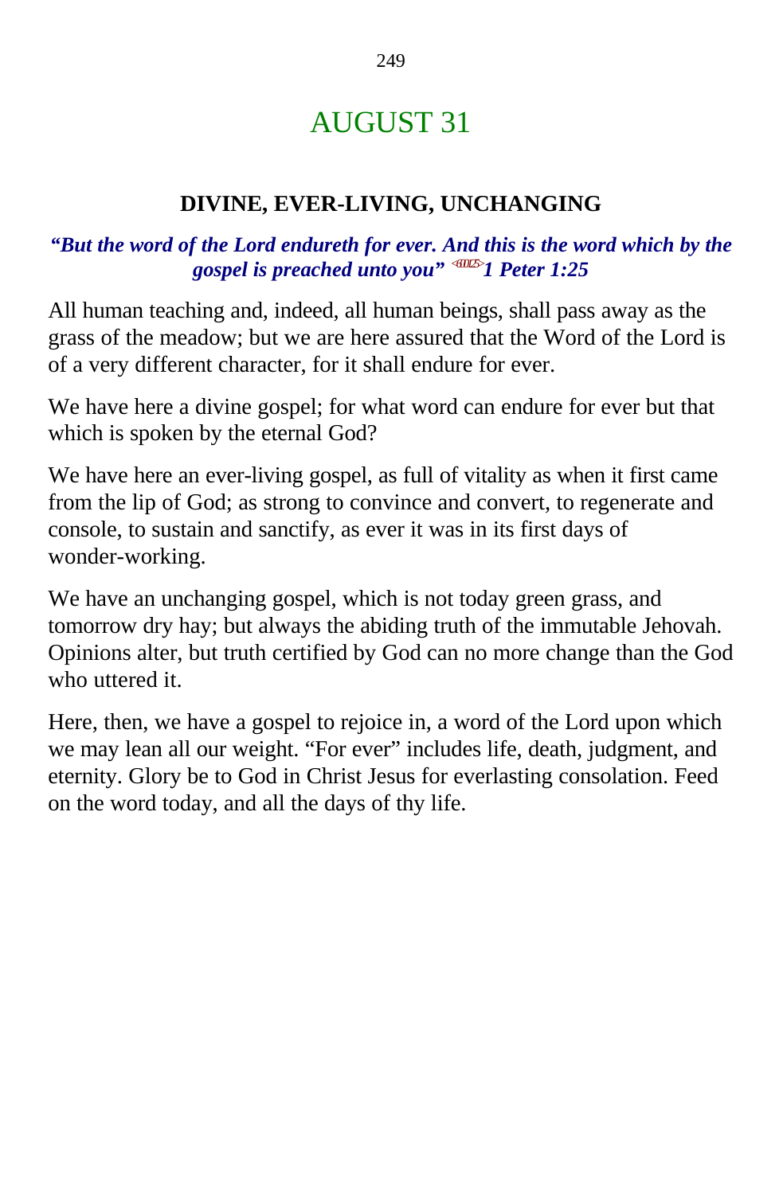# AUGUST 31

## DIVINE, EVER-LIVING, UNCHANGING

***"But the word of the Lord endureth for ever. And this is the word which by the gospel is preached unto you" <600125> 1 Peter 1:25***

All human teaching and, indeed, all human beings, shall pass away as the grass of the meadow; but we are here assured that the Word of the Lord is of a very different character, for it shall endure for ever.

We have here a divine gospel; for what word can endure for ever but that which is spoken by the eternal God?

We have here an ever-living gospel, as full of vitality as when it first came from the lip of God; as strong to convince and convert, to regenerate and console, to sustain and sanctify, as ever it was in its first days of wonder-working.

We have an unchanging gospel, which is not today green grass, and tomorrow dry hay; but always the abiding truth of the immutable Jehovah. Opinions alter, but truth certified by God can no more change than the God who uttered it.

Here, then, we have a gospel to rejoice in, a word of the Lord upon which we may lean all our weight. "For ever" includes life, death, judgment, and eternity. Glory be to God in Christ Jesus for everlasting consolation. Feed on the word today, and all the days of thy life.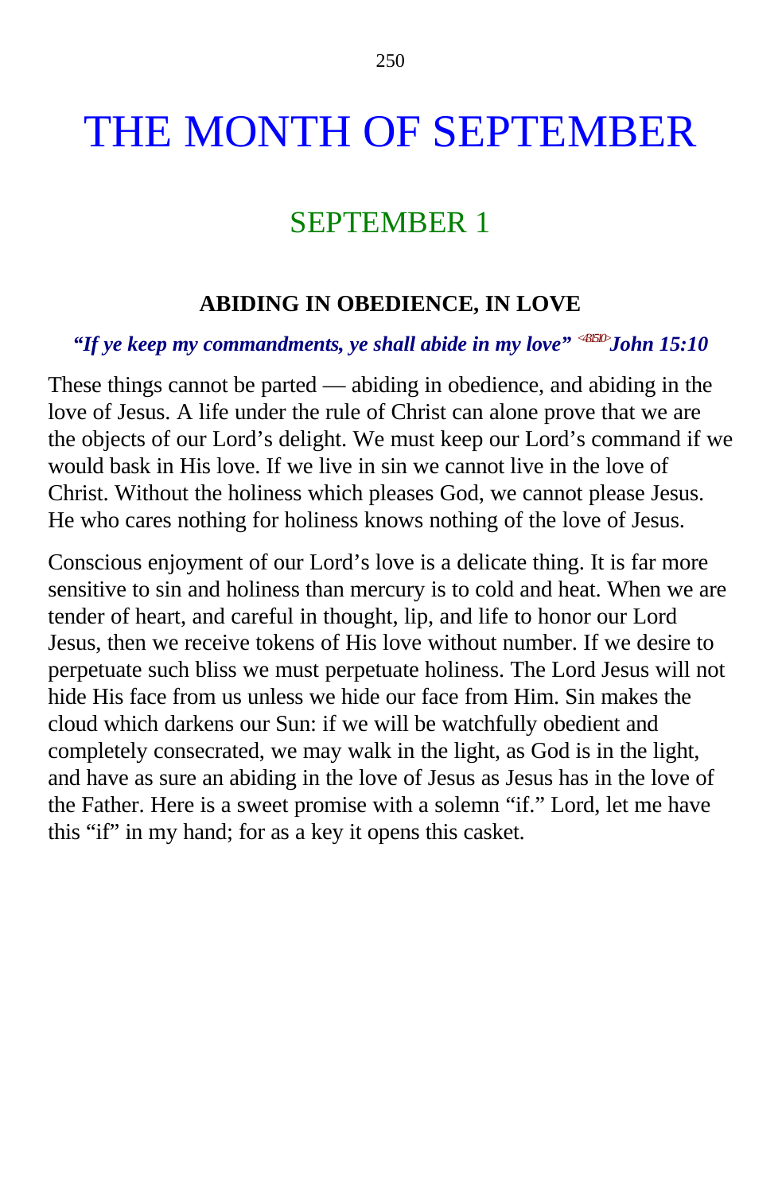# THE MONTH OF SEPTEMBER

## SEPTEMBER 1

### ABIDING IN OBEDIENCE, IN LOVE

***"If ye keep my commandments, ye shall abide in my love"*** <431510>***John 15:10***

These things cannot be parted — abiding in obedience, and abiding in the love of Jesus. A life under the rule of Christ can alone prove that we are the objects of our Lord's delight. We must keep our Lord's command if we would bask in His love. If we live in sin we cannot live in the love of Christ. Without the holiness which pleases God, we cannot please Jesus. He who cares nothing for holiness knows nothing of the love of Jesus.

Conscious enjoyment of our Lord's love is a delicate thing. It is far more sensitive to sin and holiness than mercury is to cold and heat. When we are tender of heart, and careful in thought, lip, and life to honor our Lord Jesus, then we receive tokens of His love without number. If we desire to perpetuate such bliss we must perpetuate holiness. The Lord Jesus will not hide His face from us unless we hide our face from Him. Sin makes the cloud which darkens our Sun: if we will be watchfully obedient and completely consecrated, we may walk in the light, as God is in the light, and have as sure an abiding in the love of Jesus as Jesus has in the love of the Father. Here is a sweet promise with a solemn "if." Lord, let me have this "if" in my hand; for as a key it opens this casket.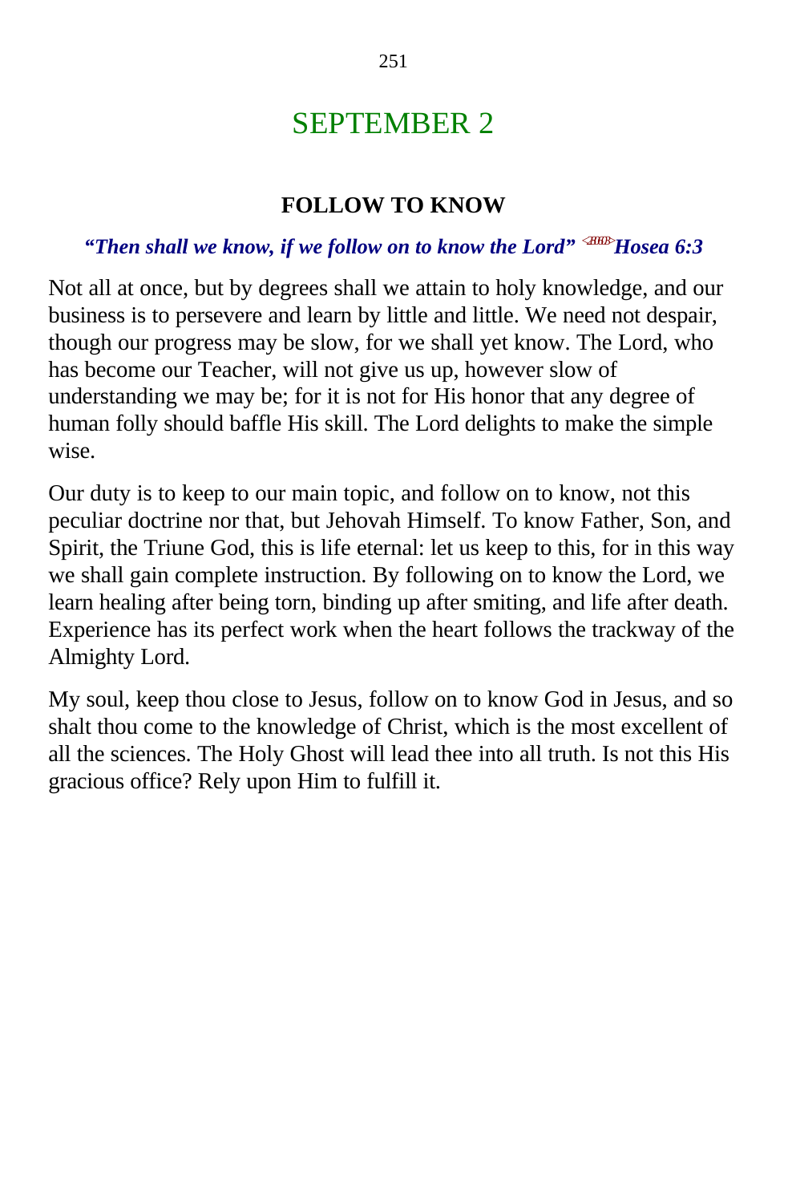# SEPTEMBER 2

## FOLLOW TO KNOW

***"Then shall we know, if we follow on to know the Lord" Hosea 6:3***

Not all at once, but by degrees shall we attain to holy knowledge, and our business is to persevere and learn by little and little. We need not despair, though our progress may be slow, for we shall yet know. The Lord, who has become our Teacher, will not give us up, however slow of understanding we may be; for it is not for His honor that any degree of human folly should baffle His skill. The Lord delights to make the simple wise.

Our duty is to keep to our main topic, and follow on to know, not this peculiar doctrine nor that, but Jehovah Himself. To know Father, Son, and Spirit, the Triune God, this is life eternal: let us keep to this, for in this way we shall gain complete instruction. By following on to know the Lord, we learn healing after being torn, binding up after smiting, and life after death. Experience has its perfect work when the heart follows the trackway of the Almighty Lord.

My soul, keep thou close to Jesus, follow on to know God in Jesus, and so shalt thou come to the knowledge of Christ, which is the most excellent of all the sciences. The Holy Ghost will lead thee into all truth. Is not this His gracious office? Rely upon Him to fulfill it.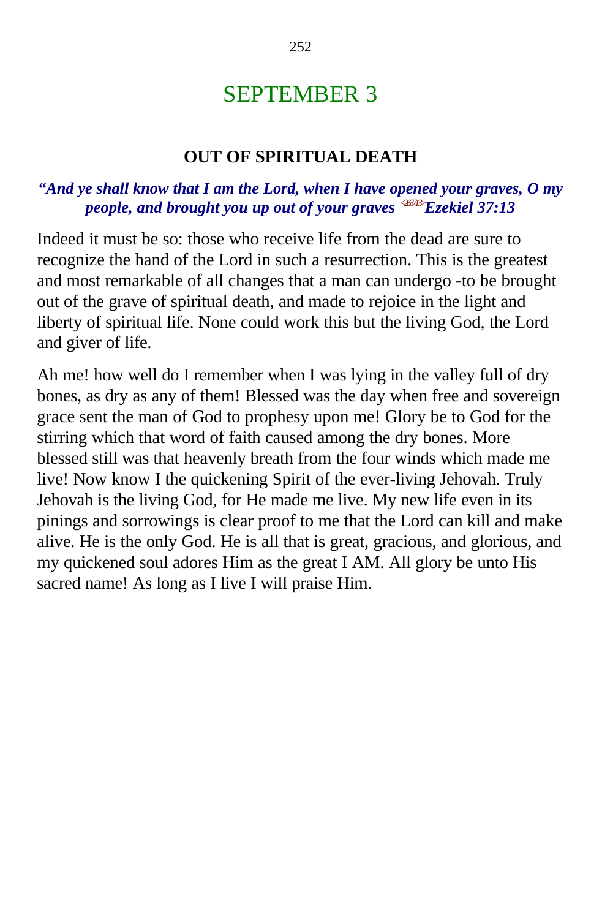# SEPTEMBER 3

## OUT OF SPIRITUAL DEATH

***"And ye shall know that I am the Lord, when I have opened your graves, O my people, and brought you up out of your graves*** <263713>***Ezekiel 37:13***

Indeed it must be so: those who receive life from the dead are sure to recognize the hand of the Lord in such a resurrection. This is the greatest and most remarkable of all changes that a man can undergo -to be brought out of the grave of spiritual death, and made to rejoice in the light and liberty of spiritual life. None could work this but the living God, the Lord and giver of life.

Ah me! how well do I remember when I was lying in the valley full of dry bones, as dry as any of them! Blessed was the day when free and sovereign grace sent the man of God to prophesy upon me! Glory be to God for the stirring which that word of faith caused among the dry bones. More blessed still was that heavenly breath from the four winds which made me live! Now know I the quickening Spirit of the ever-living Jehovah. Truly Jehovah is the living God, for He made me live. My new life even in its pinings and sorrowings is clear proof to me that the Lord can kill and make alive. He is the only God. He is all that is great, gracious, and glorious, and my quickened soul adores Him as the great I AM. All glory be unto His sacred name! As long as I live I will praise Him.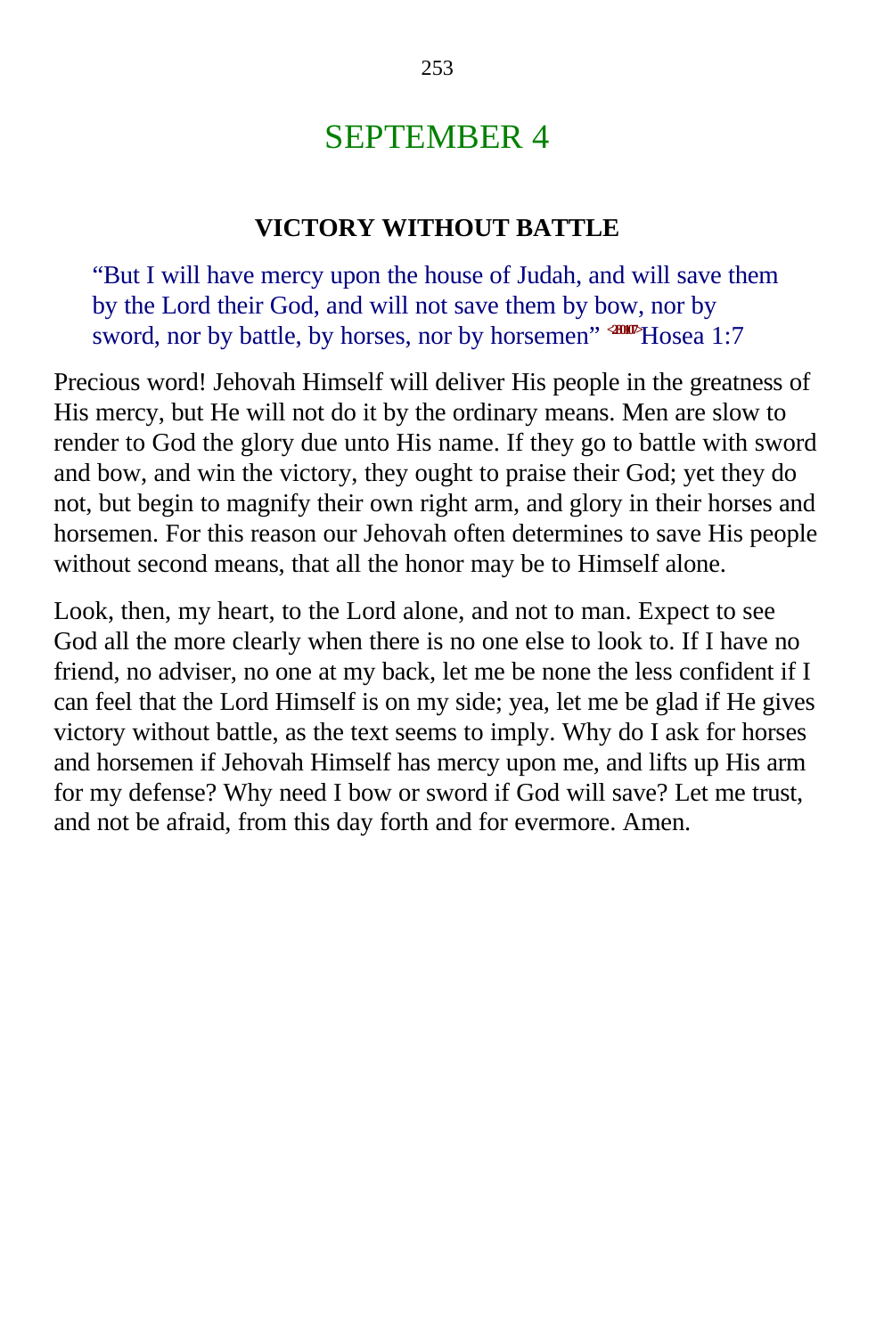# SEPTEMBER 4

## VICTORY WITHOUT BATTLE

> "But I will have mercy upon the house of Judah, and will save them by the Lord their God, and will not save them by bow, nor by sword, nor by battle, by horses, nor by horsemen" <280107>Hosea 1:7

Precious word! Jehovah Himself will deliver His people in the greatness of His mercy, but He will not do it by the ordinary means. Men are slow to render to God the glory due unto His name. If they go to battle with sword and bow, and win the victory, they ought to praise their God; yet they do not, but begin to magnify their own right arm, and glory in their horses and horsemen. For this reason our Jehovah often determines to save His people without second means, that all the honor may be to Himself alone.

Look, then, my heart, to the Lord alone, and not to man. Expect to see God all the more clearly when there is no one else to look to. If I have no friend, no adviser, no one at my back, let me be none the less confident if I can feel that the Lord Himself is on my side; yea, let me be glad if He gives victory without battle, as the text seems to imply. Why do I ask for horses and horsemen if Jehovah Himself has mercy upon me, and lifts up His arm for my defense? Why need I bow or sword if God will save? Let me trust, and not be afraid, from this day forth and for evermore. Amen.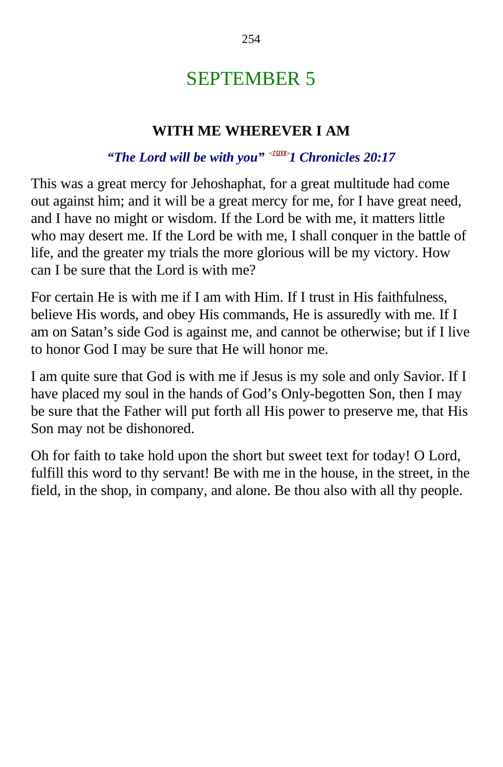# SEPTEMBER 5

## WITH ME WHEREVER I AM

***"The Lord will be with you"*** <1320017>***1 Chronicles 20:17***

This was a great mercy for Jehoshaphat, for a great multitude had come out against him; and it will be a great mercy for me, for I have great need, and I have no might or wisdom. If the Lord be with me, it matters little who may desert me. If the Lord be with me, I shall conquer in the battle of life, and the greater my trials the more glorious will be my victory. How can I be sure that the Lord is with me?

For certain He is with me if I am with Him. If I trust in His faithfulness, believe His words, and obey His commands, He is assuredly with me. If I am on Satan's side God is against me, and cannot be otherwise; but if I live to honor God I may be sure that He will honor me.

I am quite sure that God is with me if Jesus is my sole and only Savior. If I have placed my soul in the hands of God's Only-begotten Son, then I may be sure that the Father will put forth all His power to preserve me, that His Son may not be dishonored.

Oh for faith to take hold upon the short but sweet text for today! O Lord, fulfill this word to thy servant! Be with me in the house, in the street, in the field, in the shop, in company, and alone. Be thou also with all thy people.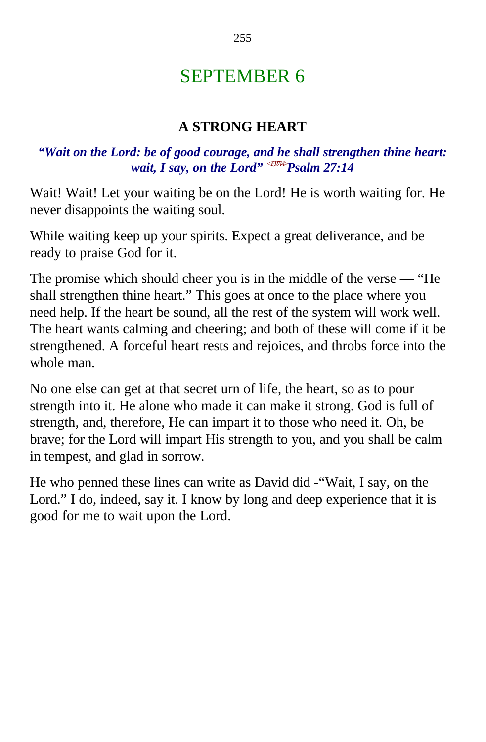# SEPTEMBER 6

## A STRONG HEART

***"Wait on the Lord: be of good courage, and he shall strengthen thine heart: wait, I say, on the Lord"* <192714>*Psalm 27:14***

Wait! Wait! Let your waiting be on the Lord! He is worth waiting for. He never disappoints the waiting soul.

While waiting keep up your spirits. Expect a great deliverance, and be ready to praise God for it.

The promise which should cheer you is in the middle of the verse — "He shall strengthen thine heart." This goes at once to the place where you need help. If the heart be sound, all the rest of the system will work well. The heart wants calming and cheering; and both of these will come if it be strengthened. A forceful heart rests and rejoices, and throbs force into the whole man.

No one else can get at that secret urn of life, the heart, so as to pour strength into it. He alone who made it can make it strong. God is full of strength, and, therefore, He can impart it to those who need it. Oh, be brave; for the Lord will impart His strength to you, and you shall be calm in tempest, and glad in sorrow.

He who penned these lines can write as David did -"Wait, I say, on the Lord." I do, indeed, say it. I know by long and deep experience that it is good for me to wait upon the Lord.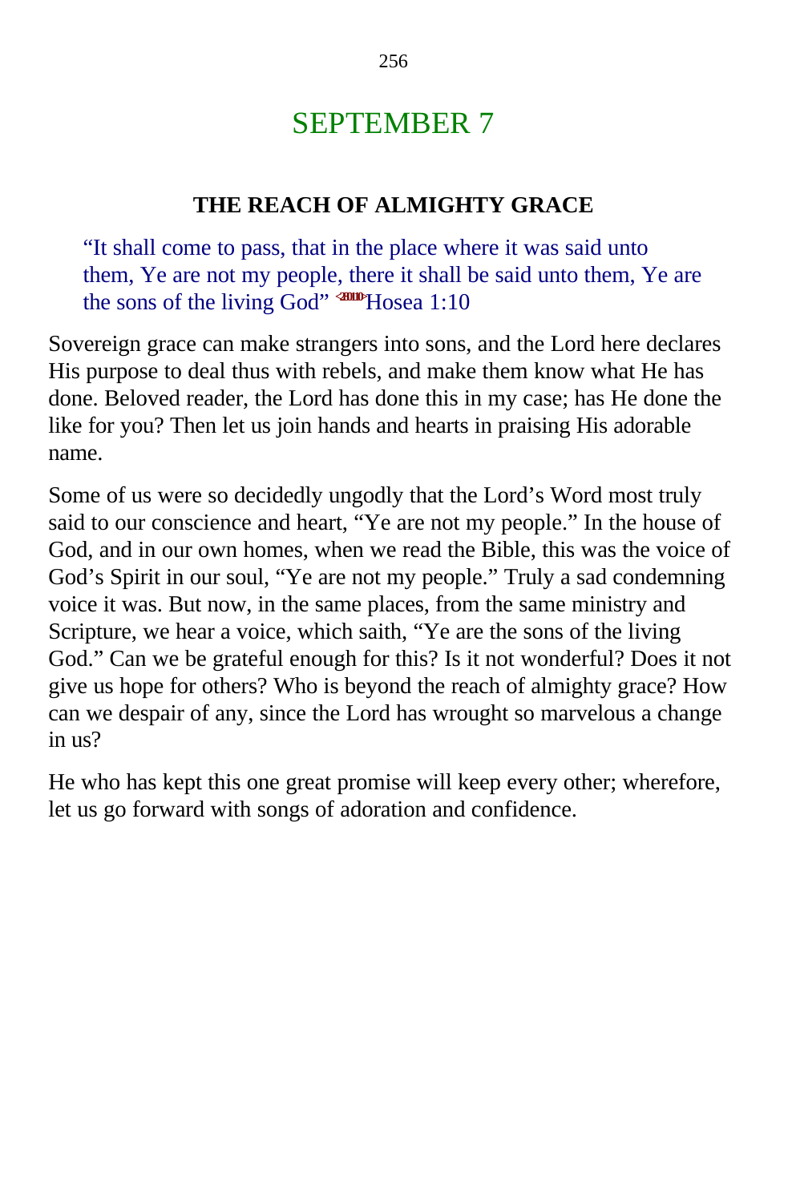# SEPTEMBER 7

## THE REACH OF ALMIGHTY GRACE

> "It shall come to pass, that in the place where it was said unto them, Ye are not my people, there it shall be said unto them, Ye are the sons of the living God" <280110>Hosea 1:10

Sovereign grace can make strangers into sons, and the Lord here declares His purpose to deal thus with rebels, and make them know what He has done. Beloved reader, the Lord has done this in my case; has He done the like for you? Then let us join hands and hearts in praising His adorable name.

Some of us were so decidedly ungodly that the Lord's Word most truly said to our conscience and heart, "Ye are not my people." In the house of God, and in our own homes, when we read the Bible, this was the voice of God's Spirit in our soul, "Ye are not my people." Truly a sad condemning voice it was. But now, in the same places, from the same ministry and Scripture, we hear a voice, which saith, "Ye are the sons of the living God." Can we be grateful enough for this? Is it not wonderful? Does it not give us hope for others? Who is beyond the reach of almighty grace? How can we despair of any, since the Lord has wrought so marvelous a change in us?

He who has kept this one great promise will keep every other; wherefore, let us go forward with songs of adoration and confidence.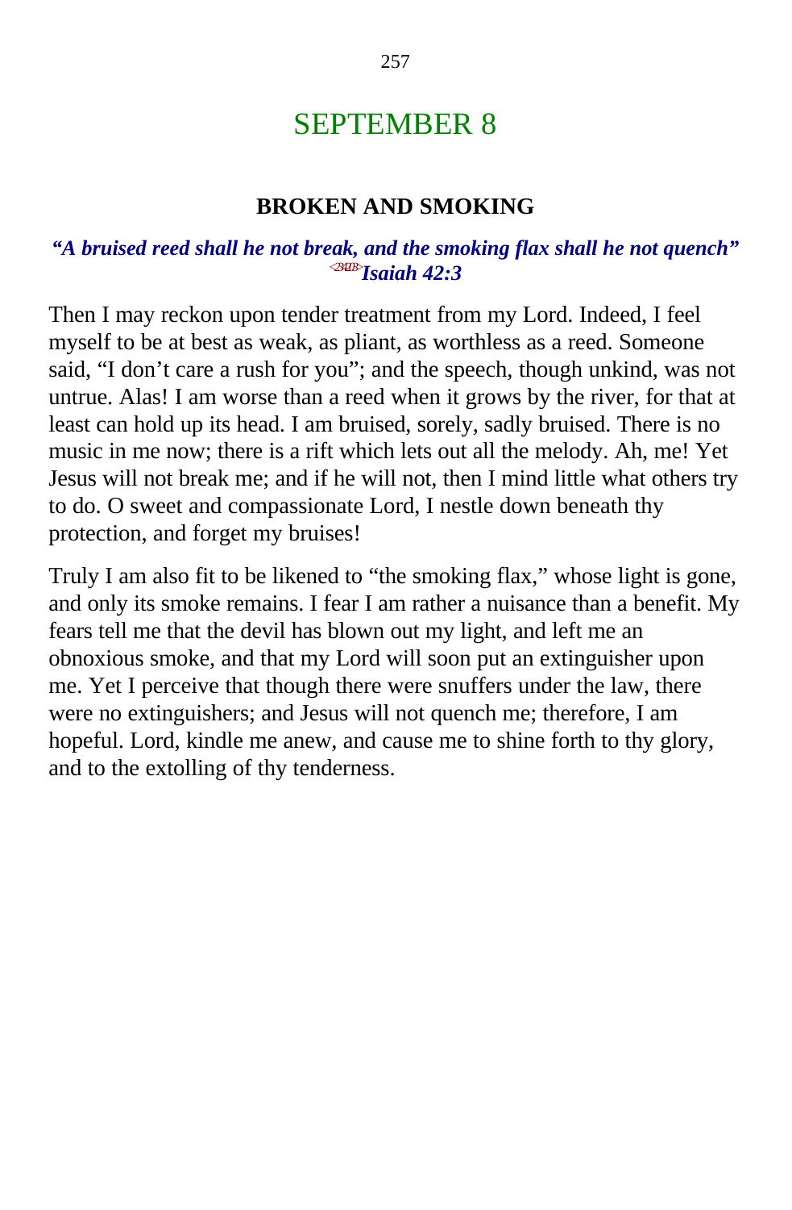# SEPTEMBER 8

## BROKEN AND SMOKING

***"A bruised reed shall he not break, and the smoking flax shall he not quench"* <234203>*Isaiah 42:3***

Then I may reckon upon tender treatment from my Lord. Indeed, I feel myself to be at best as weak, as pliant, as worthless as a reed. Someone said, "I don't care a rush for you"; and the speech, though unkind, was not untrue. Alas! I am worse than a reed when it grows by the river, for that at least can hold up its head. I am bruised, sorely, sadly bruised. There is no music in me now; there is a rift which lets out all the melody. Ah, me! Yet Jesus will not break me; and if he will not, then I mind little what others try to do. O sweet and compassionate Lord, I nestle down beneath thy protection, and forget my bruises!

Truly I am also fit to be likened to "the smoking flax," whose light is gone, and only its smoke remains. I fear I am rather a nuisance than a benefit. My fears tell me that the devil has blown out my light, and left me an obnoxious smoke, and that my Lord will soon put an extinguisher upon me. Yet I perceive that though there were snuffers under the law, there were no extinguishers; and Jesus will not quench me; therefore, I am hopeful. Lord, kindle me anew, and cause me to shine forth to thy glory, and to the extolling of thy tenderness.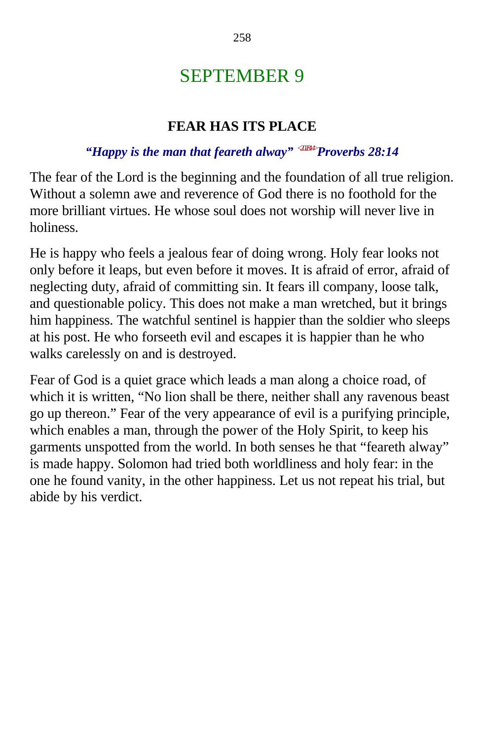# SEPTEMBER 9

## FEAR HAS ITS PLACE

***"Happy is the man that feareth alway"*** <202814> ***Proverbs 28:14***

The fear of the Lord is the beginning and the foundation of all true religion. Without a solemn awe and reverence of God there is no foothold for the more brilliant virtues. He whose soul does not worship will never live in holiness.

He is happy who feels a jealous fear of doing wrong. Holy fear looks not only before it leaps, but even before it moves. It is afraid of error, afraid of neglecting duty, afraid of committing sin. It fears ill company, loose talk, and questionable policy. This does not make a man wretched, but it brings him happiness. The watchful sentinel is happier than the soldier who sleeps at his post. He who forseeth evil and escapes it is happier than he who walks carelessly on and is destroyed.

Fear of God is a quiet grace which leads a man along a choice road, of which it is written, "No lion shall be there, neither shall any ravenous beast go up thereon." Fear of the very appearance of evil is a purifying principle, which enables a man, through the power of the Holy Spirit, to keep his garments unspotted from the world. In both senses he that "feareth alway" is made happy. Solomon had tried both worldliness and holy fear: in the one he found vanity, in the other happiness. Let us not repeat his trial, but abide by his verdict.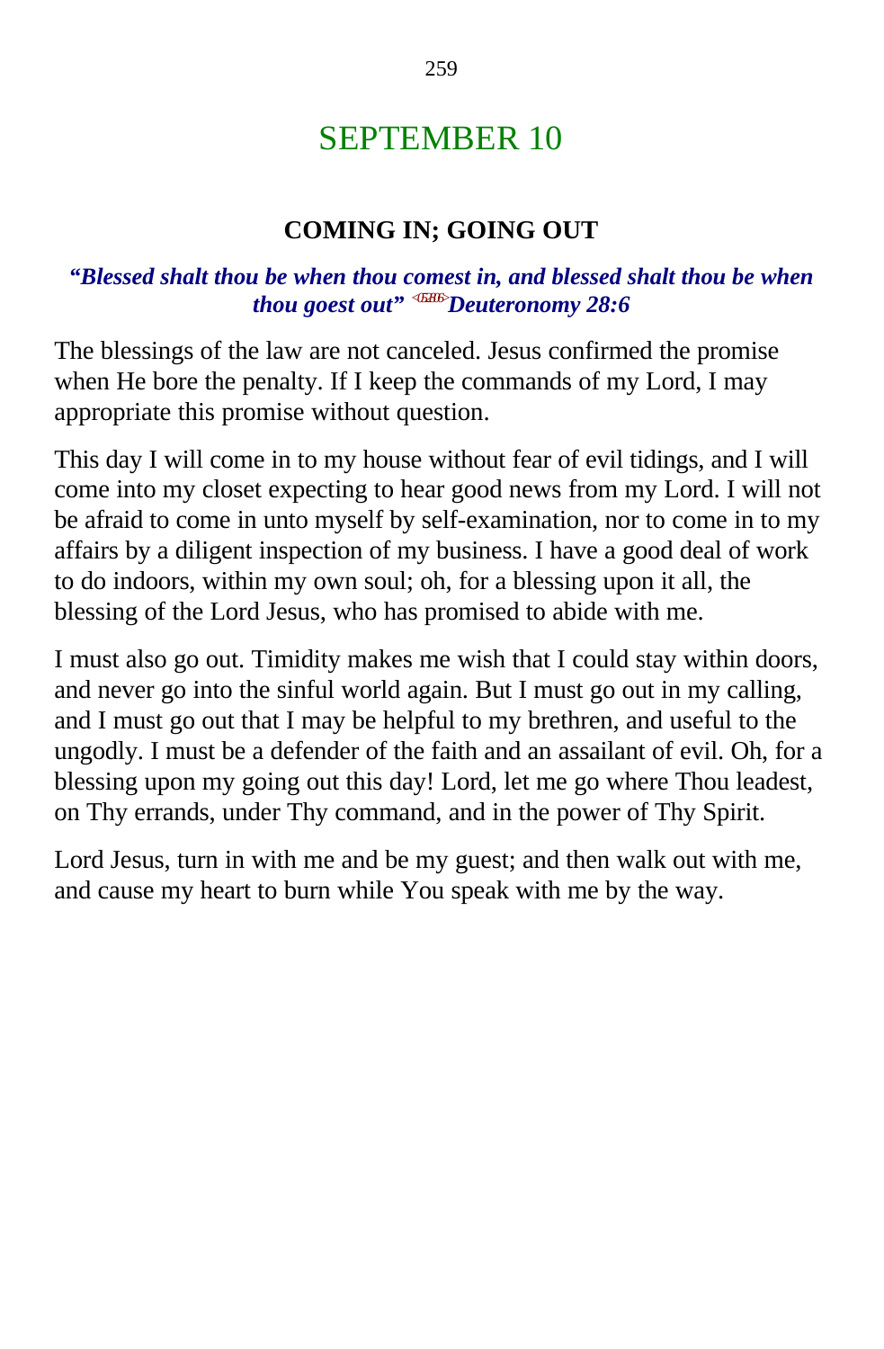# SEPTEMBER 10

## COMING IN; GOING OUT

***"Blessed shalt thou be when thou comest in, and blessed shalt thou be when thou goest out" <052806>Deuteronomy 28:6***

The blessings of the law are not canceled. Jesus confirmed the promise when He bore the penalty. If I keep the commands of my Lord, I may appropriate this promise without question.

This day I will come in to my house without fear of evil tidings, and I will come into my closet expecting to hear good news from my Lord. I will not be afraid to come in unto myself by self-examination, nor to come in to my affairs by a diligent inspection of my business. I have a good deal of work to do indoors, within my own soul; oh, for a blessing upon it all, the blessing of the Lord Jesus, who has promised to abide with me.

I must also go out. Timidity makes me wish that I could stay within doors, and never go into the sinful world again. But I must go out in my calling, and I must go out that I may be helpful to my brethren, and useful to the ungodly. I must be a defender of the faith and an assailant of evil. Oh, for a blessing upon my going out this day! Lord, let me go where Thou leadest, on Thy errands, under Thy command, and in the power of Thy Spirit.

Lord Jesus, turn in with me and be my guest; and then walk out with me, and cause my heart to burn while You speak with me by the way.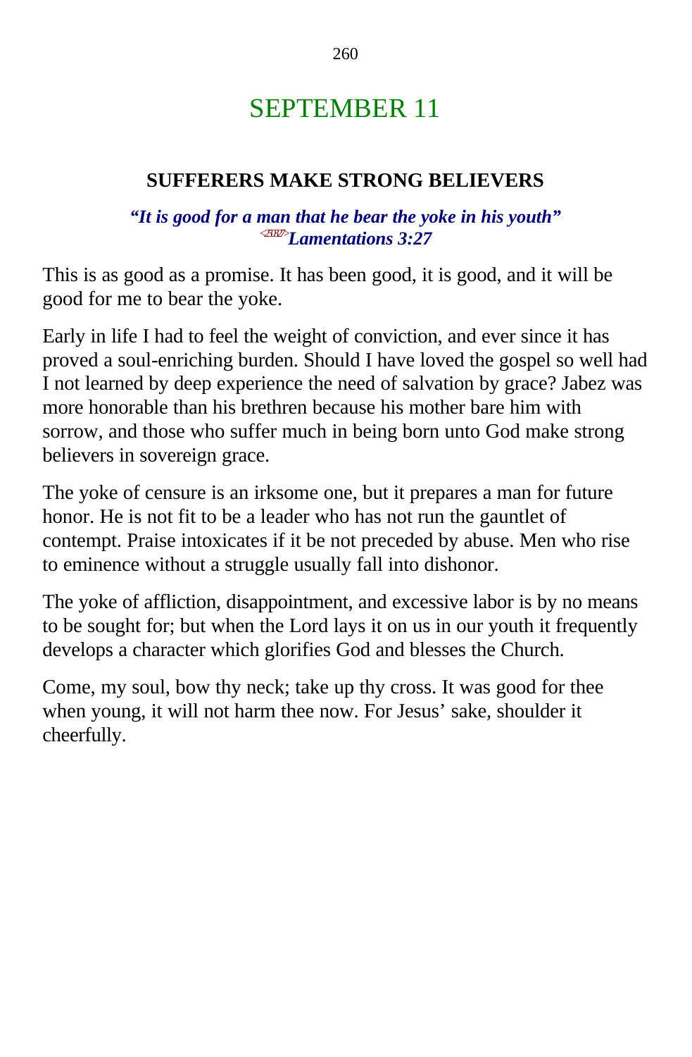# SEPTEMBER 11

## SUFFERERS MAKE STRONG BELIEVERS

***"It is good for a man that he bear the yoke in his youth"***
***<sup>&lt;250327&gt;</sup>Lamentations 3:27***

This is as good as a promise. It has been good, it is good, and it will be good for me to bear the yoke.

Early in life I had to feel the weight of conviction, and ever since it has proved a soul-enriching burden. Should I have loved the gospel so well had I not learned by deep experience the need of salvation by grace? Jabez was more honorable than his brethren because his mother bare him with sorrow, and those who suffer much in being born unto God make strong believers in sovereign grace.

The yoke of censure is an irksome one, but it prepares a man for future honor. He is not fit to be a leader who has not run the gauntlet of contempt. Praise intoxicates if it be not preceded by abuse. Men who rise to eminence without a struggle usually fall into dishonor.

The yoke of affliction, disappointment, and excessive labor is by no means to be sought for; but when the Lord lays it on us in our youth it frequently develops a character which glorifies God and blesses the Church.

Come, my soul, bow thy neck; take up thy cross. It was good for thee when young, it will not harm thee now. For Jesus' sake, shoulder it cheerfully.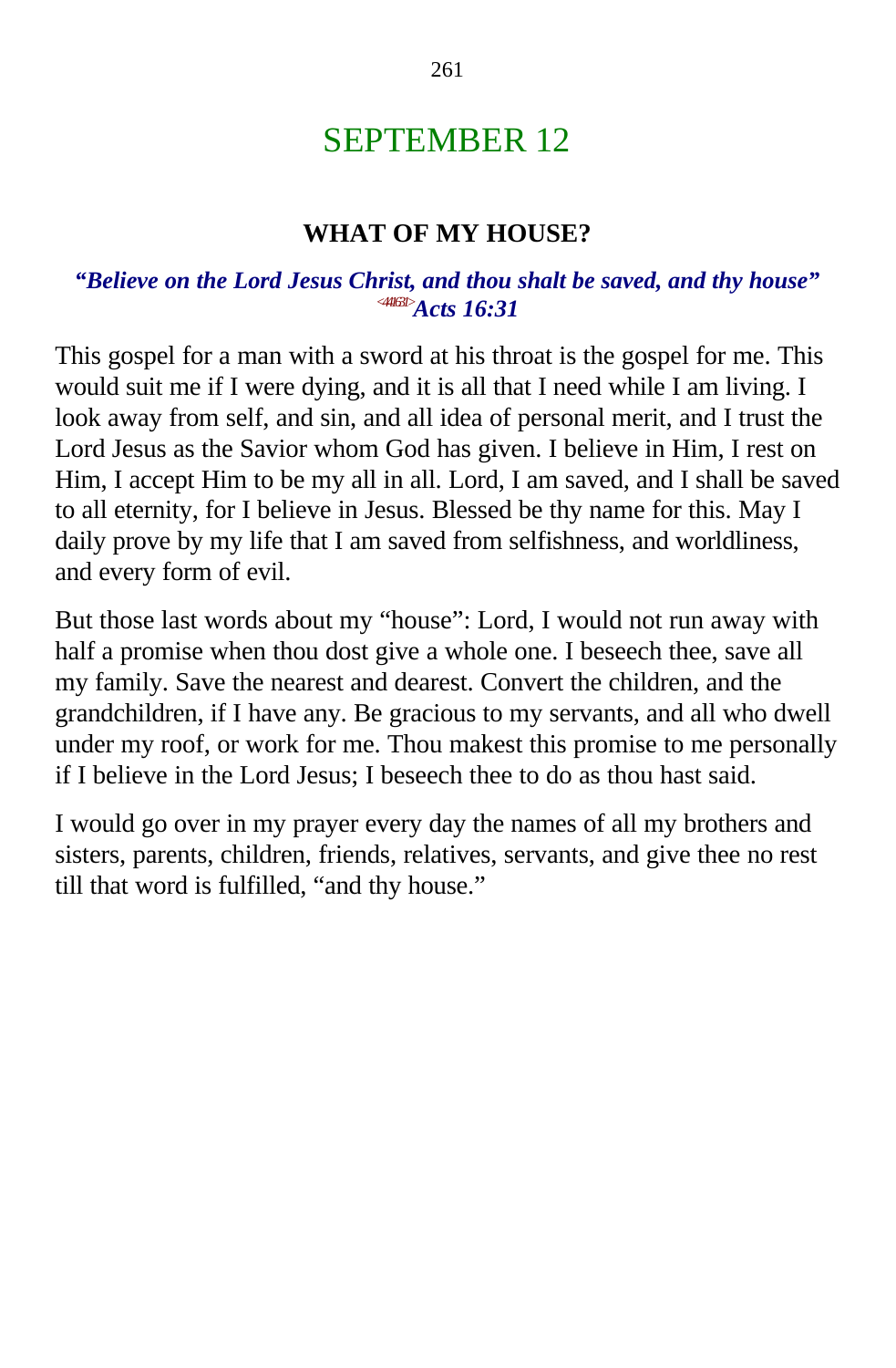# SEPTEMBER 12

## WHAT OF MY HOUSE?

***"Believe on the Lord Jesus Christ, and thou shalt be saved, and thy house"*** <441631>***Acts 16:31***

This gospel for a man with a sword at his throat is the gospel for me. This would suit me if I were dying, and it is all that I need while I am living. I look away from self, and sin, and all idea of personal merit, and I trust the Lord Jesus as the Savior whom God has given. I believe in Him, I rest on Him, I accept Him to be my all in all. Lord, I am saved, and I shall be saved to all eternity, for I believe in Jesus. Blessed be thy name for this. May I daily prove by my life that I am saved from selfishness, and worldliness, and every form of evil.

But those last words about my "house": Lord, I would not run away with half a promise when thou dost give a whole one. I beseech thee, save all my family. Save the nearest and dearest. Convert the children, and the grandchildren, if I have any. Be gracious to my servants, and all who dwell under my roof, or work for me. Thou makest this promise to me personally if I believe in the Lord Jesus; I beseech thee to do as thou hast said.

I would go over in my prayer every day the names of all my brothers and sisters, parents, children, friends, relatives, servants, and give thee no rest till that word is fulfilled, "and thy house."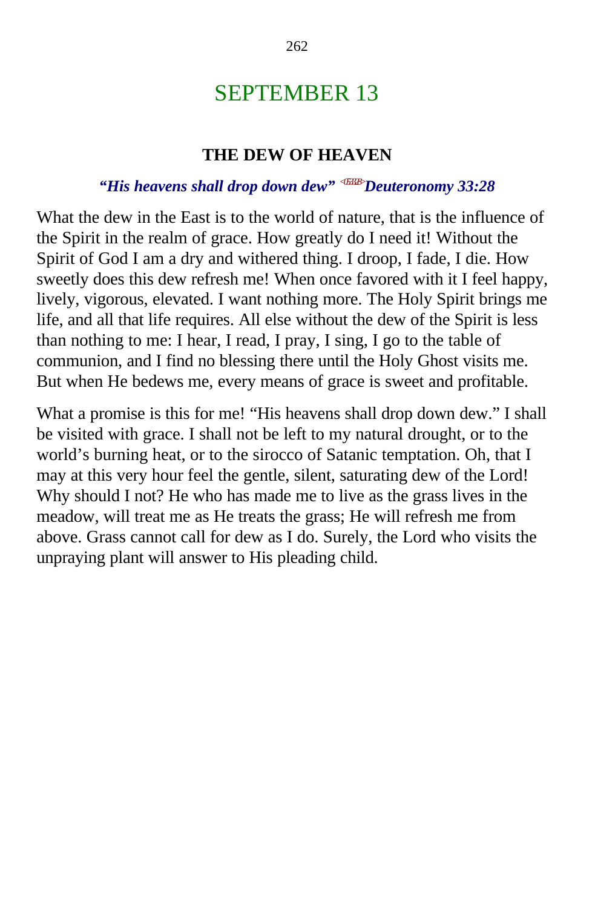# SEPTEMBER 13

### THE DEW OF HEAVEN

***"His heavens shall drop down dew"*** <053328>***Deuteronomy 33:28***

What the dew in the East is to the world of nature, that is the influence of the Spirit in the realm of grace. How greatly do I need it! Without the Spirit of God I am a dry and withered thing. I droop, I fade, I die. How sweetly does this dew refresh me! When once favored with it I feel happy, lively, vigorous, elevated. I want nothing more. The Holy Spirit brings me life, and all that life requires. All else without the dew of the Spirit is less than nothing to me: I hear, I read, I pray, I sing, I go to the table of communion, and I find no blessing there until the Holy Ghost visits me. But when He bedews me, every means of grace is sweet and profitable.

What a promise is this for me! "His heavens shall drop down dew." I shall be visited with grace. I shall not be left to my natural drought, or to the world's burning heat, or to the sirocco of Satanic temptation. Oh, that I may at this very hour feel the gentle, silent, saturating dew of the Lord! Why should I not? He who has made me to live as the grass lives in the meadow, will treat me as He treats the grass; He will refresh me from above. Grass cannot call for dew as I do. Surely, the Lord who visits the unpraying plant will answer to His pleading child.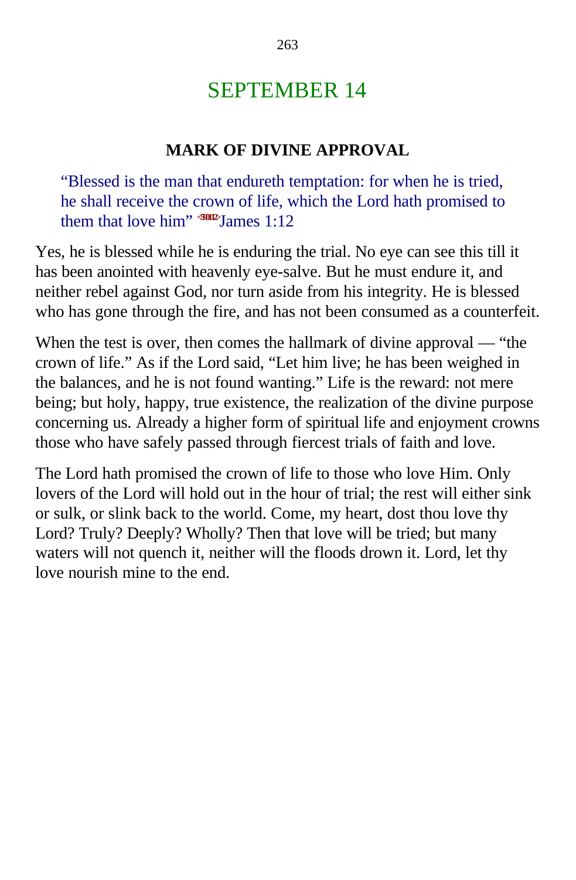# SEPTEMBER 14

### MARK OF DIVINE APPROVAL

> “Blessed is the man that endureth temptation: for when he is tried, he shall receive the crown of life, which the Lord hath promised to them that love him” <590112>James 1:12

Yes, he is blessed while he is enduring the trial. No eye can see this till it has been anointed with heavenly eye-salve. But he must endure it, and neither rebel against God, nor turn aside from his integrity. He is blessed who has gone through the fire, and has not been consumed as a counterfeit.

When the test is over, then comes the hallmark of divine approval — “the crown of life.” As if the Lord said, “Let him live; he has been weighed in the balances, and he is not found wanting.” Life is the reward: not mere being; but holy, happy, true existence, the realization of the divine purpose concerning us. Already a higher form of spiritual life and enjoyment crowns those who have safely passed through fiercest trials of faith and love.

The Lord hath promised the crown of life to those who love Him. Only lovers of the Lord will hold out in the hour of trial; the rest will either sink or sulk, or slink back to the world. Come, my heart, dost thou love thy Lord? Truly? Deeply? Wholly? Then that love will be tried; but many waters will not quench it, neither will the floods drown it. Lord, let thy love nourish mine to the end.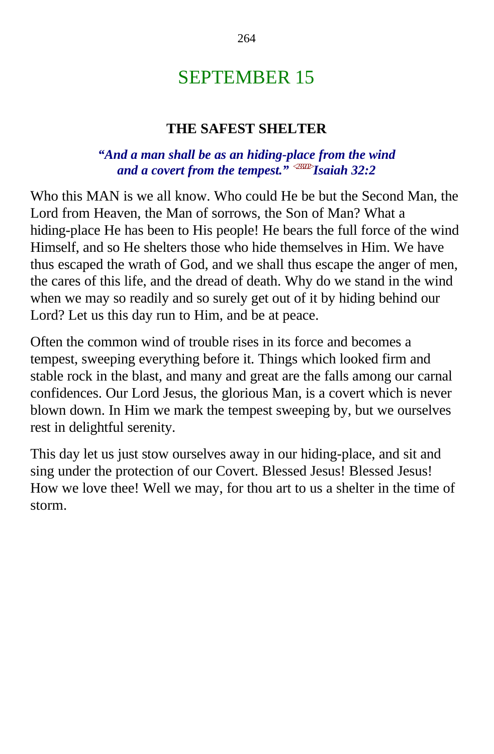# SEPTEMBER 15

### THE SAFEST SHELTER

***"And a man shall be as an hiding-place from the wind and a covert from the tempest."*** <2302>***Isaiah 32:2***

Who this MAN is we all know. Who could He be but the Second Man, the Lord from Heaven, the Man of sorrows, the Son of Man? What a hiding-place He has been to His people! He bears the full force of the wind Himself, and so He shelters those who hide themselves in Him. We have thus escaped the wrath of God, and we shall thus escape the anger of men, the cares of this life, and the dread of death. Why do we stand in the wind when we may so readily and so surely get out of it by hiding behind our Lord? Let us this day run to Him, and be at peace.

Often the common wind of trouble rises in its force and becomes a tempest, sweeping everything before it. Things which looked firm and stable rock in the blast, and many and great are the falls among our carnal confidences. Our Lord Jesus, the glorious Man, is a covert which is never blown down. In Him we mark the tempest sweeping by, but we ourselves rest in delightful serenity.

This day let us just stow ourselves away in our hiding-place, and sit and sing under the protection of our Covert. Blessed Jesus! Blessed Jesus! How we love thee! Well we may, for thou art to us a shelter in the time of storm.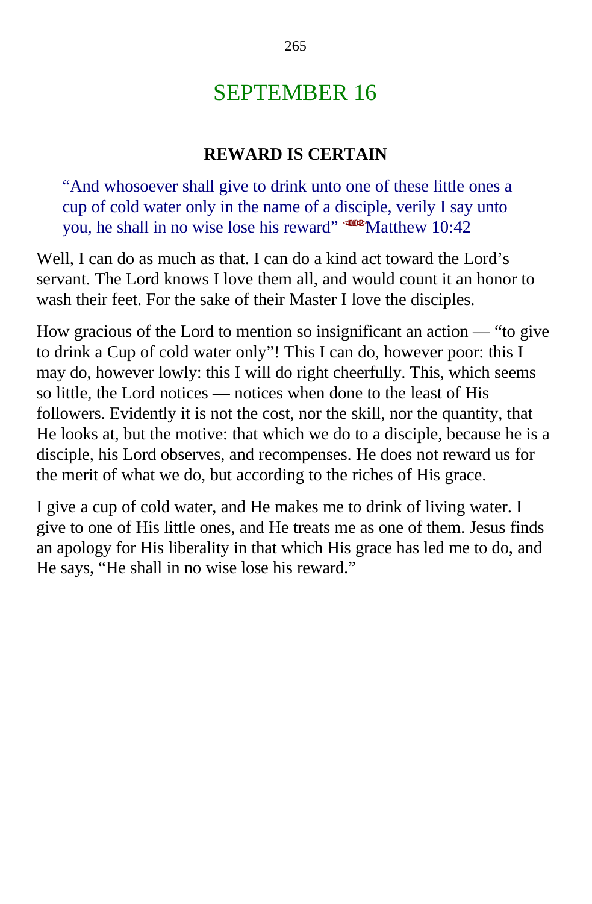# SEPTEMBER 16

### REWARD IS CERTAIN

> "And whosoever shall give to drink unto one of these little ones a cup of cold water only in the name of a disciple, verily I say unto you, he shall in no wise lose his reward" <401042>Matthew 10:42

Well, I can do as much as that. I can do a kind act toward the Lord's servant. The Lord knows I love them all, and would count it an honor to wash their feet. For the sake of their Master I love the disciples.

How gracious of the Lord to mention so insignificant an action — "to give to drink a Cup of cold water only"! This I can do, however poor: this I may do, however lowly: this I will do right cheerfully. This, which seems so little, the Lord notices — notices when done to the least of His followers. Evidently it is not the cost, nor the skill, nor the quantity, that He looks at, but the motive: that which we do to a disciple, because he is a disciple, his Lord observes, and recompenses. He does not reward us for the merit of what we do, but according to the riches of His grace.

I give a cup of cold water, and He makes me to drink of living water. I give to one of His little ones, and He treats me as one of them. Jesus finds an apology for His liberality in that which His grace has led me to do, and He says, "He shall in no wise lose his reward."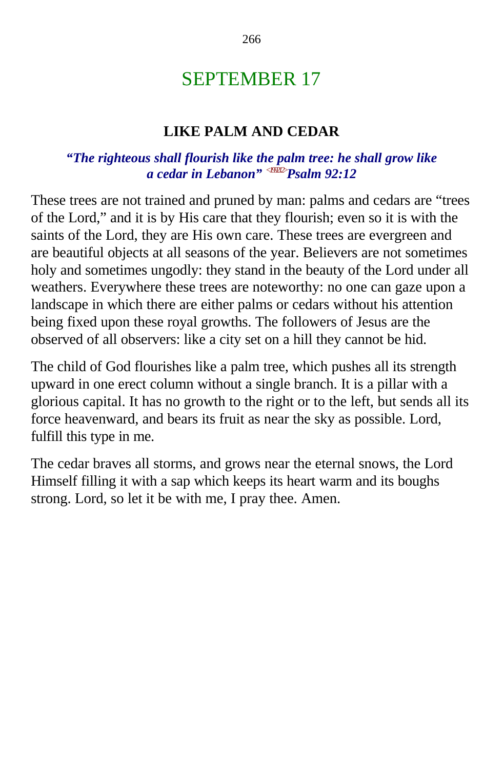# SEPTEMBER 17

## LIKE PALM AND CEDAR

***"The righteous shall flourish like the palm tree: he shall grow like a cedar in Lebanon" <199212>Psalm 92:12***

These trees are not trained and pruned by man: palms and cedars are "trees of the Lord," and it is by His care that they flourish; even so it is with the saints of the Lord, they are His own care. These trees are evergreen and are beautiful objects at all seasons of the year. Believers are not sometimes holy and sometimes ungodly: they stand in the beauty of the Lord under all weathers. Everywhere these trees are noteworthy: no one can gaze upon a landscape in which there are either palms or cedars without his attention being fixed upon these royal growths. The followers of Jesus are the observed of all observers: like a city set on a hill they cannot be hid.

The child of God flourishes like a palm tree, which pushes all its strength upward in one erect column without a single branch. It is a pillar with a glorious capital. It has no growth to the right or to the left, but sends all its force heavenward, and bears its fruit as near the sky as possible. Lord, fulfill this type in me.

The cedar braves all storms, and grows near the eternal snows, the Lord Himself filling it with a sap which keeps its heart warm and its boughs strong. Lord, so let it be with me, I pray thee. Amen.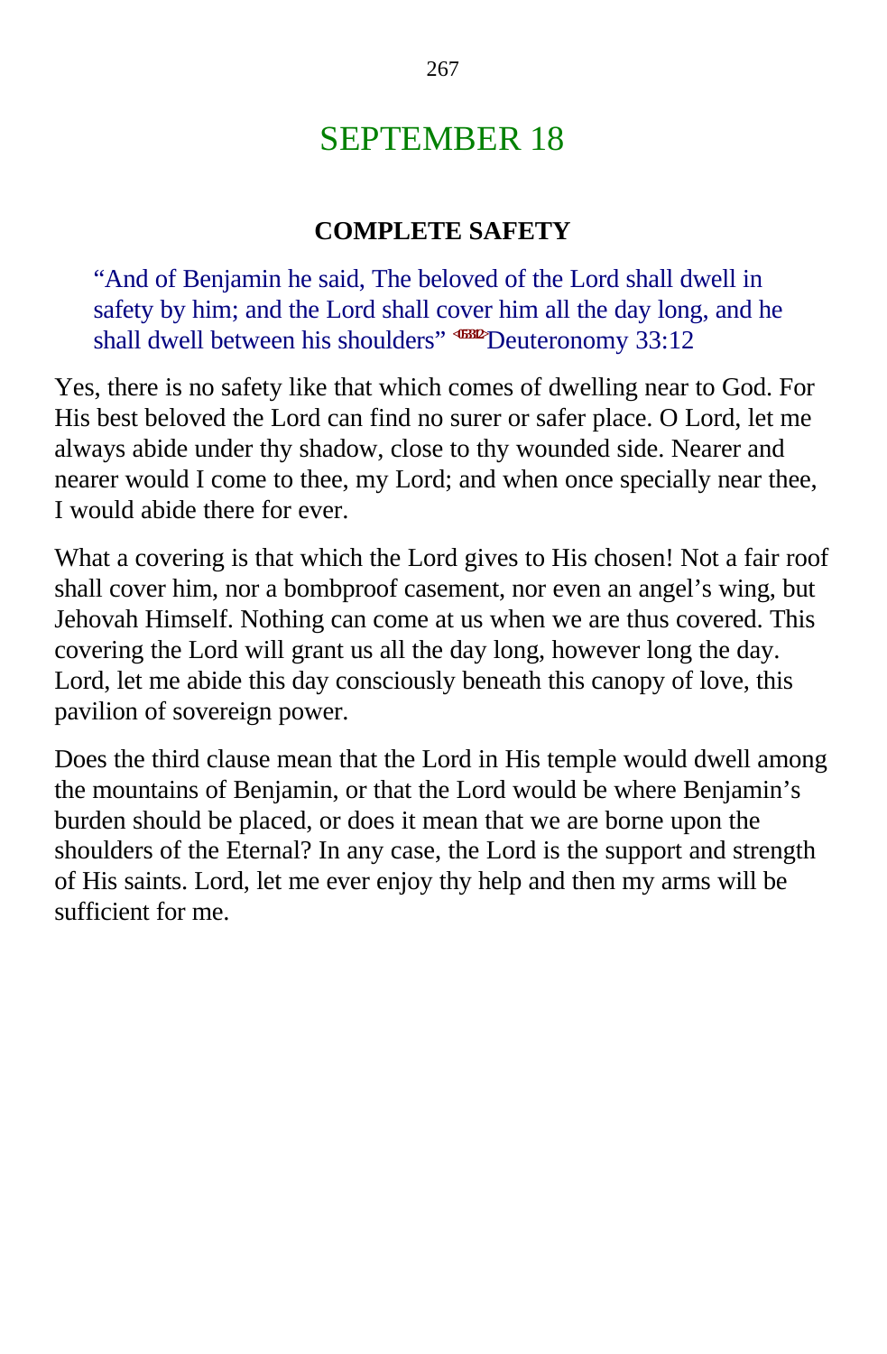# SEPTEMBER 18

## COMPLETE SAFETY

> "And of Benjamin he said, The beloved of the Lord shall dwell in safety by him; and the Lord shall cover him all the day long, and he shall dwell between his shoulders" <053312>Deuteronomy 33:12

Yes, there is no safety like that which comes of dwelling near to God. For His best beloved the Lord can find no surer or safer place. O Lord, let me always abide under thy shadow, close to thy wounded side. Nearer and nearer would I come to thee, my Lord; and when once specially near thee, I would abide there for ever.

What a covering is that which the Lord gives to His chosen! Not a fair roof shall cover him, nor a bombproof casement, nor even an angel's wing, but Jehovah Himself. Nothing can come at us when we are thus covered. This covering the Lord will grant us all the day long, however long the day. Lord, let me abide this day consciously beneath this canopy of love, this pavilion of sovereign power.

Does the third clause mean that the Lord in His temple would dwell among the mountains of Benjamin, or that the Lord would be where Benjamin's burden should be placed, or does it mean that we are borne upon the shoulders of the Eternal? In any case, the Lord is the support and strength of His saints. Lord, let me ever enjoy thy help and then my arms will be sufficient for me.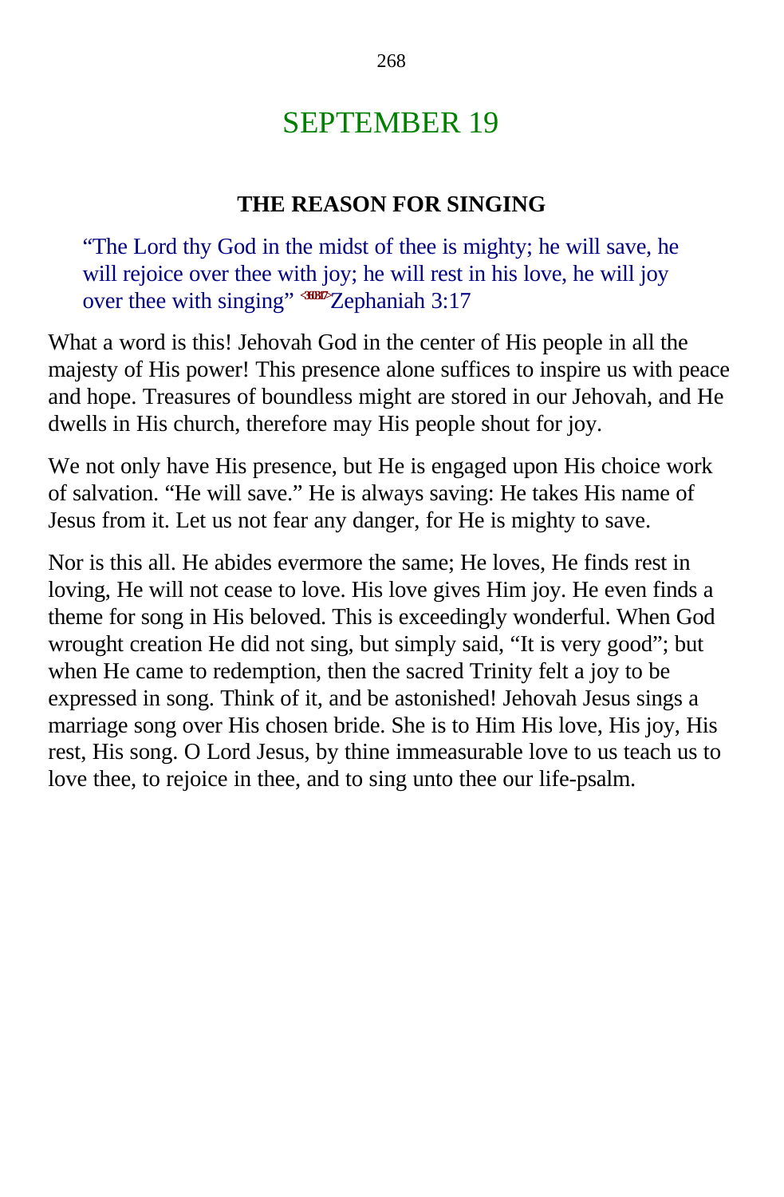# SEPTEMBER 19

### THE REASON FOR SINGING

> "The Lord thy God in the midst of thee is mighty; he will save, he will rejoice over thee with joy; he will rest in his love, he will joy over thee with singing" <HEB17>Zephaniah 3:17

What a word is this! Jehovah God in the center of His people in all the majesty of His power! This presence alone suffices to inspire us with peace and hope. Treasures of boundless might are stored in our Jehovah, and He dwells in His church, therefore may His people shout for joy.

We not only have His presence, but He is engaged upon His choice work of salvation. "He will save." He is always saving: He takes His name of Jesus from it. Let us not fear any danger, for He is mighty to save.

Nor is this all. He abides evermore the same; He loves, He finds rest in loving, He will not cease to love. His love gives Him joy. He even finds a theme for song in His beloved. This is exceedingly wonderful. When God wrought creation He did not sing, but simply said, "It is very good"; but when He came to redemption, then the sacred Trinity felt a joy to be expressed in song. Think of it, and be astonished! Jehovah Jesus sings a marriage song over His chosen bride. She is to Him His love, His joy, His rest, His song. O Lord Jesus, by thine immeasurable love to us teach us to love thee, to rejoice in thee, and to sing unto thee our life-psalm.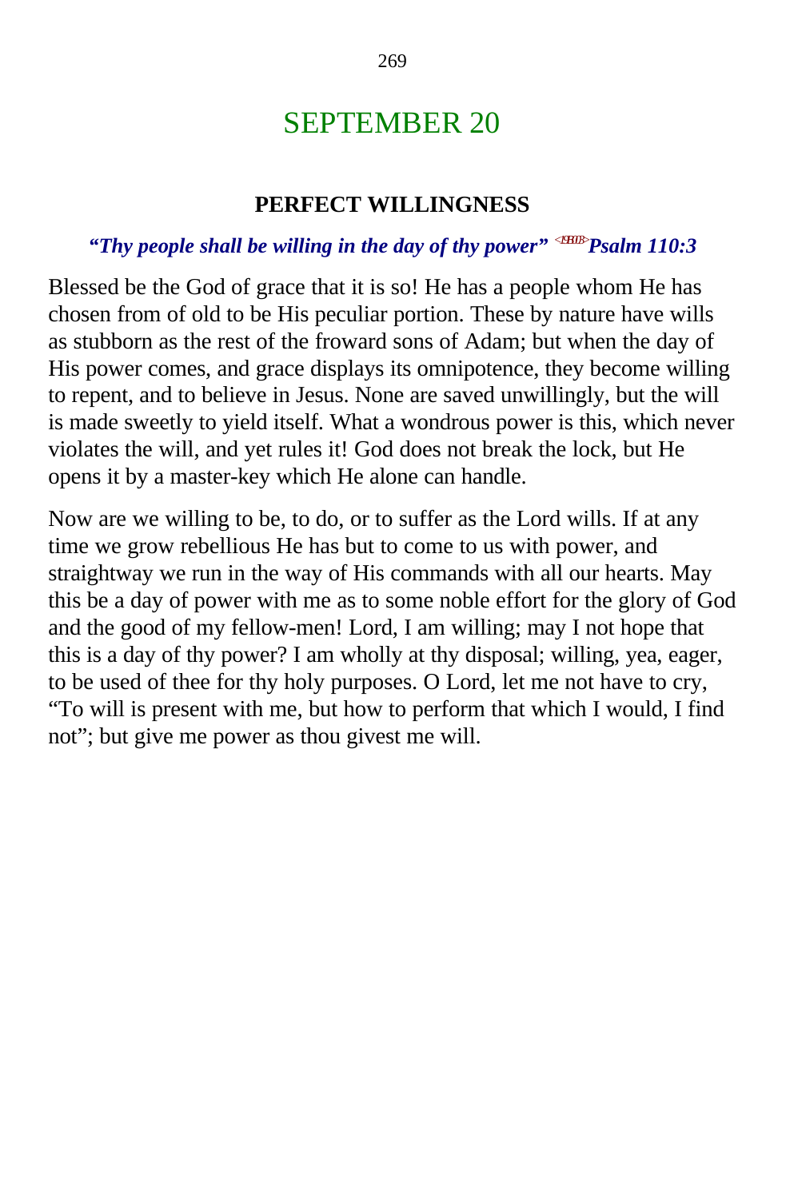# SEPTEMBER 20

### PERFECT WILLINGNESS

***"Thy people shall be willing in the day of thy power"*** **<19B003>** ***Psalm 110:3***

Blessed be the God of grace that it is so! He has a people whom He has chosen from of old to be His peculiar portion. These by nature have wills as stubborn as the rest of the froward sons of Adam; but when the day of His power comes, and grace displays its omnipotence, they become willing to repent, and to believe in Jesus. None are saved unwillingly, but the will is made sweetly to yield itself. What a wondrous power is this, which never violates the will, and yet rules it! God does not break the lock, but He opens it by a master-key which He alone can handle.

Now are we willing to be, to do, or to suffer as the Lord wills. If at any time we grow rebellious He has but to come to us with power, and straightway we run in the way of His commands with all our hearts. May this be a day of power with me as to some noble effort for the glory of God and the good of my fellow-men! Lord, I am willing; may I not hope that this is a day of thy power? I am wholly at thy disposal; willing, yea, eager, to be used of thee for thy holy purposes. O Lord, let me not have to cry, "To will is present with me, but how to perform that which I would, I find not"; but give me power as thou givest me will.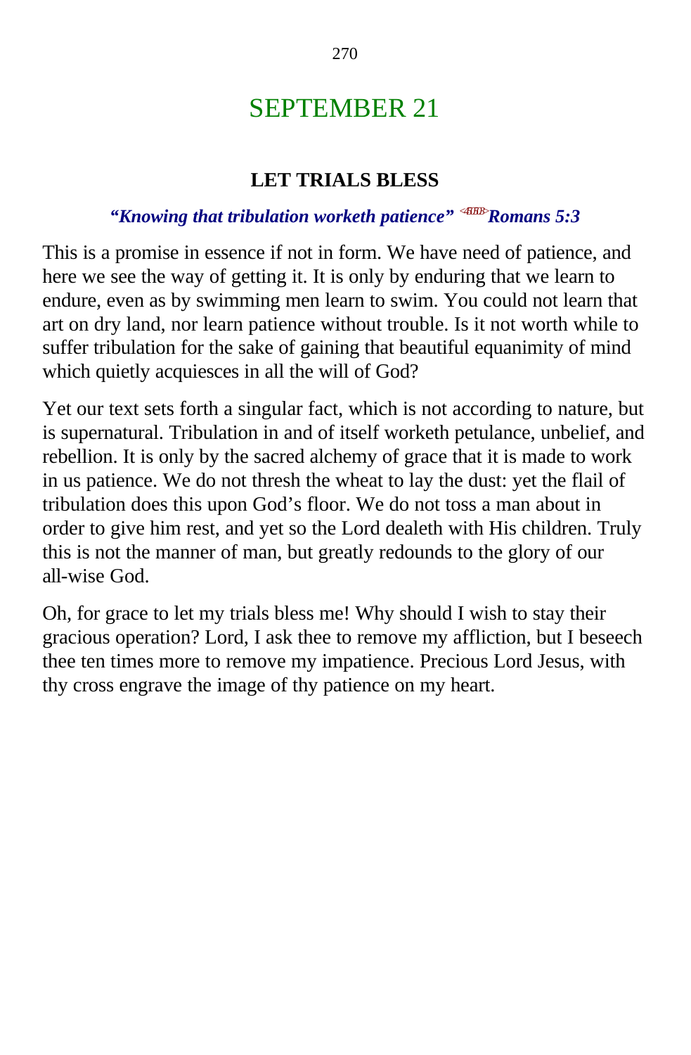# SEPTEMBER 21

## LET TRIALS BLESS

***"Knowing that tribulation worketh patience" Romans 5:3***

This is a promise in essence if not in form. We have need of patience, and here we see the way of getting it. It is only by enduring that we learn to endure, even as by swimming men learn to swim. You could not learn that art on dry land, nor learn patience without trouble. Is it not worth while to suffer tribulation for the sake of gaining that beautiful equanimity of mind which quietly acquiesces in all the will of God?

Yet our text sets forth a singular fact, which is not according to nature, but is supernatural. Tribulation in and of itself worketh petulance, unbelief, and rebellion. It is only by the sacred alchemy of grace that it is made to work in us patience. We do not thresh the wheat to lay the dust: yet the flail of tribulation does this upon God's floor. We do not toss a man about in order to give him rest, and yet so the Lord dealeth with His children. Truly this is not the manner of man, but greatly redounds to the glory of our all-wise God.

Oh, for grace to let my trials bless me! Why should I wish to stay their gracious operation? Lord, I ask thee to remove my affliction, but I beseech thee ten times more to remove my impatience. Precious Lord Jesus, with thy cross engrave the image of thy patience on my heart.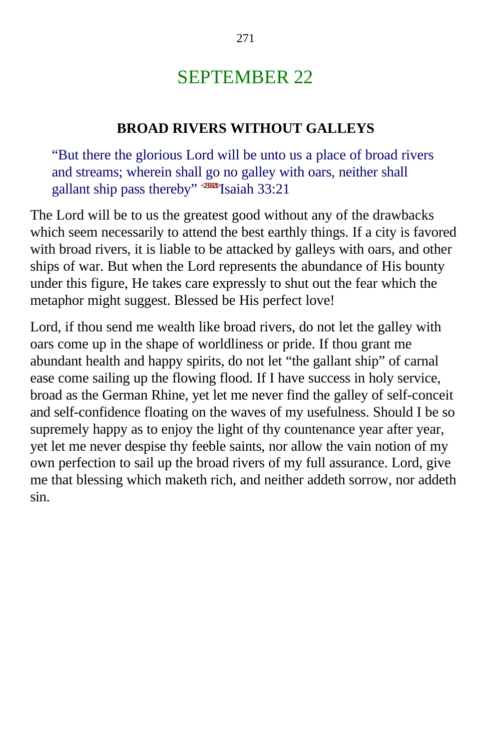# SEPTEMBER 22

## BROAD RIVERS WITHOUT GALLEYS

> "But there the glorious Lord will be unto us a place of broad rivers and streams; wherein shall go no galley with oars, neither shall gallant ship pass thereby" <2333>Isaiah 33:21

The Lord will be to us the greatest good without any of the drawbacks which seem necessarily to attend the best earthly things. If a city is favored with broad rivers, it is liable to be attacked by galleys with oars, and other ships of war. But when the Lord represents the abundance of His bounty under this figure, He takes care expressly to shut out the fear which the metaphor might suggest. Blessed be His perfect love!

Lord, if thou send me wealth like broad rivers, do not let the galley with oars come up in the shape of worldliness or pride. If thou grant me abundant health and happy spirits, do not let "the gallant ship" of carnal ease come sailing up the flowing flood. If I have success in holy service, broad as the German Rhine, yet let me never find the galley of self-conceit and self-confidence floating on the waves of my usefulness. Should I be so supremely happy as to enjoy the light of thy countenance year after year, yet let me never despise thy feeble saints, nor allow the vain notion of my own perfection to sail up the broad rivers of my full assurance. Lord, give me that blessing which maketh rich, and neither addeth sorrow, nor addeth sin.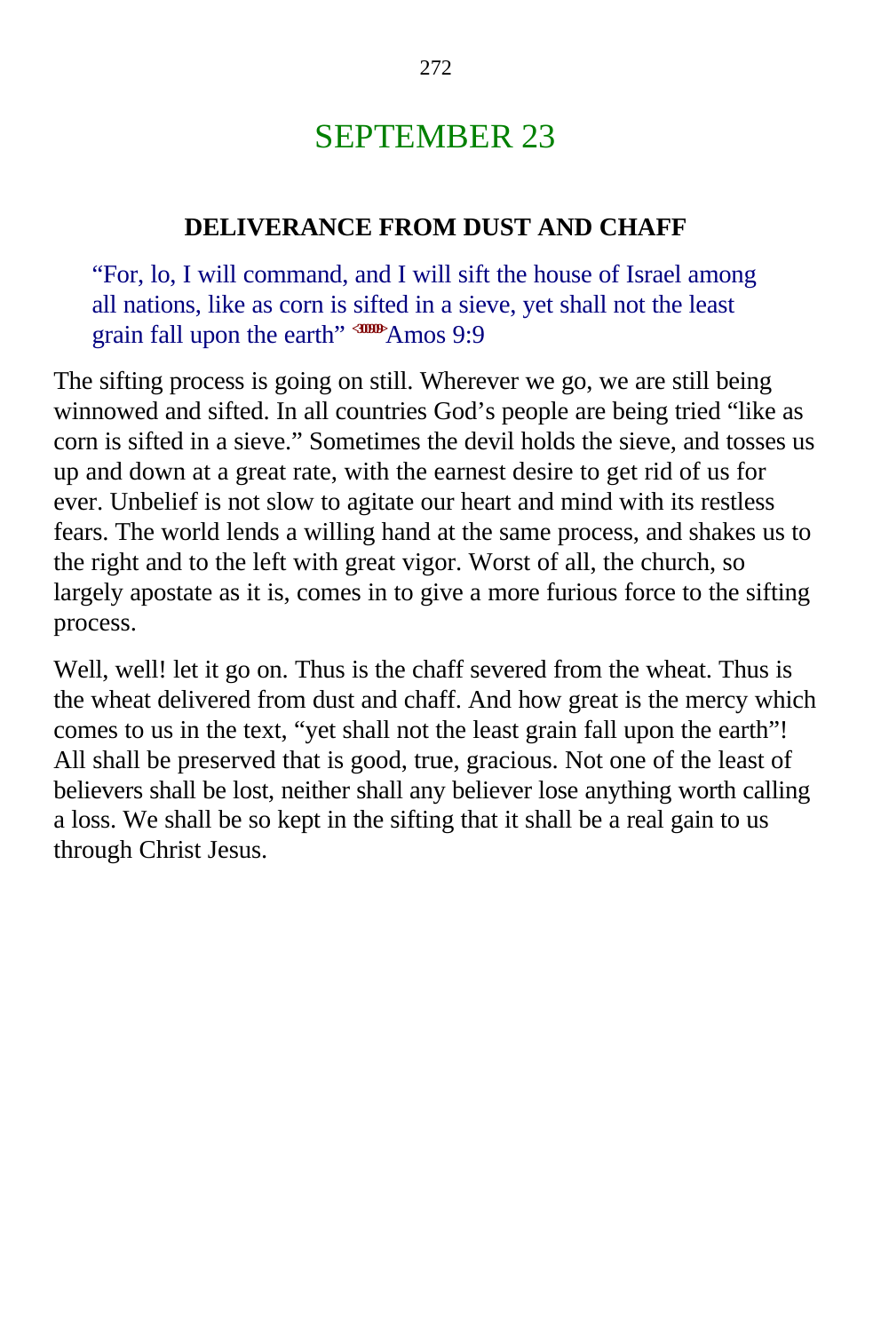# SEPTEMBER 23

### DELIVERANCE FROM DUST AND CHAFF

> "For, lo, I will command, and I will sift the house of Israel among all nations, like as corn is sifted in a sieve, yet shall not the least grain fall upon the earth" Amos 9:9

The sifting process is going on still. Wherever we go, we are still being winnowed and sifted. In all countries God's people are being tried "like as corn is sifted in a sieve." Sometimes the devil holds the sieve, and tosses us up and down at a great rate, with the earnest desire to get rid of us for ever. Unbelief is not slow to agitate our heart and mind with its restless fears. The world lends a willing hand at the same process, and shakes us to the right and to the left with great vigor. Worst of all, the church, so largely apostate as it is, comes in to give a more furious force to the sifting process.

Well, well! let it go on. Thus is the chaff severed from the wheat. Thus is the wheat delivered from dust and chaff. And how great is the mercy which comes to us in the text, "yet shall not the least grain fall upon the earth"! All shall be preserved that is good, true, gracious. Not one of the least of believers shall be lost, neither shall any believer lose anything worth calling a loss. We shall be so kept in the sifting that it shall be a real gain to us through Christ Jesus.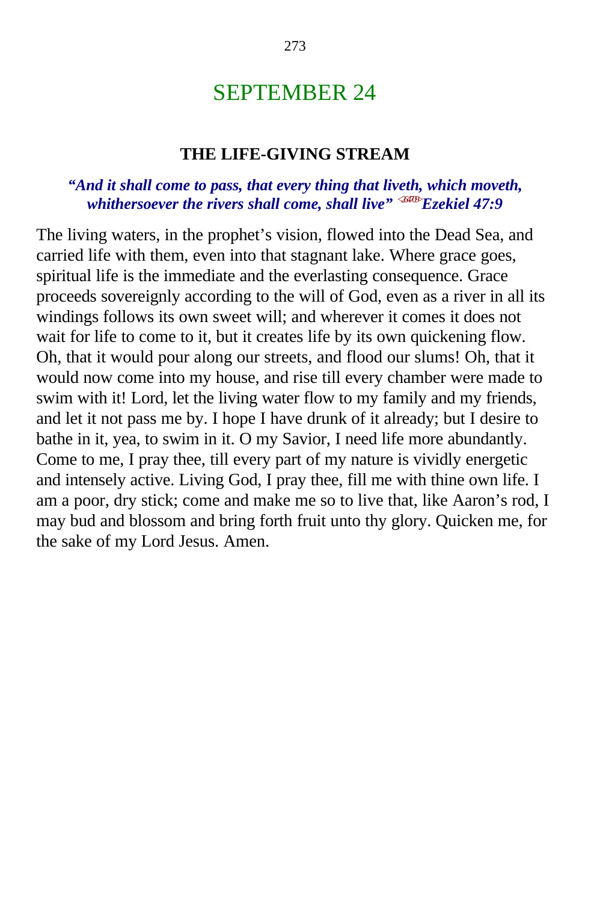# SEPTEMBER 24

## THE LIFE-GIVING STREAM

***"And it shall come to pass, that every thing that liveth, which moveth, whithersoever the rivers shall come, shall live" Ezekiel 47:9***

The living waters, in the prophet's vision, flowed into the Dead Sea, and carried life with them, even into that stagnant lake. Where grace goes, spiritual life is the immediate and the everlasting consequence. Grace proceeds sovereignly according to the will of God, even as a river in all its windings follows its own sweet will; and wherever it comes it does not wait for life to come to it, but it creates life by its own quickening flow. Oh, that it would pour along our streets, and flood our slums! Oh, that it would now come into my house, and rise till every chamber were made to swim with it! Lord, let the living water flow to my family and my friends, and let it not pass me by. I hope I have drunk of it already; but I desire to bathe in it, yea, to swim in it. O my Savior, I need life more abundantly. Come to me, I pray thee, till every part of my nature is vividly energetic and intensely active. Living God, I pray thee, fill me with thine own life. I am a poor, dry stick; come and make me so to live that, like Aaron's rod, I may bud and blossom and bring forth fruit unto thy glory. Quicken me, for the sake of my Lord Jesus. Amen.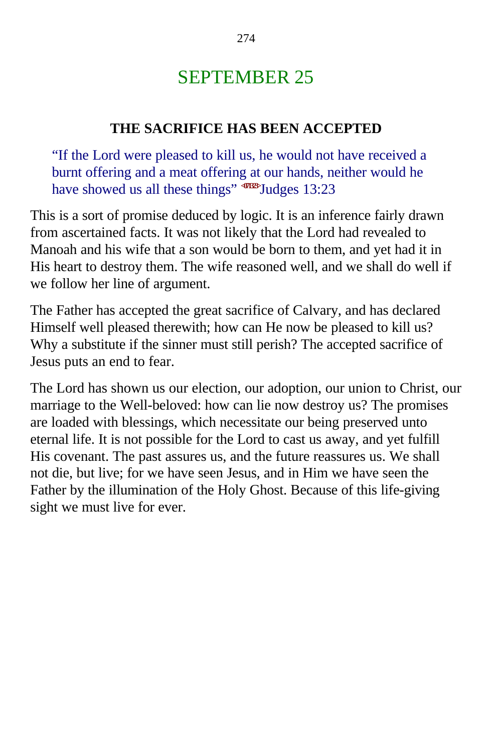# SEPTEMBER 25

### THE SACRIFICE HAS BEEN ACCEPTED

> "If the Lord were pleased to kill us, he would not have received a burnt offering and a meat offering at our hands, neither would he have showed us all these things" <071323>Judges 13:23

This is a sort of promise deduced by logic. It is an inference fairly drawn from ascertained facts. It was not likely that the Lord had revealed to Manoah and his wife that a son would be born to them, and yet had it in His heart to destroy them. The wife reasoned well, and we shall do well if we follow her line of argument.

The Father has accepted the great sacrifice of Calvary, and has declared Himself well pleased therewith; how can He now be pleased to kill us? Why a substitute if the sinner must still perish? The accepted sacrifice of Jesus puts an end to fear.

The Lord has shown us our election, our adoption, our union to Christ, our marriage to the Well-beloved: how can lie now destroy us? The promises are loaded with blessings, which necessitate our being preserved unto eternal life. It is not possible for the Lord to cast us away, and yet fulfill His covenant. The past assures us, and the future reassures us. We shall not die, but live; for we have seen Jesus, and in Him we have seen the Father by the illumination of the Holy Ghost. Because of this life-giving sight we must live for ever.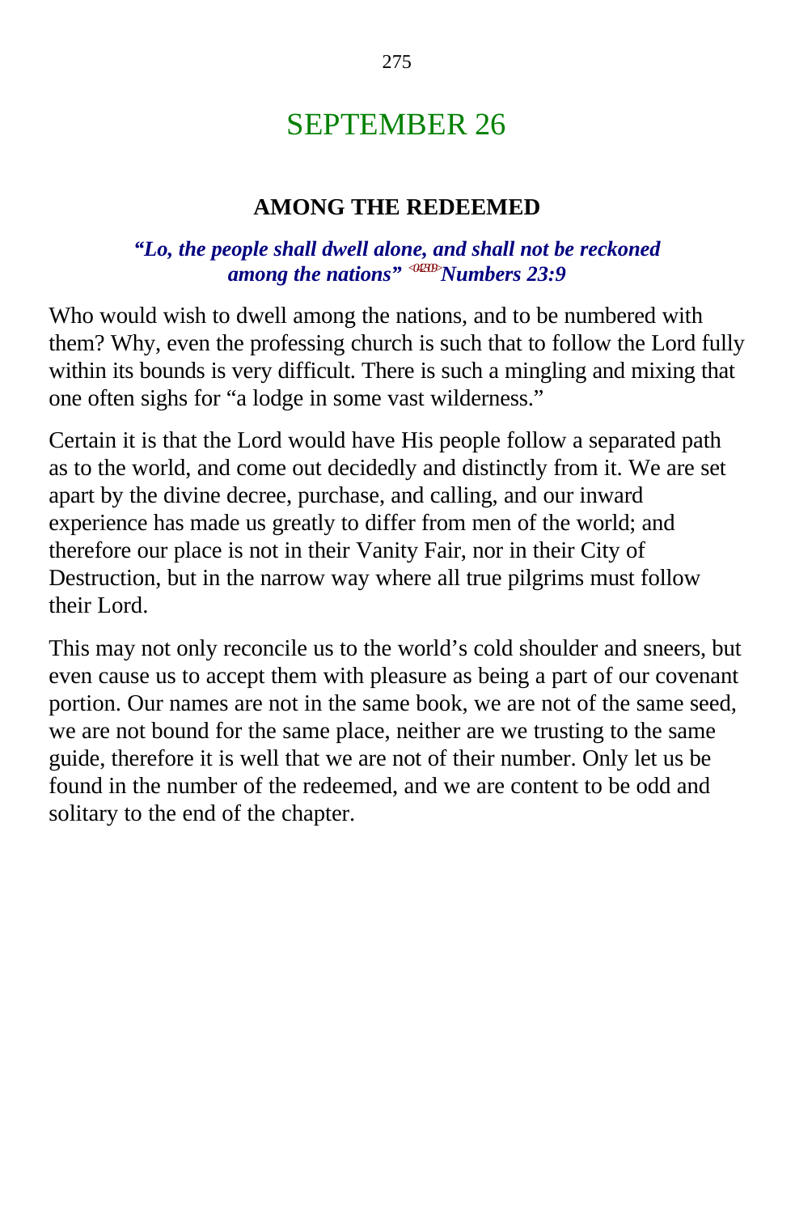# SEPTEMBER 26

## AMONG THE REDEEMED

***"Lo, the people shall dwell alone, and shall not be reckoned among the nations"*** <042309> ***Numbers 23:9***

Who would wish to dwell among the nations, and to be numbered with them? Why, even the professing church is such that to follow the Lord fully within its bounds is very difficult. There is such a mingling and mixing that one often sighs for "a lodge in some vast wilderness."

Certain it is that the Lord would have His people follow a separated path as to the world, and come out decidedly and distinctly from it. We are set apart by the divine decree, purchase, and calling, and our inward experience has made us greatly to differ from men of the world; and therefore our place is not in their Vanity Fair, nor in their City of Destruction, but in the narrow way where all true pilgrims must follow their Lord.

This may not only reconcile us to the world's cold shoulder and sneers, but even cause us to accept them with pleasure as being a part of our covenant portion. Our names are not in the same book, we are not of the same seed, we are not bound for the same place, neither are we trusting to the same guide, therefore it is well that we are not of their number. Only let us be found in the number of the redeemed, and we are content to be odd and solitary to the end of the chapter.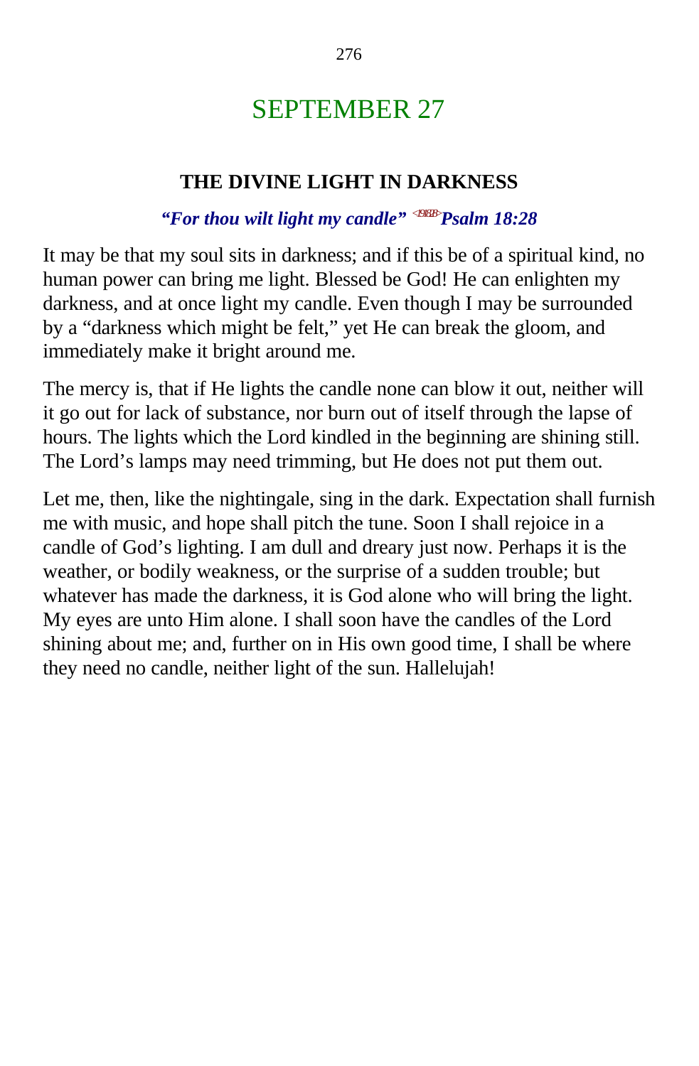# SEPTEMBER 27

## THE DIVINE LIGHT IN DARKNESS

***"For thou wilt light my candle"*** <191828> ***Psalm 18:28***

It may be that my soul sits in darkness; and if this be of a spiritual kind, no human power can bring me light. Blessed be God! He can enlighten my darkness, and at once light my candle. Even though I may be surrounded by a "darkness which might be felt," yet He can break the gloom, and immediately make it bright around me.

The mercy is, that if He lights the candle none can blow it out, neither will it go out for lack of substance, nor burn out of itself through the lapse of hours. The lights which the Lord kindled in the beginning are shining still. The Lord's lamps may need trimming, but He does not put them out.

Let me, then, like the nightingale, sing in the dark. Expectation shall furnish me with music, and hope shall pitch the tune. Soon I shall rejoice in a candle of God's lighting. I am dull and dreary just now. Perhaps it is the weather, or bodily weakness, or the surprise of a sudden trouble; but whatever has made the darkness, it is God alone who will bring the light. My eyes are unto Him alone. I shall soon have the candles of the Lord shining about me; and, further on in His own good time, I shall be where they need no candle, neither light of the sun. Hallelujah!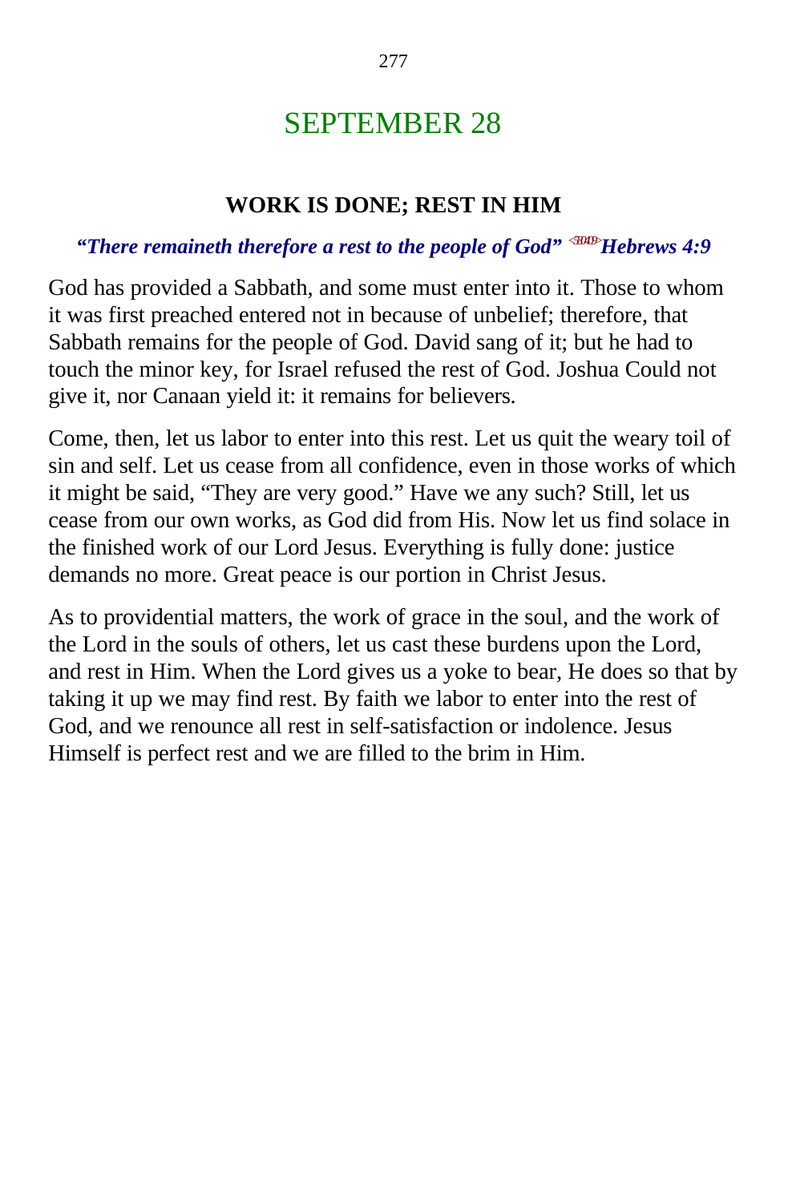# SEPTEMBER 28

## WORK IS DONE; REST IN HIM

***"There remaineth therefore a rest to the people of God"* <580409> *Hebrews 4:9***

God has provided a Sabbath, and some must enter into it. Those to whom it was first preached entered not in because of unbelief; therefore, that Sabbath remains for the people of God. David sang of it; but he had to touch the minor key, for Israel refused the rest of God. Joshua Could not give it, nor Canaan yield it: it remains for believers.

Come, then, let us labor to enter into this rest. Let us quit the weary toil of sin and self. Let us cease from all confidence, even in those works of which it might be said, "They are very good." Have we any such? Still, let us cease from our own works, as God did from His. Now let us find solace in the finished work of our Lord Jesus. Everything is fully done: justice demands no more. Great peace is our portion in Christ Jesus.

As to providential matters, the work of grace in the soul, and the work of the Lord in the souls of others, let us cast these burdens upon the Lord, and rest in Him. When the Lord gives us a yoke to bear, He does so that by taking it up we may find rest. By faith we labor to enter into the rest of God, and we renounce all rest in self-satisfaction or indolence. Jesus Himself is perfect rest and we are filled to the brim in Him.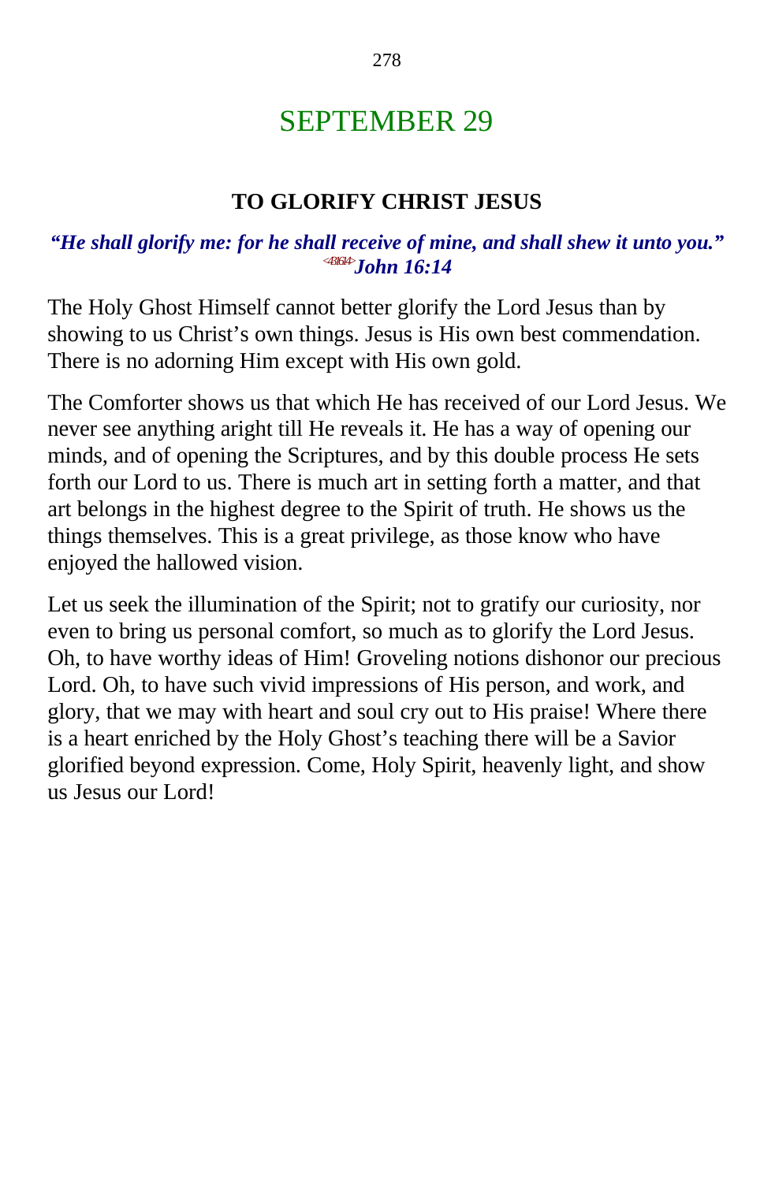# SEPTEMBER 29

## TO GLORIFY CHRIST JESUS

***"He shall glorify me: for he shall receive of mine, and shall shew it unto you."*** <431614> ***John 16:14***

The Holy Ghost Himself cannot better glorify the Lord Jesus than by showing to us Christ's own things. Jesus is His own best commendation. There is no adorning Him except with His own gold.

The Comforter shows us that which He has received of our Lord Jesus. We never see anything aright till He reveals it. He has a way of opening our minds, and of opening the Scriptures, and by this double process He sets forth our Lord to us. There is much art in setting forth a matter, and that art belongs in the highest degree to the Spirit of truth. He shows us the things themselves. This is a great privilege, as those know who have enjoyed the hallowed vision.

Let us seek the illumination of the Spirit; not to gratify our curiosity, nor even to bring us personal comfort, so much as to glorify the Lord Jesus. Oh, to have worthy ideas of Him! Groveling notions dishonor our precious Lord. Oh, to have such vivid impressions of His person, and work, and glory, that we may with heart and soul cry out to His praise! Where there is a heart enriched by the Holy Ghost's teaching there will be a Savior glorified beyond expression. Come, Holy Spirit, heavenly light, and show us Jesus our Lord!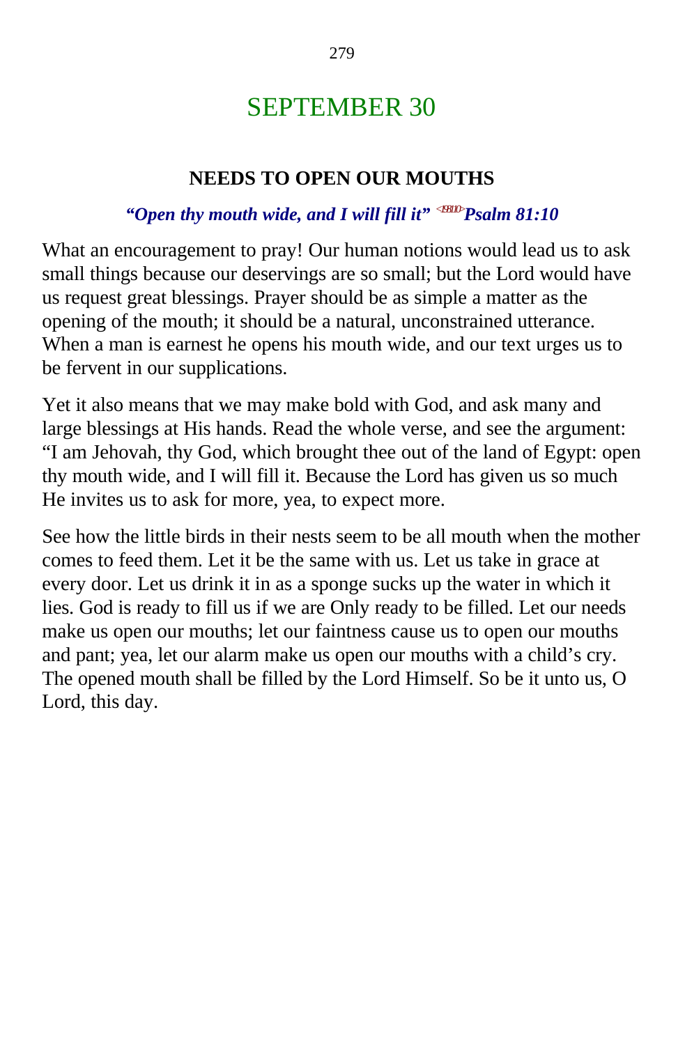# SEPTEMBER 30

## NEEDS TO OPEN OUR MOUTHS

***"Open thy mouth wide, and I will fill it"* <198110>*Psalm 81:10***

What an encouragement to pray! Our human notions would lead us to ask small things because our deservings are so small; but the Lord would have us request great blessings. Prayer should be as simple a matter as the opening of the mouth; it should be a natural, unconstrained utterance. When a man is earnest he opens his mouth wide, and our text urges us to be fervent in our supplications.

Yet it also means that we may make bold with God, and ask many and large blessings at His hands. Read the whole verse, and see the argument: "I am Jehovah, thy God, which brought thee out of the land of Egypt: open thy mouth wide, and I will fill it. Because the Lord has given us so much He invites us to ask for more, yea, to expect more.

See how the little birds in their nests seem to be all mouth when the mother comes to feed them. Let it be the same with us. Let us take in grace at every door. Let us drink it in as a sponge sucks up the water in which it lies. God is ready to fill us if we are Only ready to be filled. Let our needs make us open our mouths; let our faintness cause us to open our mouths and pant; yea, let our alarm make us open our mouths with a child's cry. The opened mouth shall be filled by the Lord Himself. So be it unto us, O Lord, this day.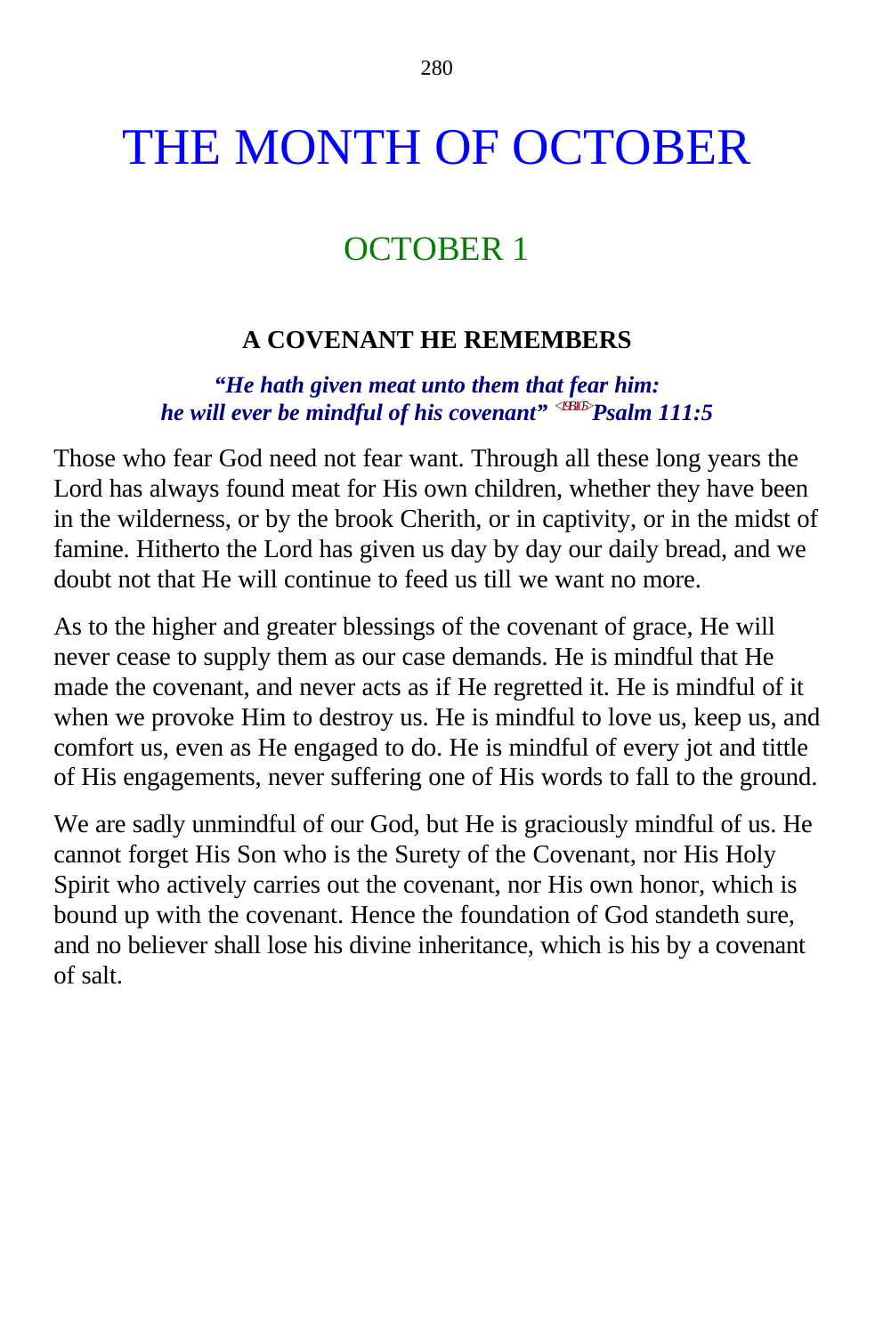# THE MONTH OF OCTOBER

## OCTOBER 1

### A COVENANT HE REMEMBERS

***"He hath given meat unto them that fear him: he will ever be mindful of his covenant"*** <19B105> ***Psalm 111:5***

Those who fear God need not fear want. Through all these long years the Lord has always found meat for His own children, whether they have been in the wilderness, or by the brook Cherith, or in captivity, or in the midst of famine. Hitherto the Lord has given us day by day our daily bread, and we doubt not that He will continue to feed us till we want no more.

As to the higher and greater blessings of the covenant of grace, He will never cease to supply them as our case demands. He is mindful that He made the covenant, and never acts as if He regretted it. He is mindful of it when we provoke Him to destroy us. He is mindful to love us, keep us, and comfort us, even as He engaged to do. He is mindful of every jot and tittle of His engagements, never suffering one of His words to fall to the ground.

We are sadly unmindful of our God, but He is graciously mindful of us. He cannot forget His Son who is the Surety of the Covenant, nor His Holy Spirit who actively carries out the covenant, nor His own honor, which is bound up with the covenant. Hence the foundation of God standeth sure, and no believer shall lose his divine inheritance, which is his by a covenant of salt.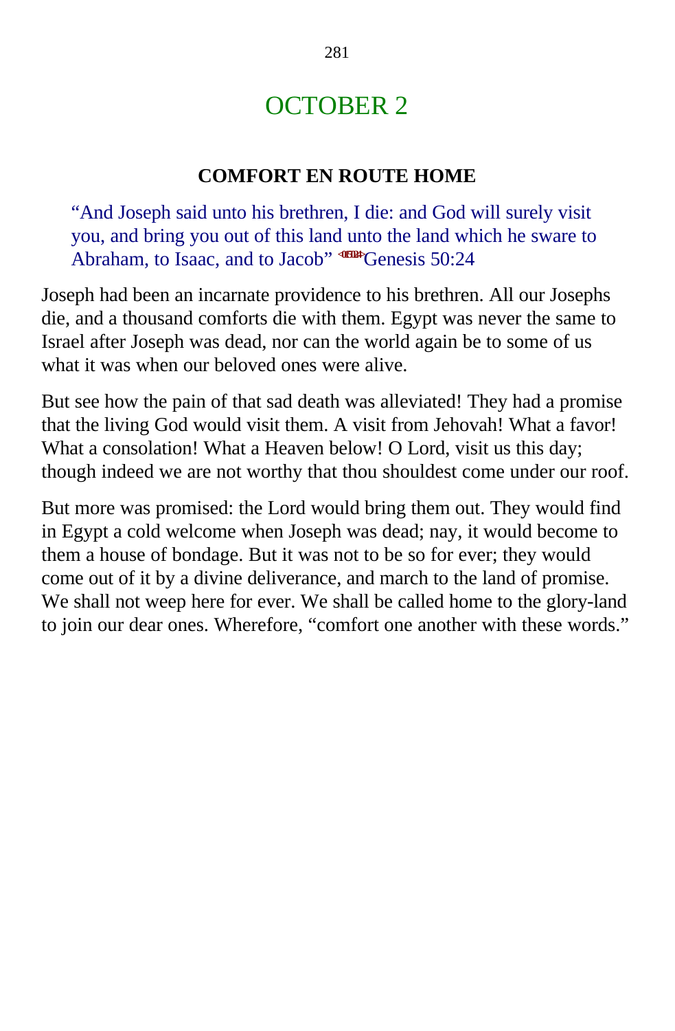# OCTOBER 2

### COMFORT EN ROUTE HOME

> "And Joseph said unto his brethren, I die: and God will surely visit you, and bring you out of this land unto the land which he sware to Abraham, to Isaac, and to Jacob" <015024>Genesis 50:24

Joseph had been an incarnate providence to his brethren. All our Josephs die, and a thousand comforts die with them. Egypt was never the same to Israel after Joseph was dead, nor can the world again be to some of us what it was when our beloved ones were alive.

But see how the pain of that sad death was alleviated! They had a promise that the living God would visit them. A visit from Jehovah! What a favor! What a consolation! What a Heaven below! O Lord, visit us this day; though indeed we are not worthy that thou shouldest come under our roof.

But more was promised: the Lord would bring them out. They would find in Egypt a cold welcome when Joseph was dead; nay, it would become to them a house of bondage. But it was not to be so for ever; they would come out of it by a divine deliverance, and march to the land of promise. We shall not weep here for ever. We shall be called home to the glory-land to join our dear ones. Wherefore, "comfort one another with these words."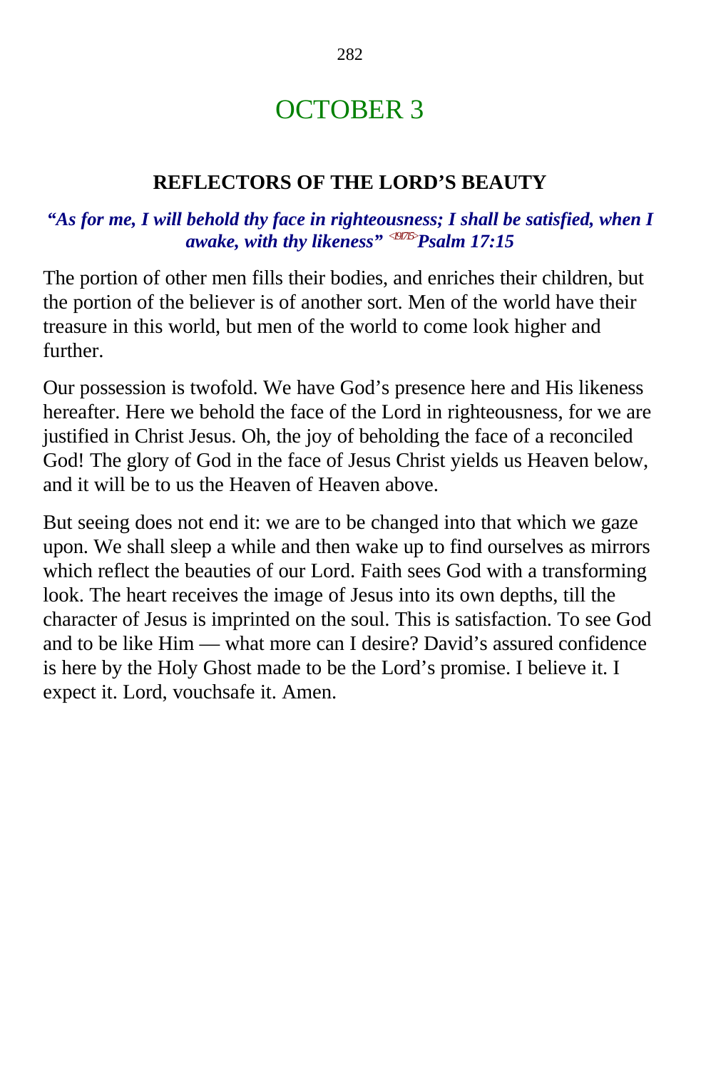# OCTOBER 3

## REFLECTORS OF THE LORD'S BEAUTY

***"As for me, I will behold thy face in righteousness; I shall be satisfied, when I awake, with thy likeness"*** <191715>***Psalm 17:15***

The portion of other men fills their bodies, and enriches their children, but the portion of the believer is of another sort. Men of the world have their treasure in this world, but men of the world to come look higher and further.

Our possession is twofold. We have God's presence here and His likeness hereafter. Here we behold the face of the Lord in righteousness, for we are justified in Christ Jesus. Oh, the joy of beholding the face of a reconciled God! The glory of God in the face of Jesus Christ yields us Heaven below, and it will be to us the Heaven of Heaven above.

But seeing does not end it: we are to be changed into that which we gaze upon. We shall sleep a while and then wake up to find ourselves as mirrors which reflect the beauties of our Lord. Faith sees God with a transforming look. The heart receives the image of Jesus into its own depths, till the character of Jesus is imprinted on the soul. This is satisfaction. To see God and to be like Him — what more can I desire? David's assured confidence is here by the Holy Ghost made to be the Lord's promise. I believe it. I expect it. Lord, vouchsafe it. Amen.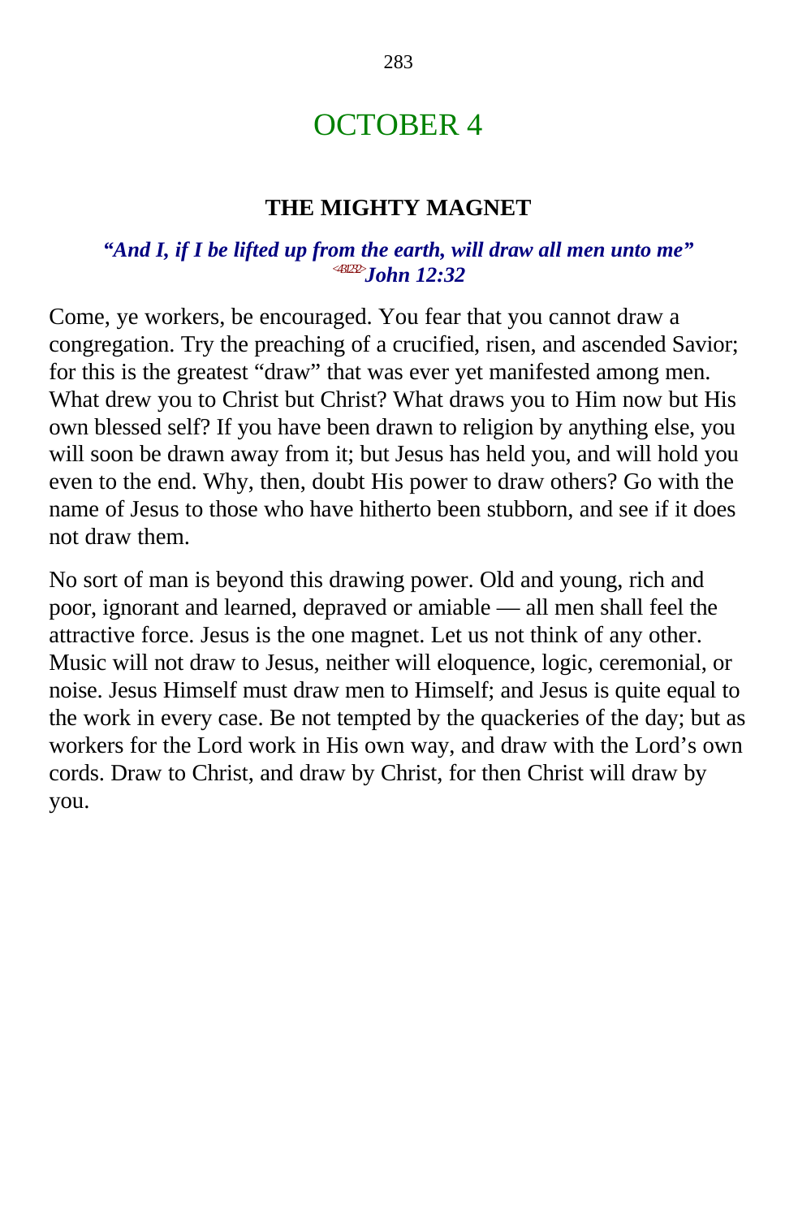# OCTOBER 4

## THE MIGHTY MAGNET

***"And I, if I be lifted up from the earth, will draw all men unto me"*** 
***<431232>John 12:32***

Come, ye workers, be encouraged. You fear that you cannot draw a congregation. Try the preaching of a crucified, risen, and ascended Savior; for this is the greatest "draw" that was ever yet manifested among men. What drew you to Christ but Christ? What draws you to Him now but His own blessed self? If you have been drawn to religion by anything else, you will soon be drawn away from it; but Jesus has held you, and will hold you even to the end. Why, then, doubt His power to draw others? Go with the name of Jesus to those who have hitherto been stubborn, and see if it does not draw them.

No sort of man is beyond this drawing power. Old and young, rich and poor, ignorant and learned, depraved or amiable — all men shall feel the attractive force. Jesus is the one magnet. Let us not think of any other. Music will not draw to Jesus, neither will eloquence, logic, ceremonial, or noise. Jesus Himself must draw men to Himself; and Jesus is quite equal to the work in every case. Be not tempted by the quackeries of the day; but as workers for the Lord work in His own way, and draw with the Lord's own cords. Draw to Christ, and draw by Christ, for then Christ will draw by you.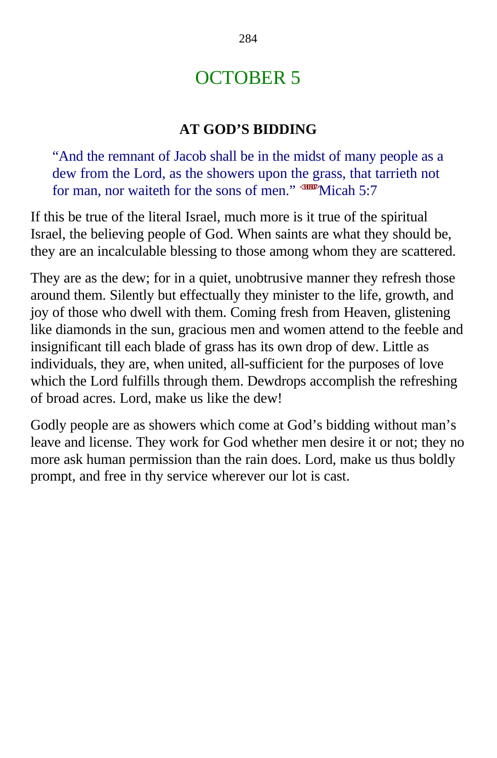# OCTOBER 5

### AT GOD'S BIDDING

"And the remnant of Jacob shall be in the midst of many people as a dew from the Lord, as the showers upon the grass, that tarrieth not for man, nor waiteth for the sons of men." <330507>Micah 5:7

If this be true of the literal Israel, much more is it true of the spiritual Israel, the believing people of God. When saints are what they should be, they are an incalculable blessing to those among whom they are scattered.

They are as the dew; for in a quiet, unobtrusive manner they refresh those around them. Silently but effectually they minister to the life, growth, and joy of those who dwell with them. Coming fresh from Heaven, glistening like diamonds in the sun, gracious men and women attend to the feeble and insignificant till each blade of grass has its own drop of dew. Little as individuals, they are, when united, all-sufficient for the purposes of love which the Lord fulfills through them. Dewdrops accomplish the refreshing of broad acres. Lord, make us like the dew!

Godly people are as showers which come at God's bidding without man's leave and license. They work for God whether men desire it or not; they no more ask human permission than the rain does. Lord, make us thus boldly prompt, and free in thy service wherever our lot is cast.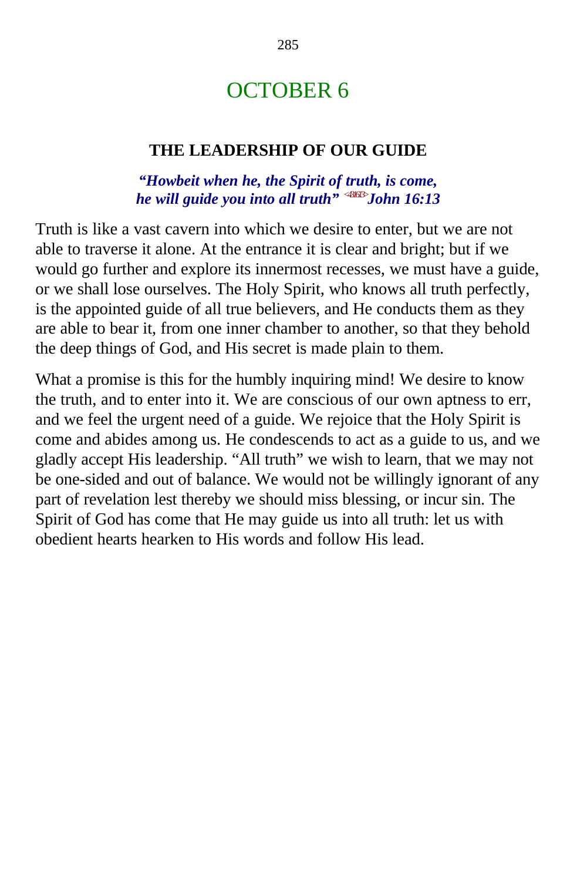# OCTOBER 6

### THE LEADERSHIP OF OUR GUIDE

***"Howbeit when he, the Spirit of truth, is come, he will guide you into all truth"*** <431613> ***John 16:13***

Truth is like a vast cavern into which we desire to enter, but we are not able to traverse it alone. At the entrance it is clear and bright; but if we would go further and explore its innermost recesses, we must have a guide, or we shall lose ourselves. The Holy Spirit, who knows all truth perfectly, is the appointed guide of all true believers, and He conducts them as they are able to bear it, from one inner chamber to another, so that they behold the deep things of God, and His secret is made plain to them.

What a promise is this for the humbly inquiring mind! We desire to know the truth, and to enter into it. We are conscious of our own aptness to err, and we feel the urgent need of a guide. We rejoice that the Holy Spirit is come and abides among us. He condescends to act as a guide to us, and we gladly accept His leadership. "All truth" we wish to learn, that we may not be one-sided and out of balance. We would not be willingly ignorant of any part of revelation lest thereby we should miss blessing, or incur sin. The Spirit of God has come that He may guide us into all truth: let us with obedient hearts hearken to His words and follow His lead.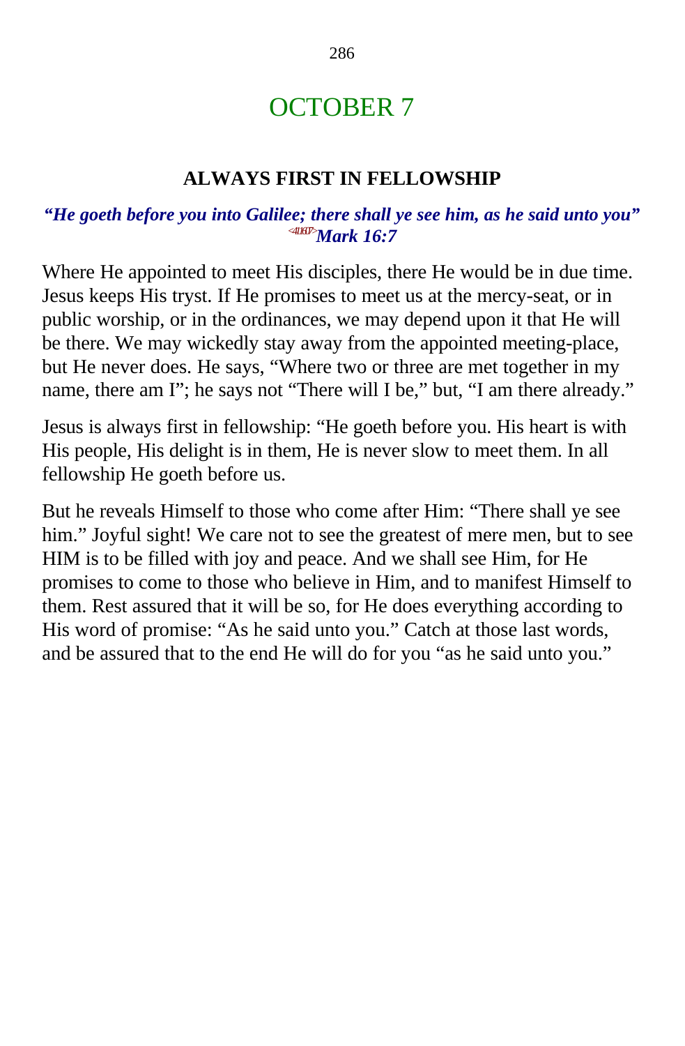# OCTOBER 7

## ALWAYS FIRST IN FELLOWSHIP

***"He goeth before you into Galilee; there shall ye see him, as he said unto you"*** *<411607>* ***Mark 16:7***

Where He appointed to meet His disciples, there He would be in due time. Jesus keeps His tryst. If He promises to meet us at the mercy-seat, or in public worship, or in the ordinances, we may depend upon it that He will be there. We may wickedly stay away from the appointed meeting-place, but He never does. He says, "Where two or three are met together in my name, there am I"; he says not "There will I be," but, "I am there already."

Jesus is always first in fellowship: "He goeth before you. His heart is with His people, His delight is in them, He is never slow to meet them. In all fellowship He goeth before us.

But he reveals Himself to those who come after Him: "There shall ye see him." Joyful sight! We care not to see the greatest of mere men, but to see HIM is to be filled with joy and peace. And we shall see Him, for He promises to come to those who believe in Him, and to manifest Himself to them. Rest assured that it will be so, for He does everything according to His word of promise: "As he said unto you." Catch at those last words, and be assured that to the end He will do for you "as he said unto you."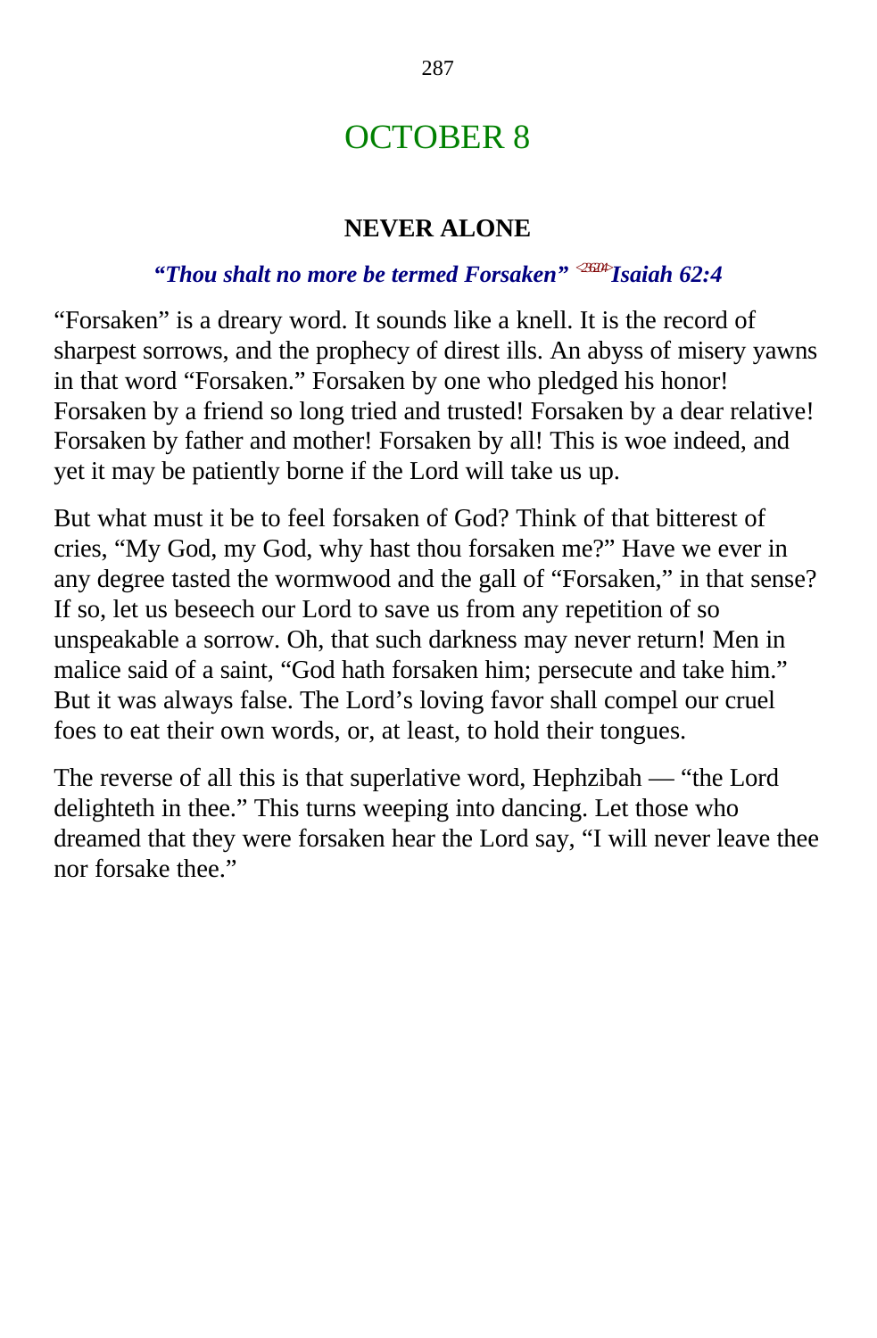# OCTOBER 8

### NEVER ALONE

***"Thou shalt no more be termed Forsaken" <236204>Isaiah 62:4***

"Forsaken" is a dreary word. It sounds like a knell. It is the record of sharpest sorrows, and the prophecy of direst ills. An abyss of misery yawns in that word "Forsaken." Forsaken by one who pledged his honor! Forsaken by a friend so long tried and trusted! Forsaken by a dear relative! Forsaken by father and mother! Forsaken by all! This is woe indeed, and yet it may be patiently borne if the Lord will take us up.

But what must it be to feel forsaken of God? Think of that bitterest of cries, "My God, my God, why hast thou forsaken me?" Have we ever in any degree tasted the wormwood and the gall of "Forsaken," in that sense? If so, let us beseech our Lord to save us from any repetition of so unspeakable a sorrow. Oh, that such darkness may never return! Men in malice said of a saint, "God hath forsaken him; persecute and take him." But it was always false. The Lord's loving favor shall compel our cruel foes to eat their own words, or, at least, to hold their tongues.

The reverse of all this is that superlative word, Hephzibah — "the Lord delighteth in thee." This turns weeping into dancing. Let those who dreamed that they were forsaken hear the Lord say, "I will never leave thee nor forsake thee."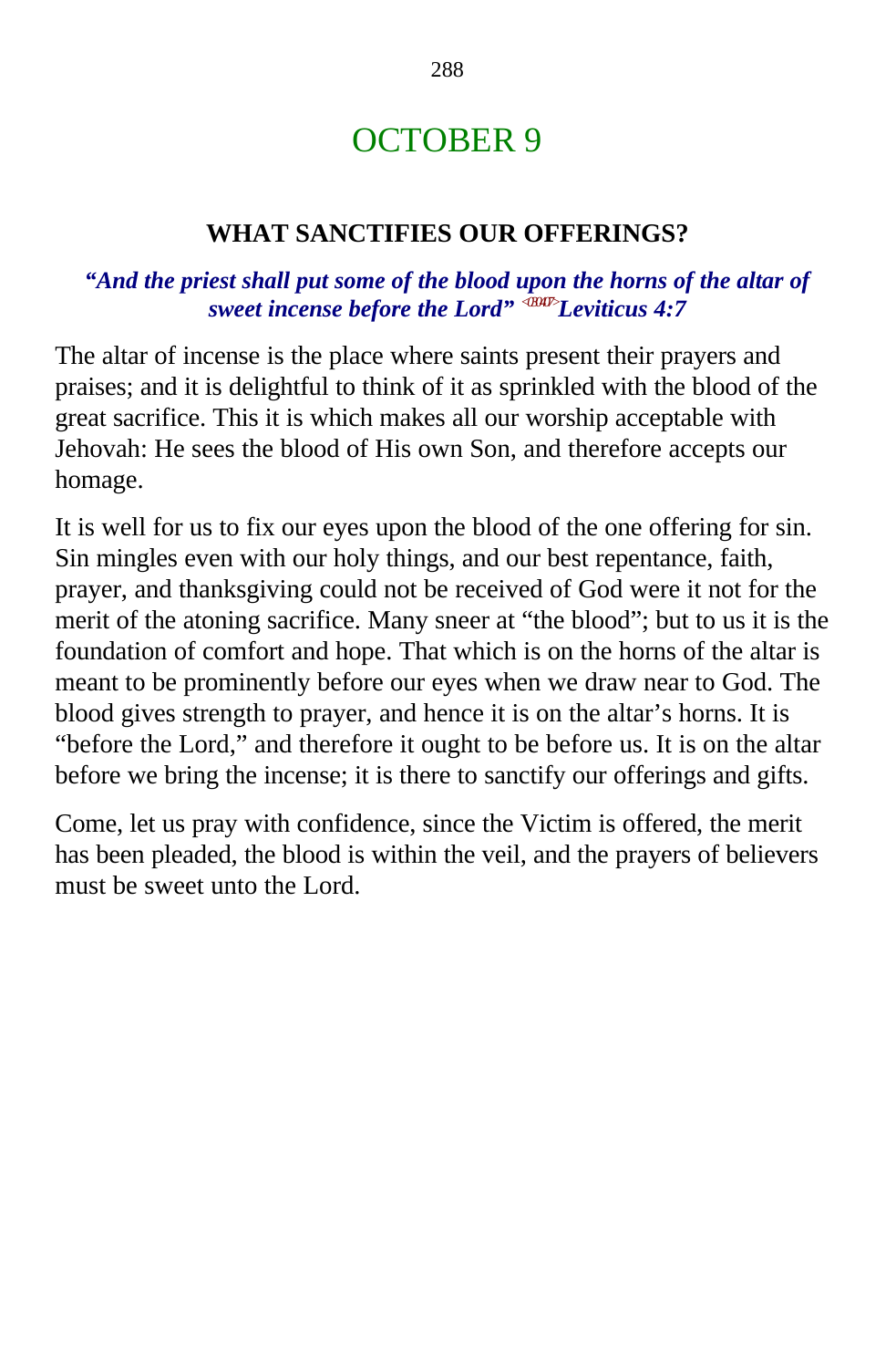# OCTOBER 9

## WHAT SANCTIFIES OUR OFFERINGS?

***"And the priest shall put some of the blood upon the horns of the altar of sweet incense before the Lord" <030407>Leviticus 4:7***

The altar of incense is the place where saints present their prayers and praises; and it is delightful to think of it as sprinkled with the blood of the great sacrifice. This it is which makes all our worship acceptable with Jehovah: He sees the blood of His own Son, and therefore accepts our homage.

It is well for us to fix our eyes upon the blood of the one offering for sin. Sin mingles even with our holy things, and our best repentance, faith, prayer, and thanksgiving could not be received of God were it not for the merit of the atoning sacrifice. Many sneer at "the blood"; but to us it is the foundation of comfort and hope. That which is on the horns of the altar is meant to be prominently before our eyes when we draw near to God. The blood gives strength to prayer, and hence it is on the altar's horns. It is "before the Lord," and therefore it ought to be before us. It is on the altar before we bring the incense; it is there to sanctify our offerings and gifts.

Come, let us pray with confidence, since the Victim is offered, the merit has been pleaded, the blood is within the veil, and the prayers of believers must be sweet unto the Lord.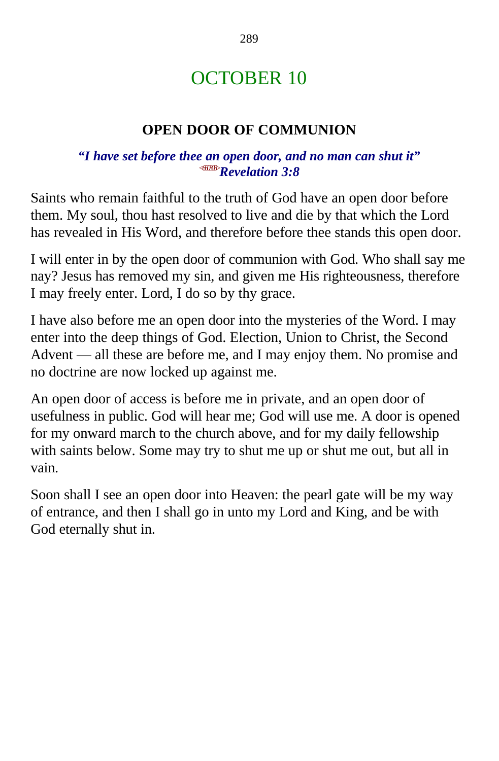# OCTOBER 10

## OPEN DOOR OF COMMUNION

***"I have set before thee an open door, and no man can shut it"***
***<661308>Revelation 3:8***

Saints who remain faithful to the truth of God have an open door before them. My soul, thou hast resolved to live and die by that which the Lord has revealed in His Word, and therefore before thee stands this open door.

I will enter in by the open door of communion with God. Who shall say me nay? Jesus has removed my sin, and given me His righteousness, therefore I may freely enter. Lord, I do so by thy grace.

I have also before me an open door into the mysteries of the Word. I may enter into the deep things of God. Election, Union to Christ, the Second Advent — all these are before me, and I may enjoy them. No promise and no doctrine are now locked up against me.

An open door of access is before me in private, and an open door of usefulness in public. God will hear me; God will use me. A door is opened for my onward march to the church above, and for my daily fellowship with saints below. Some may try to shut me up or shut me out, but all in vain.

Soon shall I see an open door into Heaven: the pearl gate will be my way of entrance, and then I shall go in unto my Lord and King, and be with God eternally shut in.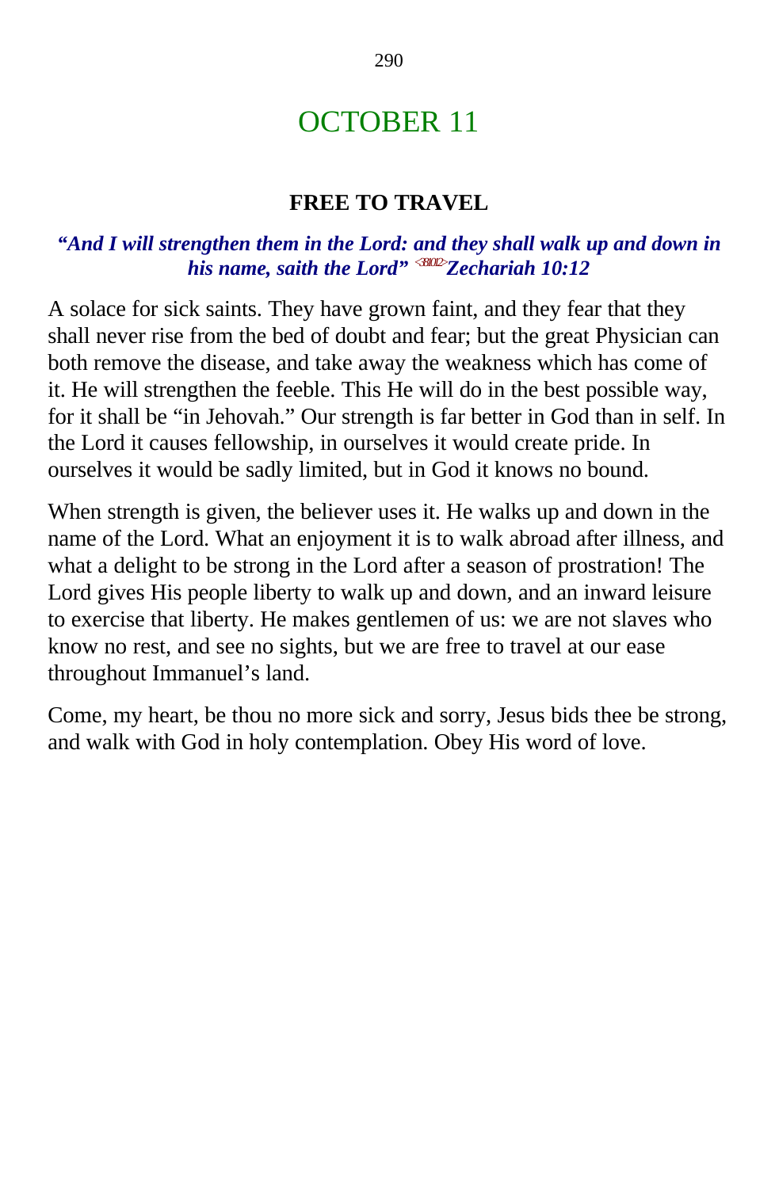# OCTOBER 11

### FREE TO TRAVEL

***"And I will strengthen them in the Lord: and they shall walk up and down in his name, saith the Lord"*** <381012>***Zechariah 10:12***

A solace for sick saints. They have grown faint, and they fear that they shall never rise from the bed of doubt and fear; but the great Physician can both remove the disease, and take away the weakness which has come of it. He will strengthen the feeble. This He will do in the best possible way, for it shall be "in Jehovah." Our strength is far better in God than in self. In the Lord it causes fellowship, in ourselves it would create pride. In ourselves it would be sadly limited, but in God it knows no bound.

When strength is given, the believer uses it. He walks up and down in the name of the Lord. What an enjoyment it is to walk abroad after illness, and what a delight to be strong in the Lord after a season of prostration! The Lord gives His people liberty to walk up and down, and an inward leisure to exercise that liberty. He makes gentlemen of us: we are not slaves who know no rest, and see no sights, but we are free to travel at our ease throughout Immanuel's land.

Come, my heart, be thou no more sick and sorry, Jesus bids thee be strong, and walk with God in holy contemplation. Obey His word of love.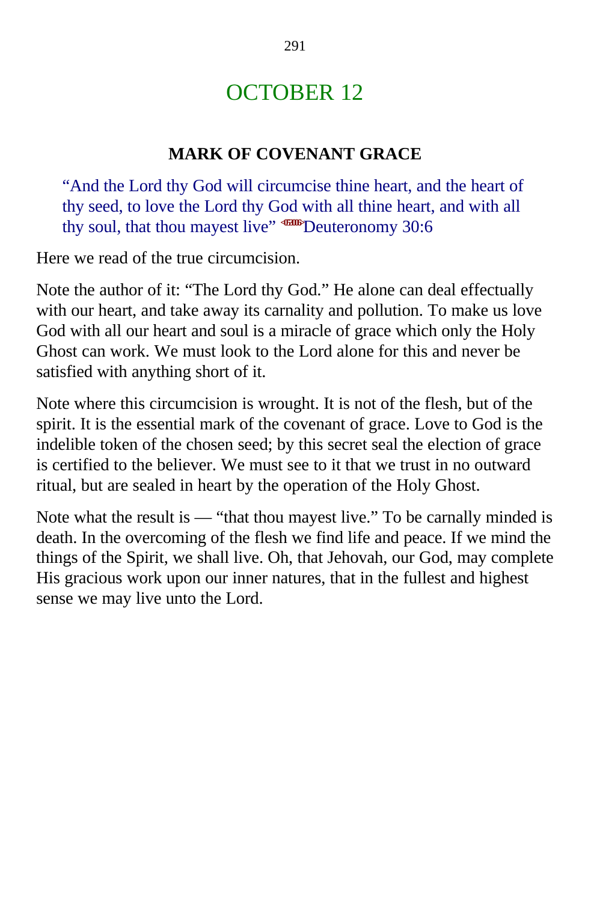# OCTOBER 12

## MARK OF COVENANT GRACE

> "And the Lord thy God will circumcise thine heart, and the heart of thy seed, to love the Lord thy God with all thine heart, and with all thy soul, that thou mayest live" <053006>Deuteronomy 30:6

Here we read of the true circumcision.

Note the author of it: "The Lord thy God." He alone can deal effectually with our heart, and take away its carnality and pollution. To make us love God with all our heart and soul is a miracle of grace which only the Holy Ghost can work. We must look to the Lord alone for this and never be satisfied with anything short of it.

Note where this circumcision is wrought. It is not of the flesh, but of the spirit. It is the essential mark of the covenant of grace. Love to God is the indelible token of the chosen seed; by this secret seal the election of grace is certified to the believer. We must see to it that we trust in no outward ritual, but are sealed in heart by the operation of the Holy Ghost.

Note what the result is — "that thou mayest live." To be carnally minded is death. In the overcoming of the flesh we find life and peace. If we mind the things of the Spirit, we shall live. Oh, that Jehovah, our God, may complete His gracious work upon our inner natures, that in the fullest and highest sense we may live unto the Lord.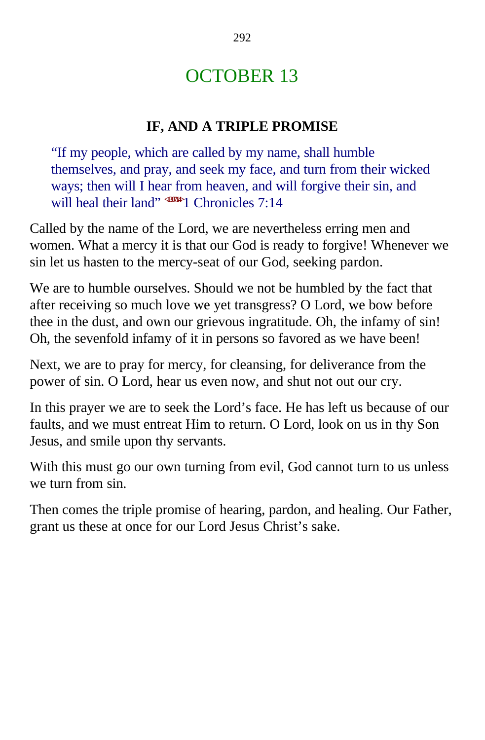# OCTOBER 13

## IF, AND A TRIPLE PROMISE

> "If my people, which are called by my name, shall humble themselves, and pray, and seek my face, and turn from their wicked ways; then will I hear from heaven, and will forgive their sin, and will heal their land" <130714> 1 Chronicles 7:14

Called by the name of the Lord, we are nevertheless erring men and women. What a mercy it is that our God is ready to forgive! Whenever we sin let us hasten to the mercy-seat of our God, seeking pardon.

We are to humble ourselves. Should we not be humbled by the fact that after receiving so much love we yet transgress? O Lord, we bow before thee in the dust, and own our grievous ingratitude. Oh, the infamy of sin! Oh, the sevenfold infamy of it in persons so favored as we have been!

Next, we are to pray for mercy, for cleansing, for deliverance from the power of sin. O Lord, hear us even now, and shut not out our cry.

In this prayer we are to seek the Lord's face. He has left us because of our faults, and we must entreat Him to return. O Lord, look on us in thy Son Jesus, and smile upon thy servants.

With this must go our own turning from evil, God cannot turn to us unless we turn from sin.

Then comes the triple promise of hearing, pardon, and healing. Our Father, grant us these at once for our Lord Jesus Christ's sake.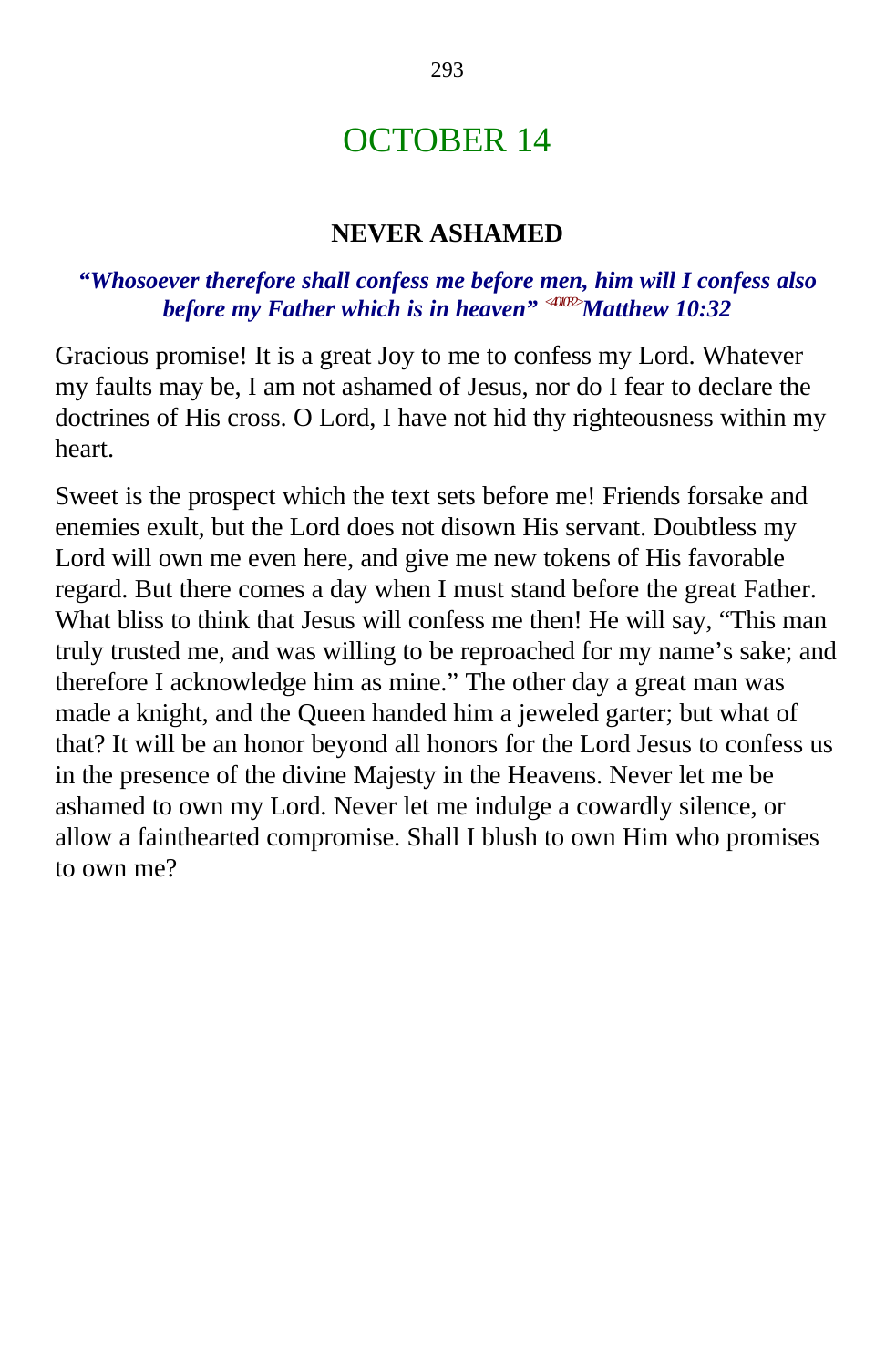# OCTOBER 14

## NEVER ASHAMED

***"Whosoever therefore shall confess me before men, him will I confess also before my Father which is in heaven"*** <401032> ***Matthew 10:32***

Gracious promise! It is a great Joy to me to confess my Lord. Whatever my faults may be, I am not ashamed of Jesus, nor do I fear to declare the doctrines of His cross. O Lord, I have not hid thy righteousness within my heart.

Sweet is the prospect which the text sets before me! Friends forsake and enemies exult, but the Lord does not disown His servant. Doubtless my Lord will own me even here, and give me new tokens of His favorable regard. But there comes a day when I must stand before the great Father. What bliss to think that Jesus will confess me then! He will say, "This man truly trusted me, and was willing to be reproached for my name's sake; and therefore I acknowledge him as mine." The other day a great man was made a knight, and the Queen handed him a jeweled garter; but what of that? It will be an honor beyond all honors for the Lord Jesus to confess us in the presence of the divine Majesty in the Heavens. Never let me be ashamed to own my Lord. Never let me indulge a cowardly silence, or allow a fainthearted compromise. Shall I blush to own Him who promises to own me?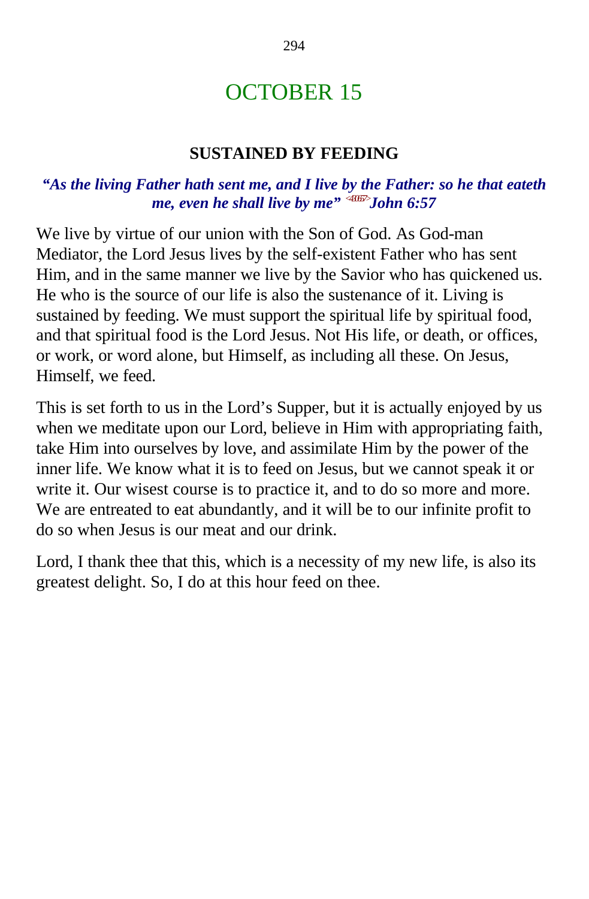# OCTOBER 15

## SUSTAINED BY FEEDING

***"As the living Father hath sent me, and I live by the Father: so he that eateth me, even he shall live by me"*** <sup><43657></sup>***John 6:57***

We live by virtue of our union with the Son of God. As God-man Mediator, the Lord Jesus lives by the self-existent Father who has sent Him, and in the same manner we live by the Savior who has quickened us. He who is the source of our life is also the sustenance of it. Living is sustained by feeding. We must support the spiritual life by spiritual food, and that spiritual food is the Lord Jesus. Not His life, or death, or offices, or work, or word alone, but Himself, as including all these. On Jesus, Himself, we feed.

This is set forth to us in the Lord's Supper, but it is actually enjoyed by us when we meditate upon our Lord, believe in Him with appropriating faith, take Him into ourselves by love, and assimilate Him by the power of the inner life. We know what it is to feed on Jesus, but we cannot speak it or write it. Our wisest course is to practice it, and to do so more and more. We are entreated to eat abundantly, and it will be to our infinite profit to do so when Jesus is our meat and our drink.

Lord, I thank thee that this, which is a necessity of my new life, is also its greatest delight. So, I do at this hour feed on thee.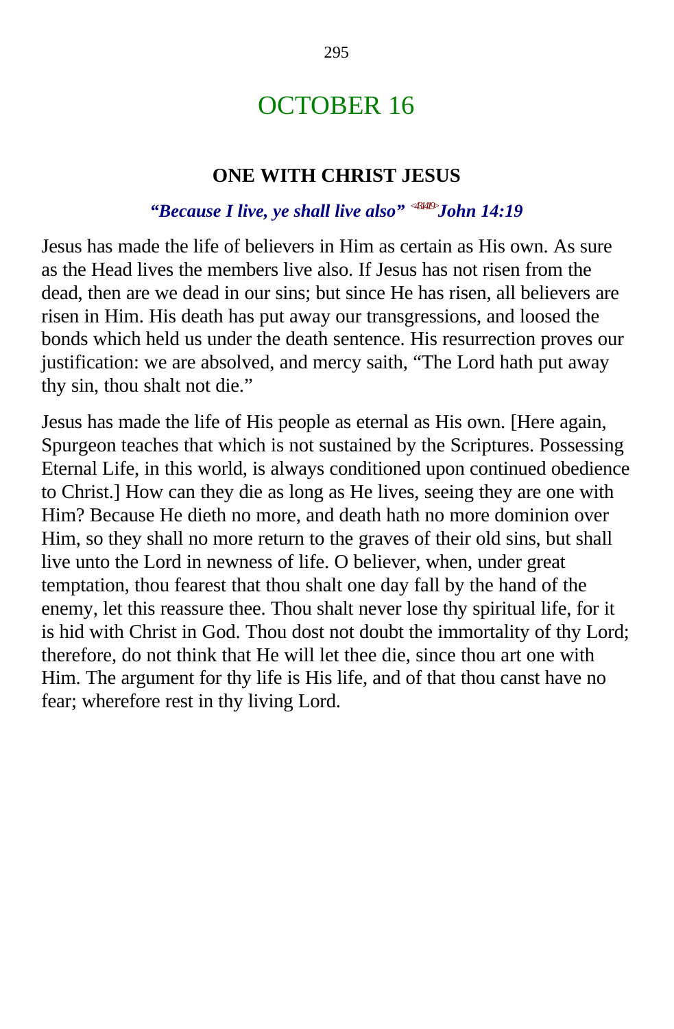# OCTOBER 16

## ONE WITH CHRIST JESUS

***"Because I live, ye shall live also"*** <431419> ***John 14:19***

Jesus has made the life of believers in Him as certain as His own. As sure as the Head lives the members live also. If Jesus has not risen from the dead, then are we dead in our sins; but since He has risen, all believers are risen in Him. His death has put away our transgressions, and loosed the bonds which held us under the death sentence. His resurrection proves our justification: we are absolved, and mercy saith, "The Lord hath put away thy sin, thou shalt not die."

Jesus has made the life of His people as eternal as His own. [Here again, Spurgeon teaches that which is not sustained by the Scriptures. Possessing Eternal Life, in this world, is always conditioned upon continued obedience to Christ.] How can they die as long as He lives, seeing they are one with Him? Because He dieth no more, and death hath no more dominion over Him, so they shall no more return to the graves of their old sins, but shall live unto the Lord in newness of life. O believer, when, under great temptation, thou fearest that thou shalt one day fall by the hand of the enemy, let this reassure thee. Thou shalt never lose thy spiritual life, for it is hid with Christ in God. Thou dost not doubt the immortality of thy Lord; therefore, do not think that He will let thee die, since thou art one with Him. The argument for thy life is His life, and of that thou canst have no fear; wherefore rest in thy living Lord.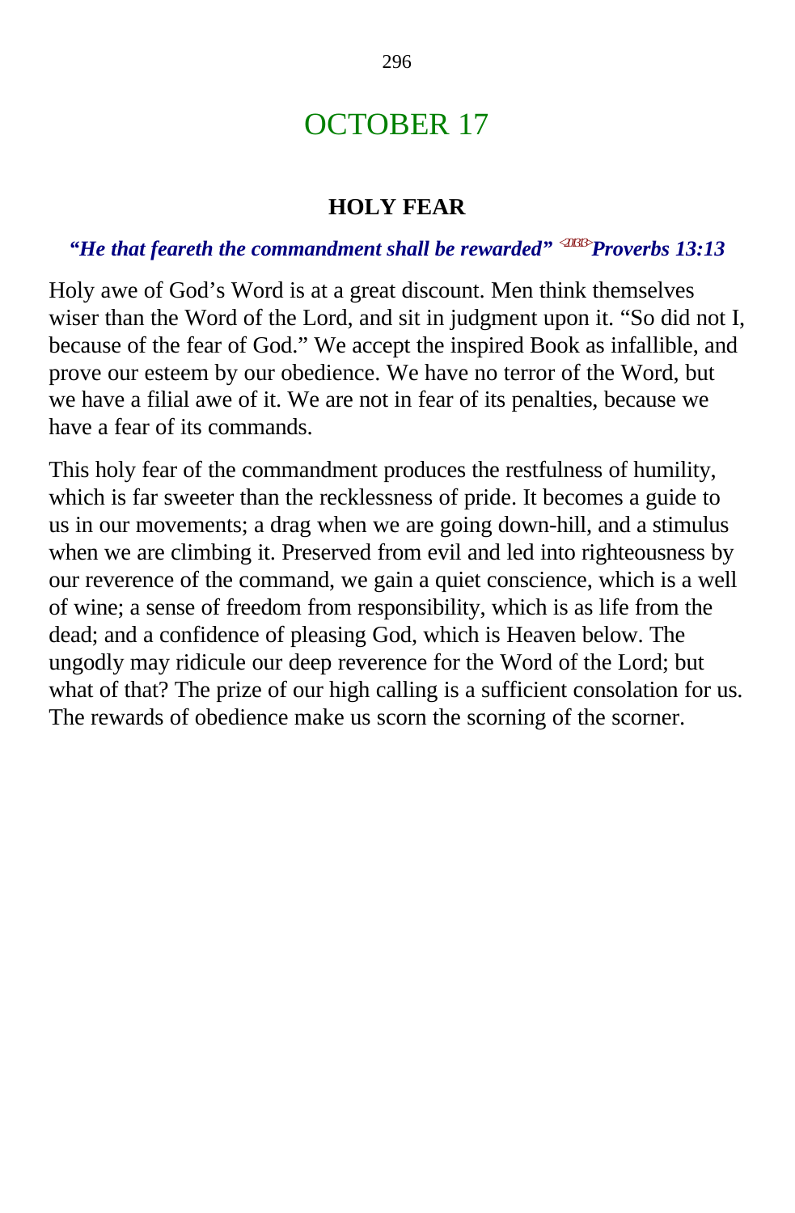# OCTOBER 17

## HOLY FEAR

***"He that feareth the commandment shall be rewarded"*** <201313> ***Proverbs 13:13***

Holy awe of God's Word is at a great discount. Men think themselves wiser than the Word of the Lord, and sit in judgment upon it. "So did not I, because of the fear of God." We accept the inspired Book as infallible, and prove our esteem by our obedience. We have no terror of the Word, but we have a filial awe of it. We are not in fear of its penalties, because we have a fear of its commands.

This holy fear of the commandment produces the restfulness of humility, which is far sweeter than the recklessness of pride. It becomes a guide to us in our movements; a drag when we are going down-hill, and a stimulus when we are climbing it. Preserved from evil and led into righteousness by our reverence of the command, we gain a quiet conscience, which is a well of wine; a sense of freedom from responsibility, which is as life from the dead; and a confidence of pleasing God, which is Heaven below. The ungodly may ridicule our deep reverence for the Word of the Lord; but what of that? The prize of our high calling is a sufficient consolation for us. The rewards of obedience make us scorn the scorning of the scorner.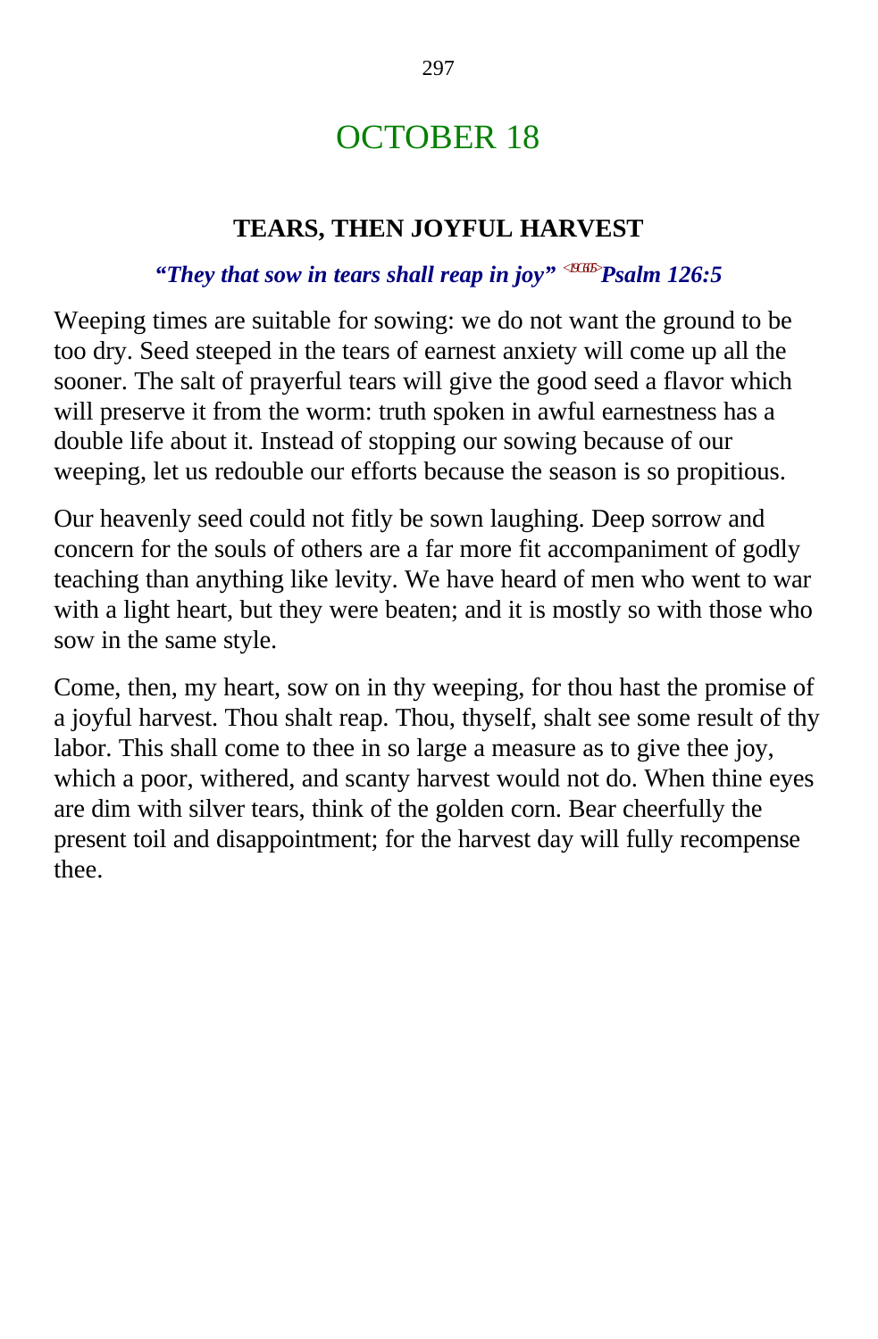# OCTOBER 18

## TEARS, THEN JOYFUL HARVEST

***"They that sow in tears shall reap in joy"*** <19C605> ***Psalm 126:5***

Weeping times are suitable for sowing: we do not want the ground to be too dry. Seed steeped in the tears of earnest anxiety will come up all the sooner. The salt of prayerful tears will give the good seed a flavor which will preserve it from the worm: truth spoken in awful earnestness has a double life about it. Instead of stopping our sowing because of our weeping, let us redouble our efforts because the season is so propitious.

Our heavenly seed could not fitly be sown laughing. Deep sorrow and concern for the souls of others are a far more fit accompaniment of godly teaching than anything like levity. We have heard of men who went to war with a light heart, but they were beaten; and it is mostly so with those who sow in the same style.

Come, then, my heart, sow on in thy weeping, for thou hast the promise of a joyful harvest. Thou shalt reap. Thou, thyself, shalt see some result of thy labor. This shall come to thee in so large a measure as to give thee joy, which a poor, withered, and scanty harvest would not do. When thine eyes are dim with silver tears, think of the golden corn. Bear cheerfully the present toil and disappointment; for the harvest day will fully recompense thee.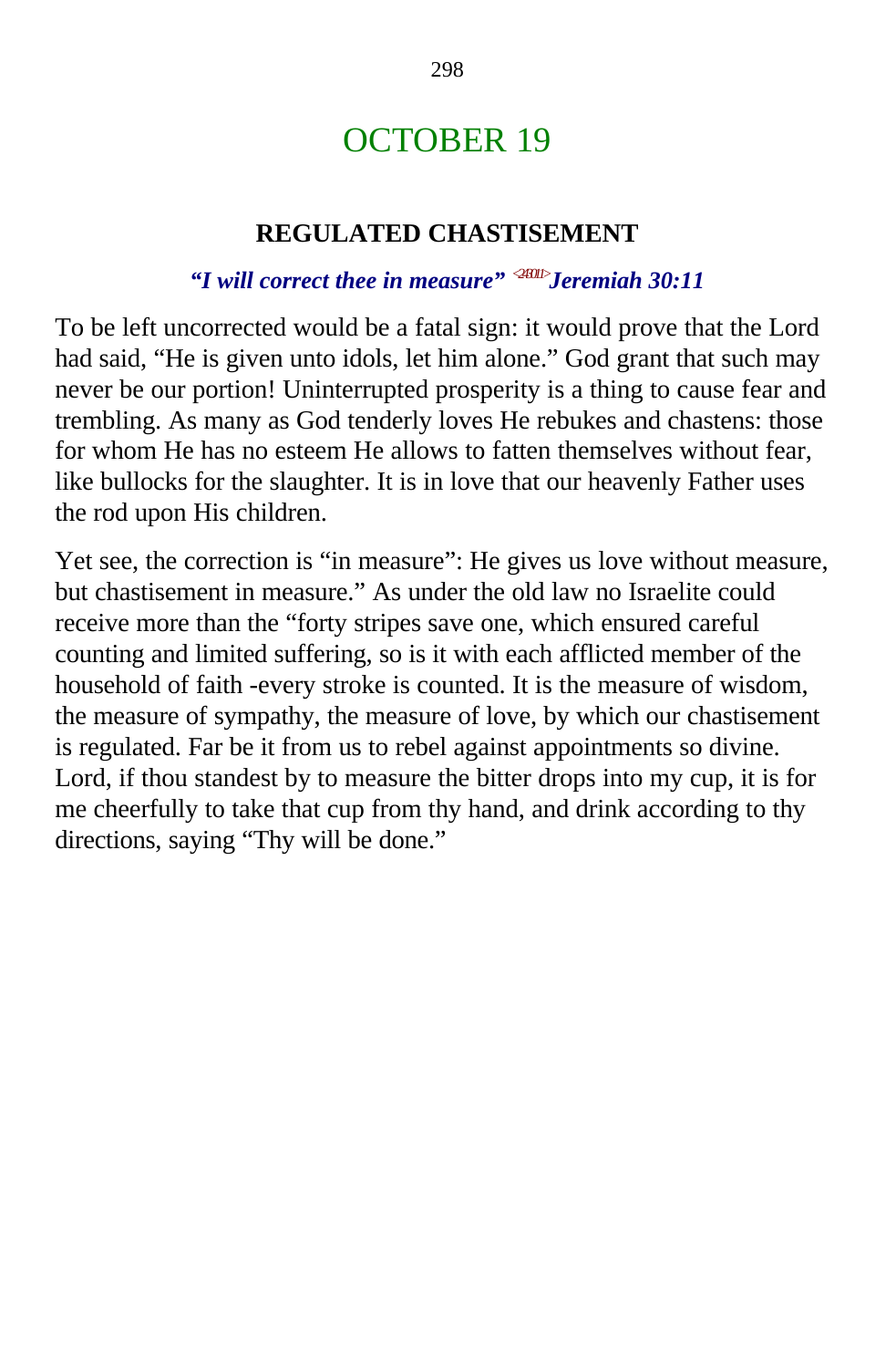# OCTOBER 19

### REGULATED CHASTISEMENT

***"I will correct thee in measure"*** <243011> ***Jeremiah 30:11***

To be left uncorrected would be a fatal sign: it would prove that the Lord had said, "He is given unto idols, let him alone." God grant that such may never be our portion! Uninterrupted prosperity is a thing to cause fear and trembling. As many as God tenderly loves He rebukes and chastens: those for whom He has no esteem He allows to fatten themselves without fear, like bullocks for the slaughter. It is in love that our heavenly Father uses the rod upon His children.

Yet see, the correction is "in measure": He gives us love without measure, but chastisement in measure." As under the old law no Israelite could receive more than the "forty stripes save one, which ensured careful counting and limited suffering, so is it with each afflicted member of the household of faith -every stroke is counted. It is the measure of wisdom, the measure of sympathy, the measure of love, by which our chastisement is regulated. Far be it from us to rebel against appointments so divine. Lord, if thou standest by to measure the bitter drops into my cup, it is for me cheerfully to take that cup from thy hand, and drink according to thy directions, saying "Thy will be done."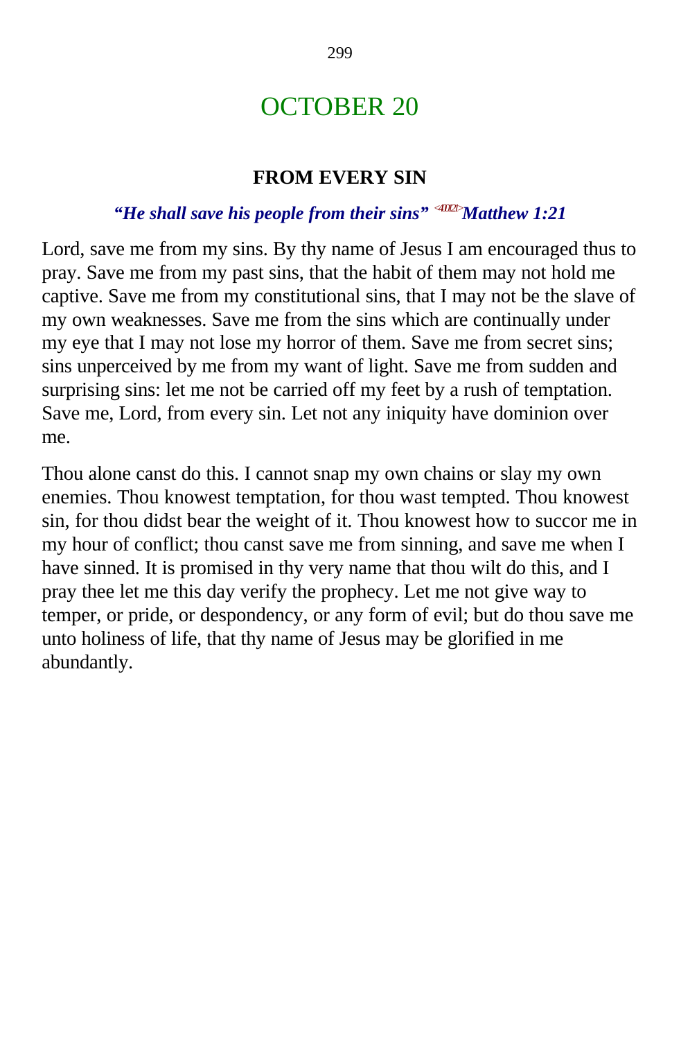# OCTOBER 20

## FROM EVERY SIN

***"He shall save his people from their sins"*** <400121> ***Matthew 1:21***

Lord, save me from my sins. By thy name of Jesus I am encouraged thus to pray. Save me from my past sins, that the habit of them may not hold me captive. Save me from my constitutional sins, that I may not be the slave of my own weaknesses. Save me from the sins which are continually under my eye that I may not lose my horror of them. Save me from secret sins; sins unperceived by me from my want of light. Save me from sudden and surprising sins: let me not be carried off my feet by a rush of temptation. Save me, Lord, from every sin. Let not any iniquity have dominion over me.

Thou alone canst do this. I cannot snap my own chains or slay my own enemies. Thou knowest temptation, for thou wast tempted. Thou knowest sin, for thou didst bear the weight of it. Thou knowest how to succor me in my hour of conflict; thou canst save me from sinning, and save me when I have sinned. It is promised in thy very name that thou wilt do this, and I pray thee let me this day verify the prophecy. Let me not give way to temper, or pride, or despondency, or any form of evil; but do thou save me unto holiness of life, that thy name of Jesus may be glorified in me abundantly.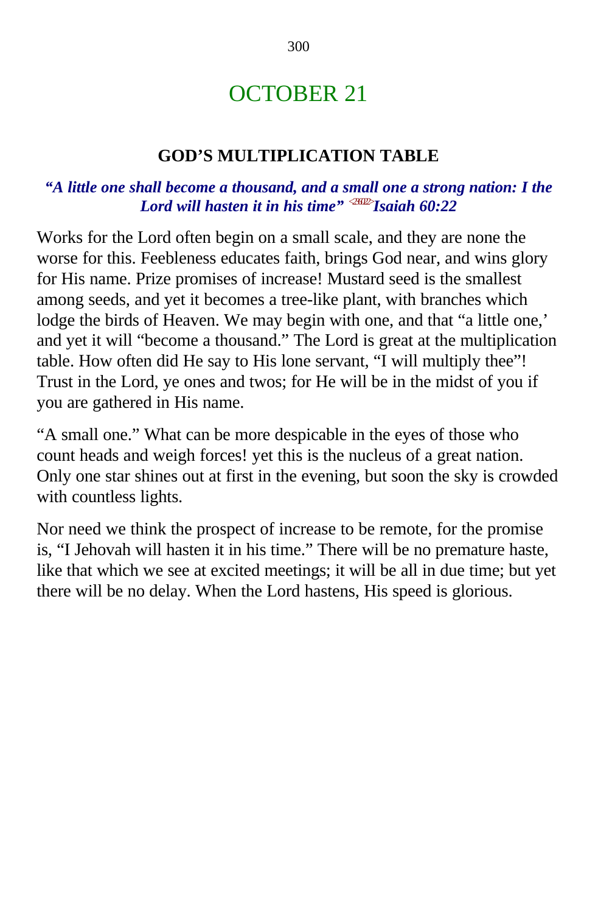# OCTOBER 21

## GOD'S MULTIPLICATION TABLE

***"A little one shall become a thousand, and a small one a strong nation: I the Lord will hasten it in his time"*** <2H02> ***Isaiah 60:22***

Works for the Lord often begin on a small scale, and they are none the worse for this. Feebleness educates faith, brings God near, and wins glory for His name. Prize promises of increase! Mustard seed is the smallest among seeds, and yet it becomes a tree-like plant, with branches which lodge the birds of Heaven. We may begin with one, and that "a little one,' and yet it will "become a thousand." The Lord is great at the multiplication table. How often did He say to His lone servant, "I will multiply thee"! Trust in the Lord, ye ones and twos; for He will be in the midst of you if you are gathered in His name.

"A small one." What can be more despicable in the eyes of those who count heads and weigh forces! yet this is the nucleus of a great nation. Only one star shines out at first in the evening, but soon the sky is crowded with countless lights.

Nor need we think the prospect of increase to be remote, for the promise is, "I Jehovah will hasten it in his time." There will be no premature haste, like that which we see at excited meetings; it will be all in due time; but yet there will be no delay. When the Lord hastens, His speed is glorious.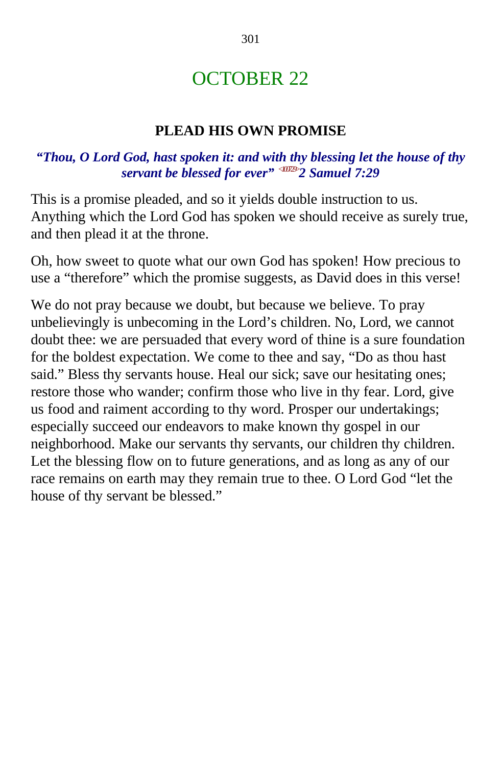# OCTOBER 22

## PLEAD HIS OWN PROMISE

***"Thou, O Lord God, hast spoken it: and with thy blessing let the house of thy servant be blessed for ever" <100729>2 Samuel 7:29***

This is a promise pleaded, and so it yields double instruction to us. Anything which the Lord God has spoken we should receive as surely true, and then plead it at the throne.

Oh, how sweet to quote what our own God has spoken! How precious to use a "therefore" which the promise suggests, as David does in this verse!

We do not pray because we doubt, but because we believe. To pray unbelievingly is unbecoming in the Lord's children. No, Lord, we cannot doubt thee: we are persuaded that every word of thine is a sure foundation for the boldest expectation. We come to thee and say, "Do as thou hast said." Bless thy servants house. Heal our sick; save our hesitating ones; restore those who wander; confirm those who live in thy fear. Lord, give us food and raiment according to thy word. Prosper our undertakings; especially succeed our endeavors to make known thy gospel in our neighborhood. Make our servants thy servants, our children thy children. Let the blessing flow on to future generations, and as long as any of our race remains on earth may they remain true to thee. O Lord God "let the house of thy servant be blessed."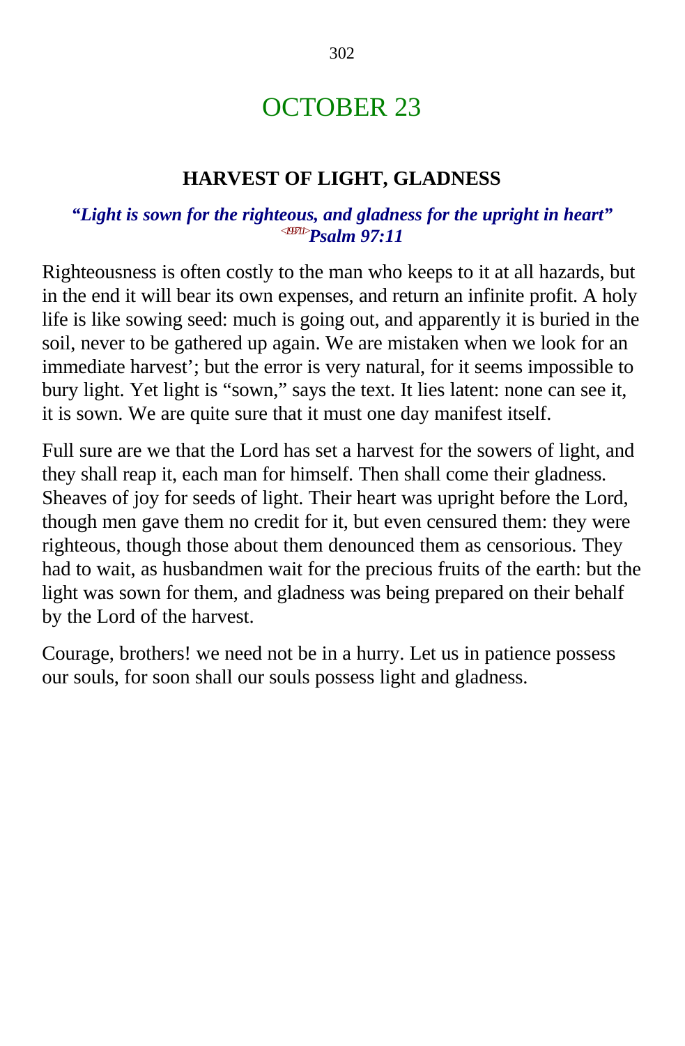# OCTOBER 23

## HARVEST OF LIGHT, GLADNESS

***"Light is sown for the righteous, and gladness for the upright in heart"*** <19D711>***Psalm 97:11***

Righteousness is often costly to the man who keeps to it at all hazards, but in the end it will bear its own expenses, and return an infinite profit. A holy life is like sowing seed: much is going out, and apparently it is buried in the soil, never to be gathered up again. We are mistaken when we look for an immediate harvest'; but the error is very natural, for it seems impossible to bury light. Yet light is "sown," says the text. It lies latent: none can see it, it is sown. We are quite sure that it must one day manifest itself.

Full sure are we that the Lord has set a harvest for the sowers of light, and they shall reap it, each man for himself. Then shall come their gladness. Sheaves of joy for seeds of light. Their heart was upright before the Lord, though men gave them no credit for it, but even censured them: they were righteous, though those about them denounced them as censorious. They had to wait, as husbandmen wait for the precious fruits of the earth: but the light was sown for them, and gladness was being prepared on their behalf by the Lord of the harvest.

Courage, brothers! we need not be in a hurry. Let us in patience possess our souls, for soon shall our souls possess light and gladness.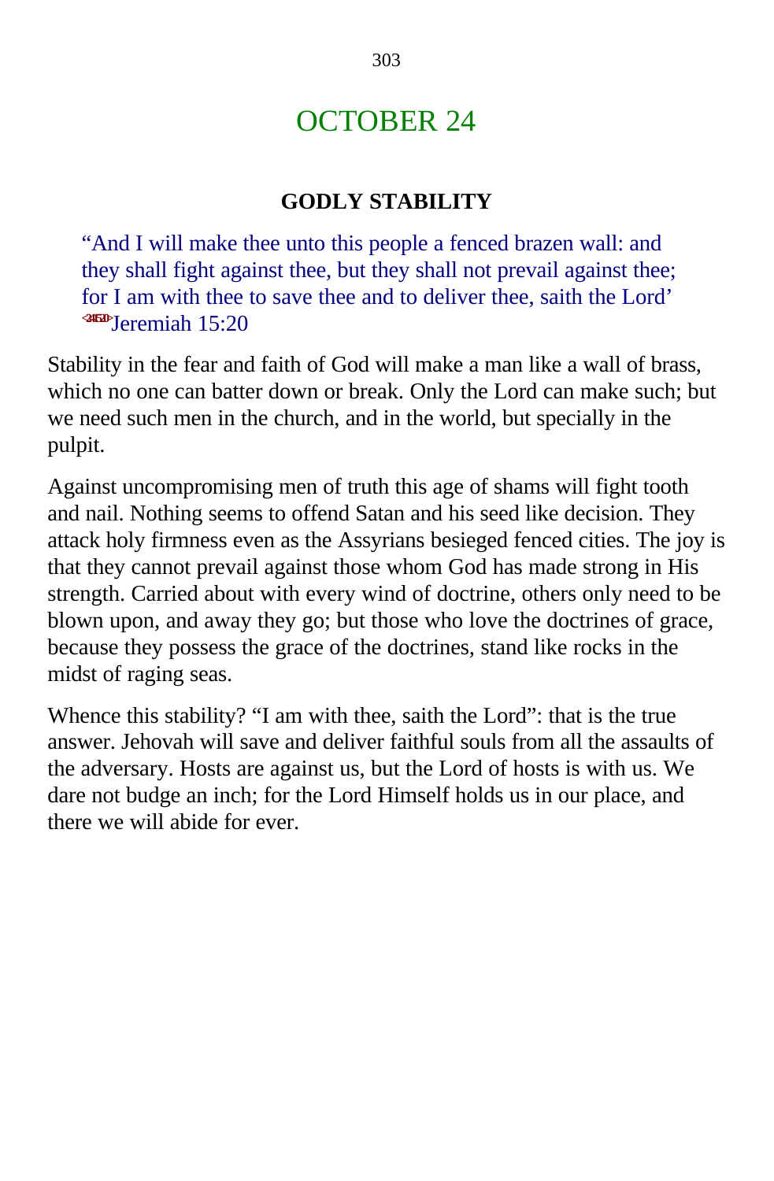# OCTOBER 24

### GODLY STABILITY

> “And I will make thee unto this people a fenced brazen wall: and they shall fight against thee, but they shall not prevail against thee; for I am with thee to save thee and to deliver thee, saith the Lord’ <241520>Jeremiah 15:20

Stability in the fear and faith of God will make a man like a wall of brass, which no one can batter down or break. Only the Lord can make such; but we need such men in the church, and in the world, but specially in the pulpit.

Against uncompromising men of truth this age of shams will fight tooth and nail. Nothing seems to offend Satan and his seed like decision. They attack holy firmness even as the Assyrians besieged fenced cities. The joy is that they cannot prevail against those whom God has made strong in His strength. Carried about with every wind of doctrine, others only need to be blown upon, and away they go; but those who love the doctrines of grace, because they possess the grace of the doctrines, stand like rocks in the midst of raging seas.

Whence this stability? “I am with thee, saith the Lord”: that is the true answer. Jehovah will save and deliver faithful souls from all the assaults of the adversary. Hosts are against us, but the Lord of hosts is with us. We dare not budge an inch; for the Lord Himself holds us in our place, and there we will abide for ever.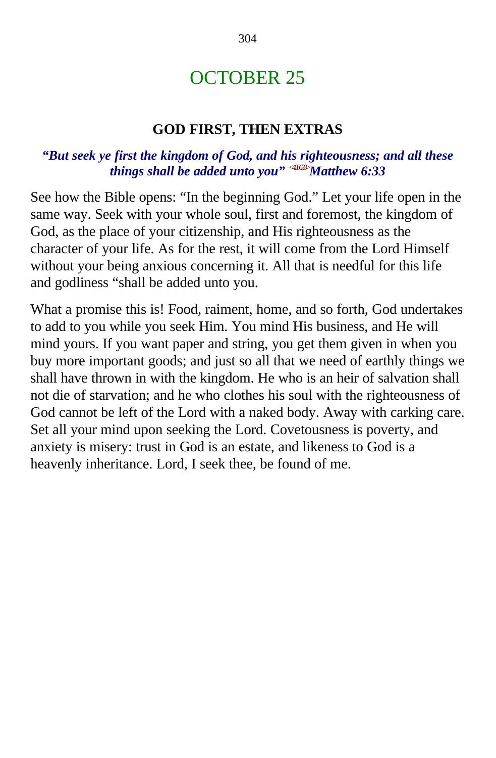# OCTOBER 25

### GOD FIRST, THEN EXTRAS

***"But seek ye first the kingdom of God, and his righteousness; and all these things shall be added unto you"* <40633>*Matthew 6:33***

See how the Bible opens: "In the beginning God." Let your life open in the same way. Seek with your whole soul, first and foremost, the kingdom of God, as the place of your citizenship, and His righteousness as the character of your life. As for the rest, it will come from the Lord Himself without your being anxious concerning it. All that is needful for this life and godliness "shall be added unto you.

What a promise this is! Food, raiment, home, and so forth, God undertakes to add to you while you seek Him. You mind His business, and He will mind yours. If you want paper and string, you get them given in when you buy more important goods; and just so all that we need of earthly things we shall have thrown in with the kingdom. He who is an heir of salvation shall not die of starvation; and he who clothes his soul with the righteousness of God cannot be left of the Lord with a naked body. Away with carking care. Set all your mind upon seeking the Lord. Covetousness is poverty, and anxiety is misery: trust in God is an estate, and likeness to God is a heavenly inheritance. Lord, I seek thee, be found of me.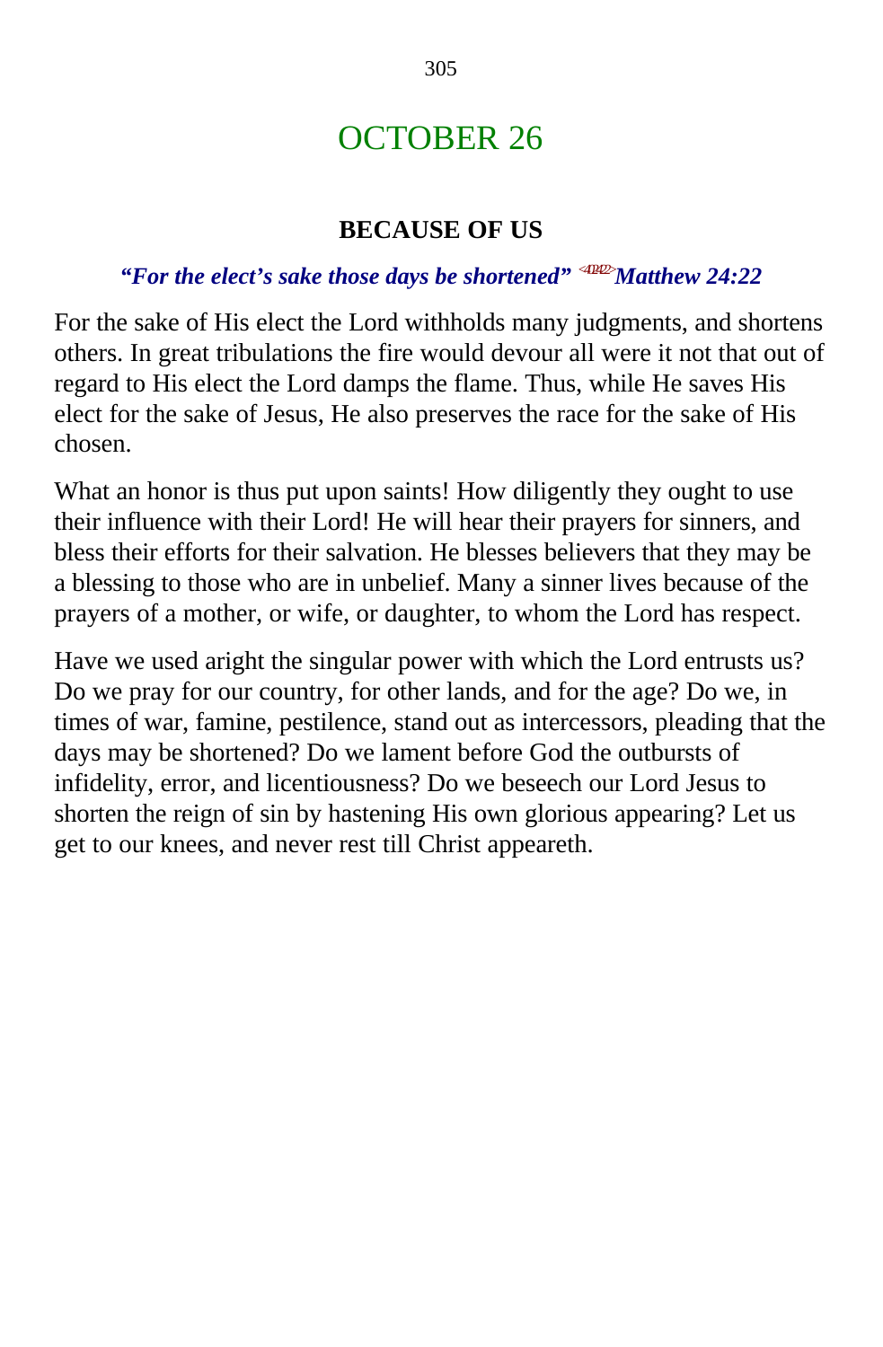# OCTOBER 26

### BECAUSE OF US

***"For the elect's sake those days be shortened"*** <402422> ***Matthew 24:22***

For the sake of His elect the Lord withholds many judgments, and shortens others. In great tribulations the fire would devour all were it not that out of regard to His elect the Lord damps the flame. Thus, while He saves His elect for the sake of Jesus, He also preserves the race for the sake of His chosen.

What an honor is thus put upon saints! How diligently they ought to use their influence with their Lord! He will hear their prayers for sinners, and bless their efforts for their salvation. He blesses believers that they may be a blessing to those who are in unbelief. Many a sinner lives because of the prayers of a mother, or wife, or daughter, to whom the Lord has respect.

Have we used aright the singular power with which the Lord entrusts us? Do we pray for our country, for other lands, and for the age? Do we, in times of war, famine, pestilence, stand out as intercessors, pleading that the days may be shortened? Do we lament before God the outbursts of infidelity, error, and licentiousness? Do we beseech our Lord Jesus to shorten the reign of sin by hastening His own glorious appearing? Let us get to our knees, and never rest till Christ appeareth.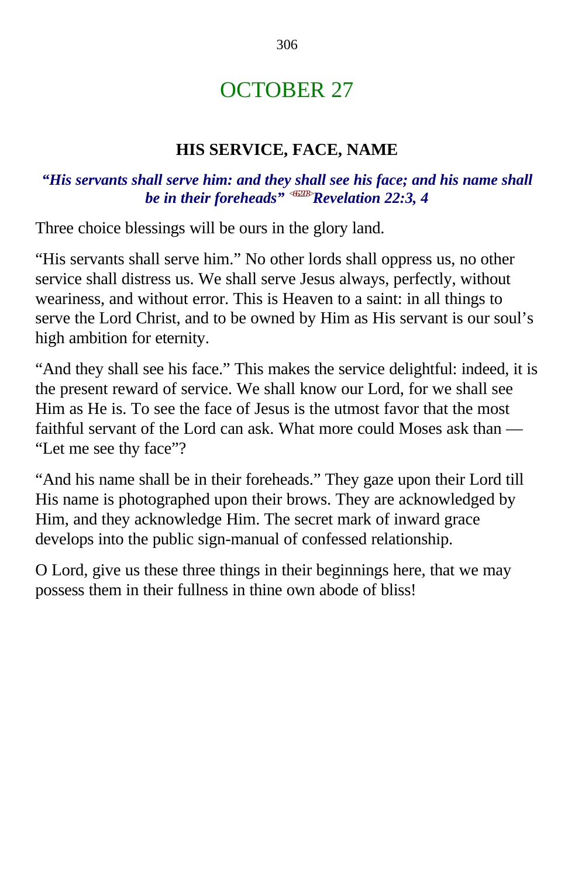# OCTOBER 27

## HIS SERVICE, FACE, NAME

***"His servants shall serve him: and they shall see his face; and his name shall be in their foreheads" <662203>Revelation 22:3, 4***

Three choice blessings will be ours in the glory land.

"His servants shall serve him." No other lords shall oppress us, no other service shall distress us. We shall serve Jesus always, perfectly, without weariness, and without error. This is Heaven to a saint: in all things to serve the Lord Christ, and to be owned by Him as His servant is our soul's high ambition for eternity.

"And they shall see his face." This makes the service delightful: indeed, it is the present reward of service. We shall know our Lord, for we shall see Him as He is. To see the face of Jesus is the utmost favor that the most faithful servant of the Lord can ask. What more could Moses ask than — "Let me see thy face"?

"And his name shall be in their foreheads." They gaze upon their Lord till His name is photographed upon their brows. They are acknowledged by Him, and they acknowledge Him. The secret mark of inward grace develops into the public sign-manual of confessed relationship.

O Lord, give us these three things in their beginnings here, that we may possess them in their fullness in thine own abode of bliss!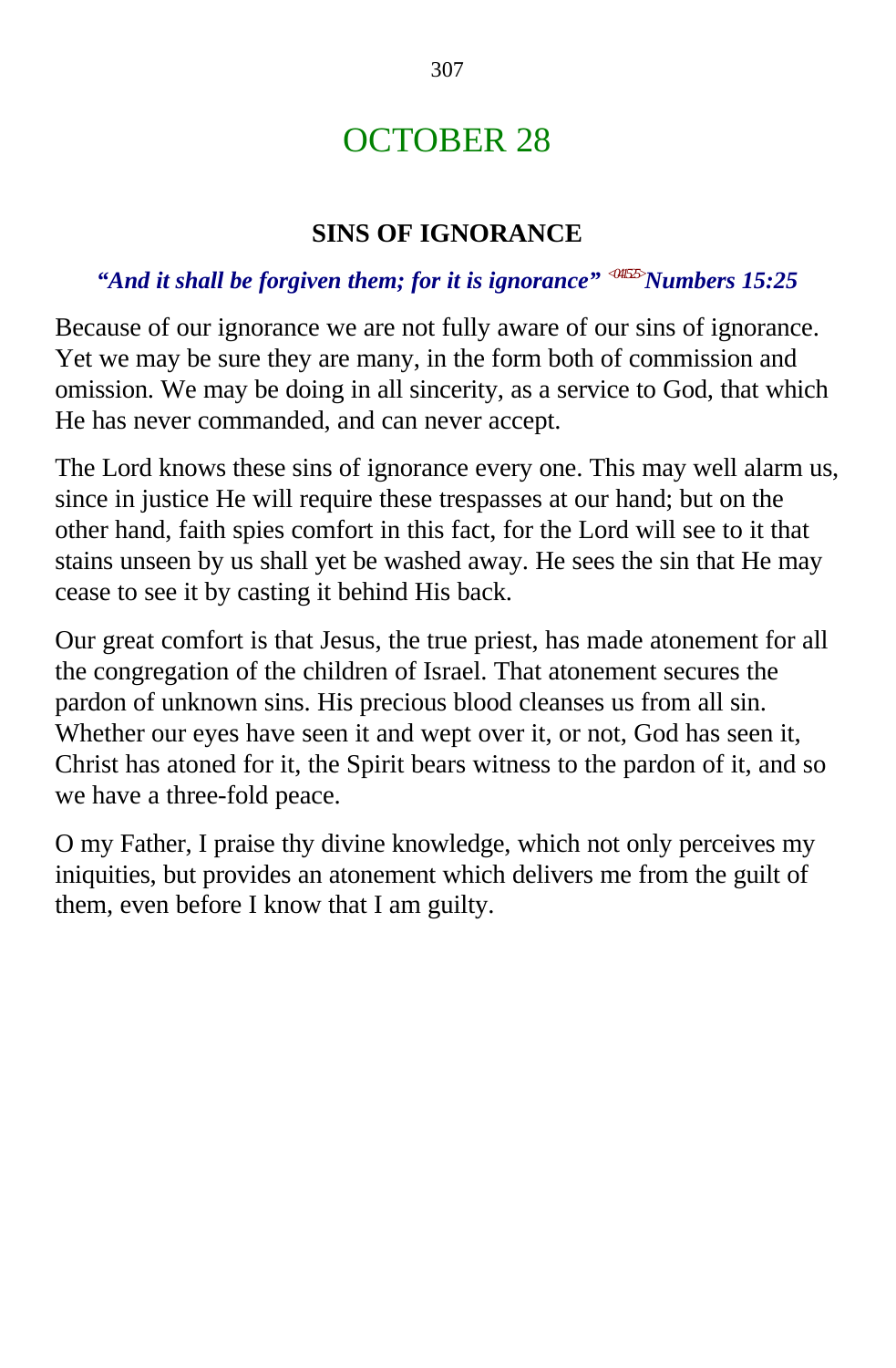# OCTOBER 28

## SINS OF IGNORANCE

***"And it shall be forgiven them; for it is ignorance"*** <041525> ***Numbers 15:25***

Because of our ignorance we are not fully aware of our sins of ignorance. Yet we may be sure they are many, in the form both of commission and omission. We may be doing in all sincerity, as a service to God, that which He has never commanded, and can never accept.

The Lord knows these sins of ignorance every one. This may well alarm us, since in justice He will require these trespasses at our hand; but on the other hand, faith spies comfort in this fact, for the Lord will see to it that stains unseen by us shall yet be washed away. He sees the sin that He may cease to see it by casting it behind His back.

Our great comfort is that Jesus, the true priest, has made atonement for all the congregation of the children of Israel. That atonement secures the pardon of unknown sins. His precious blood cleanses us from all sin. Whether our eyes have seen it and wept over it, or not, God has seen it, Christ has atoned for it, the Spirit bears witness to the pardon of it, and so we have a three-fold peace.

O my Father, I praise thy divine knowledge, which not only perceives my iniquities, but provides an atonement which delivers me from the guilt of them, even before I know that I am guilty.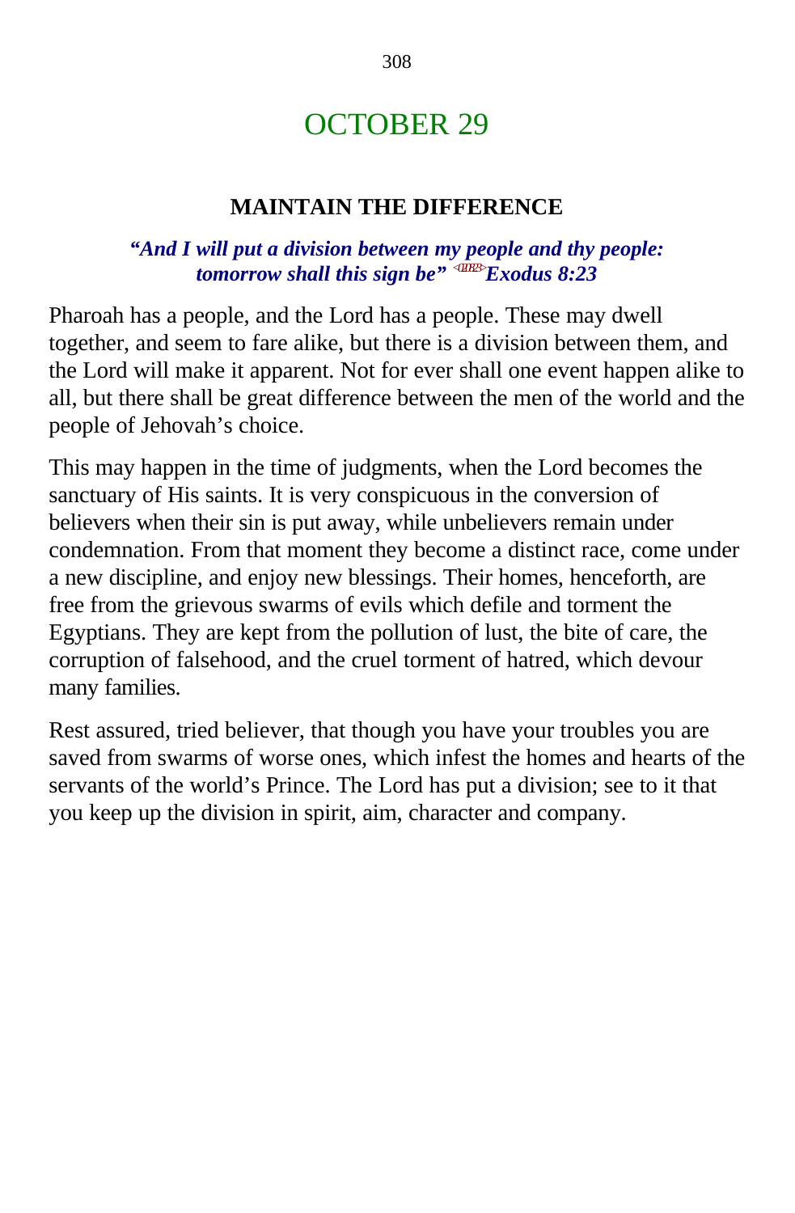# OCTOBER 29

## MAINTAIN THE DIFFERENCE

***"And I will put a division between my people and thy people: tomorrow shall this sign be" Exodus 8:23***

Pharoah has a people, and the Lord has a people. These may dwell together, and seem to fare alike, but there is a division between them, and the Lord will make it apparent. Not for ever shall one event happen alike to all, but there shall be great difference between the men of the world and the people of Jehovah's choice.

This may happen in the time of judgments, when the Lord becomes the sanctuary of His saints. It is very conspicuous in the conversion of believers when their sin is put away, while unbelievers remain under condemnation. From that moment they become a distinct race, come under a new discipline, and enjoy new blessings. Their homes, henceforth, are free from the grievous swarms of evils which defile and torment the Egyptians. They are kept from the pollution of lust, the bite of care, the corruption of falsehood, and the cruel torment of hatred, which devour many families.

Rest assured, tried believer, that though you have your troubles you are saved from swarms of worse ones, which infest the homes and hearts of the servants of the world's Prince. The Lord has put a division; see to it that you keep up the division in spirit, aim, character and company.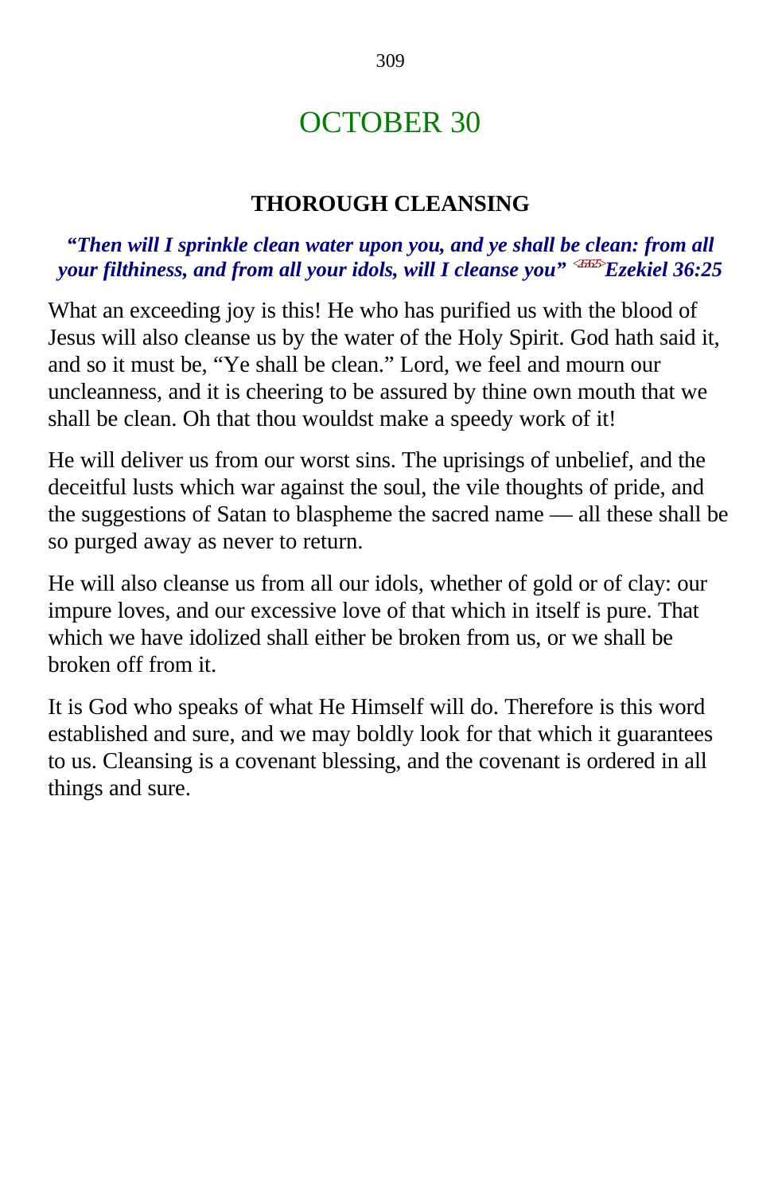# OCTOBER 30

## THOROUGH CLEANSING

***"Then will I sprinkle clean water upon you, and ye shall be clean: from all your filthiness, and from all your idols, will I cleanse you"*** <263625>***Ezekiel 36:25***

What an exceeding joy is this! He who has purified us with the blood of Jesus will also cleanse us by the water of the Holy Spirit. God hath said it, and so it must be, "Ye shall be clean." Lord, we feel and mourn our uncleanness, and it is cheering to be assured by thine own mouth that we shall be clean. Oh that thou wouldst make a speedy work of it!

He will deliver us from our worst sins. The uprisings of unbelief, and the deceitful lusts which war against the soul, the vile thoughts of pride, and the suggestions of Satan to blaspheme the sacred name — all these shall be so purged away as never to return.

He will also cleanse us from all our idols, whether of gold or of clay: our impure loves, and our excessive love of that which in itself is pure. That which we have idolized shall either be broken from us, or we shall be broken off from it.

It is God who speaks of what He Himself will do. Therefore is this word established and sure, and we may boldly look for that which it guarantees to us. Cleansing is a covenant blessing, and the covenant is ordered in all things and sure.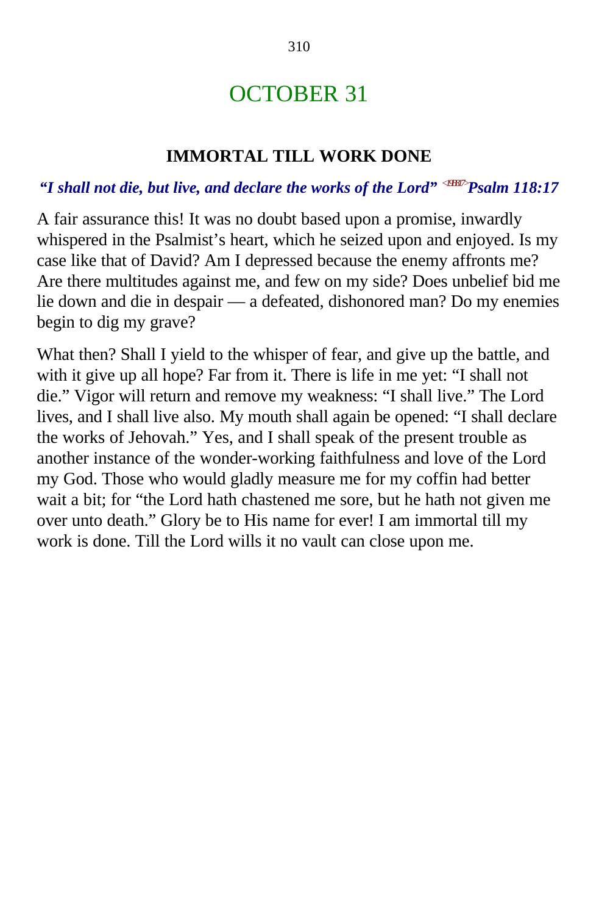# OCTOBER 31

## IMMORTAL TILL WORK DONE

***"I shall not die, but live, and declare the works of the Lord"*** <191817>***Psalm 118:17***

A fair assurance this! It was no doubt based upon a promise, inwardly whispered in the Psalmist's heart, which he seized upon and enjoyed. Is my case like that of David? Am I depressed because the enemy affronts me? Are there multitudes against me, and few on my side? Does unbelief bid me lie down and die in despair — a defeated, dishonored man? Do my enemies begin to dig my grave?

What then? Shall I yield to the whisper of fear, and give up the battle, and with it give up all hope? Far from it. There is life in me yet: "I shall not die." Vigor will return and remove my weakness: "I shall live." The Lord lives, and I shall live also. My mouth shall again be opened: "I shall declare the works of Jehovah." Yes, and I shall speak of the present trouble as another instance of the wonder-working faithfulness and love of the Lord my God. Those who would gladly measure me for my coffin had better wait a bit; for "the Lord hath chastened me sore, but he hath not given me over unto death." Glory be to His name for ever! I am immortal till my work is done. Till the Lord wills it no vault can close upon me.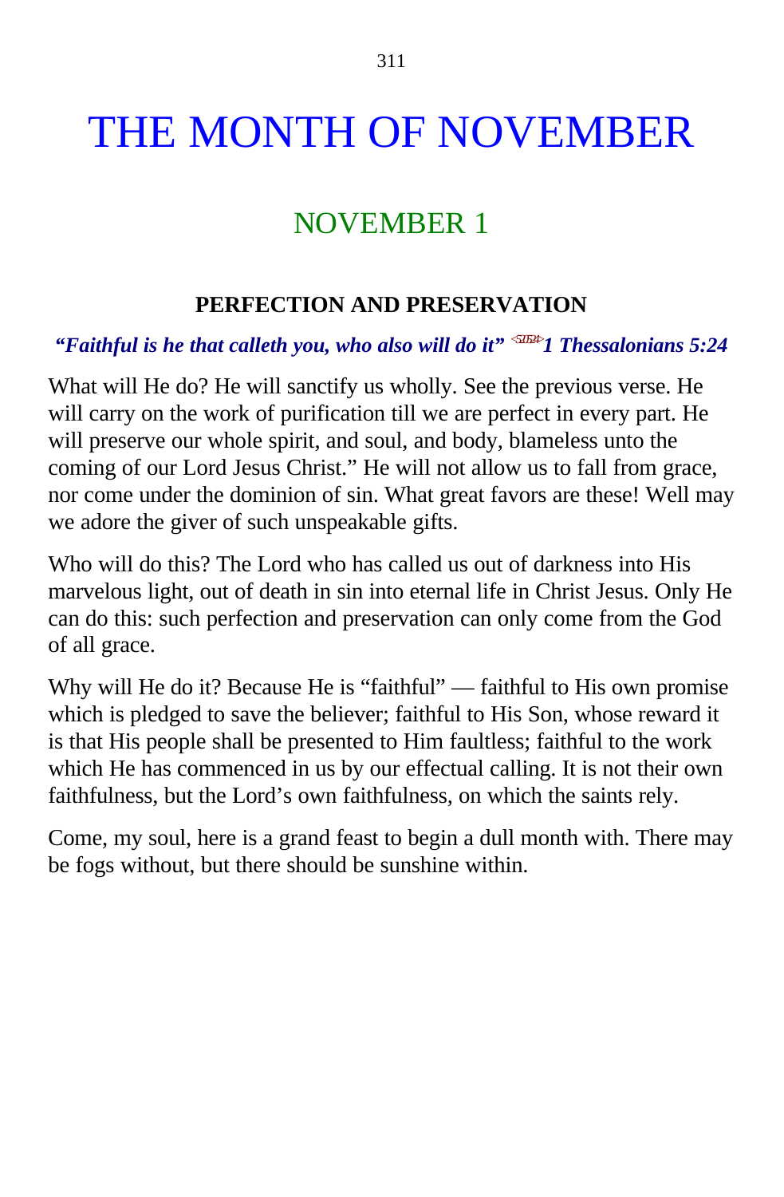# THE MONTH OF NOVEMBER

## NOVEMBER 1

### PERFECTION AND PRESERVATION

***"Faithful is he that calleth you, who also will do it"* <521524>*1 Thessalonians 5:24***

What will He do? He will sanctify us wholly. See the previous verse. He will carry on the work of purification till we are perfect in every part. He will preserve our whole spirit, and soul, and body, blameless unto the coming of our Lord Jesus Christ." He will not allow us to fall from grace, nor come under the dominion of sin. What great favors are these! Well may we adore the giver of such unspeakable gifts.

Who will do this? The Lord who has called us out of darkness into His marvelous light, out of death in sin into eternal life in Christ Jesus. Only He can do this: such perfection and preservation can only come from the God of all grace.

Why will He do it? Because He is "faithful" — faithful to His own promise which is pledged to save the believer; faithful to His Son, whose reward it is that His people shall be presented to Him faultless; faithful to the work which He has commenced in us by our effectual calling. It is not their own faithfulness, but the Lord's own faithfulness, on which the saints rely.

Come, my soul, here is a grand feast to begin a dull month with. There may be fogs without, but there should be sunshine within.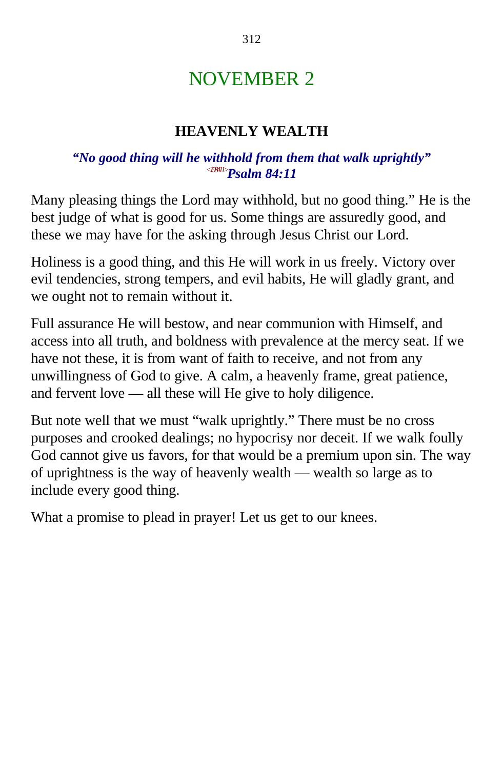# NOVEMBER 2

## HEAVENLY WEALTH

***"No good thing will he withhold from them that walk uprightly"***
***<198411>Psalm 84:11***

Many pleasing things the Lord may withhold, but no good thing." He is the best judge of what is good for us. Some things are assuredly good, and these we may have for the asking through Jesus Christ our Lord.

Holiness is a good thing, and this He will work in us freely. Victory over evil tendencies, strong tempers, and evil habits, He will gladly grant, and we ought not to remain without it.

Full assurance He will bestow, and near communion with Himself, and access into all truth, and boldness with prevalence at the mercy seat. If we have not these, it is from want of faith to receive, and not from any unwillingness of God to give. A calm, a heavenly frame, great patience, and fervent love — all these will He give to holy diligence.

But note well that we must "walk uprightly." There must be no cross purposes and crooked dealings; no hypocrisy nor deceit. If we walk foully God cannot give us favors, for that would be a premium upon sin. The way of uprightness is the way of heavenly wealth — wealth so large as to include every good thing.

What a promise to plead in prayer! Let us get to our knees.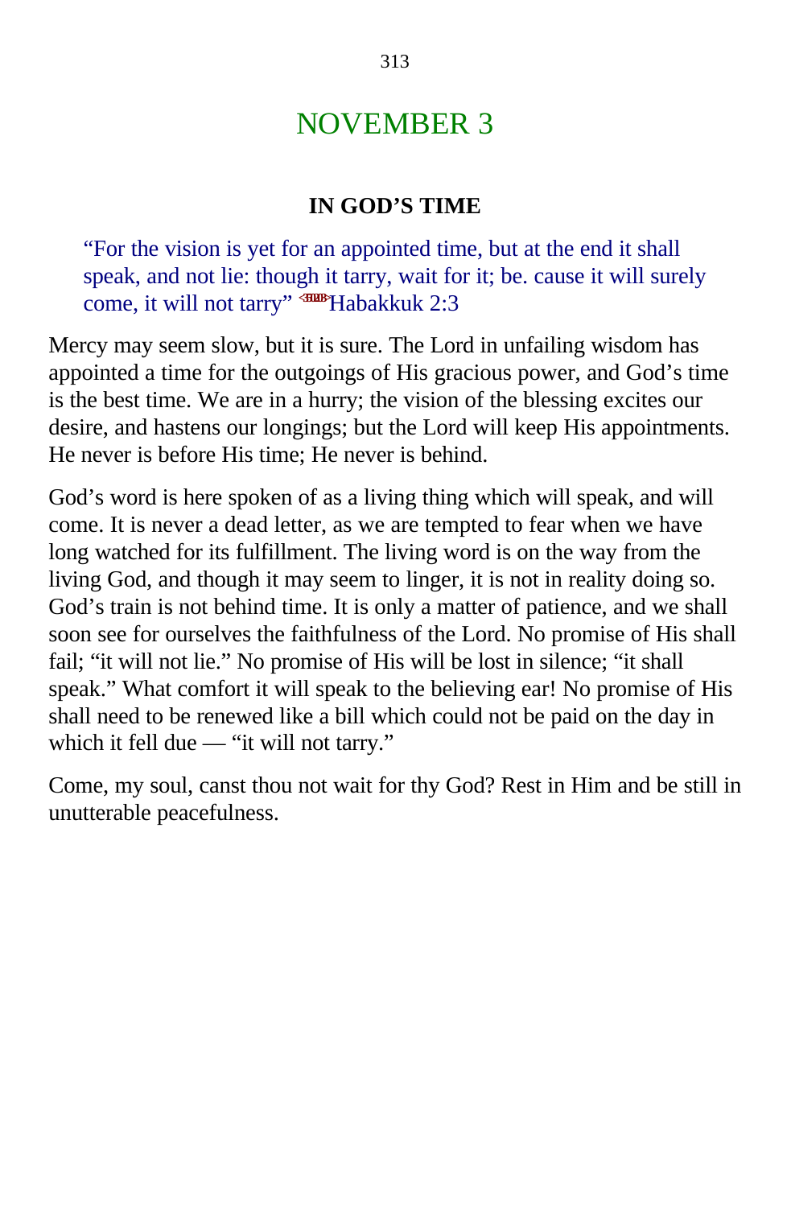# NOVEMBER 3

### IN GOD'S TIME

> "For the vision is yet for an appointed time, but at the end it shall speak, and not lie: though it tarry, wait for it; be. cause it will surely come, it will not tarry" <HAB>Habakkuk 2:3

Mercy may seem slow, but it is sure. The Lord in unfailing wisdom has appointed a time for the outgoings of His gracious power, and God's time is the best time. We are in a hurry; the vision of the blessing excites our desire, and hastens our longings; but the Lord will keep His appointments. He never is before His time; He never is behind.

God's word is here spoken of as a living thing which will speak, and will come. It is never a dead letter, as we are tempted to fear when we have long watched for its fulfillment. The living word is on the way from the living God, and though it may seem to linger, it is not in reality doing so. God's train is not behind time. It is only a matter of patience, and we shall soon see for ourselves the faithfulness of the Lord. No promise of His shall fail; "it will not lie." No promise of His will be lost in silence; "it shall speak." What comfort it will speak to the believing ear! No promise of His shall need to be renewed like a bill which could not be paid on the day in which it fell due — "it will not tarry."

Come, my soul, canst thou not wait for thy God? Rest in Him and be still in unutterable peacefulness.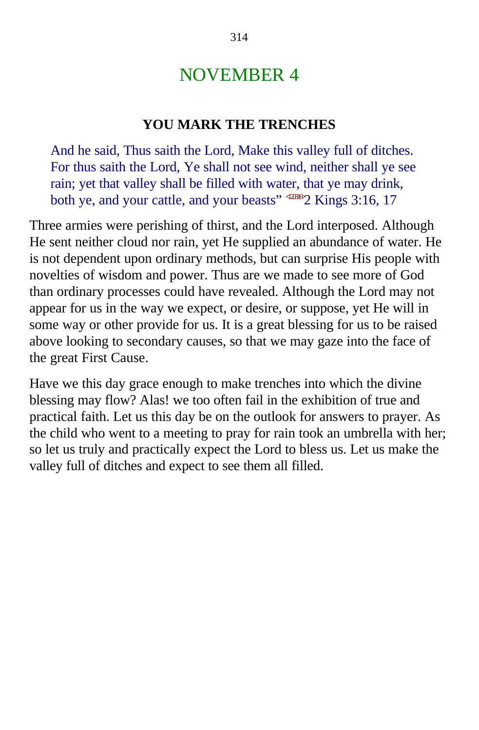# NOVEMBER 4

## YOU MARK THE TRENCHES

> And he said, Thus saith the Lord, Make this valley full of ditches. For thus saith the Lord, Ye shall not see wind, neither shall ye see rain; yet that valley shall be filled with water, that ye may drink, both ye, and your cattle, and your beasts” <120316>2 Kings 3:16, 17

Three armies were perishing of thirst, and the Lord interposed. Although He sent neither cloud nor rain, yet He supplied an abundance of water. He is not dependent upon ordinary methods, but can surprise His people with novelties of wisdom and power. Thus are we made to see more of God than ordinary processes could have revealed. Although the Lord may not appear for us in the way we expect, or desire, or suppose, yet He will in some way or other provide for us. It is a great blessing for us to be raised above looking to secondary causes, so that we may gaze into the face of the great First Cause.

Have we this day grace enough to make trenches into which the divine blessing may flow? Alas! we too often fail in the exhibition of true and practical faith. Let us this day be on the outlook for answers to prayer. As the child who went to a meeting to pray for rain took an umbrella with her; so let us truly and practically expect the Lord to bless us. Let us make the valley full of ditches and expect to see them all filled.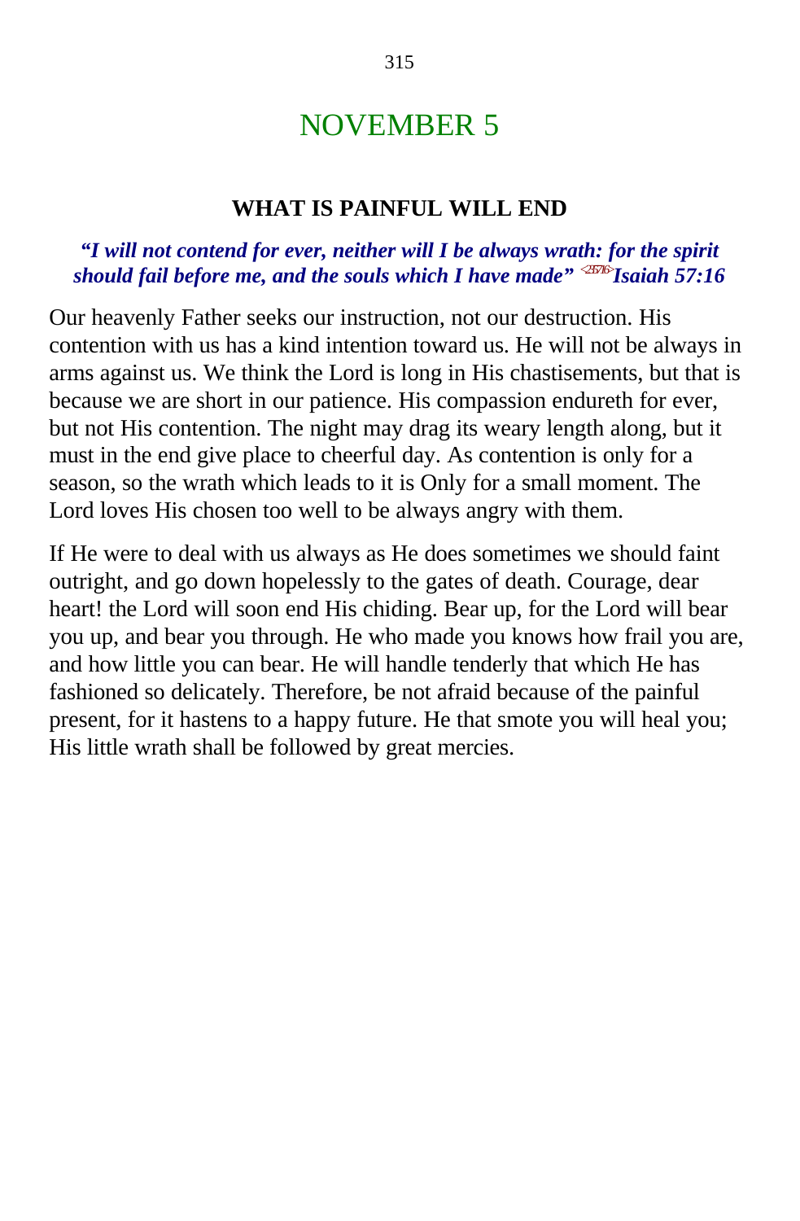# NOVEMBER 5

## WHAT IS PAINFUL WILL END

***"I will not contend for ever, neither will I be always wrath: for the spirit should fail before me, and the souls which I have made"*** <235716>***Isaiah 57:16***

Our heavenly Father seeks our instruction, not our destruction. His contention with us has a kind intention toward us. He will not be always in arms against us. We think the Lord is long in His chastisements, but that is because we are short in our patience. His compassion endureth for ever, but not His contention. The night may drag its weary length along, but it must in the end give place to cheerful day. As contention is only for a season, so the wrath which leads to it is Only for a small moment. The Lord loves His chosen too well to be always angry with them.

If He were to deal with us always as He does sometimes we should faint outright, and go down hopelessly to the gates of death. Courage, dear heart! the Lord will soon end His chiding. Bear up, for the Lord will bear you up, and bear you through. He who made you knows how frail you are, and how little you can bear. He will handle tenderly that which He has fashioned so delicately. Therefore, be not afraid because of the painful present, for it hastens to a happy future. He that smote you will heal you; His little wrath shall be followed by great mercies.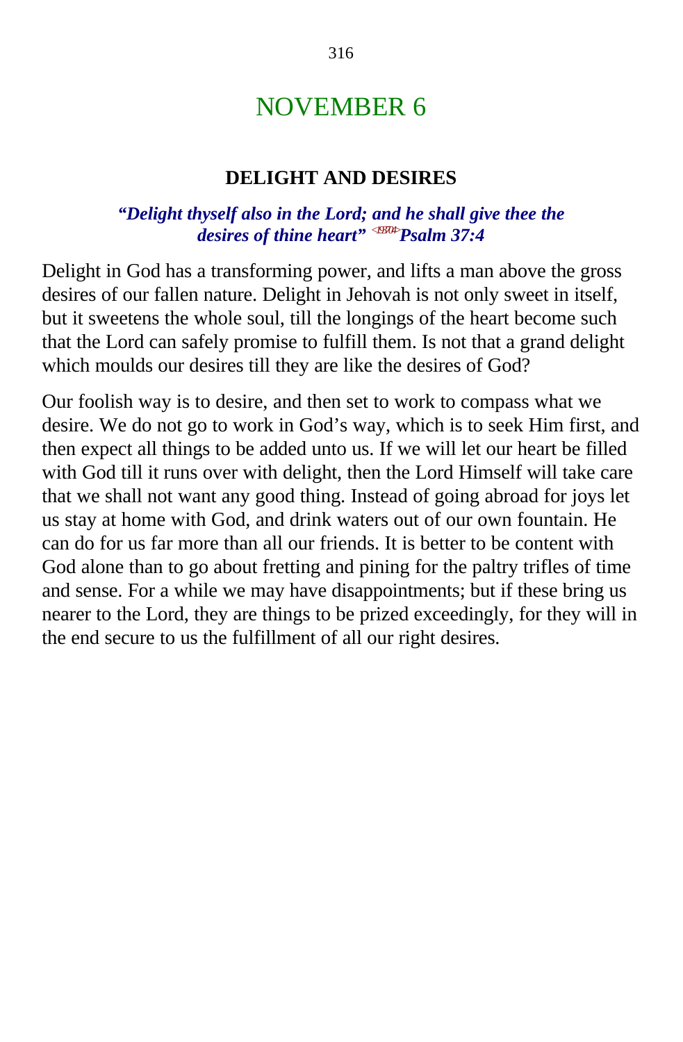# NOVEMBER 6

## DELIGHT AND DESIRES

***"Delight thyself also in the Lord; and he shall give thee the desires of thine heart"*** <19704> ***Psalm 37:4***

Delight in God has a transforming power, and lifts a man above the gross desires of our fallen nature. Delight in Jehovah is not only sweet in itself, but it sweetens the whole soul, till the longings of the heart become such that the Lord can safely promise to fulfill them. Is not that a grand delight which moulds our desires till they are like the desires of God?

Our foolish way is to desire, and then set to work to compass what we desire. We do not go to work in God's way, which is to seek Him first, and then expect all things to be added unto us. If we will let our heart be filled with God till it runs over with delight, then the Lord Himself will take care that we shall not want any good thing. Instead of going abroad for joys let us stay at home with God, and drink waters out of our own fountain. He can do for us far more than all our friends. It is better to be content with God alone than to go about fretting and pining for the paltry trifles of time and sense. For a while we may have disappointments; but if these bring us nearer to the Lord, they are things to be prized exceedingly, for they will in the end secure to us the fulfillment of all our right desires.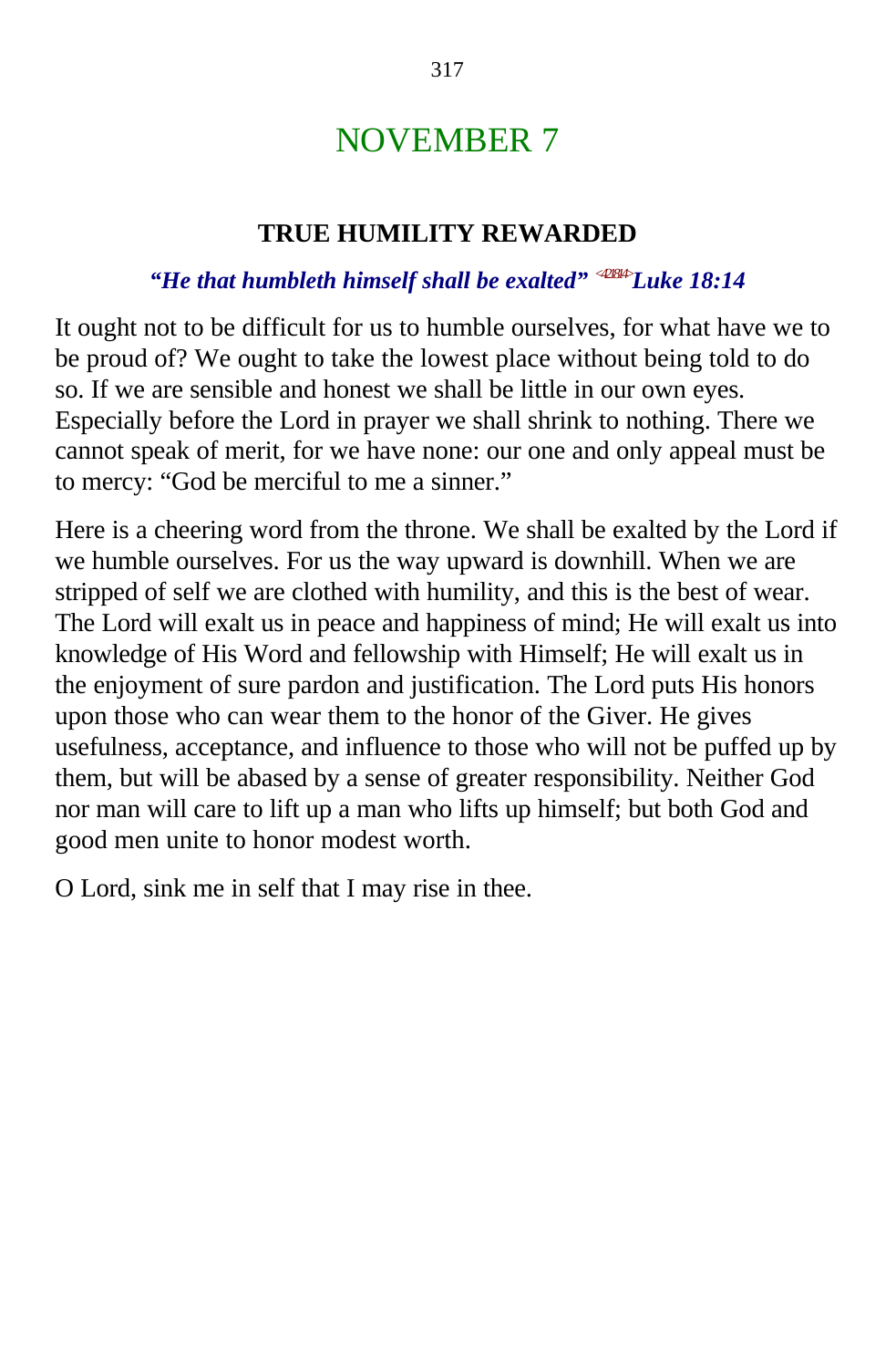# NOVEMBER 7

### TRUE HUMILITY REWARDED

***"He that humbleth himself shall be exalted"*** <421814> ***Luke 18:14***

It ought not to be difficult for us to humble ourselves, for what have we to be proud of? We ought to take the lowest place without being told to do so. If we are sensible and honest we shall be little in our own eyes. Especially before the Lord in prayer we shall shrink to nothing. There we cannot speak of merit, for we have none: our one and only appeal must be to mercy: "God be merciful to me a sinner."

Here is a cheering word from the throne. We shall be exalted by the Lord if we humble ourselves. For us the way upward is downhill. When we are stripped of self we are clothed with humility, and this is the best of wear. The Lord will exalt us in peace and happiness of mind; He will exalt us into knowledge of His Word and fellowship with Himself; He will exalt us in the enjoyment of sure pardon and justification. The Lord puts His honors upon those who can wear them to the honor of the Giver. He gives usefulness, acceptance, and influence to those who will not be puffed up by them, but will be abased by a sense of greater responsibility. Neither God nor man will care to lift up a man who lifts up himself; but both God and good men unite to honor modest worth.

O Lord, sink me in self that I may rise in thee.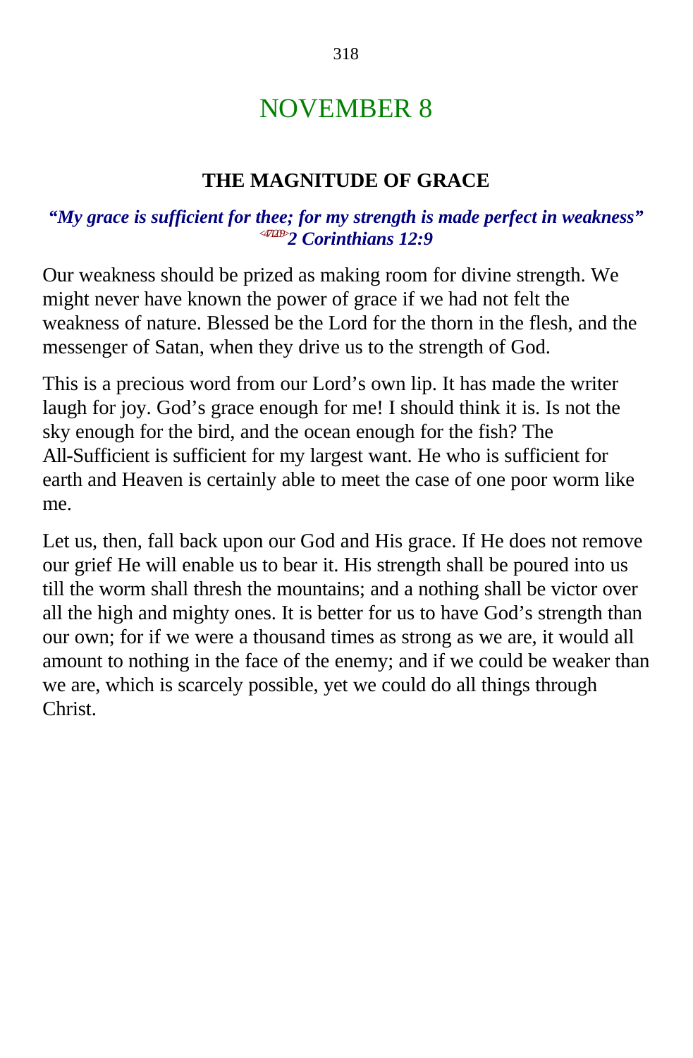# NOVEMBER 8

## THE MAGNITUDE OF GRACE

***"My grace is sufficient for thee; for my strength is made perfect in weakness"*** <471209>***2 Corinthians 12:9***

Our weakness should be prized as making room for divine strength. We might never have known the power of grace if we had not felt the weakness of nature. Blessed be the Lord for the thorn in the flesh, and the messenger of Satan, when they drive us to the strength of God.

This is a precious word from our Lord's own lip. It has made the writer laugh for joy. God's grace enough for me! I should think it is. Is not the sky enough for the bird, and the ocean enough for the fish? The All-Sufficient is sufficient for my largest want. He who is sufficient for earth and Heaven is certainly able to meet the case of one poor worm like me.

Let us, then, fall back upon our God and His grace. If He does not remove our grief He will enable us to bear it. His strength shall be poured into us till the worm shall thresh the mountains; and a nothing shall be victor over all the high and mighty ones. It is better for us to have God's strength than our own; for if we were a thousand times as strong as we are, it would all amount to nothing in the face of the enemy; and if we could be weaker than we are, which is scarcely possible, yet we could do all things through Christ.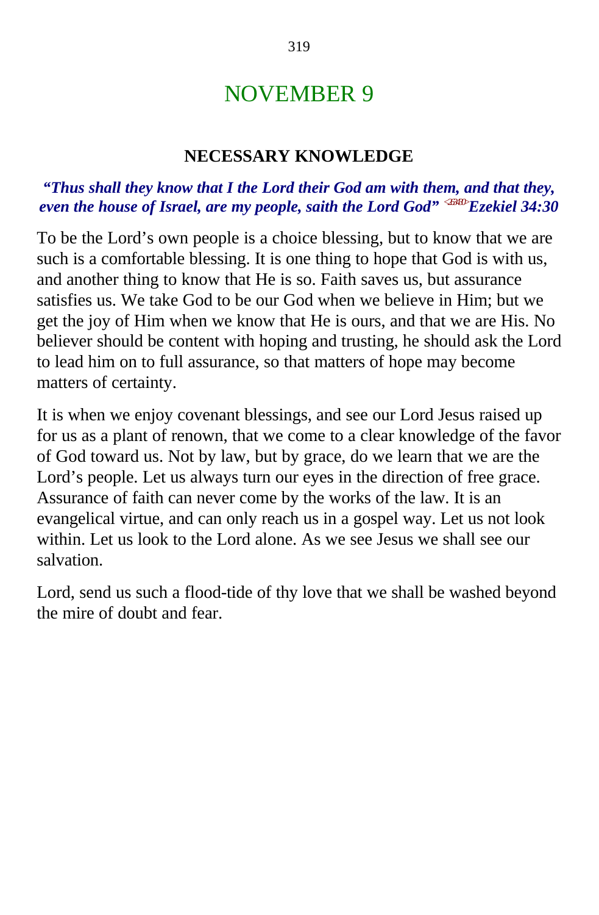# NOVEMBER 9

## NECESSARY KNOWLEDGE

***"Thus shall they know that I the Lord their God am with them, and that they, even the house of Israel, are my people, saith the Lord God"*** <263430> ***Ezekiel 34:30***

To be the Lord's own people is a choice blessing, but to know that we are such is a comfortable blessing. It is one thing to hope that God is with us, and another thing to know that He is so. Faith saves us, but assurance satisfies us. We take God to be our God when we believe in Him; but we get the joy of Him when we know that He is ours, and that we are His. No believer should be content with hoping and trusting, he should ask the Lord to lead him on to full assurance, so that matters of hope may become matters of certainty.

It is when we enjoy covenant blessings, and see our Lord Jesus raised up for us as a plant of renown, that we come to a clear knowledge of the favor of God toward us. Not by law, but by grace, do we learn that we are the Lord's people. Let us always turn our eyes in the direction of free grace. Assurance of faith can never come by the works of the law. It is an evangelical virtue, and can only reach us in a gospel way. Let us not look within. Let us look to the Lord alone. As we see Jesus we shall see our salvation.

Lord, send us such a flood-tide of thy love that we shall be washed beyond the mire of doubt and fear.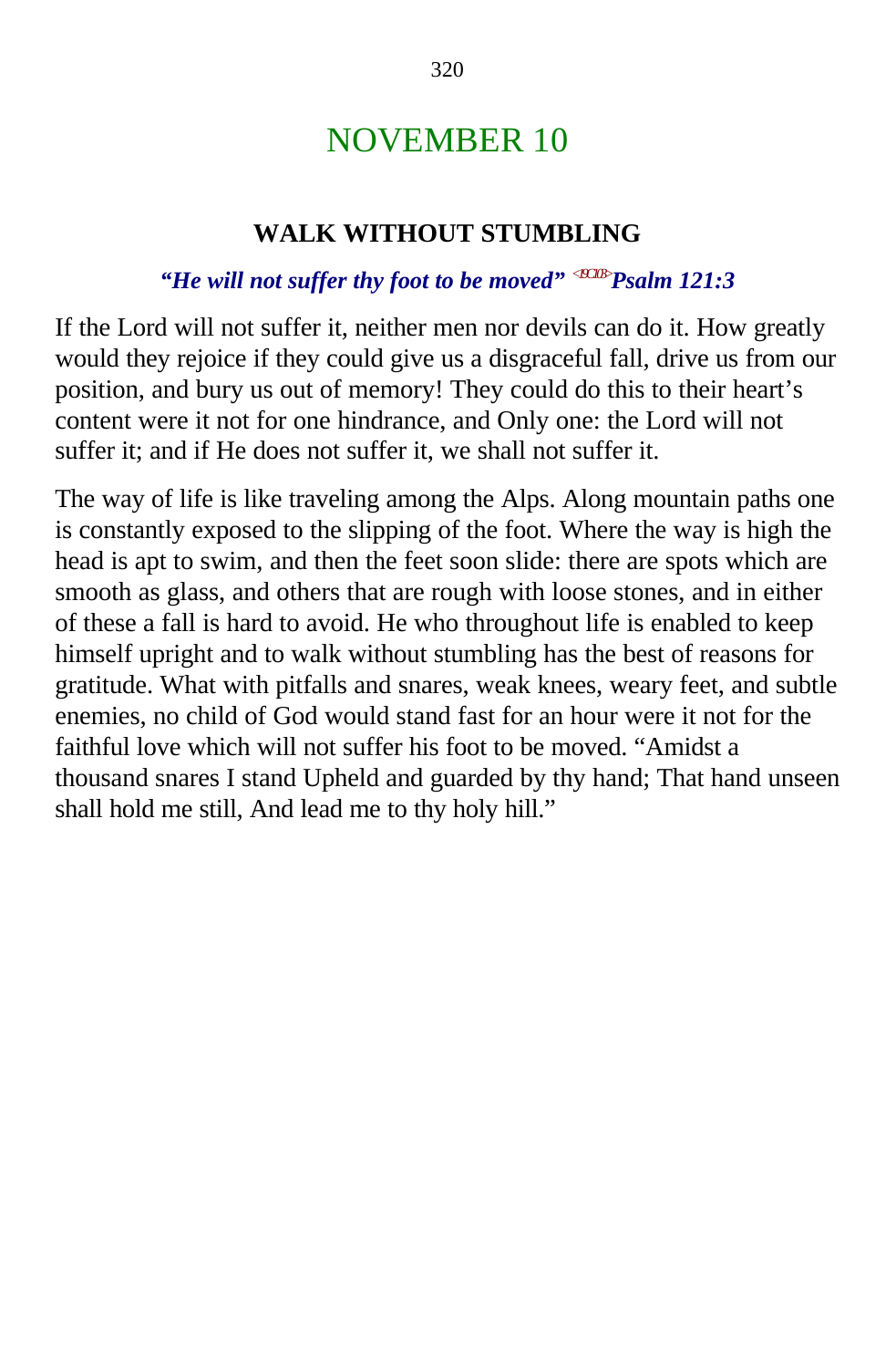# NOVEMBER 10

## WALK WITHOUT STUMBLING

***"He will not suffer thy foot to be moved" <19C103>Psalm 121:3***

If the Lord will not suffer it, neither men nor devils can do it. How greatly would they rejoice if they could give us a disgraceful fall, drive us from our position, and bury us out of memory! They could do this to their heart's content were it not for one hindrance, and Only one: the Lord will not suffer it; and if He does not suffer it, we shall not suffer it.

The way of life is like traveling among the Alps. Along mountain paths one is constantly exposed to the slipping of the foot. Where the way is high the head is apt to swim, and then the feet soon slide: there are spots which are smooth as glass, and others that are rough with loose stones, and in either of these a fall is hard to avoid. He who throughout life is enabled to keep himself upright and to walk without stumbling has the best of reasons for gratitude. What with pitfalls and snares, weak knees, weary feet, and subtle enemies, no child of God would stand fast for an hour were it not for the faithful love which will not suffer his foot to be moved. "Amidst a thousand snares I stand Upheld and guarded by thy hand; That hand unseen shall hold me still, And lead me to thy holy hill."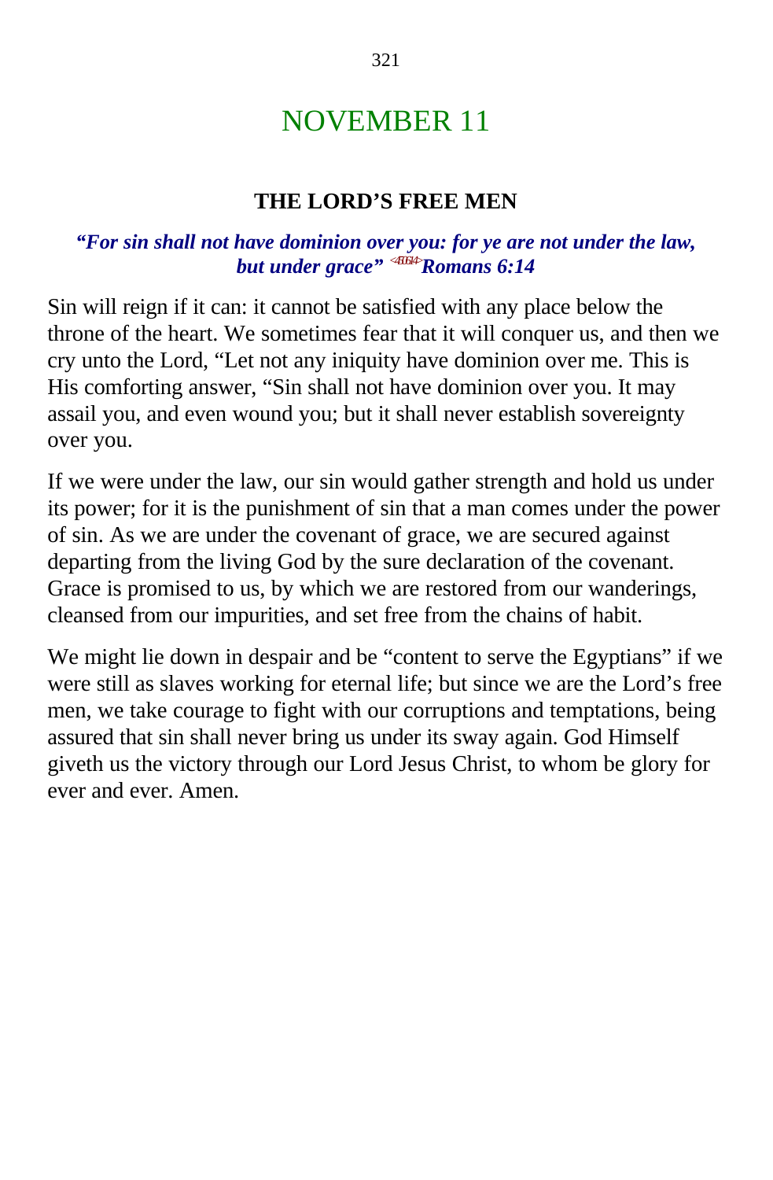# NOVEMBER 11

## THE LORD’S FREE MEN

***“For sin shall not have dominion over you: for ye are not under the law, but under grace” <450614>Romans 6:14***

Sin will reign if it can: it cannot be satisfied with any place below the throne of the heart. We sometimes fear that it will conquer us, and then we cry unto the Lord, “Let not any iniquity have dominion over me. This is His comforting answer, “Sin shall not have dominion over you. It may assail you, and even wound you; but it shall never establish sovereignty over you.

If we were under the law, our sin would gather strength and hold us under its power; for it is the punishment of sin that a man comes under the power of sin. As we are under the covenant of grace, we are secured against departing from the living God by the sure declaration of the covenant. Grace is promised to us, by which we are restored from our wanderings, cleansed from our impurities, and set free from the chains of habit.

We might lie down in despair and be “content to serve the Egyptians” if we were still as slaves working for eternal life; but since we are the Lord’s free men, we take courage to fight with our corruptions and temptations, being assured that sin shall never bring us under its sway again. God Himself giveth us the victory through our Lord Jesus Christ, to whom be glory for ever and ever. Amen.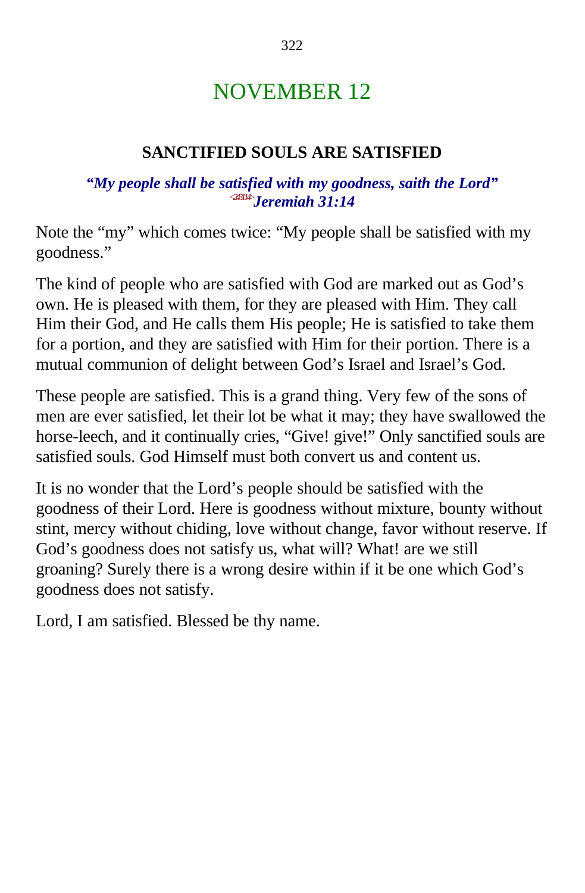# NOVEMBER 12

## SANCTIFIED SOULS ARE SATISFIED

***"My people shall be satisfied with my goodness, saith the Lord"***
<243114>***Jeremiah 31:14***

Note the "my" which comes twice: "My people shall be satisfied with my goodness."

The kind of people who are satisfied with God are marked out as God's own. He is pleased with them, for they are pleased with Him. They call Him their God, and He calls them His people; He is satisfied to take them for a portion, and they are satisfied with Him for their portion. There is a mutual communion of delight between God's Israel and Israel's God.

These people are satisfied. This is a grand thing. Very few of the sons of men are ever satisfied, let their lot be what it may; they have swallowed the horse-leech, and it continually cries, "Give! give!" Only sanctified souls are satisfied souls. God Himself must both convert us and content us.

It is no wonder that the Lord's people should be satisfied with the goodness of their Lord. Here is goodness without mixture, bounty without stint, mercy without chiding, love without change, favor without reserve. If God's goodness does not satisfy us, what will? What! are we still groaning? Surely there is a wrong desire within if it be one which God's goodness does not satisfy.

Lord, I am satisfied. Blessed be thy name.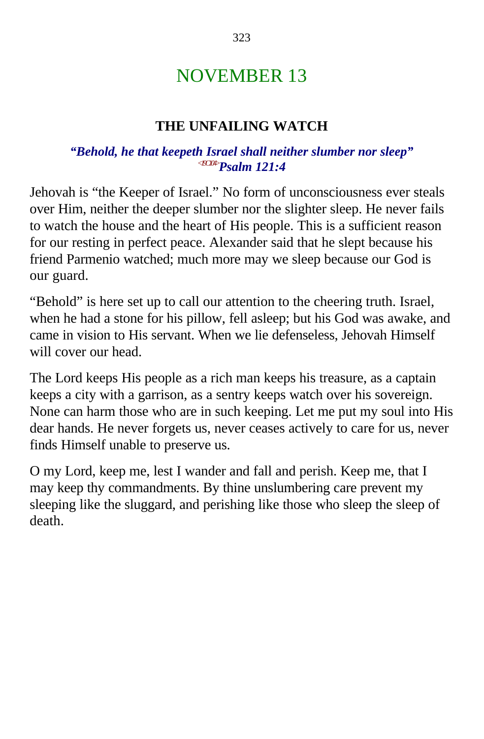# NOVEMBER 13

## THE UNFAILING WATCH

***"Behold, he that keepeth Israel shall neither slumber nor sleep"*** <19C104>***Psalm 121:4***

Jehovah is "the Keeper of Israel." No form of unconsciousness ever steals over Him, neither the deeper slumber nor the slighter sleep. He never fails to watch the house and the heart of His people. This is a sufficient reason for our resting in perfect peace. Alexander said that he slept because his friend Parmenio watched; much more may we sleep because our God is our guard.

"Behold" is here set up to call our attention to the cheering truth. Israel, when he had a stone for his pillow, fell asleep; but his God was awake, and came in vision to His servant. When we lie defenseless, Jehovah Himself will cover our head.

The Lord keeps His people as a rich man keeps his treasure, as a captain keeps a city with a garrison, as a sentry keeps watch over his sovereign. None can harm those who are in such keeping. Let me put my soul into His dear hands. He never forgets us, never ceases actively to care for us, never finds Himself unable to preserve us.

O my Lord, keep me, lest I wander and fall and perish. Keep me, that I may keep thy commandments. By thine unslumbering care prevent my sleeping like the sluggard, and perishing like those who sleep the sleep of death.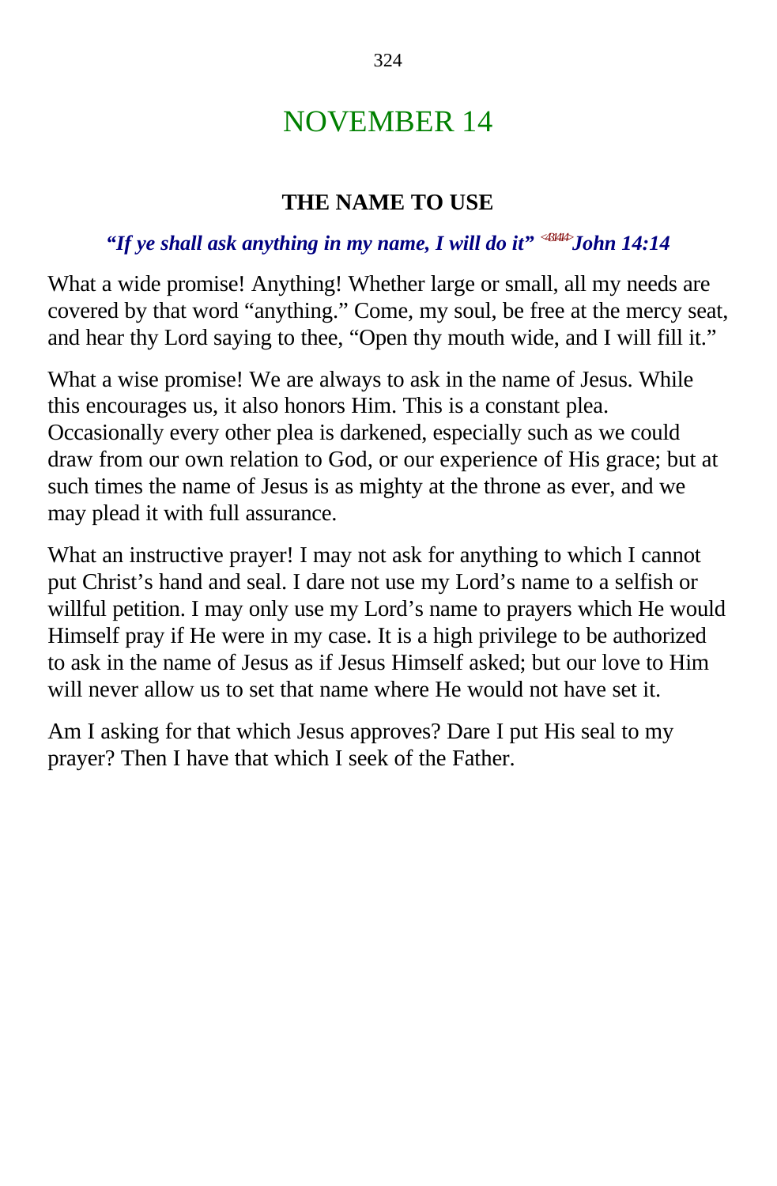# NOVEMBER 14

## THE NAME TO USE

***"If ye shall ask anything in my name, I will do it"*** <431414> ***John 14:14***

What a wide promise! Anything! Whether large or small, all my needs are covered by that word "anything." Come, my soul, be free at the mercy seat, and hear thy Lord saying to thee, "Open thy mouth wide, and I will fill it."

What a wise promise! We are always to ask in the name of Jesus. While this encourages us, it also honors Him. This is a constant plea. Occasionally every other plea is darkened, especially such as we could draw from our own relation to God, or our experience of His grace; but at such times the name of Jesus is as mighty at the throne as ever, and we may plead it with full assurance.

What an instructive prayer! I may not ask for anything to which I cannot put Christ's hand and seal. I dare not use my Lord's name to a selfish or willful petition. I may only use my Lord's name to prayers which He would Himself pray if He were in my case. It is a high privilege to be authorized to ask in the name of Jesus as if Jesus Himself asked; but our love to Him will never allow us to set that name where He would not have set it.

Am I asking for that which Jesus approves? Dare I put His seal to my prayer? Then I have that which I seek of the Father.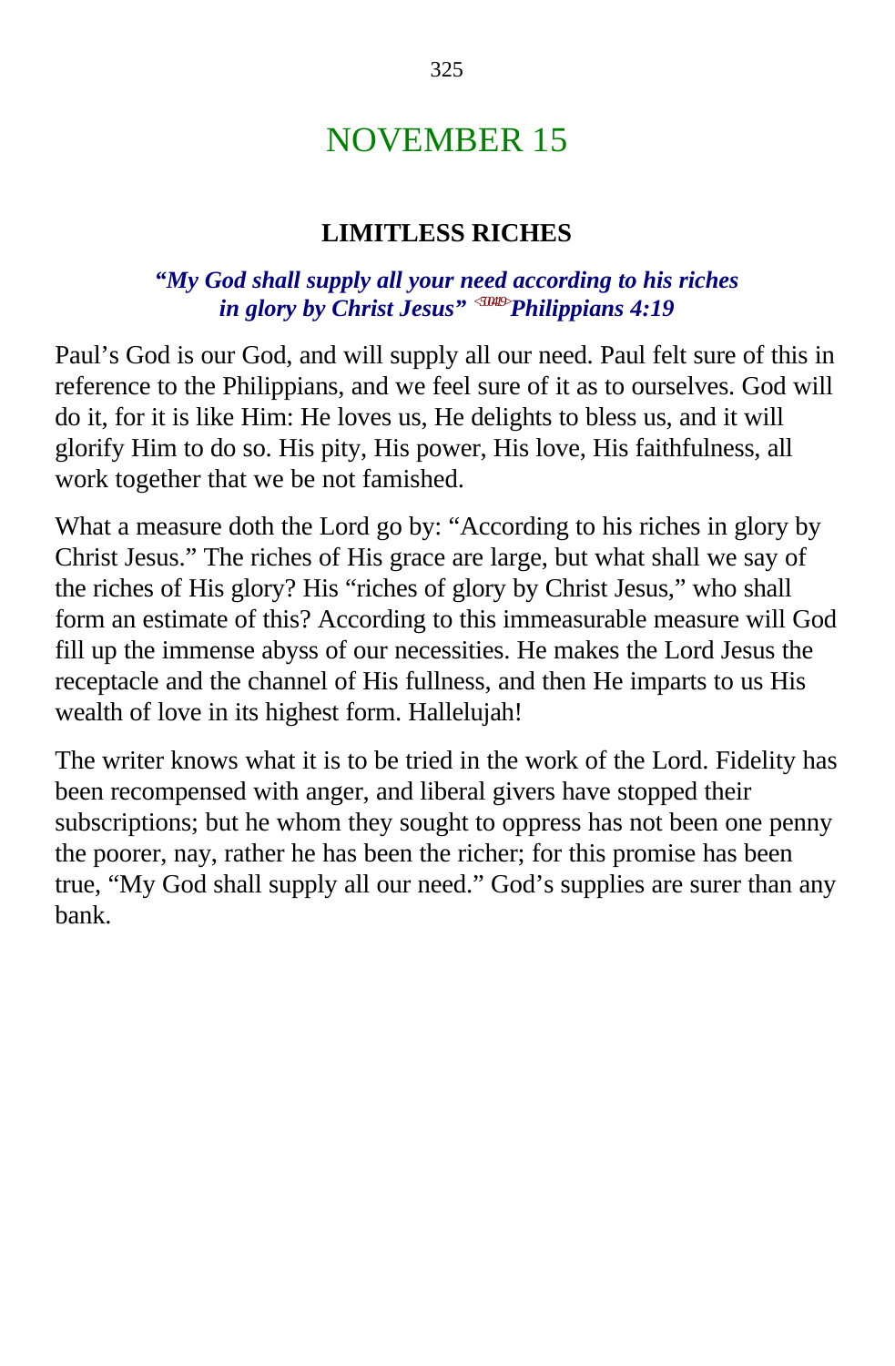# NOVEMBER 15

## LIMITLESS RICHES

***"My God shall supply all your need according to his riches in glory by Christ Jesus"*** <501419> ***Philippians 4:19***

Paul's God is our God, and will supply all our need. Paul felt sure of this in reference to the Philippians, and we feel sure of it as to ourselves. God will do it, for it is like Him: He loves us, He delights to bless us, and it will glorify Him to do so. His pity, His power, His love, His faithfulness, all work together that we be not famished.

What a measure doth the Lord go by: "According to his riches in glory by Christ Jesus." The riches of His grace are large, but what shall we say of the riches of His glory? His "riches of glory by Christ Jesus," who shall form an estimate of this? According to this immeasurable measure will God fill up the immense abyss of our necessities. He makes the Lord Jesus the receptacle and the channel of His fullness, and then He imparts to us His wealth of love in its highest form. Hallelujah!

The writer knows what it is to be tried in the work of the Lord. Fidelity has been recompensed with anger, and liberal givers have stopped their subscriptions; but he whom they sought to oppress has not been one penny the poorer, nay, rather he has been the richer; for this promise has been true, "My God shall supply all our need." God's supplies are surer than any bank.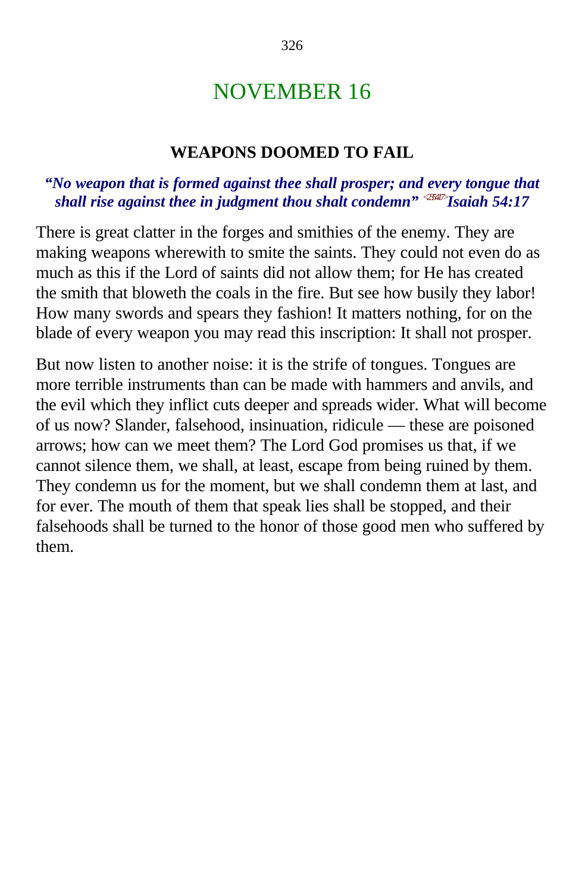# NOVEMBER 16

### WEAPONS DOOMED TO FAIL

***"No weapon that is formed against thee shall prosper; and every tongue that shall rise against thee in judgment thou shalt condemn"*** <235417>***Isaiah 54:17***

There is great clatter in the forges and smithies of the enemy. They are making weapons wherewith to smite the saints. They could not even do as much as this if the Lord of saints did not allow them; for He has created the smith that bloweth the coals in the fire. But see how busily they labor! How many swords and spears they fashion! It matters nothing, for on the blade of every weapon you may read this inscription: It shall not prosper.

But now listen to another noise: it is the strife of tongues. Tongues are more terrible instruments than can be made with hammers and anvils, and the evil which they inflict cuts deeper and spreads wider. What will become of us now? Slander, falsehood, insinuation, ridicule — these are poisoned arrows; how can we meet them? The Lord God promises us that, if we cannot silence them, we shall, at least, escape from being ruined by them. They condemn us for the moment, but we shall condemn them at last, and for ever. The mouth of them that speak lies shall be stopped, and their falsehoods shall be turned to the honor of those good men who suffered by them.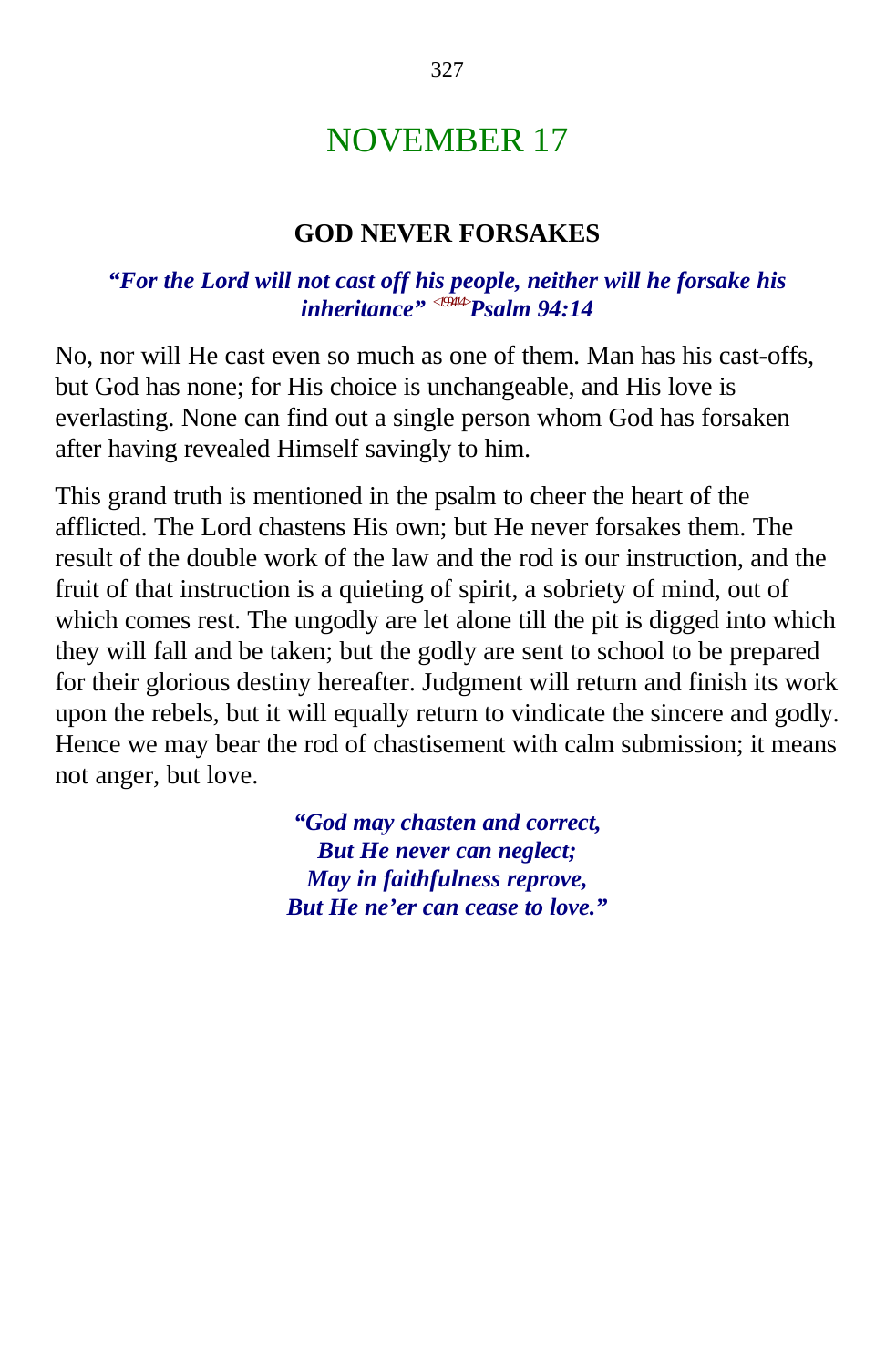# NOVEMBER 17

## GOD NEVER FORSAKES

***"For the Lord will not cast off his people, neither will he forsake his inheritance"*** <19414>***Psalm 94:14***

No, nor will He cast even so much as one of them. Man has his cast-offs, but God has none; for His choice is unchangeable, and His love is everlasting. None can find out a single person whom God has forsaken after having revealed Himself savingly to him.

This grand truth is mentioned in the psalm to cheer the heart of the afflicted. The Lord chastens His own; but He never forsakes them. The result of the double work of the law and the rod is our instruction, and the fruit of that instruction is a quieting of spirit, a sobriety of mind, out of which comes rest. The ungodly are let alone till the pit is digged into which they will fall and be taken; but the godly are sent to school to be prepared for their glorious destiny hereafter. Judgment will return and finish its work upon the rebels, but it will equally return to vindicate the sincere and godly. Hence we may bear the rod of chastisement with calm submission; it means not anger, but love.

***"God may chasten and correct,***
***But He never can neglect;***
***May in faithfulness reprove,***
***But He ne'er can cease to love."***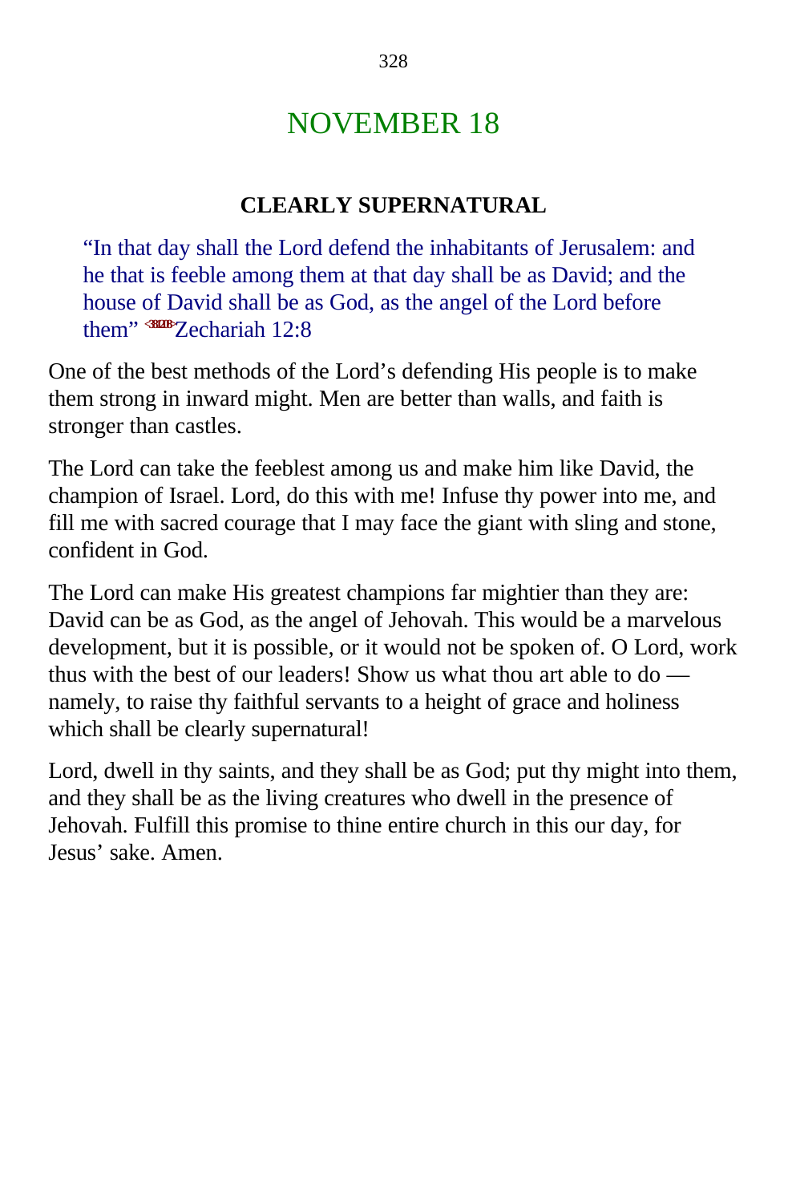# NOVEMBER 18

## CLEARLY SUPERNATURAL

> "In that day shall the Lord defend the inhabitants of Jerusalem: and he that is feeble among them at that day shall be as David; and the house of David shall be as God, as the angel of the Lord before them" <381208>Zechariah 12:8

One of the best methods of the Lord's defending His people is to make them strong in inward might. Men are better than walls, and faith is stronger than castles.

The Lord can take the feeblest among us and make him like David, the champion of Israel. Lord, do this with me! Infuse thy power into me, and fill me with sacred courage that I may face the giant with sling and stone, confident in God.

The Lord can make His greatest champions far mightier than they are: David can be as God, as the angel of Jehovah. This would be a marvelous development, but it is possible, or it would not be spoken of. O Lord, work thus with the best of our leaders! Show us what thou art able to do — namely, to raise thy faithful servants to a height of grace and holiness which shall be clearly supernatural!

Lord, dwell in thy saints, and they shall be as God; put thy might into them, and they shall be as the living creatures who dwell in the presence of Jehovah. Fulfill this promise to thine entire church in this our day, for Jesus' sake. Amen.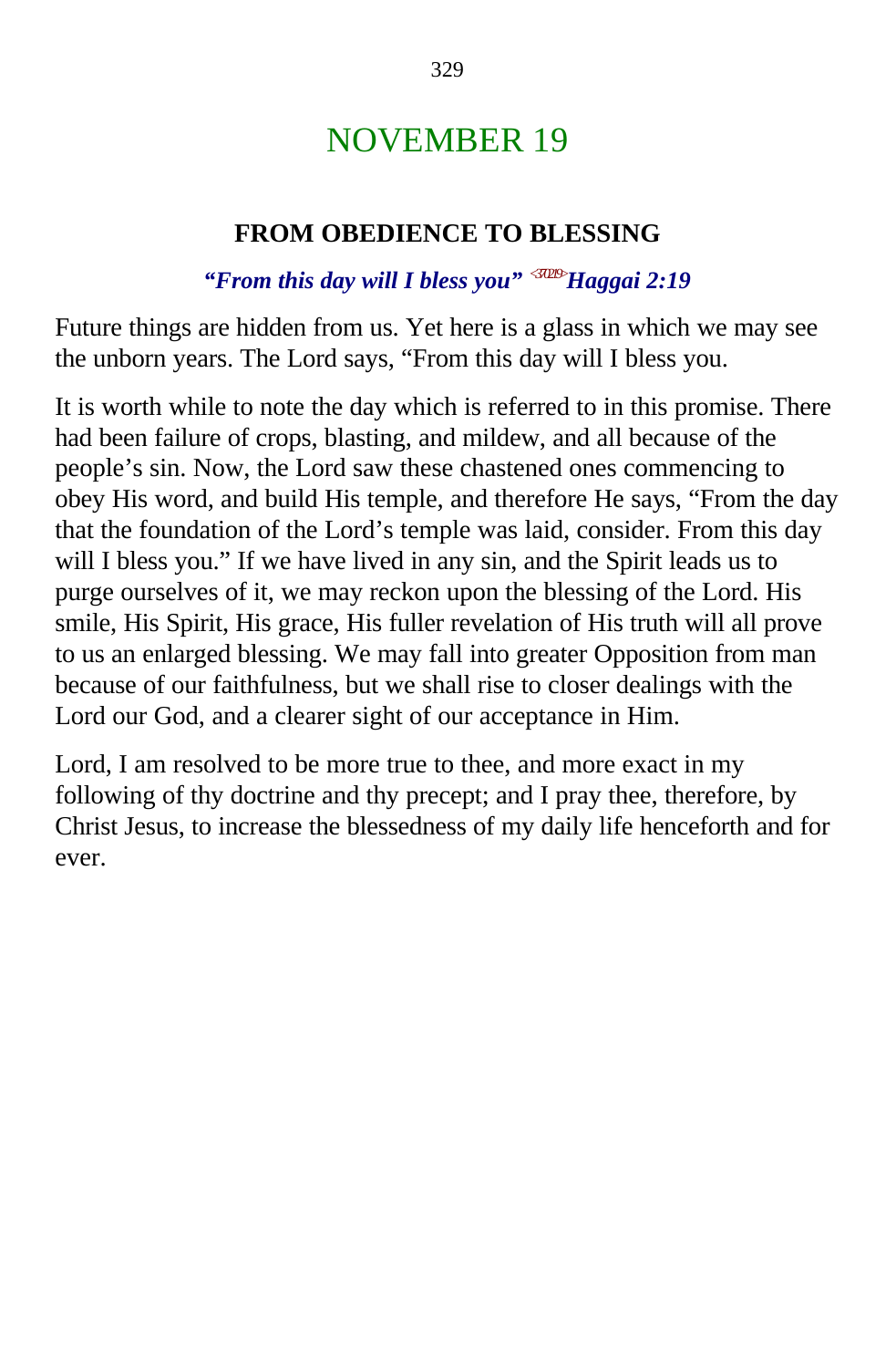# NOVEMBER 19

### FROM OBEDIENCE TO BLESSING

***"From this day will I bless you"*** [370219] ***Haggai 2:19***

Future things are hidden from us. Yet here is a glass in which we may see the unborn years. The Lord says, "From this day will I bless you.

It is worth while to note the day which is referred to in this promise. There had been failure of crops, blasting, and mildew, and all because of the people's sin. Now, the Lord saw these chastened ones commencing to obey His word, and build His temple, and therefore He says, "From the day that the foundation of the Lord's temple was laid, consider. From this day will I bless you." If we have lived in any sin, and the Spirit leads us to purge ourselves of it, we may reckon upon the blessing of the Lord. His smile, His Spirit, His grace, His fuller revelation of His truth will all prove to us an enlarged blessing. We may fall into greater Opposition from man because of our faithfulness, but we shall rise to closer dealings with the Lord our God, and a clearer sight of our acceptance in Him.

Lord, I am resolved to be more true to thee, and more exact in my following of thy doctrine and thy precept; and I pray thee, therefore, by Christ Jesus, to increase the blessedness of my daily life henceforth and for ever.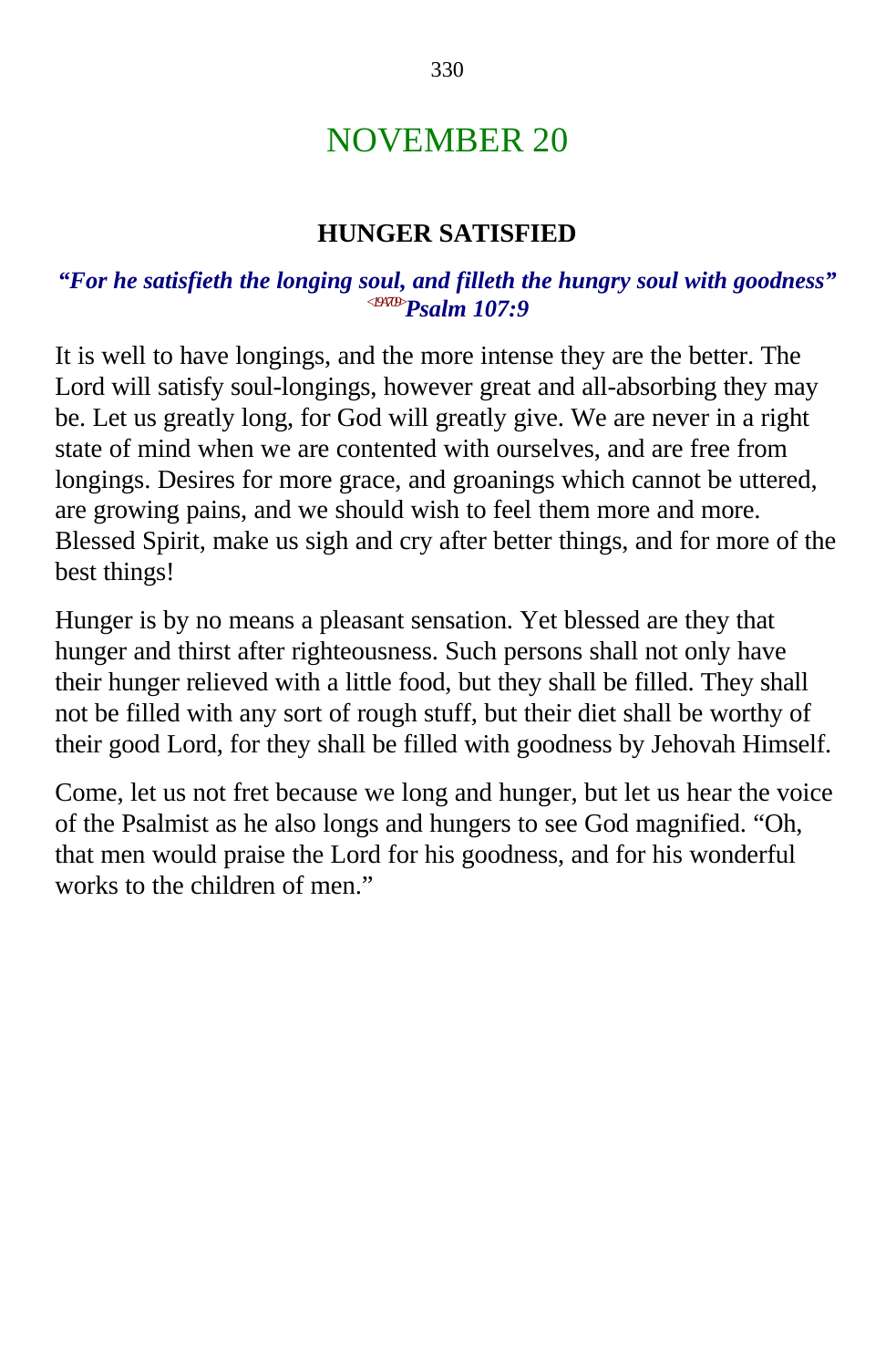# NOVEMBER 20

## HUNGER SATISFIED

***"For he satisfieth the longing soul, and filleth the hungry soul with goodness"*** <19A709> ***Psalm 107:9***

It is well to have longings, and the more intense they are the better. The Lord will satisfy soul-longings, however great and all-absorbing they may be. Let us greatly long, for God will greatly give. We are never in a right state of mind when we are contented with ourselves, and are free from longings. Desires for more grace, and groanings which cannot be uttered, are growing pains, and we should wish to feel them more and more. Blessed Spirit, make us sigh and cry after better things, and for more of the best things!

Hunger is by no means a pleasant sensation. Yet blessed are they that hunger and thirst after righteousness. Such persons shall not only have their hunger relieved with a little food, but they shall be filled. They shall not be filled with any sort of rough stuff, but their diet shall be worthy of their good Lord, for they shall be filled with goodness by Jehovah Himself.

Come, let us not fret because we long and hunger, but let us hear the voice of the Psalmist as he also longs and hungers to see God magnified. "Oh, that men would praise the Lord for his goodness, and for his wonderful works to the children of men."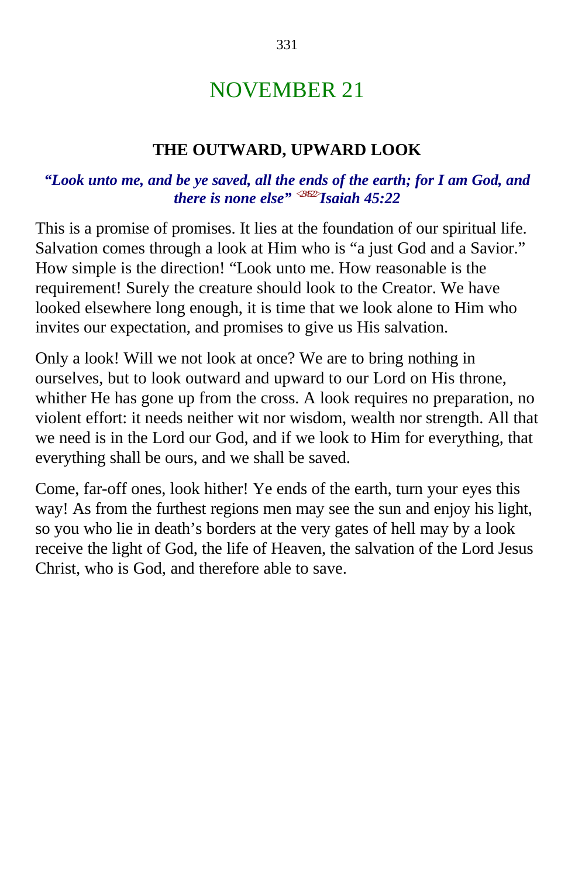# NOVEMBER 21

## THE OUTWARD, UPWARD LOOK

***"Look unto me, and be ye saved, all the ends of the earth; for I am God, and there is none else"*** <2352> ***Isaiah 45:22***

This is a promise of promises. It lies at the foundation of our spiritual life. Salvation comes through a look at Him who is "a just God and a Savior." How simple is the direction! "Look unto me. How reasonable is the requirement! Surely the creature should look to the Creator. We have looked elsewhere long enough, it is time that we look alone to Him who invites our expectation, and promises to give us His salvation.

Only a look! Will we not look at once? We are to bring nothing in ourselves, but to look outward and upward to our Lord on His throne, whither He has gone up from the cross. A look requires no preparation, no violent effort: it needs neither wit nor wisdom, wealth nor strength. All that we need is in the Lord our God, and if we look to Him for everything, that everything shall be ours, and we shall be saved.

Come, far-off ones, look hither! Ye ends of the earth, turn your eyes this way! As from the furthest regions men may see the sun and enjoy his light, so you who lie in death's borders at the very gates of hell may by a look receive the light of God, the life of Heaven, the salvation of the Lord Jesus Christ, who is God, and therefore able to save.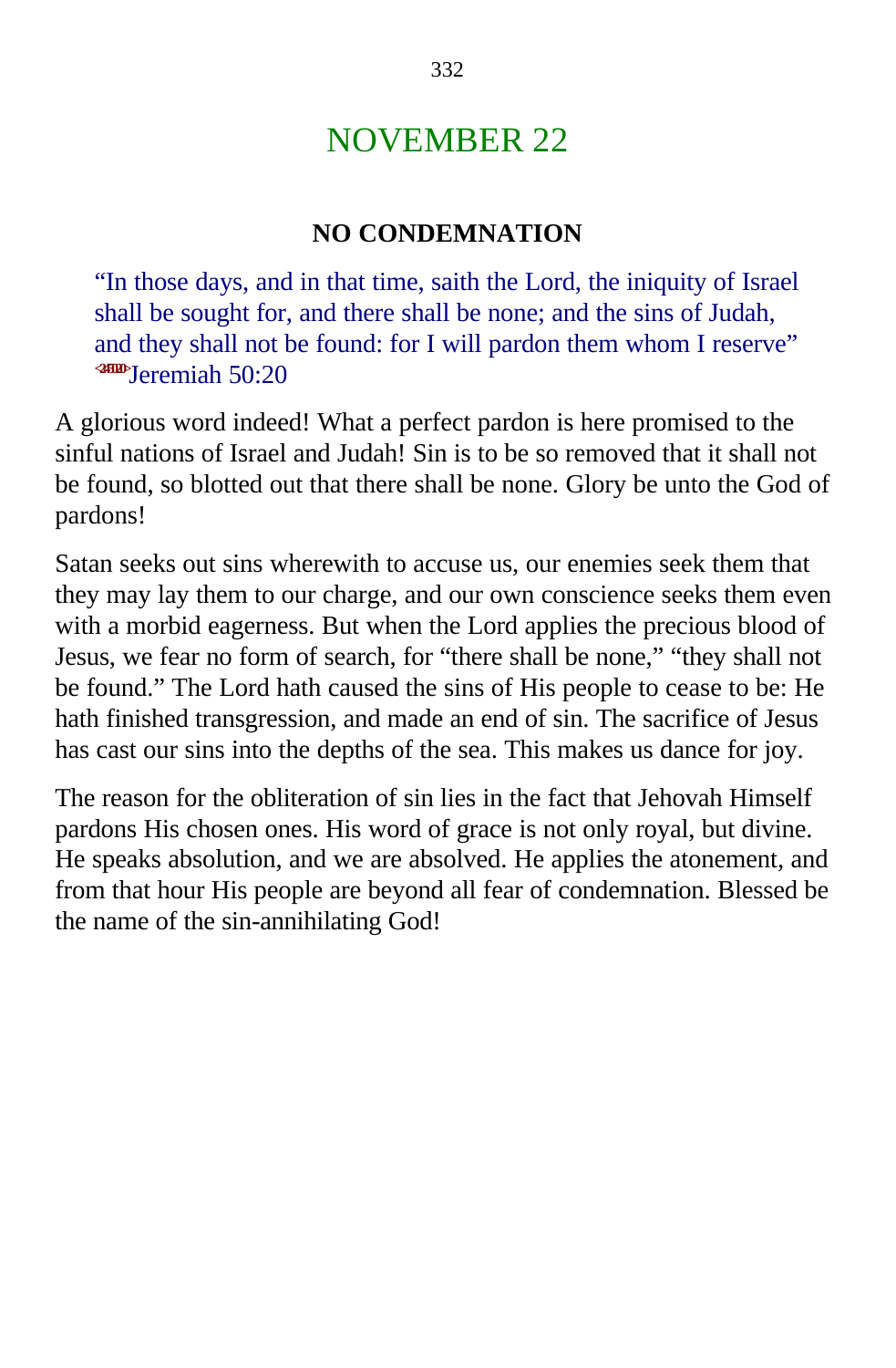# NOVEMBER 22

## NO CONDEMNATION

> "In those days, and in that time, saith the Lord, the iniquity of Israel shall be sought for, and there shall be none; and the sins of Judah, and they shall not be found: for I will pardon them whom I reserve" Jeremiah 50:20

A glorious word indeed! What a perfect pardon is here promised to the sinful nations of Israel and Judah! Sin is to be so removed that it shall not be found, so blotted out that there shall be none. Glory be unto the God of pardons!

Satan seeks out sins wherewith to accuse us, our enemies seek them that they may lay them to our charge, and our own conscience seeks them even with a morbid eagerness. But when the Lord applies the precious blood of Jesus, we fear no form of search, for "there shall be none," "they shall not be found." The Lord hath caused the sins of His people to cease to be: He hath finished transgression, and made an end of sin. The sacrifice of Jesus has cast our sins into the depths of the sea. This makes us dance for joy.

The reason for the obliteration of sin lies in the fact that Jehovah Himself pardons His chosen ones. His word of grace is not only royal, but divine. He speaks absolution, and we are absolved. He applies the atonement, and from that hour His people are beyond all fear of condemnation. Blessed be the name of the sin-annihilating God!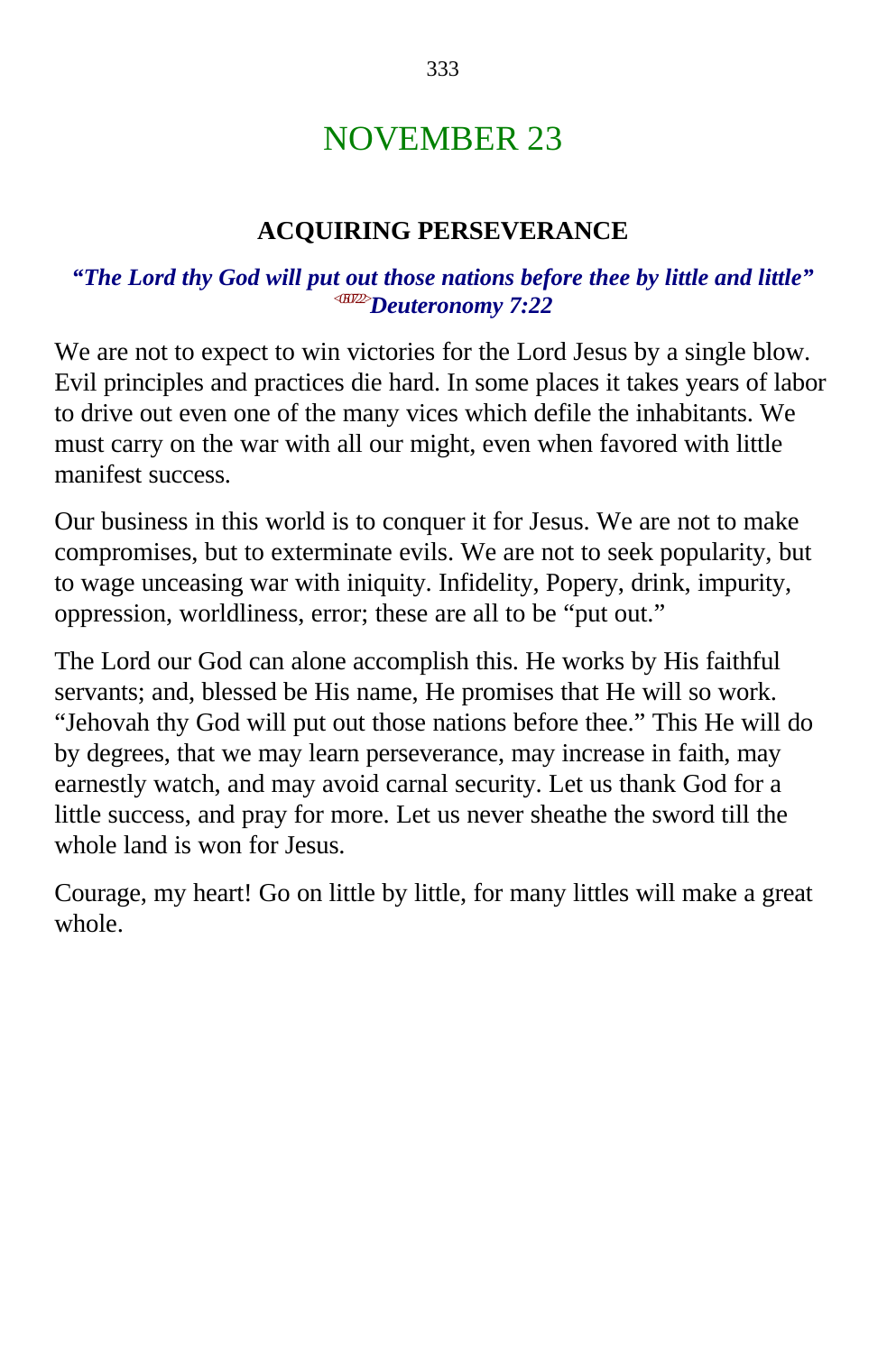# NOVEMBER 23

## ACQUIRING PERSEVERANCE

***"The Lord thy God will put out those nations before thee by little and little"*** <050722>***Deuteronomy 7:22***

We are not to expect to win victories for the Lord Jesus by a single blow. Evil principles and practices die hard. In some places it takes years of labor to drive out even one of the many vices which defile the inhabitants. We must carry on the war with all our might, even when favored with little manifest success.

Our business in this world is to conquer it for Jesus. We are not to make compromises, but to exterminate evils. We are not to seek popularity, but to wage unceasing war with iniquity. Infidelity, Popery, drink, impurity, oppression, worldliness, error; these are all to be "put out."

The Lord our God can alone accomplish this. He works by His faithful servants; and, blessed be His name, He promises that He will so work. "Jehovah thy God will put out those nations before thee." This He will do by degrees, that we may learn perseverance, may increase in faith, may earnestly watch, and may avoid carnal security. Let us thank God for a little success, and pray for more. Let us never sheathe the sword till the whole land is won for Jesus.

Courage, my heart! Go on little by little, for many littles will make a great whole.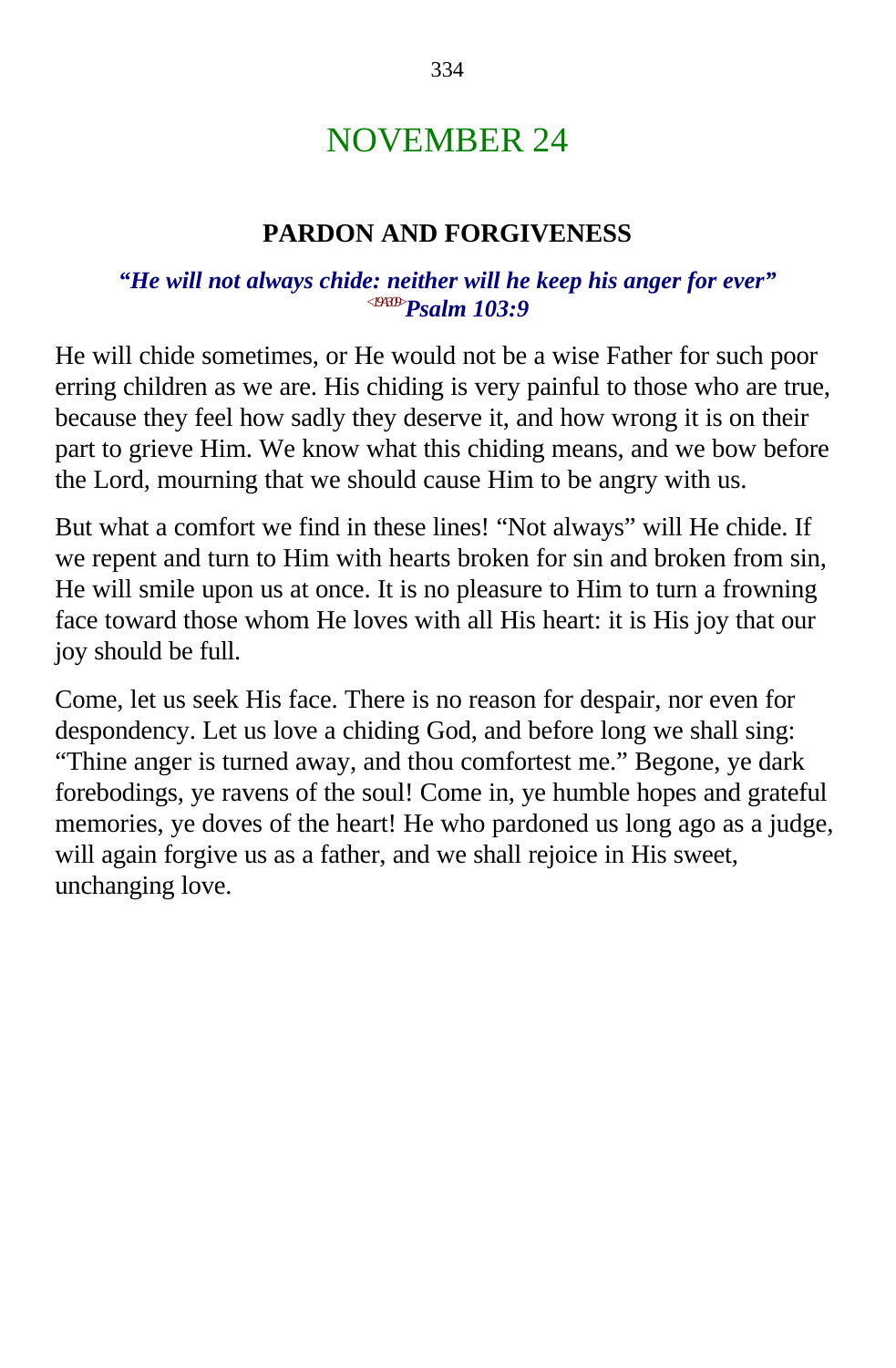# NOVEMBER 24

## PARDON AND FORGIVENESS

***"He will not always chide: neither will he keep his anger for ever"*** <191309>***Psalm 103:9***

He will chide sometimes, or He would not be a wise Father for such poor erring children as we are. His chiding is very painful to those who are true, because they feel how sadly they deserve it, and how wrong it is on their part to grieve Him. We know what this chiding means, and we bow before the Lord, mourning that we should cause Him to be angry with us.

But what a comfort we find in these lines! "Not always" will He chide. If we repent and turn to Him with hearts broken for sin and broken from sin, He will smile upon us at once. It is no pleasure to Him to turn a frowning face toward those whom He loves with all His heart: it is His joy that our joy should be full.

Come, let us seek His face. There is no reason for despair, nor even for despondency. Let us love a chiding God, and before long we shall sing: "Thine anger is turned away, and thou comfortest me." Begone, ye dark forebodings, ye ravens of the soul! Come in, ye humble hopes and grateful memories, ye doves of the heart! He who pardoned us long ago as a judge, will again forgive us as a father, and we shall rejoice in His sweet, unchanging love.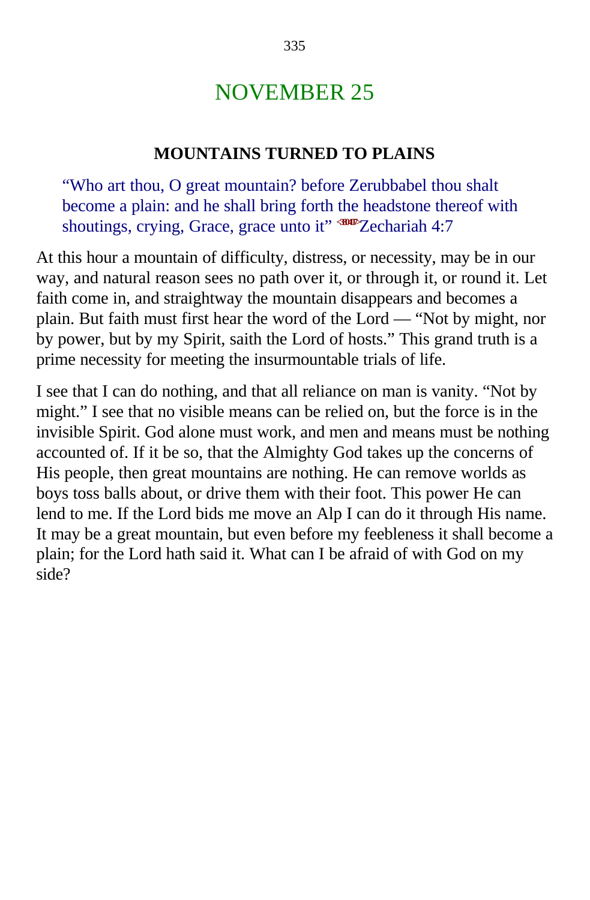# NOVEMBER 25

## MOUNTAINS TURNED TO PLAINS

> "Who art thou, O great mountain? before Zerubbabel thou shalt become a plain: and he shall bring forth the headstone thereof with shoutings, crying, Grace, grace unto it" <380407>Zechariah 4:7

At this hour a mountain of difficulty, distress, or necessity, may be in our way, and natural reason sees no path over it, or through it, or round it. Let faith come in, and straightway the mountain disappears and becomes a plain. But faith must first hear the word of the Lord — "Not by might, nor by power, but by my Spirit, saith the Lord of hosts." This grand truth is a prime necessity for meeting the insurmountable trials of life.

I see that I can do nothing, and that all reliance on man is vanity. "Not by might." I see that no visible means can be relied on, but the force is in the invisible Spirit. God alone must work, and men and means must be nothing accounted of. If it be so, that the Almighty God takes up the concerns of His people, then great mountains are nothing. He can remove worlds as boys toss balls about, or drive them with their foot. This power He can lend to me. If the Lord bids me move an Alp I can do it through His name. It may be a great mountain, but even before my feebleness it shall become a plain; for the Lord hath said it. What can I be afraid of with God on my side?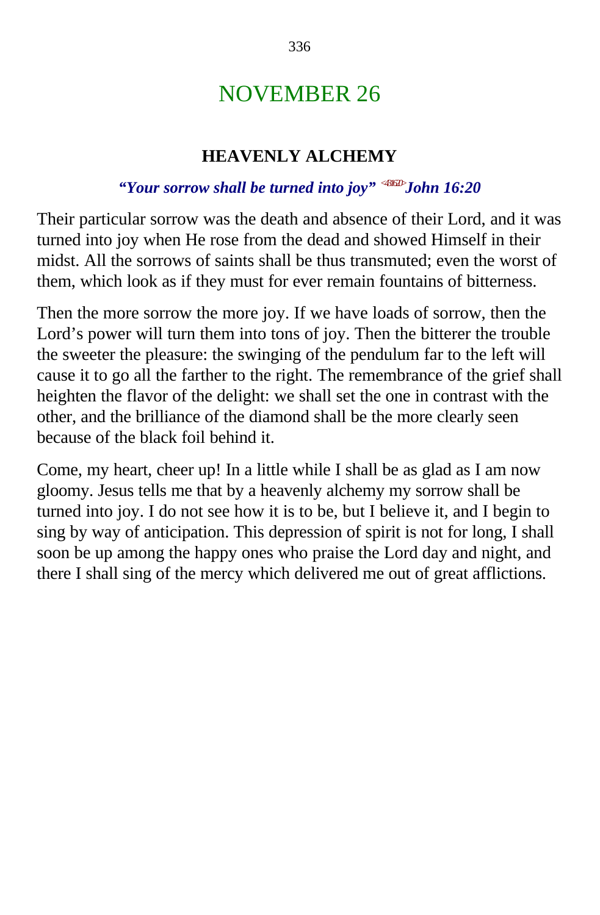# NOVEMBER 26

## HEAVENLY ALCHEMY

***"Your sorrow shall be turned into joy"*** *<431620>* ***John 16:20***

Their particular sorrow was the death and absence of their Lord, and it was turned into joy when He rose from the dead and showed Himself in their midst. All the sorrows of saints shall be thus transmuted; even the worst of them, which look as if they must for ever remain fountains of bitterness.

Then the more sorrow the more joy. If we have loads of sorrow, then the Lord's power will turn them into tons of joy. Then the bitterer the trouble the sweeter the pleasure: the swinging of the pendulum far to the left will cause it to go all the farther to the right. The remembrance of the grief shall heighten the flavor of the delight: we shall set the one in contrast with the other, and the brilliance of the diamond shall be the more clearly seen because of the black foil behind it.

Come, my heart, cheer up! In a little while I shall be as glad as I am now gloomy. Jesus tells me that by a heavenly alchemy my sorrow shall be turned into joy. I do not see how it is to be, but I believe it, and I begin to sing by way of anticipation. This depression of spirit is not for long, I shall soon be up among the happy ones who praise the Lord day and night, and there I shall sing of the mercy which delivered me out of great afflictions.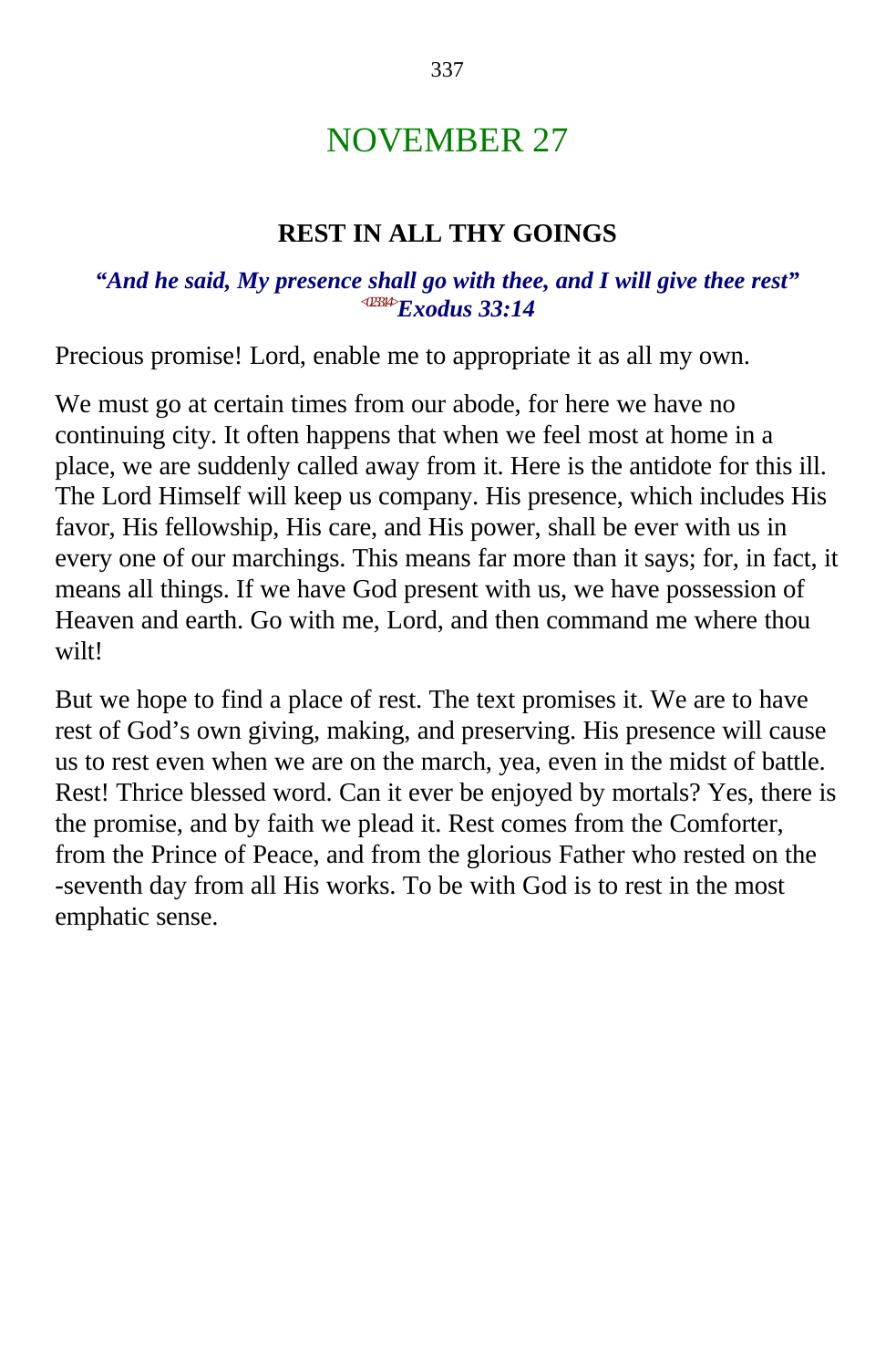# NOVEMBER 27

## REST IN ALL THY GOINGS

***"And he said, My presence shall go with thee, and I will give thee rest"*** <023314>***Exodus 33:14***

Precious promise! Lord, enable me to appropriate it as all my own.

We must go at certain times from our abode, for here we have no continuing city. It often happens that when we feel most at home in a place, we are suddenly called away from it. Here is the antidote for this ill. The Lord Himself will keep us company. His presence, which includes His favor, His fellowship, His care, and His power, shall be ever with us in every one of our marchings. This means far more than it says; for, in fact, it means all things. If we have God present with us, we have possession of Heaven and earth. Go with me, Lord, and then command me where thou wilt!

But we hope to find a place of rest. The text promises it. We are to have rest of God's own giving, making, and preserving. His presence will cause us to rest even when we are on the march, yea, even in the midst of battle. Rest! Thrice blessed word. Can it ever be enjoyed by mortals? Yes, there is the promise, and by faith we plead it. Rest comes from the Comforter, from the Prince of Peace, and from the glorious Father who rested on the -seventh day from all His works. To be with God is to rest in the most emphatic sense.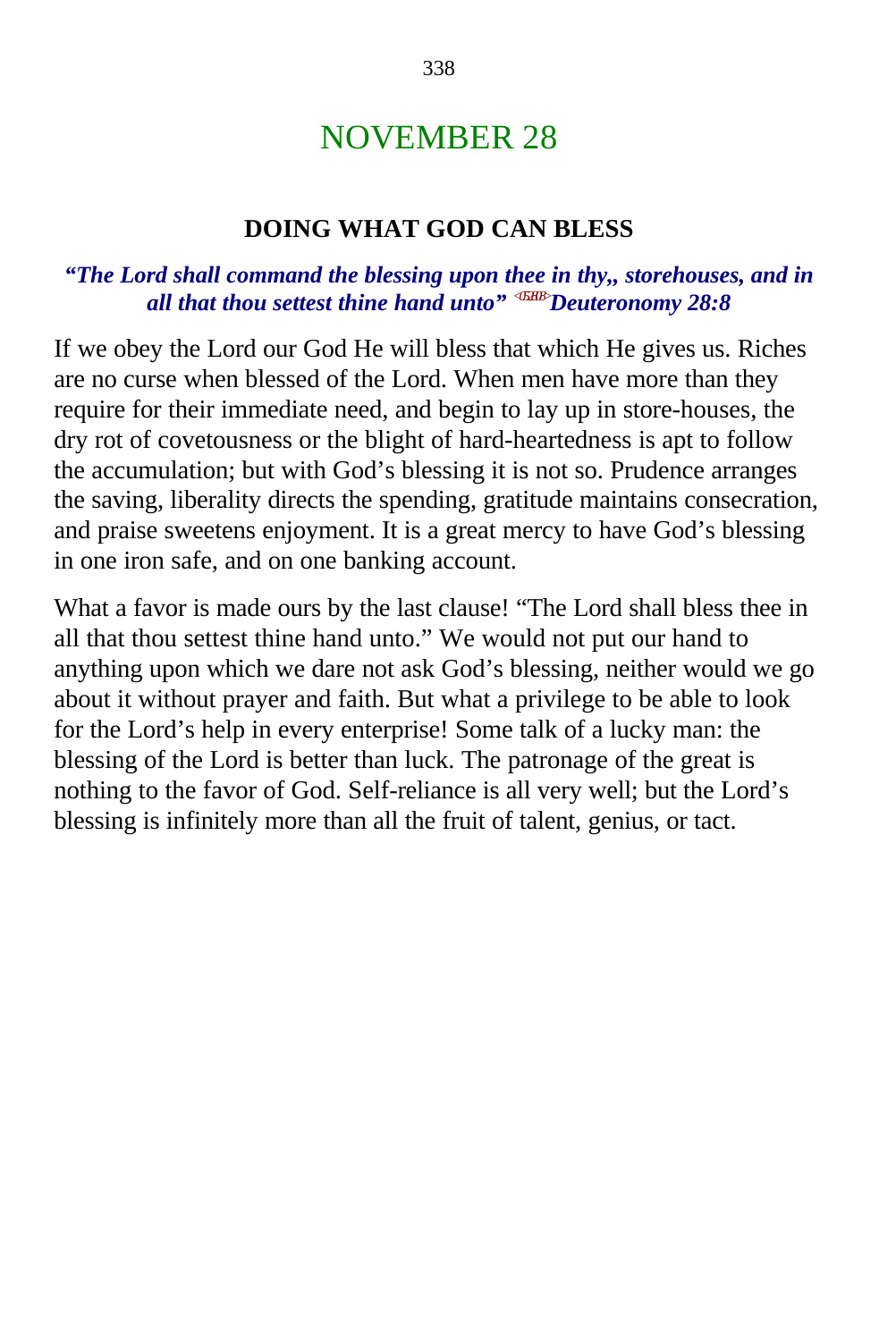# NOVEMBER 28

## DOING WHAT GOD CAN BLESS

***"The Lord shall command the blessing upon thee in thy,, storehouses, and in all that thou settest thine hand unto"*** <052808> ***Deuteronomy 28:8***

If we obey the Lord our God He will bless that which He gives us. Riches are no curse when blessed of the Lord. When men have more than they require for their immediate need, and begin to lay up in store-houses, the dry rot of covetousness or the blight of hard-heartedness is apt to follow the accumulation; but with God's blessing it is not so. Prudence arranges the saving, liberality directs the spending, gratitude maintains consecration, and praise sweetens enjoyment. It is a great mercy to have God's blessing in one iron safe, and on one banking account.

What a favor is made ours by the last clause! "The Lord shall bless thee in all that thou settest thine hand unto." We would not put our hand to anything upon which we dare not ask God's blessing, neither would we go about it without prayer and faith. But what a privilege to be able to look for the Lord's help in every enterprise! Some talk of a lucky man: the blessing of the Lord is better than luck. The patronage of the great is nothing to the favor of God. Self-reliance is all very well; but the Lord's blessing is infinitely more than all the fruit of talent, genius, or tact.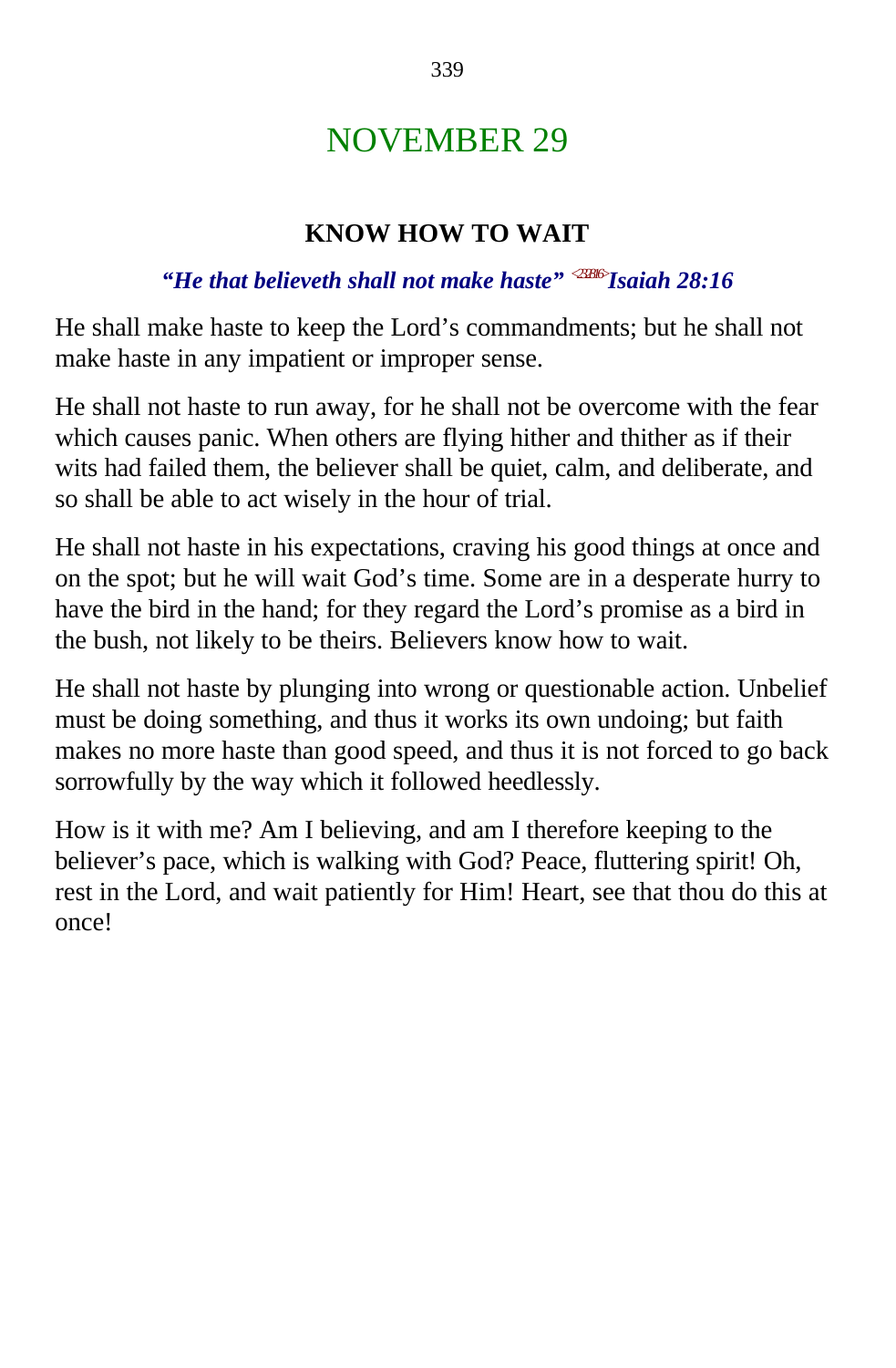# NOVEMBER 29

## KNOW HOW TO WAIT

***"He that believeth shall not make haste"* <232816>*Isaiah 28:16***

He shall make haste to keep the Lord's commandments; but he shall not make haste in any impatient or improper sense.

He shall not haste to run away, for he shall not be overcome with the fear which causes panic. When others are flying hither and thither as if their wits had failed them, the believer shall be quiet, calm, and deliberate, and so shall be able to act wisely in the hour of trial.

He shall not haste in his expectations, craving his good things at once and on the spot; but he will wait God's time. Some are in a desperate hurry to have the bird in the hand; for they regard the Lord's promise as a bird in the bush, not likely to be theirs. Believers know how to wait.

He shall not haste by plunging into wrong or questionable action. Unbelief must be doing something, and thus it works its own undoing; but faith makes no more haste than good speed, and thus it is not forced to go back sorrowfully by the way which it followed heedlessly.

How is it with me? Am I believing, and am I therefore keeping to the believer's pace, which is walking with God? Peace, fluttering spirit! Oh, rest in the Lord, and wait patiently for Him! Heart, see that thou do this at once!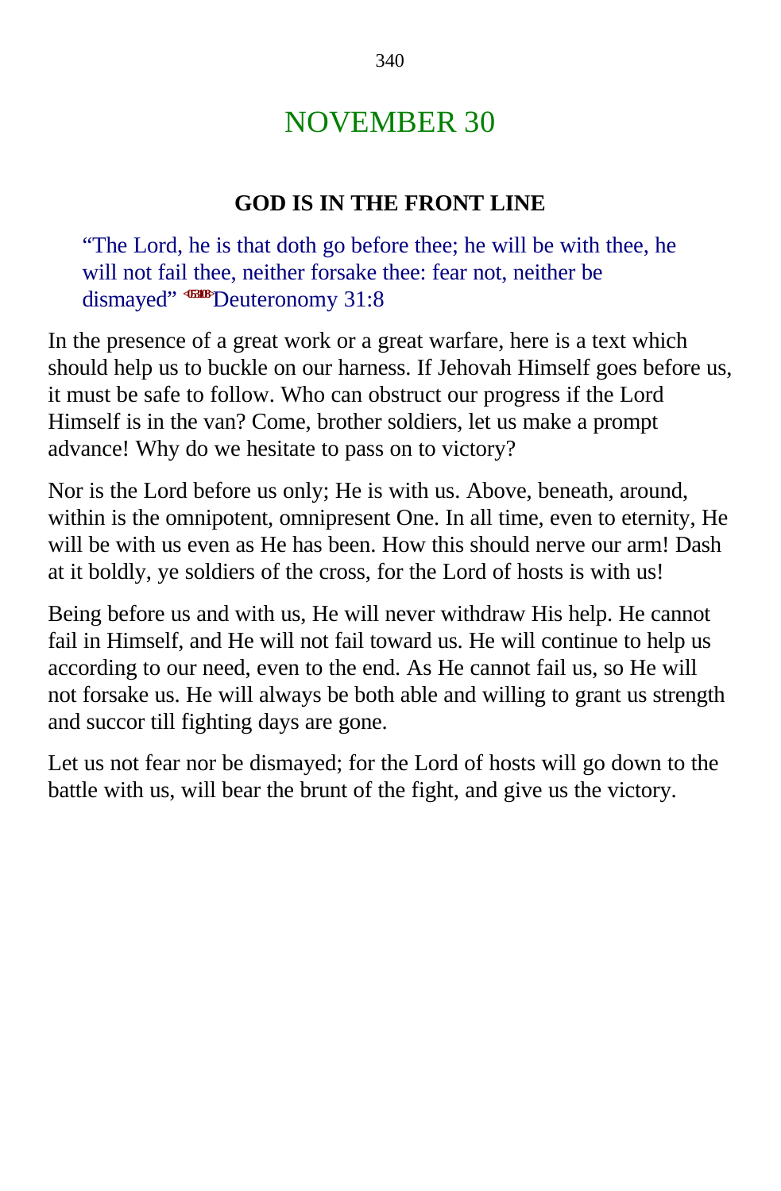# NOVEMBER 30

### GOD IS IN THE FRONT LINE

> "The Lord, he is that doth go before thee; he will be with thee, he will not fail thee, neither forsake thee: fear not, neither be dismayed" <053108>Deuteronomy 31:8

In the presence of a great work or a great warfare, here is a text which should help us to buckle on our harness. If Jehovah Himself goes before us, it must be safe to follow. Who can obstruct our progress if the Lord Himself is in the van? Come, brother soldiers, let us make a prompt advance! Why do we hesitate to pass on to victory?

Nor is the Lord before us only; He is with us. Above, beneath, around, within is the omnipotent, omnipresent One. In all time, even to eternity, He will be with us even as He has been. How this should nerve our arm! Dash at it boldly, ye soldiers of the cross, for the Lord of hosts is with us!

Being before us and with us, He will never withdraw His help. He cannot fail in Himself, and He will not fail toward us. He will continue to help us according to our need, even to the end. As He cannot fail us, so He will not forsake us. He will always be both able and willing to grant us strength and succor till fighting days are gone.

Let us not fear nor be dismayed; for the Lord of hosts will go down to the battle with us, will bear the brunt of the fight, and give us the victory.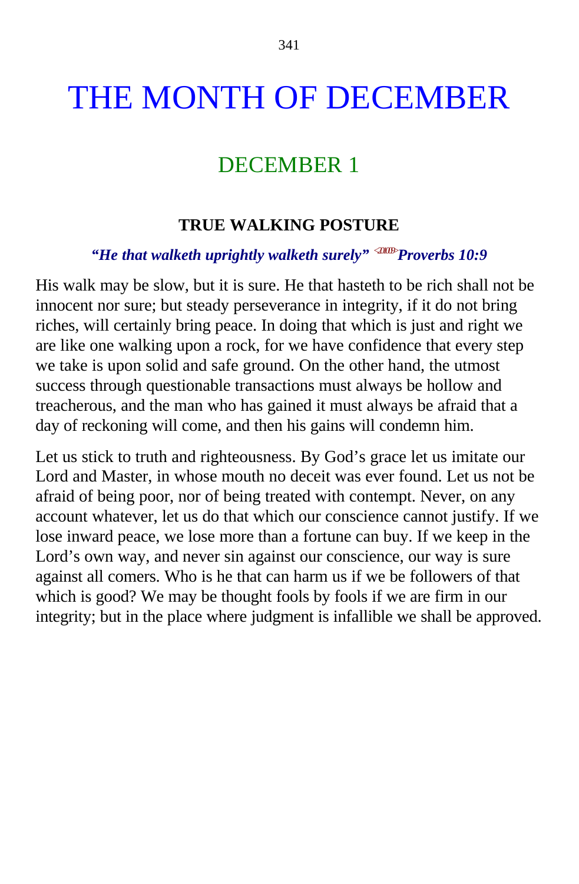# THE MONTH OF DECEMBER

## DECEMBER 1

### TRUE WALKING POSTURE

***"He that walketh uprightly walketh surely"*** <201009> ***Proverbs 10:9***

His walk may be slow, but it is sure. He that hasteth to be rich shall not be innocent nor sure; but steady perseverance in integrity, if it do not bring riches, will certainly bring peace. In doing that which is just and right we are like one walking upon a rock, for we have confidence that every step we take is upon solid and safe ground. On the other hand, the utmost success through questionable transactions must always be hollow and treacherous, and the man who has gained it must always be afraid that a day of reckoning will come, and then his gains will condemn him.

Let us stick to truth and righteousness. By God's grace let us imitate our Lord and Master, in whose mouth no deceit was ever found. Let us not be afraid of being poor, nor of being treated with contempt. Never, on any account whatever, let us do that which our conscience cannot justify. If we lose inward peace, we lose more than a fortune can buy. If we keep in the Lord's own way, and never sin against our conscience, our way is sure against all comers. Who is he that can harm us if we be followers of that which is good? We may be thought fools by fools if we are firm in our integrity; but in the place where judgment is infallible we shall be approved.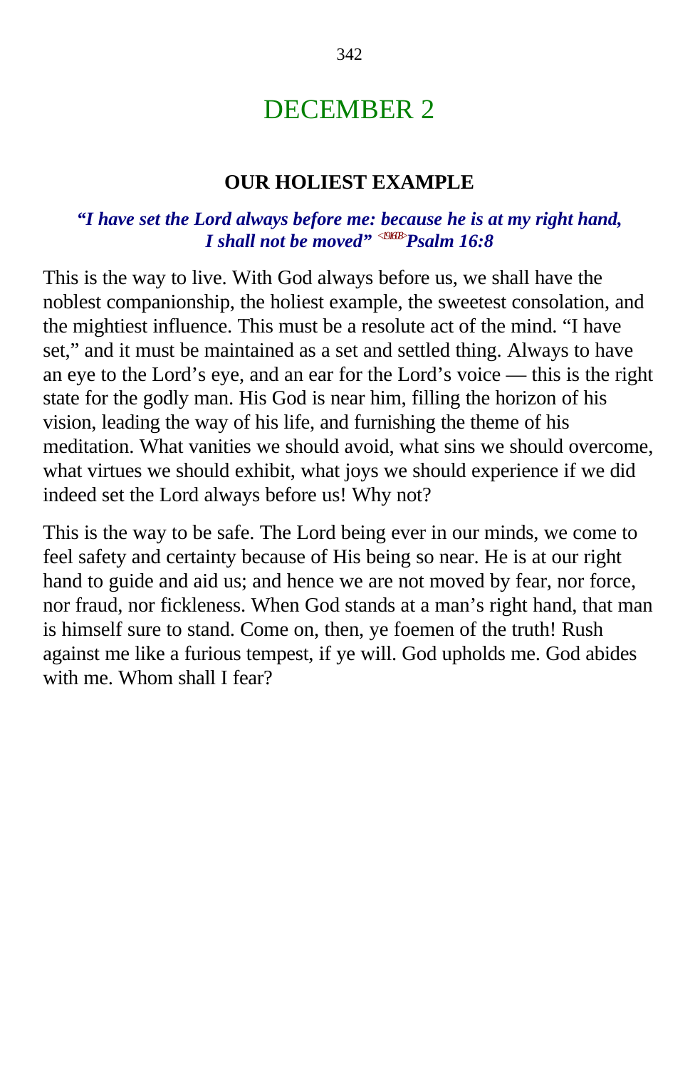# DECEMBER 2

### OUR HOLIEST EXAMPLE

***"I have set the Lord always before me: because he is at my right hand, I shall not be moved"*** [191608] ***Psalm 16:8***

This is the way to live. With God always before us, we shall have the noblest companionship, the holiest example, the sweetest consolation, and the mightiest influence. This must be a resolute act of the mind. "I have set," and it must be maintained as a set and settled thing. Always to have an eye to the Lord's eye, and an ear for the Lord's voice — this is the right state for the godly man. His God is near him, filling the horizon of his vision, leading the way of his life, and furnishing the theme of his meditation. What vanities we should avoid, what sins we should overcome, what virtues we should exhibit, what joys we should experience if we did indeed set the Lord always before us! Why not?

This is the way to be safe. The Lord being ever in our minds, we come to feel safety and certainty because of His being so near. He is at our right hand to guide and aid us; and hence we are not moved by fear, nor force, nor fraud, nor fickleness. When God stands at a man's right hand, that man is himself sure to stand. Come on, then, ye foemen of the truth! Rush against me like a furious tempest, if ye will. God upholds me. God abides with me. Whom shall I fear?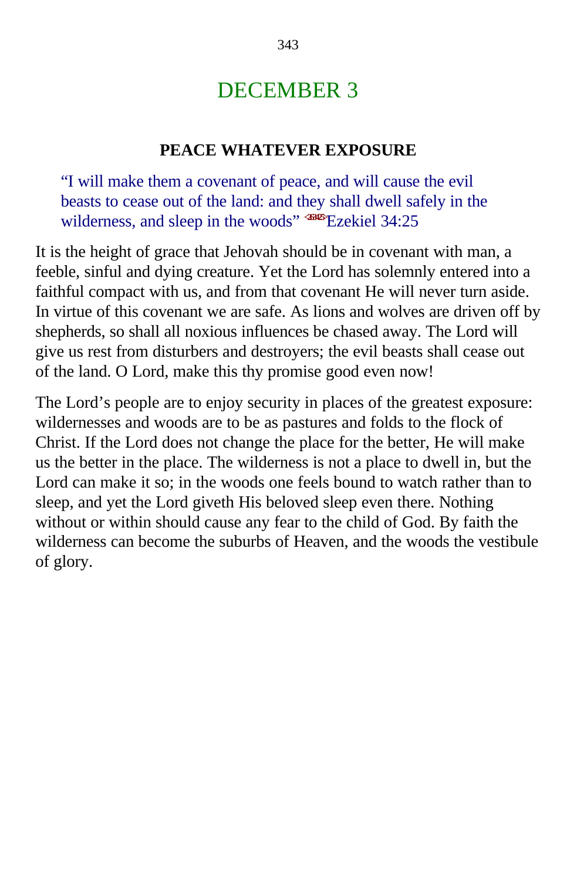# DECEMBER 3

### PEACE WHATEVER EXPOSURE

> "I will make them a covenant of peace, and will cause the evil beasts to cease out of the land: and they shall dwell safely in the wilderness, and sleep in the woods" <263425>Ezekiel 34:25

It is the height of grace that Jehovah should be in covenant with man, a feeble, sinful and dying creature. Yet the Lord has solemnly entered into a faithful compact with us, and from that covenant He will never turn aside. In virtue of this covenant we are safe. As lions and wolves are driven off by shepherds, so shall all noxious influences be chased away. The Lord will give us rest from disturbers and destroyers; the evil beasts shall cease out of the land. O Lord, make this thy promise good even now!

The Lord's people are to enjoy security in places of the greatest exposure: wildernesses and woods are to be as pastures and folds to the flock of Christ. If the Lord does not change the place for the better, He will make us the better in the place. The wilderness is not a place to dwell in, but the Lord can make it so; in the woods one feels bound to watch rather than to sleep, and yet the Lord giveth His beloved sleep even there. Nothing without or within should cause any fear to the child of God. By faith the wilderness can become the suburbs of Heaven, and the woods the vestibule of glory.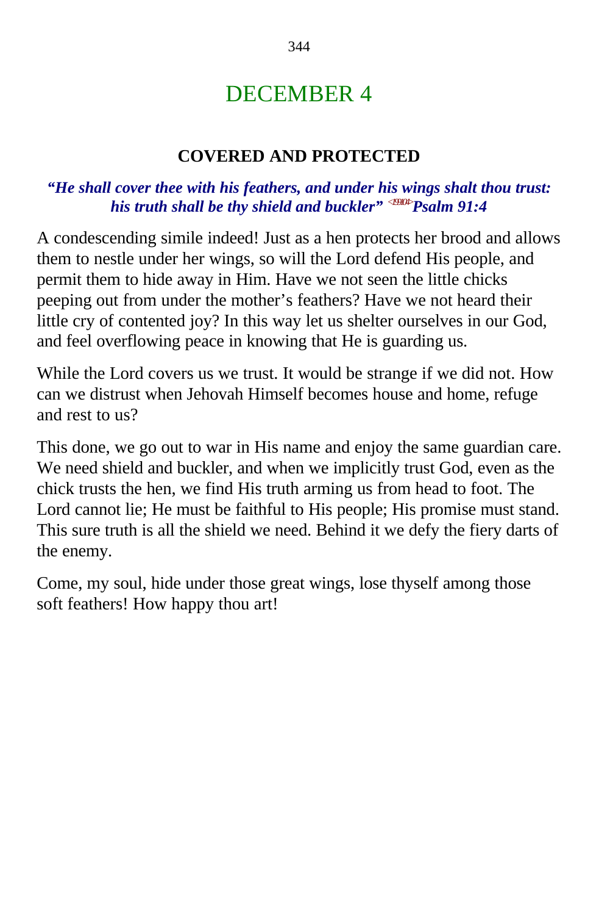# DECEMBER 4

## COVERED AND PROTECTED

***"He shall cover thee with his feathers, and under his wings shalt thou trust: his truth shall be thy shield and buckler"*** <199104> ***Psalm 91:4***

A condescending simile indeed! Just as a hen protects her brood and allows them to nestle under her wings, so will the Lord defend His people, and permit them to hide away in Him. Have we not seen the little chicks peeping out from under the mother's feathers? Have we not heard their little cry of contented joy? In this way let us shelter ourselves in our God, and feel overflowing peace in knowing that He is guarding us.

While the Lord covers us we trust. It would be strange if we did not. How can we distrust when Jehovah Himself becomes house and home, refuge and rest to us?

This done, we go out to war in His name and enjoy the same guardian care. We need shield and buckler, and when we implicitly trust God, even as the chick trusts the hen, we find His truth arming us from head to foot. The Lord cannot lie; He must be faithful to His people; His promise must stand. This sure truth is all the shield we need. Behind it we defy the fiery darts of the enemy.

Come, my soul, hide under those great wings, lose thyself among those soft feathers! How happy thou art!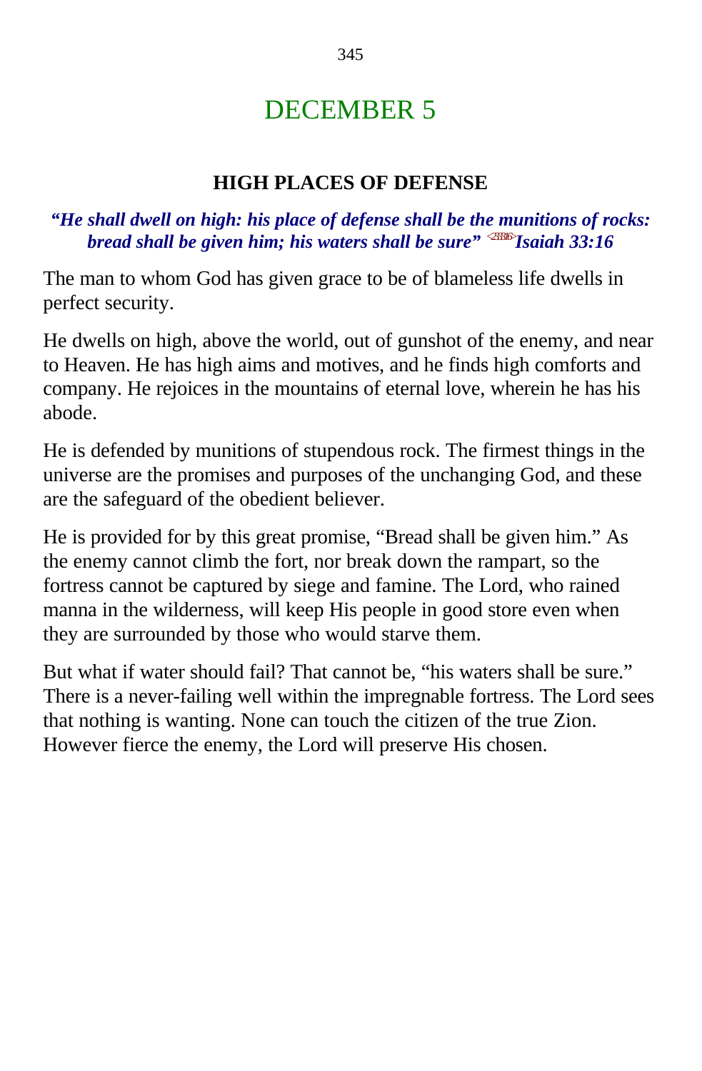# DECEMBER 5

## HIGH PLACES OF DEFENSE

***"He shall dwell on high: his place of defense shall be the munitions of rocks: bread shall be given him; his waters shall be sure"*** <233316>***Isaiah 33:16***

The man to whom God has given grace to be of blameless life dwells in perfect security.

He dwells on high, above the world, out of gunshot of the enemy, and near to Heaven. He has high aims and motives, and he finds high comforts and company. He rejoices in the mountains of eternal love, wherein he has his abode.

He is defended by munitions of stupendous rock. The firmest things in the universe are the promises and purposes of the unchanging God, and these are the safeguard of the obedient believer.

He is provided for by this great promise, "Bread shall be given him." As the enemy cannot climb the fort, nor break down the rampart, so the fortress cannot be captured by siege and famine. The Lord, who rained manna in the wilderness, will keep His people in good store even when they are surrounded by those who would starve them.

But what if water should fail? That cannot be, "his waters shall be sure." There is a never-failing well within the impregnable fortress. The Lord sees that nothing is wanting. None can touch the citizen of the true Zion. However fierce the enemy, the Lord will preserve His chosen.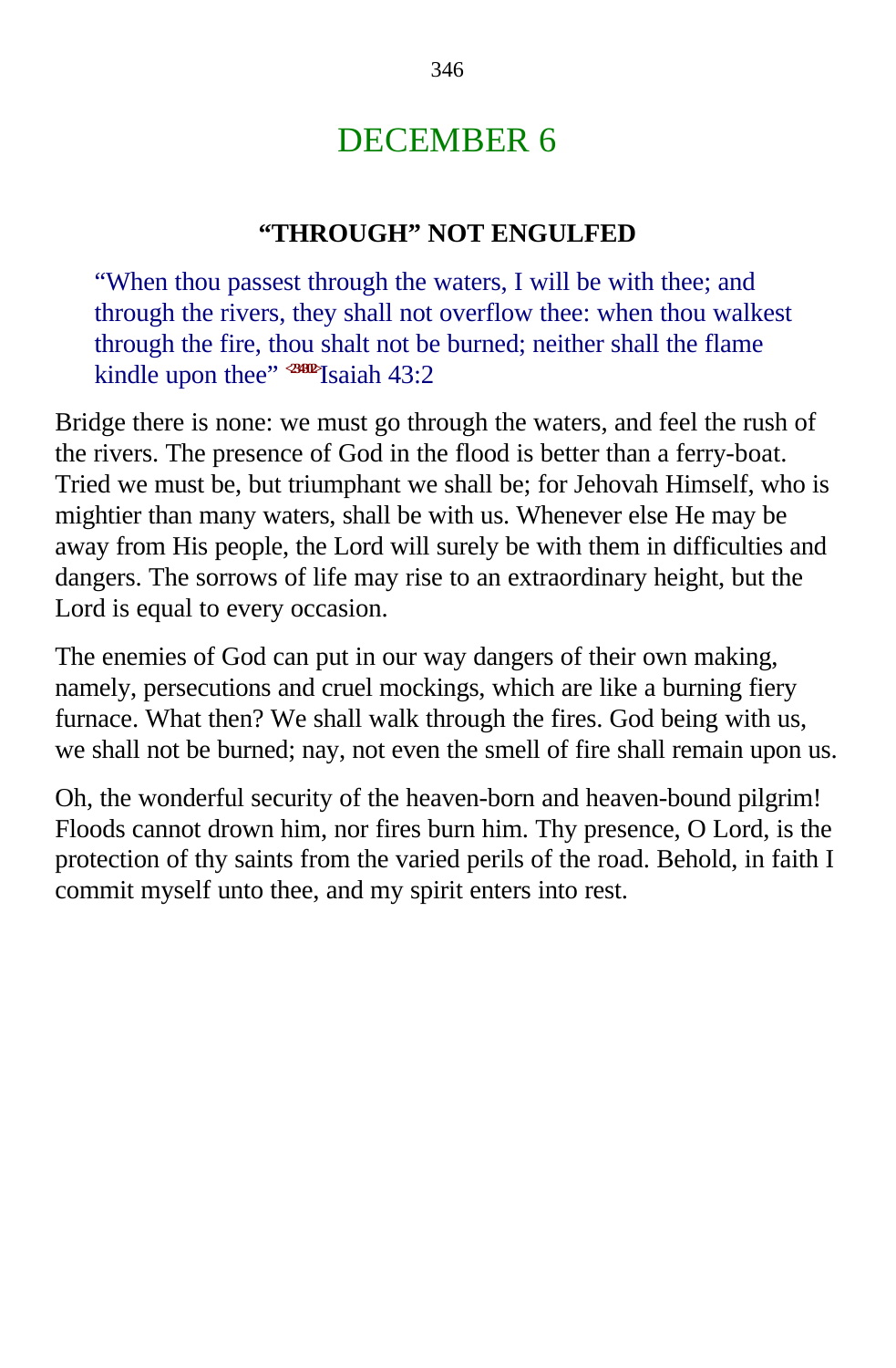# DECEMBER 6

## "THROUGH" NOT ENGULFED

> "When thou passest through the waters, I will be with thee; and through the rivers, they shall not overflow thee: when thou walkest through the fire, thou shalt not be burned; neither shall the flame kindle upon thee" <234302>Isaiah 43:2

Bridge there is none: we must go through the waters, and feel the rush of the rivers. The presence of God in the flood is better than a ferry-boat. Tried we must be, but triumphant we shall be; for Jehovah Himself, who is mightier than many waters, shall be with us. Whenever else He may be away from His people, the Lord will surely be with them in difficulties and dangers. The sorrows of life may rise to an extraordinary height, but the Lord is equal to every occasion.

The enemies of God can put in our way dangers of their own making, namely, persecutions and cruel mockings, which are like a burning fiery furnace. What then? We shall walk through the fires. God being with us, we shall not be burned; nay, not even the smell of fire shall remain upon us.

Oh, the wonderful security of the heaven-born and heaven-bound pilgrim! Floods cannot drown him, nor fires burn him. Thy presence, O Lord, is the protection of thy saints from the varied perils of the road. Behold, in faith I commit myself unto thee, and my spirit enters into rest.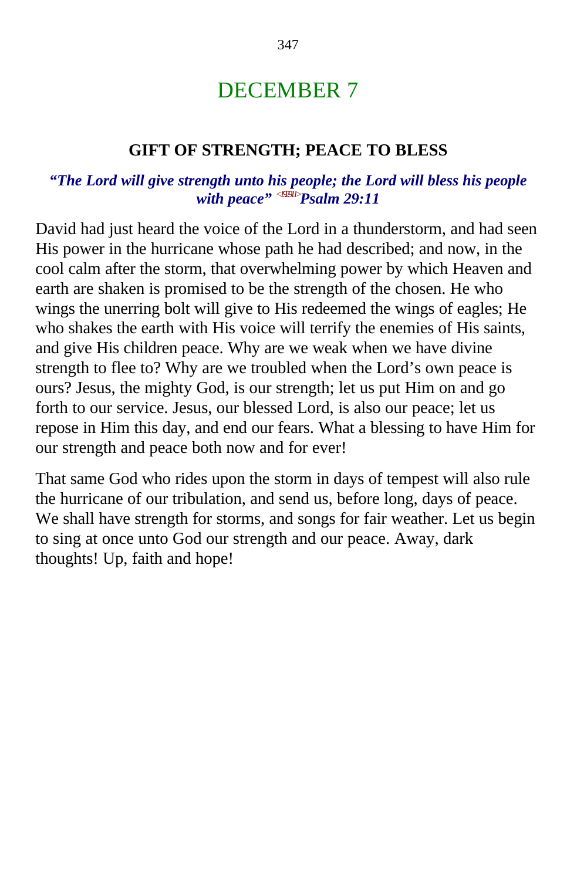# DECEMBER 7

## GIFT OF STRENGTH; PEACE TO BLESS

***"The Lord will give strength unto his people; the Lord will bless his people with peace"*** <192911>***Psalm 29:11***

David had just heard the voice of the Lord in a thunderstorm, and had seen His power in the hurricane whose path he had described; and now, in the cool calm after the storm, that overwhelming power by which Heaven and earth are shaken is promised to be the strength of the chosen. He who wings the unerring bolt will give to His redeemed the wings of eagles; He who shakes the earth with His voice will terrify the enemies of His saints, and give His children peace. Why are we weak when we have divine strength to flee to? Why are we troubled when the Lord's own peace is ours? Jesus, the mighty God, is our strength; let us put Him on and go forth to our service. Jesus, our blessed Lord, is also our peace; let us repose in Him this day, and end our fears. What a blessing to have Him for our strength and peace both now and for ever!

That same God who rides upon the storm in days of tempest will also rule the hurricane of our tribulation, and send us, before long, days of peace. We shall have strength for storms, and songs for fair weather. Let us begin to sing at once unto God our strength and our peace. Away, dark thoughts! Up, faith and hope!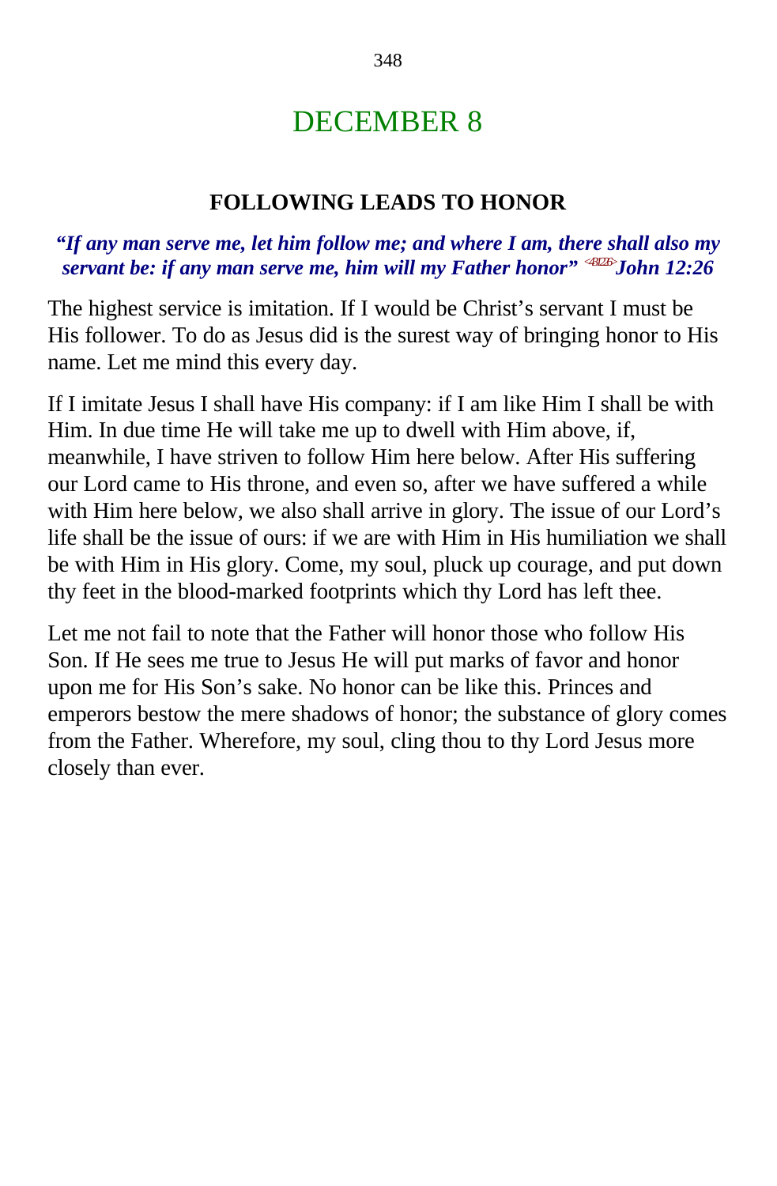# DECEMBER 8

## FOLLOWING LEADS TO HONOR

***"If any man serve me, let him follow me; and where I am, there shall also my servant be: if any man serve me, him will my Father honor"* <431226>*John 12:26***

The highest service is imitation. If I would be Christ's servant I must be His follower. To do as Jesus did is the surest way of bringing honor to His name. Let me mind this every day.

If I imitate Jesus I shall have His company: if I am like Him I shall be with Him. In due time He will take me up to dwell with Him above, if, meanwhile, I have striven to follow Him here below. After His suffering our Lord came to His throne, and even so, after we have suffered a while with Him here below, we also shall arrive in glory. The issue of our Lord's life shall be the issue of ours: if we are with Him in His humiliation we shall be with Him in His glory. Come, my soul, pluck up courage, and put down thy feet in the blood-marked footprints which thy Lord has left thee.

Let me not fail to note that the Father will honor those who follow His Son. If He sees me true to Jesus He will put marks of favor and honor upon me for His Son's sake. No honor can be like this. Princes and emperors bestow the mere shadows of honor; the substance of glory comes from the Father. Wherefore, my soul, cling thou to thy Lord Jesus more closely than ever.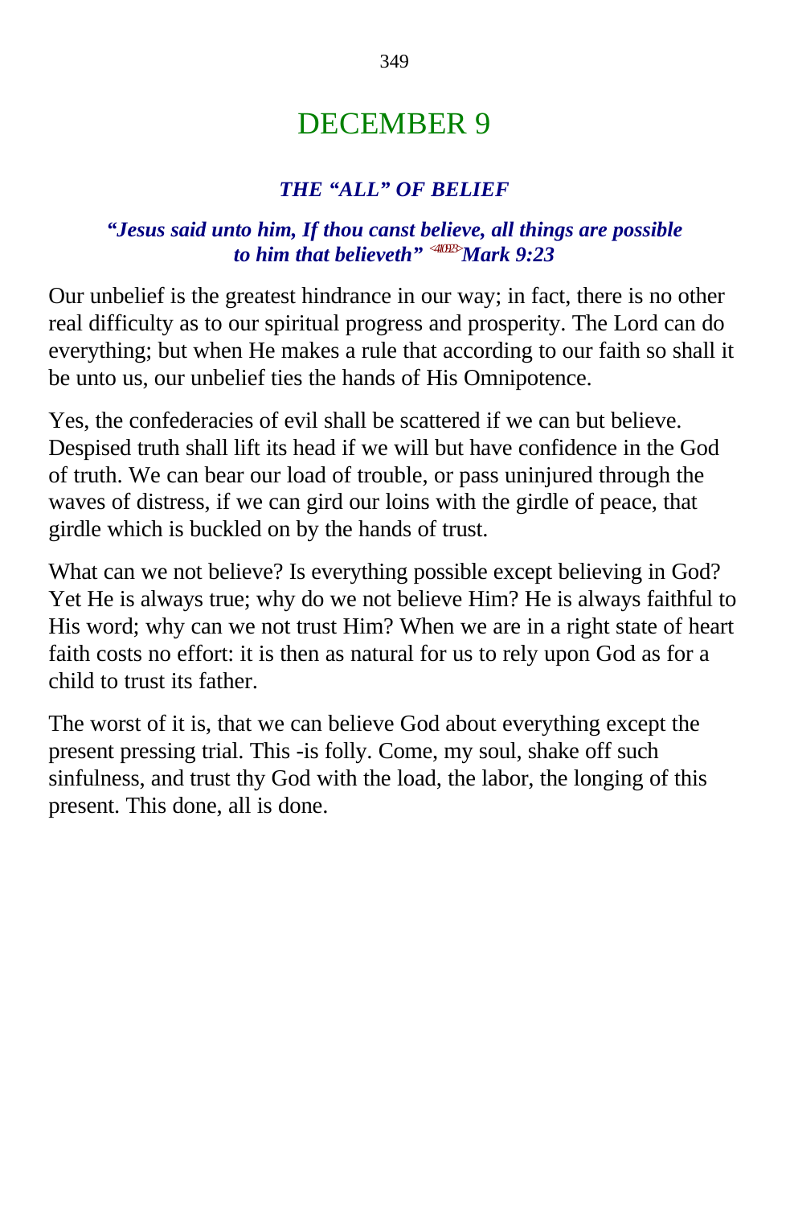# DECEMBER 9

### *THE "ALL" OF BELIEF*

***"Jesus said unto him, If thou canst believe, all things are possible to him that believeth" <410923>Mark 9:23***

Our unbelief is the greatest hindrance in our way; in fact, there is no other real difficulty as to our spiritual progress and prosperity. The Lord can do everything; but when He makes a rule that according to our faith so shall it be unto us, our unbelief ties the hands of His Omnipotence.

Yes, the confederacies of evil shall be scattered if we can but believe. Despised truth shall lift its head if we will but have confidence in the God of truth. We can bear our load of trouble, or pass uninjured through the waves of distress, if we can gird our loins with the girdle of peace, that girdle which is buckled on by the hands of trust.

What can we not believe? Is everything possible except believing in God? Yet He is always true; why do we not believe Him? He is always faithful to His word; why can we not trust Him? When we are in a right state of heart faith costs no effort: it is then as natural for us to rely upon God as for a child to trust its father.

The worst of it is, that we can believe God about everything except the present pressing trial. This -is folly. Come, my soul, shake off such sinfulness, and trust thy God with the load, the labor, the longing of this present. This done, all is done.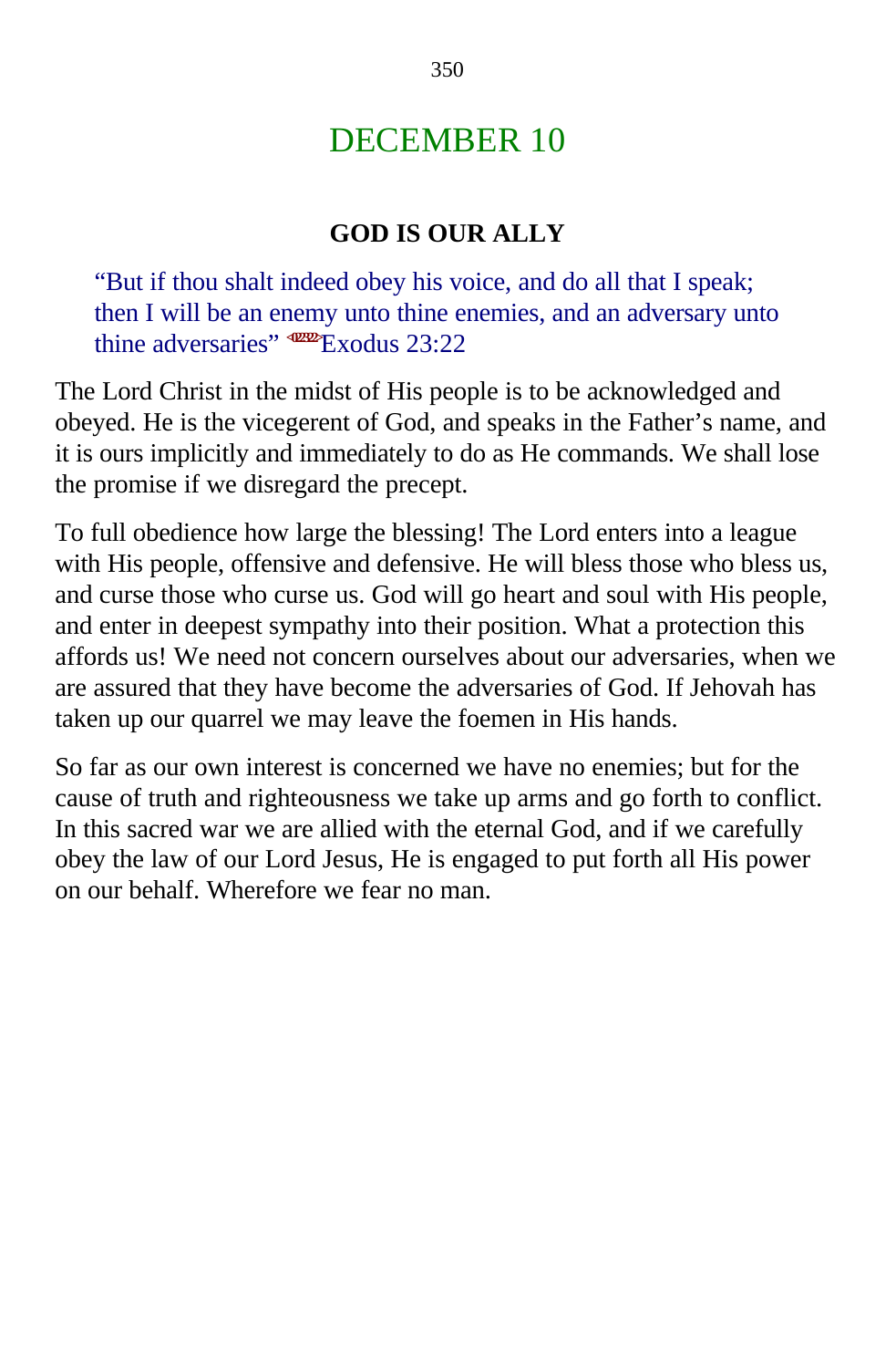# DECEMBER 10

### GOD IS OUR ALLY

> "But if thou shalt indeed obey his voice, and do all that I speak; then I will be an enemy unto thine enemies, and an adversary unto thine adversaries" Exodus 23:22

The Lord Christ in the midst of His people is to be acknowledged and obeyed. He is the vicegerent of God, and speaks in the Father's name, and it is ours implicitly and immediately to do as He commands. We shall lose the promise if we disregard the precept.

To full obedience how large the blessing! The Lord enters into a league with His people, offensive and defensive. He will bless those who bless us, and curse those who curse us. God will go heart and soul with His people, and enter in deepest sympathy into their position. What a protection this affords us! We need not concern ourselves about our adversaries, when we are assured that they have become the adversaries of God. If Jehovah has taken up our quarrel we may leave the foemen in His hands.

So far as our own interest is concerned we have no enemies; but for the cause of truth and righteousness we take up arms and go forth to conflict. In this sacred war we are allied with the eternal God, and if we carefully obey the law of our Lord Jesus, He is engaged to put forth all His power on our behalf. Wherefore we fear no man.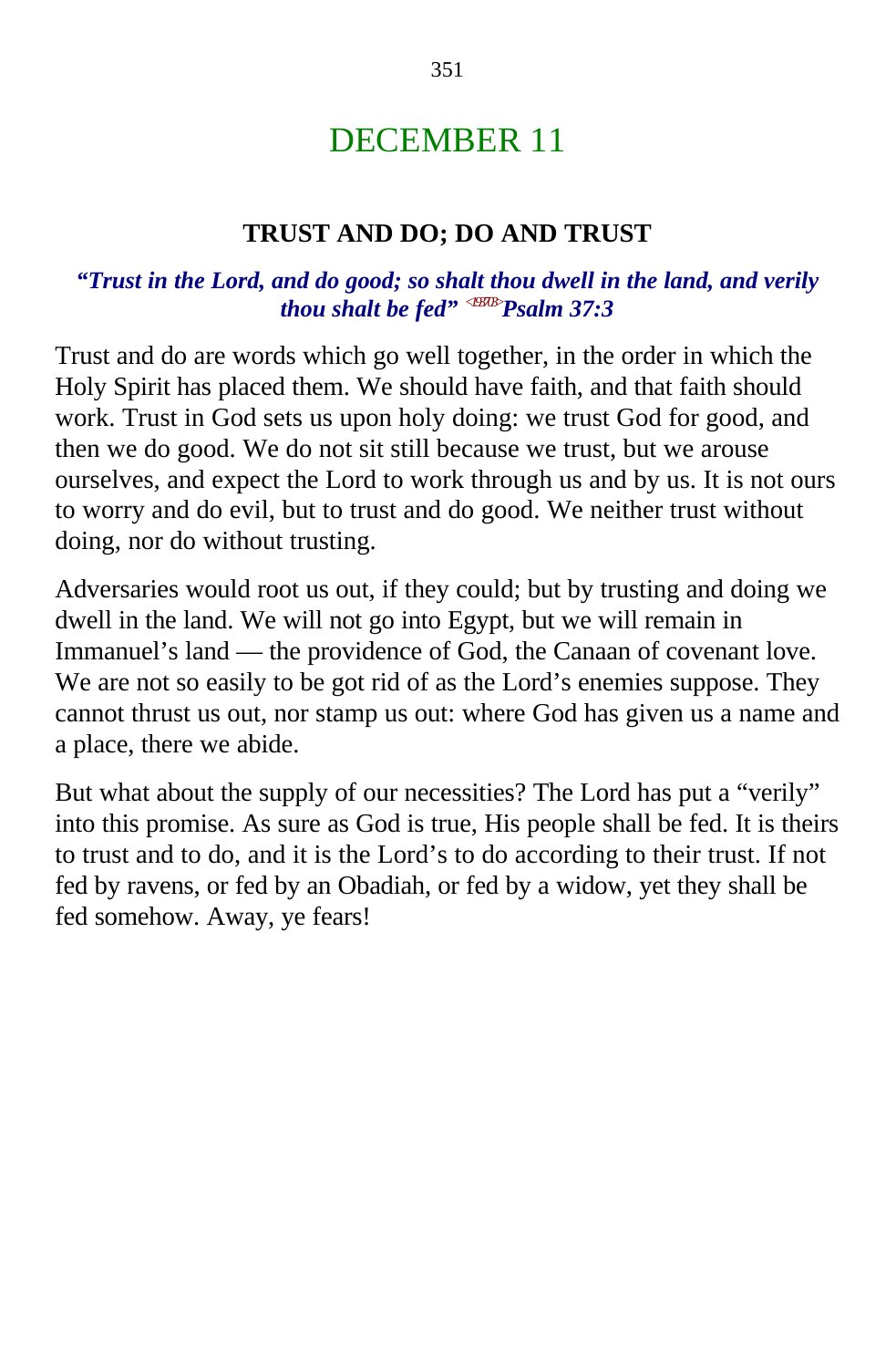# DECEMBER 11

## TRUST AND DO; DO AND TRUST

***"Trust in the Lord, and do good; so shalt thou dwell in the land, and verily thou shalt be fed"* <193703> *Psalm 37:3***

Trust and do are words which go well together, in the order in which the Holy Spirit has placed them. We should have faith, and that faith should work. Trust in God sets us upon holy doing: we trust God for good, and then we do good. We do not sit still because we trust, but we arouse ourselves, and expect the Lord to work through us and by us. It is not ours to worry and do evil, but to trust and do good. We neither trust without doing, nor do without trusting.

Adversaries would root us out, if they could; but by trusting and doing we dwell in the land. We will not go into Egypt, but we will remain in Immanuel's land — the providence of God, the Canaan of covenant love. We are not so easily to be got rid of as the Lord's enemies suppose. They cannot thrust us out, nor stamp us out: where God has given us a name and a place, there we abide.

But what about the supply of our necessities? The Lord has put a "verily" into this promise. As sure as God is true, His people shall be fed. It is theirs to trust and to do, and it is the Lord's to do according to their trust. If not fed by ravens, or fed by an Obadiah, or fed by a widow, yet they shall be fed somehow. Away, ye fears!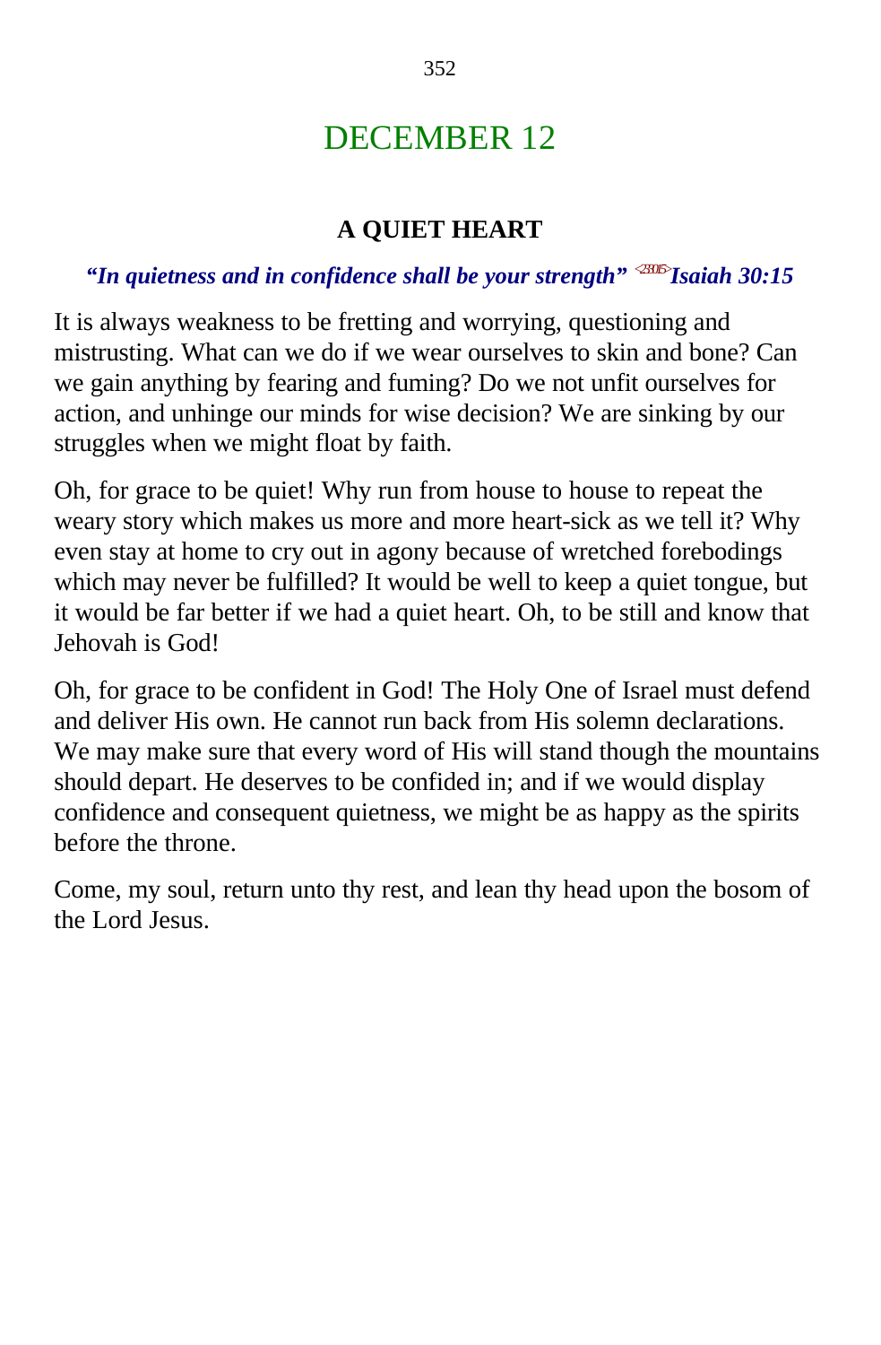# DECEMBER 12

## A QUIET HEART

***"In quietness and in confidence shall be your strength"*** <sup><23015></sup>***Isaiah 30:15***

It is always weakness to be fretting and worrying, questioning and mistrusting. What can we do if we wear ourselves to skin and bone? Can we gain anything by fearing and fuming? Do we not unfit ourselves for action, and unhinge our minds for wise decision? We are sinking by our struggles when we might float by faith.

Oh, for grace to be quiet! Why run from house to house to repeat the weary story which makes us more and more heart-sick as we tell it? Why even stay at home to cry out in agony because of wretched forebodings which may never be fulfilled? It would be well to keep a quiet tongue, but it would be far better if we had a quiet heart. Oh, to be still and know that Jehovah is God!

Oh, for grace to be confident in God! The Holy One of Israel must defend and deliver His own. He cannot run back from His solemn declarations. We may make sure that every word of His will stand though the mountains should depart. He deserves to be confided in; and if we would display confidence and consequent quietness, we might be as happy as the spirits before the throne.

Come, my soul, return unto thy rest, and lean thy head upon the bosom of the Lord Jesus.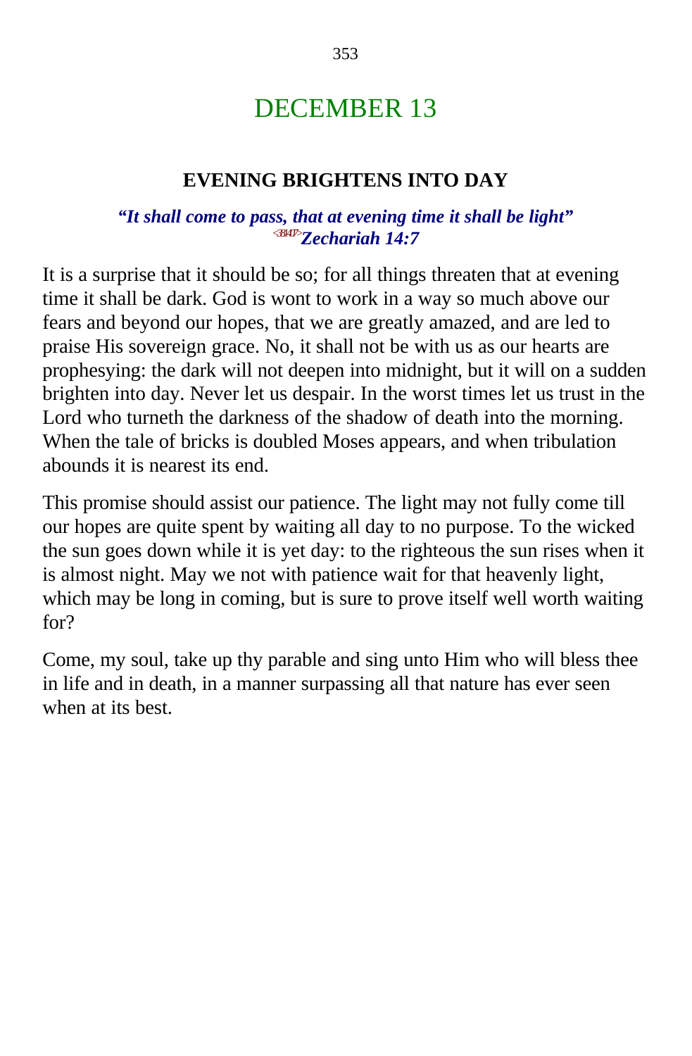# DECEMBER 13

## EVENING BRIGHTENS INTO DAY

***"It shall come to pass, that at evening time it shall be light"***
***<381407>Zechariah 14:7***

It is a surprise that it should be so; for all things threaten that at evening time it shall be dark. God is wont to work in a way so much above our fears and beyond our hopes, that we are greatly amazed, and are led to praise His sovereign grace. No, it shall not be with us as our hearts are prophesying: the dark will not deepen into midnight, but it will on a sudden brighten into day. Never let us despair. In the worst times let us trust in the Lord who turneth the darkness of the shadow of death into the morning. When the tale of bricks is doubled Moses appears, and when tribulation abounds it is nearest its end.

This promise should assist our patience. The light may not fully come till our hopes are quite spent by waiting all day to no purpose. To the wicked the sun goes down while it is yet day: to the righteous the sun rises when it is almost night. May we not with patience wait for that heavenly light, which may be long in coming, but is sure to prove itself well worth waiting for?

Come, my soul, take up thy parable and sing unto Him who will bless thee in life and in death, in a manner surpassing all that nature has ever seen when at its best.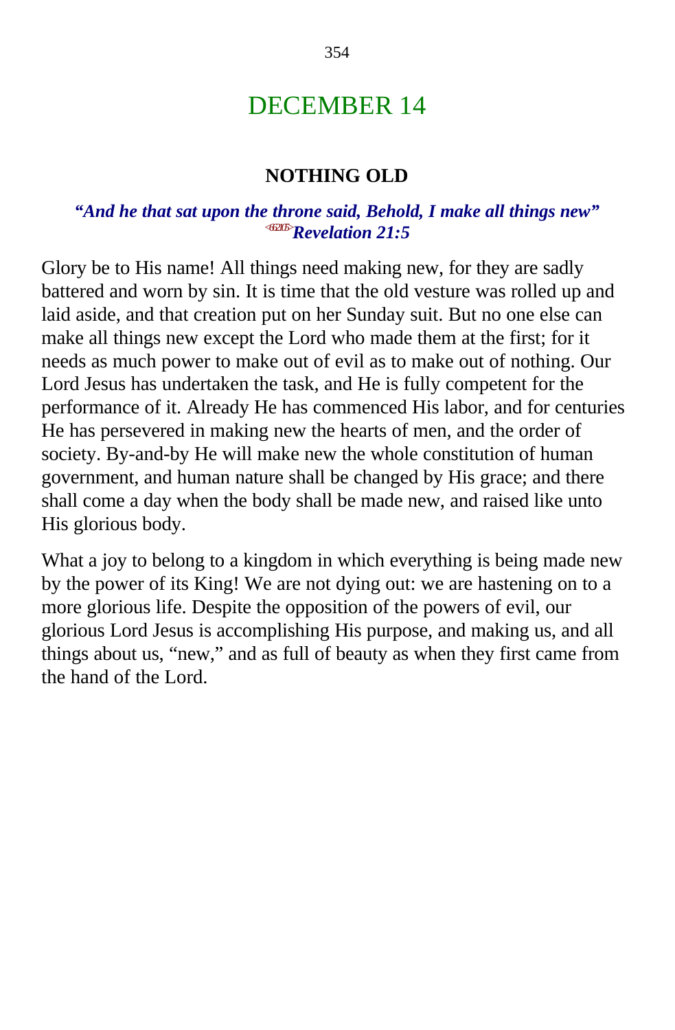# DECEMBER 14

## NOTHING OLD

***"And he that sat upon the throne said, Behold, I make all things new"*** <662105>***Revelation 21:5***

Glory be to His name! All things need making new, for they are sadly battered and worn by sin. It is time that the old vesture was rolled up and laid aside, and that creation put on her Sunday suit. But no one else can make all things new except the Lord who made them at the first; for it needs as much power to make out of evil as to make out of nothing. Our Lord Jesus has undertaken the task, and He is fully competent for the performance of it. Already He has commenced His labor, and for centuries He has persevered in making new the hearts of men, and the order of society. By-and-by He will make new the whole constitution of human government, and human nature shall be changed by His grace; and there shall come a day when the body shall be made new, and raised like unto His glorious body.

What a joy to belong to a kingdom in which everything is being made new by the power of its King! We are not dying out: we are hastening on to a more glorious life. Despite the opposition of the powers of evil, our glorious Lord Jesus is accomplishing His purpose, and making us, and all things about us, "new," and as full of beauty as when they first came from the hand of the Lord.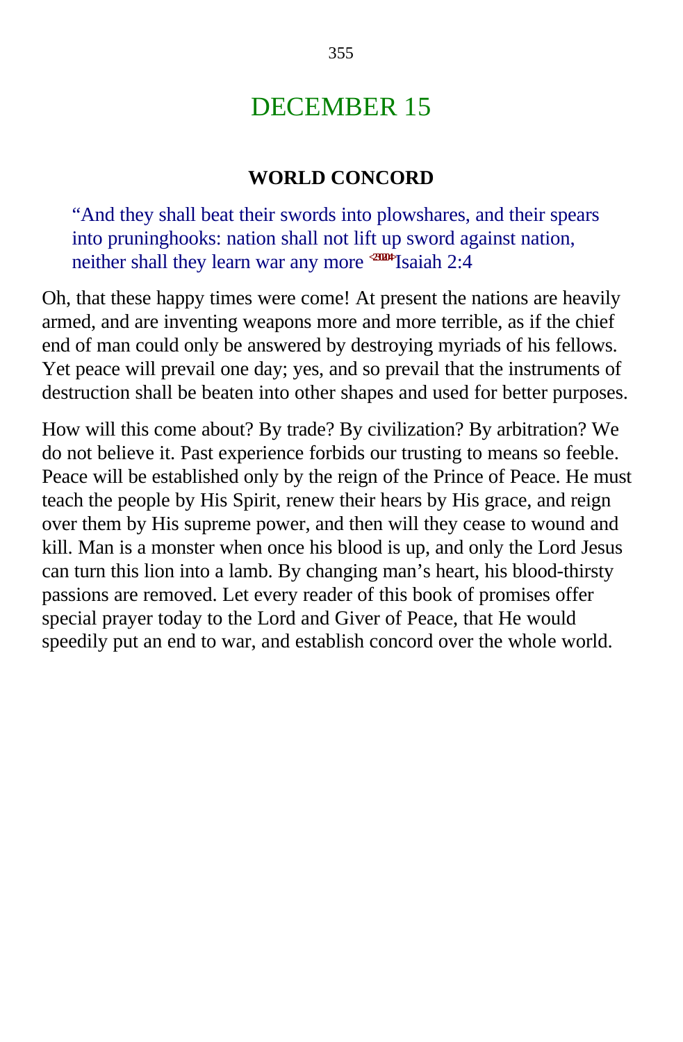# DECEMBER 15

### WORLD CONCORD

> "And they shall beat their swords into plowshares, and their spears into pruninghooks: nation shall not lift up sword against nation, neither shall they learn war any more <230204>Isaiah 2:4

Oh, that these happy times were come! At present the nations are heavily armed, and are inventing weapons more and more terrible, as if the chief end of man could only be answered by destroying myriads of his fellows. Yet peace will prevail one day; yes, and so prevail that the instruments of destruction shall be beaten into other shapes and used for better purposes.

How will this come about? By trade? By civilization? By arbitration? We do not believe it. Past experience forbids our trusting to means so feeble. Peace will be established only by the reign of the Prince of Peace. He must teach the people by His Spirit, renew their hears by His grace, and reign over them by His supreme power, and then will they cease to wound and kill. Man is a monster when once his blood is up, and only the Lord Jesus can turn this lion into a lamb. By changing man's heart, his blood-thirsty passions are removed. Let every reader of this book of promises offer special prayer today to the Lord and Giver of Peace, that He would speedily put an end to war, and establish concord over the whole world.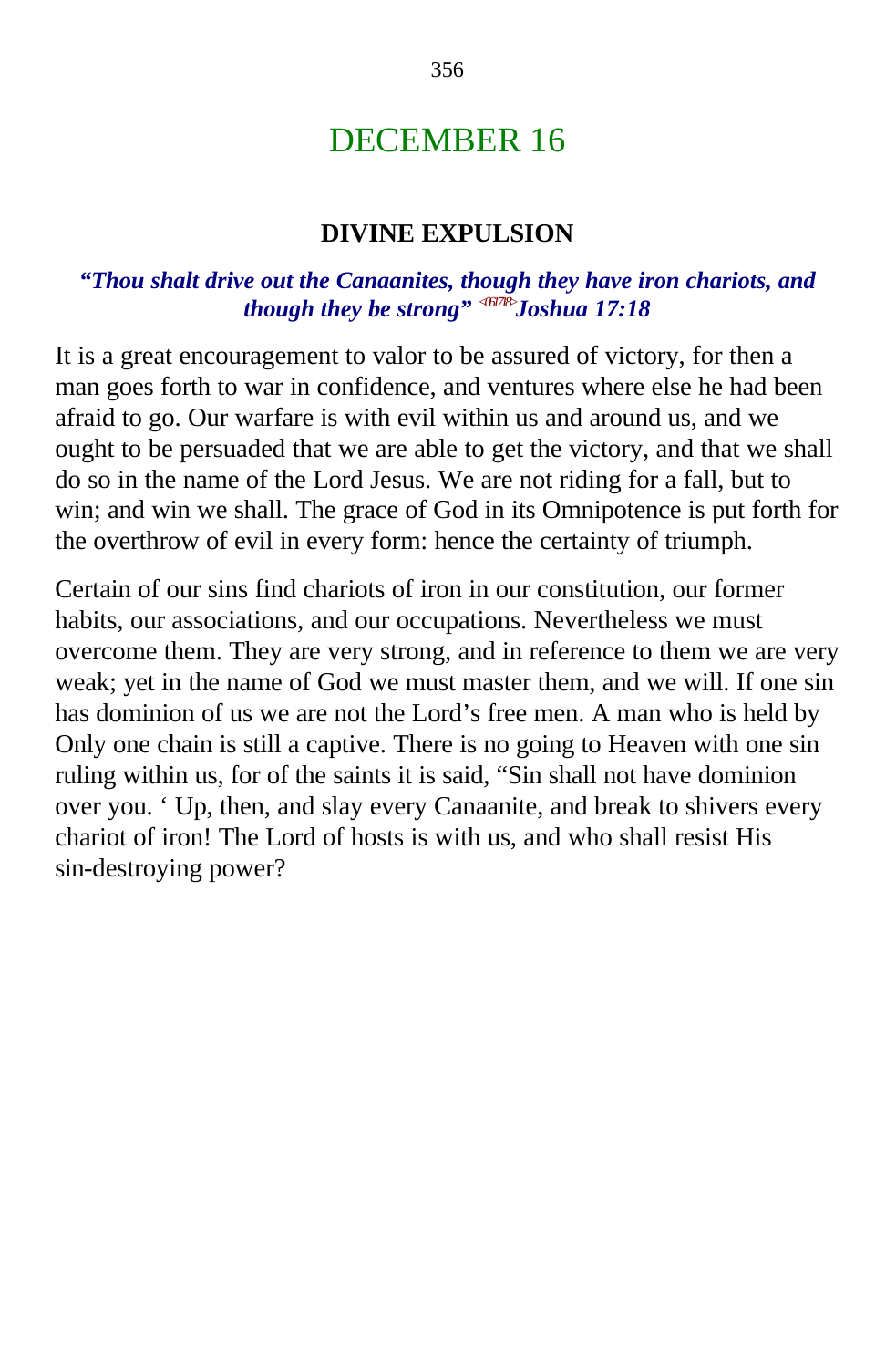# DECEMBER 16

### DIVINE EXPULSION

***"Thou shalt drive out the Canaanites, though they have iron chariots, and though they be strong"** <061718>**Joshua 17:18***

It is a great encouragement to valor to be assured of victory, for then a man goes forth to war in confidence, and ventures where else he had been afraid to go. Our warfare is with evil within us and around us, and we ought to be persuaded that we are able to get the victory, and that we shall do so in the name of the Lord Jesus. We are not riding for a fall, but to win; and win we shall. The grace of God in its Omnipotence is put forth for the overthrow of evil in every form: hence the certainty of triumph.

Certain of our sins find chariots of iron in our constitution, our former habits, our associations, and our occupations. Nevertheless we must overcome them. They are very strong, and in reference to them we are very weak; yet in the name of God we must master them, and we will. If one sin has dominion of us we are not the Lord's free men. A man who is held by Only one chain is still a captive. There is no going to Heaven with one sin ruling within us, for of the saints it is said, "Sin shall not have dominion over you. ' Up, then, and slay every Canaanite, and break to shivers every chariot of iron! The Lord of hosts is with us, and who shall resist His sin-destroying power?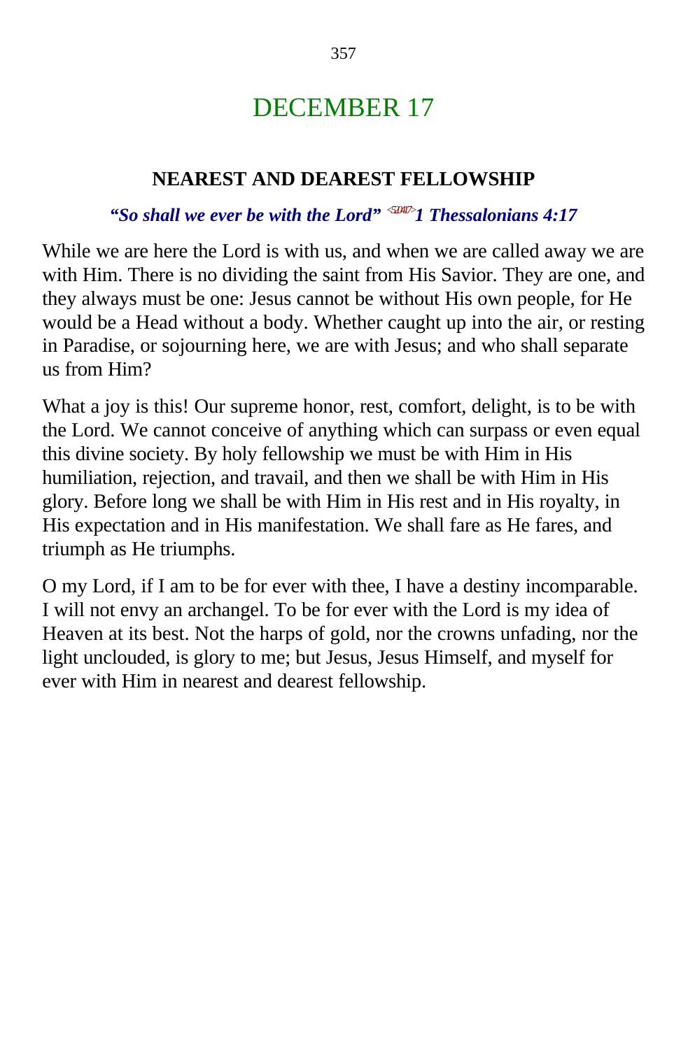# DECEMBER 17

## NEAREST AND DEAREST FELLOWSHIP

***"So shall we ever be with the Lord"*** <521417> ***1 Thessalonians 4:17***

While we are here the Lord is with us, and when we are called away we are with Him. There is no dividing the saint from His Savior. They are one, and they always must be one: Jesus cannot be without His own people, for He would be a Head without a body. Whether caught up into the air, or resting in Paradise, or sojourning here, we are with Jesus; and who shall separate us from Him?

What a joy is this! Our supreme honor, rest, comfort, delight, is to be with the Lord. We cannot conceive of anything which can surpass or even equal this divine society. By holy fellowship we must be with Him in His humiliation, rejection, and travail, and then we shall be with Him in His glory. Before long we shall be with Him in His rest and in His royalty, in His expectation and in His manifestation. We shall fare as He fares, and triumph as He triumphs.

O my Lord, if I am to be for ever with thee, I have a destiny incomparable. I will not envy an archangel. To be for ever with the Lord is my idea of Heaven at its best. Not the harps of gold, nor the crowns unfading, nor the light unclouded, is glory to me; but Jesus, Jesus Himself, and myself for ever with Him in nearest and dearest fellowship.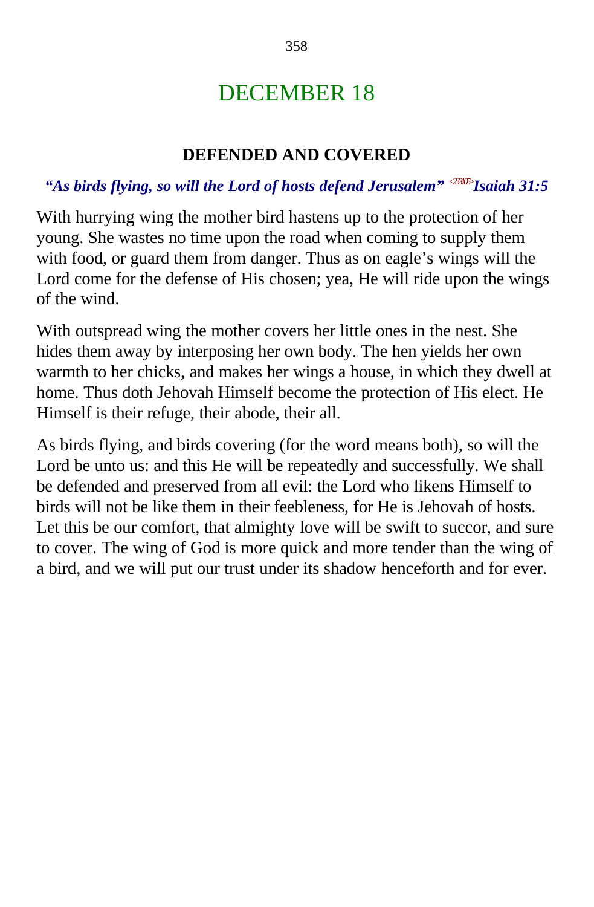# DECEMBER 18

## DEFENDED AND COVERED

***"As birds flying, so will the Lord of hosts defend Jerusalem"*** <233105>***Isaiah 31:5***

With hurrying wing the mother bird hastens up to the protection of her young. She wastes no time upon the road when coming to supply them with food, or guard them from danger. Thus as on eagle's wings will the Lord come for the defense of His chosen; yea, He will ride upon the wings of the wind.

With outspread wing the mother covers her little ones in the nest. She hides them away by interposing her own body. The hen yields her own warmth to her chicks, and makes her wings a house, in which they dwell at home. Thus doth Jehovah Himself become the protection of His elect. He Himself is their refuge, their abode, their all.

As birds flying, and birds covering (for the word means both), so will the Lord be unto us: and this He will be repeatedly and successfully. We shall be defended and preserved from all evil: the Lord who likens Himself to birds will not be like them in their feebleness, for He is Jehovah of hosts. Let this be our comfort, that almighty love will be swift to succor, and sure to cover. The wing of God is more quick and more tender than the wing of a bird, and we will put our trust under its shadow henceforth and for ever.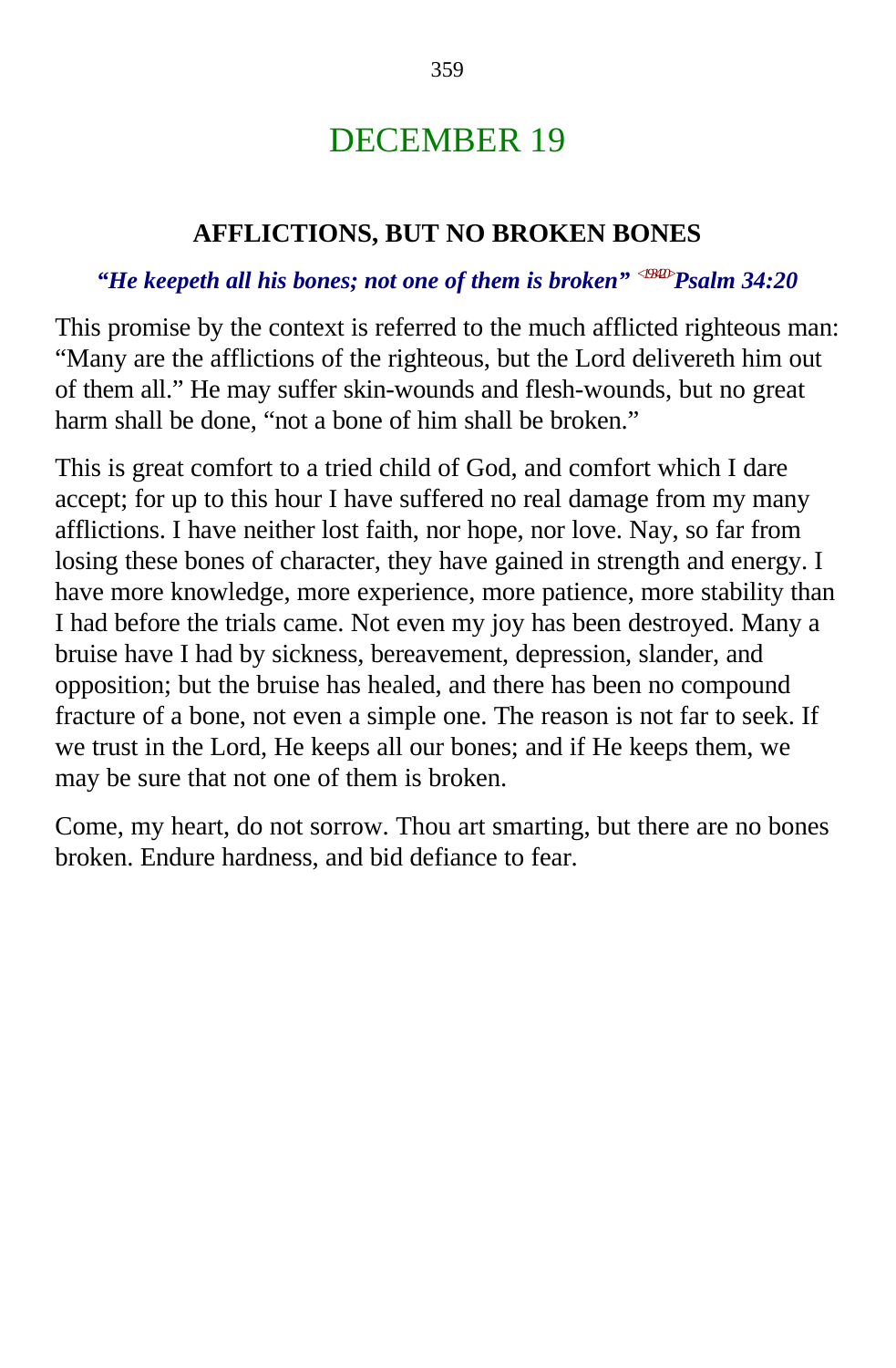# DECEMBER 19

## AFFLICTIONS, BUT NO BROKEN BONES

***"He keepeth all his bones; not one of them is broken"*** **<193420>*Psalm 34:20***

This promise by the context is referred to the much afflicted righteous man: "Many are the afflictions of the righteous, but the Lord delivereth him out of them all." He may suffer skin-wounds and flesh-wounds, but no great harm shall be done, "not a bone of him shall be broken."

This is great comfort to a tried child of God, and comfort which I dare accept; for up to this hour I have suffered no real damage from my many afflictions. I have neither lost faith, nor hope, nor love. Nay, so far from losing these bones of character, they have gained in strength and energy. I have more knowledge, more experience, more patience, more stability than I had before the trials came. Not even my joy has been destroyed. Many a bruise have I had by sickness, bereavement, depression, slander, and opposition; but the bruise has healed, and there has been no compound fracture of a bone, not even a simple one. The reason is not far to seek. If we trust in the Lord, He keeps all our bones; and if He keeps them, we may be sure that not one of them is broken.

Come, my heart, do not sorrow. Thou art smarting, but there are no bones broken. Endure hardness, and bid defiance to fear.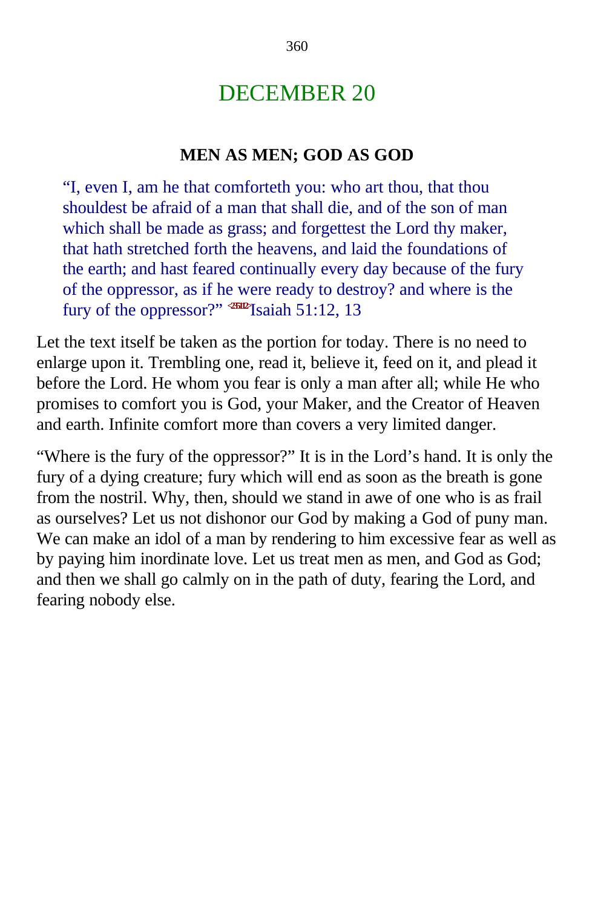# DECEMBER 20

### MEN AS MEN; GOD AS GOD

> "I, even I, am he that comforteth you: who art thou, that thou shouldest be afraid of a man that shall die, and of the son of man which shall be made as grass; and forgettest the Lord thy maker, that hath stretched forth the heavens, and laid the foundations of the earth; and hast feared continually every day because of the fury of the oppressor, as if he were ready to destroy? and where is the fury of the oppressor?" <235112>Isaiah 51:12, 13

Let the text itself be taken as the portion for today. There is no need to enlarge upon it. Trembling one, read it, believe it, feed on it, and plead it before the Lord. He whom you fear is only a man after all; while He who promises to comfort you is God, your Maker, and the Creator of Heaven and earth. Infinite comfort more than covers a very limited danger.

"Where is the fury of the oppressor?" It is in the Lord's hand. It is only the fury of a dying creature; fury which will end as soon as the breath is gone from the nostril. Why, then, should we stand in awe of one who is as frail as ourselves? Let us not dishonor our God by making a God of puny man. We can make an idol of a man by rendering to him excessive fear as well as by paying him inordinate love. Let us treat men as men, and God as God; and then we shall go calmly on in the path of duty, fearing the Lord, and fearing nobody else.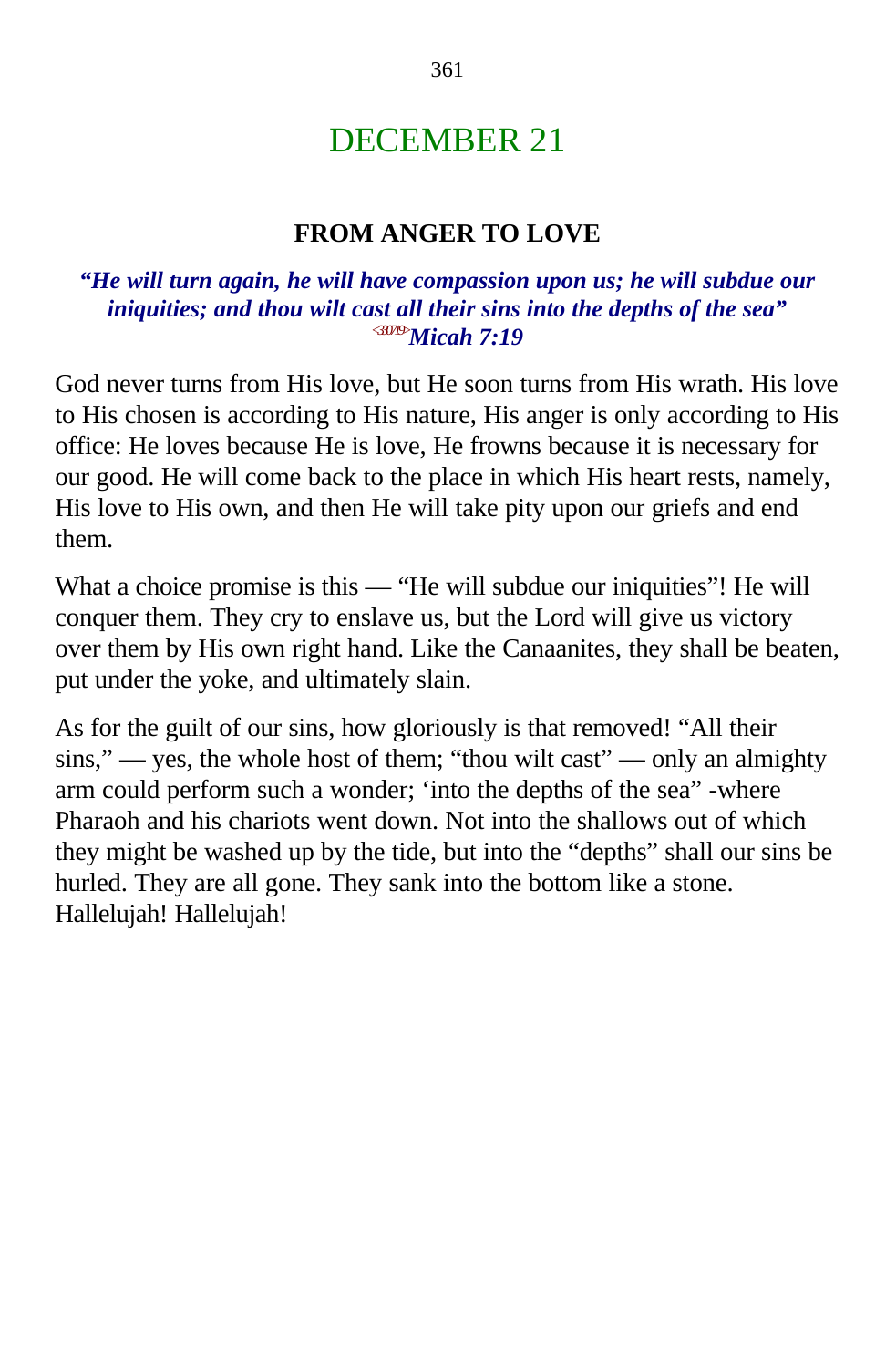# DECEMBER 21

## FROM ANGER TO LOVE

***"He will turn again, he will have compassion upon us; he will subdue our iniquities; and thou wilt cast all their sins into the depths of the sea"*** <330719> ***Micah 7:19***

God never turns from His love, but He soon turns from His wrath. His love to His chosen is according to His nature, His anger is only according to His office: He loves because He is love, He frowns because it is necessary for our good. He will come back to the place in which His heart rests, namely, His love to His own, and then He will take pity upon our griefs and end them.

What a choice promise is this — "He will subdue our iniquities"! He will conquer them. They cry to enslave us, but the Lord will give us victory over them by His own right hand. Like the Canaanites, they shall be beaten, put under the yoke, and ultimately slain.

As for the guilt of our sins, how gloriously is that removed! "All their sins," — yes, the whole host of them; "thou wilt cast" — only an almighty arm could perform such a wonder; 'into the depths of the sea" -where Pharaoh and his chariots went down. Not into the shallows out of which they might be washed up by the tide, but into the "depths" shall our sins be hurled. They are all gone. They sank into the bottom like a stone. Hallelujah! Hallelujah!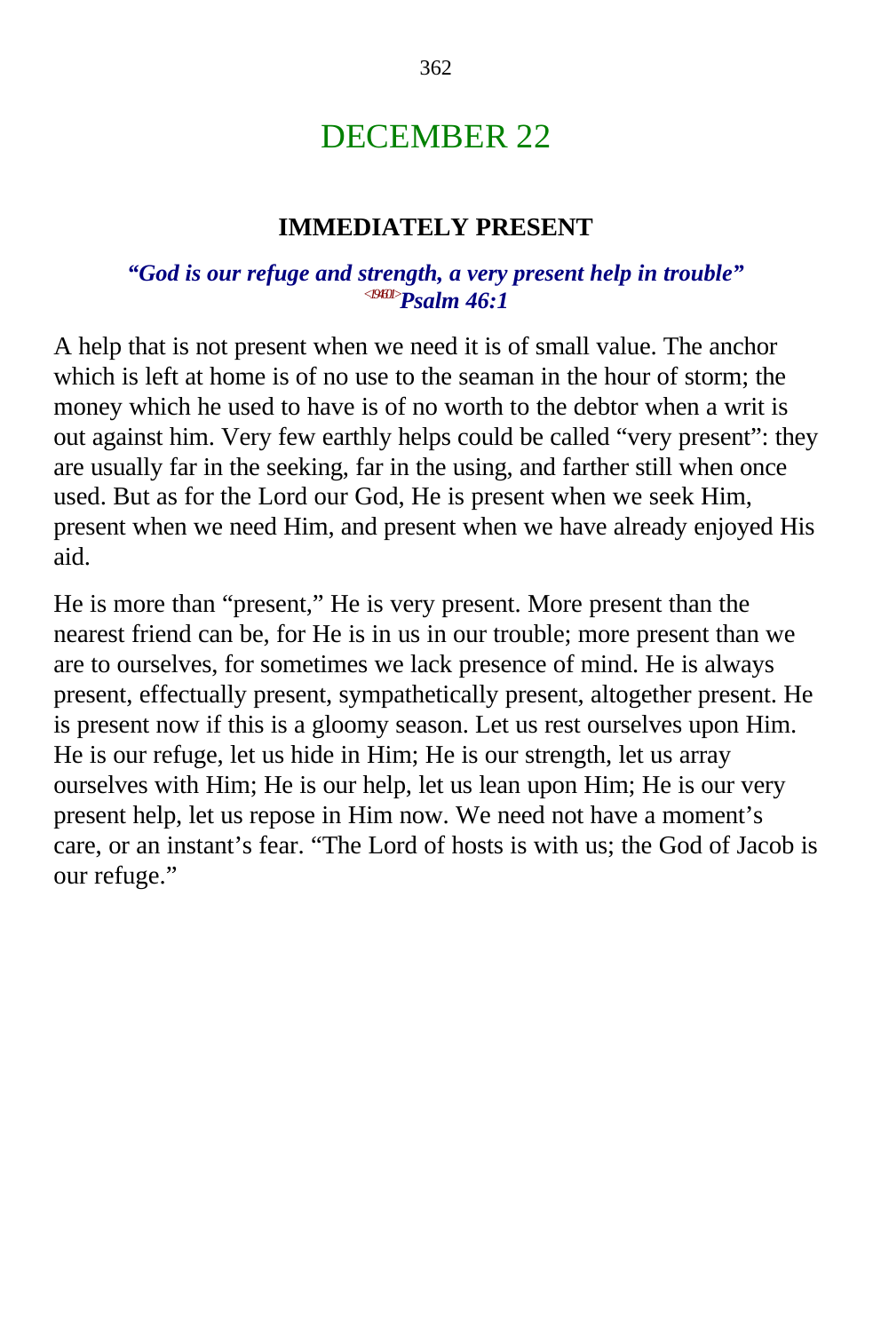# DECEMBER 22

## IMMEDIATELY PRESENT

***"God is our refuge and strength, a very present help in trouble"***
<194601>***Psalm 46:1***

A help that is not present when we need it is of small value. The anchor which is left at home is of no use to the seaman in the hour of storm; the money which he used to have is of no worth to the debtor when a writ is out against him. Very few earthly helps could be called "very present": they are usually far in the seeking, far in the using, and farther still when once used. But as for the Lord our God, He is present when we seek Him, present when we need Him, and present when we have already enjoyed His aid.

He is more than "present," He is very present. More present than the nearest friend can be, for He is in us in our trouble; more present than we are to ourselves, for sometimes we lack presence of mind. He is always present, effectually present, sympathetically present, altogether present. He is present now if this is a gloomy season. Let us rest ourselves upon Him. He is our refuge, let us hide in Him; He is our strength, let us array ourselves with Him; He is our help, let us lean upon Him; He is our very present help, let us repose in Him now. We need not have a moment's care, or an instant's fear. "The Lord of hosts is with us; the God of Jacob is our refuge."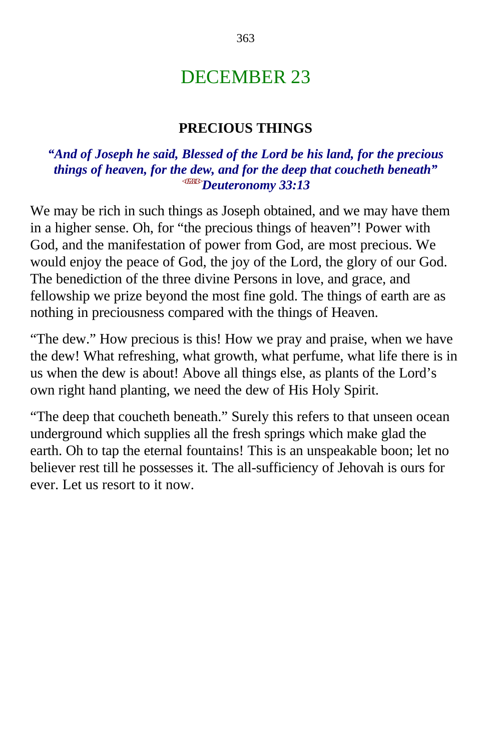# DECEMBER 23

## PRECIOUS THINGS

***"And of Joseph he said, Blessed of the Lord be his land, for the precious things of heaven, for the dew, and for the deep that coucheth beneath" <053313>Deuteronomy 33:13***

We may be rich in such things as Joseph obtained, and we may have them in a higher sense. Oh, for "the precious things of heaven"! Power with God, and the manifestation of power from God, are most precious. We would enjoy the peace of God, the joy of the Lord, the glory of our God. The benediction of the three divine Persons in love, and grace, and fellowship we prize beyond the most fine gold. The things of earth are as nothing in preciousness compared with the things of Heaven.

"The dew." How precious is this! How we pray and praise, when we have the dew! What refreshing, what growth, what perfume, what life there is in us when the dew is about! Above all things else, as plants of the Lord's own right hand planting, we need the dew of His Holy Spirit.

"The deep that coucheth beneath." Surely this refers to that unseen ocean underground which supplies all the fresh springs which make glad the earth. Oh to tap the eternal fountains! This is an unspeakable boon; let no believer rest till he possesses it. The all-sufficiency of Jehovah is ours for ever. Let us resort to it now.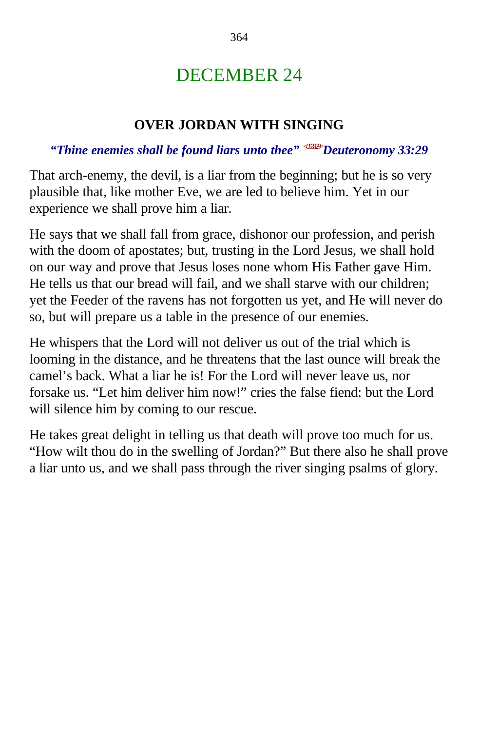# DECEMBER 24

## OVER JORDAN WITH SINGING

***"Thine enemies shall be found liars unto thee" <053329>Deuteronomy 33:29***

That arch-enemy, the devil, is a liar from the beginning; but he is so very plausible that, like mother Eve, we are led to believe him. Yet in our experience we shall prove him a liar.

He says that we shall fall from grace, dishonor our profession, and perish with the doom of apostates; but, trusting in the Lord Jesus, we shall hold on our way and prove that Jesus loses none whom His Father gave Him. He tells us that our bread will fail, and we shall starve with our children; yet the Feeder of the ravens has not forgotten us yet, and He will never do so, but will prepare us a table in the presence of our enemies.

He whispers that the Lord will not deliver us out of the trial which is looming in the distance, and he threatens that the last ounce will break the camel's back. What a liar he is! For the Lord will never leave us, nor forsake us. "Let him deliver him now!" cries the false fiend: but the Lord will silence him by coming to our rescue.

He takes great delight in telling us that death will prove too much for us. "How wilt thou do in the swelling of Jordan?" But there also he shall prove a liar unto us, and we shall pass through the river singing psalms of glory.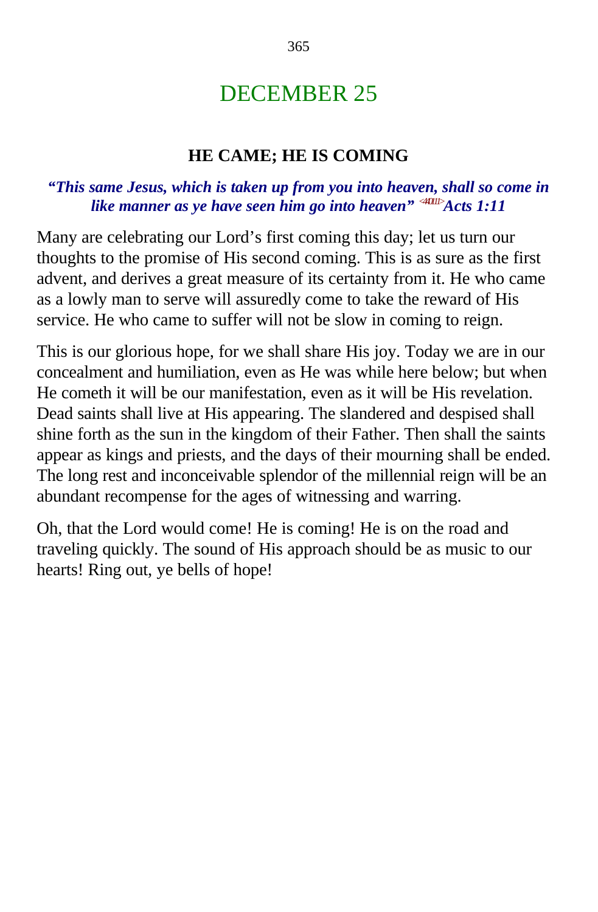# DECEMBER 25

## HE CAME; HE IS COMING

***"This same Jesus, which is taken up from you into heaven, shall so come in like manner as ye have seen him go into heaven"*** <440111>***Acts 1:11***

Many are celebrating our Lord's first coming this day; let us turn our thoughts to the promise of His second coming. This is as sure as the first advent, and derives a great measure of its certainty from it. He who came as a lowly man to serve will assuredly come to take the reward of His service. He who came to suffer will not be slow in coming to reign.

This is our glorious hope, for we shall share His joy. Today we are in our concealment and humiliation, even as He was while here below; but when He cometh it will be our manifestation, even as it will be His revelation. Dead saints shall live at His appearing. The slandered and despised shall shine forth as the sun in the kingdom of their Father. Then shall the saints appear as kings and priests, and the days of their mourning shall be ended. The long rest and inconceivable splendor of the millennial reign will be an abundant recompense for the ages of witnessing and warring.

Oh, that the Lord would come! He is coming! He is on the road and traveling quickly. The sound of His approach should be as music to our hearts! Ring out, ye bells of hope!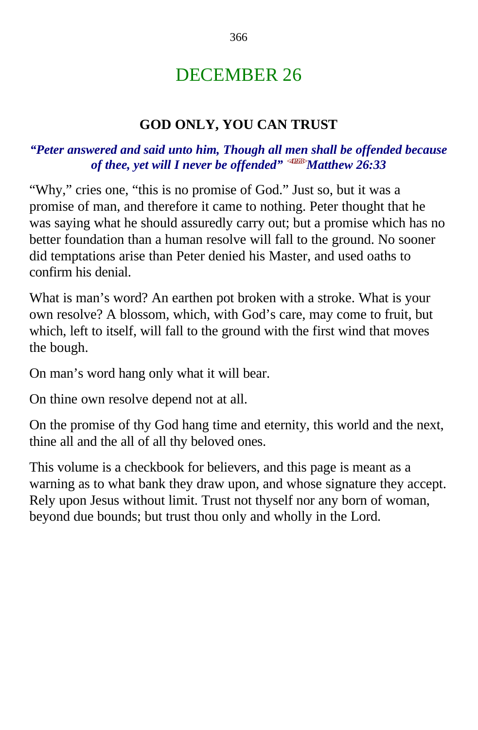# DECEMBER 26

## GOD ONLY, YOU CAN TRUST

***"Peter answered and said unto him, Though all men shall be offended because of thee, yet will I never be offended"*** <402633> ***Matthew 26:33***

"Why," cries one, "this is no promise of God." Just so, but it was a promise of man, and therefore it came to nothing. Peter thought that he was saying what he should assuredly carry out; but a promise which has no better foundation than a human resolve will fall to the ground. No sooner did temptations arise than Peter denied his Master, and used oaths to confirm his denial.

What is man's word? An earthen pot broken with a stroke. What is your own resolve? A blossom, which, with God's care, may come to fruit, but which, left to itself, will fall to the ground with the first wind that moves the bough.

On man's word hang only what it will bear.

On thine own resolve depend not at all.

On the promise of thy God hang time and eternity, this world and the next, thine all and the all of all thy beloved ones.

This volume is a checkbook for believers, and this page is meant as a warning as to what bank they draw upon, and whose signature they accept. Rely upon Jesus without limit. Trust not thyself nor any born of woman, beyond due bounds; but trust thou only and wholly in the Lord.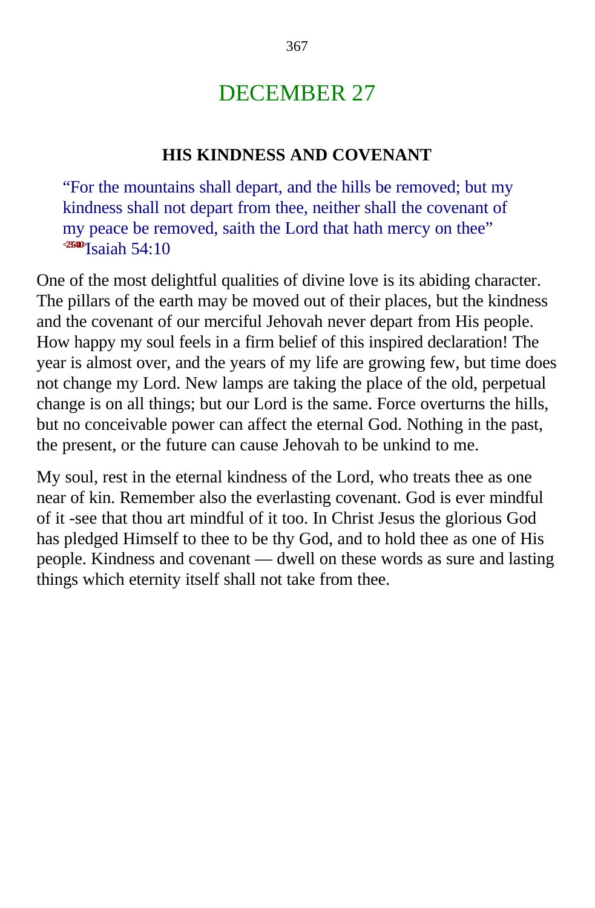# DECEMBER 27

### HIS KINDNESS AND COVENANT

> "For the mountains shall depart, and the hills be removed; but my kindness shall not depart from thee, neither shall the covenant of my peace be removed, saith the Lord that hath mercy on thee" <235410>Isaiah 54:10

One of the most delightful qualities of divine love is its abiding character. The pillars of the earth may be moved out of their places, but the kindness and the covenant of our merciful Jehovah never depart from His people. How happy my soul feels in a firm belief of this inspired declaration! The year is almost over, and the years of my life are growing few, but time does not change my Lord. New lamps are taking the place of the old, perpetual change is on all things; but our Lord is the same. Force overturns the hills, but no conceivable power can affect the eternal God. Nothing in the past, the present, or the future can cause Jehovah to be unkind to me.

My soul, rest in the eternal kindness of the Lord, who treats thee as one near of kin. Remember also the everlasting covenant. God is ever mindful of it -see that thou art mindful of it too. In Christ Jesus the glorious God has pledged Himself to thee to be thy God, and to hold thee as one of His people. Kindness and covenant — dwell on these words as sure and lasting things which eternity itself shall not take from thee.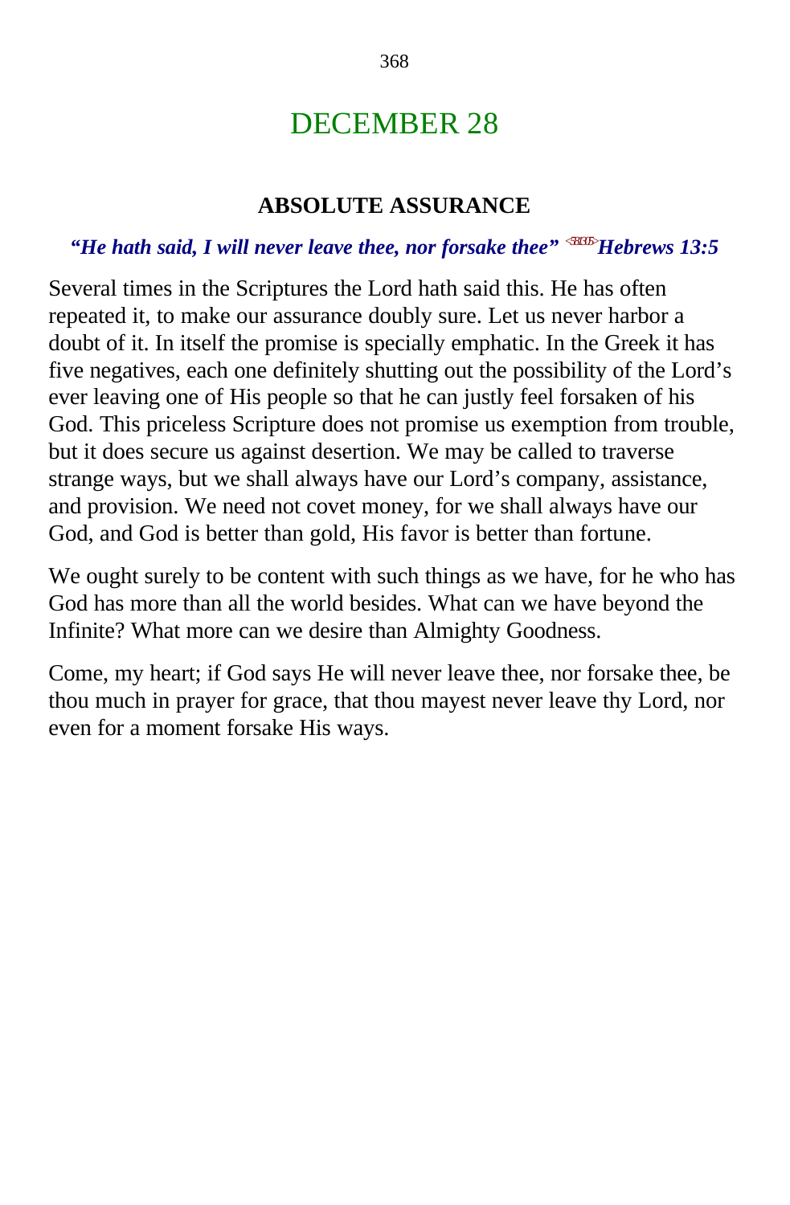# DECEMBER 28

## ABSOLUTE ASSURANCE

***"He hath said, I will never leave thee, nor forsake thee" <581305>Hebrews 13:5***

Several times in the Scriptures the Lord hath said this. He has often repeated it, to make our assurance doubly sure. Let us never harbor a doubt of it. In itself the promise is specially emphatic. In the Greek it has five negatives, each one definitely shutting out the possibility of the Lord's ever leaving one of His people so that he can justly feel forsaken of his God. This priceless Scripture does not promise us exemption from trouble, but it does secure us against desertion. We may be called to traverse strange ways, but we shall always have our Lord's company, assistance, and provision. We need not covet money, for we shall always have our God, and God is better than gold, His favor is better than fortune.

We ought surely to be content with such things as we have, for he who has God has more than all the world besides. What can we have beyond the Infinite? What more can we desire than Almighty Goodness.

Come, my heart; if God says He will never leave thee, nor forsake thee, be thou much in prayer for grace, that thou mayest never leave thy Lord, nor even for a moment forsake His ways.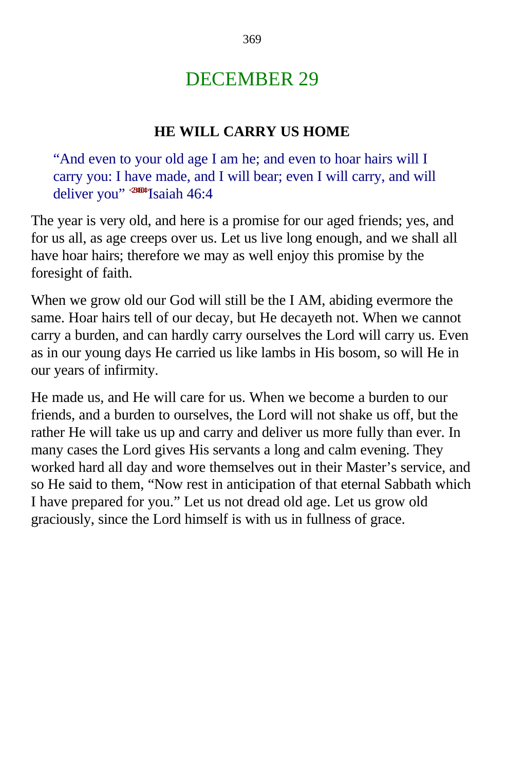# DECEMBER 29

### HE WILL CARRY US HOME

> "And even to your old age I am he; and even to hoar hairs will I carry you: I have made, and I will bear; even I will carry, and will deliver you" <234604>Isaiah 46:4

The year is very old, and here is a promise for our aged friends; yes, and for us all, as age creeps over us. Let us live long enough, and we shall all have hoar hairs; therefore we may as well enjoy this promise by the foresight of faith.

When we grow old our God will still be the I AM, abiding evermore the same. Hoar hairs tell of our decay, but He decayeth not. When we cannot carry a burden, and can hardly carry ourselves the Lord will carry us. Even as in our young days He carried us like lambs in His bosom, so will He in our years of infirmity.

He made us, and He will care for us. When we become a burden to our friends, and a burden to ourselves, the Lord will not shake us off, but the rather He will take us up and carry and deliver us more fully than ever. In many cases the Lord gives His servants a long and calm evening. They worked hard all day and wore themselves out in their Master's service, and so He said to them, "Now rest in anticipation of that eternal Sabbath which I have prepared for you." Let us not dread old age. Let us grow old graciously, since the Lord himself is with us in fullness of grace.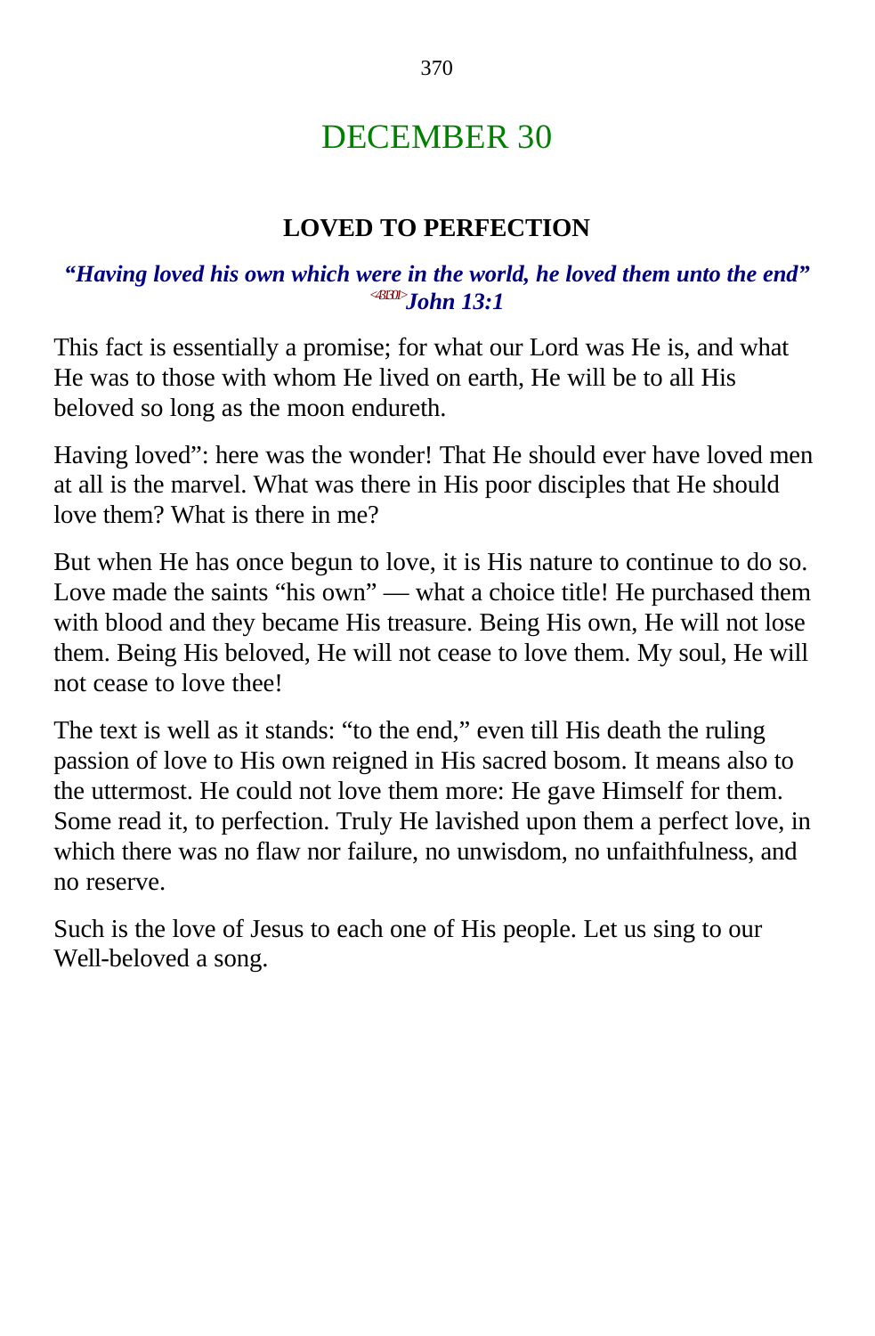# DECEMBER 30

### LOVED TO PERFECTION

***"Having loved his own which were in the world, he loved them unto the end"*** <431301>***John 13:1***

This fact is essentially a promise; for what our Lord was He is, and what He was to those with whom He lived on earth, He will be to all His beloved so long as the moon endureth.

Having loved": here was the wonder! That He should ever have loved men at all is the marvel. What was there in His poor disciples that He should love them? What is there in me?

But when He has once begun to love, it is His nature to continue to do so. Love made the saints "his own" — what a choice title! He purchased them with blood and they became His treasure. Being His own, He will not lose them. Being His beloved, He will not cease to love them. My soul, He will not cease to love thee!

The text is well as it stands: "to the end," even till His death the ruling passion of love to His own reigned in His sacred bosom. It means also to the uttermost. He could not love them more: He gave Himself for them. Some read it, to perfection. Truly He lavished upon them a perfect love, in which there was no flaw nor failure, no unwisdom, no unfaithfulness, and no reserve.

Such is the love of Jesus to each one of His people. Let us sing to our Well-beloved a song.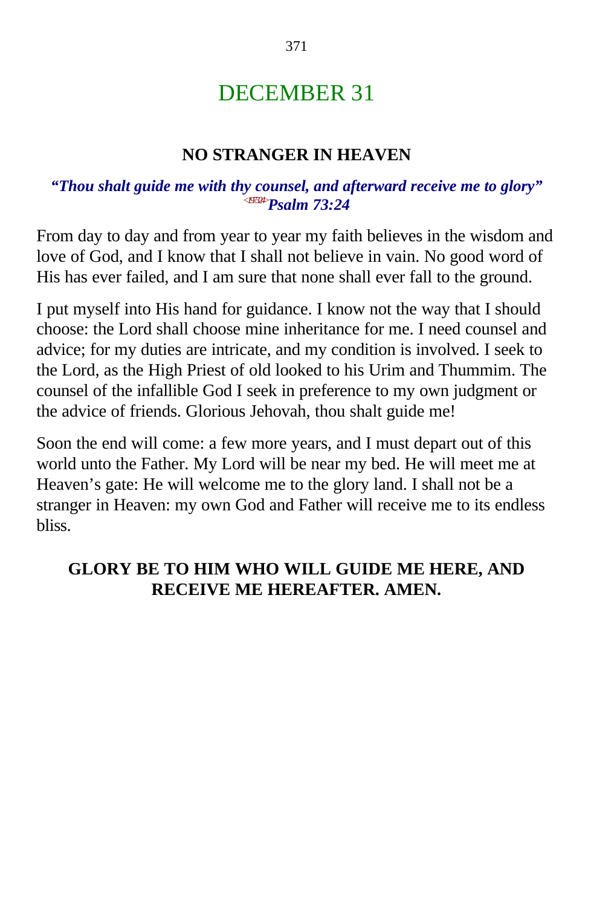# DECEMBER 31

## NO STRANGER IN HEAVEN

***"Thou shalt guide me with thy counsel, and afterward receive me to glory"*** 
**<197324>*Psalm 73:24***

From day to day and from year to year my faith believes in the wisdom and love of God, and I know that I shall not believe in vain. No good word of His has ever failed, and I am sure that none shall ever fall to the ground.

I put myself into His hand for guidance. I know not the way that I should choose: the Lord shall choose mine inheritance for me. I need counsel and advice; for my duties are intricate, and my condition is involved. I seek to the Lord, as the High Priest of old looked to his Urim and Thummim. The counsel of the infallible God I seek in preference to my own judgment or the advice of friends. Glorious Jehovah, thou shalt guide me!

Soon the end will come: a few more years, and I must depart out of this world unto the Father. My Lord will be near my bed. He will meet me at Heaven's gate: He will welcome me to the glory land. I shall not be a stranger in Heaven: my own God and Father will receive me to its endless bliss.

**GLORY BE TO HIM WHO WILL GUIDE ME HERE, AND RECEIVE ME HEREAFTER. AMEN.**